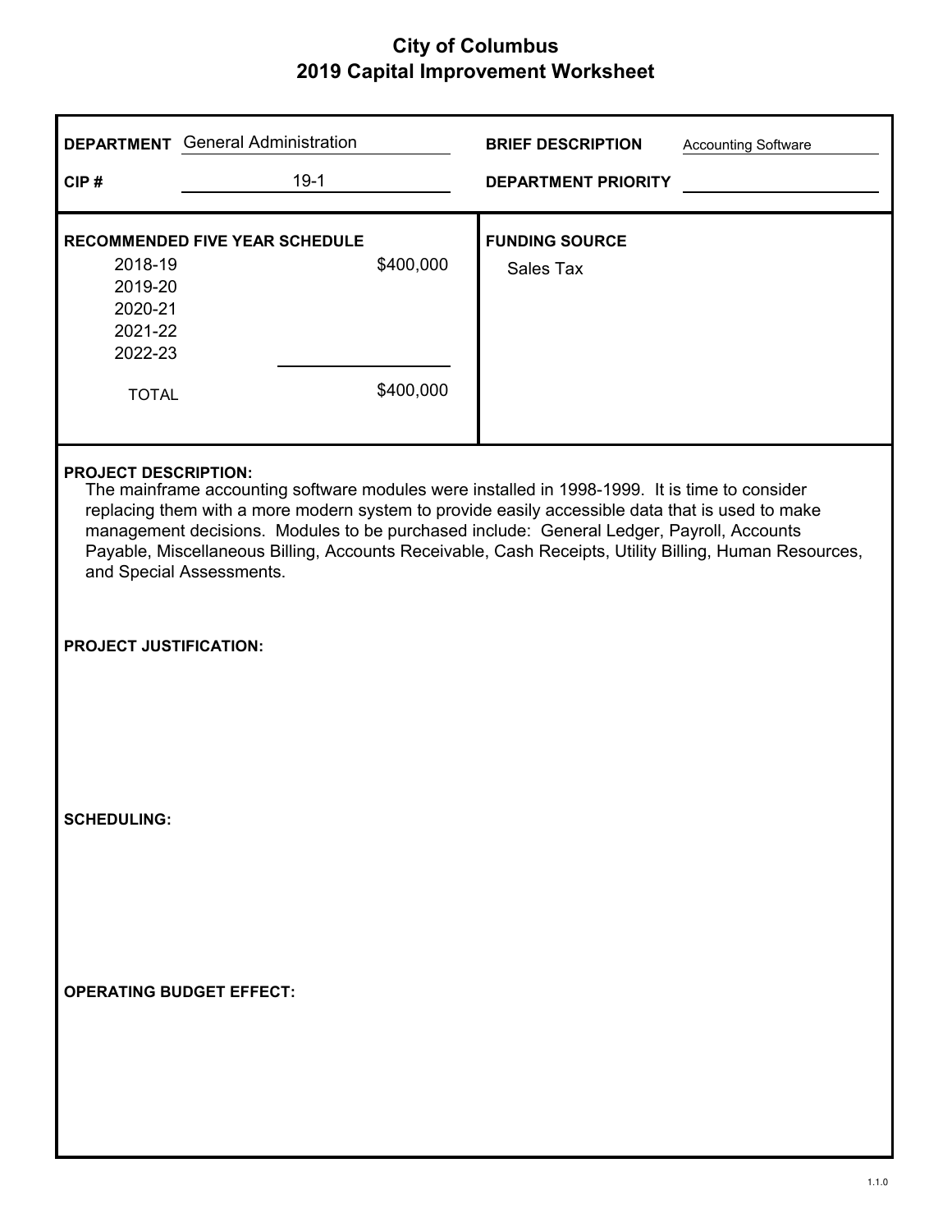# City of Columbus
## 2019 Capital Improvement Worksheet

**DEPARTMENT** General Administration

**CIP #** 19-1

**BRIEF DESCRIPTION** Accounting Software

**DEPARTMENT PRIORITY**

**RECOMMENDED FIVE YEAR SCHEDULE**

| Year | Amount |
|---|---|
| 2018-19 | $400,000 |
| 2019-20 | |
| 2020-21 | |
| 2021-22 | |
| 2022-23 | |
| TOTAL | $400,000 |

**FUNDING SOURCE**

Sales Tax

**PROJECT DESCRIPTION:**

The mainframe accounting software modules were installed in 1998-1999. It is time to consider replacing them with a more modern system to provide easily accessible data that is used to make management decisions. Modules to be purchased include: General Ledger, Payroll, Accounts Payable, Miscellaneous Billing, Accounts Receivable, Cash Receipts, Utility Billing, Human Resources, and Special Assessments.

**PROJECT JUSTIFICATION:**

**SCHEDULING:**

**OPERATING BUDGET EFFECT:**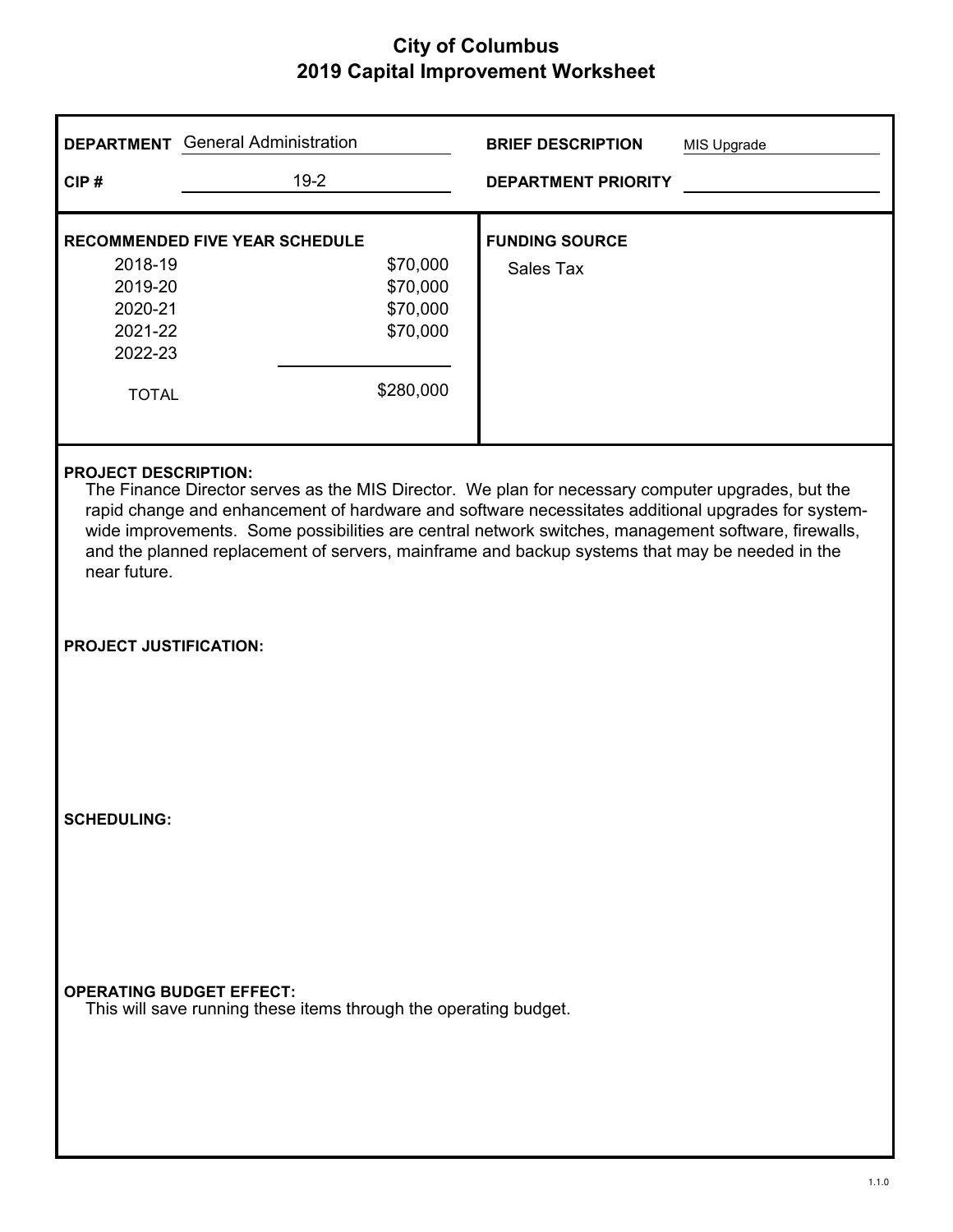# City of Columbus
## 2019 Capital Improvement Worksheet

**DEPARTMENT** General Administration

**CIP #** 19-2

**BRIEF DESCRIPTION** MIS Upgrade

**DEPARTMENT PRIORITY**

**RECOMMENDED FIVE YEAR SCHEDULE**

| Year | Amount |
|---|---|
| 2018-19 | $70,000 |
| 2019-20 | $70,000 |
| 2020-21 | $70,000 |
| 2021-22 | $70,000 |
| 2022-23 | |
| TOTAL | $280,000 |

**FUNDING SOURCE**

Sales Tax

**PROJECT DESCRIPTION:**

The Finance Director serves as the MIS Director. We plan for necessary computer upgrades, but the rapid change and enhancement of hardware and software necessitates additional upgrades for system-wide improvements. Some possibilities are central network switches, management software, firewalls, and the planned replacement of servers, mainframe and backup systems that may be needed in the near future.

**PROJECT JUSTIFICATION:**

**SCHEDULING:**

**OPERATING BUDGET EFFECT:**

This will save running these items through the operating budget.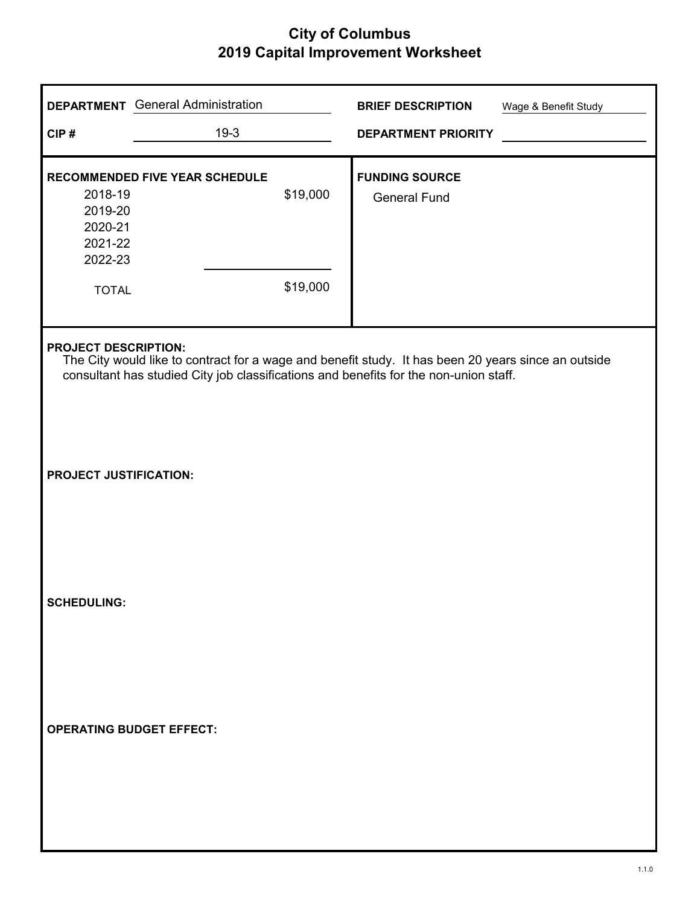# City of Columbus
## 2019 Capital Improvement Worksheet

**DEPARTMENT** General Administration

**CIP #** 19-3

**BRIEF DESCRIPTION** Wage & Benefit Study

**DEPARTMENT PRIORITY**

**RECOMMENDED FIVE YEAR SCHEDULE**

| Year | Amount |
|---|---|
| 2018-19 | $19,000 |
| 2019-20 | |
| 2020-21 | |
| 2021-22 | |
| 2022-23 | |
| TOTAL | $19,000 |

**FUNDING SOURCE**

General Fund

**PROJECT DESCRIPTION:**

The City would like to contract for a wage and benefit study. It has been 20 years since an outside consultant has studied City job classifications and benefits for the non-union staff.

**PROJECT JUSTIFICATION:**

**SCHEDULING:**

**OPERATING BUDGET EFFECT:**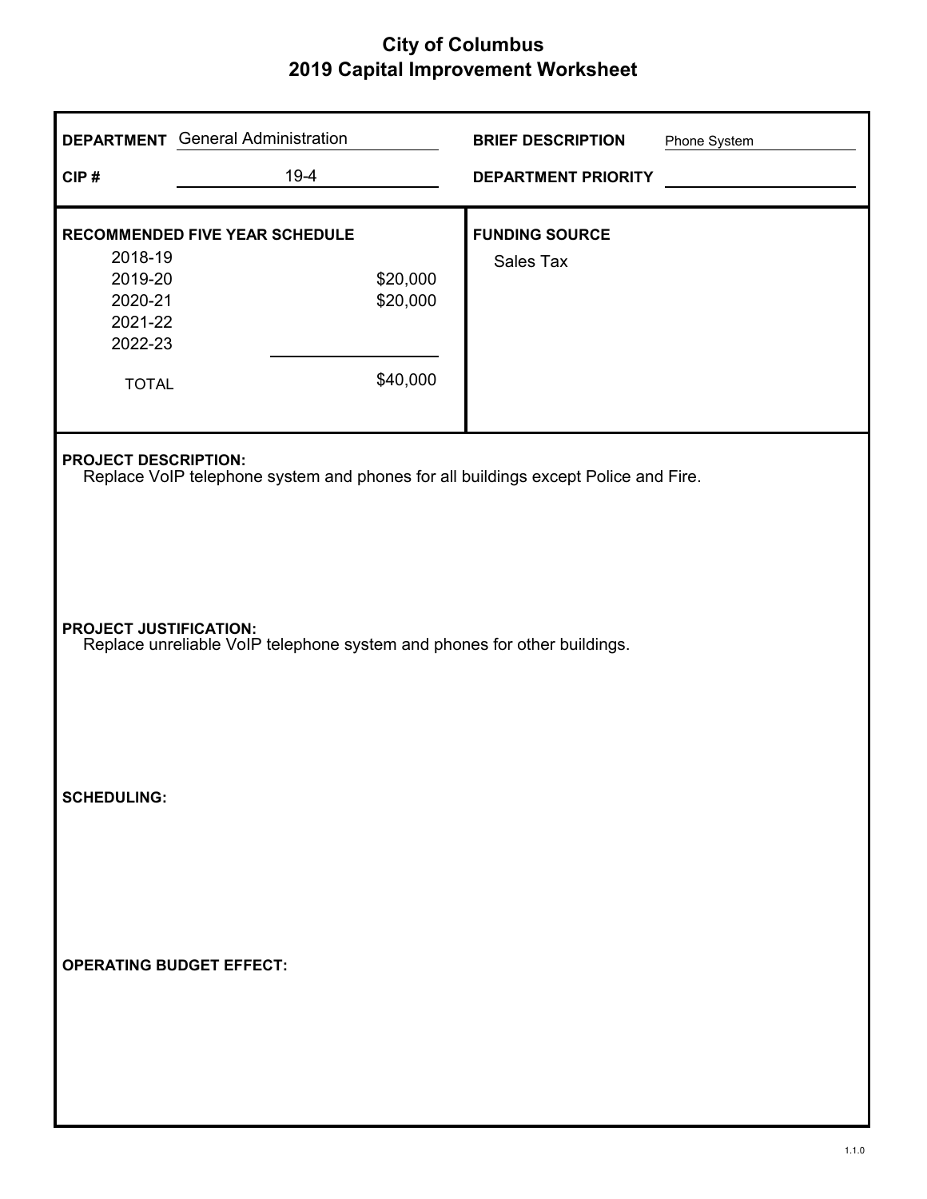# City of Columbus
## 2019 Capital Improvement Worksheet

**DEPARTMENT** General Administration

**CIP #** 19-4

**BRIEF DESCRIPTION** Phone System

**DEPARTMENT PRIORITY**

**RECOMMENDED FIVE YEAR SCHEDULE**

| Year | Amount |
|---|---|
| 2018-19 | |
| 2019-20 | $20,000 |
| 2020-21 | $20,000 |
| 2021-22 | |
| 2022-23 | |
| TOTAL | $40,000 |

**FUNDING SOURCE**

Sales Tax

**PROJECT DESCRIPTION:**

Replace VoIP telephone system and phones for all buildings except Police and Fire.

**PROJECT JUSTIFICATION:**

Replace unreliable VoIP telephone system and phones for other buildings.

**SCHEDULING:**

**OPERATING BUDGET EFFECT:**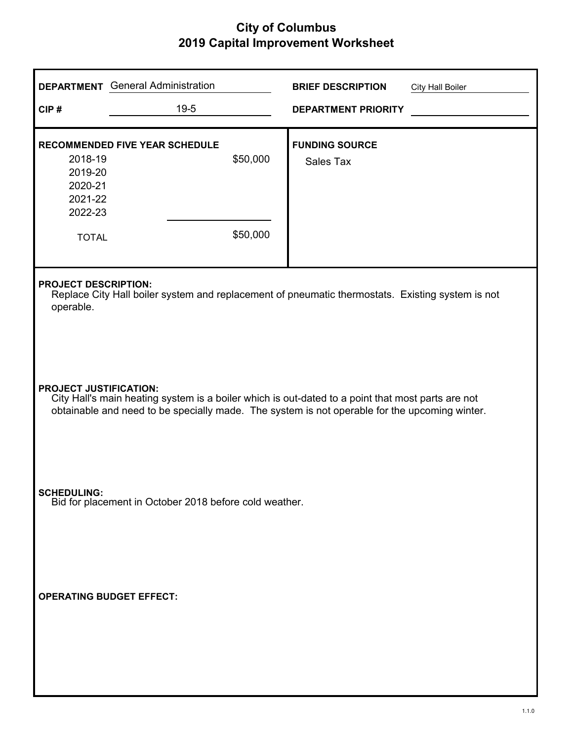# City of Columbus
## 2019 Capital Improvement Worksheet

**DEPARTMENT** General Administration

**CIP #** 19-5

**BRIEF DESCRIPTION** City Hall Boiler

**DEPARTMENT PRIORITY**

**RECOMMENDED FIVE YEAR SCHEDULE**

| Year | Amount |
|---|---|
| 2018-19 | $50,000 |
| 2019-20 | |
| 2020-21 | |
| 2021-22 | |
| 2022-23 | |
| TOTAL | $50,000 |

**FUNDING SOURCE**

Sales Tax

**PROJECT DESCRIPTION:**

Replace City Hall boiler system and replacement of pneumatic thermostats. Existing system is not operable.

**PROJECT JUSTIFICATION:**

City Hall's main heating system is a boiler which is out-dated to a point that most parts are not obtainable and need to be specially made. The system is not operable for the upcoming winter.

**SCHEDULING:**

Bid for placement in October 2018 before cold weather.

**OPERATING BUDGET EFFECT:**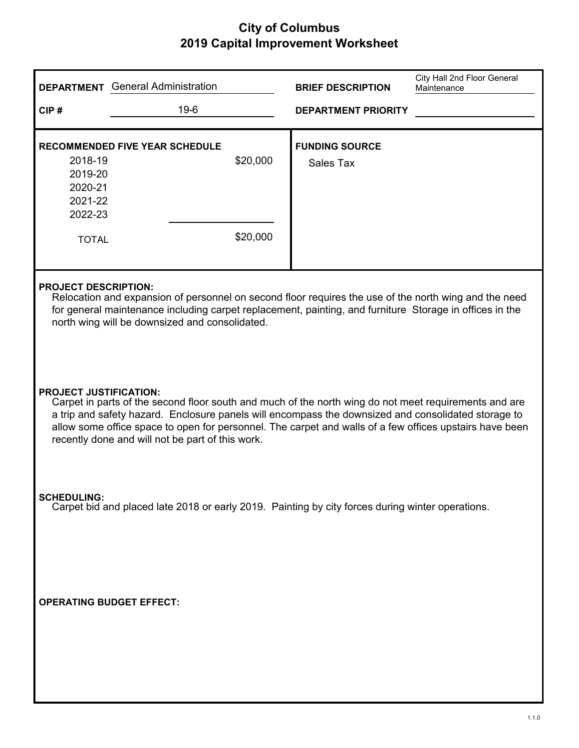# City of Columbus
## 2019 Capital Improvement Worksheet

**DEPARTMENT** General Administration

**CIP #** 19-6

**BRIEF DESCRIPTION** City Hall 2nd Floor General Maintenance

**DEPARTMENT PRIORITY**

**RECOMMENDED FIVE YEAR SCHEDULE**

| Year | Amount |
|---|---|
| 2018-19 | $20,000 |
| 2019-20 | |
| 2020-21 | |
| 2021-22 | |
| 2022-23 | |
| TOTAL | $20,000 |

**FUNDING SOURCE**

Sales Tax

**PROJECT DESCRIPTION:**

Relocation and expansion of personnel on second floor requires the use of the north wing and the need for general maintenance including carpet replacement, painting, and furniture Storage in offices in the north wing will be downsized and consolidated.

**PROJECT JUSTIFICATION:**

Carpet in parts of the second floor south and much of the north wing do not meet requirements and are a trip and safety hazard. Enclosure panels will encompass the downsized and consolidated storage to allow some office space to open for personnel. The carpet and walls of a few offices upstairs have been recently done and will not be part of this work.

**SCHEDULING:**

Carpet bid and placed late 2018 or early 2019. Painting by city forces during winter operations.

**OPERATING BUDGET EFFECT:**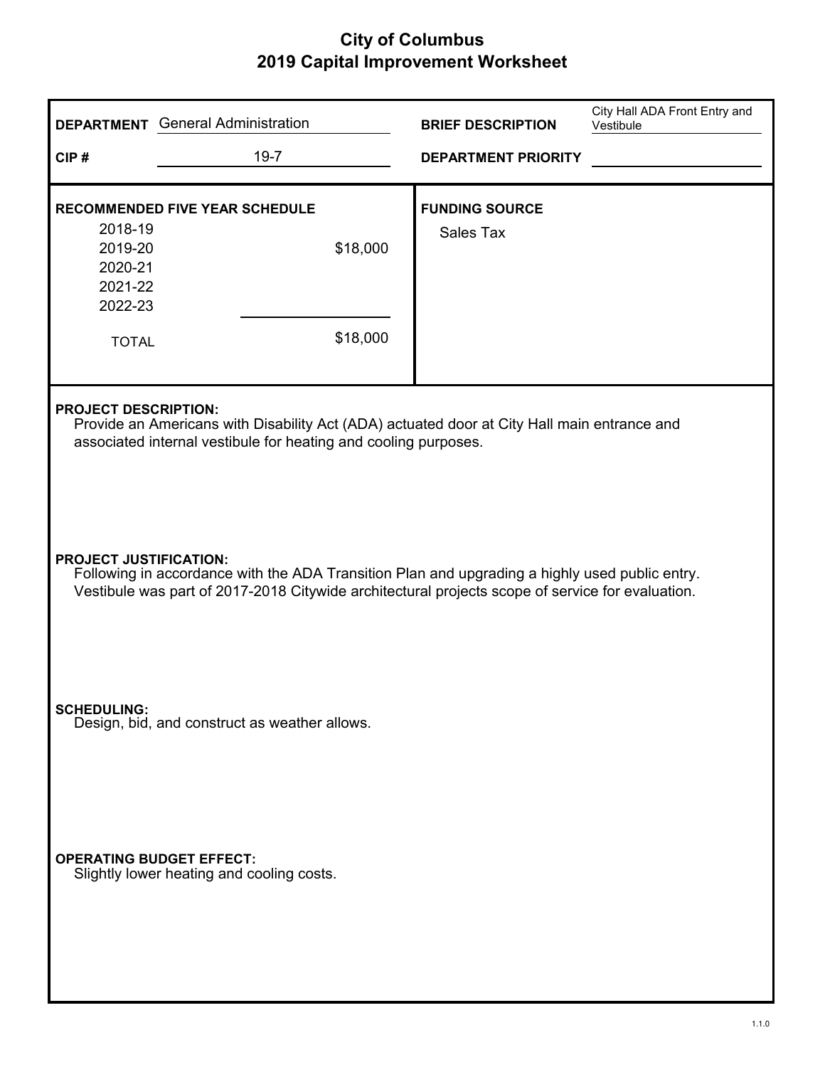# City of Columbus
## 2019 Capital Improvement Worksheet

| | | | |
|---|---|---|---|
| **DEPARTMENT** | General Administration | **BRIEF DESCRIPTION** | City Hall ADA Front Entry and Vestibule |
| **CIP #** | 19-7 | **DEPARTMENT PRIORITY** | |

**RECOMMENDED FIVE YEAR SCHEDULE**

| Year | Amount |
|---|---|
| 2018-19 | |
| 2019-20 | $18,000 |
| 2020-21 | |
| 2021-22 | |
| 2022-23 | |
| TOTAL | $18,000 |

**FUNDING SOURCE**

Sales Tax

**PROJECT DESCRIPTION:**

Provide an Americans with Disability Act (ADA) actuated door at City Hall main entrance and associated internal vestibule for heating and cooling purposes.

**PROJECT JUSTIFICATION:**

Following in accordance with the ADA Transition Plan and upgrading a highly used public entry. Vestibule was part of 2017-2018 Citywide architectural projects scope of service for evaluation.

**SCHEDULING:**

Design, bid, and construct as weather allows.

**OPERATING BUDGET EFFECT:**

Slightly lower heating and cooling costs.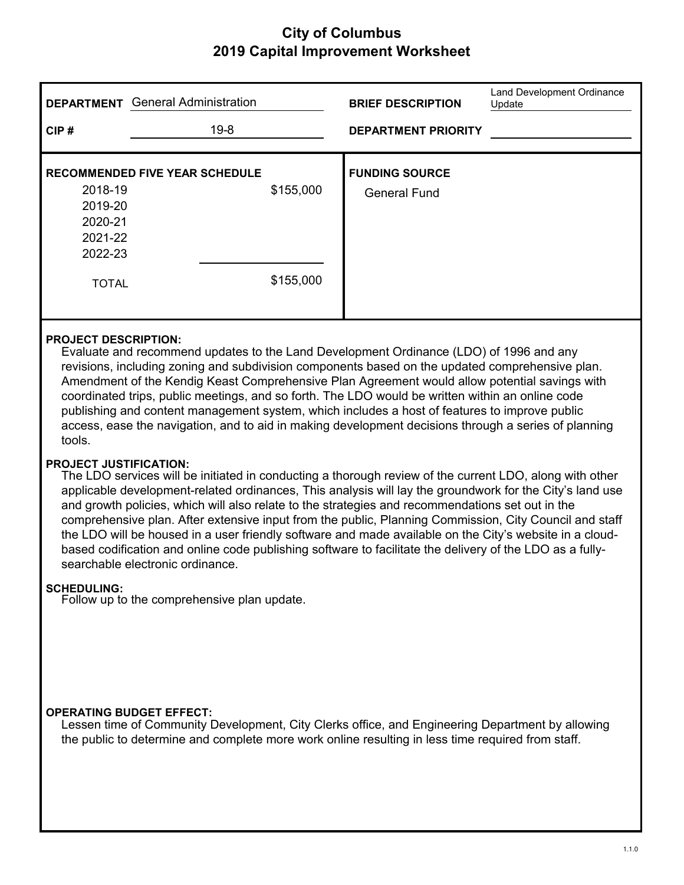# City of Columbus
## 2019 Capital Improvement Worksheet

| | | | |
|---|---|---|---|
| **DEPARTMENT** | General Administration | **BRIEF DESCRIPTION** | Land Development Ordinance Update |
| **CIP #** | 19-8 | **DEPARTMENT PRIORITY** | |

**RECOMMENDED FIVE YEAR SCHEDULE**

| Year | Amount |
|---|---|
| 2018-19 | $155,000 |
| 2019-20 | |
| 2020-21 | |
| 2021-22 | |
| 2022-23 | |
| TOTAL | $155,000 |

**FUNDING SOURCE**

General Fund

**PROJECT DESCRIPTION:**

Evaluate and recommend updates to the Land Development Ordinance (LDO) of 1996 and any revisions, including zoning and subdivision components based on the updated comprehensive plan. Amendment of the Kendig Keast Comprehensive Plan Agreement would allow potential savings with coordinated trips, public meetings, and so forth. The LDO would be written within an online code publishing and content management system, which includes a host of features to improve public access, ease the navigation, and to aid in making development decisions through a series of planning tools.

**PROJECT JUSTIFICATION:**

The LDO services will be initiated in conducting a thorough review of the current LDO, along with other applicable development-related ordinances, This analysis will lay the groundwork for the City's land use and growth policies, which will also relate to the strategies and recommendations set out in the comprehensive plan. After extensive input from the public, Planning Commission, City Council and staff the LDO will be housed in a user friendly software and made available on the City's website in a cloud-based codification and online code publishing software to facilitate the delivery of the LDO as a fully-searchable electronic ordinance.

**SCHEDULING:**

Follow up to the comprehensive plan update.

**OPERATING BUDGET EFFECT:**

Lessen time of Community Development, City Clerks office, and Engineering Department by allowing the public to determine and complete more work online resulting in less time required from staff.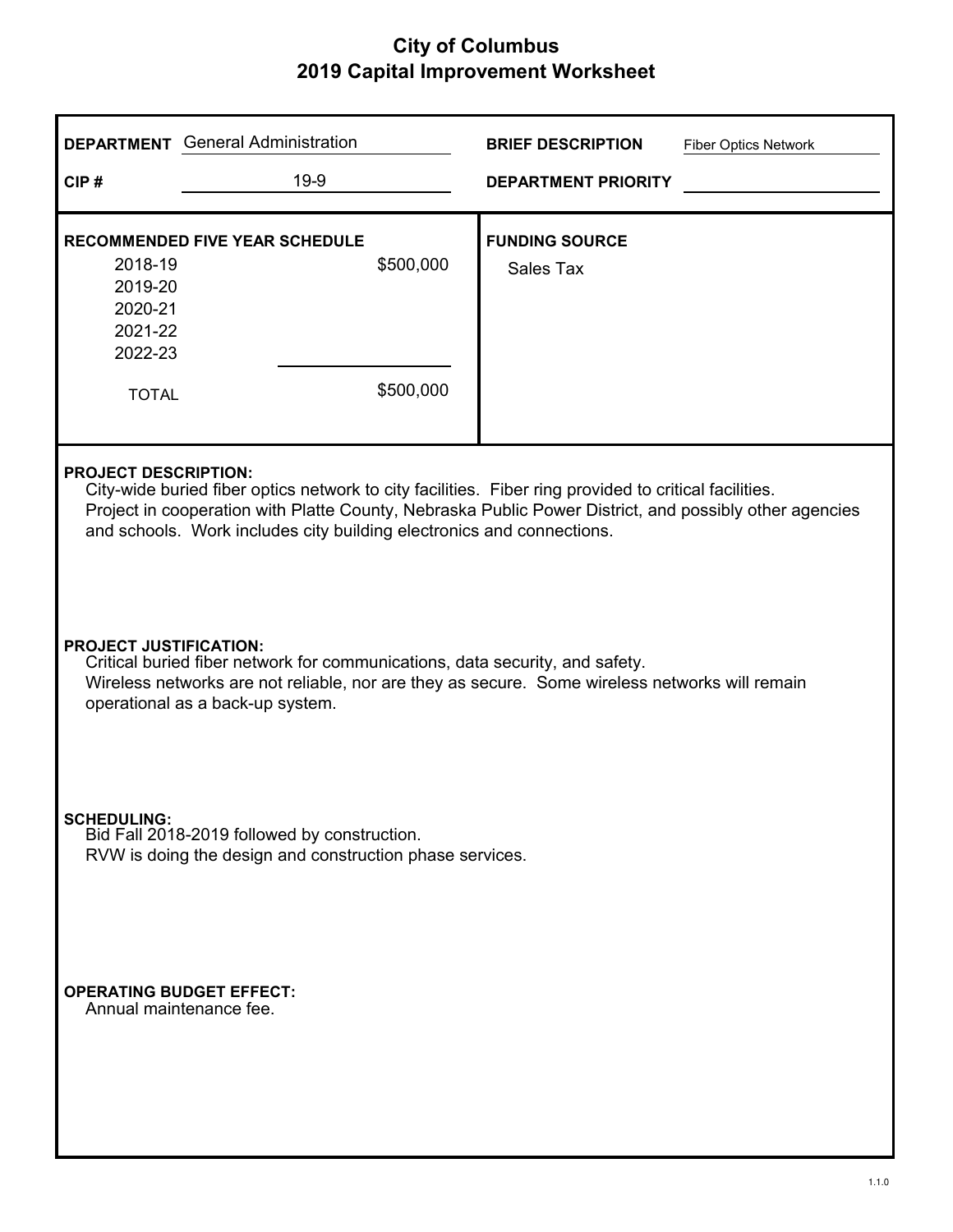# City of Columbus
## 2019 Capital Improvement Worksheet

**DEPARTMENT** General Administration

**CIP #** 19-9

**BRIEF DESCRIPTION** Fiber Optics Network

**DEPARTMENT PRIORITY**

**RECOMMENDED FIVE YEAR SCHEDULE**

| Year | Amount |
|---|---|
| 2018-19 | $500,000 |
| 2019-20 | |
| 2020-21 | |
| 2021-22 | |
| 2022-23 | |
| TOTAL | $500,000 |

**FUNDING SOURCE**

Sales Tax

**PROJECT DESCRIPTION:**

City-wide buried fiber optics network to city facilities. Fiber ring provided to critical facilities. Project in cooperation with Platte County, Nebraska Public Power District, and possibly other agencies and schools. Work includes city building electronics and connections.

**PROJECT JUSTIFICATION:**

Critical buried fiber network for communications, data security, and safety. Wireless networks are not reliable, nor are they as secure. Some wireless networks will remain operational as a back-up system.

**SCHEDULING:**

Bid Fall 2018-2019 followed by construction.
RVW is doing the design and construction phase services.

**OPERATING BUDGET EFFECT:**

Annual maintenance fee.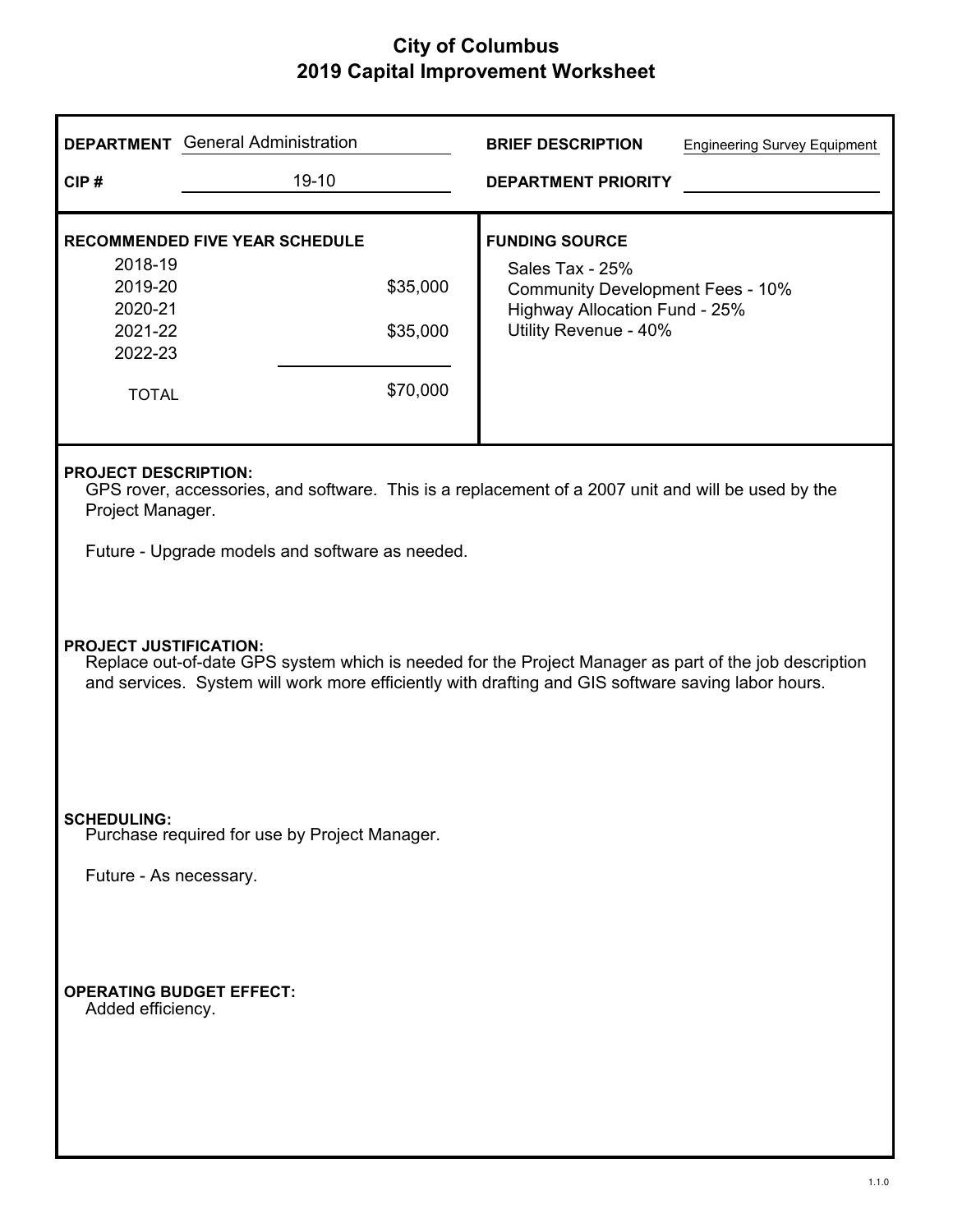# City of Columbus
## 2019 Capital Improvement Worksheet

**DEPARTMENT** General Administration

**CIP #** 19-10

**BRIEF DESCRIPTION** Engineering Survey Equipment

**DEPARTMENT PRIORITY**

**RECOMMENDED FIVE YEAR SCHEDULE**

| Year | Amount |
|---|---|
| 2018-19 | |
| 2019-20 | $35,000 |
| 2020-21 | |
| 2021-22 | $35,000 |
| 2022-23 | |
| TOTAL | $70,000 |

**FUNDING SOURCE**

- Sales Tax - 25%
- Community Development Fees - 10%
- Highway Allocation Fund - 25%
- Utility Revenue - 40%

**PROJECT DESCRIPTION:**

GPS rover, accessories, and software. This is a replacement of a 2007 unit and will be used by the Project Manager.

Future - Upgrade models and software as needed.

**PROJECT JUSTIFICATION:**

Replace out-of-date GPS system which is needed for the Project Manager as part of the job description and services. System will work more efficiently with drafting and GIS software saving labor hours.

**SCHEDULING:**

Purchase required for use by Project Manager.

Future - As necessary.

**OPERATING BUDGET EFFECT:**

Added efficiency.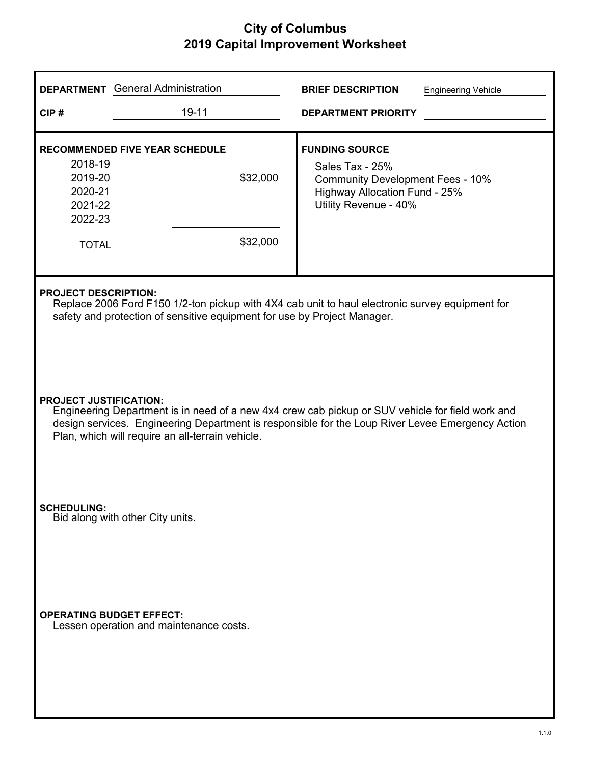# City of Columbus
## 2019 Capital Improvement Worksheet

**DEPARTMENT** General Administration

**CIP #** 19-11

**BRIEF DESCRIPTION** Engineering Vehicle

**DEPARTMENT PRIORITY**

**RECOMMENDED FIVE YEAR SCHEDULE**

| Year | Amount |
|---|---|
| 2018-19 | |
| 2019-20 | $32,000 |
| 2020-21 | |
| 2021-22 | |
| 2022-23 | |
| TOTAL | $32,000 |

**FUNDING SOURCE**

Sales Tax - 25%
Community Development Fees - 10%
Highway Allocation Fund - 25%
Utility Revenue - 40%

**PROJECT DESCRIPTION:**

Replace 2006 Ford F150 1/2-ton pickup with 4X4 cab unit to haul electronic survey equipment for safety and protection of sensitive equipment for use by Project Manager.

**PROJECT JUSTIFICATION:**

Engineering Department is in need of a new 4x4 crew cab pickup or SUV vehicle for field work and design services. Engineering Department is responsible for the Loup River Levee Emergency Action Plan, which will require an all-terrain vehicle.

**SCHEDULING:**

Bid along with other City units.

**OPERATING BUDGET EFFECT:**

Lessen operation and maintenance costs.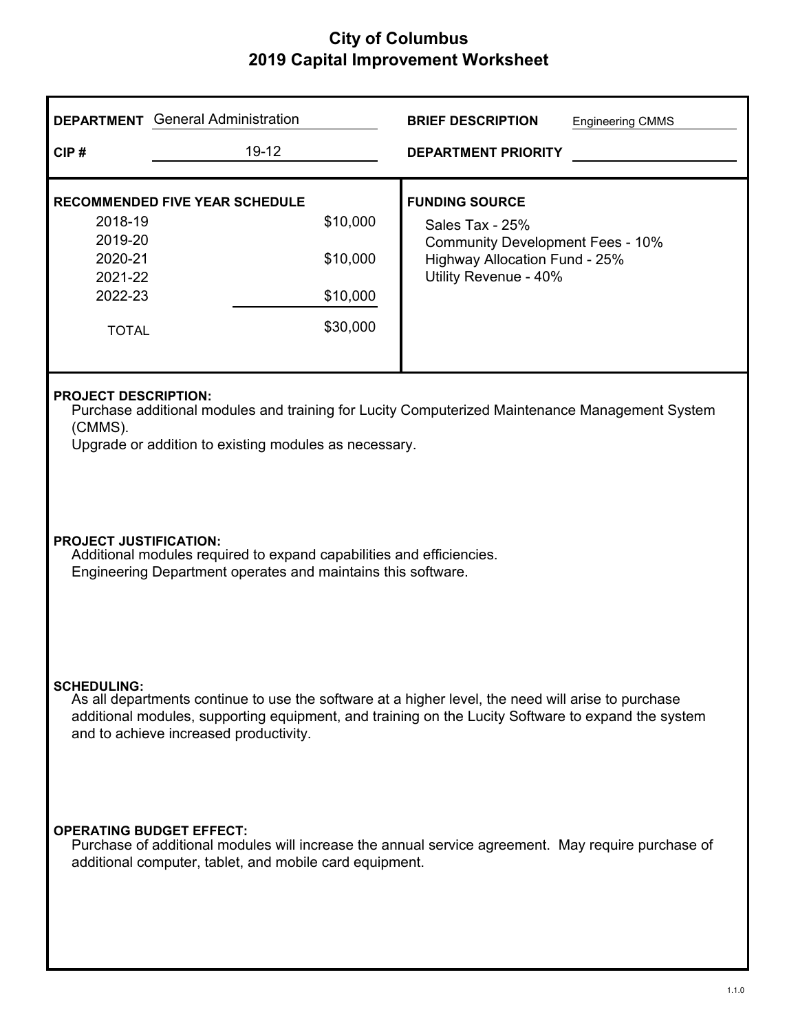# City of Columbus
## 2019 Capital Improvement Worksheet

**DEPARTMENT** General Administration

**CIP #** 19-12

**BRIEF DESCRIPTION** Engineering CMMS

**DEPARTMENT PRIORITY**

**RECOMMENDED FIVE YEAR SCHEDULE**

| Year | Amount |
|---|---|
| 2018-19 | $10,000 |
| 2019-20 | |
| 2020-21 | $10,000 |
| 2021-22 | |
| 2022-23 | $10,000 |
| TOTAL | $30,000 |

**FUNDING SOURCE**

Sales Tax - 25%
Community Development Fees - 10%
Highway Allocation Fund - 25%
Utility Revenue - 40%

**PROJECT DESCRIPTION:**

Purchase additional modules and training for Lucity Computerized Maintenance Management System (CMMS).
Upgrade or addition to existing modules as necessary.

**PROJECT JUSTIFICATION:**

Additional modules required to expand capabilities and efficiencies.
Engineering Department operates and maintains this software.

**SCHEDULING:**

As all departments continue to use the software at a higher level, the need will arise to purchase additional modules, supporting equipment, and training on the Lucity Software to expand the system and to achieve increased productivity.

**OPERATING BUDGET EFFECT:**

Purchase of additional modules will increase the annual service agreement. May require purchase of additional computer, tablet, and mobile card equipment.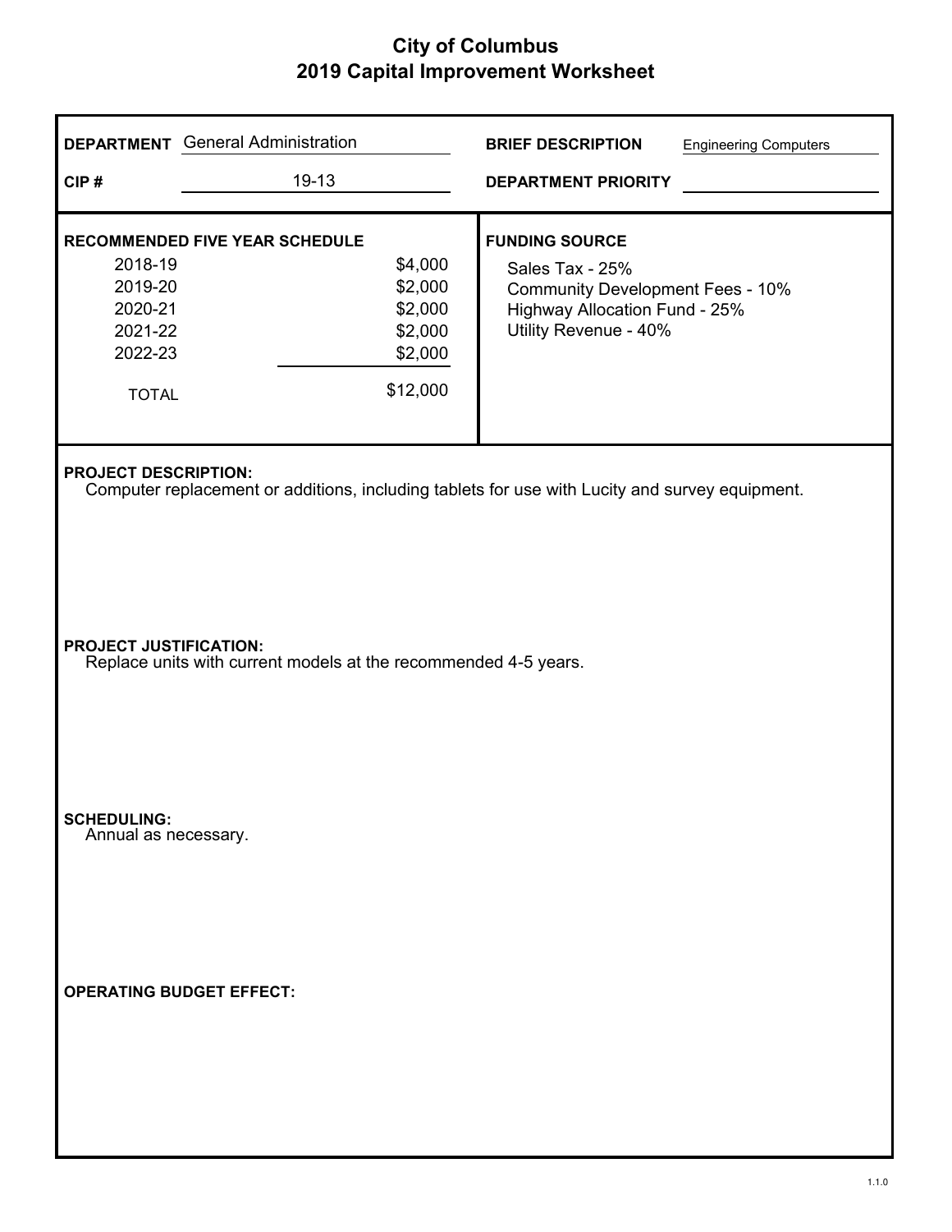# City of Columbus
## 2019 Capital Improvement Worksheet

**DEPARTMENT** General Administration

**CIP #** 19-13

**BRIEF DESCRIPTION** Engineering Computers

**DEPARTMENT PRIORITY**

**RECOMMENDED FIVE YEAR SCHEDULE**

| Year | Amount |
|---|---|
| 2018-19 | $4,000 |
| 2019-20 | $2,000 |
| 2020-21 | $2,000 |
| 2021-22 | $2,000 |
| 2022-23 | $2,000 |
| TOTAL | $12,000 |

**FUNDING SOURCE**

Sales Tax - 25%
Community Development Fees - 10%
Highway Allocation Fund - 25%
Utility Revenue - 40%

**PROJECT DESCRIPTION:**
Computer replacement or additions, including tablets for use with Lucity and survey equipment.

**PROJECT JUSTIFICATION:**
Replace units with current models at the recommended 4-5 years.

**SCHEDULING:**
Annual as necessary.

**OPERATING BUDGET EFFECT:**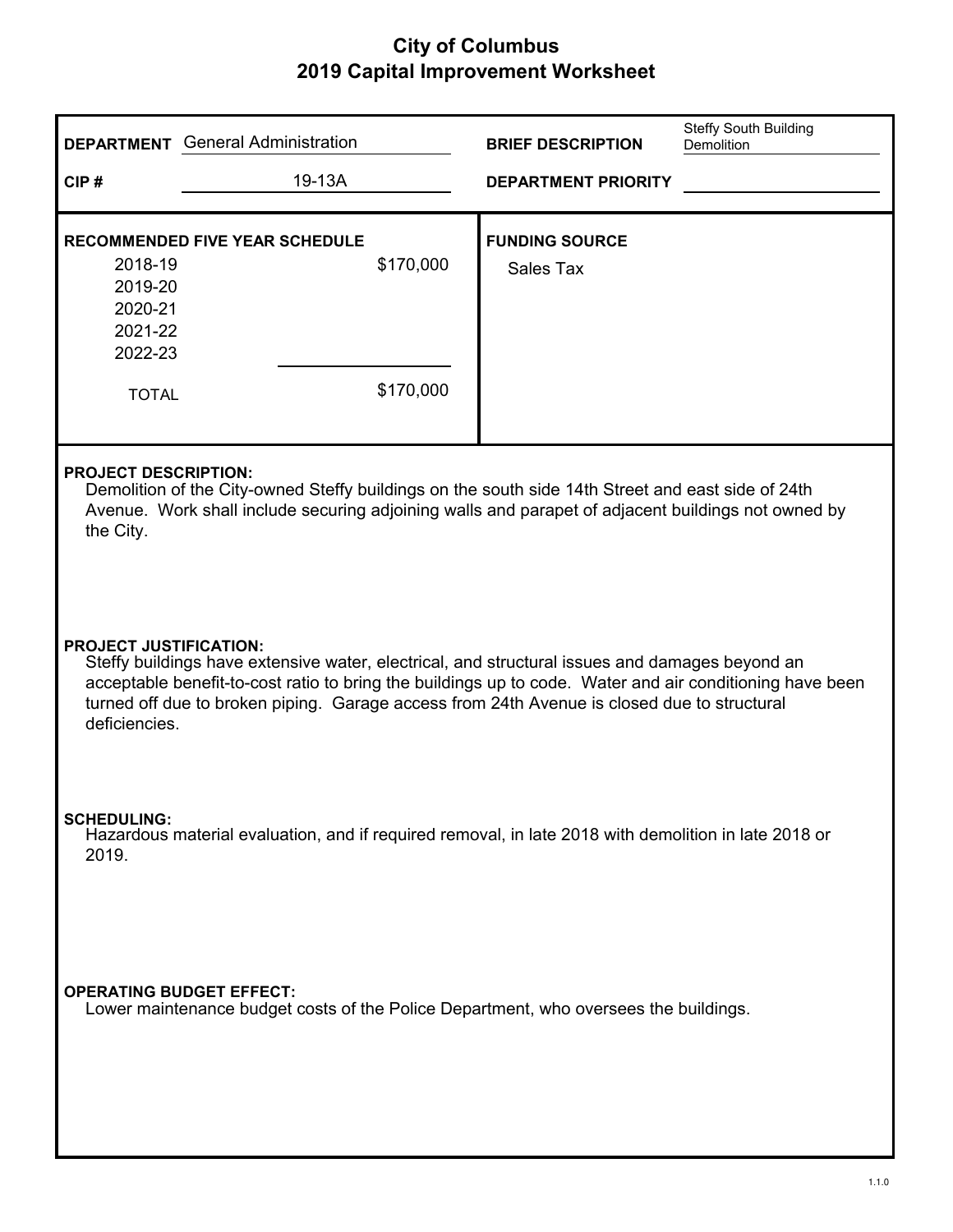# City of Columbus
## 2019 Capital Improvement Worksheet

**DEPARTMENT** General Administration

**CIP #** 19-13A

**BRIEF DESCRIPTION** Steffy South Building Demolition

**DEPARTMENT PRIORITY**

**RECOMMENDED FIVE YEAR SCHEDULE**

| Year | Amount |
|---|---|
| 2018-19 | $170,000 |
| 2019-20 | |
| 2020-21 | |
| 2021-22 | |
| 2022-23 | |
| TOTAL | $170,000 |

**FUNDING SOURCE**

Sales Tax

**PROJECT DESCRIPTION:**

Demolition of the City-owned Steffy buildings on the south side 14th Street and east side of 24th Avenue. Work shall include securing adjoining walls and parapet of adjacent buildings not owned by the City.

**PROJECT JUSTIFICATION:**

Steffy buildings have extensive water, electrical, and structural issues and damages beyond an acceptable benefit-to-cost ratio to bring the buildings up to code. Water and air conditioning have been turned off due to broken piping. Garage access from 24th Avenue is closed due to structural deficiencies.

**SCHEDULING:**

Hazardous material evaluation, and if required removal, in late 2018 with demolition in late 2018 or 2019.

**OPERATING BUDGET EFFECT:**

Lower maintenance budget costs of the Police Department, who oversees the buildings.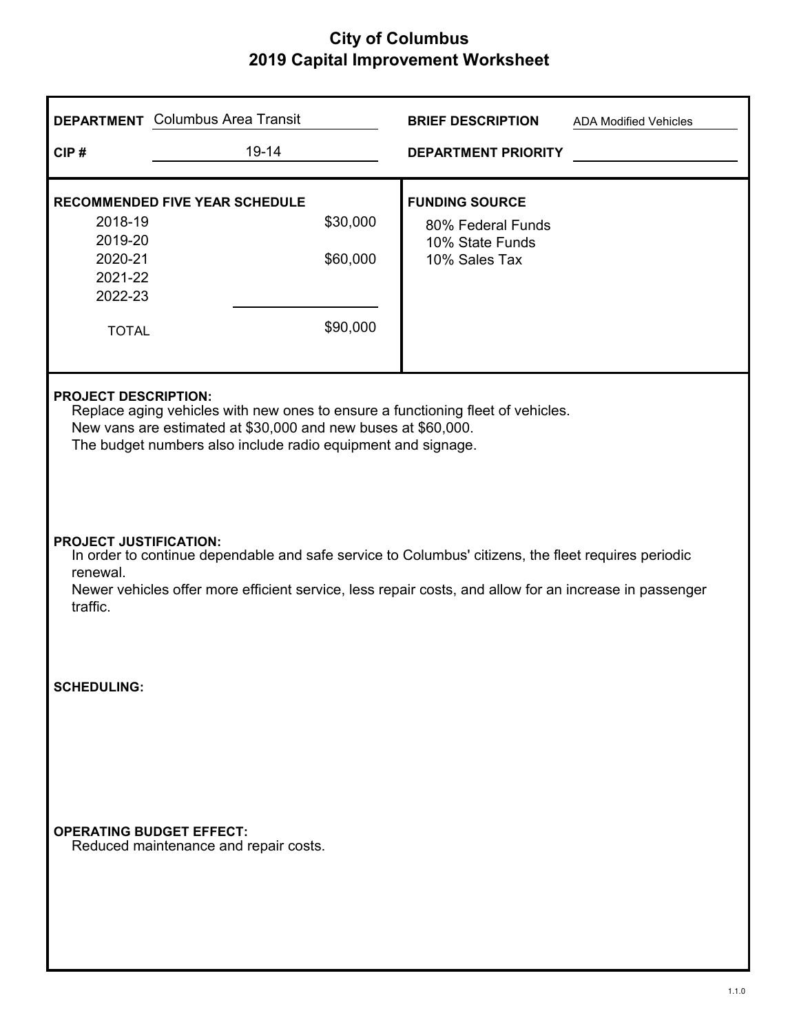# City of Columbus
## 2019 Capital Improvement Worksheet

**DEPARTMENT** Columbus Area Transit

**CIP #** 19-14

**BRIEF DESCRIPTION** ADA Modified Vehicles

**DEPARTMENT PRIORITY**

**RECOMMENDED FIVE YEAR SCHEDULE**

| Year | Amount |
|---|---|
| 2018-19 | $30,000 |
| 2019-20 | |
| 2020-21 | $60,000 |
| 2021-22 | |
| 2022-23 | |
| TOTAL | $90,000 |

**FUNDING SOURCE**

80% Federal Funds
10% State Funds
10% Sales Tax

**PROJECT DESCRIPTION:**

Replace aging vehicles with new ones to ensure a functioning fleet of vehicles.
New vans are estimated at $30,000 and new buses at $60,000.
The budget numbers also include radio equipment and signage.

**PROJECT JUSTIFICATION:**

In order to continue dependable and safe service to Columbus' citizens, the fleet requires periodic renewal.
Newer vehicles offer more efficient service, less repair costs, and allow for an increase in passenger traffic.

**SCHEDULING:**

**OPERATING BUDGET EFFECT:**

Reduced maintenance and repair costs.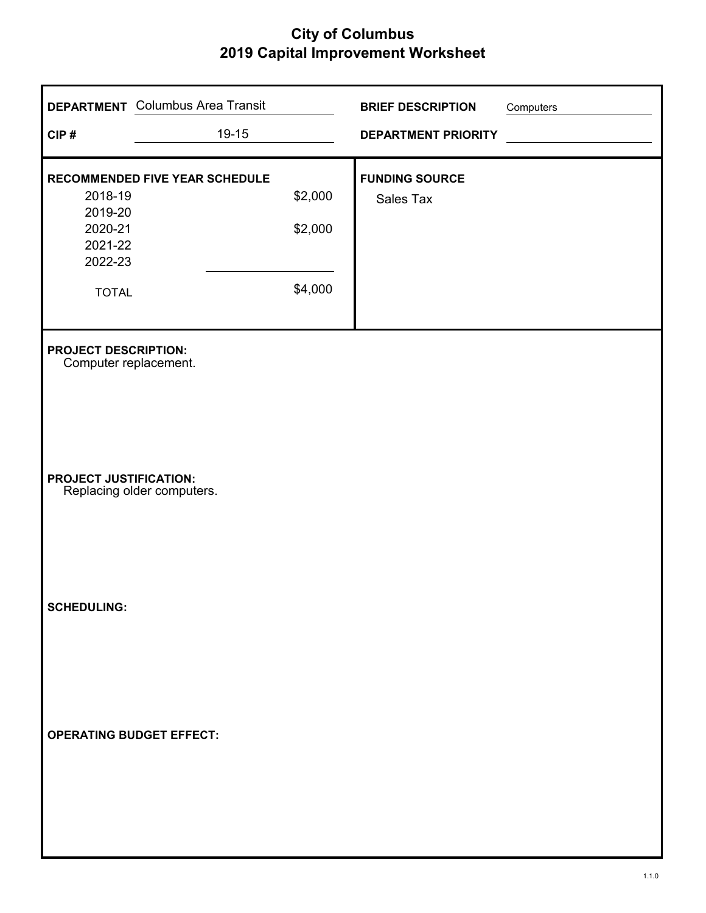# City of Columbus
## 2019 Capital Improvement Worksheet

**DEPARTMENT** Columbus Area Transit

**CIP #** 19-15

**BRIEF DESCRIPTION** Computers

**DEPARTMENT PRIORITY**

**RECOMMENDED FIVE YEAR SCHEDULE**

| Year | Amount |
|---|---|
| 2018-19 | $2,000 |
| 2019-20 | |
| 2020-21 | $2,000 |
| 2021-22 | |
| 2022-23 | |
| TOTAL | $4,000 |

**FUNDING SOURCE**

Sales Tax

**PROJECT DESCRIPTION:**

Computer replacement.

**PROJECT JUSTIFICATION:**

Replacing older computers.

**SCHEDULING:**

**OPERATING BUDGET EFFECT:**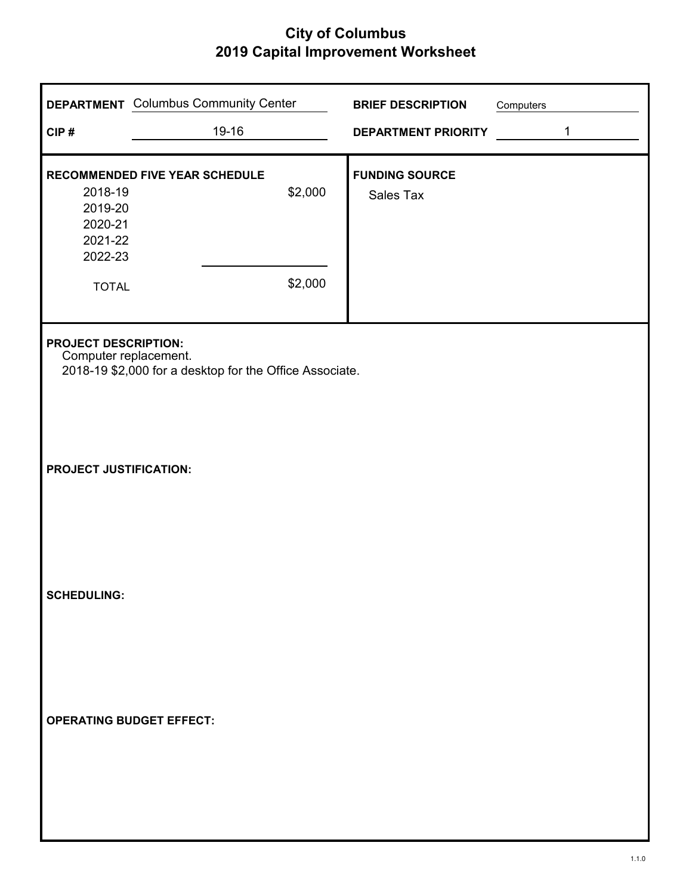# City of Columbus
## 2019 Capital Improvement Worksheet

**DEPARTMENT** Columbus Community Center

**CIP #** 19-16

**BRIEF DESCRIPTION** Computers

**DEPARTMENT PRIORITY** 1

**RECOMMENDED FIVE YEAR SCHEDULE**

| Year | Amount |
|---|---|
| 2018-19 | $2,000 |
| 2019-20 | |
| 2020-21 | |
| 2021-22 | |
| 2022-23 | |
| TOTAL | $2,000 |

**FUNDING SOURCE**

Sales Tax

**PROJECT DESCRIPTION:**

Computer replacement.
2018-19 $2,000 for a desktop for the Office Associate.

**PROJECT JUSTIFICATION:**

**SCHEDULING:**

**OPERATING BUDGET EFFECT:**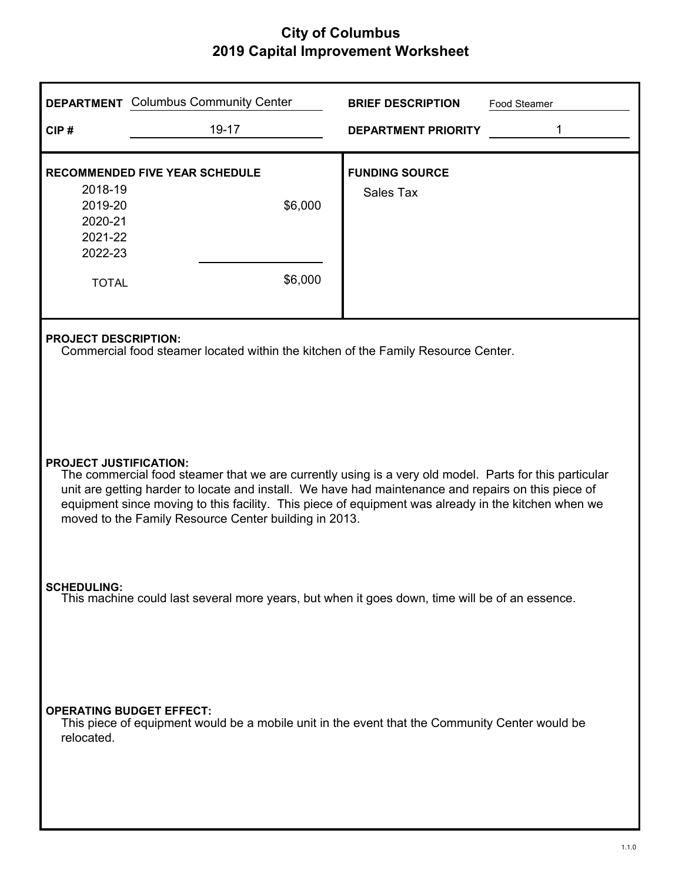# City of Columbus
## 2019 Capital Improvement Worksheet

| | | | |
|---|---|---|---|
| **DEPARTMENT** | Columbus Community Center | **BRIEF DESCRIPTION** | Food Steamer |
| **CIP #** | 19-17 | **DEPARTMENT PRIORITY** | 1 |

**RECOMMENDED FIVE YEAR SCHEDULE**

| Year | Amount |
|---|---|
| 2018-19 | |
| 2019-20 | $6,000 |
| 2020-21 | |
| 2021-22 | |
| 2022-23 | |
| TOTAL | $6,000 |

**FUNDING SOURCE**

Sales Tax

**PROJECT DESCRIPTION:**

Commercial food steamer located within the kitchen of the Family Resource Center.

**PROJECT JUSTIFICATION:**

The commercial food steamer that we are currently using is a very old model. Parts for this particular unit are getting harder to locate and install. We have had maintenance and repairs on this piece of equipment since moving to this facility. This piece of equipment was already in the kitchen when we moved to the Family Resource Center building in 2013.

**SCHEDULING:**

This machine could last several more years, but when it goes down, time will be of an essence.

**OPERATING BUDGET EFFECT:**

This piece of equipment would be a mobile unit in the event that the Community Center would be relocated.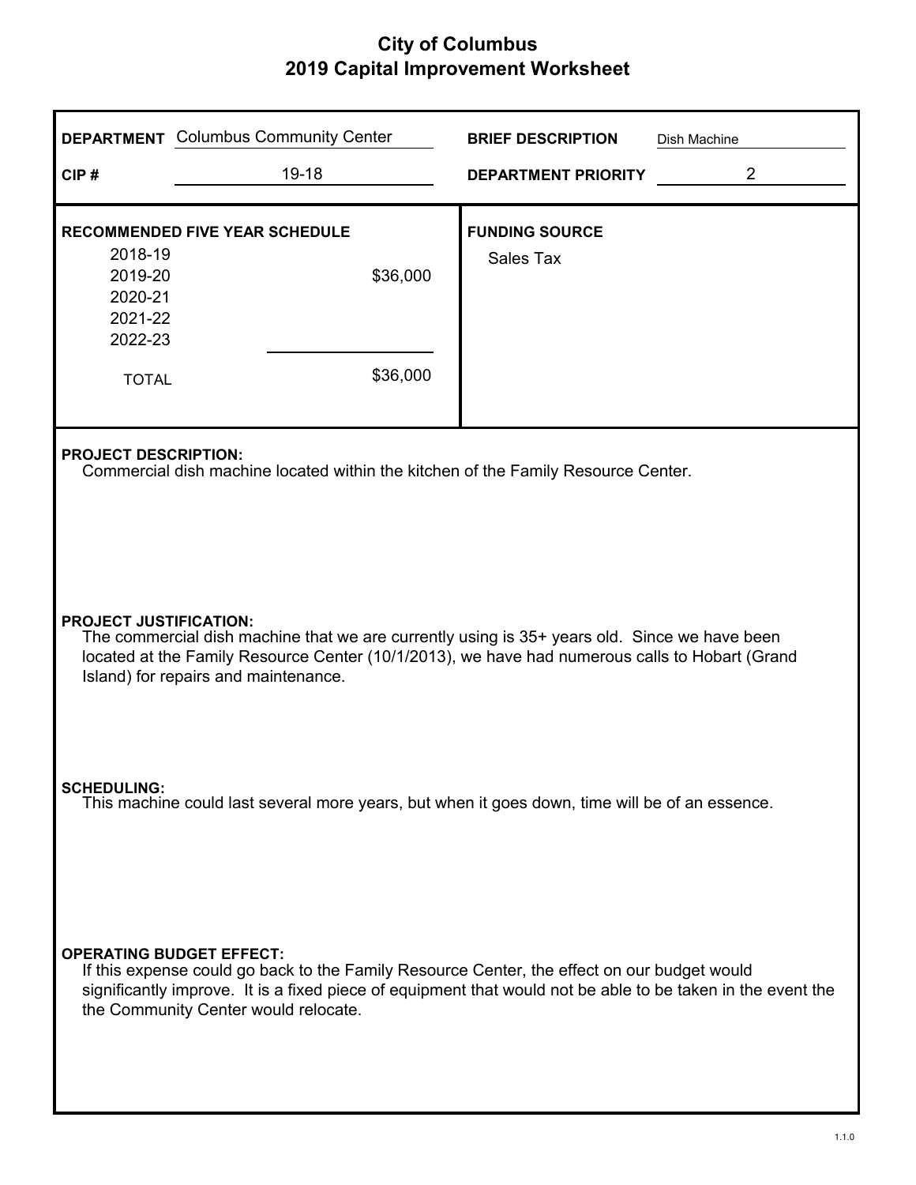# City of Columbus
## 2019 Capital Improvement Worksheet

**DEPARTMENT** Columbus Community Center

**CIP #** 19-18

**BRIEF DESCRIPTION** Dish Machine

**DEPARTMENT PRIORITY** 2

**RECOMMENDED FIVE YEAR SCHEDULE**

| Year | Amount |
|---|---|
| 2018-19 | |
| 2019-20 | $36,000 |
| 2020-21 | |
| 2021-22 | |
| 2022-23 | |
| TOTAL | $36,000 |

**FUNDING SOURCE**

Sales Tax

**PROJECT DESCRIPTION:**

Commercial dish machine located within the kitchen of the Family Resource Center.

**PROJECT JUSTIFICATION:**

The commercial dish machine that we are currently using is 35+ years old. Since we have been located at the Family Resource Center (10/1/2013), we have had numerous calls to Hobart (Grand Island) for repairs and maintenance.

**SCHEDULING:**

This machine could last several more years, but when it goes down, time will be of an essence.

**OPERATING BUDGET EFFECT:**

If this expense could go back to the Family Resource Center, the effect on our budget would significantly improve. It is a fixed piece of equipment that would not be able to be taken in the event the the Community Center would relocate.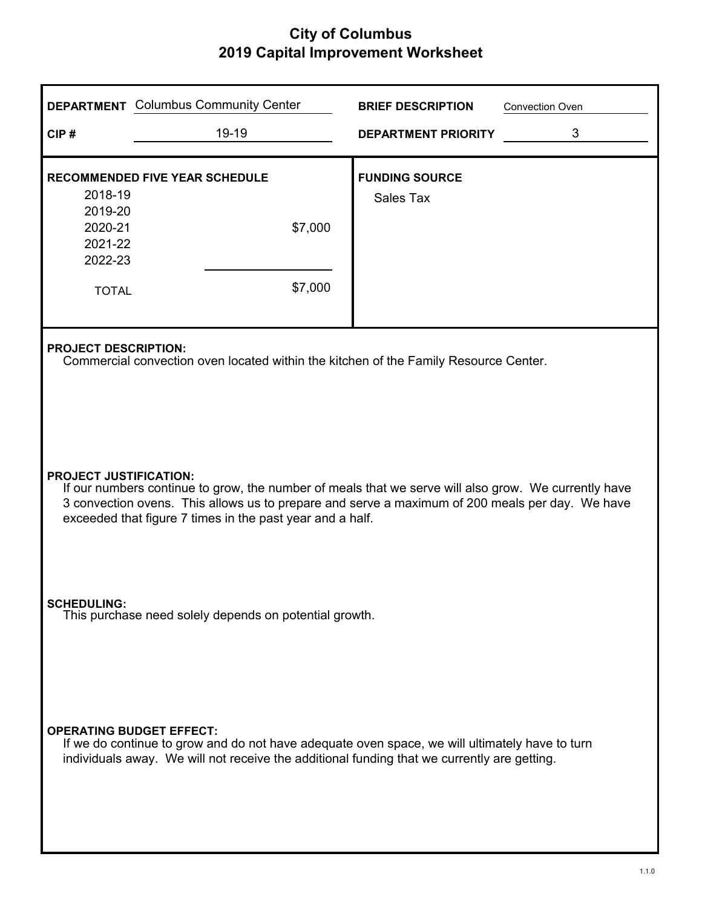# City of Columbus
## 2019 Capital Improvement Worksheet

**DEPARTMENT** Columbus Community Center

**CIP #** 19-19

**BRIEF DESCRIPTION** Convection Oven

**DEPARTMENT PRIORITY** 3

**RECOMMENDED FIVE YEAR SCHEDULE**

| Year | Amount |
|---|---|
| 2018-19 | |
| 2019-20 | |
| 2020-21 | $7,000 |
| 2021-22 | |
| 2022-23 | |
| TOTAL | $7,000 |

**FUNDING SOURCE**

Sales Tax

**PROJECT DESCRIPTION:**

Commercial convection oven located within the kitchen of the Family Resource Center.

**PROJECT JUSTIFICATION:**

If our numbers continue to grow, the number of meals that we serve will also grow. We currently have 3 convection ovens. This allows us to prepare and serve a maximum of 200 meals per day. We have exceeded that figure 7 times in the past year and a half.

**SCHEDULING:**

This purchase need solely depends on potential growth.

**OPERATING BUDGET EFFECT:**

If we do continue to grow and do not have adequate oven space, we will ultimately have to turn individuals away. We will not receive the additional funding that we currently are getting.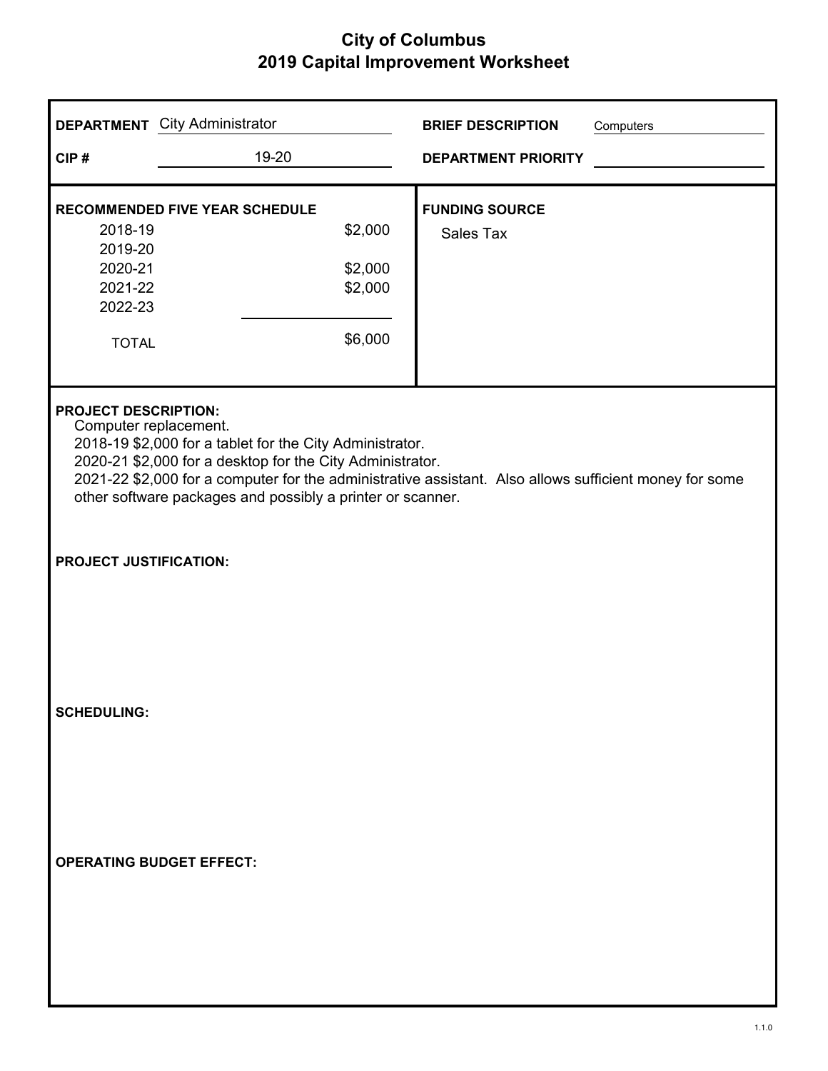# City of Columbus
## 2019 Capital Improvement Worksheet

**DEPARTMENT** City Administrator

**CIP #** 19-20

**BRIEF DESCRIPTION** Computers

**DEPARTMENT PRIORITY**

**RECOMMENDED FIVE YEAR SCHEDULE**

| Year | Amount |
|---|---|
| 2018-19 | $2,000 |
| 2019-20 | |
| 2020-21 | $2,000 |
| 2021-22 | $2,000 |
| 2022-23 | |
| TOTAL | $6,000 |

**FUNDING SOURCE**

Sales Tax

**PROJECT DESCRIPTION:**

Computer replacement.
2018-19 $2,000 for a tablet for the City Administrator.
2020-21 $2,000 for a desktop for the City Administrator.
2021-22 $2,000 for a computer for the administrative assistant. Also allows sufficient money for some other software packages and possibly a printer or scanner.

**PROJECT JUSTIFICATION:**

**SCHEDULING:**

**OPERATING BUDGET EFFECT:**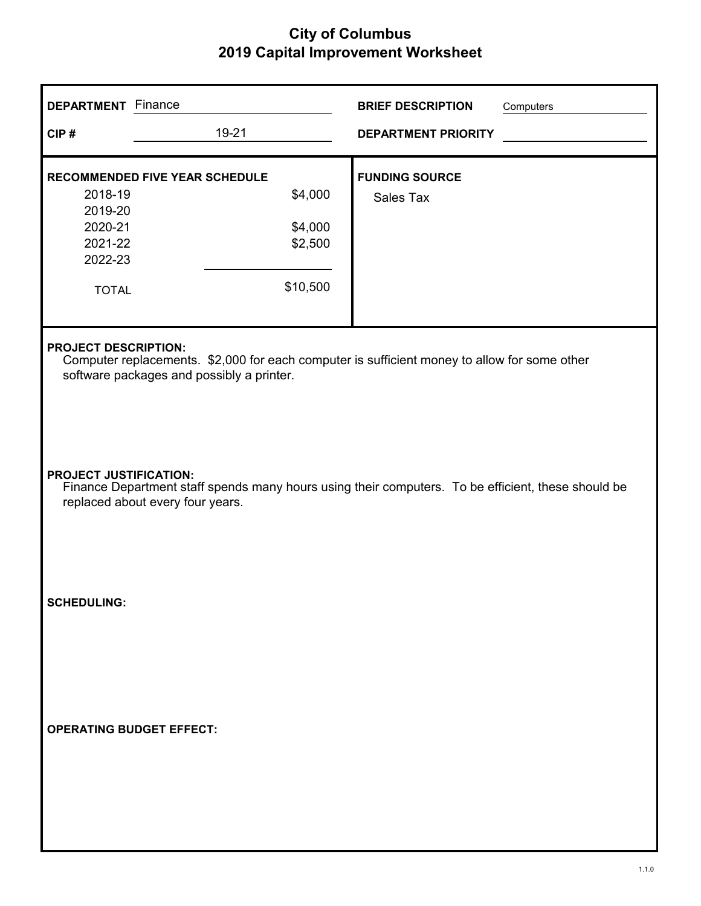# City of Columbus
## 2019 Capital Improvement Worksheet

**DEPARTMENT** Finance

**CIP #** 19-21

**BRIEF DESCRIPTION** Computers

**DEPARTMENT PRIORITY**

**RECOMMENDED FIVE YEAR SCHEDULE**

| Year | Amount |
|---|---|
| 2018-19 | $4,000 |
| 2019-20 | |
| 2020-21 | $4,000 |
| 2021-22 | $2,500 |
| 2022-23 | |
| TOTAL | $10,500 |

**FUNDING SOURCE**

Sales Tax

**PROJECT DESCRIPTION:**

Computer replacements. $2,000 for each computer is sufficient money to allow for some other software packages and possibly a printer.

**PROJECT JUSTIFICATION:**

Finance Department staff spends many hours using their computers. To be efficient, these should be replaced about every four years.

**SCHEDULING:**

**OPERATING BUDGET EFFECT:**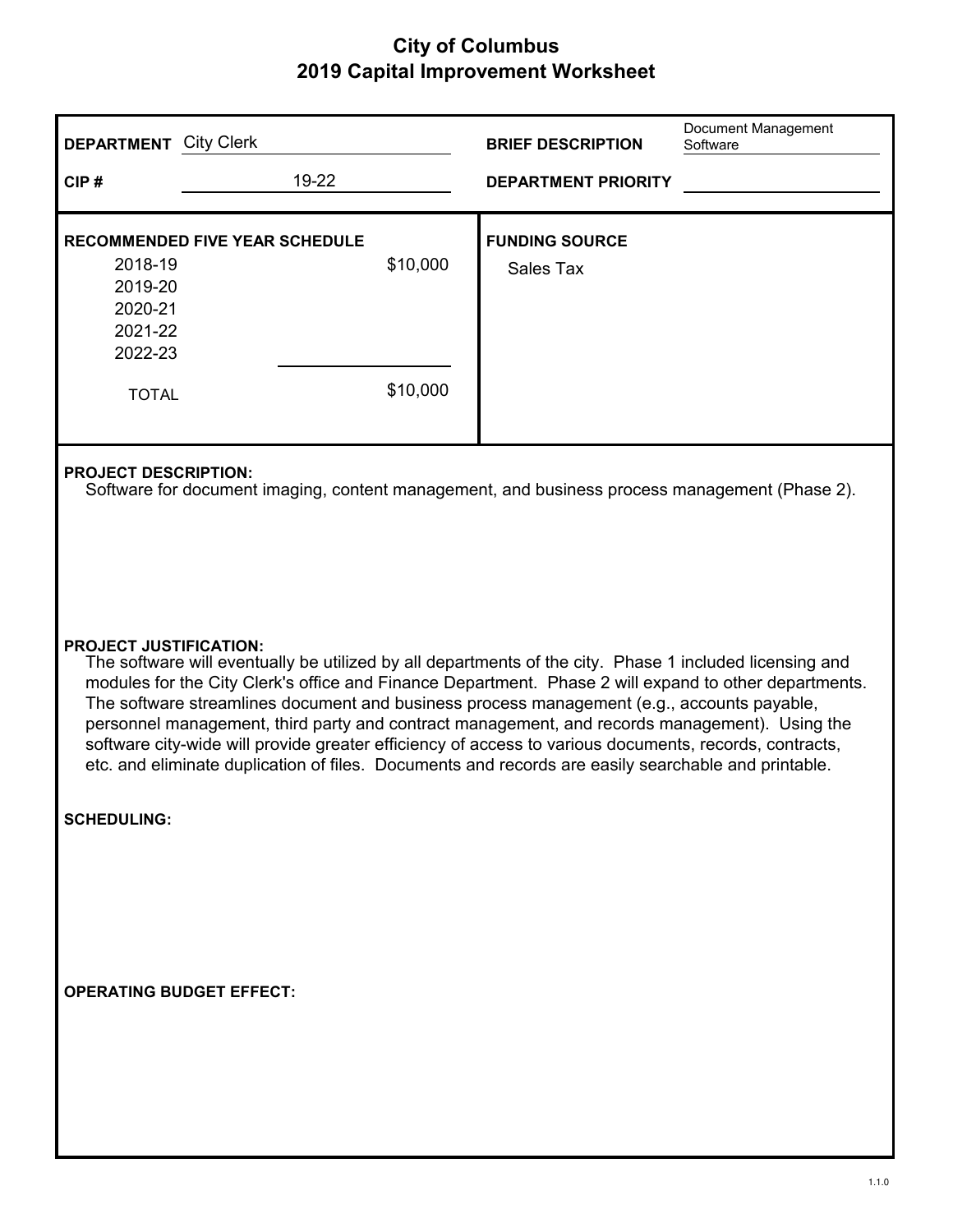# City of Columbus
## 2019 Capital Improvement Worksheet

**DEPARTMENT** City Clerk

**BRIEF DESCRIPTION** Document Management Software

**CIP #** 19-22

**DEPARTMENT PRIORITY**

**RECOMMENDED FIVE YEAR SCHEDULE**

| Year | Amount |
|---|---|
| 2018-19 | $10,000 |
| 2019-20 | |
| 2020-21 | |
| 2021-22 | |
| 2022-23 | |
| TOTAL | $10,000 |

**FUNDING SOURCE**

Sales Tax

**PROJECT DESCRIPTION:**

Software for document imaging, content management, and business process management (Phase 2).

**PROJECT JUSTIFICATION:**

The software will eventually be utilized by all departments of the city. Phase 1 included licensing and modules for the City Clerk's office and Finance Department. Phase 2 will expand to other departments. The software streamlines document and business process management (e.g., accounts payable, personnel management, third party and contract management, and records management). Using the software city-wide will provide greater efficiency of access to various documents, records, contracts, etc. and eliminate duplication of files. Documents and records are easily searchable and printable.

**SCHEDULING:**

**OPERATING BUDGET EFFECT:**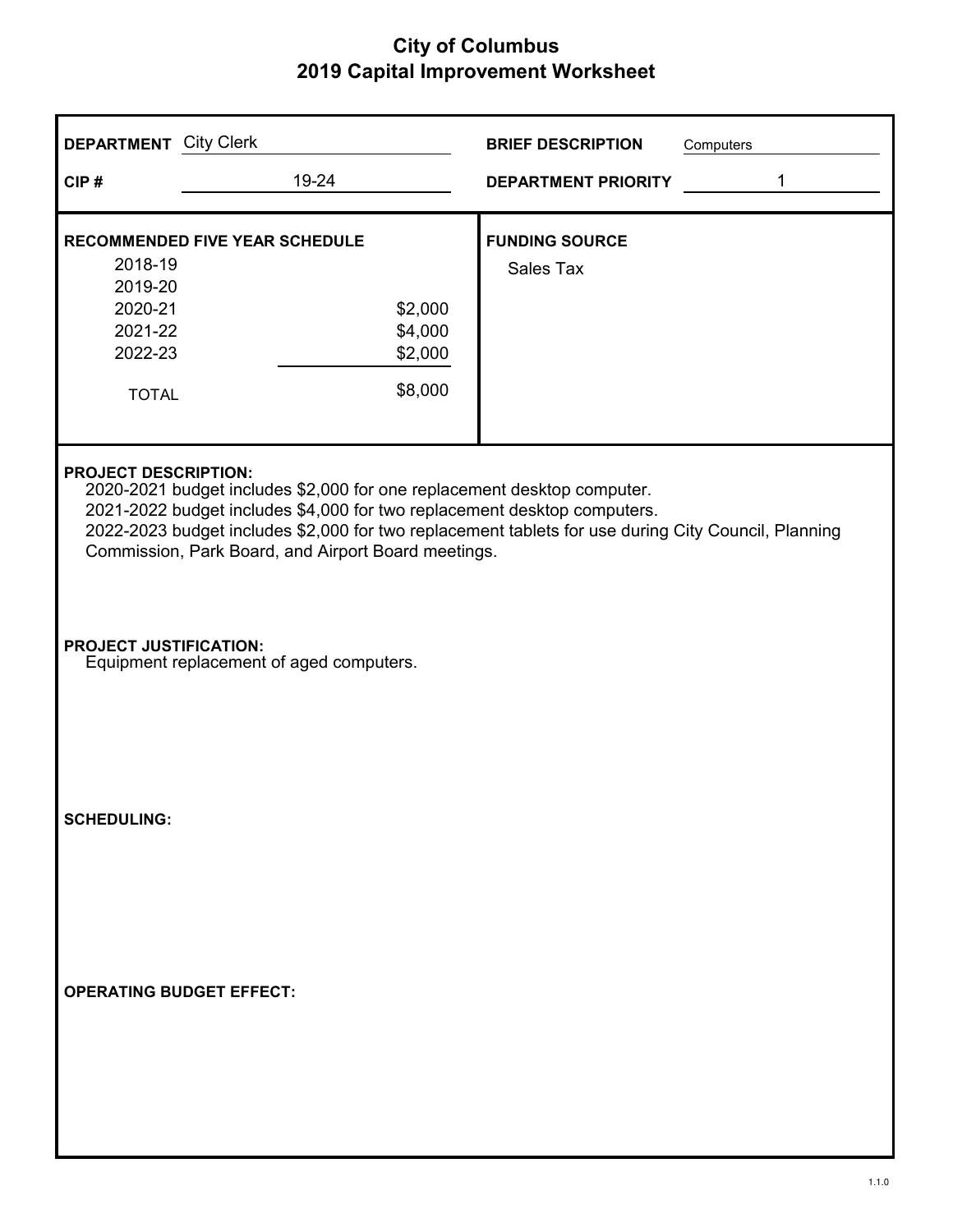# City of Columbus
## 2019 Capital Improvement Worksheet

**DEPARTMENT** City Clerk

**CIP #** 19-24

**BRIEF DESCRIPTION** Computers

**DEPARTMENT PRIORITY** 1

**RECOMMENDED FIVE YEAR SCHEDULE**

| Year | Amount |
|---|---|
| 2018-19 | |
| 2019-20 | |
| 2020-21 | $2,000 |
| 2021-22 | $4,000 |
| 2022-23 | $2,000 |
| TOTAL | $8,000 |

**FUNDING SOURCE**

Sales Tax

**PROJECT DESCRIPTION:**

2020-2021 budget includes $2,000 for one replacement desktop computer.
2021-2022 budget includes $4,000 for two replacement desktop computers.
2022-2023 budget includes $2,000 for two replacement tablets for use during City Council, Planning Commission, Park Board, and Airport Board meetings.

**PROJECT JUSTIFICATION:**

Equipment replacement of aged computers.

**SCHEDULING:**

**OPERATING BUDGET EFFECT:**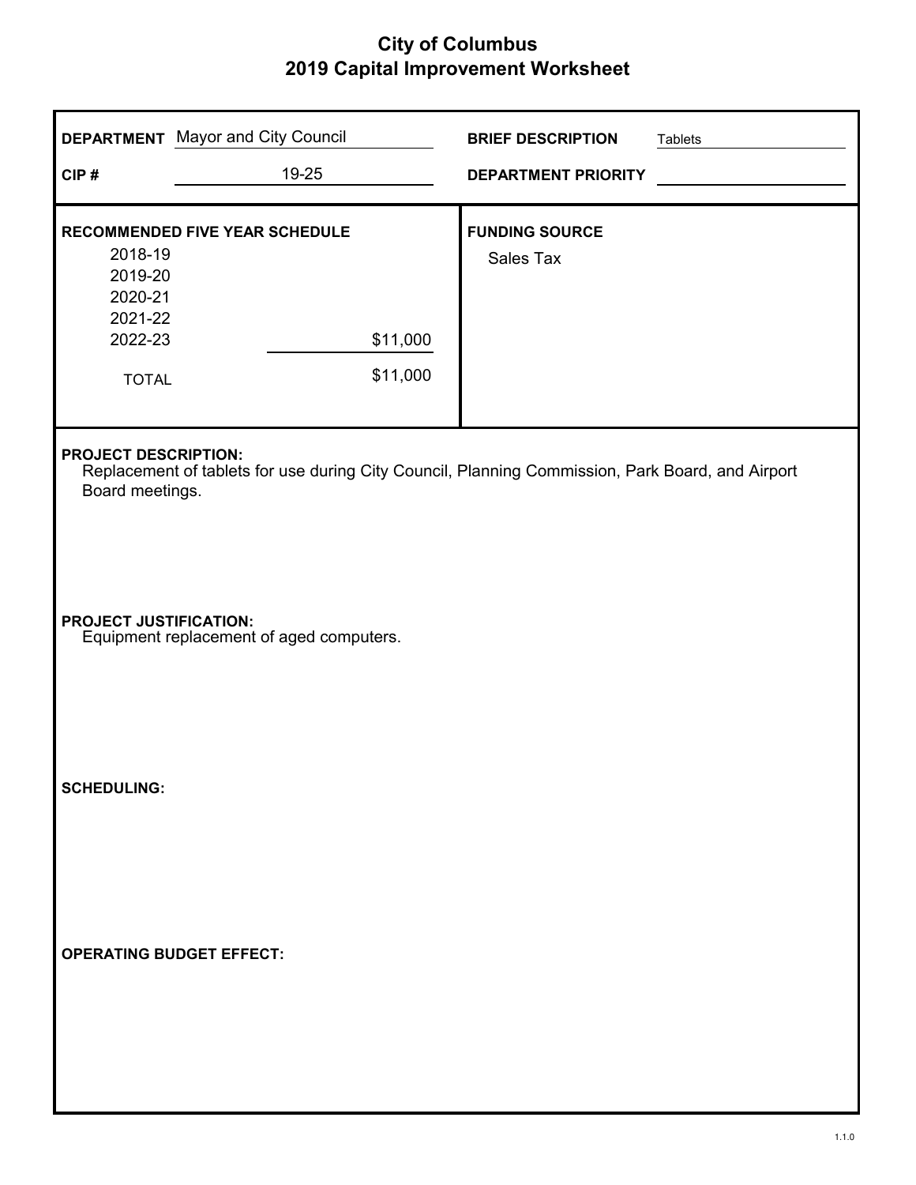# City of Columbus
## 2019 Capital Improvement Worksheet

**DEPARTMENT** Mayor and City Council

**CIP #** 19-25

**BRIEF DESCRIPTION** Tablets

**DEPARTMENT PRIORITY**

**RECOMMENDED FIVE YEAR SCHEDULE**

| Year | Amount |
|---|---|
| 2018-19 | |
| 2019-20 | |
| 2020-21 | |
| 2021-22 | |
| 2022-23 | $11,000 |
| TOTAL | $11,000 |

**FUNDING SOURCE**

Sales Tax

**PROJECT DESCRIPTION:**

Replacement of tablets for use during City Council, Planning Commission, Park Board, and Airport Board meetings.

**PROJECT JUSTIFICATION:**

Equipment replacement of aged computers.

**SCHEDULING:**

**OPERATING BUDGET EFFECT:**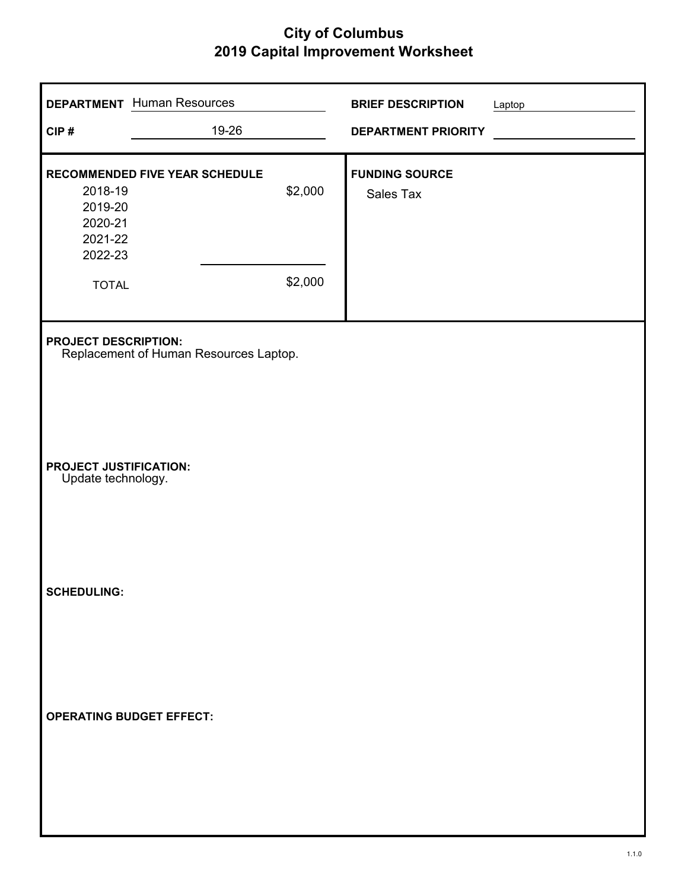# City of Columbus
## 2019 Capital Improvement Worksheet

**DEPARTMENT** Human Resources

**CIP #** 19-26

**BRIEF DESCRIPTION** Laptop

**DEPARTMENT PRIORITY**

**RECOMMENDED FIVE YEAR SCHEDULE**

| Year | Amount |
|---|---|
| 2018-19 | $2,000 |
| 2019-20 | |
| 2020-21 | |
| 2021-22 | |
| 2022-23 | |
| TOTAL | $2,000 |

**FUNDING SOURCE**

Sales Tax

**PROJECT DESCRIPTION:**
Replacement of Human Resources Laptop.

**PROJECT JUSTIFICATION:**
Update technology.

**SCHEDULING:**

**OPERATING BUDGET EFFECT:**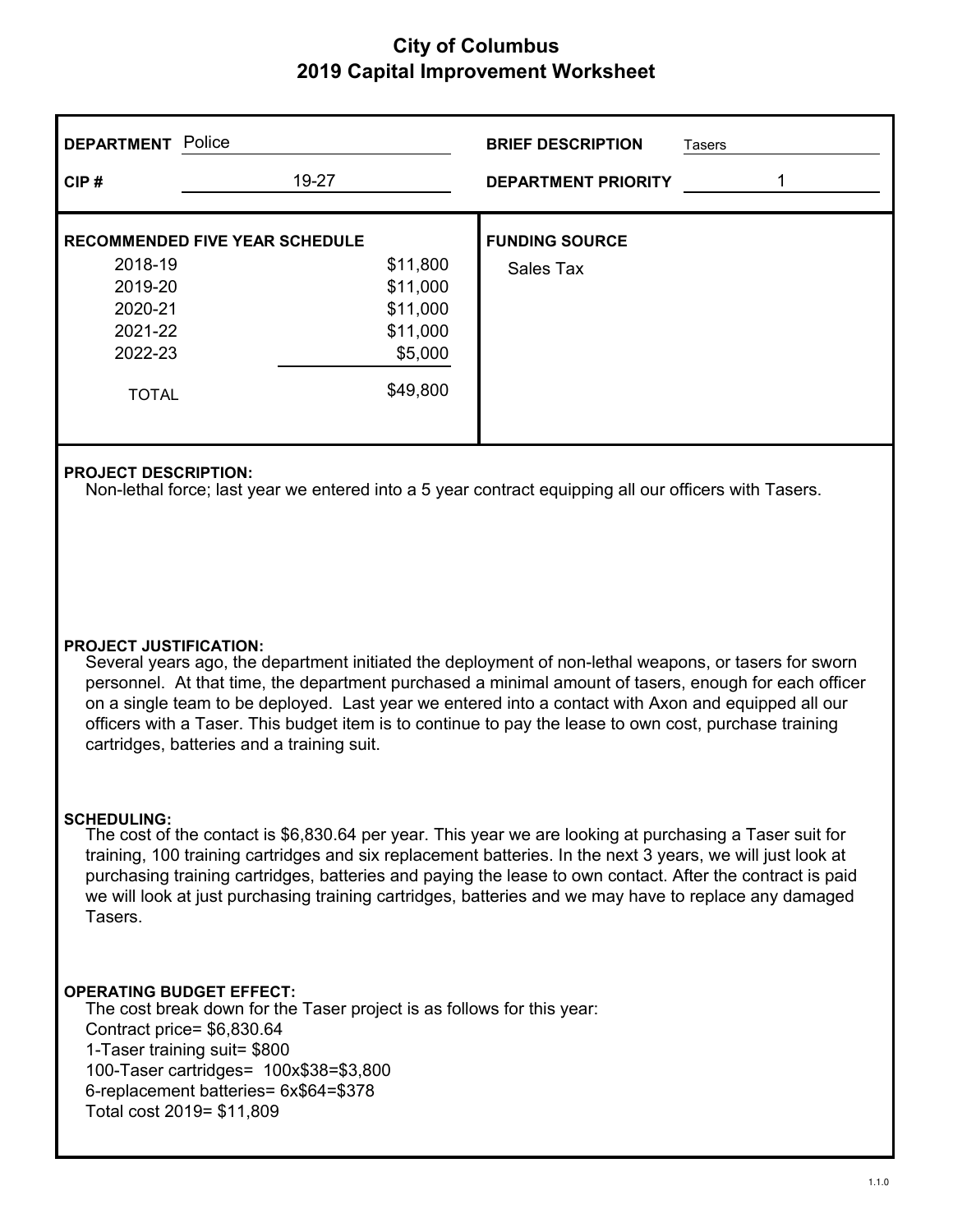# City of Columbus
## 2019 Capital Improvement Worksheet

**DEPARTMENT** Police

**CIP #** 19-27

**BRIEF DESCRIPTION** Tasers

**DEPARTMENT PRIORITY** 1

**RECOMMENDED FIVE YEAR SCHEDULE**

| Year | Amount |
|---|---|
| 2018-19 | $11,800 |
| 2019-20 | $11,000 |
| 2020-21 | $11,000 |
| 2021-22 | $11,000 |
| 2022-23 | $5,000 |
| TOTAL | $49,800 |

**FUNDING SOURCE**

Sales Tax

**PROJECT DESCRIPTION:**

Non-lethal force; last year we entered into a 5 year contract equipping all our officers with Tasers.

**PROJECT JUSTIFICATION:**

Several years ago, the department initiated the deployment of non-lethal weapons, or tasers for sworn personnel. At that time, the department purchased a minimal amount of tasers, enough for each officer on a single team to be deployed. Last year we entered into a contact with Axon and equipped all our officers with a Taser. This budget item is to continue to pay the lease to own cost, purchase training cartridges, batteries and a training suit.

**SCHEDULING:**

The cost of the contact is $6,830.64 per year. This year we are looking at purchasing a Taser suit for training, 100 training cartridges and six replacement batteries. In the next 3 years, we will just look at purchasing training cartridges, batteries and paying the lease to own contact. After the contract is paid we will look at just purchasing training cartridges, batteries and we may have to replace any damaged Tasers.

**OPERATING BUDGET EFFECT:**

The cost break down for the Taser project is as follows for this year:
Contract price= $6,830.64
1-Taser training suit= $800
100-Taser cartridges= 100x$38=$3,800
6-replacement batteries= 6x$64=$378
Total cost 2019= $11,809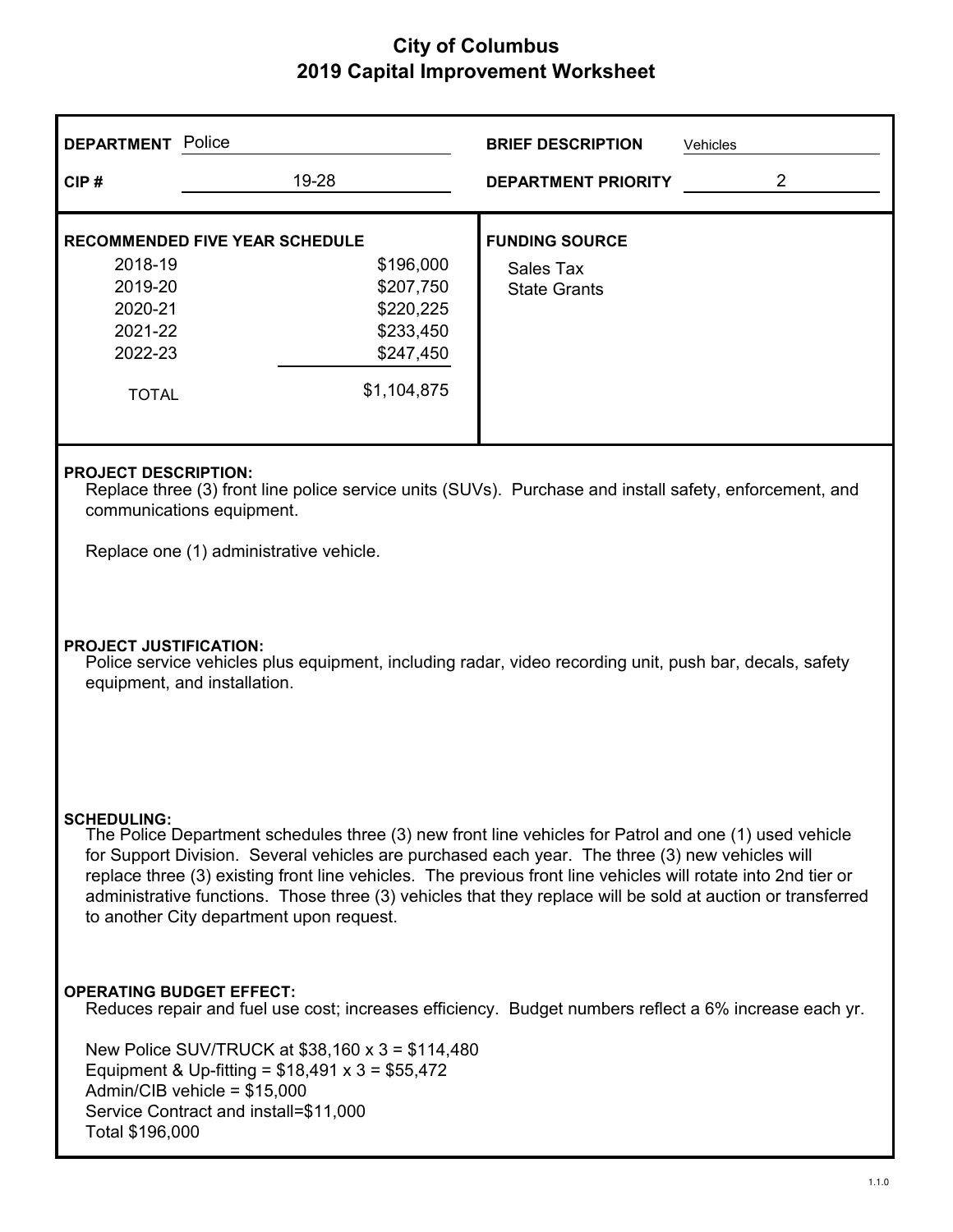# City of Columbus
## 2019 Capital Improvement Worksheet

**DEPARTMENT** Police

**CIP #** 19-28

**BRIEF DESCRIPTION** Vehicles

**DEPARTMENT PRIORITY** 2

**RECOMMENDED FIVE YEAR SCHEDULE**

| Year | Amount |
|---|---|
| 2018-19 | $196,000 |
| 2019-20 | $207,750 |
| 2020-21 | $220,225 |
| 2021-22 | $233,450 |
| 2022-23 | $247,450 |
| TOTAL | $1,104,875 |

**FUNDING SOURCE**

Sales Tax
State Grants

**PROJECT DESCRIPTION:**

Replace three (3) front line police service units (SUVs). Purchase and install safety, enforcement, and communications equipment.

Replace one (1) administrative vehicle.

**PROJECT JUSTIFICATION:**

Police service vehicles plus equipment, including radar, video recording unit, push bar, decals, safety equipment, and installation.

**SCHEDULING:**

The Police Department schedules three (3) new front line vehicles for Patrol and one (1) used vehicle for Support Division. Several vehicles are purchased each year. The three (3) new vehicles will replace three (3) existing front line vehicles. The previous front line vehicles will rotate into 2nd tier or administrative functions. Those three (3) vehicles that they replace will be sold at auction or transferred to another City department upon request.

**OPERATING BUDGET EFFECT:**

Reduces repair and fuel use cost; increases efficiency. Budget numbers reflect a 6% increase each yr.

New Police SUV/TRUCK at $38,160 x 3 = $114,480
Equipment & Up-fitting = $18,491 x 3 = $55,472
Admin/CIB vehicle = $15,000
Service Contract and install=$11,000
Total $196,000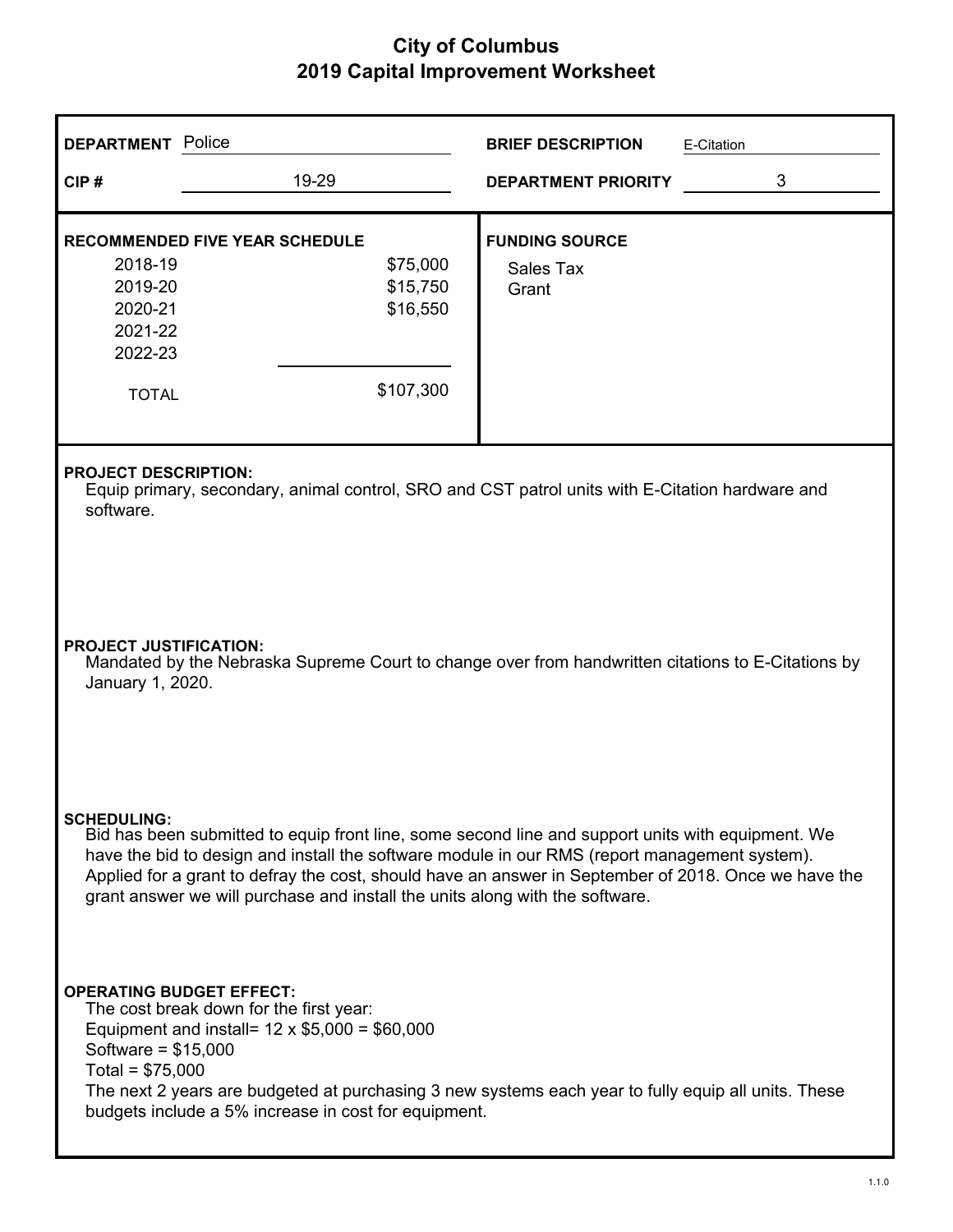# City of Columbus
## 2019 Capital Improvement Worksheet

**DEPARTMENT** Police

**CIP #** 19-29

**BRIEF DESCRIPTION** E-Citation

**DEPARTMENT PRIORITY** 3

**RECOMMENDED FIVE YEAR SCHEDULE**

| Year | Amount |
|---|---|
| 2018-19 | $75,000 |
| 2019-20 | $15,750 |
| 2020-21 | $16,550 |
| 2021-22 | |
| 2022-23 | |
| TOTAL | $107,300 |

**FUNDING SOURCE**

Sales Tax
Grant

**PROJECT DESCRIPTION:**

Equip primary, secondary, animal control, SRO and CST patrol units with E-Citation hardware and software.

**PROJECT JUSTIFICATION:**

Mandated by the Nebraska Supreme Court to change over from handwritten citations to E-Citations by January 1, 2020.

**SCHEDULING:**

Bid has been submitted to equip front line, some second line and support units with equipment. We have the bid to design and install the software module in our RMS (report management system). Applied for a grant to defray the cost, should have an answer in September of 2018. Once we have the grant answer we will purchase and install the units along with the software.

**OPERATING BUDGET EFFECT:**

The cost break down for the first year:
Equipment and install= 12 x $5,000 = $60,000
Software = $15,000
Total = $75,000
The next 2 years are budgeted at purchasing 3 new systems each year to fully equip all units. These budgets include a 5% increase in cost for equipment.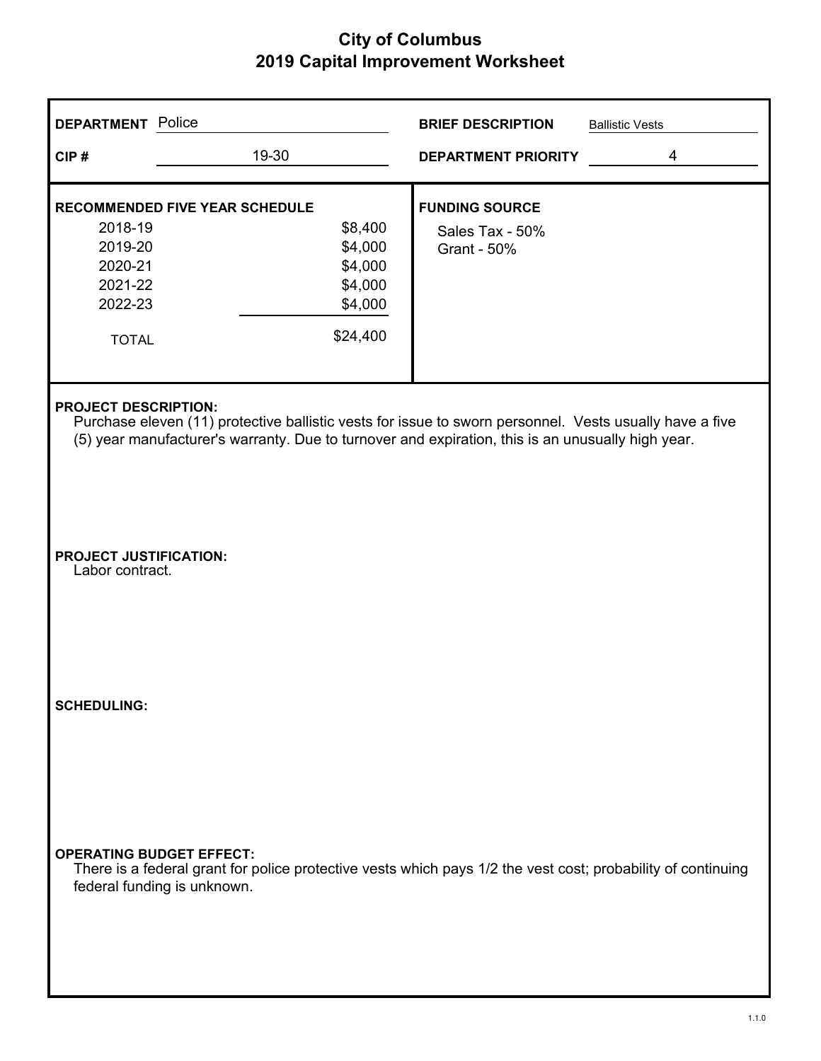# City of Columbus
## 2019 Capital Improvement Worksheet

**DEPARTMENT** Police

**CIP #** 19-30

**BRIEF DESCRIPTION** Ballistic Vests

**DEPARTMENT PRIORITY** 4

**RECOMMENDED FIVE YEAR SCHEDULE**

| Year | Amount |
|---|---|
| 2018-19 | $8,400 |
| 2019-20 | $4,000 |
| 2020-21 | $4,000 |
| 2021-22 | $4,000 |
| 2022-23 | $4,000 |
| TOTAL | $24,400 |

**FUNDING SOURCE**

Sales Tax - 50%
Grant - 50%

**PROJECT DESCRIPTION:**

Purchase eleven (11) protective ballistic vests for issue to sworn personnel. Vests usually have a five (5) year manufacturer's warranty. Due to turnover and expiration, this is an unusually high year.

**PROJECT JUSTIFICATION:**

Labor contract.

**SCHEDULING:**

**OPERATING BUDGET EFFECT:**

There is a federal grant for police protective vests which pays 1/2 the vest cost; probability of continuing federal funding is unknown.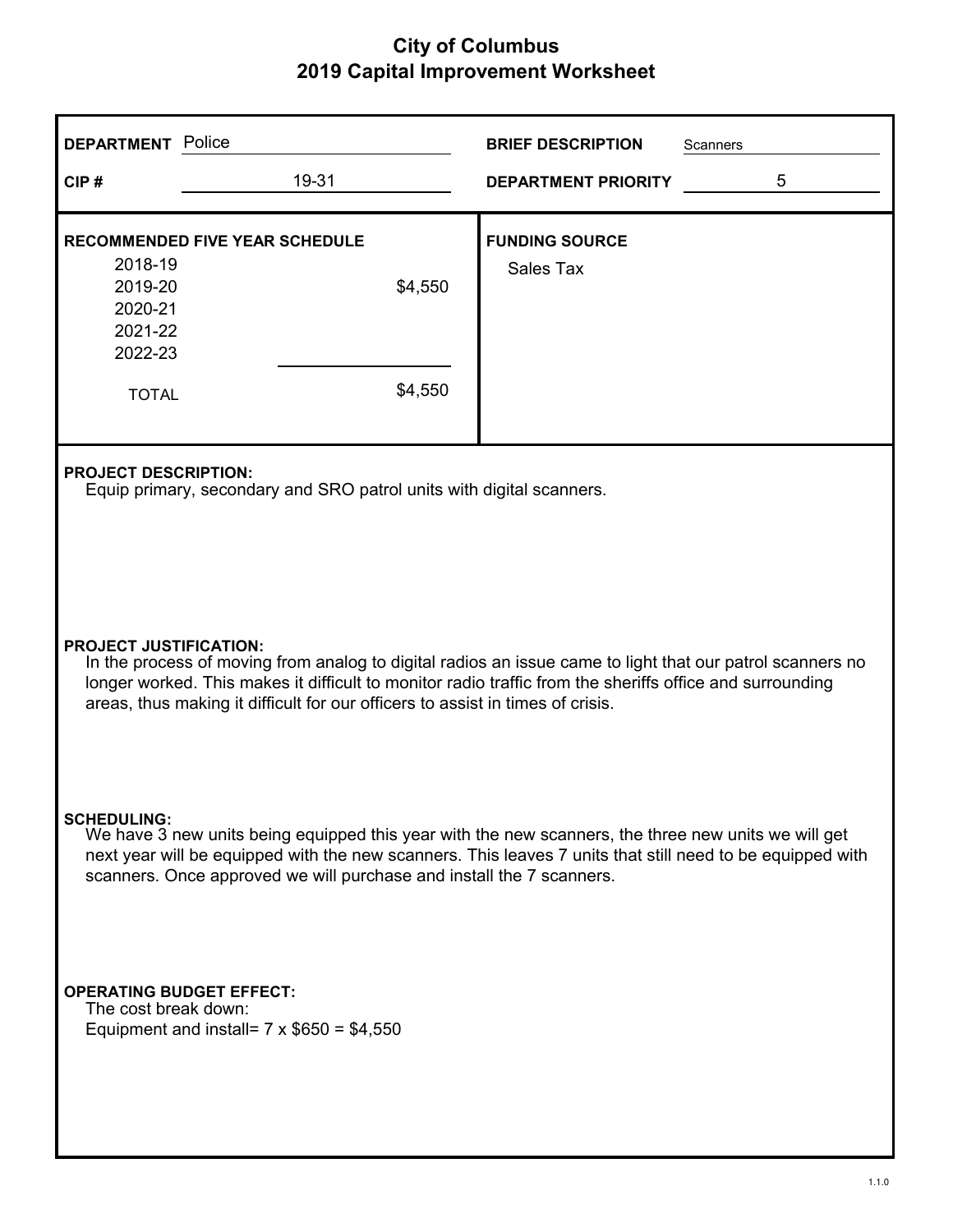# City of Columbus
## 2019 Capital Improvement Worksheet

**DEPARTMENT** Police

**CIP #** 19-31

**BRIEF DESCRIPTION** Scanners

**DEPARTMENT PRIORITY** 5

**RECOMMENDED FIVE YEAR SCHEDULE**

| Year | Amount |
|---|---|
| 2018-19 | |
| 2019-20 | $4,550 |
| 2020-21 | |
| 2021-22 | |
| 2022-23 | |
| TOTAL | $4,550 |

**FUNDING SOURCE**

Sales Tax

**PROJECT DESCRIPTION:**

Equip primary, secondary and SRO patrol units with digital scanners.

**PROJECT JUSTIFICATION:**

In the process of moving from analog to digital radios an issue came to light that our patrol scanners no longer worked. This makes it difficult to monitor radio traffic from the sheriffs office and surrounding areas, thus making it difficult for our officers to assist in times of crisis.

**SCHEDULING:**

We have 3 new units being equipped this year with the new scanners, the three new units we will get next year will be equipped with the new scanners. This leaves 7 units that still need to be equipped with scanners. Once approved we will purchase and install the 7 scanners.

**OPERATING BUDGET EFFECT:**

The cost break down:
Equipment and install= 7 x $650 = $4,550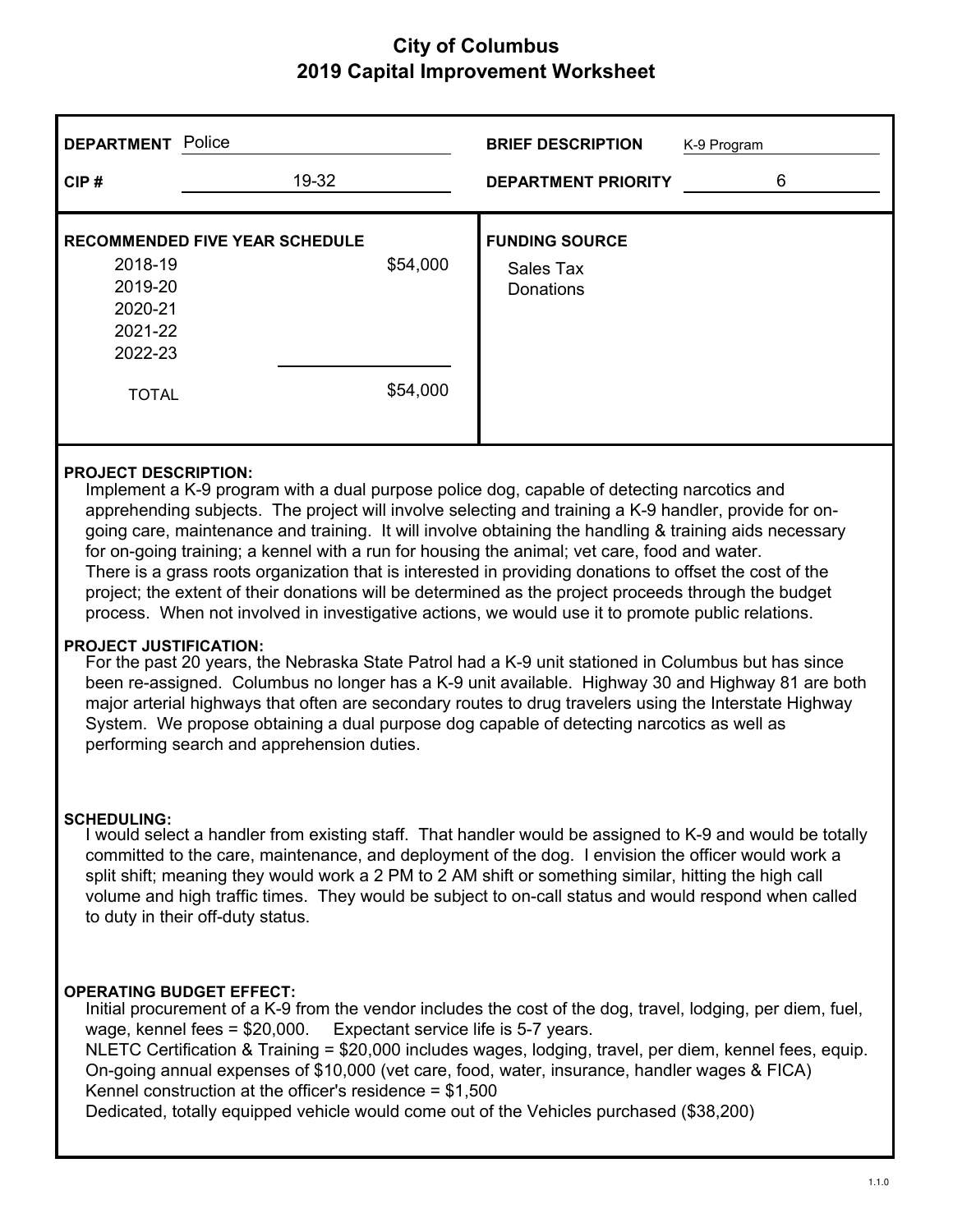# City of Columbus
## 2019 Capital Improvement Worksheet

**DEPARTMENT** Police

**CIP #** 19-32

**BRIEF DESCRIPTION** K-9 Program

**DEPARTMENT PRIORITY** 6

**RECOMMENDED FIVE YEAR SCHEDULE**

| Year | Amount |
|---|---|
| 2018-19 | $54,000 |
| 2019-20 | |
| 2020-21 | |
| 2021-22 | |
| 2022-23 | |
| TOTAL | $54,000 |

**FUNDING SOURCE**

Sales Tax
Donations

**PROJECT DESCRIPTION:**

Implement a K-9 program with a dual purpose police dog, capable of detecting narcotics and apprehending subjects. The project will involve selecting and training a K-9 handler, provide for on-going care, maintenance and training. It will involve obtaining the handling & training aids necessary for on-going training; a kennel with a run for housing the animal; vet care, food and water. There is a grass roots organization that is interested in providing donations to offset the cost of the project; the extent of their donations will be determined as the project proceeds through the budget process. When not involved in investigative actions, we would use it to promote public relations.

**PROJECT JUSTIFICATION:**

For the past 20 years, the Nebraska State Patrol had a K-9 unit stationed in Columbus but has since been re-assigned. Columbus no longer has a K-9 unit available. Highway 30 and Highway 81 are both major arterial highways that often are secondary routes to drug travelers using the Interstate Highway System. We propose obtaining a dual purpose dog capable of detecting narcotics as well as performing search and apprehension duties.

**SCHEDULING:**

I would select a handler from existing staff. That handler would be assigned to K-9 and would be totally committed to the care, maintenance, and deployment of the dog. I envision the officer would work a split shift; meaning they would work a 2 PM to 2 AM shift or something similar, hitting the high call volume and high traffic times. They would be subject to on-call status and would respond when called to duty in their off-duty status.

**OPERATING BUDGET EFFECT:**

Initial procurement of a K-9 from the vendor includes the cost of the dog, travel, lodging, per diem, fuel, wage, kennel fees = $20,000. Expectant service life is 5-7 years.
NLETC Certification & Training = $20,000 includes wages, lodging, travel, per diem, kennel fees, equip.
On-going annual expenses of $10,000 (vet care, food, water, insurance, handler wages & FICA)
Kennel construction at the officer's residence = $1,500
Dedicated, totally equipped vehicle would come out of the Vehicles purchased ($38,200)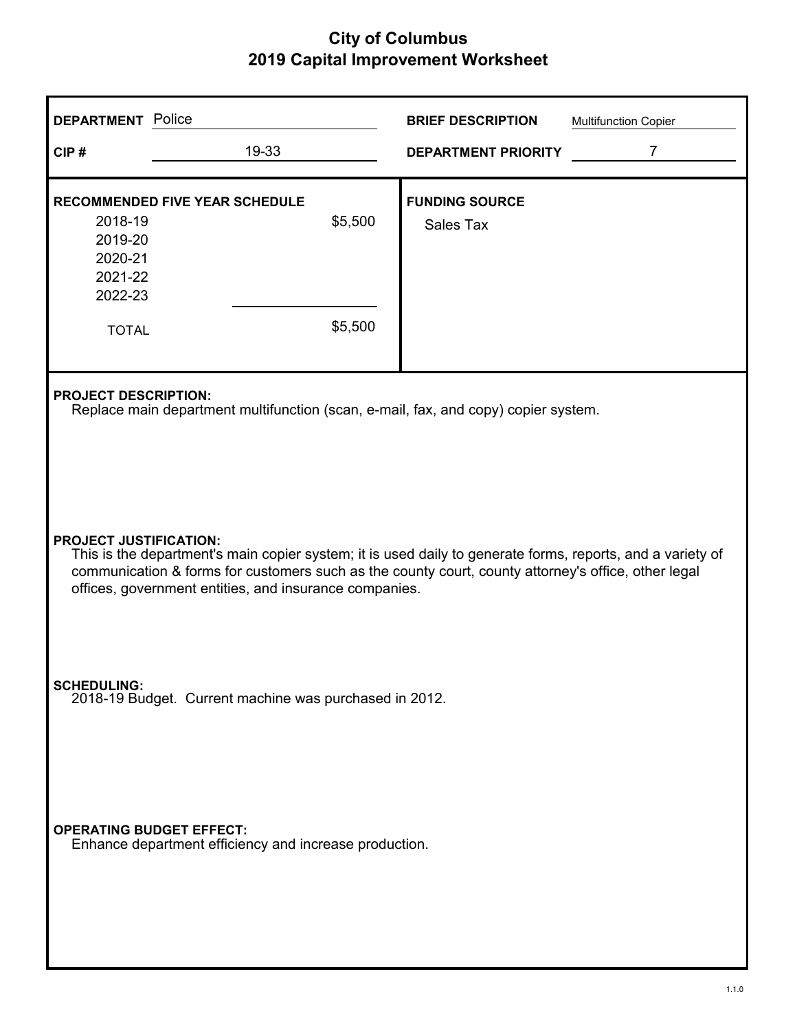# City of Columbus
## 2019 Capital Improvement Worksheet

**DEPARTMENT** Police

**CIP #** 19-33

**BRIEF DESCRIPTION** Multifunction Copier

**DEPARTMENT PRIORITY** 7

**RECOMMENDED FIVE YEAR SCHEDULE**

| Year | Amount |
|---|---|
| 2018-19 | $5,500 |
| 2019-20 | |
| 2020-21 | |
| 2021-22 | |
| 2022-23 | |
| TOTAL | $5,500 |

**FUNDING SOURCE**

Sales Tax

**PROJECT DESCRIPTION:**

Replace main department multifunction (scan, e-mail, fax, and copy) copier system.

**PROJECT JUSTIFICATION:**

This is the department's main copier system; it is used daily to generate forms, reports, and a variety of communication & forms for customers such as the county court, county attorney's office, other legal offices, government entities, and insurance companies.

**SCHEDULING:**

2018-19 Budget. Current machine was purchased in 2012.

**OPERATING BUDGET EFFECT:**

Enhance department efficiency and increase production.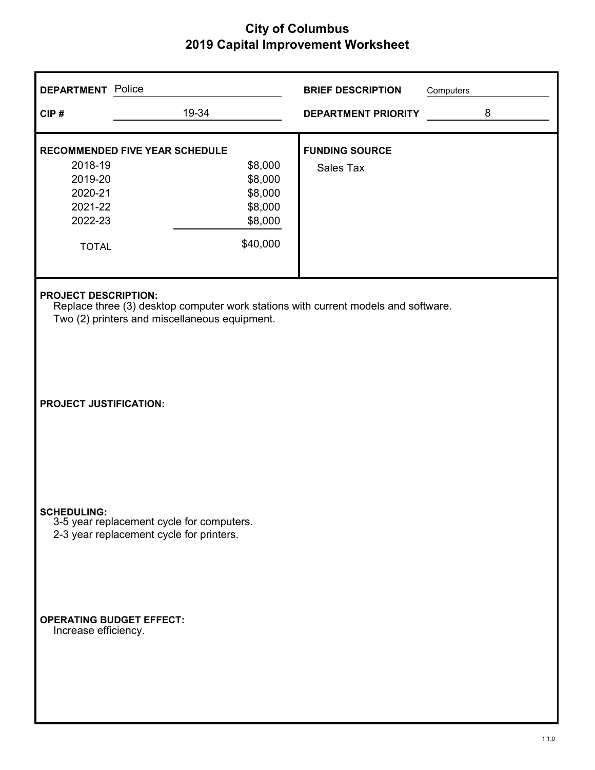# City of Columbus
## 2019 Capital Improvement Worksheet

**DEPARTMENT** Police

**CIP #** 19-34

**BRIEF DESCRIPTION** Computers

**DEPARTMENT PRIORITY** 8

**RECOMMENDED FIVE YEAR SCHEDULE**

| Year | Amount |
|---|---|
| 2018-19 | $8,000 |
| 2019-20 | $8,000 |
| 2020-21 | $8,000 |
| 2021-22 | $8,000 |
| 2022-23 | $8,000 |
| TOTAL | $40,000 |

**FUNDING SOURCE**

Sales Tax

**PROJECT DESCRIPTION:**

Replace three (3) desktop computer work stations with current models and software.
Two (2) printers and miscellaneous equipment.

**PROJECT JUSTIFICATION:**

**SCHEDULING:**

3-5 year replacement cycle for computers.
2-3 year replacement cycle for printers.

**OPERATING BUDGET EFFECT:**

Increase efficiency.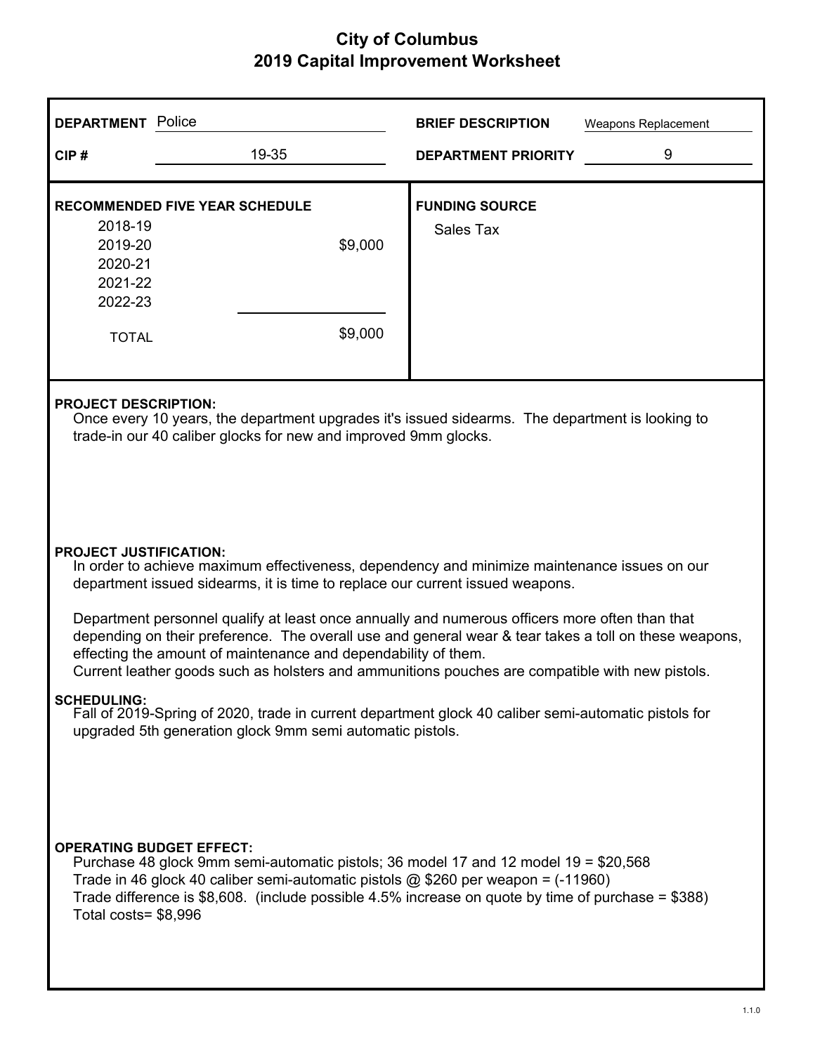# City of Columbus
## 2019 Capital Improvement Worksheet

**DEPARTMENT** Police

**CIP #** 19-35

**BRIEF DESCRIPTION** Weapons Replacement

**DEPARTMENT PRIORITY** 9

**RECOMMENDED FIVE YEAR SCHEDULE**

| Year | Amount |
|---|---|
| 2018-19 | |
| 2019-20 | $9,000 |
| 2020-21 | |
| 2021-22 | |
| 2022-23 | |
| TOTAL | $9,000 |

**FUNDING SOURCE**

Sales Tax

**PROJECT DESCRIPTION:**

Once every 10 years, the department upgrades it's issued sidearms. The department is looking to trade-in our 40 caliber glocks for new and improved 9mm glocks.

**PROJECT JUSTIFICATION:**

In order to achieve maximum effectiveness, dependency and minimize maintenance issues on our department issued sidearms, it is time to replace our current issued weapons.

Department personnel qualify at least once annually and numerous officers more often than that depending on their preference. The overall use and general wear & tear takes a toll on these weapons, effecting the amount of maintenance and dependability of them.
Current leather goods such as holsters and ammunitions pouches are compatible with new pistols.

**SCHEDULING:**

Fall of 2019-Spring of 2020, trade in current department glock 40 caliber semi-automatic pistols for upgraded 5th generation glock 9mm semi automatic pistols.

**OPERATING BUDGET EFFECT:**

Purchase 48 glock 9mm semi-automatic pistols; 36 model 17 and 12 model 19 = $20,568
Trade in 46 glock 40 caliber semi-automatic pistols @ $260 per weapon = (-11960)
Trade difference is $8,608. (include possible 4.5% increase on quote by time of purchase = $388)
Total costs= $8,996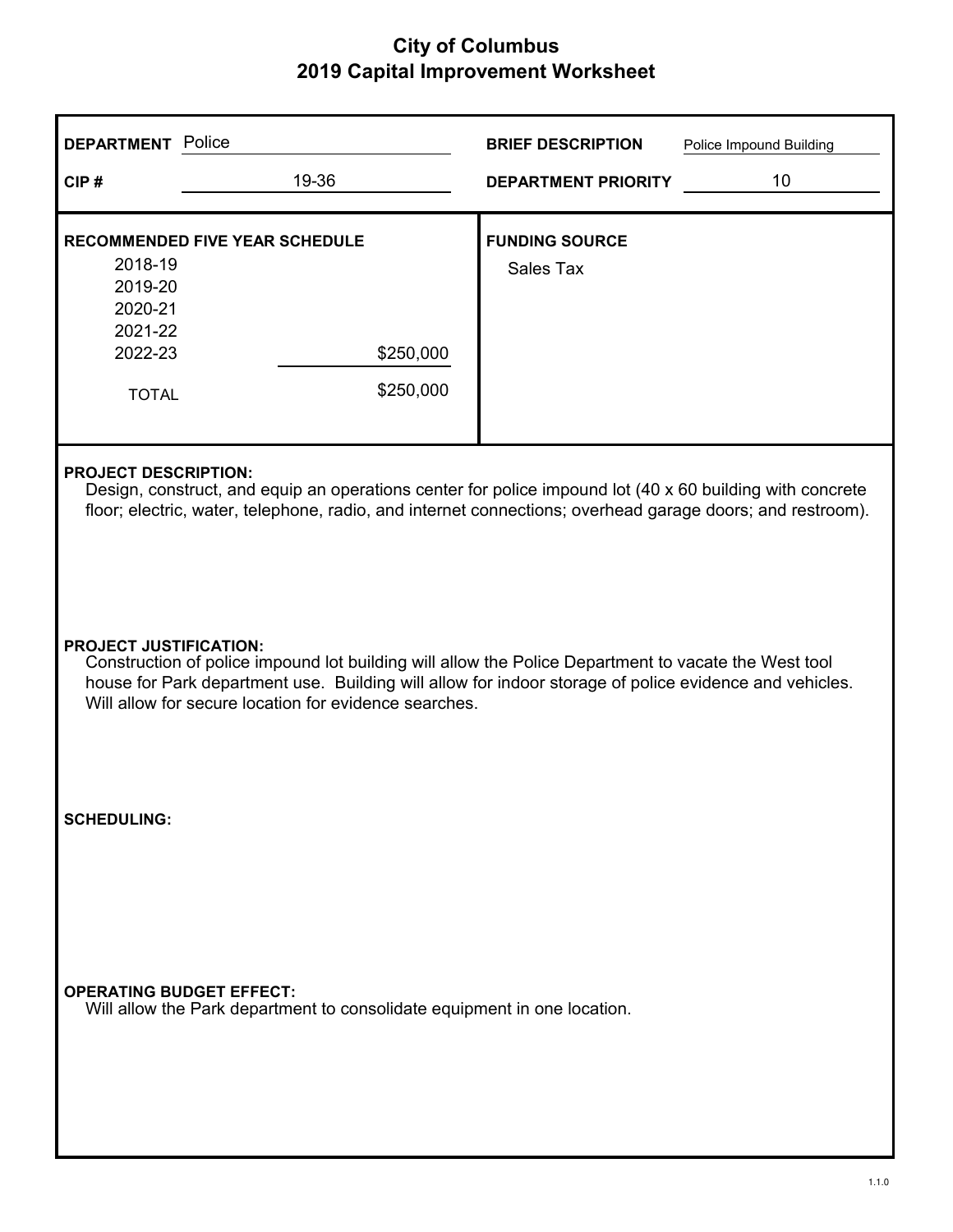# City of Columbus
## 2019 Capital Improvement Worksheet

| | | | |
|---|---|---|---|
| **DEPARTMENT** | Police | **BRIEF DESCRIPTION** | Police Impound Building |
| **CIP #** | 19-36 | **DEPARTMENT PRIORITY** | 10 |

**RECOMMENDED FIVE YEAR SCHEDULE**

| Year | Amount |
|---|---|
| 2018-19 | |
| 2019-20 | |
| 2020-21 | |
| 2021-22 | |
| 2022-23 | $250,000 |
| TOTAL | $250,000 |

**FUNDING SOURCE**

Sales Tax

**PROJECT DESCRIPTION:**

Design, construct, and equip an operations center for police impound lot (40 x 60 building with concrete floor; electric, water, telephone, radio, and internet connections; overhead garage doors; and restroom).

**PROJECT JUSTIFICATION:**

Construction of police impound lot building will allow the Police Department to vacate the West tool house for Park department use. Building will allow for indoor storage of police evidence and vehicles. Will allow for secure location for evidence searches.

**SCHEDULING:**

**OPERATING BUDGET EFFECT:**

Will allow the Park department to consolidate equipment in one location.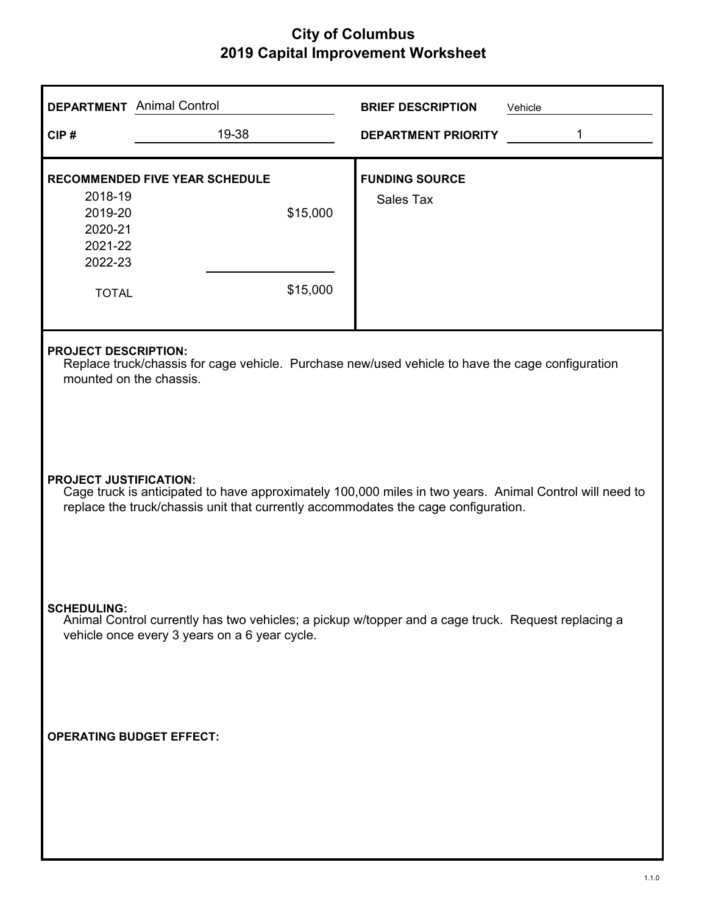# City of Columbus
## 2019 Capital Improvement Worksheet

**DEPARTMENT** Animal Control

**BRIEF DESCRIPTION** Vehicle

**CIP #** 19-38

**DEPARTMENT PRIORITY** 1

**RECOMMENDED FIVE YEAR SCHEDULE**

| Year | Amount |
|---|---|
| 2018-19 | |
| 2019-20 | $15,000 |
| 2020-21 | |
| 2021-22 | |
| 2022-23 | |
| TOTAL | $15,000 |

**FUNDING SOURCE**

Sales Tax

**PROJECT DESCRIPTION:**

Replace truck/chassis for cage vehicle. Purchase new/used vehicle to have the cage configuration mounted on the chassis.

**PROJECT JUSTIFICATION:**

Cage truck is anticipated to have approximately 100,000 miles in two years. Animal Control will need to replace the truck/chassis unit that currently accommodates the cage configuration.

**SCHEDULING:**

Animal Control currently has two vehicles; a pickup w/topper and a cage truck. Request replacing a vehicle once every 3 years on a 6 year cycle.

**OPERATING BUDGET EFFECT:**

1.1.0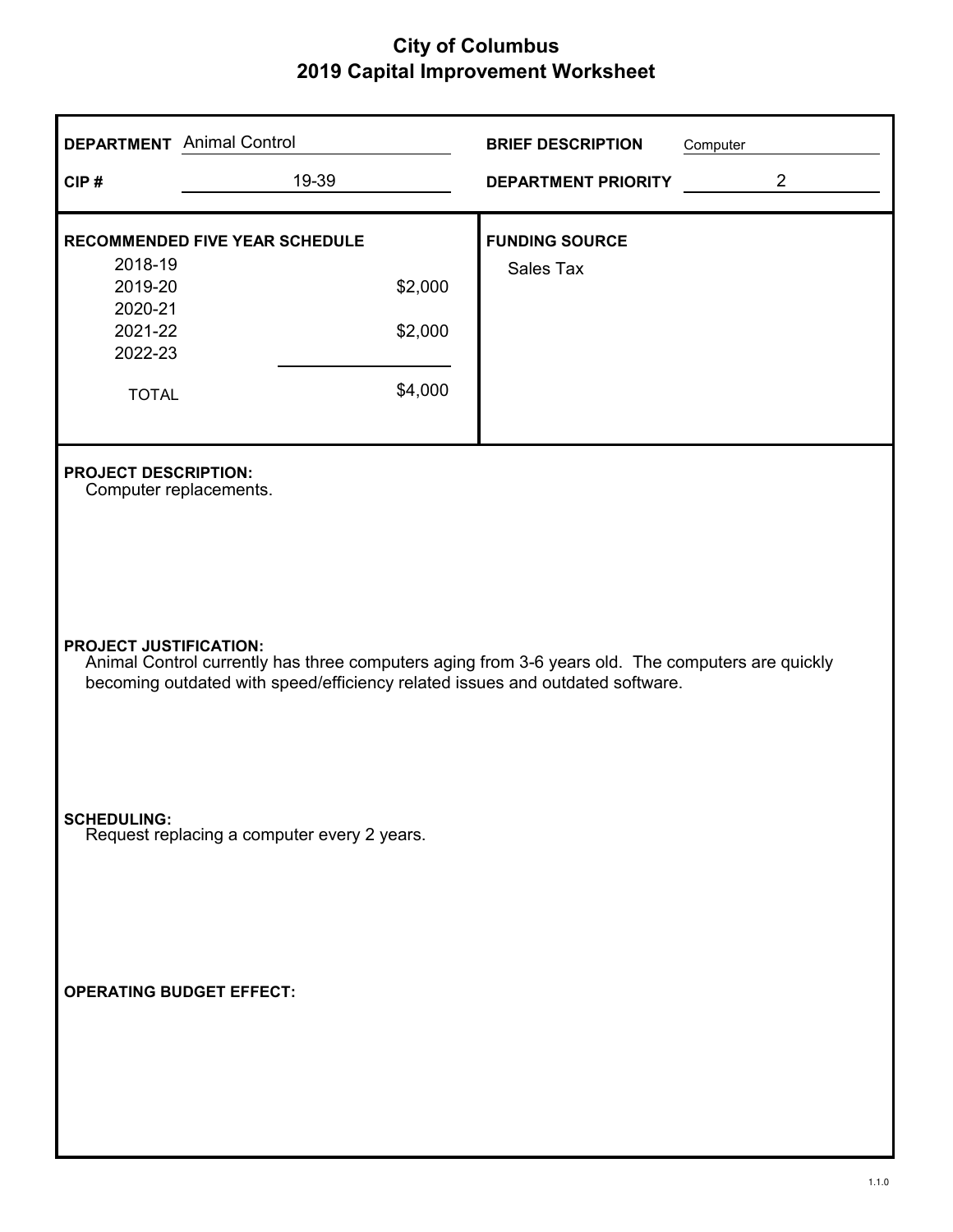# City of Columbus
## 2019 Capital Improvement Worksheet

**DEPARTMENT** Animal Control

**CIP #** 19-39

**BRIEF DESCRIPTION** Computer

**DEPARTMENT PRIORITY** 2

**RECOMMENDED FIVE YEAR SCHEDULE**

| Year | Amount |
|---|---|
| 2018-19 | |
| 2019-20 | $2,000 |
| 2020-21 | |
| 2021-22 | $2,000 |
| 2022-23 | |
| TOTAL | $4,000 |

**FUNDING SOURCE**

Sales Tax

**PROJECT DESCRIPTION:**

Computer replacements.

**PROJECT JUSTIFICATION:**

Animal Control currently has three computers aging from 3-6 years old. The computers are quickly becoming outdated with speed/efficiency related issues and outdated software.

**SCHEDULING:**

Request replacing a computer every 2 years.

**OPERATING BUDGET EFFECT:**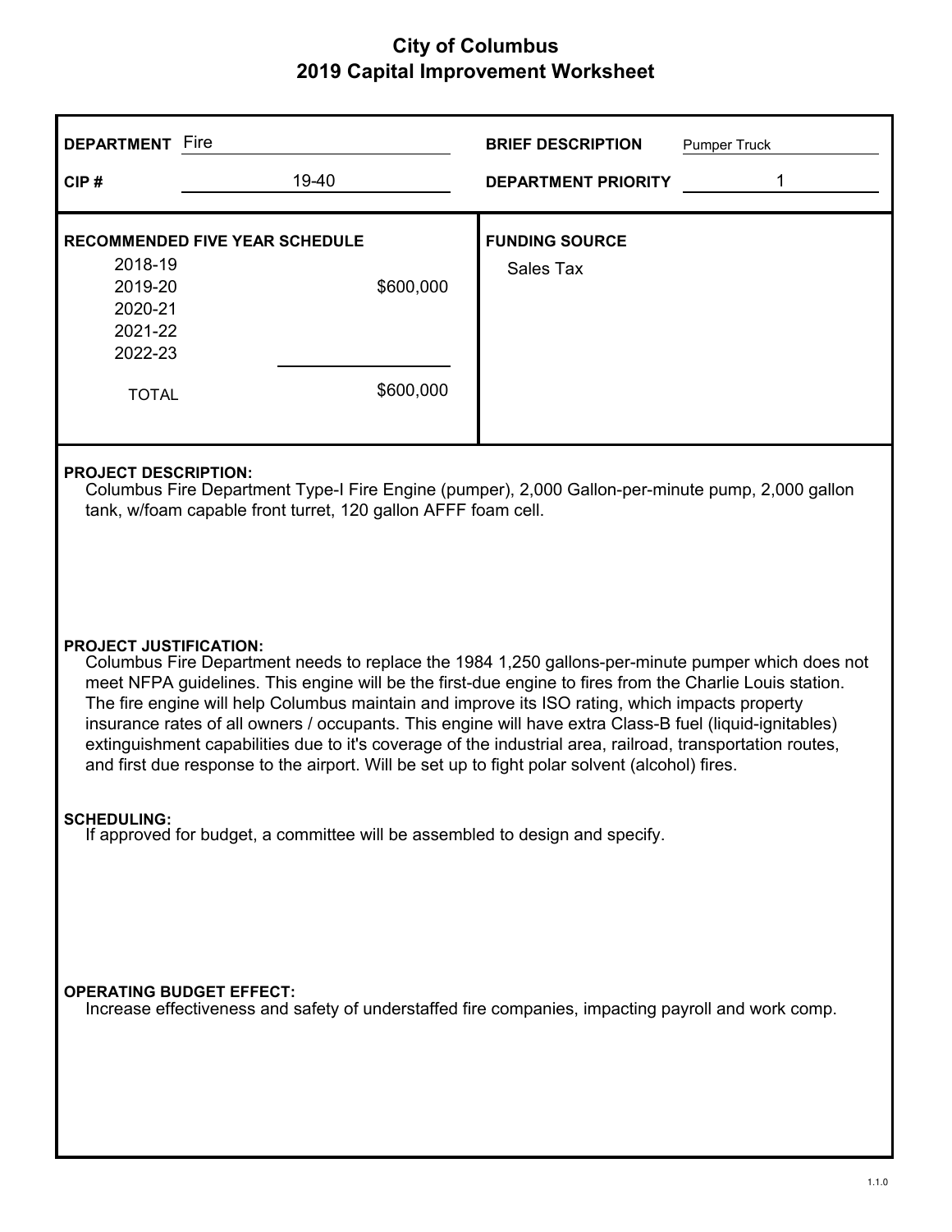# City of Columbus
## 2019 Capital Improvement Worksheet

| | | | |
|---|---|---|---|
| **DEPARTMENT** | Fire | **BRIEF DESCRIPTION** | Pumper Truck |
| **CIP #** | 19-40 | **DEPARTMENT PRIORITY** | 1 |

**RECOMMENDED FIVE YEAR SCHEDULE**

| Year | Amount |
|---|---|
| 2018-19 | |
| 2019-20 | $600,000 |
| 2020-21 | |
| 2021-22 | |
| 2022-23 | |
| TOTAL | $600,000 |

**FUNDING SOURCE**

Sales Tax

**PROJECT DESCRIPTION:**

Columbus Fire Department Type-I Fire Engine (pumper), 2,000 Gallon-per-minute pump, 2,000 gallon tank, w/foam capable front turret, 120 gallon AFFF foam cell.

**PROJECT JUSTIFICATION:**

Columbus Fire Department needs to replace the 1984 1,250 gallons-per-minute pumper which does not meet NFPA guidelines. This engine will be the first-due engine to fires from the Charlie Louis station. The fire engine will help Columbus maintain and improve its ISO rating, which impacts property insurance rates of all owners / occupants. This engine will have extra Class-B fuel (liquid-ignitables) extinguishment capabilities due to it's coverage of the industrial area, railroad, transportation routes, and first due response to the airport. Will be set up to fight polar solvent (alcohol) fires.

**SCHEDULING:**

If approved for budget, a committee will be assembled to design and specify.

**OPERATING BUDGET EFFECT:**

Increase effectiveness and safety of understaffed fire companies, impacting payroll and work comp.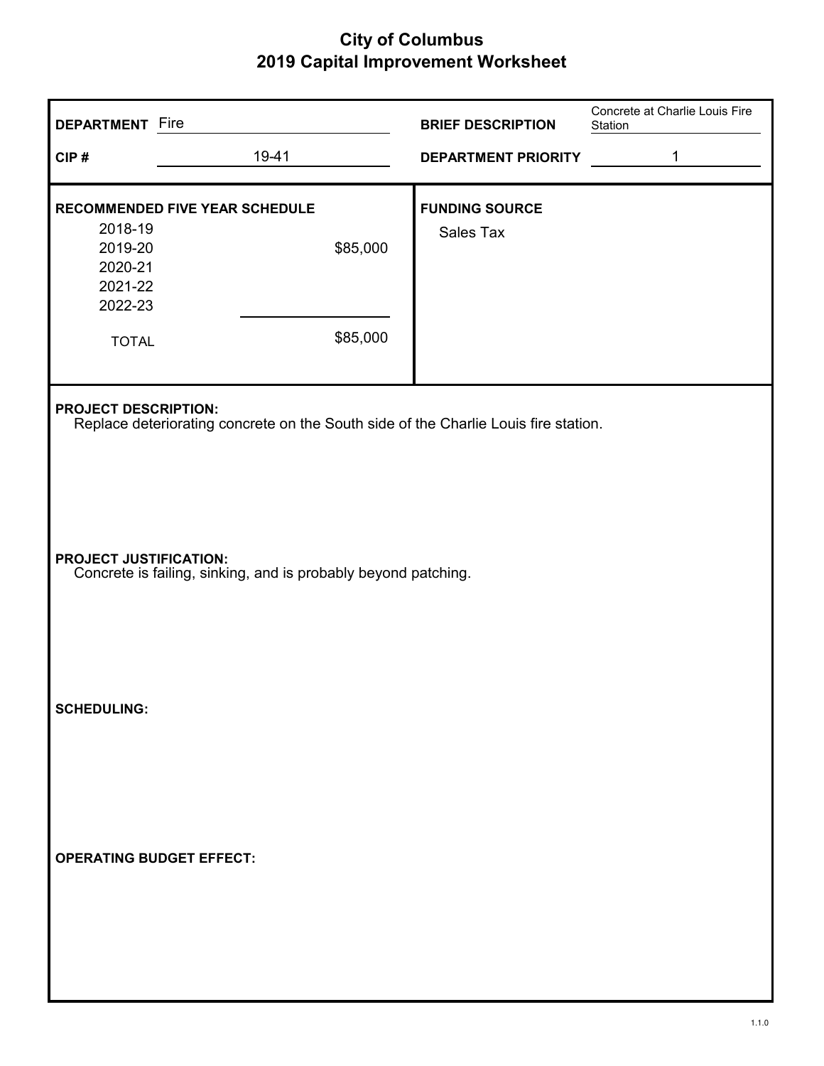# City of Columbus
## 2019 Capital Improvement Worksheet

**DEPARTMENT** Fire

**CIP #** 19-41

**BRIEF DESCRIPTION** Concrete at Charlie Louis Fire Station

**DEPARTMENT PRIORITY** 1

**RECOMMENDED FIVE YEAR SCHEDULE**

| Year | Amount |
|---|---|
| 2018-19 | |
| 2019-20 | $85,000 |
| 2020-21 | |
| 2021-22 | |
| 2022-23 | |
| TOTAL | $85,000 |

**FUNDING SOURCE**

Sales Tax

**PROJECT DESCRIPTION:**
Replace deteriorating concrete on the South side of the Charlie Louis fire station.

**PROJECT JUSTIFICATION:**
Concrete is failing, sinking, and is probably beyond patching.

**SCHEDULING:**

**OPERATING BUDGET EFFECT:**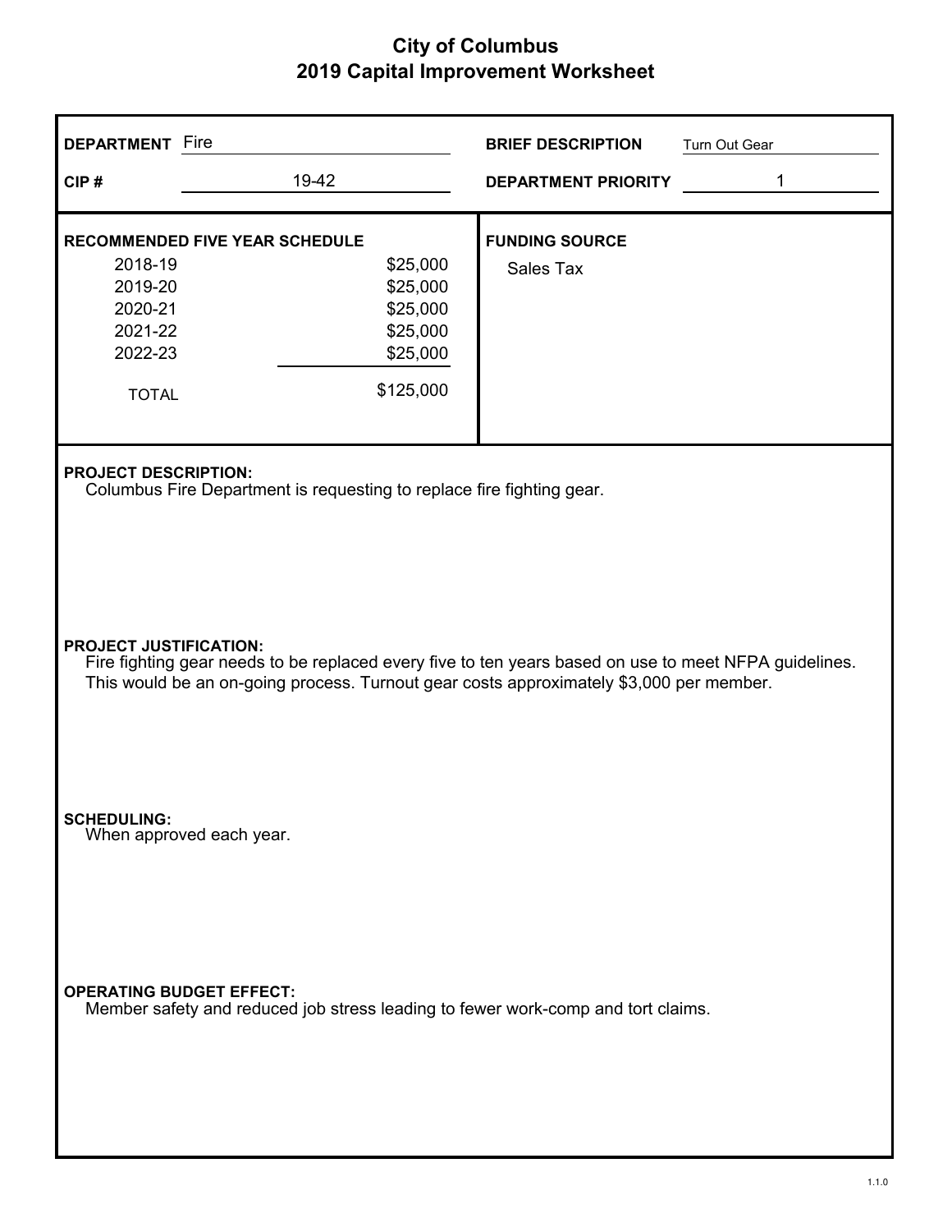# City of Columbus
## 2019 Capital Improvement Worksheet

**DEPARTMENT** Fire

**CIP #** 19-42

**BRIEF DESCRIPTION** Turn Out Gear

**DEPARTMENT PRIORITY** 1

**RECOMMENDED FIVE YEAR SCHEDULE**

| Year | Amount |
|---|---|
| 2018-19 | $25,000 |
| 2019-20 | $25,000 |
| 2020-21 | $25,000 |
| 2021-22 | $25,000 |
| 2022-23 | $25,000 |
| TOTAL | $125,000 |

**FUNDING SOURCE**

Sales Tax

**PROJECT DESCRIPTION:**

Columbus Fire Department is requesting to replace fire fighting gear.

**PROJECT JUSTIFICATION:**

Fire fighting gear needs to be replaced every five to ten years based on use to meet NFPA guidelines. This would be an on-going process. Turnout gear costs approximately $3,000 per member.

**SCHEDULING:**

When approved each year.

**OPERATING BUDGET EFFECT:**

Member safety and reduced job stress leading to fewer work-comp and tort claims.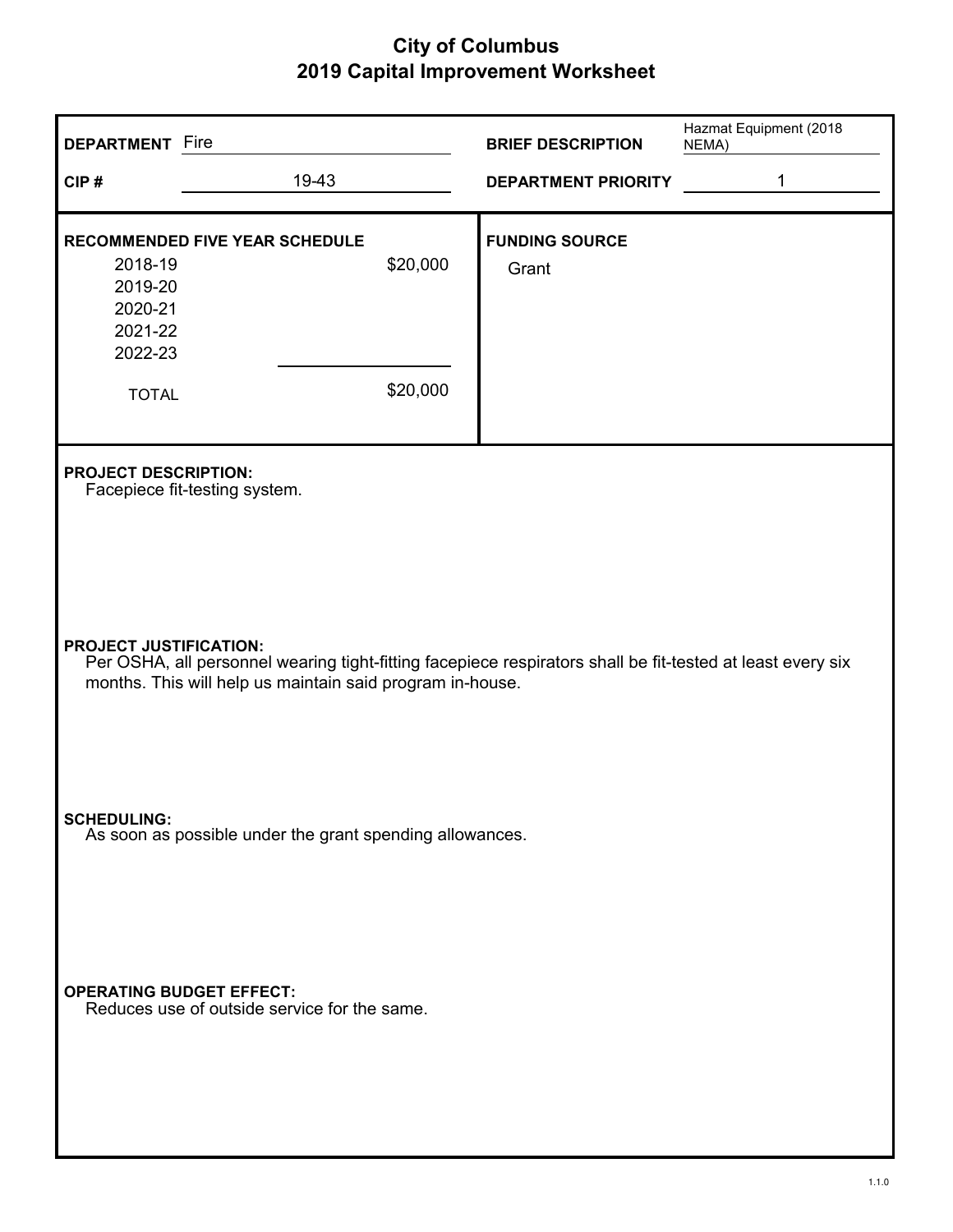# City of Columbus
## 2019 Capital Improvement Worksheet

**DEPARTMENT** Fire

**CIP #** 19-43

**BRIEF DESCRIPTION** Hazmat Equipment (2018 NEMA)

**DEPARTMENT PRIORITY** 1

**RECOMMENDED FIVE YEAR SCHEDULE**

| Year | Amount |
|---|---|
| 2018-19 | $20,000 |
| 2019-20 | |
| 2020-21 | |
| 2021-22 | |
| 2022-23 | |
| TOTAL | $20,000 |

**FUNDING SOURCE**

Grant

**PROJECT DESCRIPTION:**

Facepiece fit-testing system.

**PROJECT JUSTIFICATION:**

Per OSHA, all personnel wearing tight-fitting facepiece respirators shall be fit-tested at least every six months. This will help us maintain said program in-house.

**SCHEDULING:**

As soon as possible under the grant spending allowances.

**OPERATING BUDGET EFFECT:**

Reduces use of outside service for the same.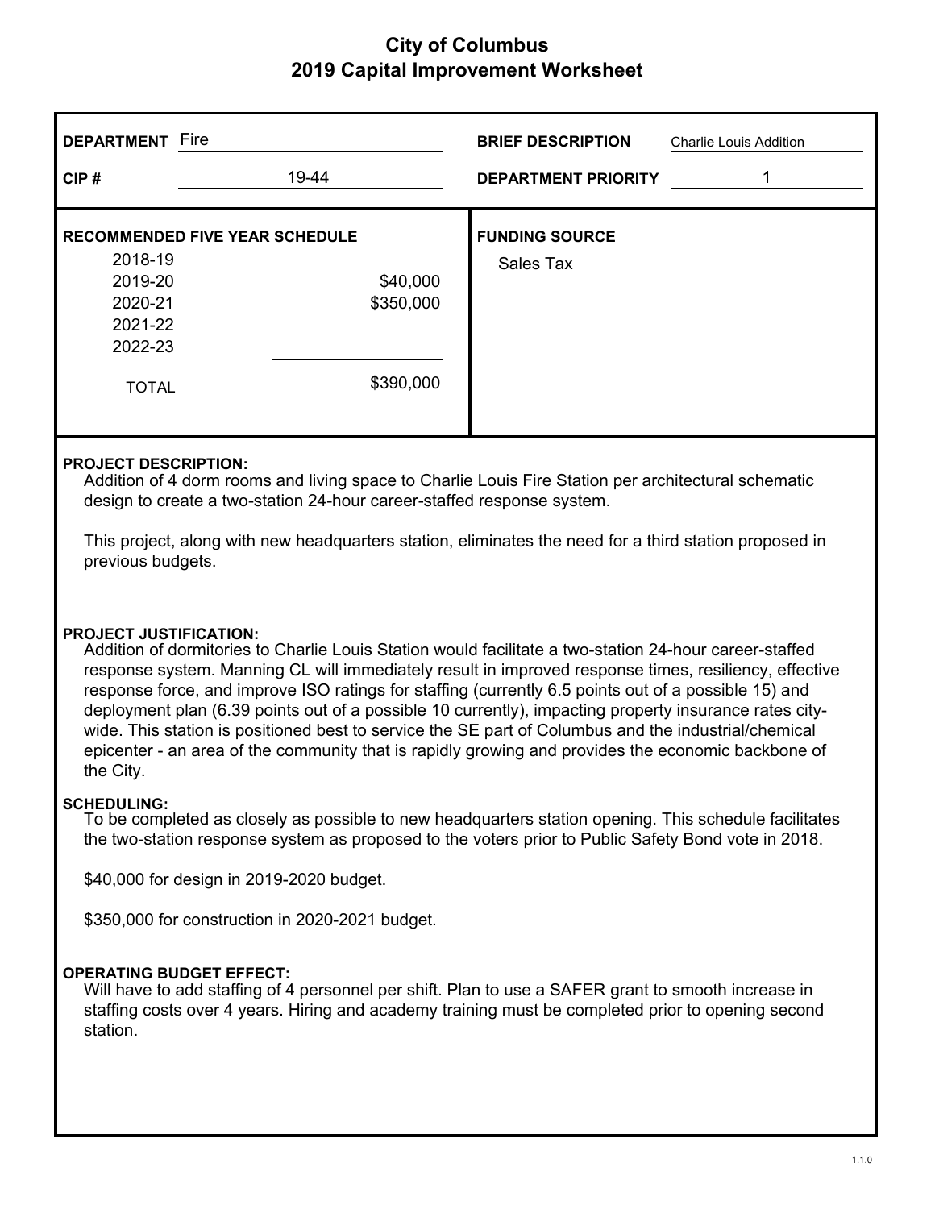# City of Columbus
## 2019 Capital Improvement Worksheet

**DEPARTMENT** Fire

**CIP #** 19-44

**BRIEF DESCRIPTION** Charlie Louis Addition

**DEPARTMENT PRIORITY** 1

**RECOMMENDED FIVE YEAR SCHEDULE**

| Year | Amount |
|---|---|
| 2018-19 | |
| 2019-20 | $40,000 |
| 2020-21 | $350,000 |
| 2021-22 | |
| 2022-23 | |
| TOTAL | $390,000 |

**FUNDING SOURCE**

Sales Tax

**PROJECT DESCRIPTION:**

Addition of 4 dorm rooms and living space to Charlie Louis Fire Station per architectural schematic design to create a two-station 24-hour career-staffed response system.

This project, along with new headquarters station, eliminates the need for a third station proposed in previous budgets.

**PROJECT JUSTIFICATION:**

Addition of dormitories to Charlie Louis Station would facilitate a two-station 24-hour career-staffed response system. Manning CL will immediately result in improved response times, resiliency, effective response force, and improve ISO ratings for staffing (currently 6.5 points out of a possible 15) and deployment plan (6.39 points out of a possible 10 currently), impacting property insurance rates city-wide. This station is positioned best to service the SE part of Columbus and the industrial/chemical epicenter - an area of the community that is rapidly growing and provides the economic backbone of the City.

**SCHEDULING:**

To be completed as closely as possible to new headquarters station opening. This schedule facilitates the two-station response system as proposed to the voters prior to Public Safety Bond vote in 2018.

$40,000 for design in 2019-2020 budget.

$350,000 for construction in 2020-2021 budget.

**OPERATING BUDGET EFFECT:**

Will have to add staffing of 4 personnel per shift. Plan to use a SAFER grant to smooth increase in staffing costs over 4 years. Hiring and academy training must be completed prior to opening second station.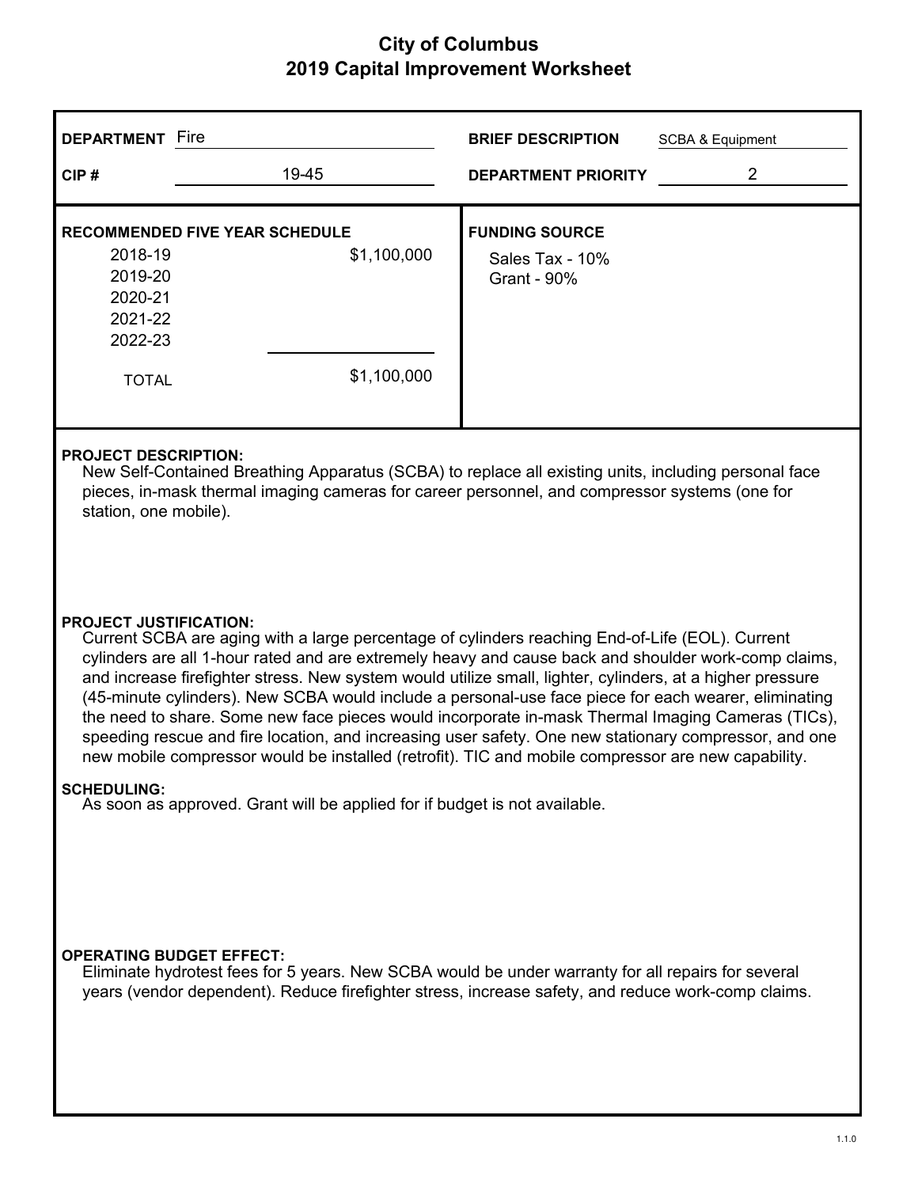# City of Columbus
## 2019 Capital Improvement Worksheet

**DEPARTMENT** Fire

**BRIEF DESCRIPTION** SCBA & Equipment

**CIP #** 19-45

**DEPARTMENT PRIORITY** 2

**RECOMMENDED FIVE YEAR SCHEDULE**

| Year | Amount |
|---|---|
| 2018-19 | $1,100,000 |
| 2019-20 | |
| 2020-21 | |
| 2021-22 | |
| 2022-23 | |
| TOTAL | $1,100,000 |

**FUNDING SOURCE**

Sales Tax - 10%
Grant - 90%

**PROJECT DESCRIPTION:**

New Self-Contained Breathing Apparatus (SCBA) to replace all existing units, including personal face pieces, in-mask thermal imaging cameras for career personnel, and compressor systems (one for station, one mobile).

**PROJECT JUSTIFICATION:**

Current SCBA are aging with a large percentage of cylinders reaching End-of-Life (EOL). Current cylinders are all 1-hour rated and are extremely heavy and cause back and shoulder work-comp claims, and increase firefighter stress. New system would utilize small, lighter, cylinders, at a higher pressure (45-minute cylinders). New SCBA would include a personal-use face piece for each wearer, eliminating the need to share. Some new face pieces would incorporate in-mask Thermal Imaging Cameras (TICs), speeding rescue and fire location, and increasing user safety. One new stationary compressor, and one new mobile compressor would be installed (retrofit). TIC and mobile compressor are new capability.

**SCHEDULING:**

As soon as approved. Grant will be applied for if budget is not available.

**OPERATING BUDGET EFFECT:**

Eliminate hydrotest fees for 5 years. New SCBA would be under warranty for all repairs for several years (vendor dependent). Reduce firefighter stress, increase safety, and reduce work-comp claims.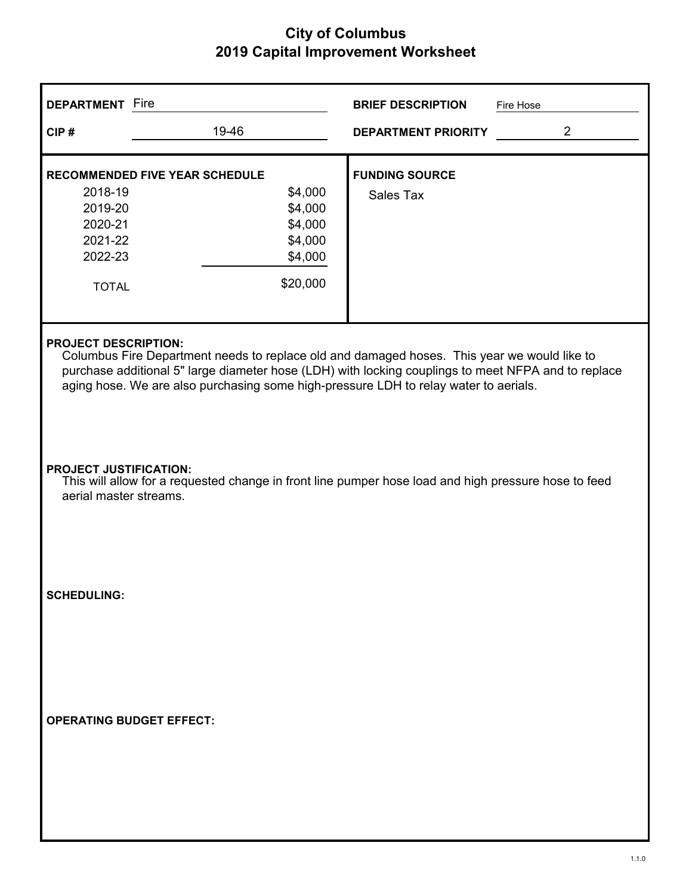# City of Columbus
## 2019 Capital Improvement Worksheet

**DEPARTMENT** Fire

**CIP #** 19-46

**BRIEF DESCRIPTION** Fire Hose

**DEPARTMENT PRIORITY** 2

**RECOMMENDED FIVE YEAR SCHEDULE**

| Year | Amount |
|---|---|
| 2018-19 | $4,000 |
| 2019-20 | $4,000 |
| 2020-21 | $4,000 |
| 2021-22 | $4,000 |
| 2022-23 | $4,000 |
| TOTAL | $20,000 |

**FUNDING SOURCE**

Sales Tax

**PROJECT DESCRIPTION:**

Columbus Fire Department needs to replace old and damaged hoses. This year we would like to purchase additional 5" large diameter hose (LDH) with locking couplings to meet NFPA and to replace aging hose. We are also purchasing some high-pressure LDH to relay water to aerials.

**PROJECT JUSTIFICATION:**

This will allow for a requested change in front line pumper hose load and high pressure hose to feed aerial master streams.

**SCHEDULING:**

**OPERATING BUDGET EFFECT:**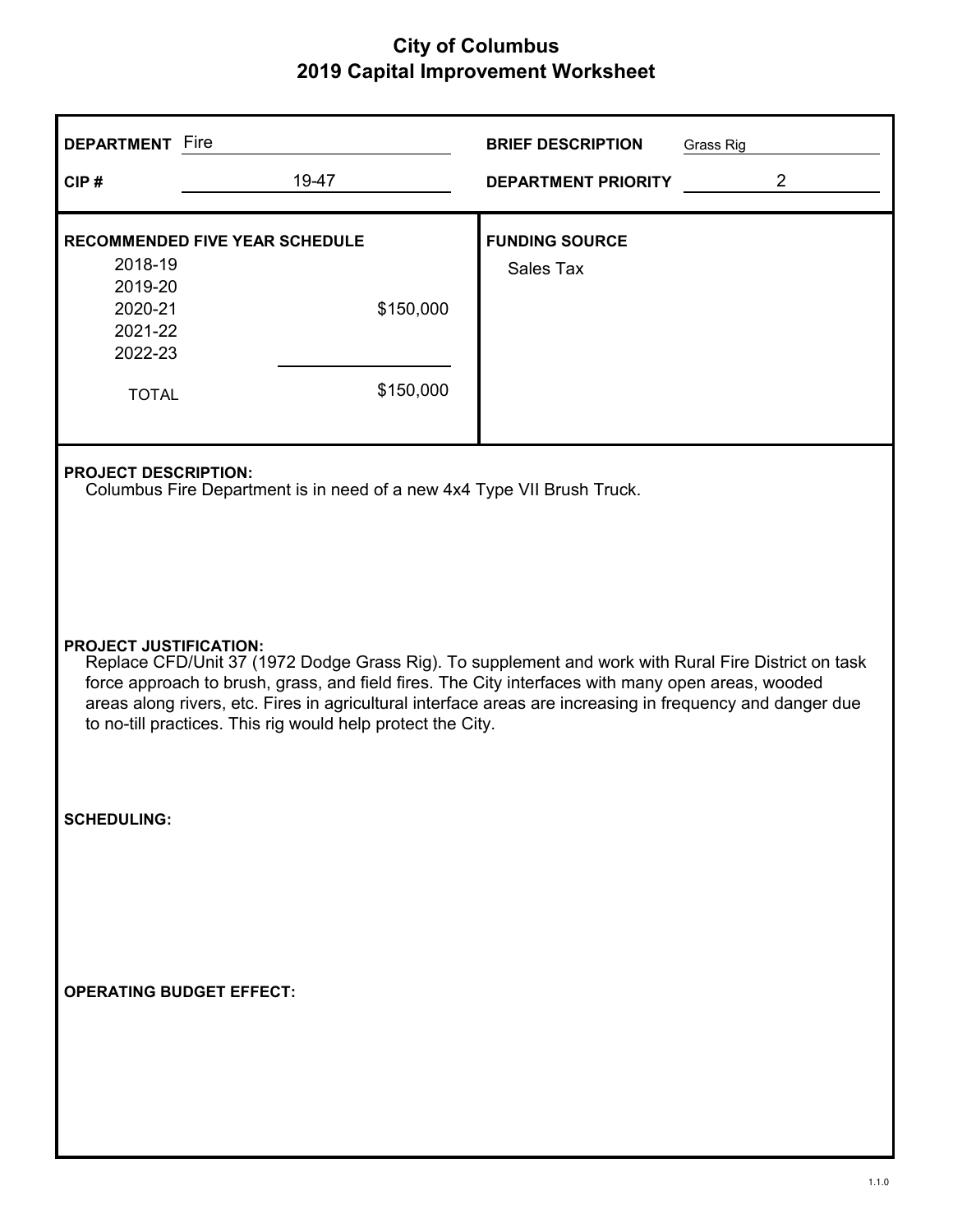# City of Columbus
## 2019 Capital Improvement Worksheet

| | | | |
|---|---|---|---|
| **DEPARTMENT** | Fire | **BRIEF DESCRIPTION** | Grass Rig |
| **CIP #** | 19-47 | **DEPARTMENT PRIORITY** | 2 |

**RECOMMENDED FIVE YEAR SCHEDULE**

| Year | Amount |
|---|---|
| 2018-19 | |
| 2019-20 | |
| 2020-21 | $150,000 |
| 2021-22 | |
| 2022-23 | |
| TOTAL | $150,000 |

**FUNDING SOURCE**

Sales Tax

**PROJECT DESCRIPTION:**

Columbus Fire Department is in need of a new 4x4 Type VII Brush Truck.

**PROJECT JUSTIFICATION:**

Replace CFD/Unit 37 (1972 Dodge Grass Rig). To supplement and work with Rural Fire District on task force approach to brush, grass, and field fires. The City interfaces with many open areas, wooded areas along rivers, etc. Fires in agricultural interface areas are increasing in frequency and danger due to no-till practices. This rig would help protect the City.

**SCHEDULING:**

**OPERATING BUDGET EFFECT:**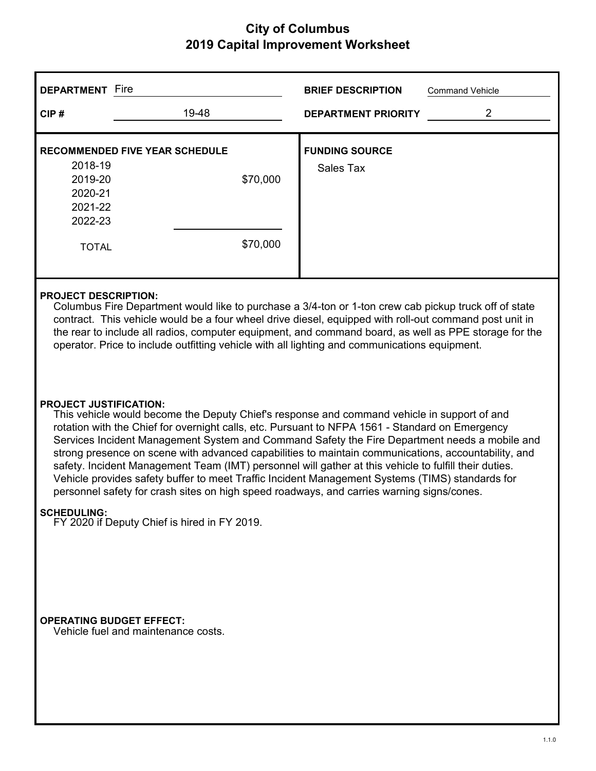# City of Columbus
## 2019 Capital Improvement Worksheet

**DEPARTMENT** Fire

**CIP #** 19-48

**BRIEF DESCRIPTION** Command Vehicle

**DEPARTMENT PRIORITY** 2

**RECOMMENDED FIVE YEAR SCHEDULE**

| Year | Amount |
|---|---|
| 2018-19 | |
| 2019-20 | $70,000 |
| 2020-21 | |
| 2021-22 | |
| 2022-23 | |
| TOTAL | $70,000 |

**FUNDING SOURCE**

Sales Tax

**PROJECT DESCRIPTION:**

Columbus Fire Department would like to purchase a 3/4-ton or 1-ton crew cab pickup truck off of state contract. This vehicle would be a four wheel drive diesel, equipped with roll-out command post unit in the rear to include all radios, computer equipment, and command board, as well as PPE storage for the operator. Price to include outfitting vehicle with all lighting and communications equipment.

**PROJECT JUSTIFICATION:**

This vehicle would become the Deputy Chief's response and command vehicle in support of and rotation with the Chief for overnight calls, etc. Pursuant to NFPA 1561 - Standard on Emergency Services Incident Management System and Command Safety the Fire Department needs a mobile and strong presence on scene with advanced capabilities to maintain communications, accountability, and safety. Incident Management Team (IMT) personnel will gather at this vehicle to fulfill their duties. Vehicle provides safety buffer to meet Traffic Incident Management Systems (TIMS) standards for personnel safety for crash sites on high speed roadways, and carries warning signs/cones.

**SCHEDULING:**

FY 2020 if Deputy Chief is hired in FY 2019.

**OPERATING BUDGET EFFECT:**

Vehicle fuel and maintenance costs.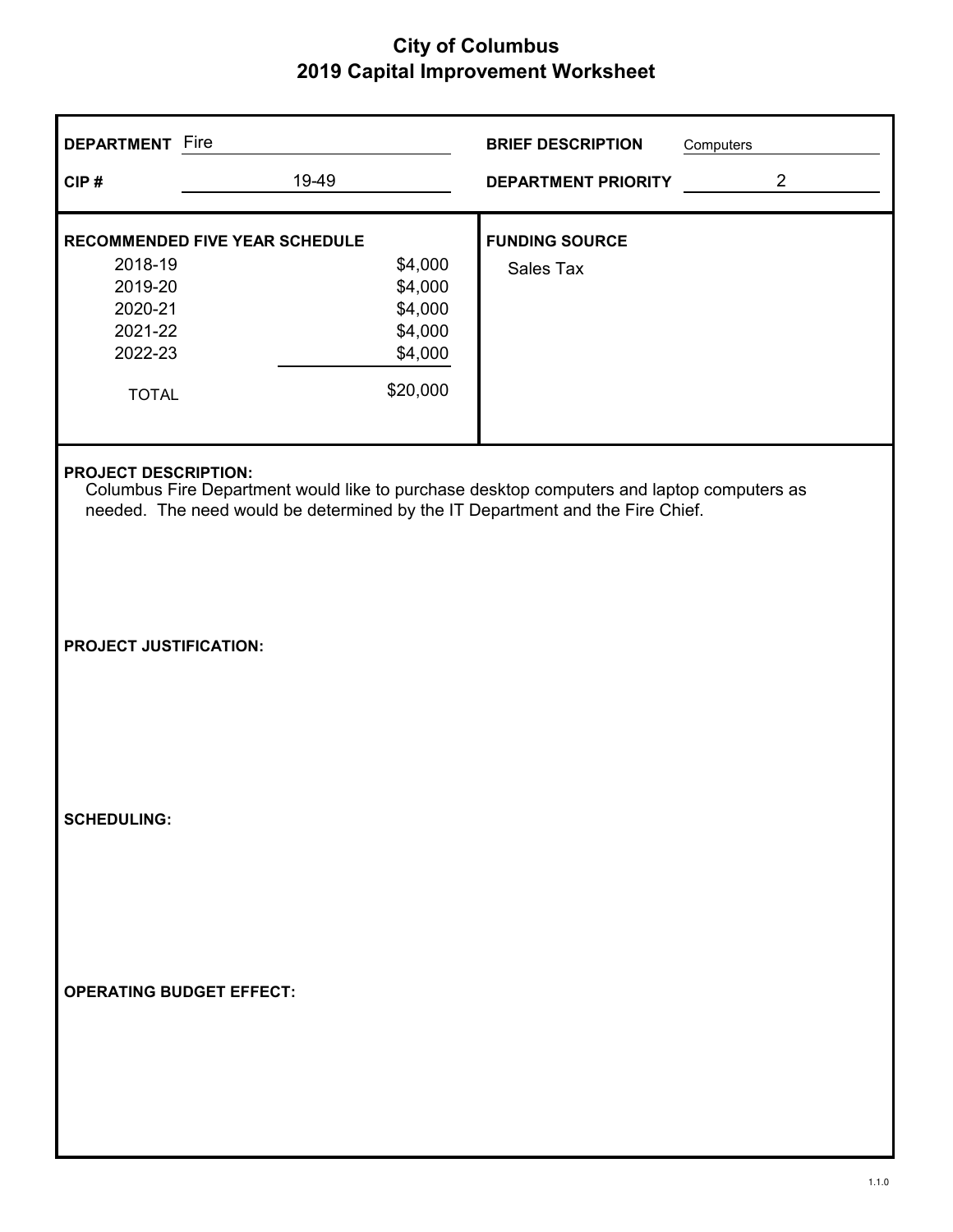# City of Columbus
## 2019 Capital Improvement Worksheet

**DEPARTMENT** Fire

**CIP #** 19-49

**BRIEF DESCRIPTION** Computers

**DEPARTMENT PRIORITY** 2

**RECOMMENDED FIVE YEAR SCHEDULE**

| Year | Amount |
|---|---|
| 2018-19 | $4,000 |
| 2019-20 | $4,000 |
| 2020-21 | $4,000 |
| 2021-22 | $4,000 |
| 2022-23 | $4,000 |
| TOTAL | $20,000 |

**FUNDING SOURCE**

Sales Tax

**PROJECT DESCRIPTION:**

Columbus Fire Department would like to purchase desktop computers and laptop computers as needed. The need would be determined by the IT Department and the Fire Chief.

**PROJECT JUSTIFICATION:**

**SCHEDULING:**

**OPERATING BUDGET EFFECT:**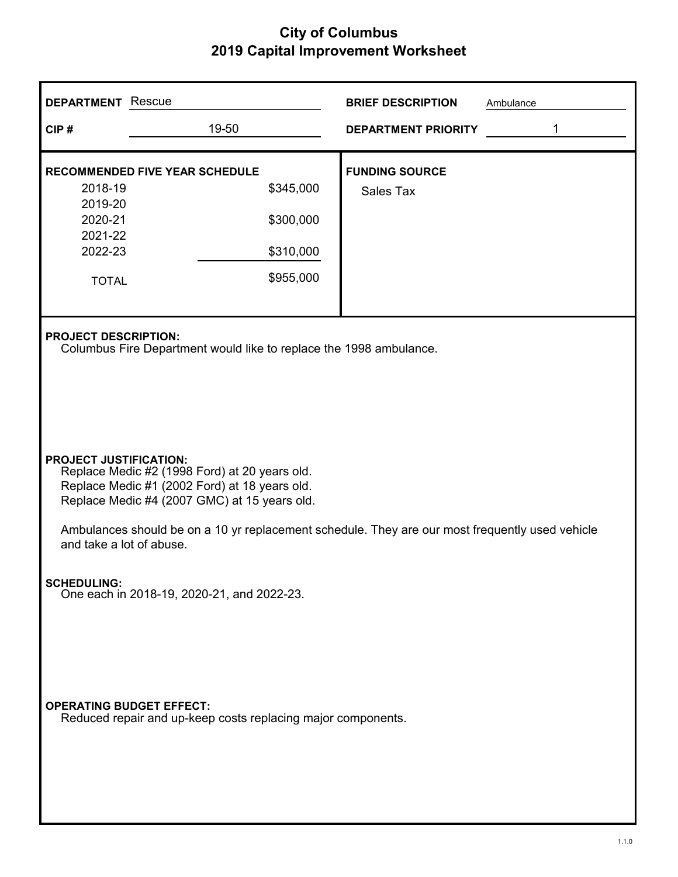# City of Columbus
## 2019 Capital Improvement Worksheet

**DEPARTMENT** Rescue

**CIP #** 19-50

**BRIEF DESCRIPTION** Ambulance

**DEPARTMENT PRIORITY** 1

**RECOMMENDED FIVE YEAR SCHEDULE**

| Year | Amount |
|---|---|
| 2018-19 | $345,000 |
| 2019-20 | |
| 2020-21 | $300,000 |
| 2021-22 | |
| 2022-23 | $310,000 |
| TOTAL | $955,000 |

**FUNDING SOURCE**

Sales Tax

**PROJECT DESCRIPTION:**

Columbus Fire Department would like to replace the 1998 ambulance.

**PROJECT JUSTIFICATION:**

Replace Medic #2 (1998 Ford) at 20 years old.
Replace Medic #1 (2002 Ford) at 18 years old.
Replace Medic #4 (2007 GMC) at 15 years old.

Ambulances should be on a 10 yr replacement schedule. They are our most frequently used vehicle and take a lot of abuse.

**SCHEDULING:**

One each in 2018-19, 2020-21, and 2022-23.

**OPERATING BUDGET EFFECT:**

Reduced repair and up-keep costs replacing major components.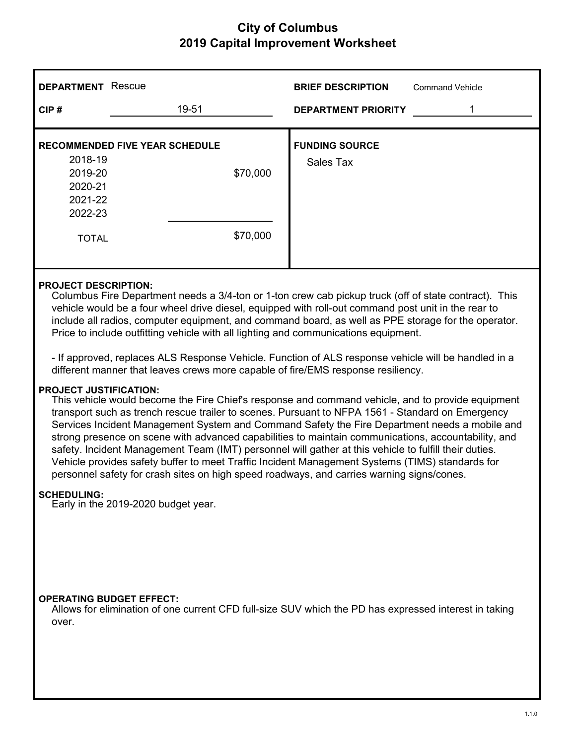# City of Columbus
## 2019 Capital Improvement Worksheet

**DEPARTMENT** Rescue

**CIP #** 19-51

**BRIEF DESCRIPTION** Command Vehicle

**DEPARTMENT PRIORITY** 1

**RECOMMENDED FIVE YEAR SCHEDULE**

| Year | Amount |
|---|---|
| 2018-19 | |
| 2019-20 | $70,000 |
| 2020-21 | |
| 2021-22 | |
| 2022-23 | |
| TOTAL | $70,000 |

**FUNDING SOURCE**

Sales Tax

**PROJECT DESCRIPTION:**

Columbus Fire Department needs a 3/4-ton or 1-ton crew cab pickup truck (off of state contract). This vehicle would be a four wheel drive diesel, equipped with roll-out command post unit in the rear to include all radios, computer equipment, and command board, as well as PPE storage for the operator. Price to include outfitting vehicle with all lighting and communications equipment.

- If approved, replaces ALS Response Vehicle. Function of ALS response vehicle will be handled in a different manner that leaves crews more capable of fire/EMS response resiliency.

**PROJECT JUSTIFICATION:**

This vehicle would become the Fire Chief's response and command vehicle, and to provide equipment transport such as trench rescue trailer to scenes. Pursuant to NFPA 1561 - Standard on Emergency Services Incident Management System and Command Safety the Fire Department needs a mobile and strong presence on scene with advanced capabilities to maintain communications, accountability, and safety. Incident Management Team (IMT) personnel will gather at this vehicle to fulfill their duties. Vehicle provides safety buffer to meet Traffic Incident Management Systems (TIMS) standards for personnel safety for crash sites on high speed roadways, and carries warning signs/cones.

**SCHEDULING:**

Early in the 2019-2020 budget year.

**OPERATING BUDGET EFFECT:**

Allows for elimination of one current CFD full-size SUV which the PD has expressed interest in taking over.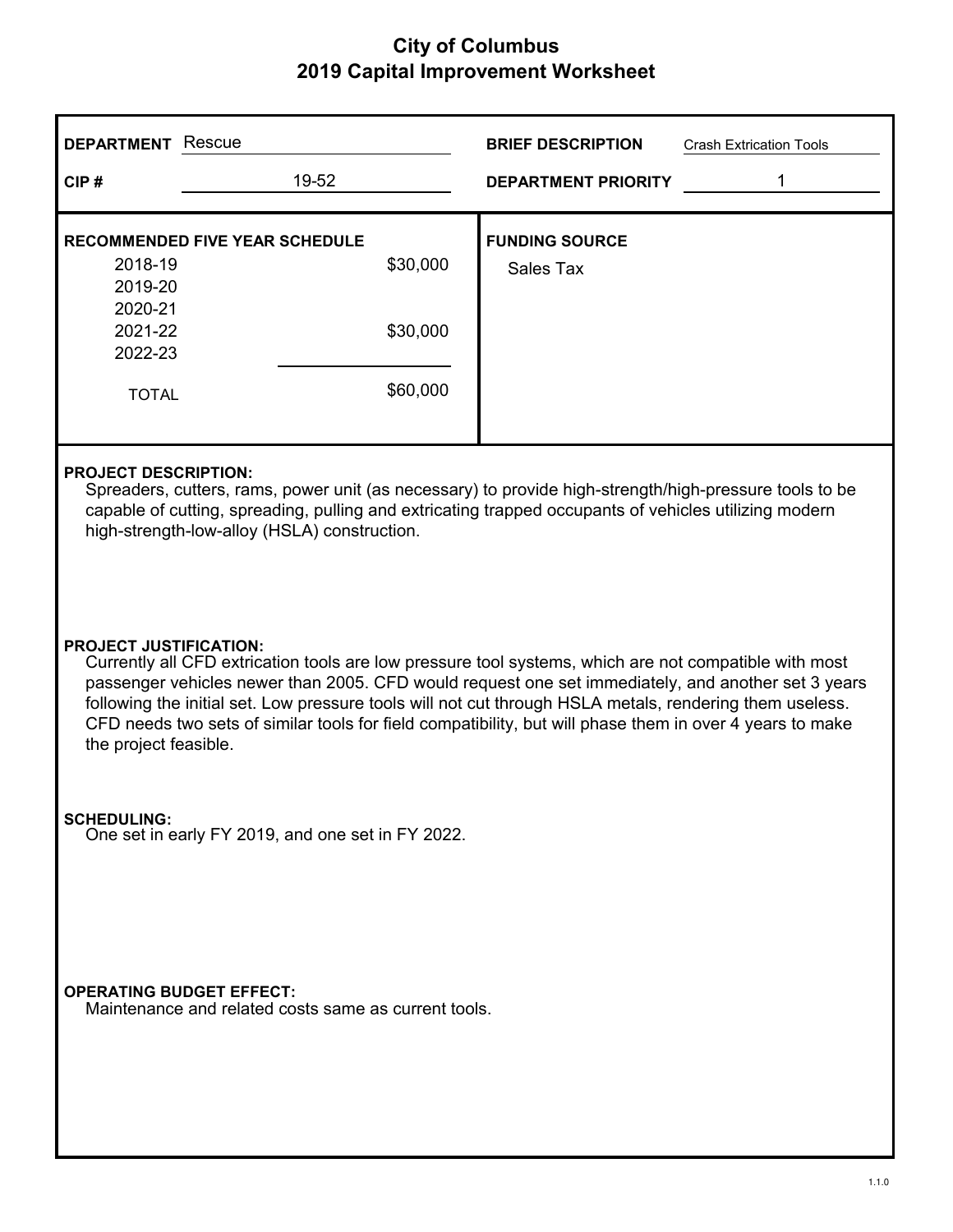# City of Columbus
## 2019 Capital Improvement Worksheet

**DEPARTMENT** Rescue

**CIP #** 19-52

**BRIEF DESCRIPTION** Crash Extrication Tools

**DEPARTMENT PRIORITY** 1

**RECOMMENDED FIVE YEAR SCHEDULE**

| Year | Amount |
|---|---|
| 2018-19 | $30,000 |
| 2019-20 | |
| 2020-21 | |
| 2021-22 | $30,000 |
| 2022-23 | |
| TOTAL | $60,000 |

**FUNDING SOURCE**

Sales Tax

**PROJECT DESCRIPTION:**

Spreaders, cutters, rams, power unit (as necessary) to provide high-strength/high-pressure tools to be capable of cutting, spreading, pulling and extricating trapped occupants of vehicles utilizing modern high-strength-low-alloy (HSLA) construction.

**PROJECT JUSTIFICATION:**

Currently all CFD extrication tools are low pressure tool systems, which are not compatible with most passenger vehicles newer than 2005. CFD would request one set immediately, and another set 3 years following the initial set. Low pressure tools will not cut through HSLA metals, rendering them useless. CFD needs two sets of similar tools for field compatibility, but will phase them in over 4 years to make the project feasible.

**SCHEDULING:**

One set in early FY 2019, and one set in FY 2022.

**OPERATING BUDGET EFFECT:**

Maintenance and related costs same as current tools.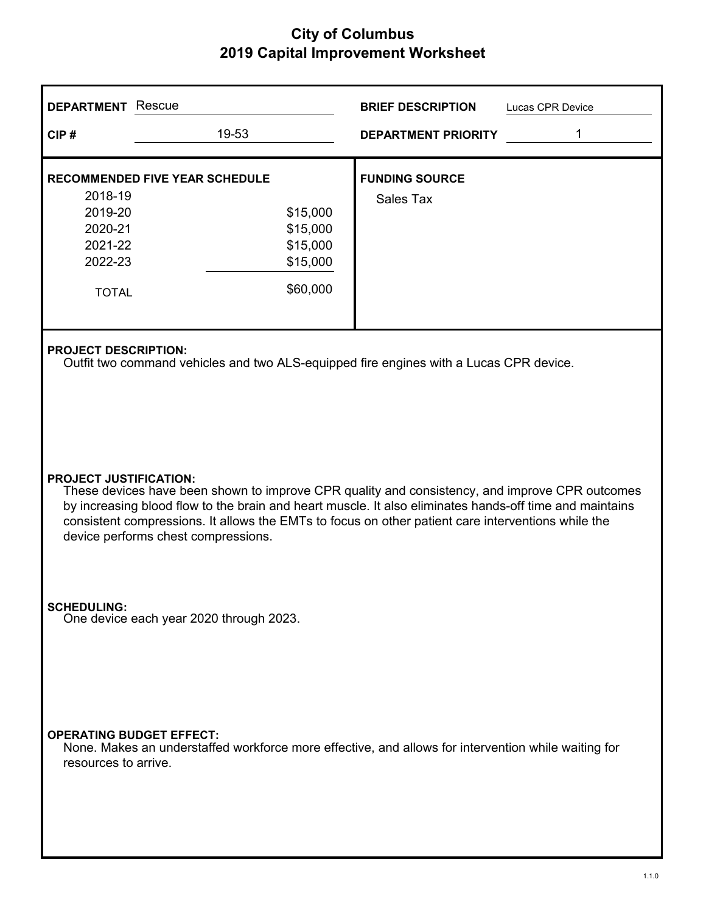# City of Columbus
## 2019 Capital Improvement Worksheet

**DEPARTMENT** Rescue

**CIP #** 19-53

**BRIEF DESCRIPTION** Lucas CPR Device

**DEPARTMENT PRIORITY** 1

**RECOMMENDED FIVE YEAR SCHEDULE**

| Year | Amount |
|---|---|
| 2018-19 | |
| 2019-20 | $15,000 |
| 2020-21 | $15,000 |
| 2021-22 | $15,000 |
| 2022-23 | $15,000 |
| TOTAL | $60,000 |

**FUNDING SOURCE**

Sales Tax

**PROJECT DESCRIPTION:**

Outfit two command vehicles and two ALS-equipped fire engines with a Lucas CPR device.

**PROJECT JUSTIFICATION:**

These devices have been shown to improve CPR quality and consistency, and improve CPR outcomes by increasing blood flow to the brain and heart muscle. It also eliminates hands-off time and maintains consistent compressions. It allows the EMTs to focus on other patient care interventions while the device performs chest compressions.

**SCHEDULING:**

One device each year 2020 through 2023.

**OPERATING BUDGET EFFECT:**

None. Makes an understaffed workforce more effective, and allows for intervention while waiting for resources to arrive.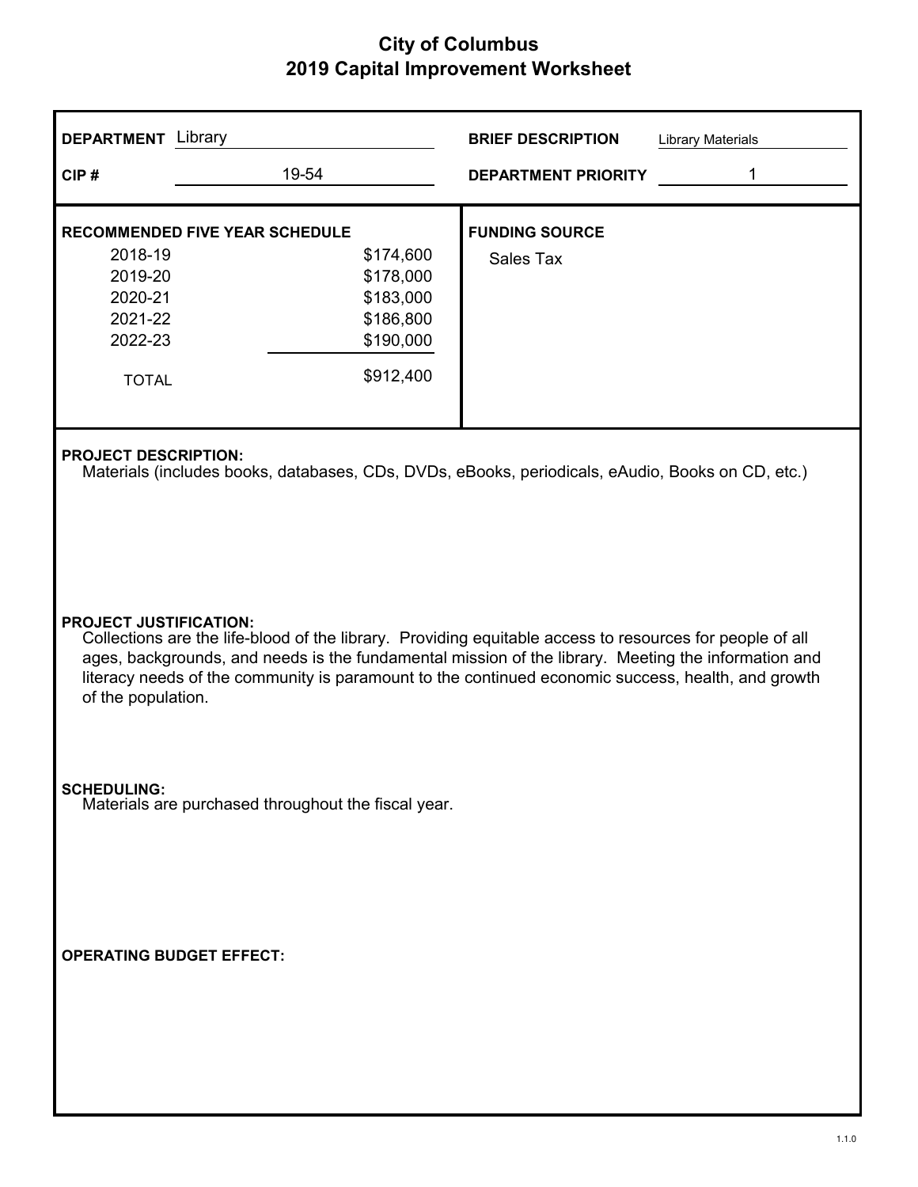# City of Columbus
## 2019 Capital Improvement Worksheet

**DEPARTMENT** Library

**BRIEF DESCRIPTION** Library Materials

**CIP #** 19-54

**DEPARTMENT PRIORITY** 1

**RECOMMENDED FIVE YEAR SCHEDULE**

| Year | Amount |
|---|---|
| 2018-19 | $174,600 |
| 2019-20 | $178,000 |
| 2020-21 | $183,000 |
| 2021-22 | $186,800 |
| 2022-23 | $190,000 |
| TOTAL | $912,400 |

**FUNDING SOURCE**

Sales Tax

**PROJECT DESCRIPTION:**

Materials (includes books, databases, CDs, DVDs, eBooks, periodicals, eAudio, Books on CD, etc.)

**PROJECT JUSTIFICATION:**

Collections are the life-blood of the library. Providing equitable access to resources for people of all ages, backgrounds, and needs is the fundamental mission of the library. Meeting the information and literacy needs of the community is paramount to the continued economic success, health, and growth of the population.

**SCHEDULING:**

Materials are purchased throughout the fiscal year.

**OPERATING BUDGET EFFECT:**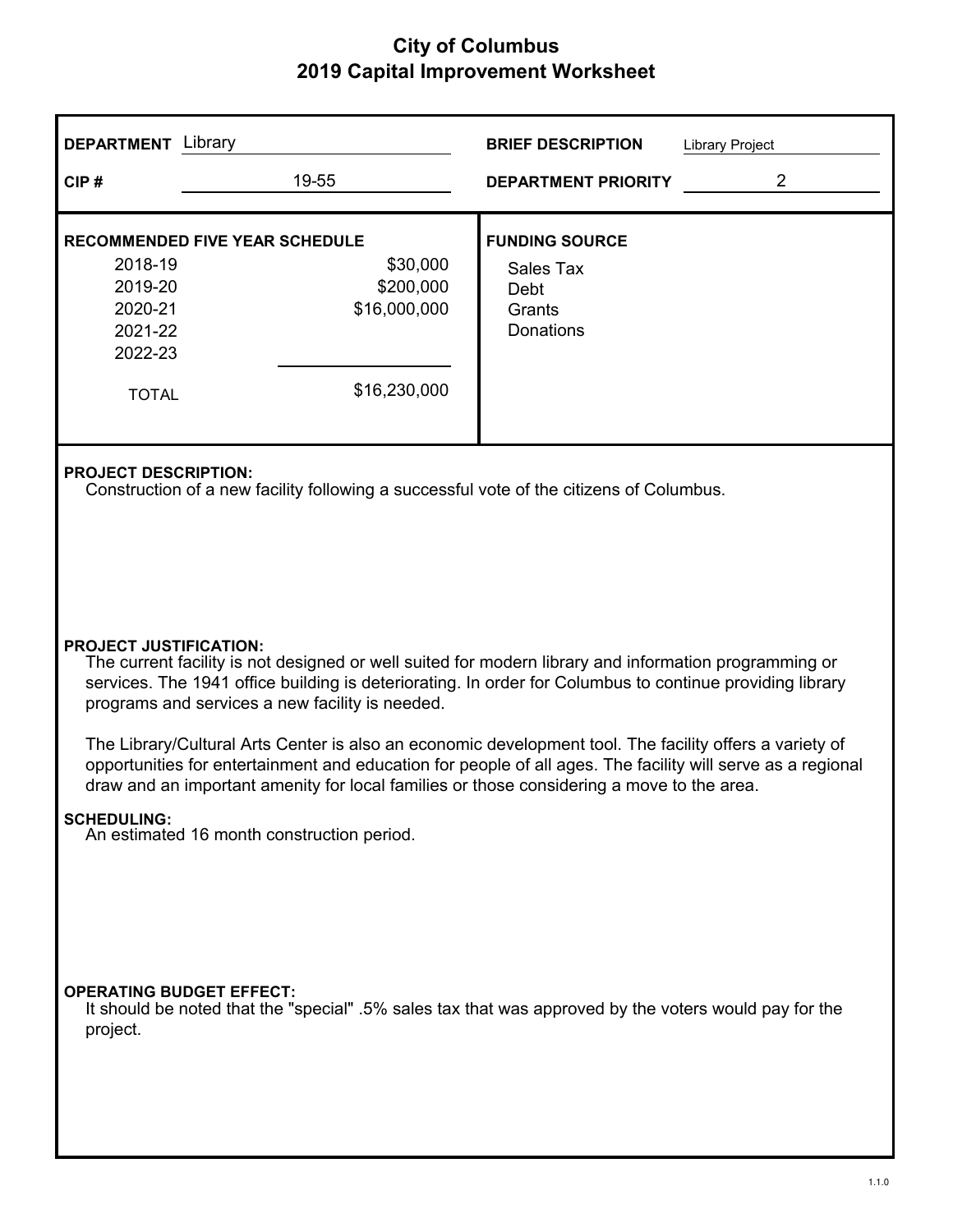# City of Columbus
## 2019 Capital Improvement Worksheet

**DEPARTMENT** Library

**CIP #** 19-55

**BRIEF DESCRIPTION** Library Project

**DEPARTMENT PRIORITY** 2

**RECOMMENDED FIVE YEAR SCHEDULE**

| Year | Amount |
|---|---|
| 2018-19 | $30,000 |
| 2019-20 | $200,000 |
| 2020-21 | $16,000,000 |
| 2021-22 | |
| 2022-23 | |
| TOTAL | $16,230,000 |

**FUNDING SOURCE**

Sales Tax
Debt
Grants
Donations

**PROJECT DESCRIPTION:**

Construction of a new facility following a successful vote of the citizens of Columbus.

**PROJECT JUSTIFICATION:**

The current facility is not designed or well suited for modern library and information programming or services. The 1941 office building is deteriorating. In order for Columbus to continue providing library programs and services a new facility is needed.

The Library/Cultural Arts Center is also an economic development tool. The facility offers a variety of opportunities for entertainment and education for people of all ages. The facility will serve as a regional draw and an important amenity for local families or those considering a move to the area.

**SCHEDULING:**

An estimated 16 month construction period.

**OPERATING BUDGET EFFECT:**

It should be noted that the "special" .5% sales tax that was approved by the voters would pay for the project.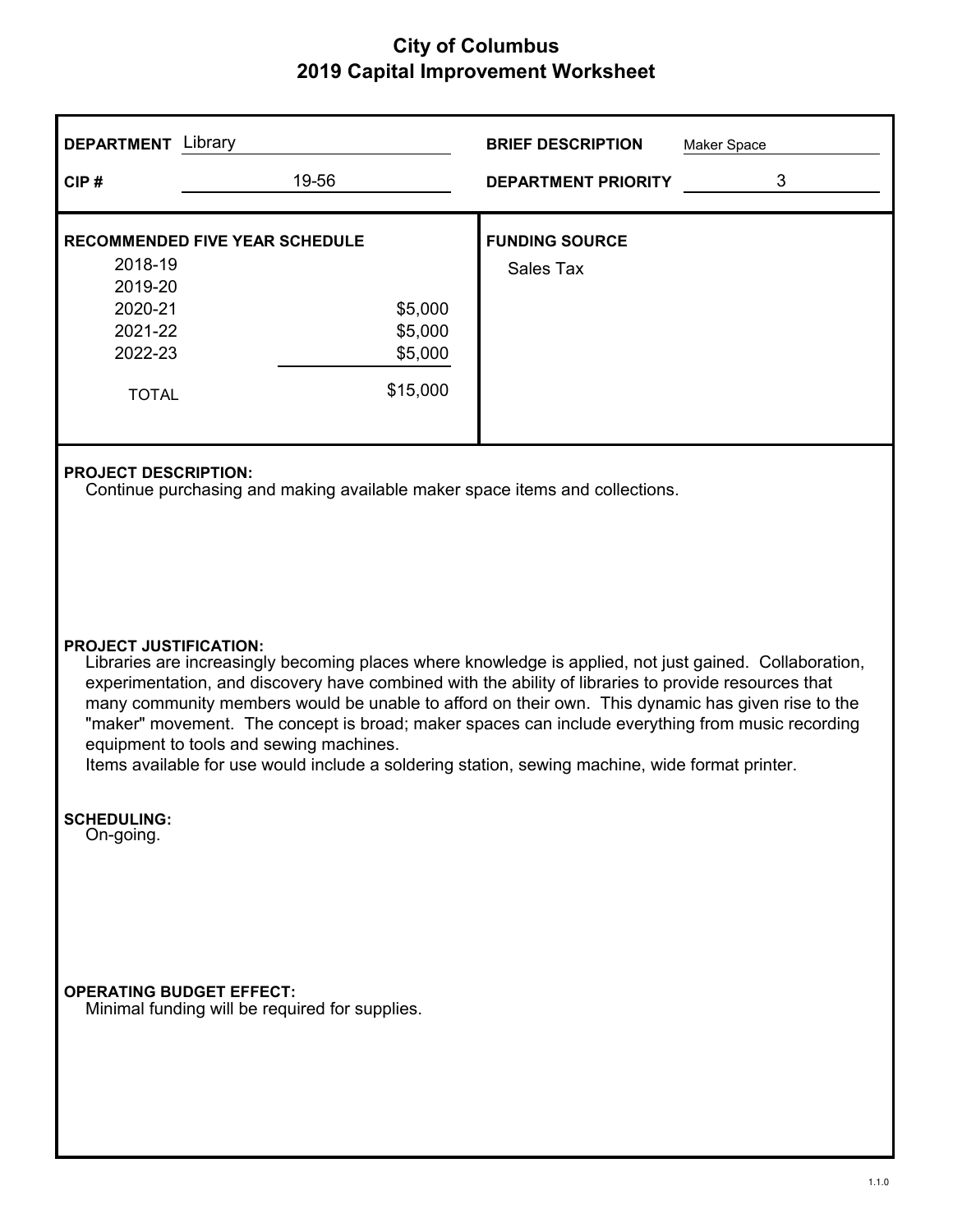# City of Columbus
## 2019 Capital Improvement Worksheet

**DEPARTMENT** Library

**CIP #** 19-56

**BRIEF DESCRIPTION** Maker Space

**DEPARTMENT PRIORITY** 3

**RECOMMENDED FIVE YEAR SCHEDULE**

| Year | Amount |
|---|---|
| 2018-19 | |
| 2019-20 | |
| 2020-21 | $5,000 |
| 2021-22 | $5,000 |
| 2022-23 | $5,000 |
| TOTAL | $15,000 |

**FUNDING SOURCE**

Sales Tax

**PROJECT DESCRIPTION:**

Continue purchasing and making available maker space items and collections.

**PROJECT JUSTIFICATION:**

Libraries are increasingly becoming places where knowledge is applied, not just gained. Collaboration, experimentation, and discovery have combined with the ability of libraries to provide resources that many community members would be unable to afford on their own. This dynamic has given rise to the "maker" movement. The concept is broad; maker spaces can include everything from music recording equipment to tools and sewing machines.

Items available for use would include a soldering station, sewing machine, wide format printer.

**SCHEDULING:**

On-going.

**OPERATING BUDGET EFFECT:**

Minimal funding will be required for supplies.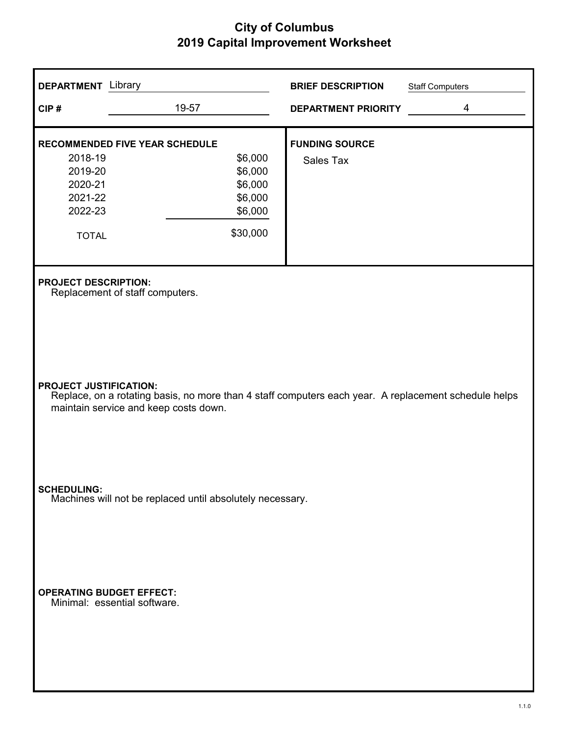# City of Columbus
## 2019 Capital Improvement Worksheet

**DEPARTMENT** Library

**CIP #** 19-57

**BRIEF DESCRIPTION** Staff Computers

**DEPARTMENT PRIORITY** 4

**RECOMMENDED FIVE YEAR SCHEDULE**

| Year | Amount |
|---|---|
| 2018-19 | $6,000 |
| 2019-20 | $6,000 |
| 2020-21 | $6,000 |
| 2021-22 | $6,000 |
| 2022-23 | $6,000 |
| TOTAL | $30,000 |

**FUNDING SOURCE**
Sales Tax

**PROJECT DESCRIPTION:**
Replacement of staff computers.

**PROJECT JUSTIFICATION:**
Replace, on a rotating basis, no more than 4 staff computers each year. A replacement schedule helps maintain service and keep costs down.

**SCHEDULING:**
Machines will not be replaced until absolutely necessary.

**OPERATING BUDGET EFFECT:**
Minimal: essential software.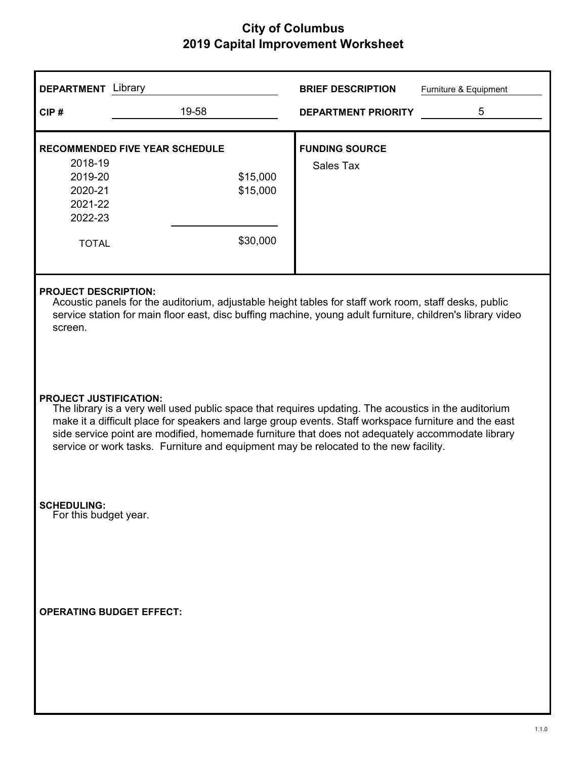# City of Columbus
## 2019 Capital Improvement Worksheet

**DEPARTMENT** Library

**CIP #** 19-58

**BRIEF DESCRIPTION** Furniture & Equipment

**DEPARTMENT PRIORITY** 5

**RECOMMENDED FIVE YEAR SCHEDULE**

| Year | Amount |
|---|---|
| 2018-19 | |
| 2019-20 | $15,000 |
| 2020-21 | $15,000 |
| 2021-22 | |
| 2022-23 | |
| TOTAL | $30,000 |

**FUNDING SOURCE**

Sales Tax

**PROJECT DESCRIPTION:**

Acoustic panels for the auditorium, adjustable height tables for staff work room, staff desks, public service station for main floor east, disc buffing machine, young adult furniture, children's library video screen.

**PROJECT JUSTIFICATION:**

The library is a very well used public space that requires updating. The acoustics in the auditorium make it a difficult place for speakers and large group events. Staff workspace furniture and the east side service point are modified, homemade furniture that does not adequately accommodate library service or work tasks. Furniture and equipment may be relocated to the new facility.

**SCHEDULING:**

For this budget year.

**OPERATING BUDGET EFFECT:**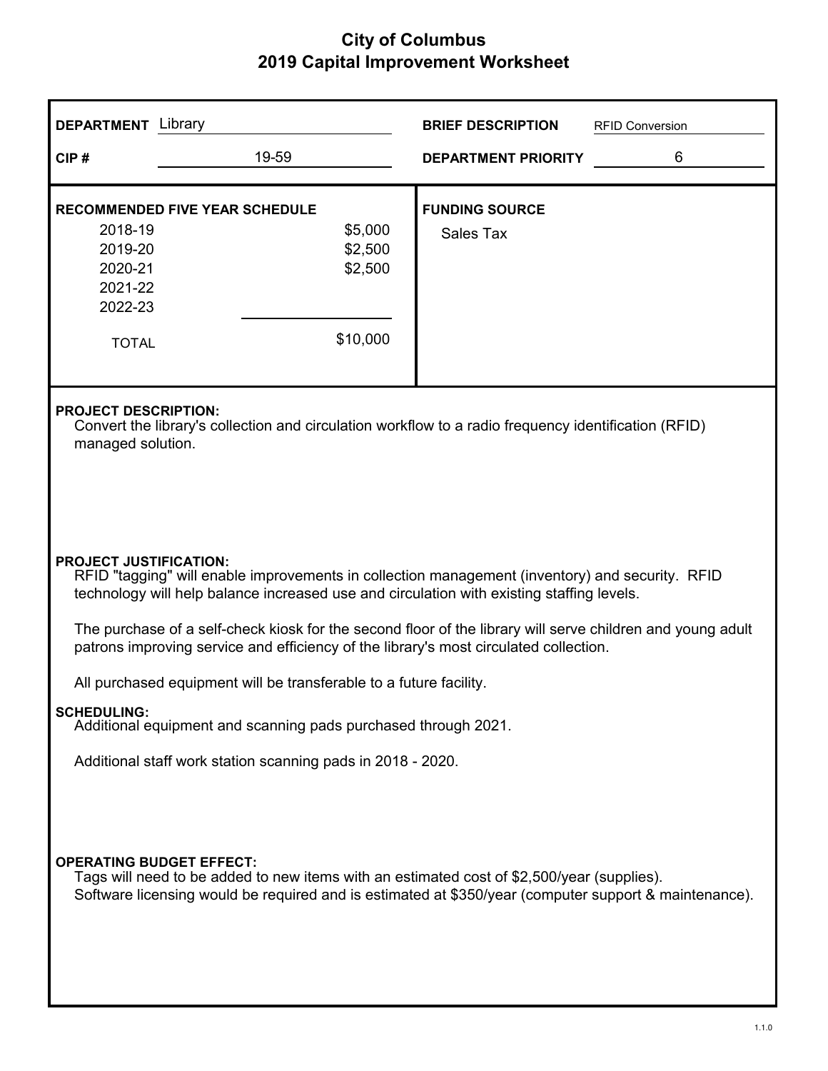# City of Columbus
## 2019 Capital Improvement Worksheet

**DEPARTMENT** Library

**CIP #** 19-59

**BRIEF DESCRIPTION** RFID Conversion

**DEPARTMENT PRIORITY** 6

**RECOMMENDED FIVE YEAR SCHEDULE**

| Year | Amount |
|---|---|
| 2018-19 | $5,000 |
| 2019-20 | $2,500 |
| 2020-21 | $2,500 |
| 2021-22 | |
| 2022-23 | |
| TOTAL | $10,000 |

**FUNDING SOURCE**

Sales Tax

**PROJECT DESCRIPTION:**

Convert the library's collection and circulation workflow to a radio frequency identification (RFID) managed solution.

**PROJECT JUSTIFICATION:**

RFID "tagging" will enable improvements in collection management (inventory) and security. RFID technology will help balance increased use and circulation with existing staffing levels.

The purchase of a self-check kiosk for the second floor of the library will serve children and young adult patrons improving service and efficiency of the library's most circulated collection.

All purchased equipment will be transferable to a future facility.

**SCHEDULING:**

Additional equipment and scanning pads purchased through 2021.

Additional staff work station scanning pads in 2018 - 2020.

**OPERATING BUDGET EFFECT:**

Tags will need to be added to new items with an estimated cost of $2,500/year (supplies).
Software licensing would be required and is estimated at $350/year (computer support & maintenance).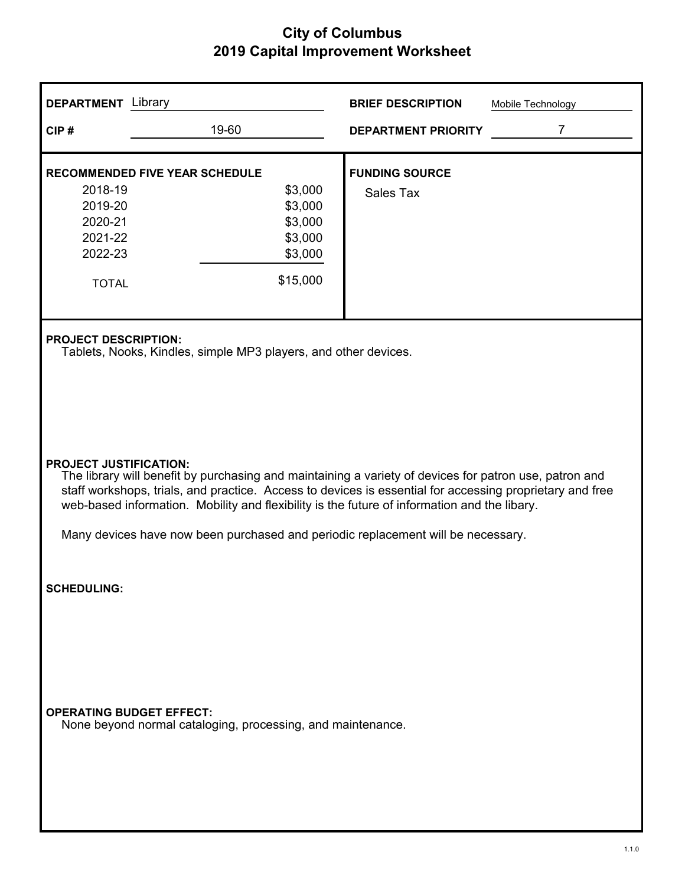# City of Columbus
## 2019 Capital Improvement Worksheet

**DEPARTMENT** Library

**CIP #** 19-60

**BRIEF DESCRIPTION** Mobile Technology

**DEPARTMENT PRIORITY** 7

**RECOMMENDED FIVE YEAR SCHEDULE**

| Year | Amount |
|---|---|
| 2018-19 | $3,000 |
| 2019-20 | $3,000 |
| 2020-21 | $3,000 |
| 2021-22 | $3,000 |
| 2022-23 | $3,000 |
| TOTAL | $15,000 |

**FUNDING SOURCE**

Sales Tax

**PROJECT DESCRIPTION:**

Tablets, Nooks, Kindles, simple MP3 players, and other devices.

**PROJECT JUSTIFICATION:**

The library will benefit by purchasing and maintaining a variety of devices for patron use, patron and staff workshops, trials, and practice. Access to devices is essential for accessing proprietary and free web-based information. Mobility and flexibility is the future of information and the libary.

Many devices have now been purchased and periodic replacement will be necessary.

**SCHEDULING:**

**OPERATING BUDGET EFFECT:**

None beyond normal cataloging, processing, and maintenance.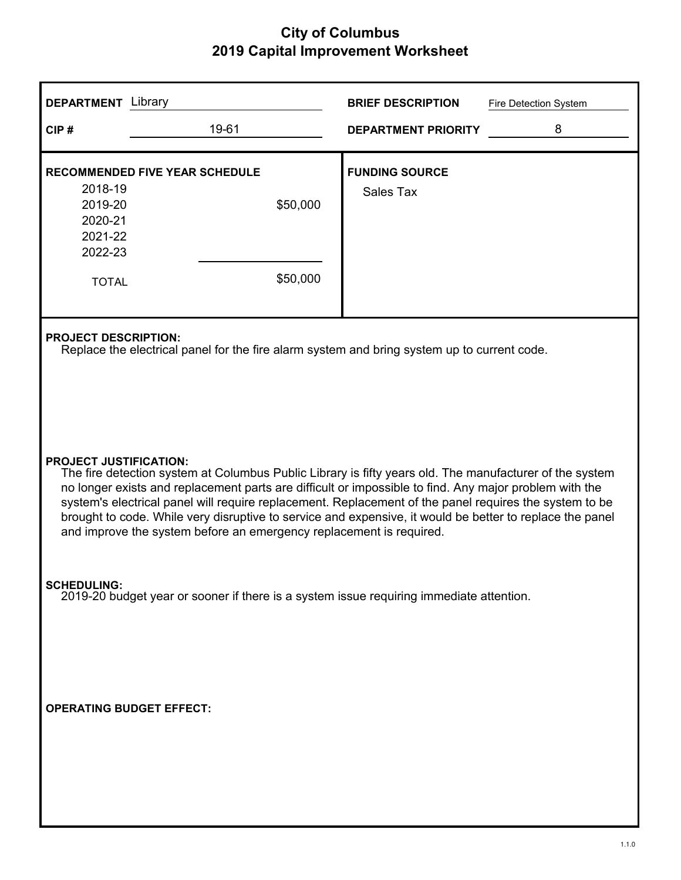# City of Columbus
## 2019 Capital Improvement Worksheet

**DEPARTMENT** Library

**CIP #** 19-61

**BRIEF DESCRIPTION** Fire Detection System

**DEPARTMENT PRIORITY** 8

**RECOMMENDED FIVE YEAR SCHEDULE**

| Year | Amount |
|---|---|
| 2018-19 | |
| 2019-20 | $50,000 |
| 2020-21 | |
| 2021-22 | |
| 2022-23 | |
| TOTAL | $50,000 |

**FUNDING SOURCE**

Sales Tax

**PROJECT DESCRIPTION:**

Replace the electrical panel for the fire alarm system and bring system up to current code.

**PROJECT JUSTIFICATION:**

The fire detection system at Columbus Public Library is fifty years old. The manufacturer of the system no longer exists and replacement parts are difficult or impossible to find. Any major problem with the system's electrical panel will require replacement. Replacement of the panel requires the system to be brought to code. While very disruptive to service and expensive, it would be better to replace the panel and improve the system before an emergency replacement is required.

**SCHEDULING:**

2019-20 budget year or sooner if there is a system issue requiring immediate attention.

**OPERATING BUDGET EFFECT:**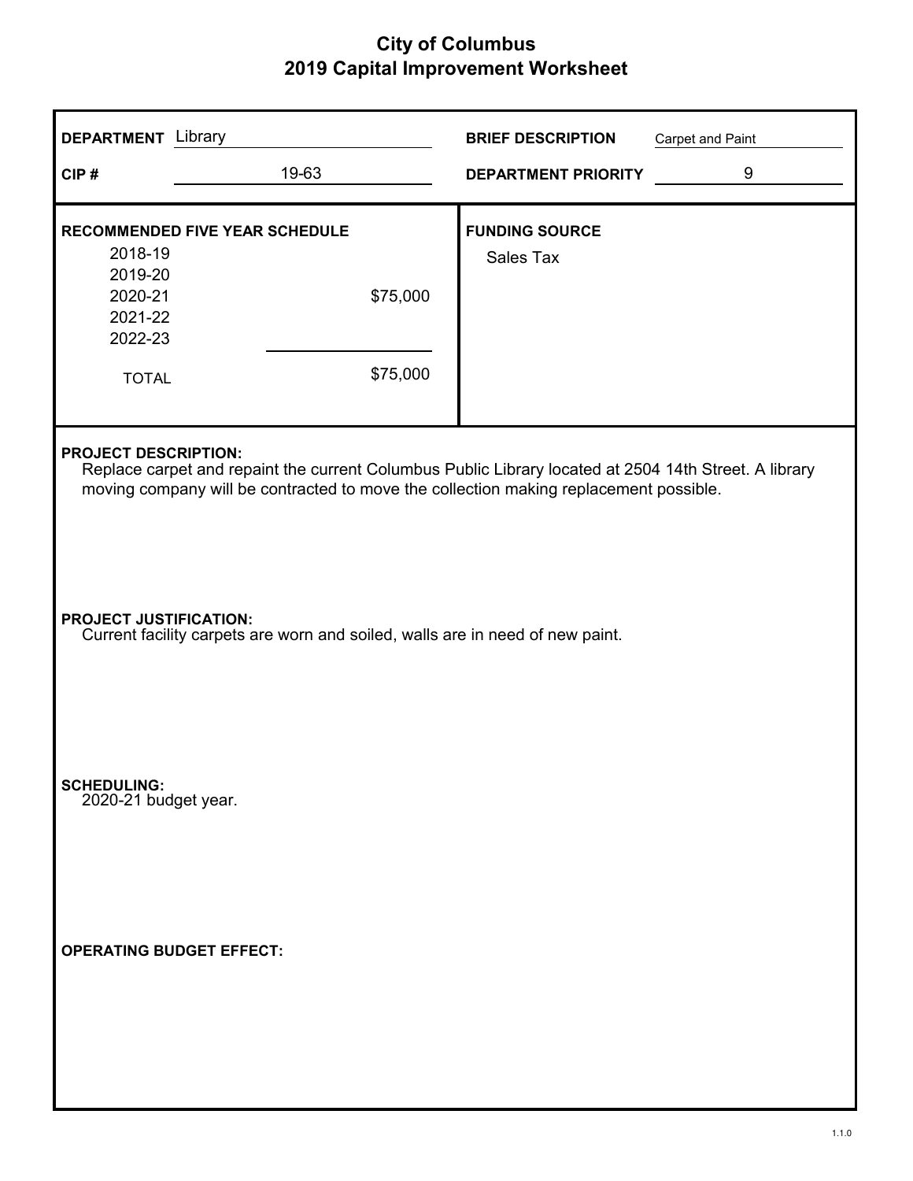# City of Columbus
## 2019 Capital Improvement Worksheet

**DEPARTMENT** Library

**CIP #** 19-63

**BRIEF DESCRIPTION** Carpet and Paint

**DEPARTMENT PRIORITY** 9

**RECOMMENDED FIVE YEAR SCHEDULE**

| Year | Amount |
|---|---|
| 2018-19 | |
| 2019-20 | |
| 2020-21 | $75,000 |
| 2021-22 | |
| 2022-23 | |
| TOTAL | $75,000 |

**FUNDING SOURCE**

Sales Tax

**PROJECT DESCRIPTION:**

Replace carpet and repaint the current Columbus Public Library located at 2504 14th Street. A library moving company will be contracted to move the collection making replacement possible.

**PROJECT JUSTIFICATION:**

Current facility carpets are worn and soiled, walls are in need of new paint.

**SCHEDULING:**

2020-21 budget year.

**OPERATING BUDGET EFFECT:**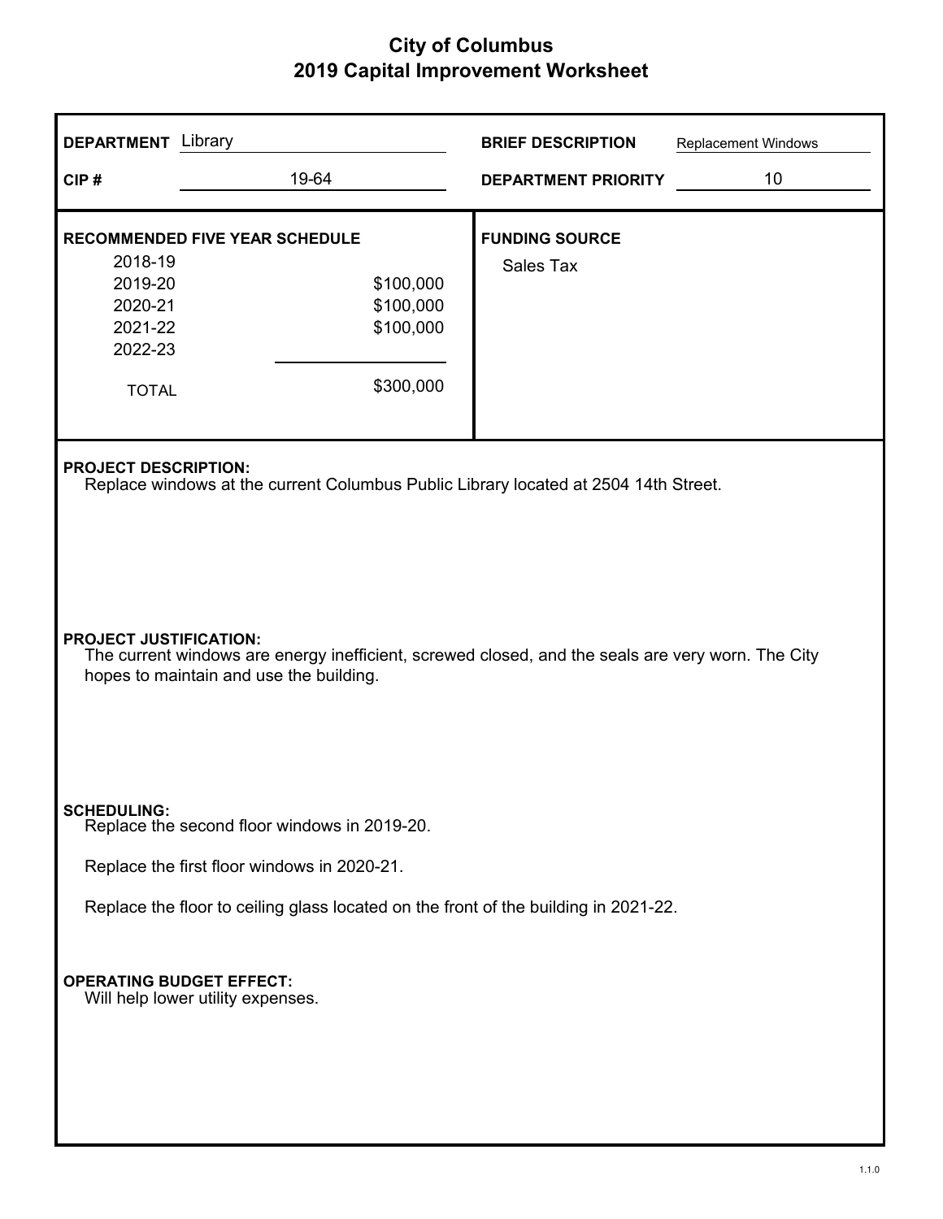# City of Columbus
## 2019 Capital Improvement Worksheet

**DEPARTMENT** Library

**CIP #** 19-64

**BRIEF DESCRIPTION** Replacement Windows

**DEPARTMENT PRIORITY** 10

**RECOMMENDED FIVE YEAR SCHEDULE**

| Year | Amount |
|---|---|
| 2018-19 | |
| 2019-20 | $100,000 |
| 2020-21 | $100,000 |
| 2021-22 | $100,000 |
| 2022-23 | |
| TOTAL | $300,000 |

**FUNDING SOURCE**

Sales Tax

**PROJECT DESCRIPTION:**

Replace windows at the current Columbus Public Library located at 2504 14th Street.

**PROJECT JUSTIFICATION:**

The current windows are energy inefficient, screwed closed, and the seals are very worn. The City hopes to maintain and use the building.

**SCHEDULING:**

Replace the second floor windows in 2019-20.

Replace the first floor windows in 2020-21.

Replace the floor to ceiling glass located on the front of the building in 2021-22.

**OPERATING BUDGET EFFECT:**

Will help lower utility expenses.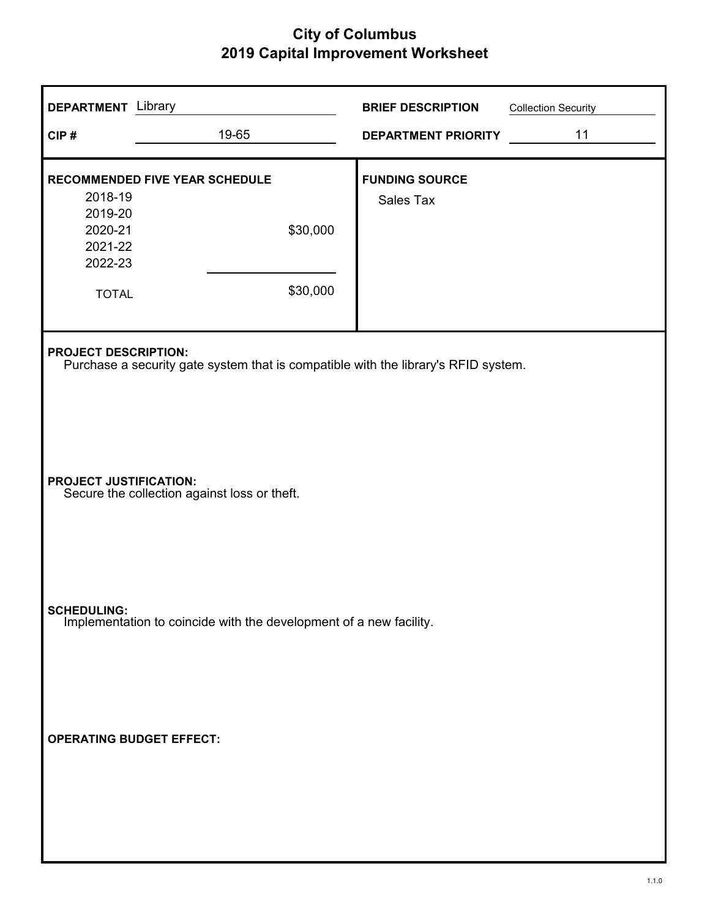# City of Columbus
## 2019 Capital Improvement Worksheet

**DEPARTMENT** Library

**CIP #** 19-65

**BRIEF DESCRIPTION** Collection Security

**DEPARTMENT PRIORITY** 11

**RECOMMENDED FIVE YEAR SCHEDULE**

| Year | Amount |
|---|---|
| 2018-19 | |
| 2019-20 | |
| 2020-21 | $30,000 |
| 2021-22 | |
| 2022-23 | |
| TOTAL | $30,000 |

**FUNDING SOURCE**

Sales Tax

**PROJECT DESCRIPTION:**

Purchase a security gate system that is compatible with the library's RFID system.

**PROJECT JUSTIFICATION:**

Secure the collection against loss or theft.

**SCHEDULING:**

Implementation to coincide with the development of a new facility.

**OPERATING BUDGET EFFECT:**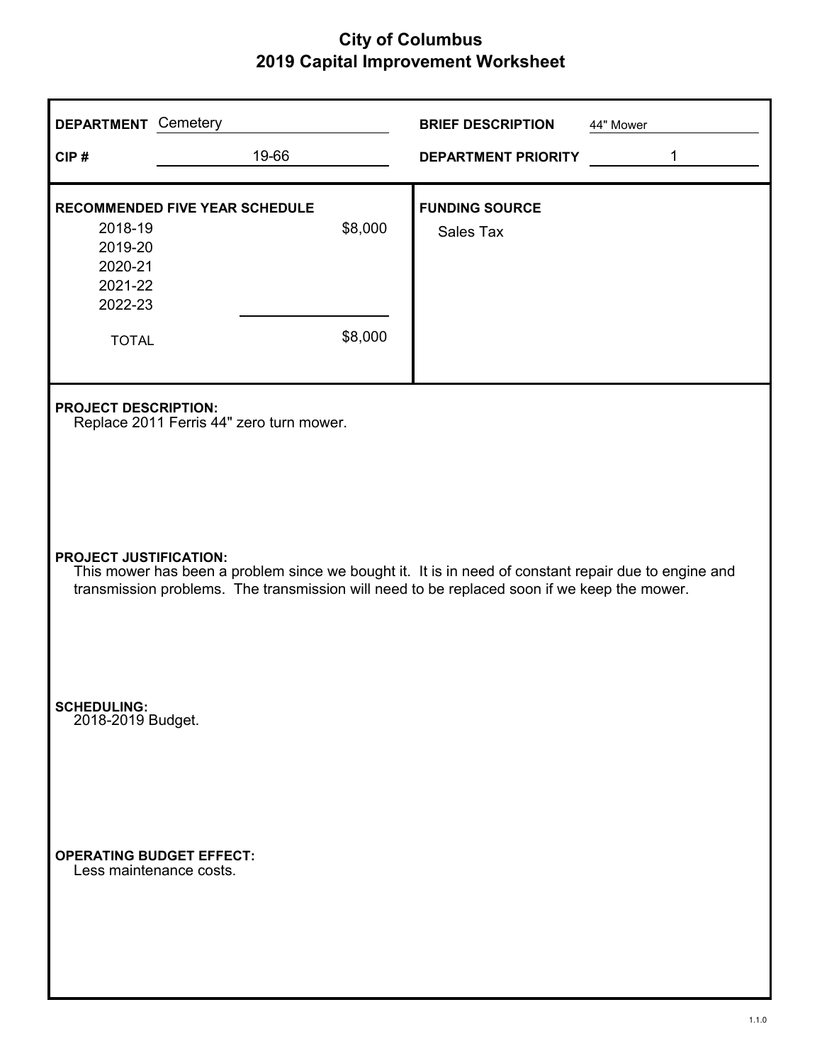# City of Columbus
## 2019 Capital Improvement Worksheet

**DEPARTMENT** Cemetery

**CIP #** 19-66

**BRIEF DESCRIPTION** 44" Mower

**DEPARTMENT PRIORITY** 1

**RECOMMENDED FIVE YEAR SCHEDULE**

| Year | Amount |
|---|---|
| 2018-19 | $8,000 |
| 2019-20 | |
| 2020-21 | |
| 2021-22 | |
| 2022-23 | |
| TOTAL | $8,000 |

**FUNDING SOURCE**

Sales Tax

**PROJECT DESCRIPTION:**

Replace 2011 Ferris 44" zero turn mower.

**PROJECT JUSTIFICATION:**

This mower has been a problem since we bought it. It is in need of constant repair due to engine and transmission problems. The transmission will need to be replaced soon if we keep the mower.

**SCHEDULING:**

2018-2019 Budget.

**OPERATING BUDGET EFFECT:**

Less maintenance costs.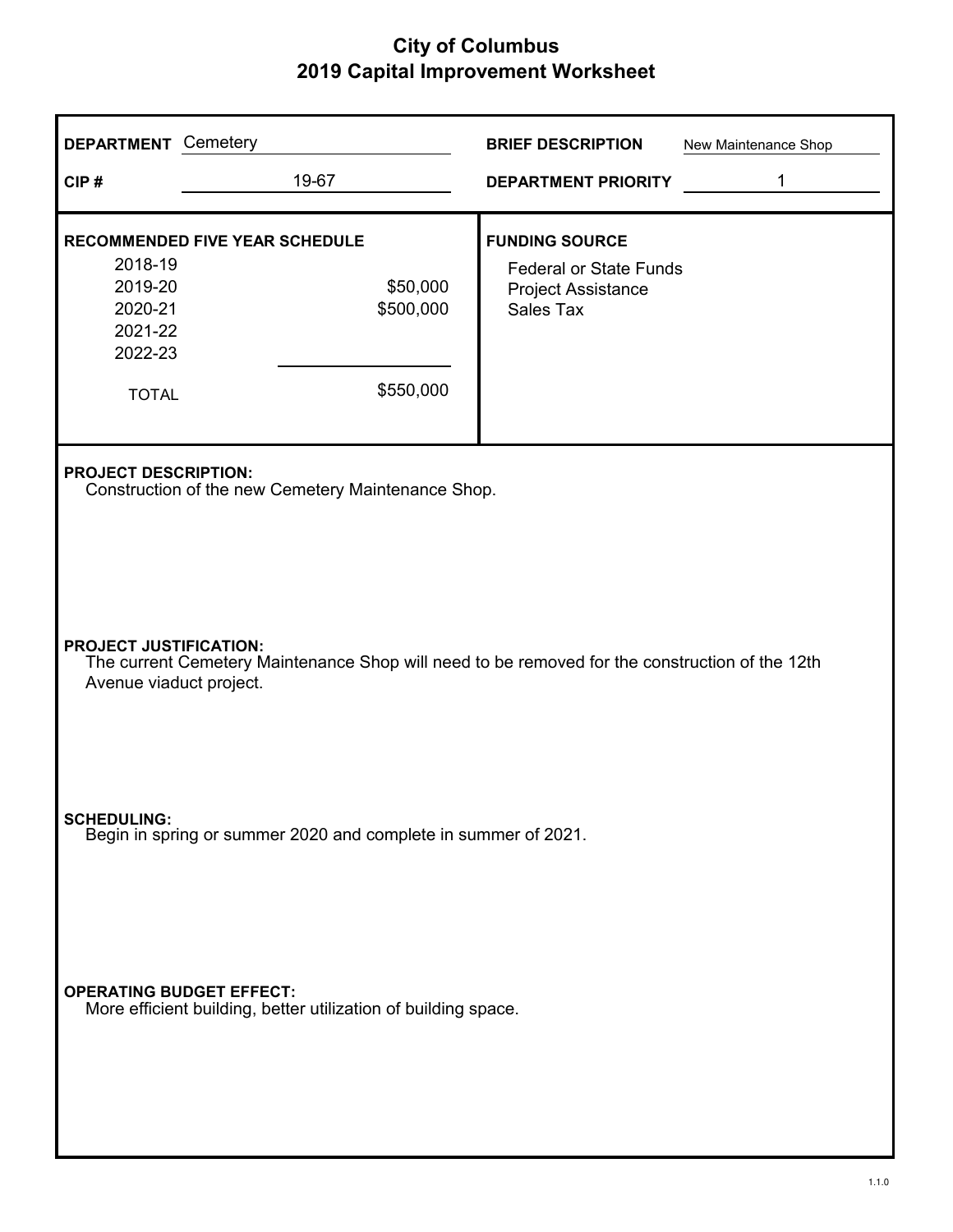# City of Columbus
## 2019 Capital Improvement Worksheet

**DEPARTMENT** Cemetery

**CIP #** 19-67

**BRIEF DESCRIPTION** New Maintenance Shop

**DEPARTMENT PRIORITY** 1

**RECOMMENDED FIVE YEAR SCHEDULE**

| Year | Amount |
|---|---|
| 2018-19 | |
| 2019-20 | $50,000 |
| 2020-21 | $500,000 |
| 2021-22 | |
| 2022-23 | |
| TOTAL | $550,000 |

**FUNDING SOURCE**

Federal or State Funds
Project Assistance
Sales Tax

**PROJECT DESCRIPTION:**
Construction of the new Cemetery Maintenance Shop.

**PROJECT JUSTIFICATION:**
The current Cemetery Maintenance Shop will need to be removed for the construction of the 12th Avenue viaduct project.

**SCHEDULING:**
Begin in spring or summer 2020 and complete in summer of 2021.

**OPERATING BUDGET EFFECT:**
More efficient building, better utilization of building space.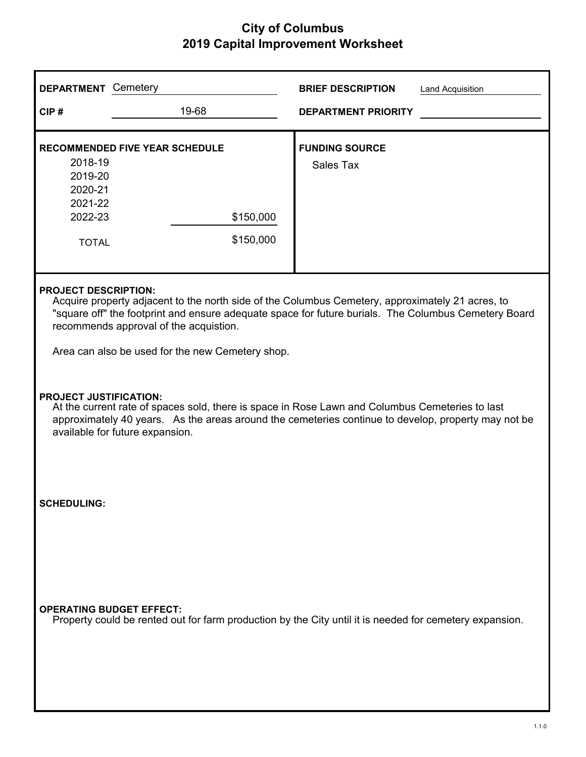# City of Columbus
## 2019 Capital Improvement Worksheet

**DEPARTMENT** Cemetery

**CIP #** 19-68

**BRIEF DESCRIPTION** Land Acquisition

**DEPARTMENT PRIORITY**

**RECOMMENDED FIVE YEAR SCHEDULE**

| Year | Amount |
|---|---|
| 2018-19 | |
| 2019-20 | |
| 2020-21 | |
| 2021-22 | |
| 2022-23 | $150,000 |
| TOTAL | $150,000 |

**FUNDING SOURCE**

Sales Tax

**PROJECT DESCRIPTION:**

Acquire property adjacent to the north side of the Columbus Cemetery, approximately 21 acres, to "square off" the footprint and ensure adequate space for future burials. The Columbus Cemetery Board recommends approval of the acquistion.

Area can also be used for the new Cemetery shop.

**PROJECT JUSTIFICATION:**

At the current rate of spaces sold, there is space in Rose Lawn and Columbus Cemeteries to last approximately 40 years. As the areas around the cemeteries continue to develop, property may not be available for future expansion.

**SCHEDULING:**

**OPERATING BUDGET EFFECT:**

Property could be rented out for farm production by the City until it is needed for cemetery expansion.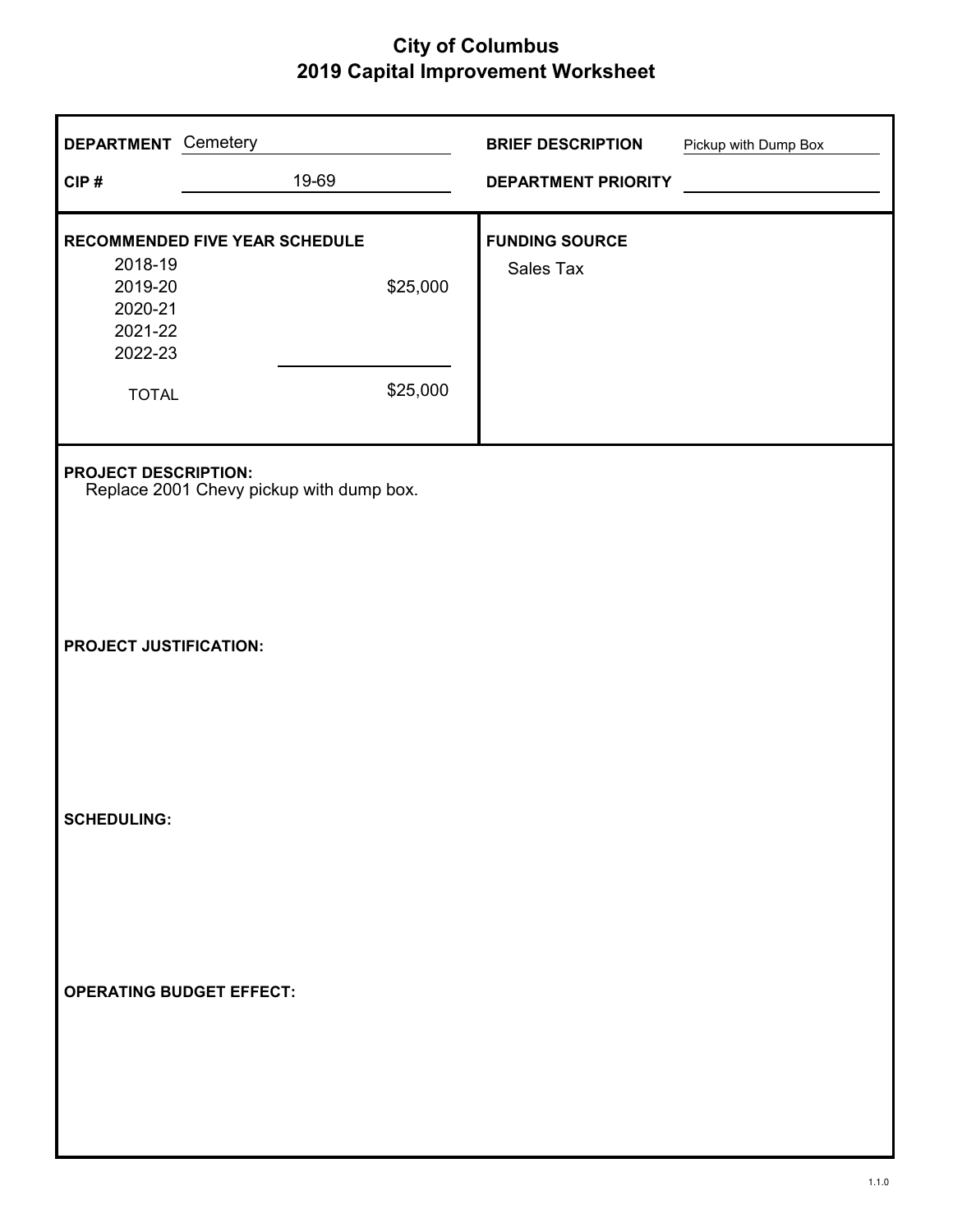# City of Columbus
## 2019 Capital Improvement Worksheet

**DEPARTMENT** Cemetery

**CIP #** 19-69

**BRIEF DESCRIPTION** Pickup with Dump Box

**DEPARTMENT PRIORITY**

**RECOMMENDED FIVE YEAR SCHEDULE**

| Year | Amount |
|---|---|
| 2018-19 | |
| 2019-20 | $25,000 |
| 2020-21 | |
| 2021-22 | |
| 2022-23 | |
| TOTAL | $25,000 |

**FUNDING SOURCE**

Sales Tax

**PROJECT DESCRIPTION:**
Replace 2001 Chevy pickup with dump box.

**PROJECT JUSTIFICATION:**

**SCHEDULING:**

**OPERATING BUDGET EFFECT:**

1.1.0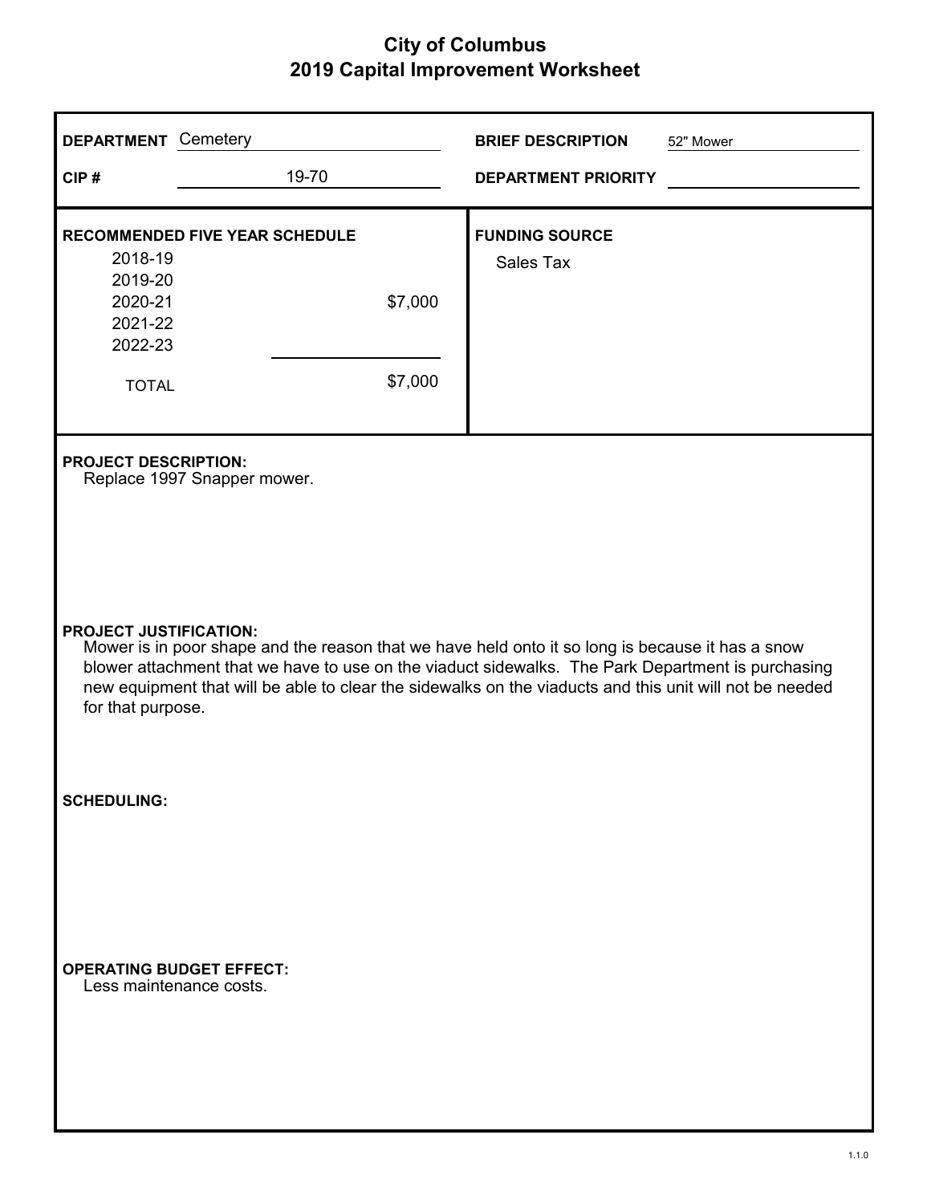# City of Columbus
## 2019 Capital Improvement Worksheet

**DEPARTMENT** Cemetery

**CIP #** 19-70

**BRIEF DESCRIPTION** 52" Mower

**DEPARTMENT PRIORITY**

**RECOMMENDED FIVE YEAR SCHEDULE**

| Year | Amount |
|---|---|
| 2018-19 | |
| 2019-20 | |
| 2020-21 | $7,000 |
| 2021-22 | |
| 2022-23 | |
| TOTAL | $7,000 |

**FUNDING SOURCE**

Sales Tax

**PROJECT DESCRIPTION:**

Replace 1997 Snapper mower.

**PROJECT JUSTIFICATION:**

Mower is in poor shape and the reason that we have held onto it so long is because it has a snow blower attachment that we have to use on the viaduct sidewalks. The Park Department is purchasing new equipment that will be able to clear the sidewalks on the viaducts and this unit will not be needed for that purpose.

**SCHEDULING:**

**OPERATING BUDGET EFFECT:**

Less maintenance costs.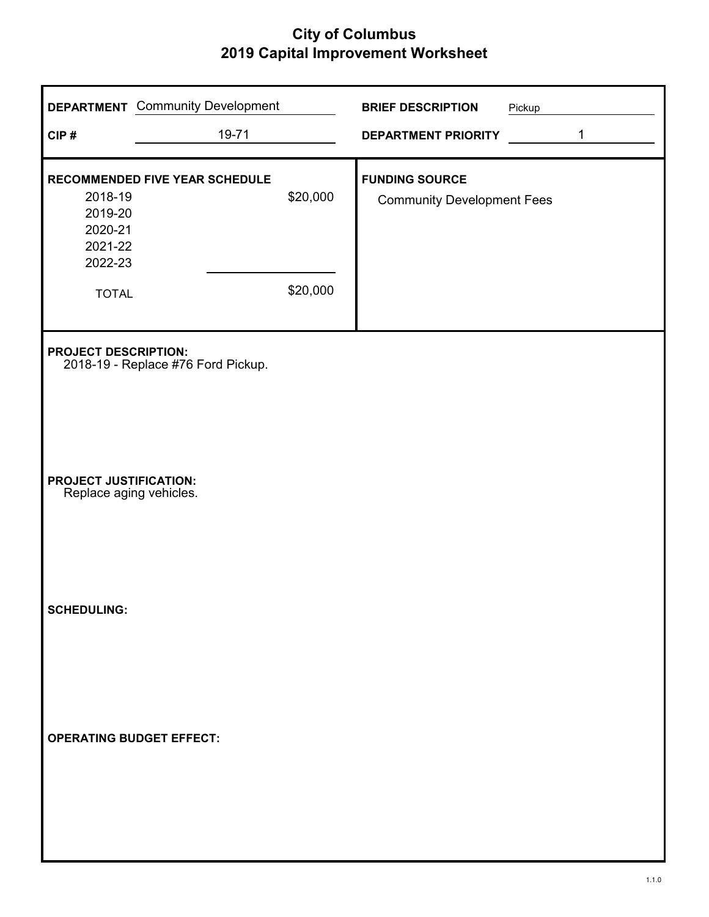# City of Columbus
## 2019 Capital Improvement Worksheet

**DEPARTMENT** Community Development

**CIP #** 19-71

**BRIEF DESCRIPTION** Pickup

**DEPARTMENT PRIORITY** 1

**RECOMMENDED FIVE YEAR SCHEDULE**

| Year | Amount |
|---|---|
| 2018-19 | $20,000 |
| 2019-20 | |
| 2020-21 | |
| 2021-22 | |
| 2022-23 | |
| TOTAL | $20,000 |

**FUNDING SOURCE**

Community Development Fees

**PROJECT DESCRIPTION:**
2018-19 - Replace #76 Ford Pickup.

**PROJECT JUSTIFICATION:**
Replace aging vehicles.

**SCHEDULING:**

**OPERATING BUDGET EFFECT:**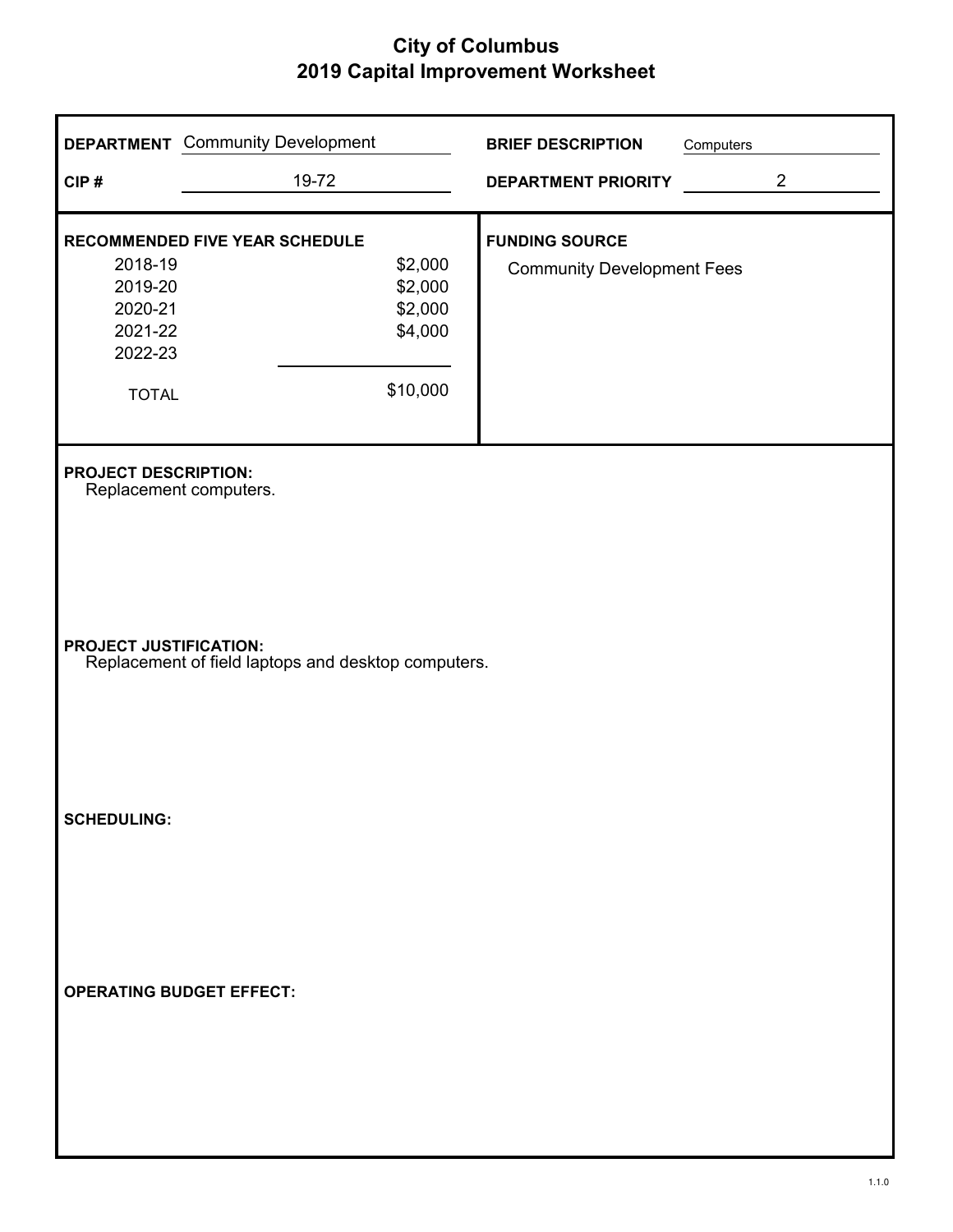# City of Columbus
## 2019 Capital Improvement Worksheet

**DEPARTMENT** Community Development

**CIP #** 19-72

**BRIEF DESCRIPTION** Computers

**DEPARTMENT PRIORITY** 2

**RECOMMENDED FIVE YEAR SCHEDULE**

| Year | Amount |
|---|---|
| 2018-19 | $2,000 |
| 2019-20 | $2,000 |
| 2020-21 | $2,000 |
| 2021-22 | $4,000 |
| 2022-23 | |
| TOTAL | $10,000 |

**FUNDING SOURCE**

Community Development Fees

**PROJECT DESCRIPTION:**

Replacement computers.

**PROJECT JUSTIFICATION:**

Replacement of field laptops and desktop computers.

**SCHEDULING:**

**OPERATING BUDGET EFFECT:**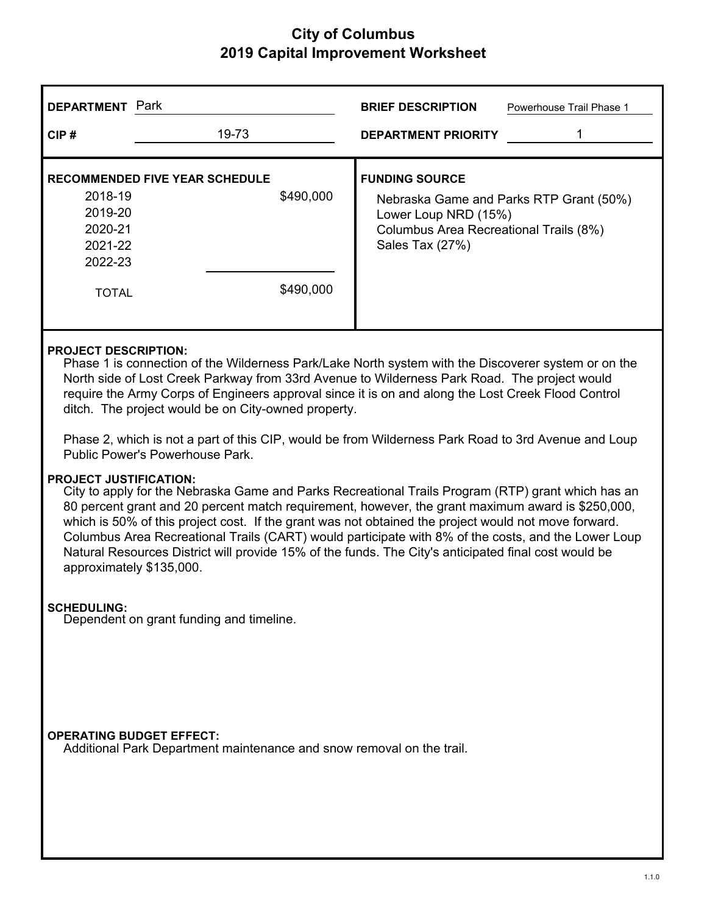# City of Columbus
## 2019 Capital Improvement Worksheet

**DEPARTMENT** Park

**CIP #** 19-73

**BRIEF DESCRIPTION** Powerhouse Trail Phase 1

**DEPARTMENT PRIORITY** 1

**RECOMMENDED FIVE YEAR SCHEDULE**

| Year | Amount |
|---|---|
| 2018-19 | $490,000 |
| 2019-20 | |
| 2020-21 | |
| 2021-22 | |
| 2022-23 | |
| TOTAL | $490,000 |

**FUNDING SOURCE**

Nebraska Game and Parks RTP Grant (50%)
Lower Loup NRD (15%)
Columbus Area Recreational Trails (8%)
Sales Tax (27%)

**PROJECT DESCRIPTION:**

Phase 1 is connection of the Wilderness Park/Lake North system with the Discoverer system or on the North side of Lost Creek Parkway from 33rd Avenue to Wilderness Park Road. The project would require the Army Corps of Engineers approval since it is on and along the Lost Creek Flood Control ditch. The project would be on City-owned property.

Phase 2, which is not a part of this CIP, would be from Wilderness Park Road to 3rd Avenue and Loup Public Power's Powerhouse Park.

**PROJECT JUSTIFICATION:**

City to apply for the Nebraska Game and Parks Recreational Trails Program (RTP) grant which has an 80 percent grant and 20 percent match requirement, however, the grant maximum award is $250,000, which is 50% of this project cost. If the grant was not obtained the project would not move forward. Columbus Area Recreational Trails (CART) would participate with 8% of the costs, and the Lower Loup Natural Resources District will provide 15% of the funds. The City's anticipated final cost would be approximately $135,000.

**SCHEDULING:**

Dependent on grant funding and timeline.

**OPERATING BUDGET EFFECT:**

Additional Park Department maintenance and snow removal on the trail.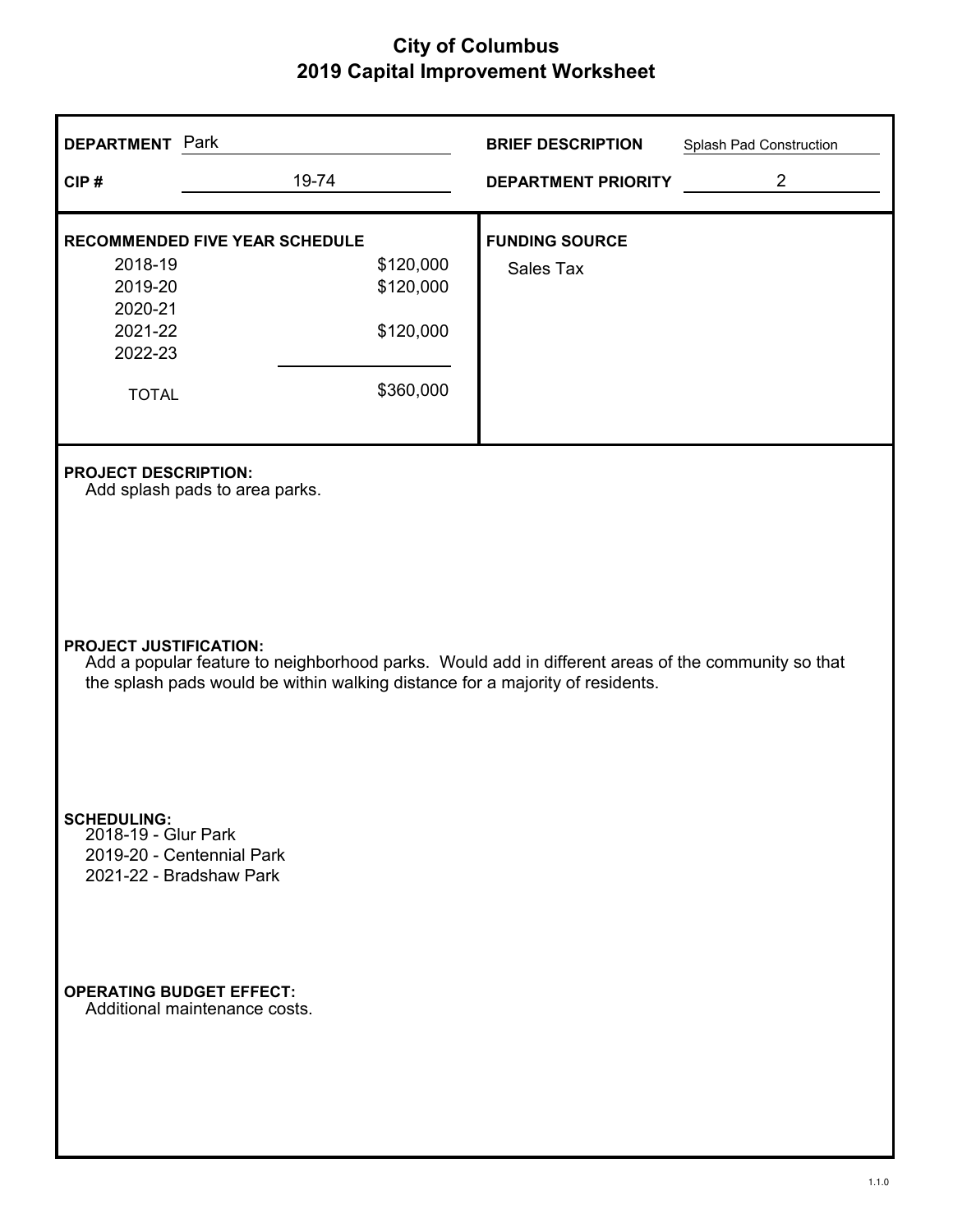# City of Columbus
## 2019 Capital Improvement Worksheet

**DEPARTMENT** Park

**CIP #** 19-74

**BRIEF DESCRIPTION** Splash Pad Construction

**DEPARTMENT PRIORITY** 2

**RECOMMENDED FIVE YEAR SCHEDULE**

| Year | Amount |
|---|---|
| 2018-19 | $120,000 |
| 2019-20 | $120,000 |
| 2020-21 | |
| 2021-22 | $120,000 |
| 2022-23 | |
| TOTAL | $360,000 |

**FUNDING SOURCE**

Sales Tax

**PROJECT DESCRIPTION:**

Add splash pads to area parks.

**PROJECT JUSTIFICATION:**

Add a popular feature to neighborhood parks. Would add in different areas of the community so that the splash pads would be within walking distance for a majority of residents.

**SCHEDULING:**

2018-19 - Glur Park
2019-20 - Centennial Park
2021-22 - Bradshaw Park

**OPERATING BUDGET EFFECT:**

Additional maintenance costs.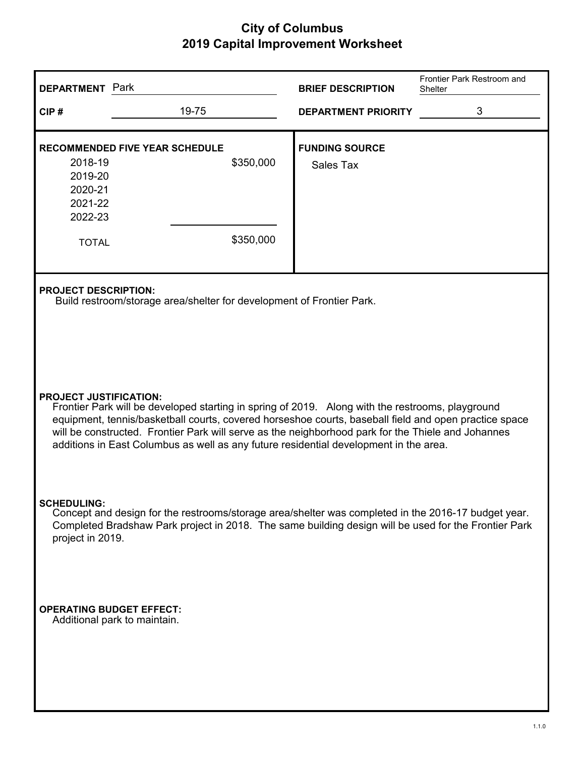# City of Columbus
## 2019 Capital Improvement Worksheet

**DEPARTMENT** Park

**BRIEF DESCRIPTION** Frontier Park Restroom and Shelter

**CIP #** 19-75

**DEPARTMENT PRIORITY** 3

**RECOMMENDED FIVE YEAR SCHEDULE**

| Year | Amount |
|---|---|
| 2018-19 | $350,000 |
| 2019-20 | |
| 2020-21 | |
| 2021-22 | |
| 2022-23 | |
| TOTAL | $350,000 |

**FUNDING SOURCE**

Sales Tax

**PROJECT DESCRIPTION:**
Build restroom/storage area/shelter for development of Frontier Park.

**PROJECT JUSTIFICATION:**
Frontier Park will be developed starting in spring of 2019. Along with the restrooms, playground equipment, tennis/basketball courts, covered horseshoe courts, baseball field and open practice space will be constructed. Frontier Park will serve as the neighborhood park for the Thiele and Johannes additions in East Columbus as well as any future residential development in the area.

**SCHEDULING:**
Concept and design for the restrooms/storage area/shelter was completed in the 2016-17 budget year. Completed Bradshaw Park project in 2018. The same building design will be used for the Frontier Park project in 2019.

**OPERATING BUDGET EFFECT:**
Additional park to maintain.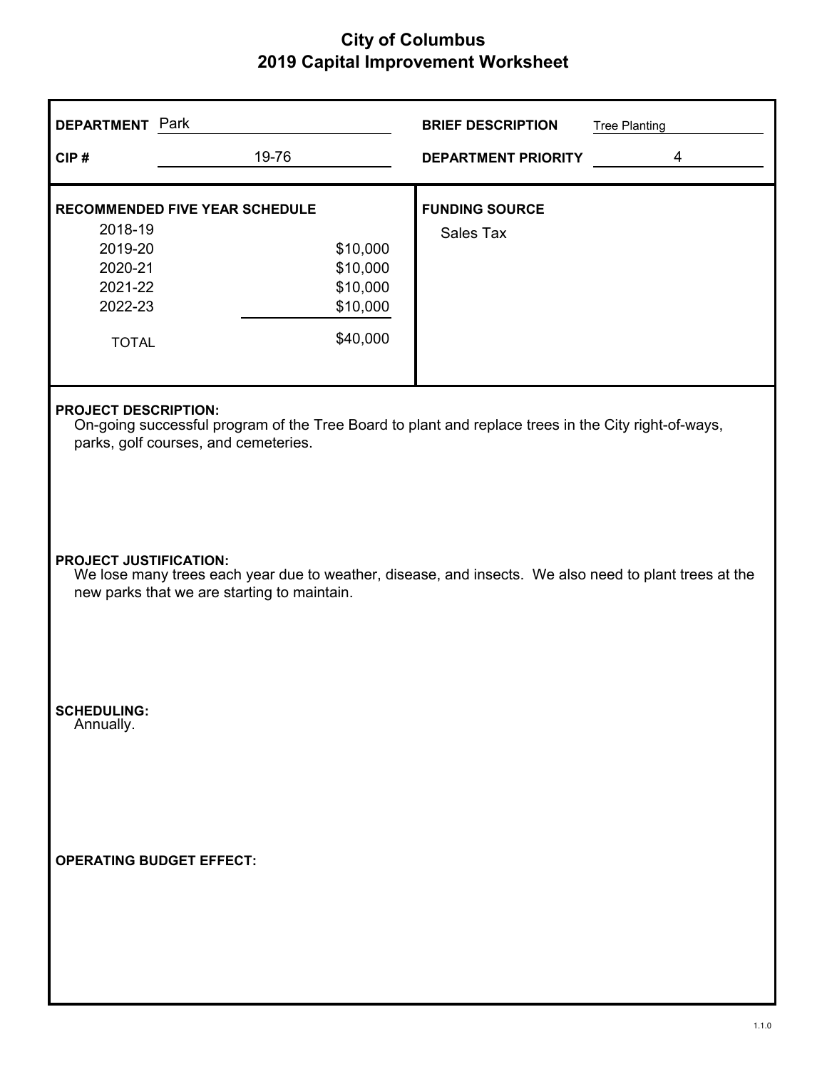# City of Columbus
## 2019 Capital Improvement Worksheet

**DEPARTMENT** Park

**CIP #** 19-76

**BRIEF DESCRIPTION** Tree Planting

**DEPARTMENT PRIORITY** 4

**RECOMMENDED FIVE YEAR SCHEDULE**

| Year | Amount |
|---|---|
| 2018-19 | |
| 2019-20 | $10,000 |
| 2020-21 | $10,000 |
| 2021-22 | $10,000 |
| 2022-23 | $10,000 |
| TOTAL | $40,000 |

**FUNDING SOURCE**

Sales Tax

**PROJECT DESCRIPTION:**

On-going successful program of the Tree Board to plant and replace trees in the City right-of-ways, parks, golf courses, and cemeteries.

**PROJECT JUSTIFICATION:**

We lose many trees each year due to weather, disease, and insects. We also need to plant trees at the new parks that we are starting to maintain.

**SCHEDULING:**

Annually.

**OPERATING BUDGET EFFECT:**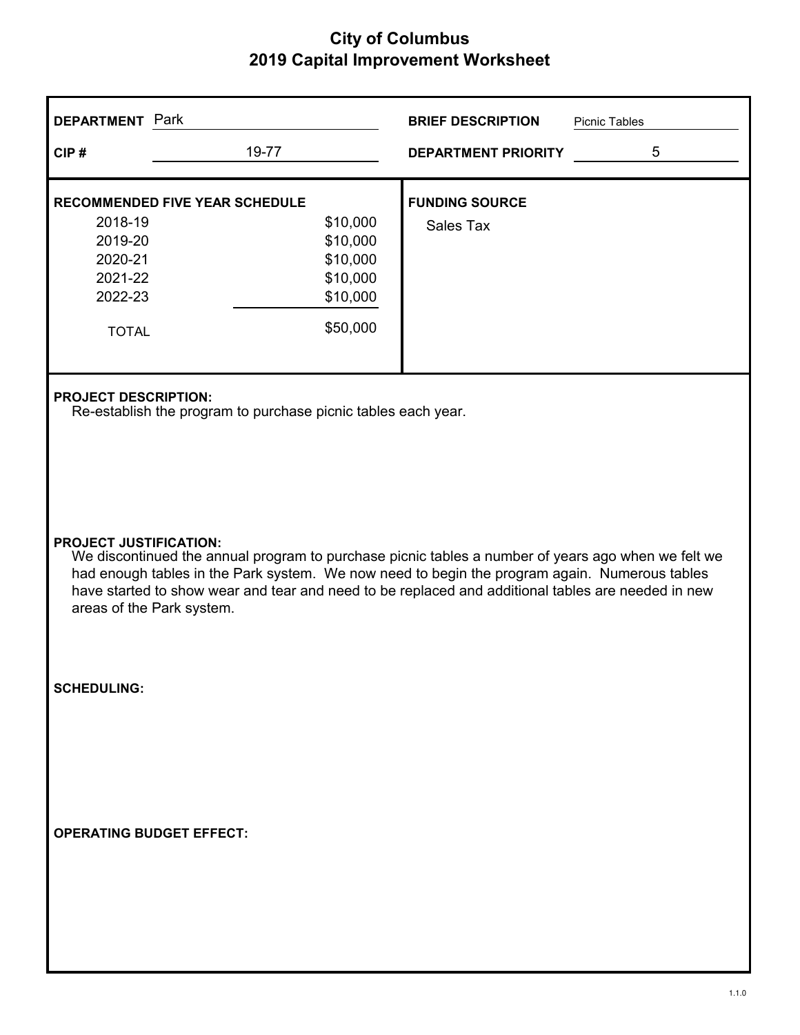# City of Columbus
## 2019 Capital Improvement Worksheet

**DEPARTMENT** Park

**CIP #** 19-77

**BRIEF DESCRIPTION** Picnic Tables

**DEPARTMENT PRIORITY** 5

**RECOMMENDED FIVE YEAR SCHEDULE**

| Year | Amount |
|---|---|
| 2018-19 | $10,000 |
| 2019-20 | $10,000 |
| 2020-21 | $10,000 |
| 2021-22 | $10,000 |
| 2022-23 | $10,000 |
| TOTAL | $50,000 |

**FUNDING SOURCE**

Sales Tax

**PROJECT DESCRIPTION:**

Re-establish the program to purchase picnic tables each year.

**PROJECT JUSTIFICATION:**

We discontinued the annual program to purchase picnic tables a number of years ago when we felt we had enough tables in the Park system. We now need to begin the program again. Numerous tables have started to show wear and tear and need to be replaced and additional tables are needed in new areas of the Park system.

**SCHEDULING:**

**OPERATING BUDGET EFFECT:**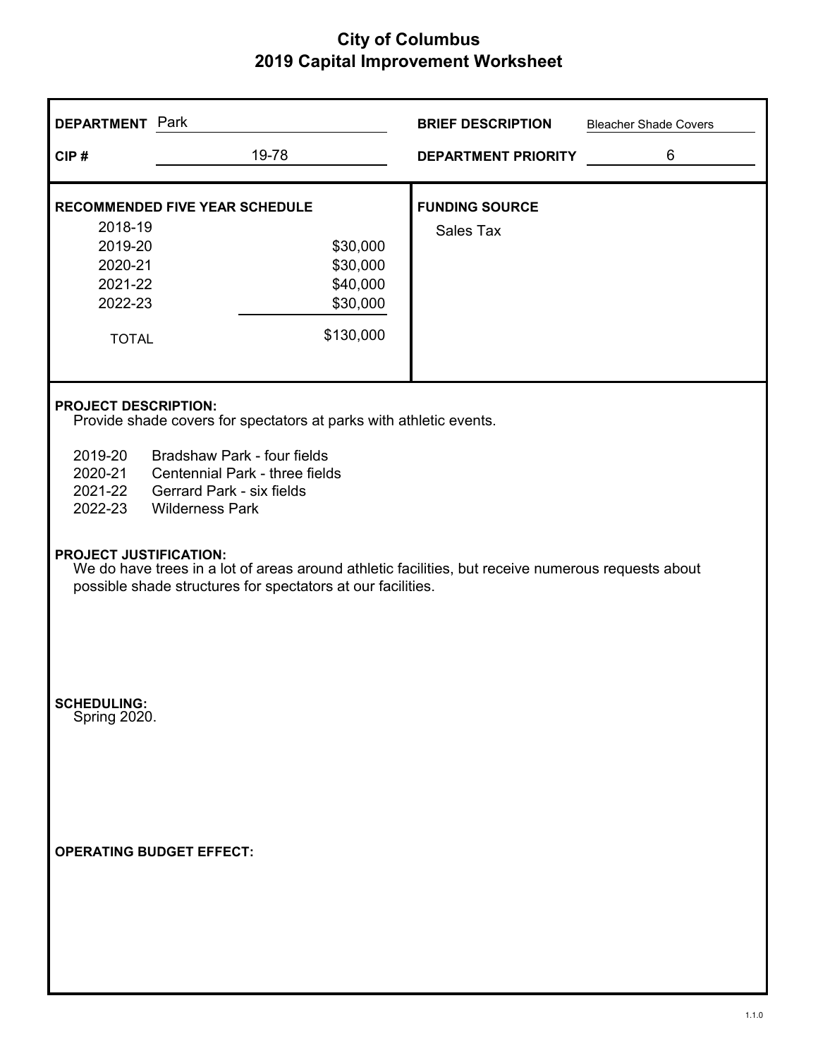# City of Columbus
## 2019 Capital Improvement Worksheet

**DEPARTMENT** Park

**CIP #** 19-78

**BRIEF DESCRIPTION** Bleacher Shade Covers

**DEPARTMENT PRIORITY** 6

**RECOMMENDED FIVE YEAR SCHEDULE**

| Year | Amount |
| --- | --- |
| 2018-19 | |
| 2019-20 | $30,000 |
| 2020-21 | $30,000 |
| 2021-22 | $40,000 |
| 2022-23 | $30,000 |
| TOTAL | $130,000 |

**FUNDING SOURCE**

Sales Tax

**PROJECT DESCRIPTION:**

Provide shade covers for spectators at parks with athletic events.

- 2019-20 Bradshaw Park - four fields
- 2020-21 Centennial Park - three fields
- 2021-22 Gerrard Park - six fields
- 2022-23 Wilderness Park

**PROJECT JUSTIFICATION:**

We do have trees in a lot of areas around athletic facilities, but receive numerous requests about possible shade structures for spectators at our facilities.

**SCHEDULING:**

Spring 2020.

**OPERATING BUDGET EFFECT:**

1.1.0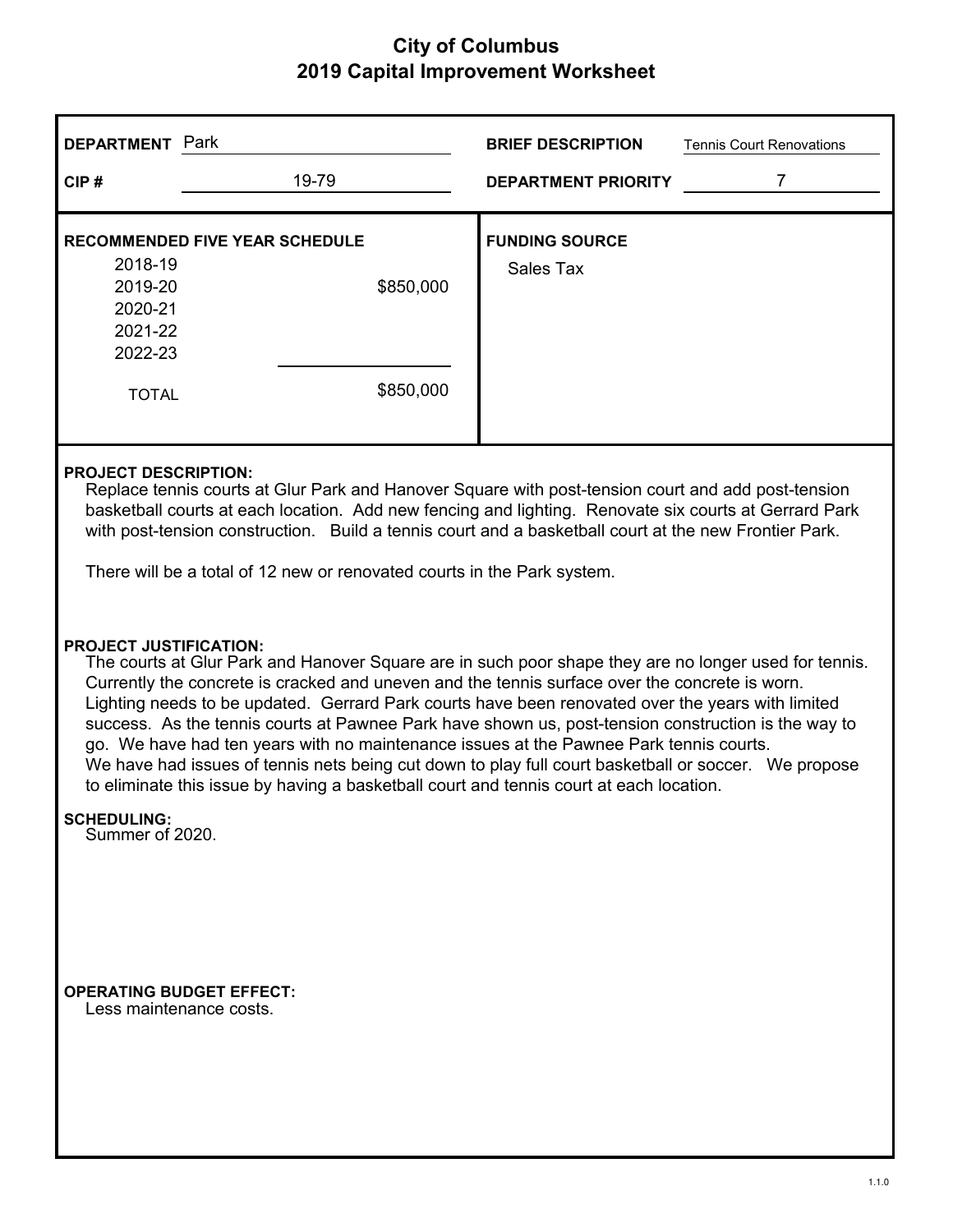# City of Columbus
## 2019 Capital Improvement Worksheet

| | | | |
|---|---|---|---|
| **DEPARTMENT** | Park | **BRIEF DESCRIPTION** | Tennis Court Renovations |
| **CIP #** | 19-79 | **DEPARTMENT PRIORITY** | 7 |

**RECOMMENDED FIVE YEAR SCHEDULE**

| Year | Amount |
|---|---|
| 2018-19 | |
| 2019-20 | $850,000 |
| 2020-21 | |
| 2021-22 | |
| 2022-23 | |
| TOTAL | $850,000 |

**FUNDING SOURCE**

Sales Tax

**PROJECT DESCRIPTION:**

Replace tennis courts at Glur Park and Hanover Square with post-tension court and add post-tension basketball courts at each location. Add new fencing and lighting. Renovate six courts at Gerrard Park with post-tension construction. Build a tennis court and a basketball court at the new Frontier Park.

There will be a total of 12 new or renovated courts in the Park system.

**PROJECT JUSTIFICATION:**

The courts at Glur Park and Hanover Square are in such poor shape they are no longer used for tennis. Currently the concrete is cracked and uneven and the tennis surface over the concrete is worn. Lighting needs to be updated. Gerrard Park courts have been renovated over the years with limited success. As the tennis courts at Pawnee Park have shown us, post-tension construction is the way to go. We have had ten years with no maintenance issues at the Pawnee Park tennis courts. We have had issues of tennis nets being cut down to play full court basketball or soccer. We propose to eliminate this issue by having a basketball court and tennis court at each location.

**SCHEDULING:**

Summer of 2020.

**OPERATING BUDGET EFFECT:**

Less maintenance costs.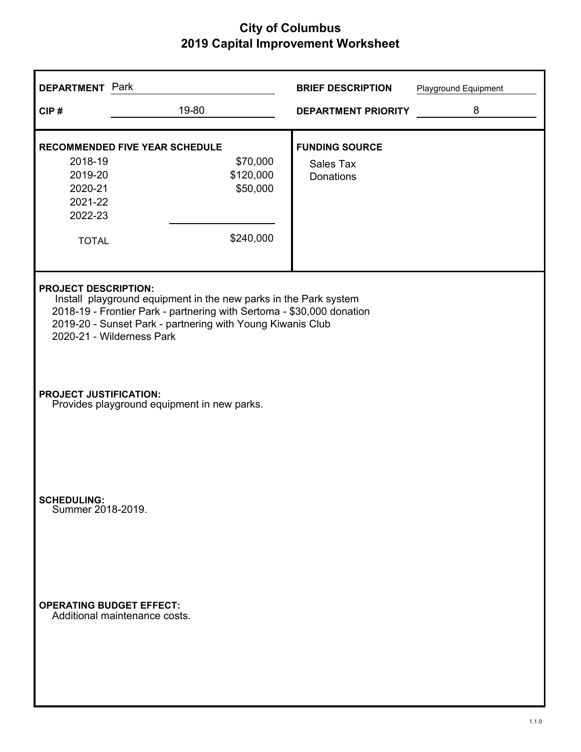# City of Columbus
## 2019 Capital Improvement Worksheet

**DEPARTMENT** Park

**CIP #** 19-80

**BRIEF DESCRIPTION** Playground Equipment

**DEPARTMENT PRIORITY** 8

**RECOMMENDED FIVE YEAR SCHEDULE**

| Year | Amount |
|---|---|
| 2018-19 | $70,000 |
| 2019-20 | $120,000 |
| 2020-21 | $50,000 |
| 2021-22 | |
| 2022-23 | |
| TOTAL | $240,000 |

**FUNDING SOURCE**

Sales Tax
Donations

**PROJECT DESCRIPTION:**

Install playground equipment in the new parks in the Park system
2018-19 - Frontier Park - partnering with Sertoma - $30,000 donation
2019-20 - Sunset Park - partnering with Young Kiwanis Club
2020-21 - Wilderness Park

**PROJECT JUSTIFICATION:**

Provides playground equipment in new parks.

**SCHEDULING:**

Summer 2018-2019.

**OPERATING BUDGET EFFECT:**

Additional maintenance costs.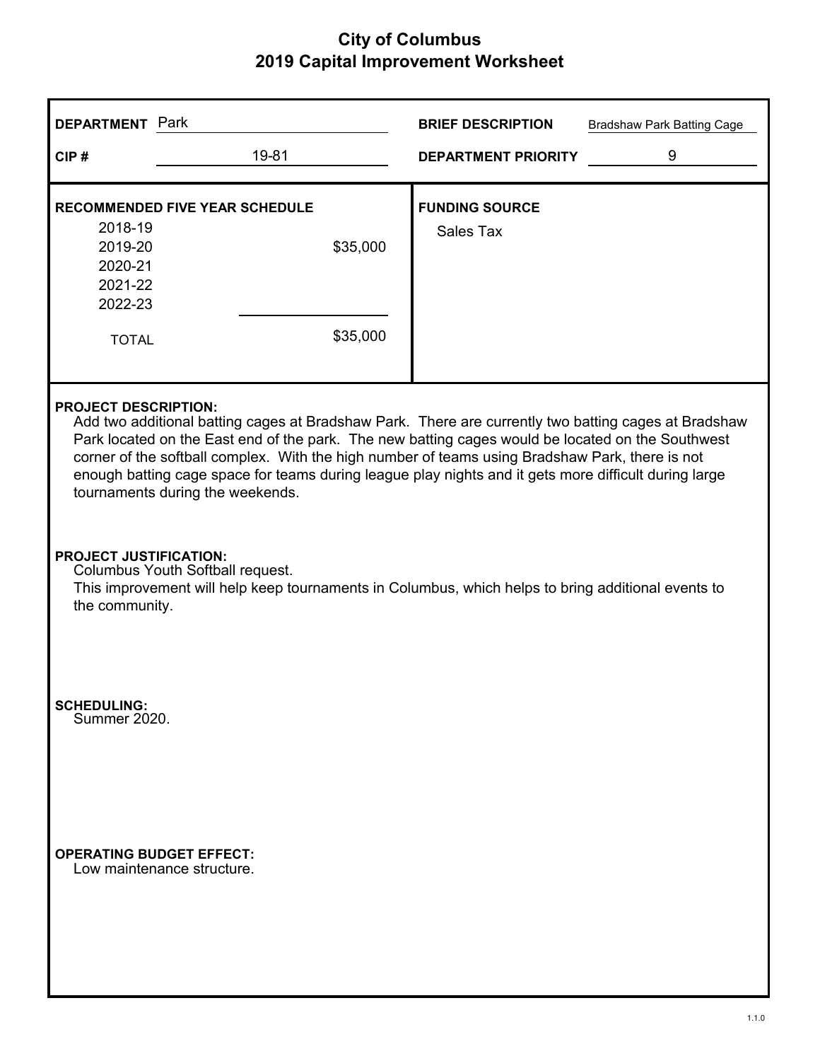# City of Columbus
## 2019 Capital Improvement Worksheet

**DEPARTMENT** Park

**CIP #** 19-81

**BRIEF DESCRIPTION** Bradshaw Park Batting Cage

**DEPARTMENT PRIORITY** 9

**RECOMMENDED FIVE YEAR SCHEDULE**

| Year | Amount |
|---|---|
| 2018-19 | |
| 2019-20 | $35,000 |
| 2020-21 | |
| 2021-22 | |
| 2022-23 | |
| TOTAL | $35,000 |

**FUNDING SOURCE**

Sales Tax

**PROJECT DESCRIPTION:**

Add two additional batting cages at Bradshaw Park. There are currently two batting cages at Bradshaw Park located on the East end of the park. The new batting cages would be located on the Southwest corner of the softball complex. With the high number of teams using Bradshaw Park, there is not enough batting cage space for teams during league play nights and it gets more difficult during large tournaments during the weekends.

**PROJECT JUSTIFICATION:**

Columbus Youth Softball request.
This improvement will help keep tournaments in Columbus, which helps to bring additional events to the community.

**SCHEDULING:**

Summer 2020.

**OPERATING BUDGET EFFECT:**

Low maintenance structure.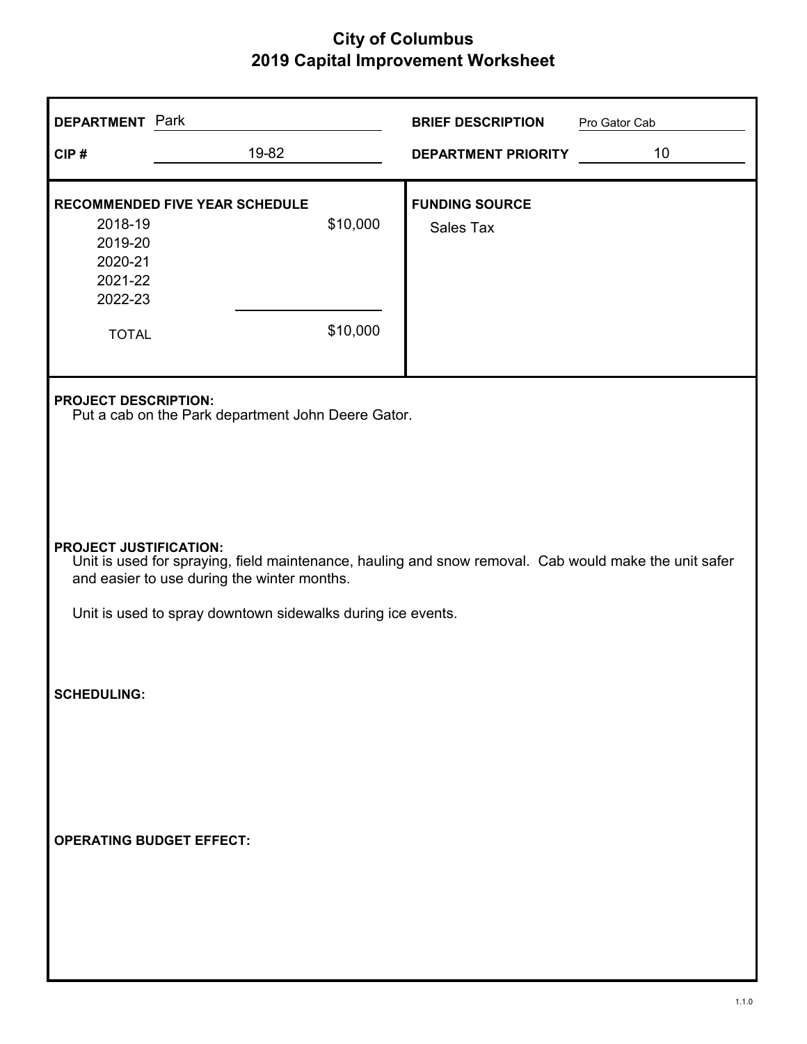# City of Columbus
## 2019 Capital Improvement Worksheet

**DEPARTMENT** Park

**CIP #** 19-82

**BRIEF DESCRIPTION** Pro Gator Cab

**DEPARTMENT PRIORITY** 10

**RECOMMENDED FIVE YEAR SCHEDULE**

| Year | Amount |
|---|---|
| 2018-19 | $10,000 |
| 2019-20 | |
| 2020-21 | |
| 2021-22 | |
| 2022-23 | |
| TOTAL | $10,000 |

**FUNDING SOURCE**

Sales Tax

**PROJECT DESCRIPTION:**

Put a cab on the Park department John Deere Gator.

**PROJECT JUSTIFICATION:**

Unit is used for spraying, field maintenance, hauling and snow removal. Cab would make the unit safer and easier to use during the winter months.

Unit is used to spray downtown sidewalks during ice events.

**SCHEDULING:**

**OPERATING BUDGET EFFECT:**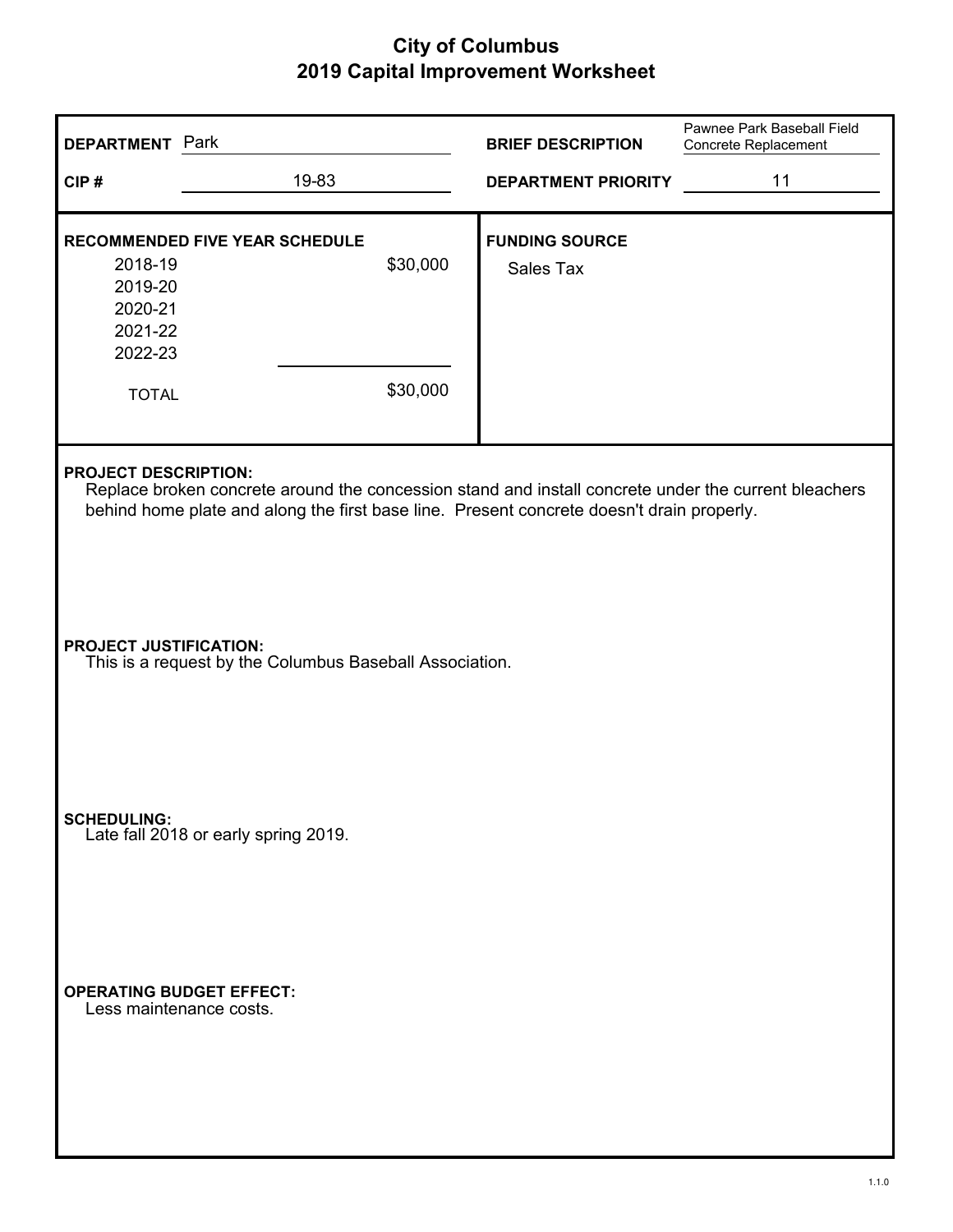# City of Columbus
## 2019 Capital Improvement Worksheet

**DEPARTMENT** Park

**BRIEF DESCRIPTION** Pawnee Park Baseball Field Concrete Replacement

**CIP #** 19-83

**DEPARTMENT PRIORITY** 11

**RECOMMENDED FIVE YEAR SCHEDULE**

| Year | Amount |
|---|---|
| 2018-19 | $30,000 |
| 2019-20 | |
| 2020-21 | |
| 2021-22 | |
| 2022-23 | |
| TOTAL | $30,000 |

**FUNDING SOURCE**

Sales Tax

**PROJECT DESCRIPTION:**

Replace broken concrete around the concession stand and install concrete under the current bleachers behind home plate and along the first base line. Present concrete doesn't drain properly.

**PROJECT JUSTIFICATION:**

This is a request by the Columbus Baseball Association.

**SCHEDULING:**

Late fall 2018 or early spring 2019.

**OPERATING BUDGET EFFECT:**

Less maintenance costs.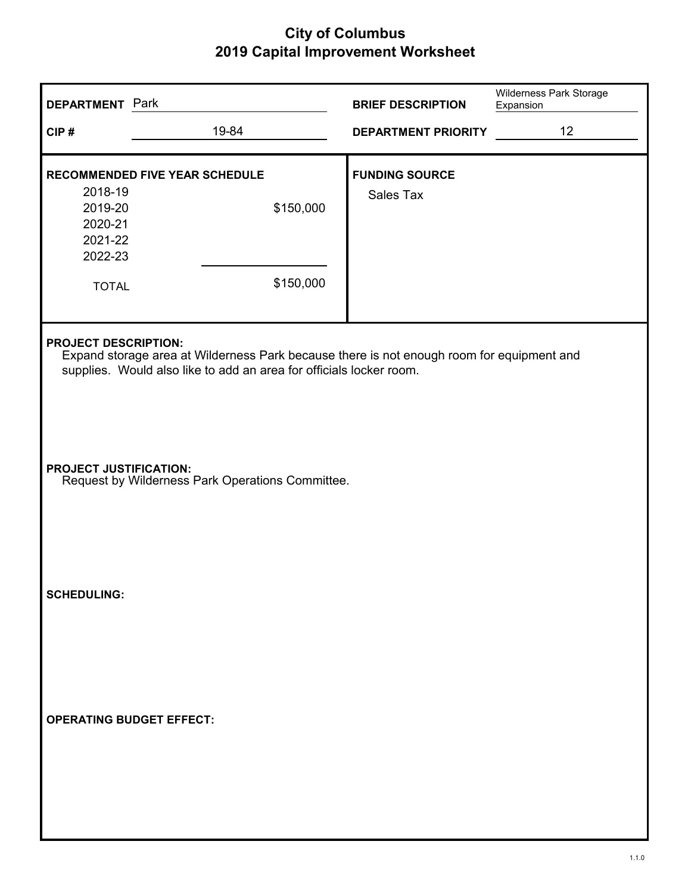# City of Columbus
## 2019 Capital Improvement Worksheet

**DEPARTMENT** Park

**CIP #** 19-84

**BRIEF DESCRIPTION** Wilderness Park Storage Expansion

**DEPARTMENT PRIORITY** 12

**RECOMMENDED FIVE YEAR SCHEDULE**

| Year | Amount |
|---|---|
| 2018-19 | |
| 2019-20 | $150,000 |
| 2020-21 | |
| 2021-22 | |
| 2022-23 | |
| TOTAL | $150,000 |

**FUNDING SOURCE**

Sales Tax

**PROJECT DESCRIPTION:**

Expand storage area at Wilderness Park because there is not enough room for equipment and supplies. Would also like to add an area for officials locker room.

**PROJECT JUSTIFICATION:**

Request by Wilderness Park Operations Committee.

**SCHEDULING:**

**OPERATING BUDGET EFFECT:**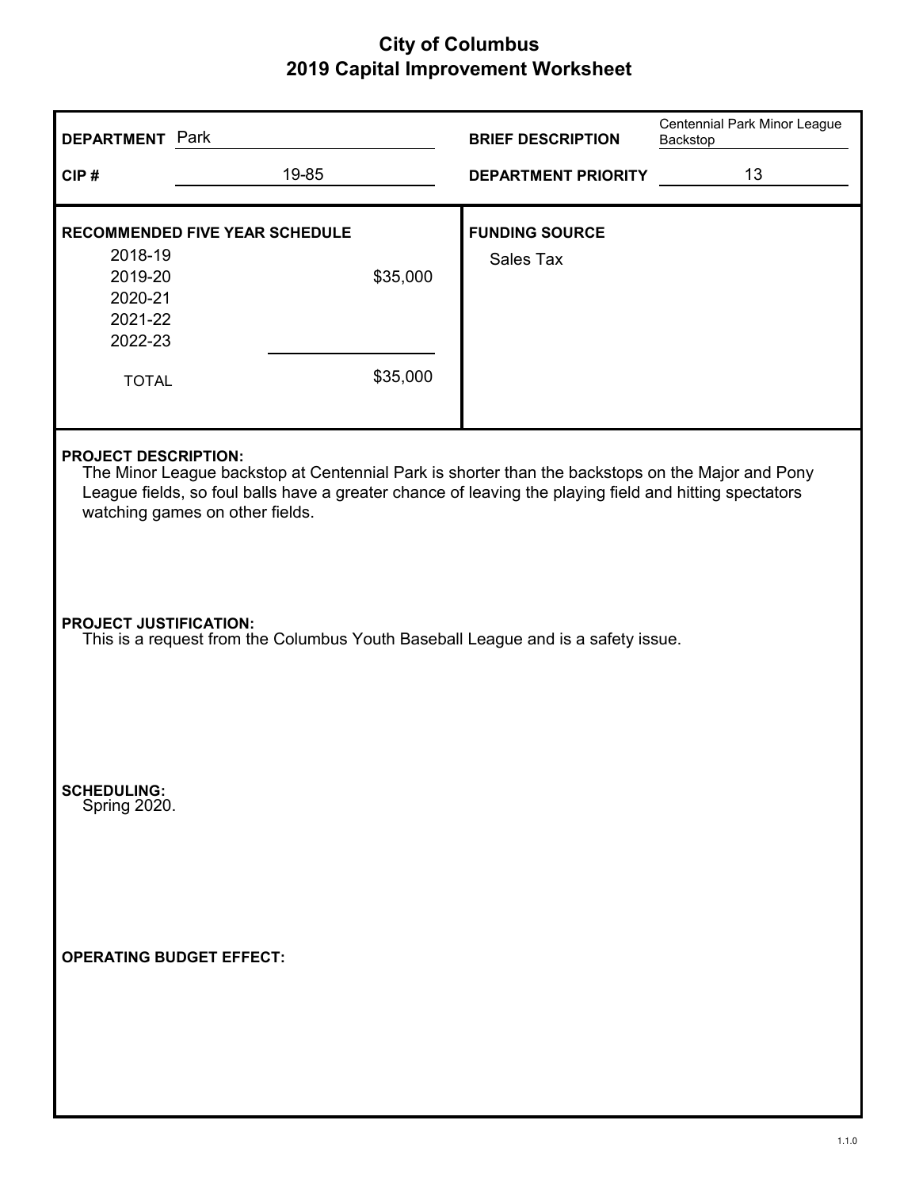# City of Columbus
## 2019 Capital Improvement Worksheet

**DEPARTMENT** Park

**CIP #** 19-85

**BRIEF DESCRIPTION** Centennial Park Minor League Backstop

**DEPARTMENT PRIORITY** 13

**RECOMMENDED FIVE YEAR SCHEDULE**

| Year | Amount |
|---|---|
| 2018-19 | |
| 2019-20 | $35,000 |
| 2020-21 | |
| 2021-22 | |
| 2022-23 | |
| TOTAL | $35,000 |

**FUNDING SOURCE**

Sales Tax

**PROJECT DESCRIPTION:**

The Minor League backstop at Centennial Park is shorter than the backstops on the Major and Pony League fields, so foul balls have a greater chance of leaving the playing field and hitting spectators watching games on other fields.

**PROJECT JUSTIFICATION:**

This is a request from the Columbus Youth Baseball League and is a safety issue.

**SCHEDULING:**

Spring 2020.

**OPERATING BUDGET EFFECT:**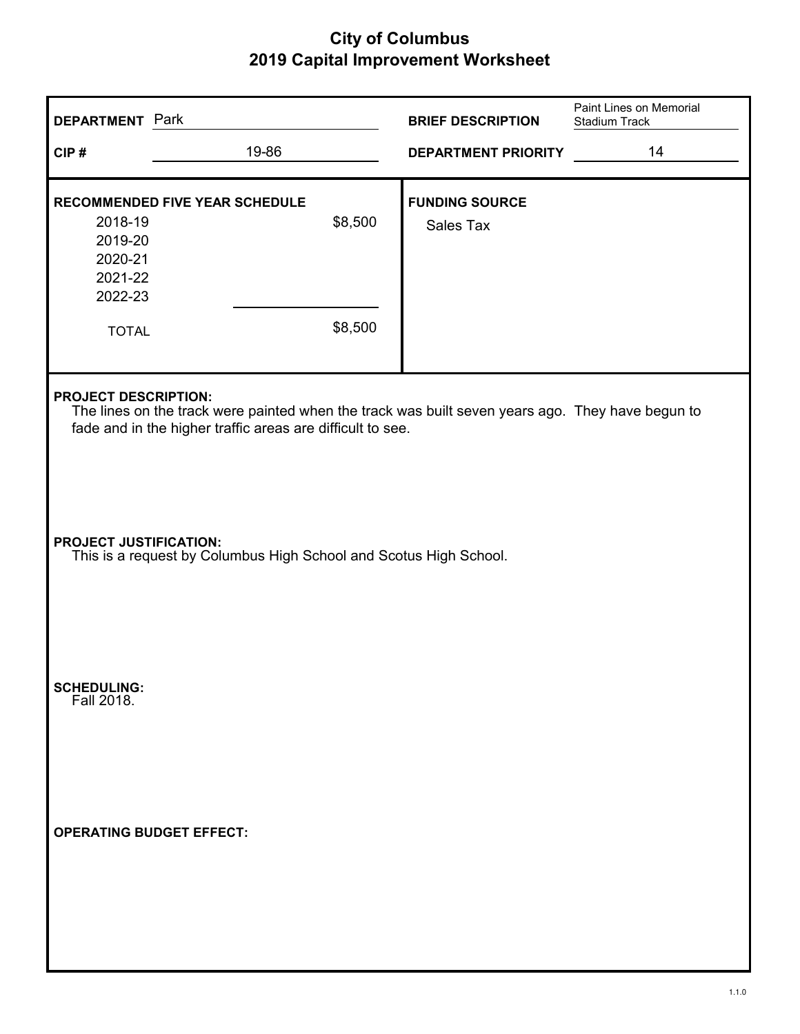# City of Columbus
## 2019 Capital Improvement Worksheet

**DEPARTMENT** Park

**BRIEF DESCRIPTION** Paint Lines on Memorial Stadium Track

**CIP #** 19-86

**DEPARTMENT PRIORITY** 14

**RECOMMENDED FIVE YEAR SCHEDULE**

| Year | Amount |
|---|---|
| 2018-19 | $8,500 |
| 2019-20 | |
| 2020-21 | |
| 2021-22 | |
| 2022-23 | |
| TOTAL | $8,500 |

**FUNDING SOURCE**

Sales Tax

**PROJECT DESCRIPTION:**

The lines on the track were painted when the track was built seven years ago. They have begun to fade and in the higher traffic areas are difficult to see.

**PROJECT JUSTIFICATION:**

This is a request by Columbus High School and Scotus High School.

**SCHEDULING:**

Fall 2018.

**OPERATING BUDGET EFFECT:**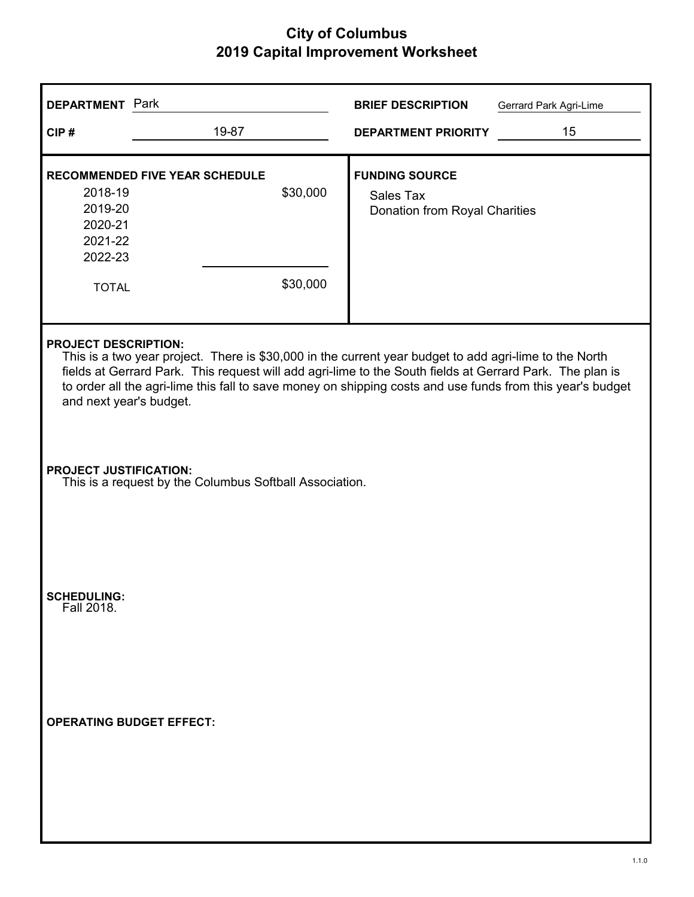# City of Columbus
## 2019 Capital Improvement Worksheet

**DEPARTMENT** Park

**CIP #** 19-87

**BRIEF DESCRIPTION** Gerrard Park Agri-Lime

**DEPARTMENT PRIORITY** 15

**RECOMMENDED FIVE YEAR SCHEDULE**

| Year | Amount |
|---|---|
| 2018-19 | $30,000 |
| 2019-20 | |
| 2020-21 | |
| 2021-22 | |
| 2022-23 | |
| TOTAL | $30,000 |

**FUNDING SOURCE**

Sales Tax
Donation from Royal Charities

**PROJECT DESCRIPTION:**
This is a two year project. There is $30,000 in the current year budget to add agri-lime to the North fields at Gerrard Park. This request will add agri-lime to the South fields at Gerrard Park. The plan is to order all the agri-lime this fall to save money on shipping costs and use funds from this year's budget and next year's budget.

**PROJECT JUSTIFICATION:**
This is a request by the Columbus Softball Association.

**SCHEDULING:**
Fall 2018.

**OPERATING BUDGET EFFECT:**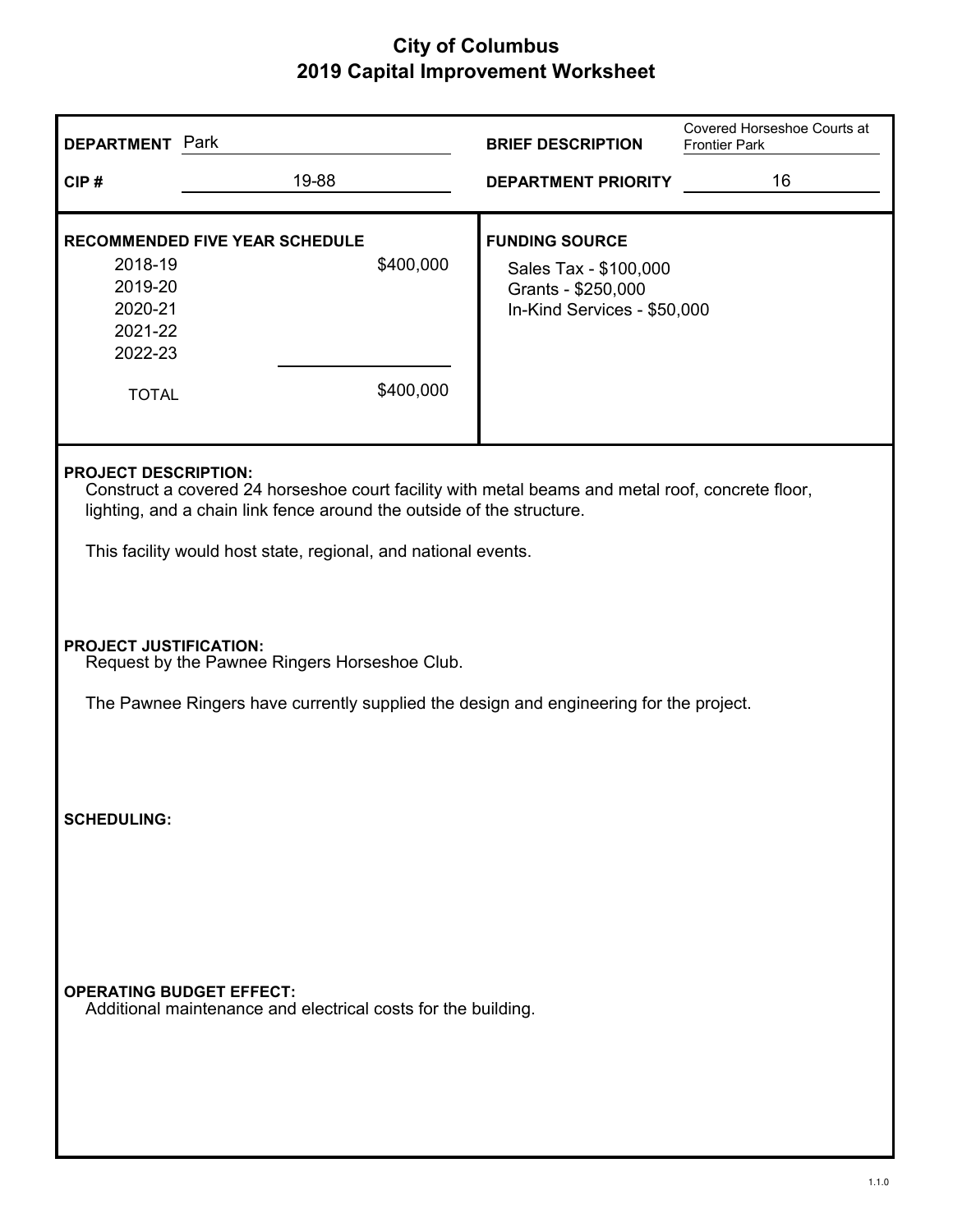# City of Columbus
## 2019 Capital Improvement Worksheet

**DEPARTMENT** Park

**BRIEF DESCRIPTION** Covered Horseshoe Courts at Frontier Park

**CIP #** 19-88

**DEPARTMENT PRIORITY** 16

**RECOMMENDED FIVE YEAR SCHEDULE**

| Year | Amount |
|---|---|
| 2018-19 | $400,000 |
| 2019-20 | |
| 2020-21 | |
| 2021-22 | |
| 2022-23 | |
| TOTAL | $400,000 |

**FUNDING SOURCE**

Sales Tax - $100,000
Grants - $250,000
In-Kind Services - $50,000

**PROJECT DESCRIPTION:**

Construct a covered 24 horseshoe court facility with metal beams and metal roof, concrete floor, lighting, and a chain link fence around the outside of the structure.

This facility would host state, regional, and national events.

**PROJECT JUSTIFICATION:**

Request by the Pawnee Ringers Horseshoe Club.

The Pawnee Ringers have currently supplied the design and engineering for the project.

**SCHEDULING:**

**OPERATING BUDGET EFFECT:**

Additional maintenance and electrical costs for the building.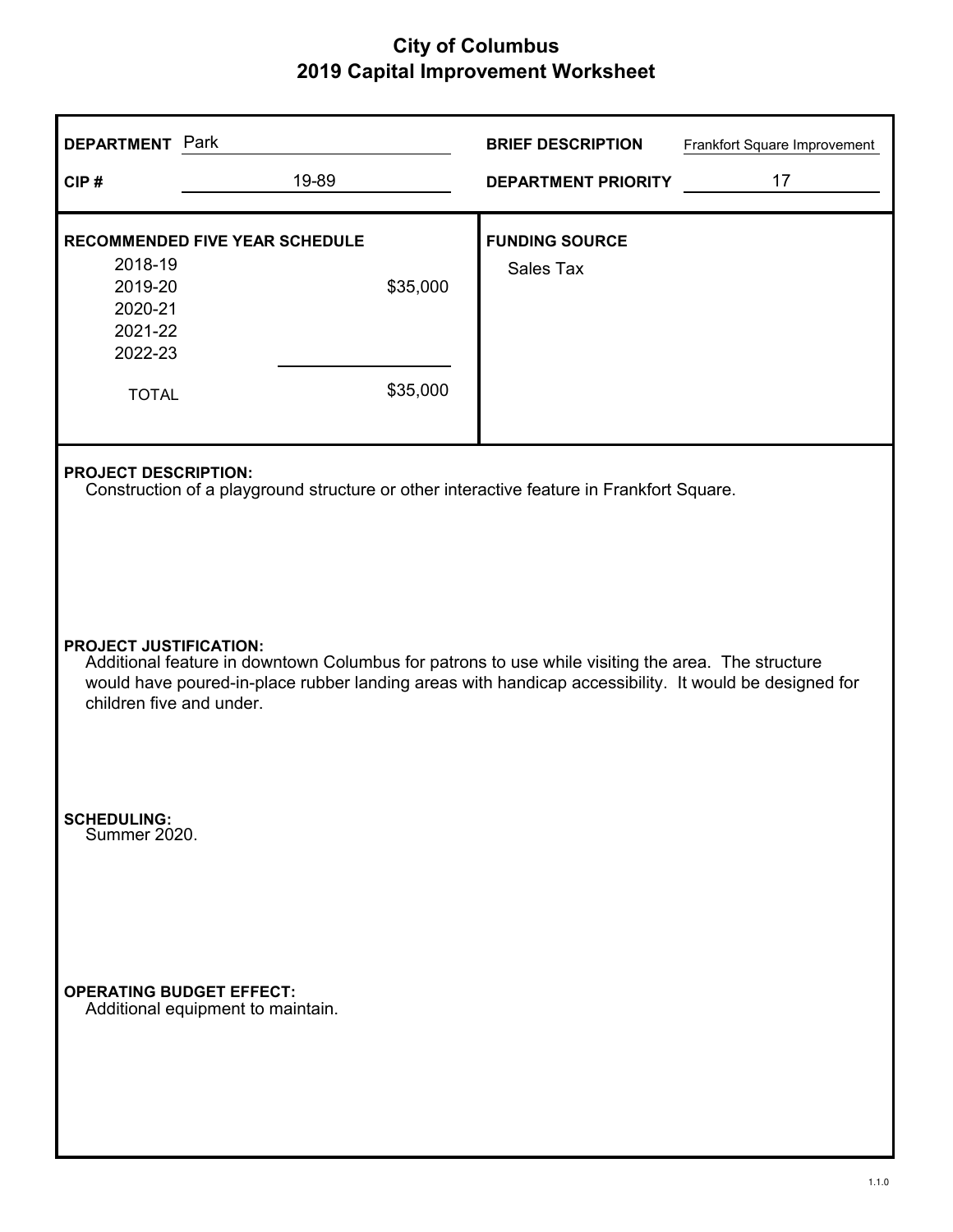# City of Columbus
## 2019 Capital Improvement Worksheet

**DEPARTMENT** Park

**BRIEF DESCRIPTION** Frankfort Square Improvement

**CIP #** 19-89

**DEPARTMENT PRIORITY** 17

**RECOMMENDED FIVE YEAR SCHEDULE**

| Year | Amount |
|---|---|
| 2018-19 | |
| 2019-20 | $35,000 |
| 2020-21 | |
| 2021-22 | |
| 2022-23 | |
| TOTAL | $35,000 |

**FUNDING SOURCE**

Sales Tax

**PROJECT DESCRIPTION:**

Construction of a playground structure or other interactive feature in Frankfort Square.

**PROJECT JUSTIFICATION:**

Additional feature in downtown Columbus for patrons to use while visiting the area. The structure would have poured-in-place rubber landing areas with handicap accessibility. It would be designed for children five and under.

**SCHEDULING:**

Summer 2020.

**OPERATING BUDGET EFFECT:**

Additional equipment to maintain.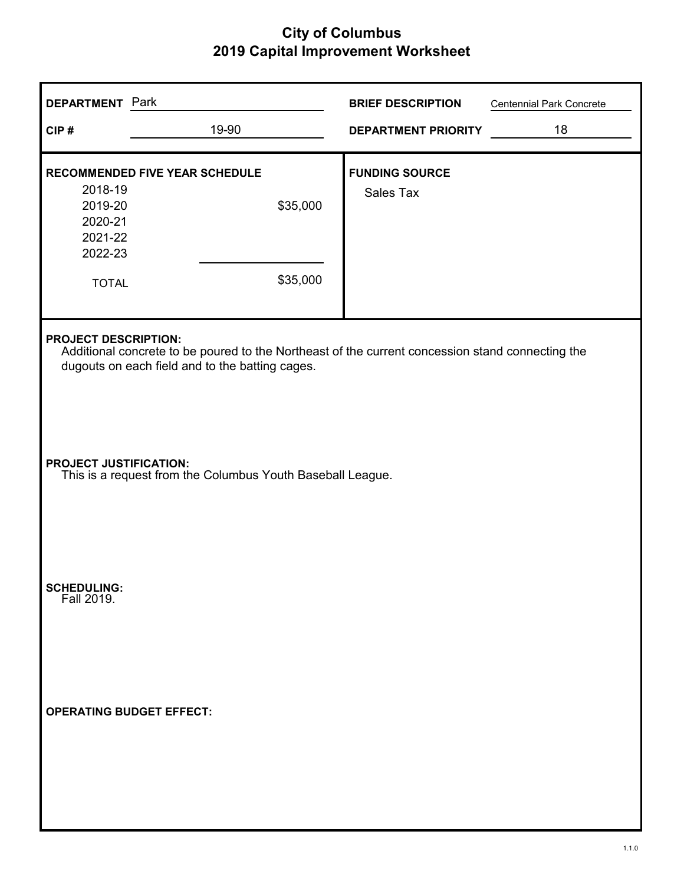# City of Columbus
## 2019 Capital Improvement Worksheet

**DEPARTMENT** Park

**CIP #** 19-90

**BRIEF DESCRIPTION** Centennial Park Concrete

**DEPARTMENT PRIORITY** 18

**RECOMMENDED FIVE YEAR SCHEDULE**

| Year | Amount |
|---|---|
| 2018-19 | |
| 2019-20 | $35,000 |
| 2020-21 | |
| 2021-22 | |
| 2022-23 | |
| TOTAL | $35,000 |

**FUNDING SOURCE**

Sales Tax

**PROJECT DESCRIPTION:**

Additional concrete to be poured to the Northeast of the current concession stand connecting the dugouts on each field and to the batting cages.

**PROJECT JUSTIFICATION:**

This is a request from the Columbus Youth Baseball League.

**SCHEDULING:**

Fall 2019.

**OPERATING BUDGET EFFECT:**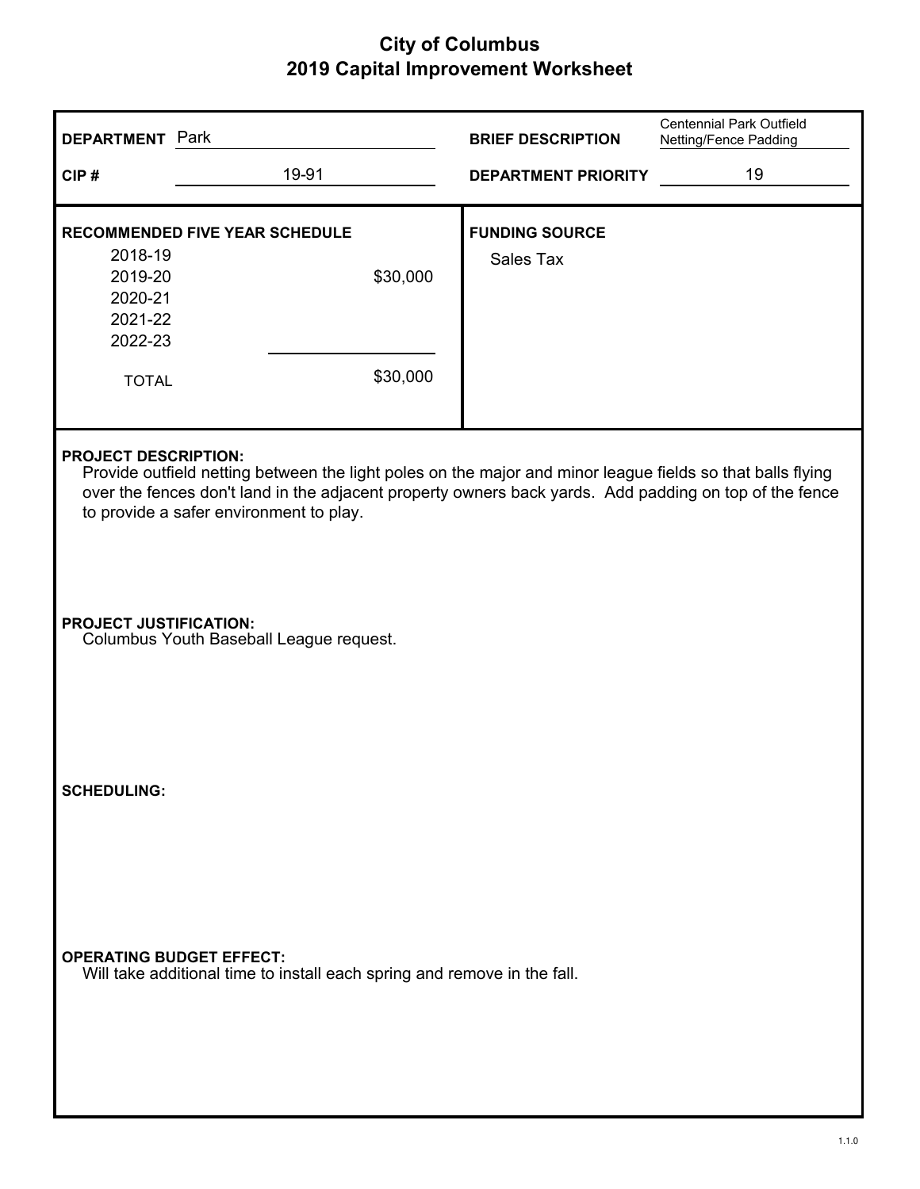# City of Columbus
## 2019 Capital Improvement Worksheet

**DEPARTMENT** Park

**BRIEF DESCRIPTION** Centennial Park Outfield Netting/Fence Padding

**CIP #** 19-91

**DEPARTMENT PRIORITY** 19

**RECOMMENDED FIVE YEAR SCHEDULE**

| Year | Amount |
|---|---|
| 2018-19 | |
| 2019-20 | $30,000 |
| 2020-21 | |
| 2021-22 | |
| 2022-23 | |
| TOTAL | $30,000 |

**FUNDING SOURCE**

Sales Tax

**PROJECT DESCRIPTION:**

Provide outfield netting between the light poles on the major and minor league fields so that balls flying over the fences don't land in the adjacent property owners back yards. Add padding on top of the fence to provide a safer environment to play.

**PROJECT JUSTIFICATION:**

Columbus Youth Baseball League request.

**SCHEDULING:**

**OPERATING BUDGET EFFECT:**

Will take additional time to install each spring and remove in the fall.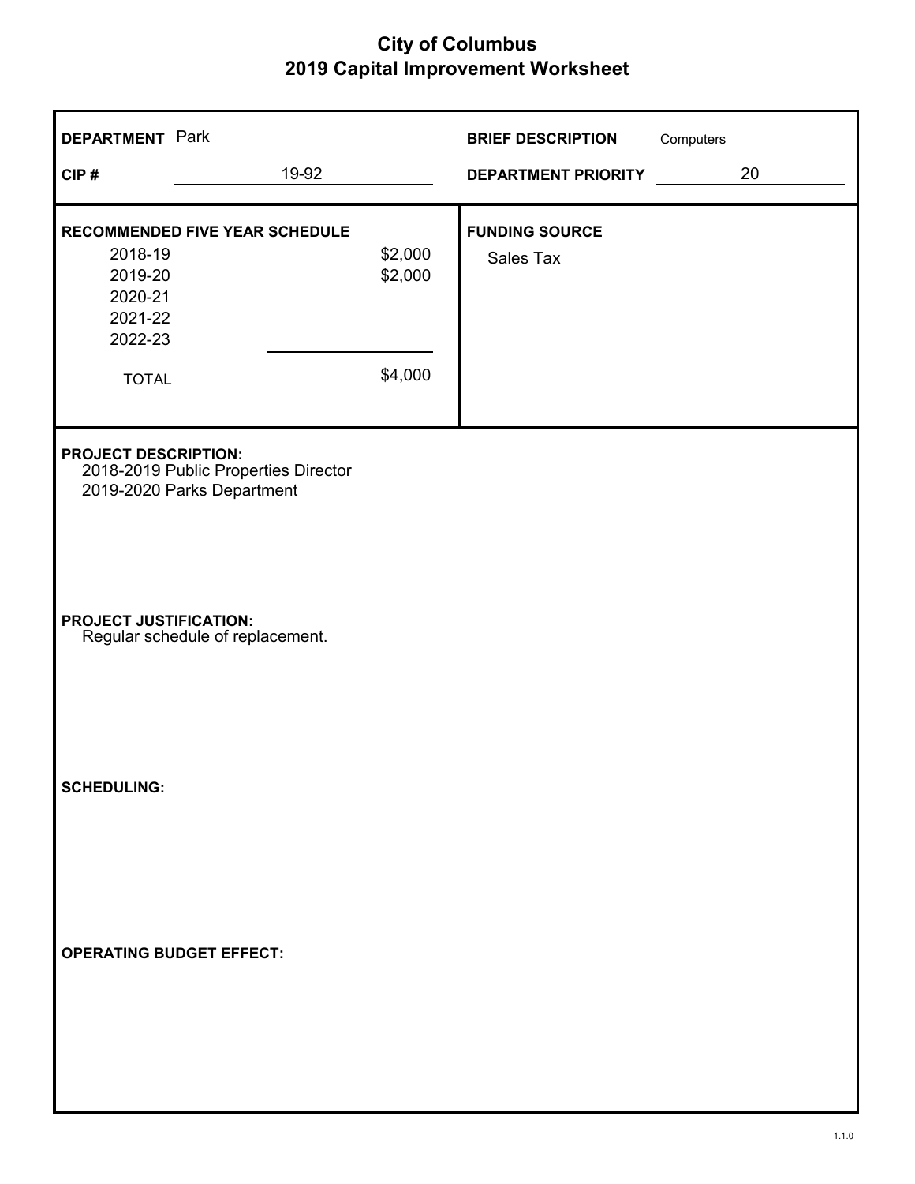# City of Columbus
## 2019 Capital Improvement Worksheet

**DEPARTMENT** Park

**CIP #** 19-92

**BRIEF DESCRIPTION** Computers

**DEPARTMENT PRIORITY** 20

**RECOMMENDED FIVE YEAR SCHEDULE**

| Year | Amount |
|---|---|
| 2018-19 | $2,000 |
| 2019-20 | $2,000 |
| 2020-21 | |
| 2021-22 | |
| 2022-23 | |
| TOTAL | $4,000 |

**FUNDING SOURCE**

Sales Tax

**PROJECT DESCRIPTION:**

2018-2019 Public Properties Director
2019-2020 Parks Department

**PROJECT JUSTIFICATION:**

Regular schedule of replacement.

**SCHEDULING:**

**OPERATING BUDGET EFFECT:**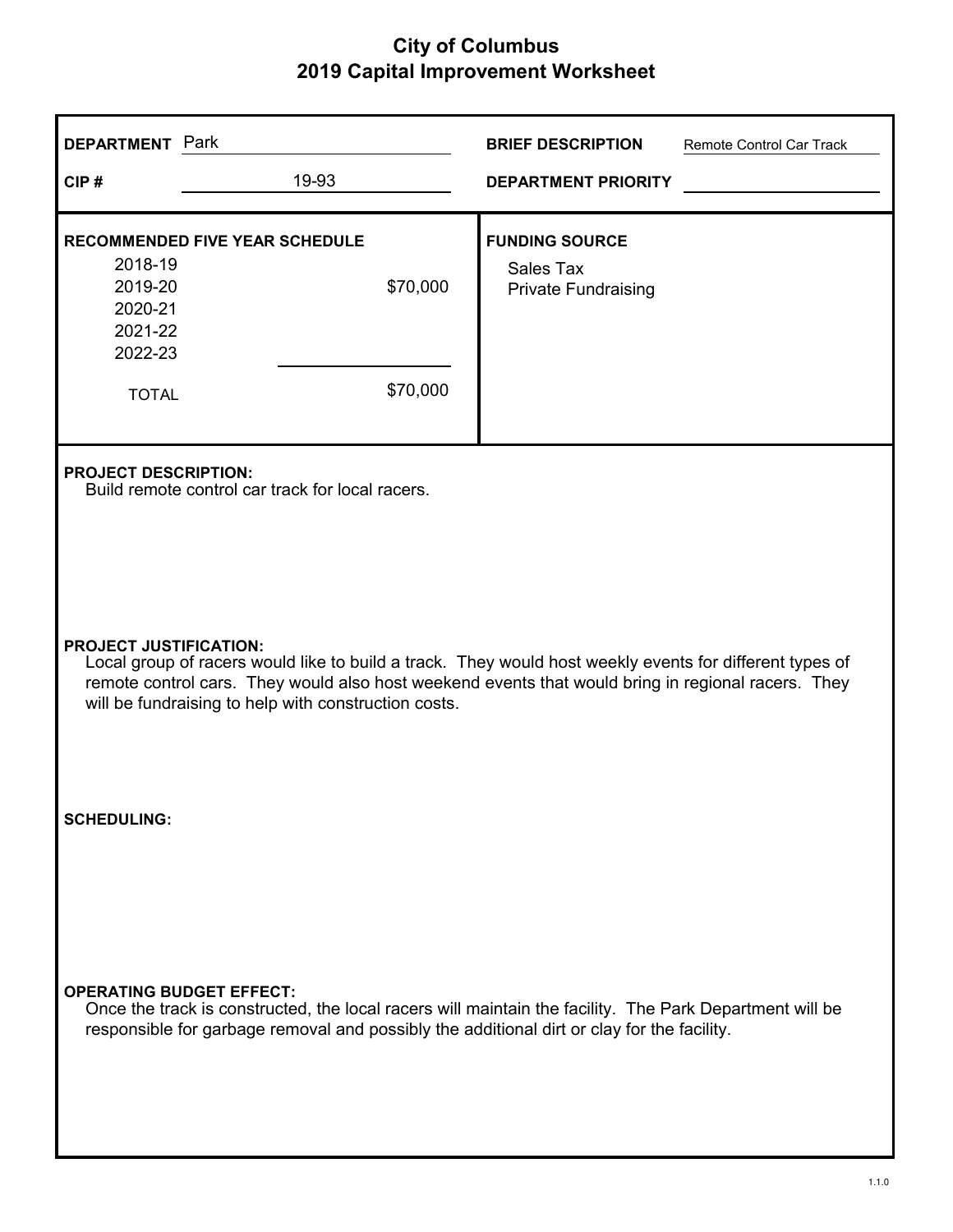# City of Columbus
## 2019 Capital Improvement Worksheet

**DEPARTMENT** Park

**CIP #** 19-93

**BRIEF DESCRIPTION** Remote Control Car Track

**DEPARTMENT PRIORITY**

**RECOMMENDED FIVE YEAR SCHEDULE**

| Year | Amount |
|---|---|
| 2018-19 | |
| 2019-20 | $70,000 |
| 2020-21 | |
| 2021-22 | |
| 2022-23 | |
| TOTAL | $70,000 |

**FUNDING SOURCE**

Sales Tax
Private Fundraising

**PROJECT DESCRIPTION:**

Build remote control car track for local racers.

**PROJECT JUSTIFICATION:**

Local group of racers would like to build a track. They would host weekly events for different types of remote control cars. They would also host weekend events that would bring in regional racers. They will be fundraising to help with construction costs.

**SCHEDULING:**

**OPERATING BUDGET EFFECT:**

Once the track is constructed, the local racers will maintain the facility. The Park Department will be responsible for garbage removal and possibly the additional dirt or clay for the facility.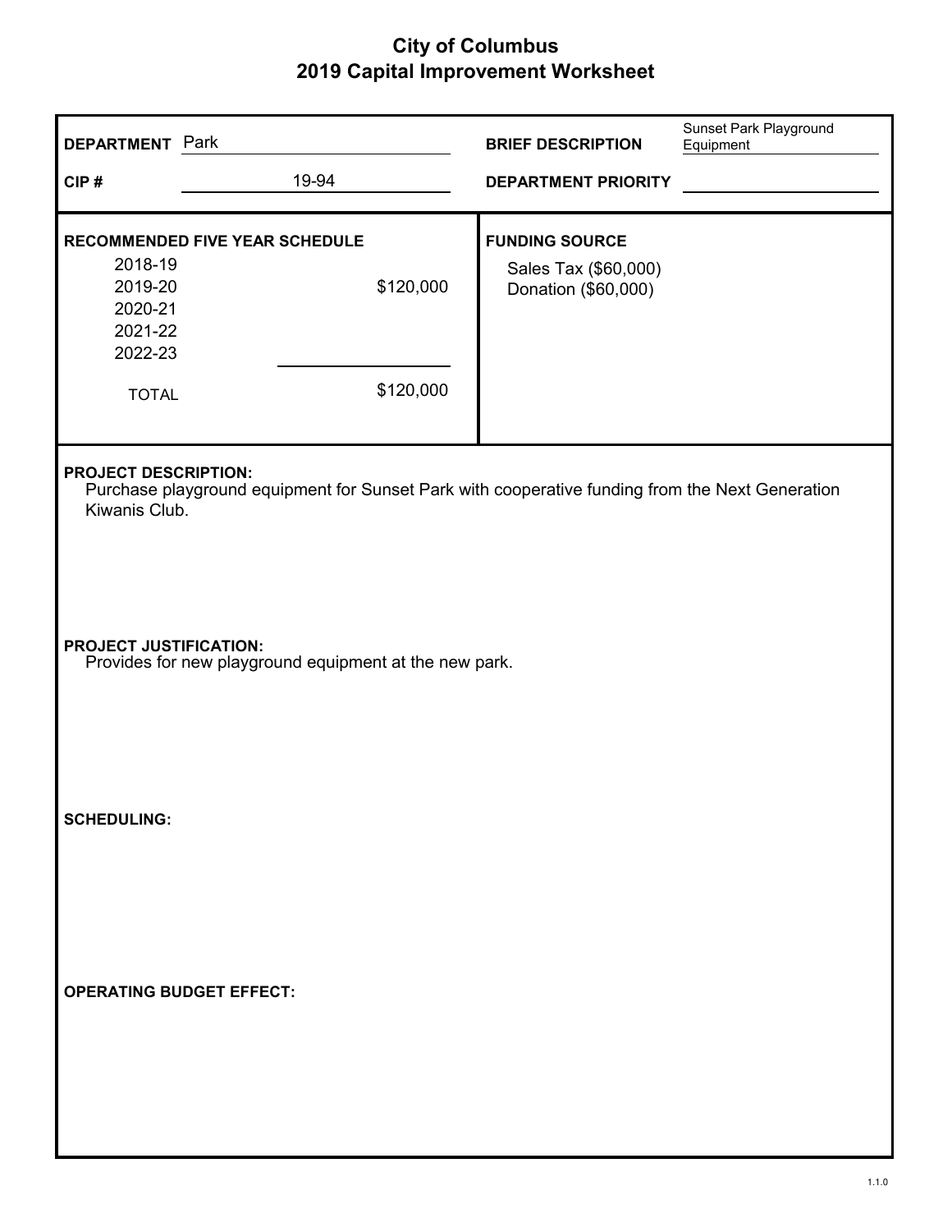# City of Columbus
## 2019 Capital Improvement Worksheet

**DEPARTMENT** Park

**CIP #** 19-94

**BRIEF DESCRIPTION** Sunset Park Playground Equipment

**DEPARTMENT PRIORITY**

**RECOMMENDED FIVE YEAR SCHEDULE**

| Year | Amount |
|---|---|
| 2018-19 | |
| 2019-20 | $120,000 |
| 2020-21 | |
| 2021-22 | |
| 2022-23 | |
| TOTAL | $120,000 |

**FUNDING SOURCE**

Sales Tax ($60,000)
Donation ($60,000)

**PROJECT DESCRIPTION:**

Purchase playground equipment for Sunset Park with cooperative funding from the Next Generation Kiwanis Club.

**PROJECT JUSTIFICATION:**

Provides for new playground equipment at the new park.

**SCHEDULING:**

**OPERATING BUDGET EFFECT:**

1.1.0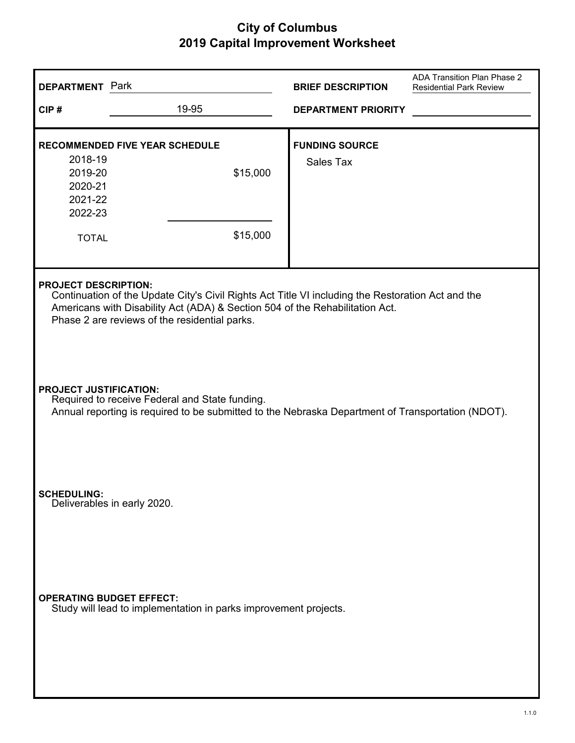# City of Columbus
## 2019 Capital Improvement Worksheet

**DEPARTMENT** Park

**CIP #** 19-95

**BRIEF DESCRIPTION** ADA Transition Plan Phase 2 Residential Park Review

**DEPARTMENT PRIORITY**

**RECOMMENDED FIVE YEAR SCHEDULE**

| Year | Amount |
|---|---|
| 2018-19 | |
| 2019-20 | $15,000 |
| 2020-21 | |
| 2021-22 | |
| 2022-23 | |
| TOTAL | $15,000 |

**FUNDING SOURCE**

Sales Tax

**PROJECT DESCRIPTION:**

Continuation of the Update City's Civil Rights Act Title VI including the Restoration Act and the Americans with Disability Act (ADA) & Section 504 of the Rehabilitation Act.
Phase 2 are reviews of the residential parks.

**PROJECT JUSTIFICATION:**

Required to receive Federal and State funding.
Annual reporting is required to be submitted to the Nebraska Department of Transportation (NDOT).

**SCHEDULING:**

Deliverables in early 2020.

**OPERATING BUDGET EFFECT:**

Study will lead to implementation in parks improvement projects.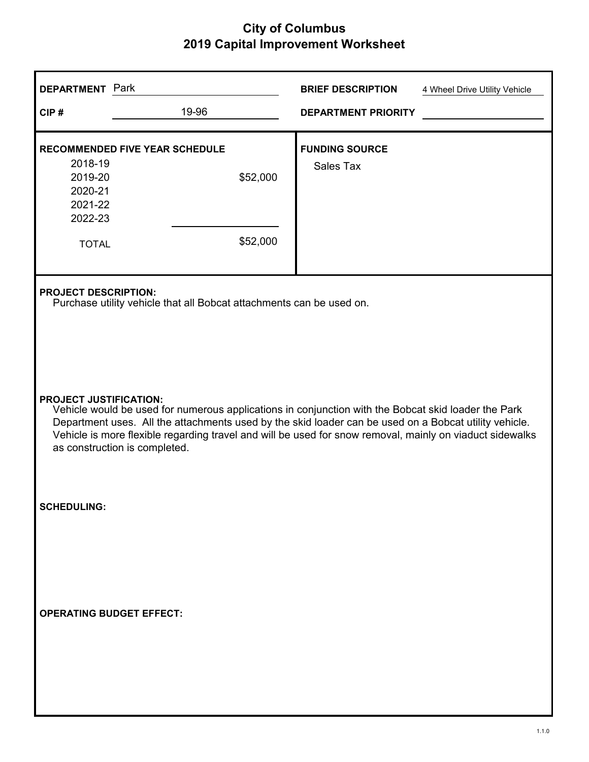# City of Columbus
## 2019 Capital Improvement Worksheet

**DEPARTMENT** Park

**CIP #** 19-96

**BRIEF DESCRIPTION** 4 Wheel Drive Utility Vehicle

**DEPARTMENT PRIORITY**

**RECOMMENDED FIVE YEAR SCHEDULE**

| Year | Amount |
|---|---|
| 2018-19 | |
| 2019-20 | $52,000 |
| 2020-21 | |
| 2021-22 | |
| 2022-23 | |
| TOTAL | $52,000 |

**FUNDING SOURCE**

Sales Tax

**PROJECT DESCRIPTION:**

Purchase utility vehicle that all Bobcat attachments can be used on.

**PROJECT JUSTIFICATION:**

Vehicle would be used for numerous applications in conjunction with the Bobcat skid loader the Park Department uses. All the attachments used by the skid loader can be used on a Bobcat utility vehicle. Vehicle is more flexible regarding travel and will be used for snow removal, mainly on viaduct sidewalks as construction is completed.

**SCHEDULING:**

**OPERATING BUDGET EFFECT:**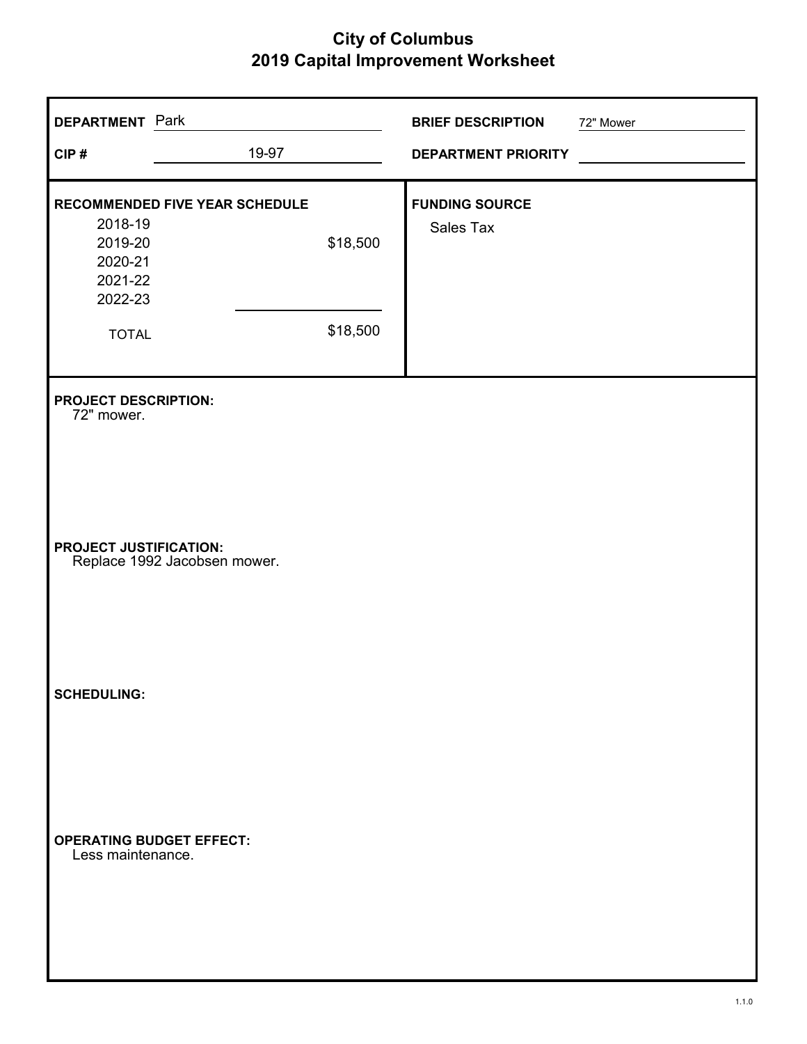# City of Columbus
## 2019 Capital Improvement Worksheet

**DEPARTMENT** Park

**CIP #** 19-97

**BRIEF DESCRIPTION** 72" Mower

**DEPARTMENT PRIORITY**

**RECOMMENDED FIVE YEAR SCHEDULE**

| Year | Amount |
|---|---|
| 2018-19 | |
| 2019-20 | $18,500 |
| 2020-21 | |
| 2021-22 | |
| 2022-23 | |
| TOTAL | $18,500 |

**FUNDING SOURCE**

Sales Tax

**PROJECT DESCRIPTION:**

72" mower.

**PROJECT JUSTIFICATION:**

Replace 1992 Jacobsen mower.

**SCHEDULING:**

**OPERATING BUDGET EFFECT:**

Less maintenance.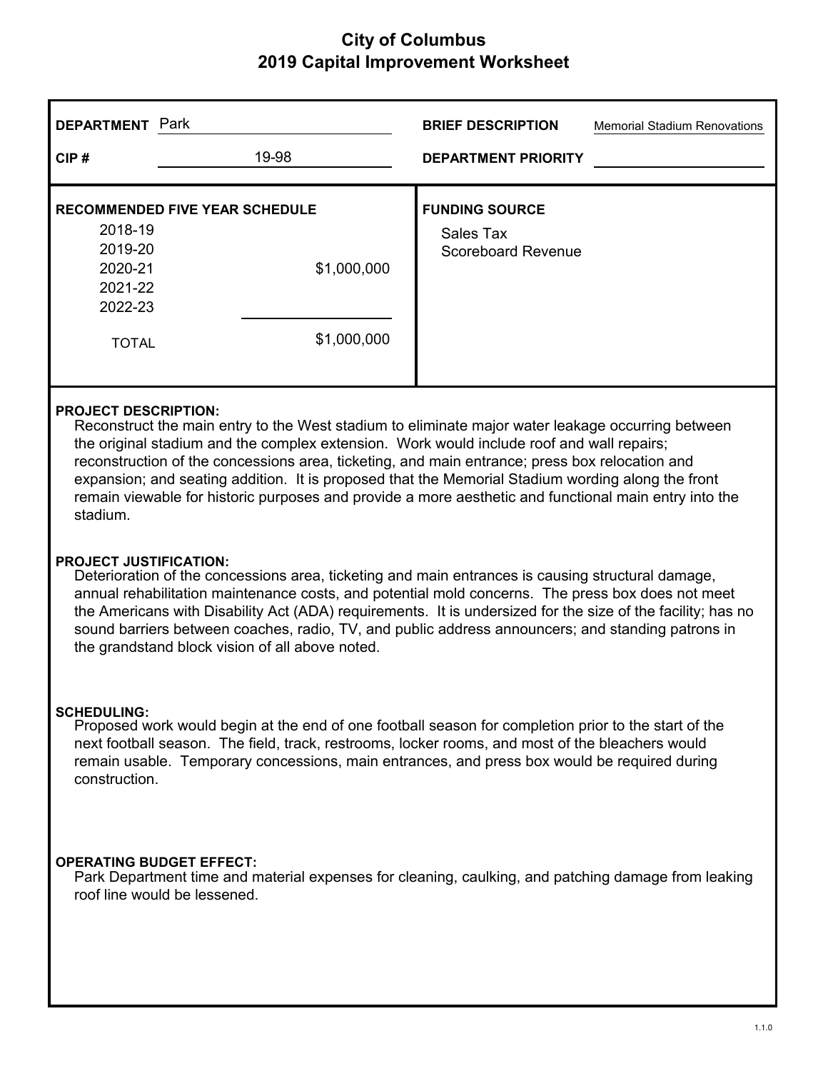# City of Columbus
## 2019 Capital Improvement Worksheet

| | | | |
|---|---|---|---|
| **DEPARTMENT** | Park | **BRIEF DESCRIPTION** | Memorial Stadium Renovations |
| **CIP #** | 19-98 | **DEPARTMENT PRIORITY** | |

**RECOMMENDED FIVE YEAR SCHEDULE**

| Year | Amount |
|---|---|
| 2018-19 | |
| 2019-20 | |
| 2020-21 | $1,000,000 |
| 2021-22 | |
| 2022-23 | |
| TOTAL | $1,000,000 |

**FUNDING SOURCE**

Sales Tax
Scoreboard Revenue

**PROJECT DESCRIPTION:**

Reconstruct the main entry to the West stadium to eliminate major water leakage occurring between the original stadium and the complex extension. Work would include roof and wall repairs; reconstruction of the concessions area, ticketing, and main entrance; press box relocation and expansion; and seating addition. It is proposed that the Memorial Stadium wording along the front remain viewable for historic purposes and provide a more aesthetic and functional main entry into the stadium.

**PROJECT JUSTIFICATION:**

Deterioration of the concessions area, ticketing and main entrances is causing structural damage, annual rehabilitation maintenance costs, and potential mold concerns. The press box does not meet the Americans with Disability Act (ADA) requirements. It is undersized for the size of the facility; has no sound barriers between coaches, radio, TV, and public address announcers; and standing patrons in the grandstand block vision of all above noted.

**SCHEDULING:**

Proposed work would begin at the end of one football season for completion prior to the start of the next football season. The field, track, restrooms, locker rooms, and most of the bleachers would remain usable. Temporary concessions, main entrances, and press box would be required during construction.

**OPERATING BUDGET EFFECT:**

Park Department time and material expenses for cleaning, caulking, and patching damage from leaking roof line would be lessened.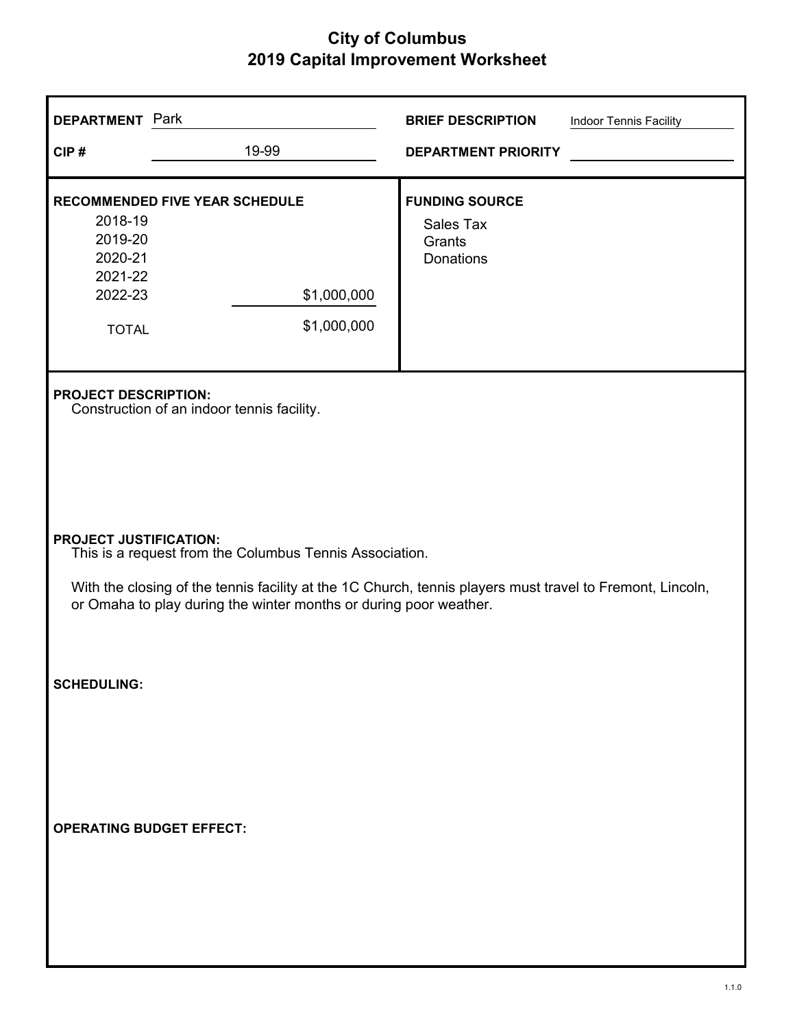# City of Columbus
## 2019 Capital Improvement Worksheet

**DEPARTMENT** Park

**CIP #** 19-99

**BRIEF DESCRIPTION** Indoor Tennis Facility

**DEPARTMENT PRIORITY**

**RECOMMENDED FIVE YEAR SCHEDULE**

| Year | Amount |
|---|---|
| 2018-19 | |
| 2019-20 | |
| 2020-21 | |
| 2021-22 | |
| 2022-23 | $1,000,000 |
| TOTAL | $1,000,000 |

**FUNDING SOURCE**

Sales Tax
Grants
Donations

**PROJECT DESCRIPTION:**
Construction of an indoor tennis facility.

**PROJECT JUSTIFICATION:**
This is a request from the Columbus Tennis Association.

With the closing of the tennis facility at the 1C Church, tennis players must travel to Fremont, Lincoln, or Omaha to play during the winter months or during poor weather.

**SCHEDULING:**

**OPERATING BUDGET EFFECT:**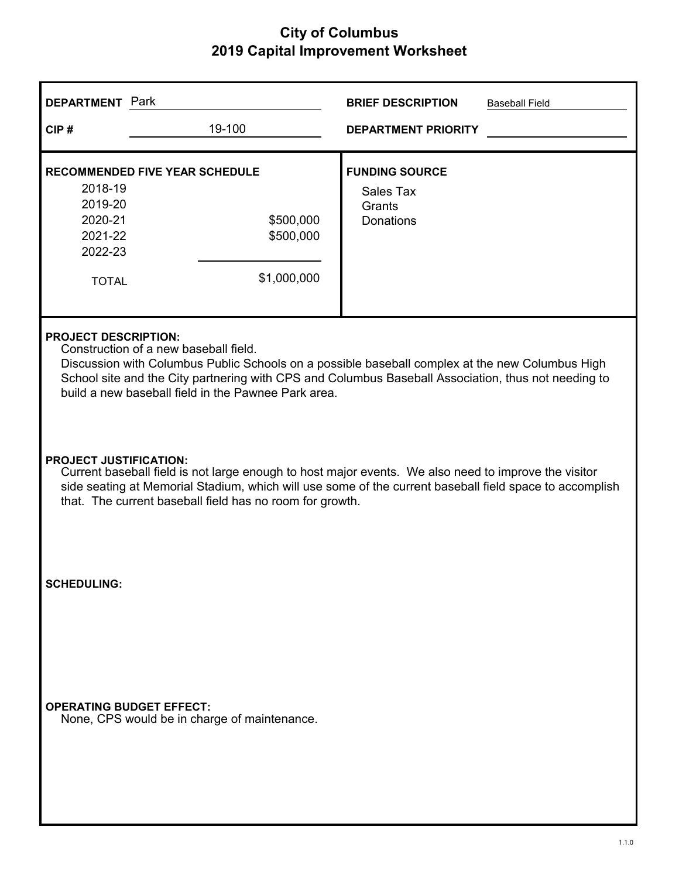# City of Columbus
## 2019 Capital Improvement Worksheet

**DEPARTMENT** Park

**CIP #** 19-100

**BRIEF DESCRIPTION** Baseball Field

**DEPARTMENT PRIORITY**

**RECOMMENDED FIVE YEAR SCHEDULE**

| Year | Amount |
|---|---|
| 2018-19 | |
| 2019-20 | |
| 2020-21 | $500,000 |
| 2021-22 | $500,000 |
| 2022-23 | |
| TOTAL | $1,000,000 |

**FUNDING SOURCE**

Sales Tax
Grants
Donations

**PROJECT DESCRIPTION:**

Construction of a new baseball field.
Discussion with Columbus Public Schools on a possible baseball complex at the new Columbus High School site and the City partnering with CPS and Columbus Baseball Association, thus not needing to build a new baseball field in the Pawnee Park area.

**PROJECT JUSTIFICATION:**

Current baseball field is not large enough to host major events. We also need to improve the visitor side seating at Memorial Stadium, which will use some of the current baseball field space to accomplish that. The current baseball field has no room for growth.

**SCHEDULING:**

**OPERATING BUDGET EFFECT:**

None, CPS would be in charge of maintenance.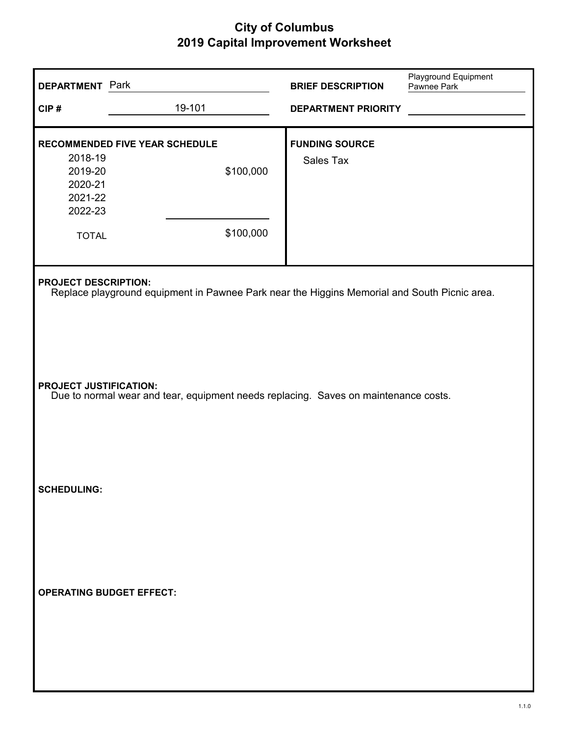# City of Columbus
# 2019 Capital Improvement Worksheet

**DEPARTMENT** Park

**CIP #** 19-101

**BRIEF DESCRIPTION** Playground Equipment Pawnee Park

**DEPARTMENT PRIORITY**

**RECOMMENDED FIVE YEAR SCHEDULE**

| Year | Amount |
| --- | --- |
| 2018-19 | |
| 2019-20 | $100,000 |
| 2020-21 | |
| 2021-22 | |
| 2022-23 | |
| TOTAL | $100,000 |

**FUNDING SOURCE**

Sales Tax

**PROJECT DESCRIPTION:**

Replace playground equipment in Pawnee Park near the Higgins Memorial and South Picnic area.

**PROJECT JUSTIFICATION:**

Due to normal wear and tear, equipment needs replacing. Saves on maintenance costs.

**SCHEDULING:**

**OPERATING BUDGET EFFECT:**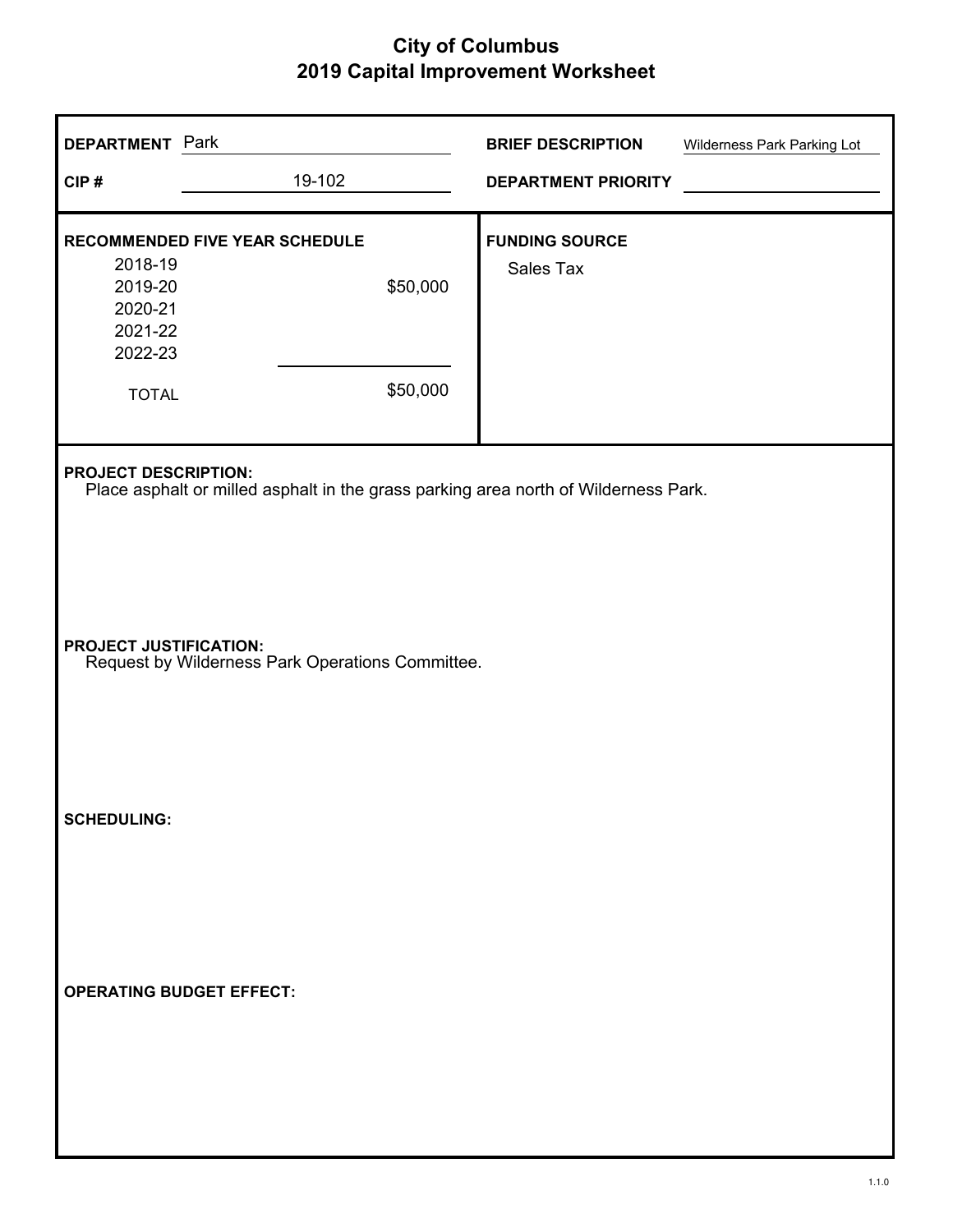# City of Columbus
## 2019 Capital Improvement Worksheet

**DEPARTMENT** Park

**CIP #** 19-102

**BRIEF DESCRIPTION** Wilderness Park Parking Lot

**DEPARTMENT PRIORITY**

**RECOMMENDED FIVE YEAR SCHEDULE**

| Year | Amount |
|---|---|
| 2018-19 | |
| 2019-20 | $50,000 |
| 2020-21 | |
| 2021-22 | |
| 2022-23 | |
| TOTAL | $50,000 |

**FUNDING SOURCE**

Sales Tax

**PROJECT DESCRIPTION:**

Place asphalt or milled asphalt in the grass parking area north of Wilderness Park.

**PROJECT JUSTIFICATION:**

Request by Wilderness Park Operations Committee.

**SCHEDULING:**

**OPERATING BUDGET EFFECT:**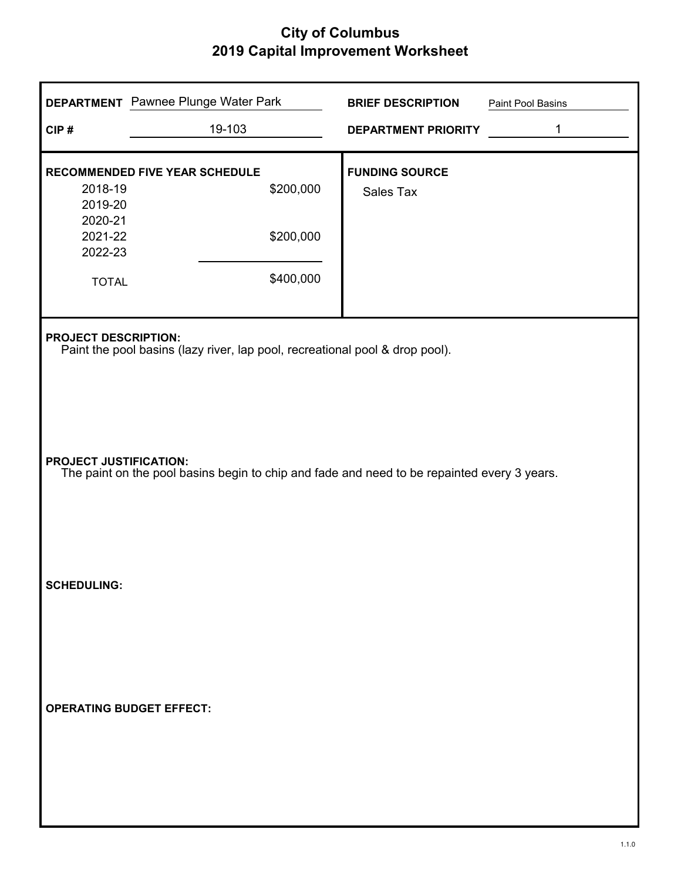# City of Columbus
## 2019 Capital Improvement Worksheet

**DEPARTMENT** Pawnee Plunge Water Park

**BRIEF DESCRIPTION** Paint Pool Basins

**CIP #** 19-103

**DEPARTMENT PRIORITY** 1

**RECOMMENDED FIVE YEAR SCHEDULE**

| Year | Amount |
|---|---|
| 2018-19 | $200,000 |
| 2019-20 | |
| 2020-21 | |
| 2021-22 | $200,000 |
| 2022-23 | |
| TOTAL | $400,000 |

**FUNDING SOURCE**

Sales Tax

**PROJECT DESCRIPTION:**
Paint the pool basins (lazy river, lap pool, recreational pool & drop pool).

**PROJECT JUSTIFICATION:**
The paint on the pool basins begin to chip and fade and need to be repainted every 3 years.

**SCHEDULING:**

**OPERATING BUDGET EFFECT:**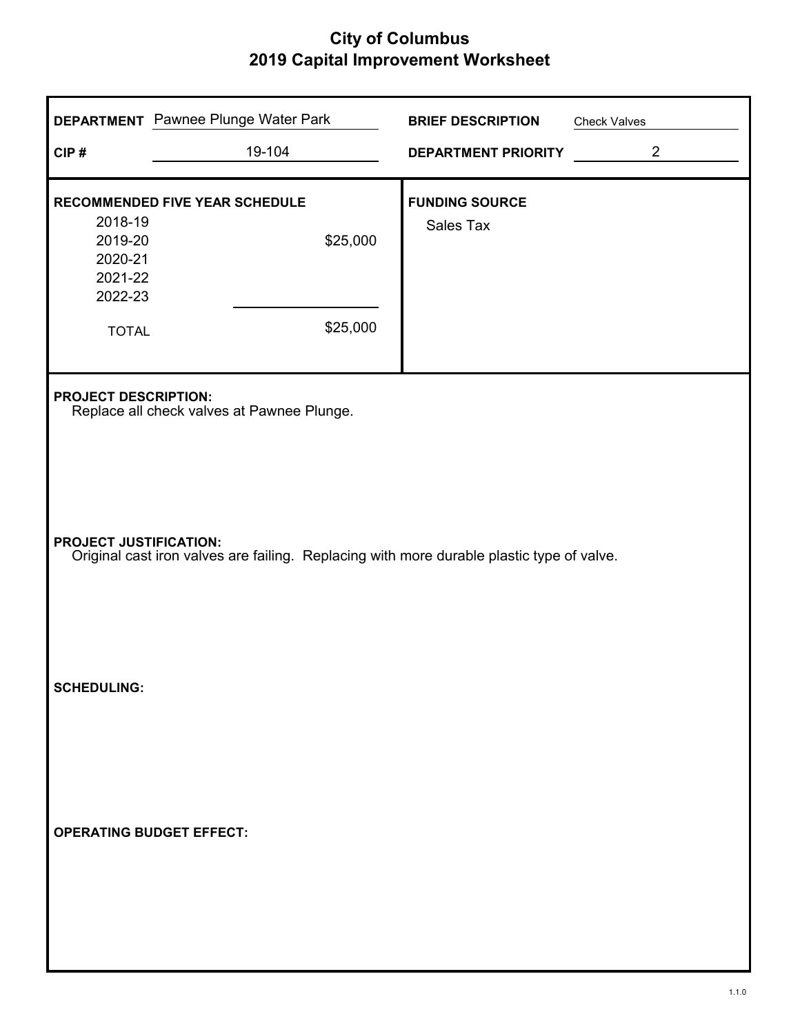# City of Columbus
## 2019 Capital Improvement Worksheet

**DEPARTMENT** Pawnee Plunge Water Park

**CIP #** 19-104

**BRIEF DESCRIPTION** Check Valves

**DEPARTMENT PRIORITY** 2

**RECOMMENDED FIVE YEAR SCHEDULE**

| Year | Amount |
|---|---|
| 2018-19 | |
| 2019-20 | $25,000 |
| 2020-21 | |
| 2021-22 | |
| 2022-23 | |
| TOTAL | $25,000 |

**FUNDING SOURCE**

Sales Tax

**PROJECT DESCRIPTION:**

Replace all check valves at Pawnee Plunge.

**PROJECT JUSTIFICATION:**

Original cast iron valves are failing. Replacing with more durable plastic type of valve.

**SCHEDULING:**

**OPERATING BUDGET EFFECT:**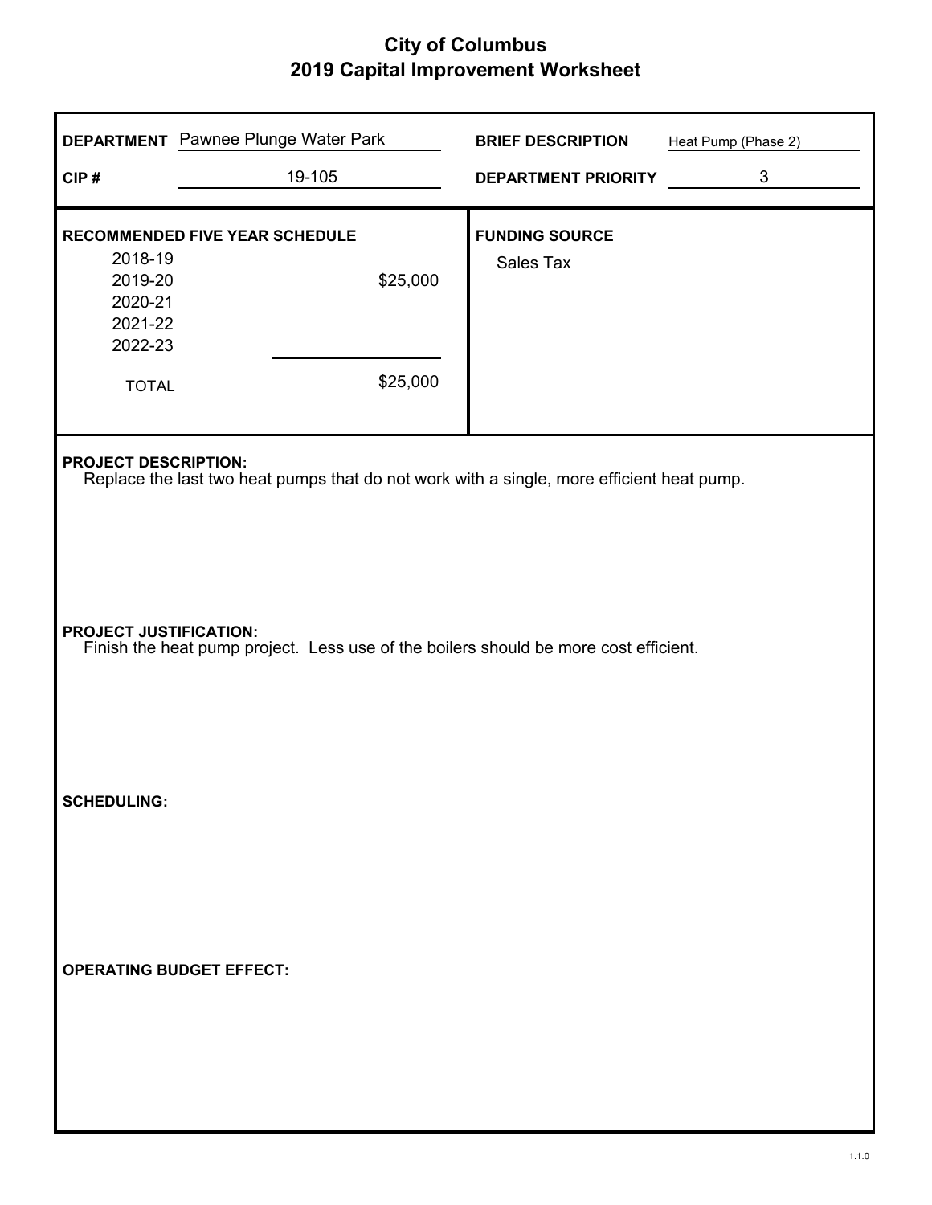# City of Columbus
## 2019 Capital Improvement Worksheet

**DEPARTMENT** Pawnee Plunge Water Park

**CIP #** 19-105

**BRIEF DESCRIPTION** Heat Pump (Phase 2)

**DEPARTMENT PRIORITY** 3

**RECOMMENDED FIVE YEAR SCHEDULE**

| Year | Amount |
|---|---|
| 2018-19 | |
| 2019-20 | $25,000 |
| 2020-21 | |
| 2021-22 | |
| 2022-23 | |
| TOTAL | $25,000 |

**FUNDING SOURCE**

Sales Tax

**PROJECT DESCRIPTION:**

Replace the last two heat pumps that do not work with a single, more efficient heat pump.

**PROJECT JUSTIFICATION:**

Finish the heat pump project. Less use of the boilers should be more cost efficient.

**SCHEDULING:**

**OPERATING BUDGET EFFECT:**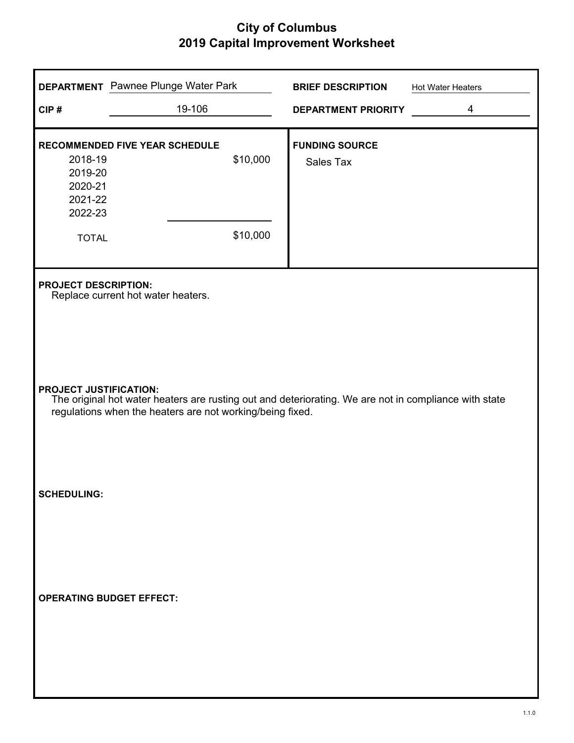# City of Columbus
## 2019 Capital Improvement Worksheet

**DEPARTMENT** Pawnee Plunge Water Park

**BRIEF DESCRIPTION** Hot Water Heaters

**CIP #** 19-106

**DEPARTMENT PRIORITY** 4

**RECOMMENDED FIVE YEAR SCHEDULE**

| Year | Amount |
|---|---|
| 2018-19 | $10,000 |
| 2019-20 | |
| 2020-21 | |
| 2021-22 | |
| 2022-23 | |
| TOTAL | $10,000 |

**FUNDING SOURCE**

Sales Tax

**PROJECT DESCRIPTION:**

Replace current hot water heaters.

**PROJECT JUSTIFICATION:**

The original hot water heaters are rusting out and deteriorating. We are not in compliance with state regulations when the heaters are not working/being fixed.

**SCHEDULING:**

**OPERATING BUDGET EFFECT:**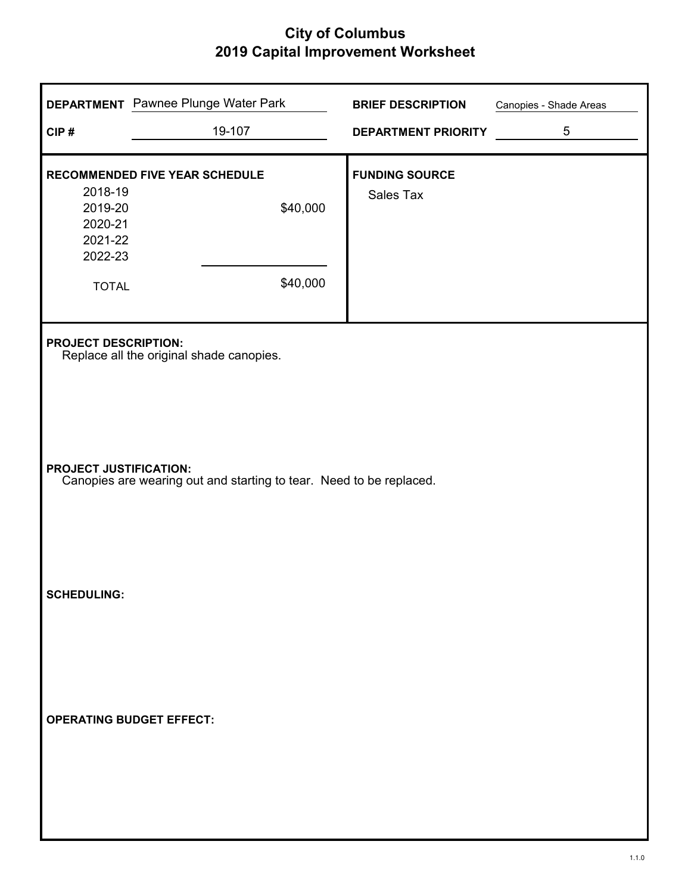# City of Columbus
## 2019 Capital Improvement Worksheet

| | | | |
|---|---|---|---|
| **DEPARTMENT** | Pawnee Plunge Water Park | **BRIEF DESCRIPTION** | Canopies - Shade Areas |
| **CIP #** | 19-107 | **DEPARTMENT PRIORITY** | 5 |

**RECOMMENDED FIVE YEAR SCHEDULE**

| Year | Amount |
|---|---|
| 2018-19 | |
| 2019-20 | $40,000 |
| 2020-21 | |
| 2021-22 | |
| 2022-23 | |
| TOTAL | $40,000 |

**FUNDING SOURCE**

Sales Tax

**PROJECT DESCRIPTION:**

Replace all the original shade canopies.

**PROJECT JUSTIFICATION:**

Canopies are wearing out and starting to tear. Need to be replaced.

**SCHEDULING:**

**OPERATING BUDGET EFFECT:**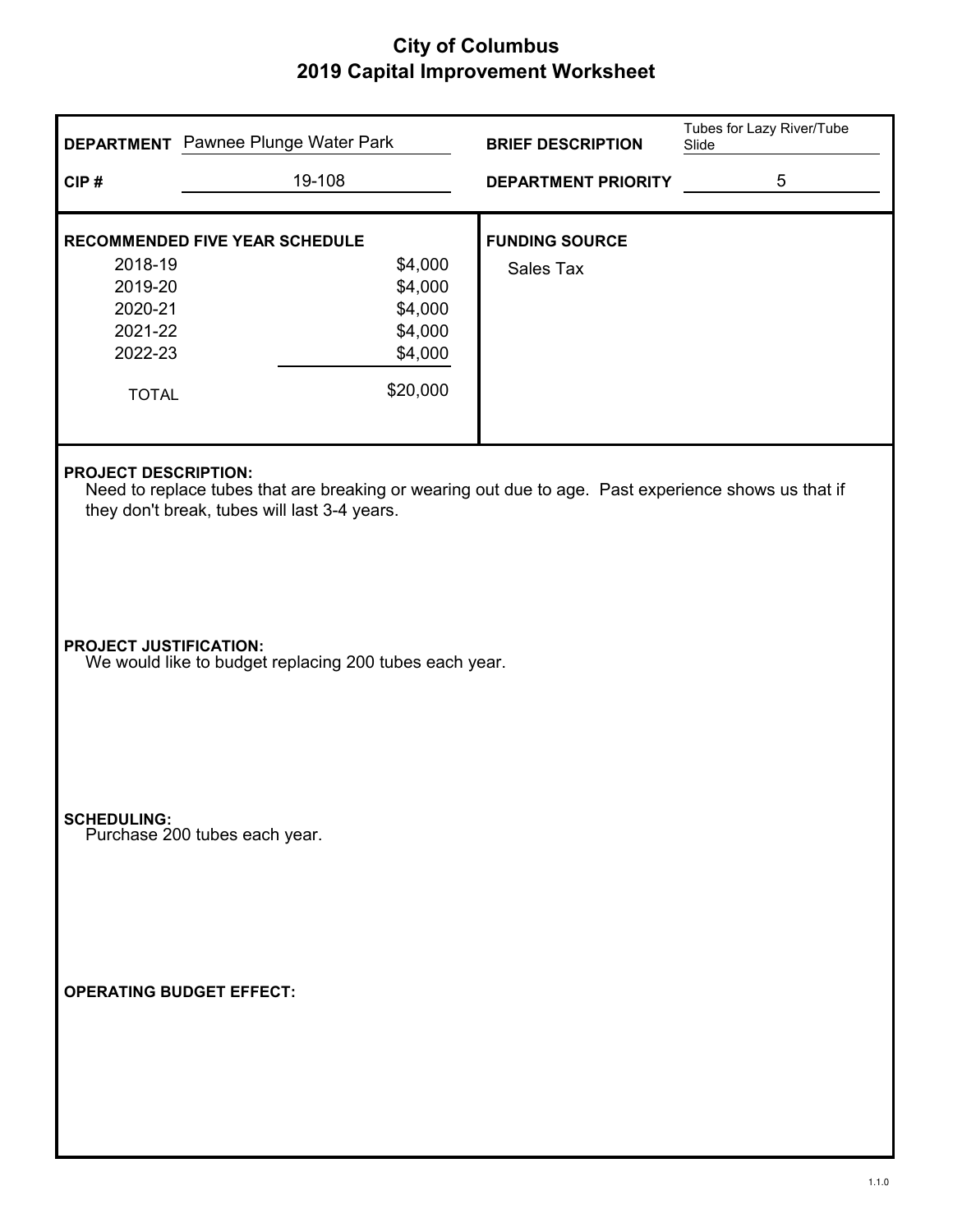# City of Columbus
## 2019 Capital Improvement Worksheet

**DEPARTMENT** Pawnee Plunge Water Park

**CIP #** 19-108

**BRIEF DESCRIPTION** Tubes for Lazy River/Tube Slide

**DEPARTMENT PRIORITY** 5

**RECOMMENDED FIVE YEAR SCHEDULE**

| Year | Amount |
|---|---|
| 2018-19 | $4,000 |
| 2019-20 | $4,000 |
| 2020-21 | $4,000 |
| 2021-22 | $4,000 |
| 2022-23 | $4,000 |
| TOTAL | $20,000 |

**FUNDING SOURCE**

Sales Tax

**PROJECT DESCRIPTION:**

Need to replace tubes that are breaking or wearing out due to age. Past experience shows us that if they don't break, tubes will last 3-4 years.

**PROJECT JUSTIFICATION:**

We would like to budget replacing 200 tubes each year.

**SCHEDULING:**

Purchase 200 tubes each year.

**OPERATING BUDGET EFFECT:**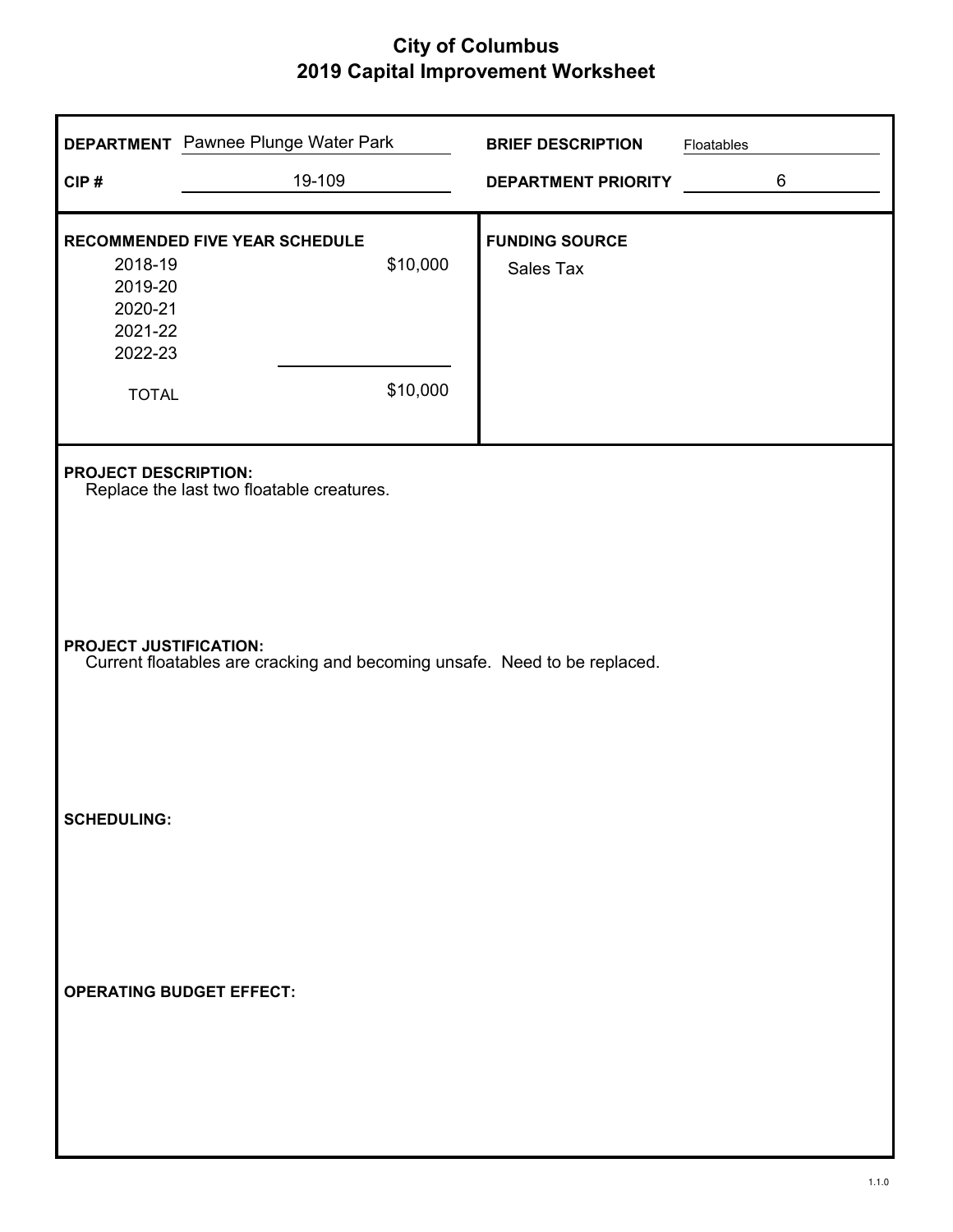# City of Columbus
## 2019 Capital Improvement Worksheet

**DEPARTMENT** Pawnee Plunge Water Park

**BRIEF DESCRIPTION** Floatables

**CIP #** 19-109

**DEPARTMENT PRIORITY** 6

**RECOMMENDED FIVE YEAR SCHEDULE**

| Year | Amount |
|---|---|
| 2018-19 | $10,000 |
| 2019-20 | |
| 2020-21 | |
| 2021-22 | |
| 2022-23 | |
| TOTAL | $10,000 |

**FUNDING SOURCE**

Sales Tax

**PROJECT DESCRIPTION:**

Replace the last two floatable creatures.

**PROJECT JUSTIFICATION:**

Current floatables are cracking and becoming unsafe. Need to be replaced.

**SCHEDULING:**

**OPERATING BUDGET EFFECT:**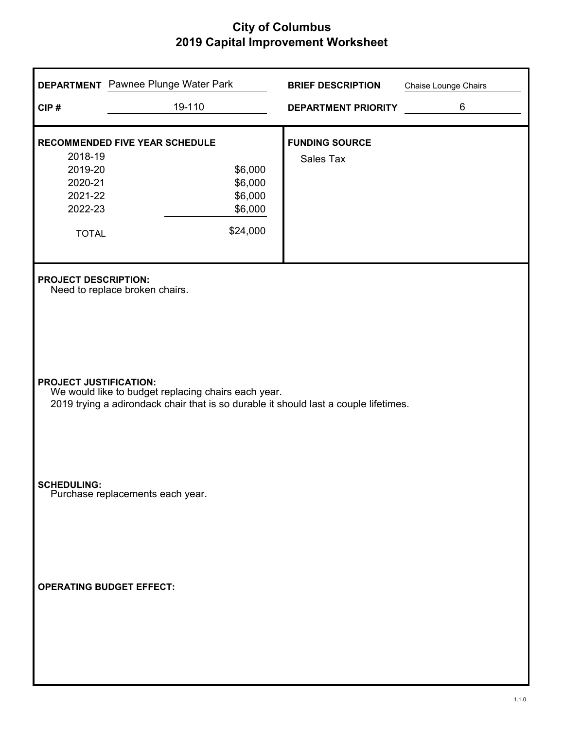# City of Columbus
## 2019 Capital Improvement Worksheet

**DEPARTMENT** Pawnee Plunge Water Park

**BRIEF DESCRIPTION** Chaise Lounge Chairs

**CIP #** 19-110

**DEPARTMENT PRIORITY** 6

**RECOMMENDED FIVE YEAR SCHEDULE**

| Year | Amount |
| --- | --- |
| 2018-19 | |
| 2019-20 | $6,000 |
| 2020-21 | $6,000 |
| 2021-22 | $6,000 |
| 2022-23 | $6,000 |
| TOTAL | $24,000 |

**FUNDING SOURCE**

Sales Tax

**PROJECT DESCRIPTION:**

Need to replace broken chairs.

**PROJECT JUSTIFICATION:**

We would like to budget replacing chairs each year.
2019 trying a adirondack chair that is so durable it should last a couple lifetimes.

**SCHEDULING:**

Purchase replacements each year.

**OPERATING BUDGET EFFECT:**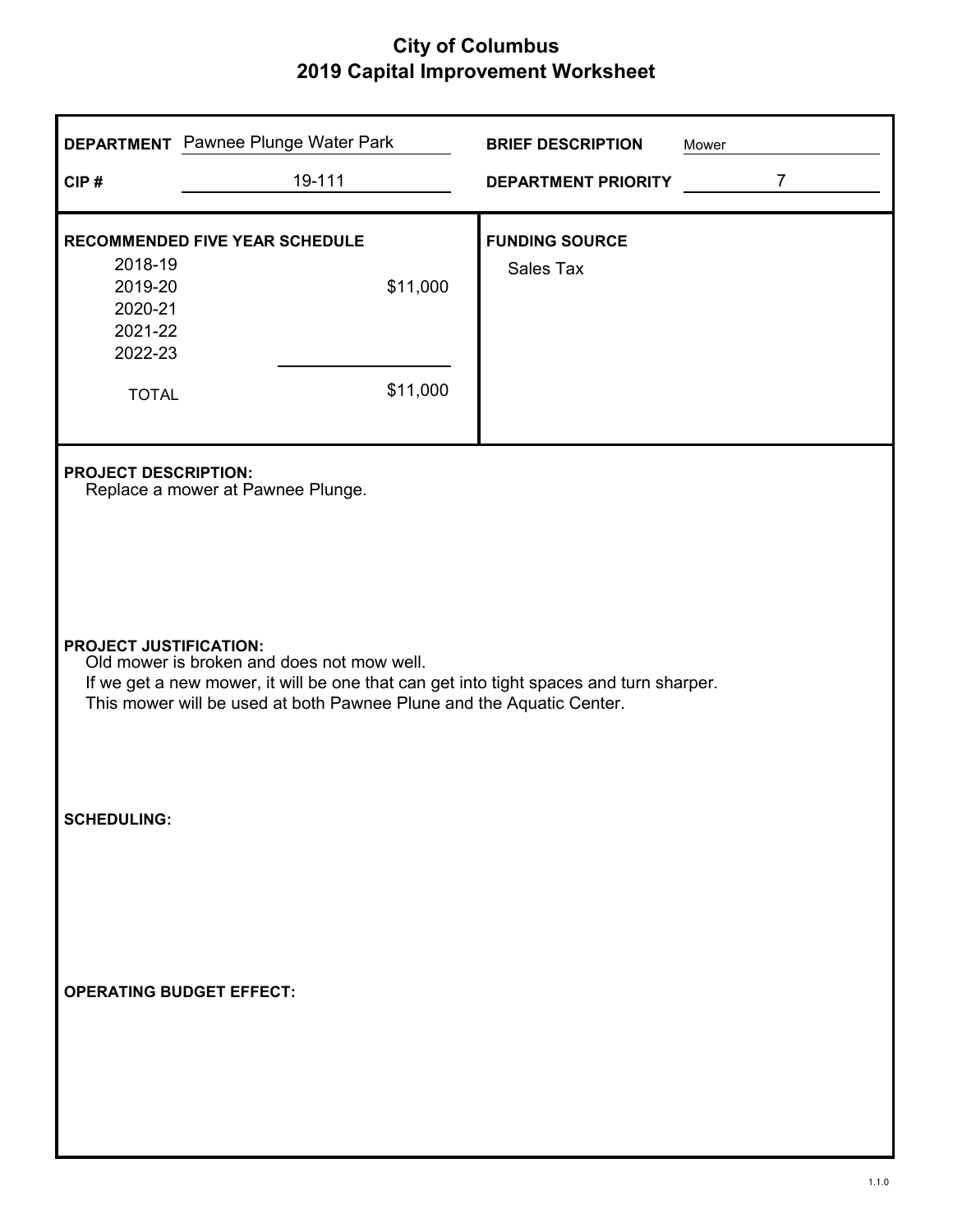# City of Columbus
## 2019 Capital Improvement Worksheet

**DEPARTMENT** Pawnee Plunge Water Park

**BRIEF DESCRIPTION** Mower

**CIP #** 19-111

**DEPARTMENT PRIORITY** 7

**RECOMMENDED FIVE YEAR SCHEDULE**

| Year | Amount |
|---|---|
| 2018-19 | |
| 2019-20 | $11,000 |
| 2020-21 | |
| 2021-22 | |
| 2022-23 | |
| TOTAL | $11,000 |

**FUNDING SOURCE**

Sales Tax

**PROJECT DESCRIPTION:**

Replace a mower at Pawnee Plunge.

**PROJECT JUSTIFICATION:**

Old mower is broken and does not mow well.
If we get a new mower, it will be one that can get into tight spaces and turn sharper.
This mower will be used at both Pawnee Plune and the Aquatic Center.

**SCHEDULING:**

**OPERATING BUDGET EFFECT:**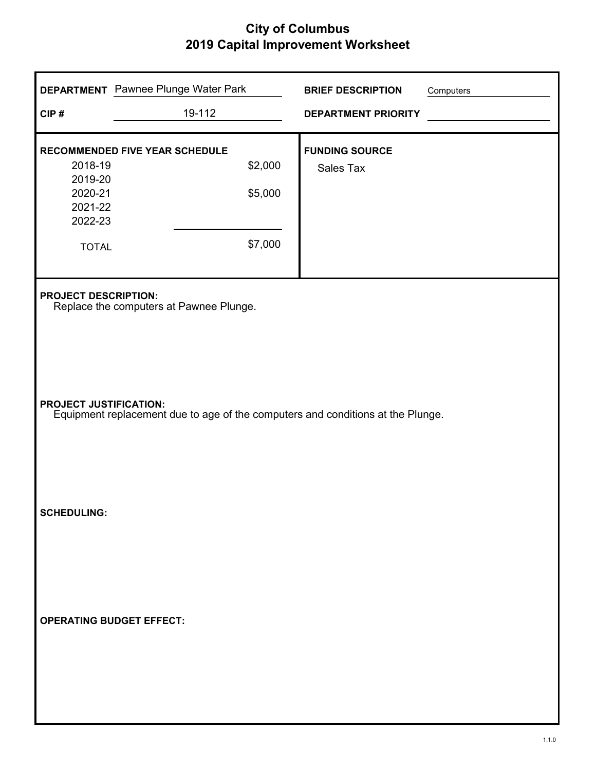# City of Columbus
## 2019 Capital Improvement Worksheet

**DEPARTMENT** Pawnee Plunge Water Park

**CIP #** 19-112

**BRIEF DESCRIPTION** Computers

**DEPARTMENT PRIORITY**

**RECOMMENDED FIVE YEAR SCHEDULE**

| Year | Amount |
|---|---|
| 2018-19 | $2,000 |
| 2019-20 | |
| 2020-21 | $5,000 |
| 2021-22 | |
| 2022-23 | |
| TOTAL | $7,000 |

**FUNDING SOURCE**

Sales Tax

**PROJECT DESCRIPTION:**

Replace the computers at Pawnee Plunge.

**PROJECT JUSTIFICATION:**

Equipment replacement due to age of the computers and conditions at the Plunge.

**SCHEDULING:**

**OPERATING BUDGET EFFECT:**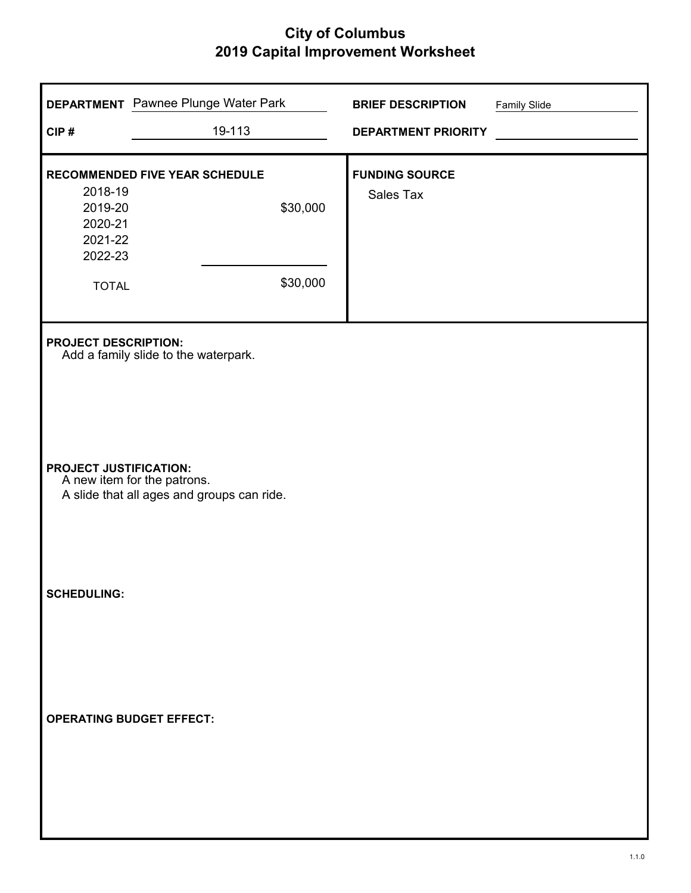# City of Columbus
## 2019 Capital Improvement Worksheet

**DEPARTMENT** Pawnee Plunge Water Park

**CIP #** 19-113

**BRIEF DESCRIPTION** Family Slide

**DEPARTMENT PRIORITY**

**RECOMMENDED FIVE YEAR SCHEDULE**

| Year | Amount |
|---|---|
| 2018-19 | |
| 2019-20 | $30,000 |
| 2020-21 | |
| 2021-22 | |
| 2022-23 | |
| TOTAL | $30,000 |

**FUNDING SOURCE**

Sales Tax

**PROJECT DESCRIPTION:**

Add a family slide to the waterpark.

**PROJECT JUSTIFICATION:**

A new item for the patrons.
A slide that all ages and groups can ride.

**SCHEDULING:**

**OPERATING BUDGET EFFECT:**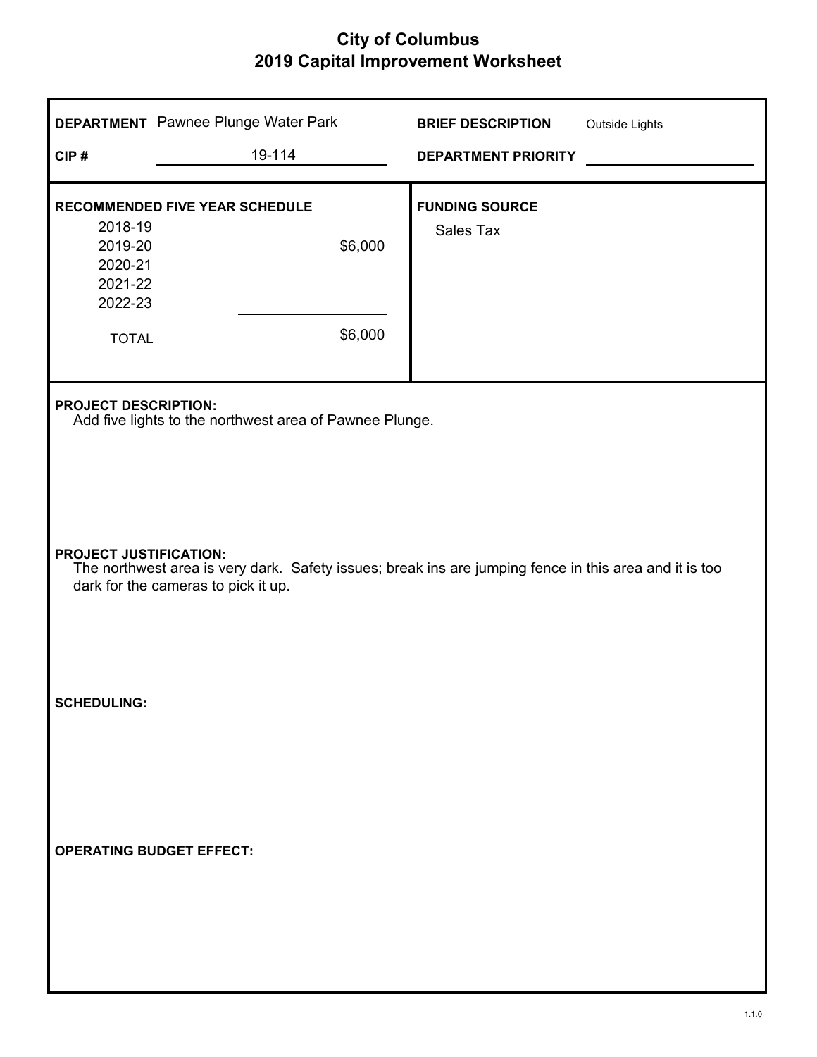# City of Columbus
## 2019 Capital Improvement Worksheet

**DEPARTMENT** Pawnee Plunge Water Park

**CIP #** 19-114

**BRIEF DESCRIPTION** Outside Lights

**DEPARTMENT PRIORITY**

**RECOMMENDED FIVE YEAR SCHEDULE**

| Year | Amount |
|---|---|
| 2018-19 | |
| 2019-20 | $6,000 |
| 2020-21 | |
| 2021-22 | |
| 2022-23 | |
| TOTAL | $6,000 |

**FUNDING SOURCE**

Sales Tax

**PROJECT DESCRIPTION:**

Add five lights to the northwest area of Pawnee Plunge.

**PROJECT JUSTIFICATION:**

The northwest area is very dark. Safety issues; break ins are jumping fence in this area and it is too dark for the cameras to pick it up.

**SCHEDULING:**

**OPERATING BUDGET EFFECT:**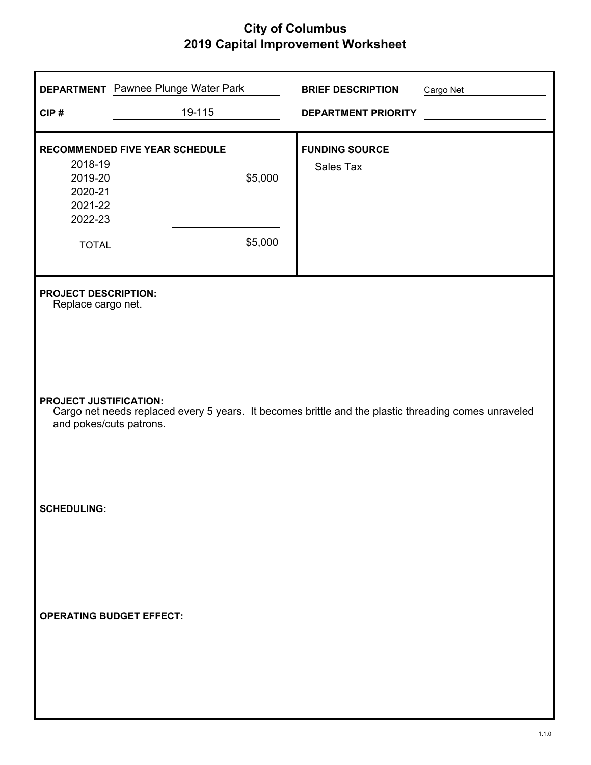# City of Columbus
## 2019 Capital Improvement Worksheet

**DEPARTMENT** Pawnee Plunge Water Park

**CIP #** 19-115

**BRIEF DESCRIPTION** Cargo Net

**DEPARTMENT PRIORITY**

**RECOMMENDED FIVE YEAR SCHEDULE**

| Year | Amount |
|---|---|
| 2018-19 | |
| 2019-20 | $5,000 |
| 2020-21 | |
| 2021-22 | |
| 2022-23 | |
| TOTAL | $5,000 |

**FUNDING SOURCE**

Sales Tax

**PROJECT DESCRIPTION:**

Replace cargo net.

**PROJECT JUSTIFICATION:**

Cargo net needs replaced every 5 years. It becomes brittle and the plastic threading comes unraveled and pokes/cuts patrons.

**SCHEDULING:**

**OPERATING BUDGET EFFECT:**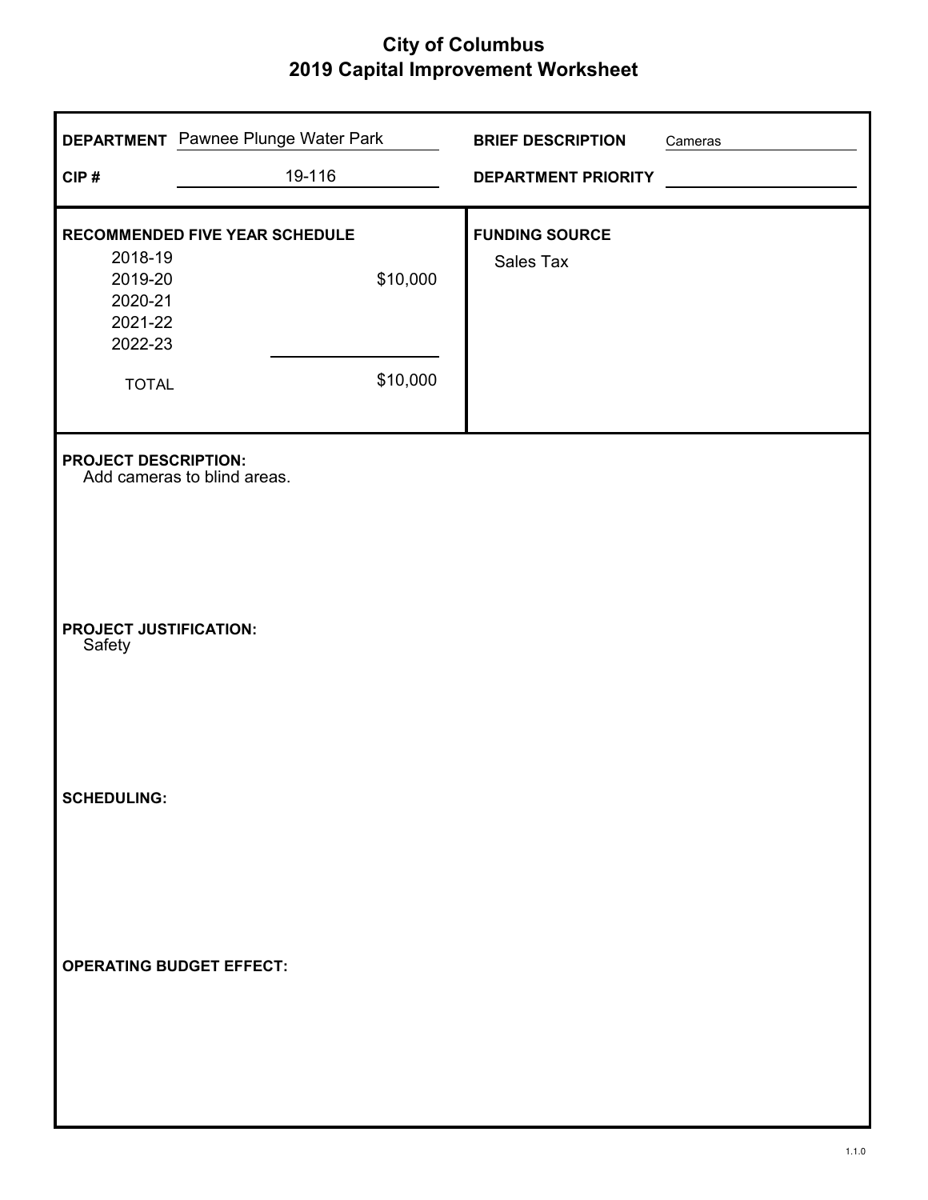# City of Columbus
## 2019 Capital Improvement Worksheet

**DEPARTMENT** Pawnee Plunge Water Park

**CIP #** 19-116

**BRIEF DESCRIPTION** Cameras

**DEPARTMENT PRIORITY**

**RECOMMENDED FIVE YEAR SCHEDULE**

| Year | Amount |
|---|---|
| 2018-19 | |
| 2019-20 | $10,000 |
| 2020-21 | |
| 2021-22 | |
| 2022-23 | |
| TOTAL | $10,000 |

**FUNDING SOURCE**
Sales Tax

**PROJECT DESCRIPTION:**
Add cameras to blind areas.

**PROJECT JUSTIFICATION:**
Safety

**SCHEDULING:**

**OPERATING BUDGET EFFECT:**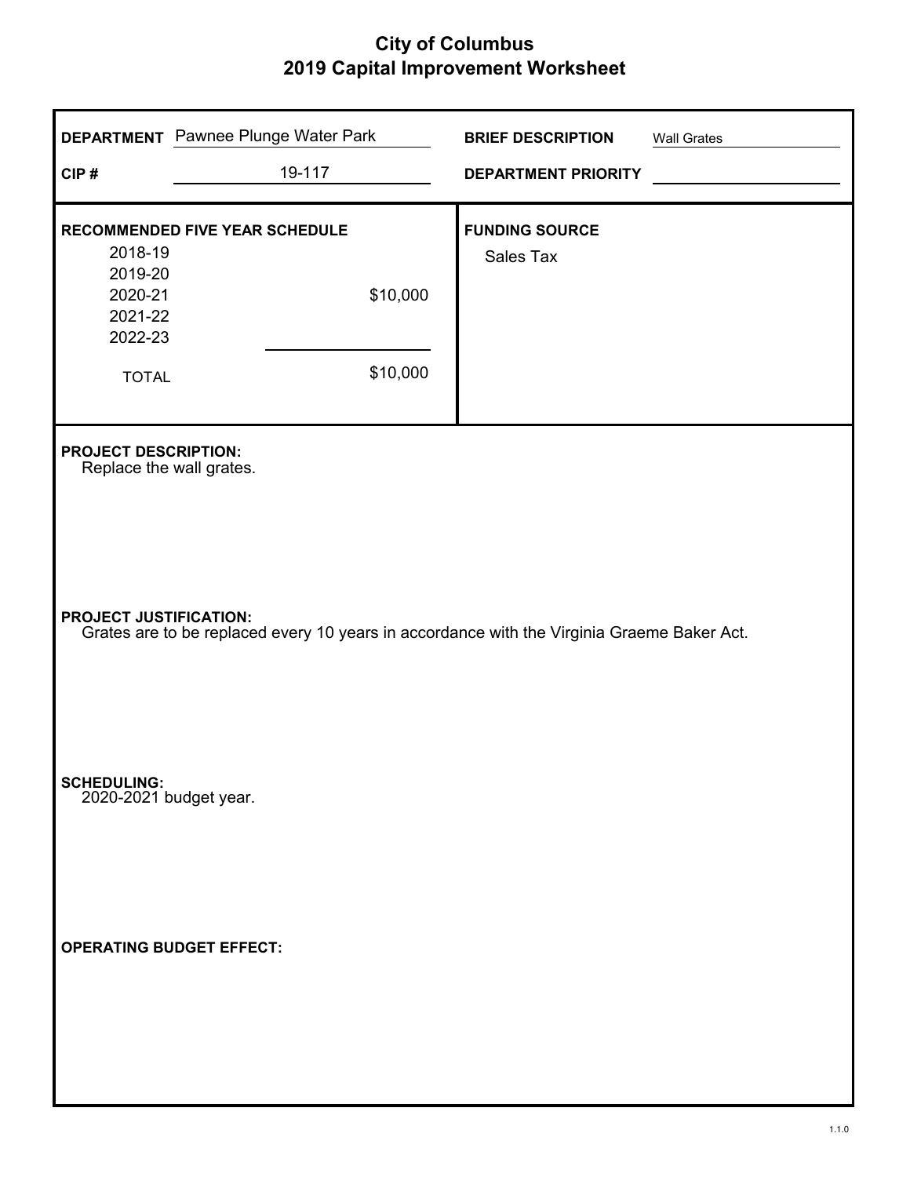# City of Columbus
## 2019 Capital Improvement Worksheet

**DEPARTMENT** Pawnee Plunge Water Park

**BRIEF DESCRIPTION** Wall Grates

**CIP #** 19-117

**DEPARTMENT PRIORITY**

**RECOMMENDED FIVE YEAR SCHEDULE**

| Year | Amount |
|---|---|
| 2018-19 | |
| 2019-20 | |
| 2020-21 | $10,000 |
| 2021-22 | |
| 2022-23 | |
| TOTAL | $10,000 |

**FUNDING SOURCE**
Sales Tax

**PROJECT DESCRIPTION:**
Replace the wall grates.

**PROJECT JUSTIFICATION:**
Grates are to be replaced every 10 years in accordance with the Virginia Graeme Baker Act.

**SCHEDULING:**
2020-2021 budget year.

**OPERATING BUDGET EFFECT:**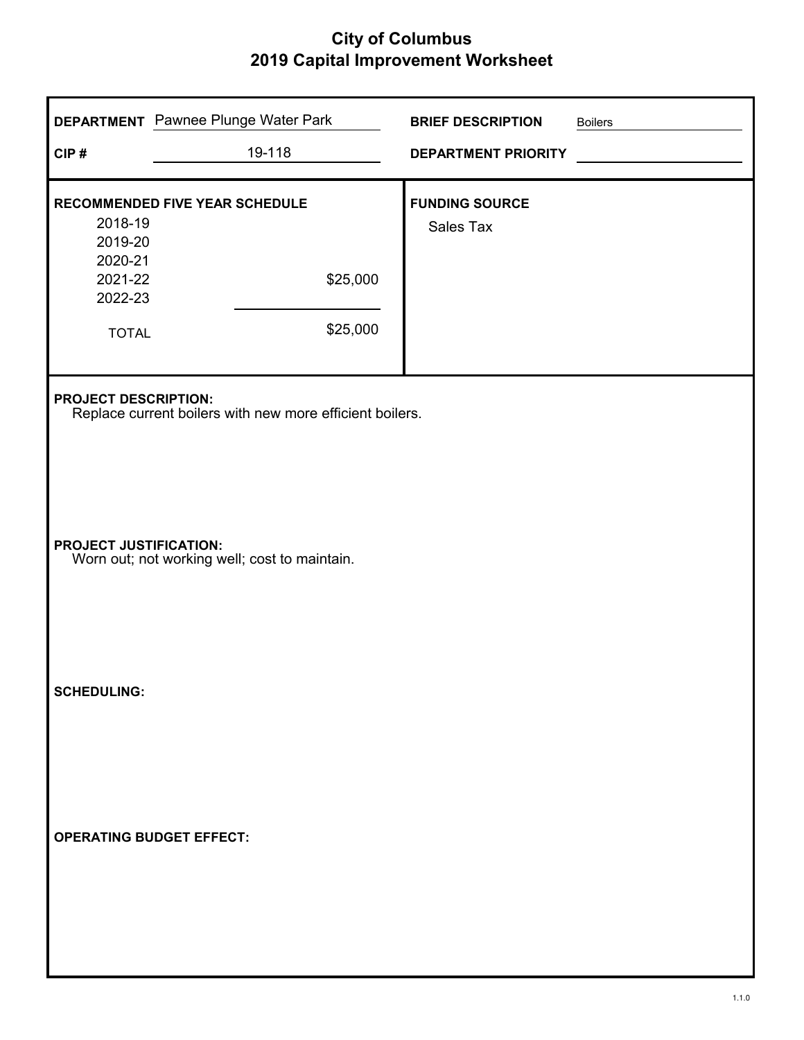# City of Columbus
## 2019 Capital Improvement Worksheet

**DEPARTMENT** Pawnee Plunge Water Park

**BRIEF DESCRIPTION** Boilers

**CIP #** 19-118

**DEPARTMENT PRIORITY**

**RECOMMENDED FIVE YEAR SCHEDULE**

| Year | Amount |
|---|---|
| 2018-19 | |
| 2019-20 | |
| 2020-21 | |
| 2021-22 | $25,000 |
| 2022-23 | |
| TOTAL | $25,000 |

**FUNDING SOURCE**

Sales Tax

**PROJECT DESCRIPTION:**

Replace current boilers with new more efficient boilers.

**PROJECT JUSTIFICATION:**

Worn out; not working well; cost to maintain.

**SCHEDULING:**

**OPERATING BUDGET EFFECT:**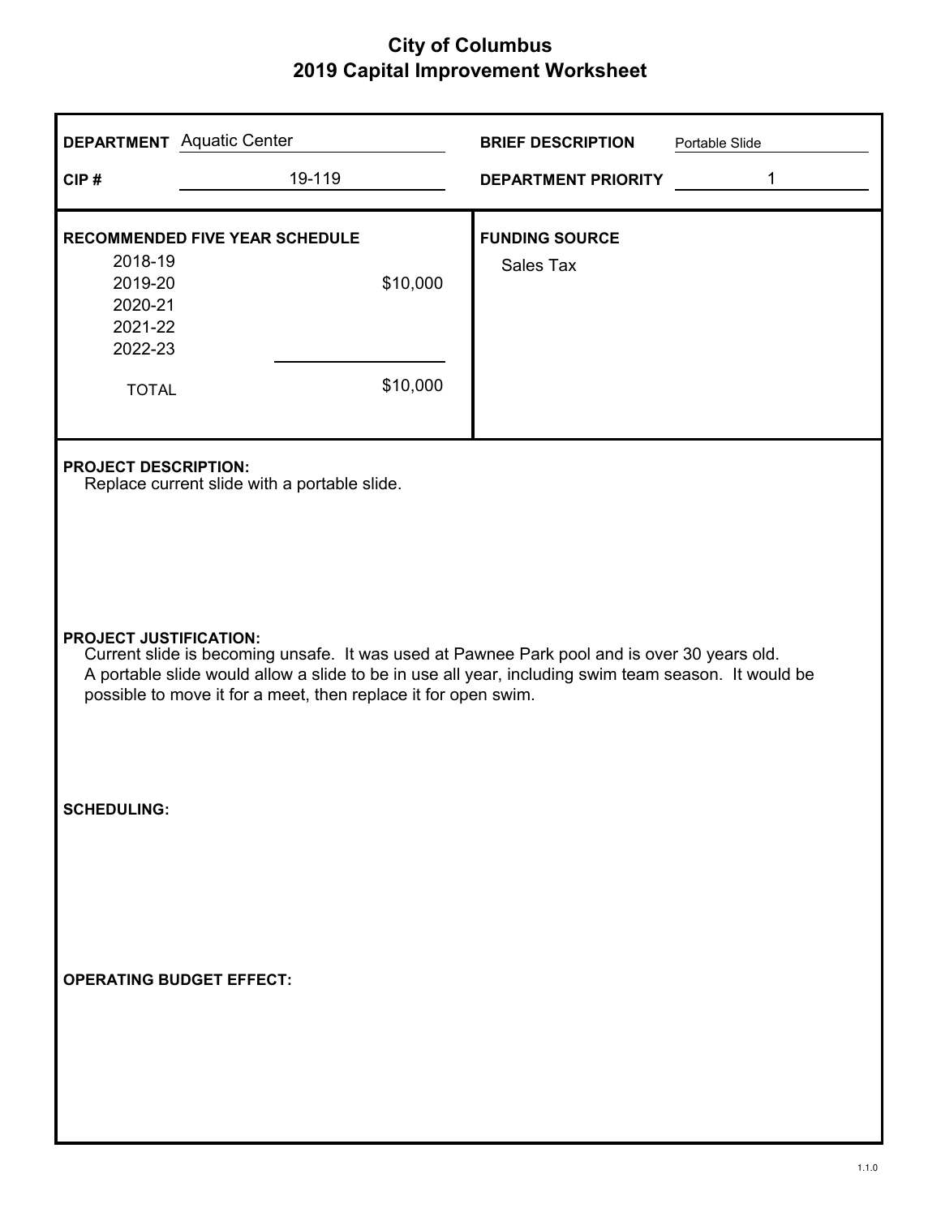# City of Columbus
## 2019 Capital Improvement Worksheet

**DEPARTMENT** Aquatic Center

**CIP #** 19-119

**BRIEF DESCRIPTION** Portable Slide

**DEPARTMENT PRIORITY** 1

**RECOMMENDED FIVE YEAR SCHEDULE**

| Year | Amount |
|---|---|
| 2018-19 | |
| 2019-20 | $10,000 |
| 2020-21 | |
| 2021-22 | |
| 2022-23 | |
| TOTAL | $10,000 |

**FUNDING SOURCE**

Sales Tax

**PROJECT DESCRIPTION:**

Replace current slide with a portable slide.

**PROJECT JUSTIFICATION:**

Current slide is becoming unsafe. It was used at Pawnee Park pool and is over 30 years old. A portable slide would allow a slide to be in use all year, including swim team season. It would be possible to move it for a meet, then replace it for open swim.

**SCHEDULING:**

**OPERATING BUDGET EFFECT:**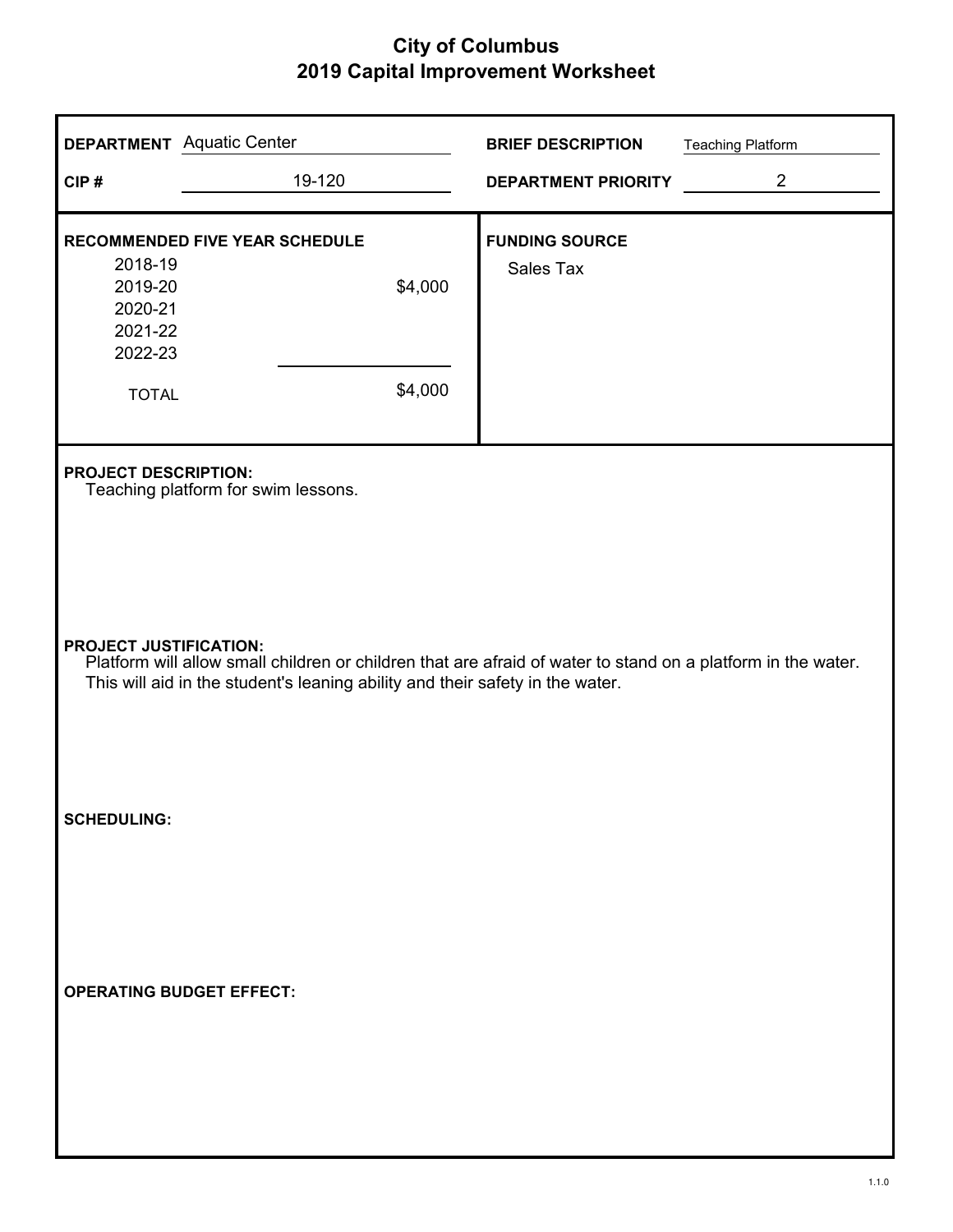# City of Columbus
## 2019 Capital Improvement Worksheet

**DEPARTMENT** Aquatic Center

**CIP #** 19-120

**BRIEF DESCRIPTION** Teaching Platform

**DEPARTMENT PRIORITY** 2

**RECOMMENDED FIVE YEAR SCHEDULE**

| Year | Amount |
|---|---|
| 2018-19 | |
| 2019-20 | $4,000 |
| 2020-21 | |
| 2021-22 | |
| 2022-23 | |
| TOTAL | $4,000 |

**FUNDING SOURCE**

Sales Tax

**PROJECT DESCRIPTION:**
Teaching platform for swim lessons.

**PROJECT JUSTIFICATION:**
Platform will allow small children or children that are afraid of water to stand on a platform in the water. This will aid in the student's leaning ability and their safety in the water.

**SCHEDULING:**

**OPERATING BUDGET EFFECT:**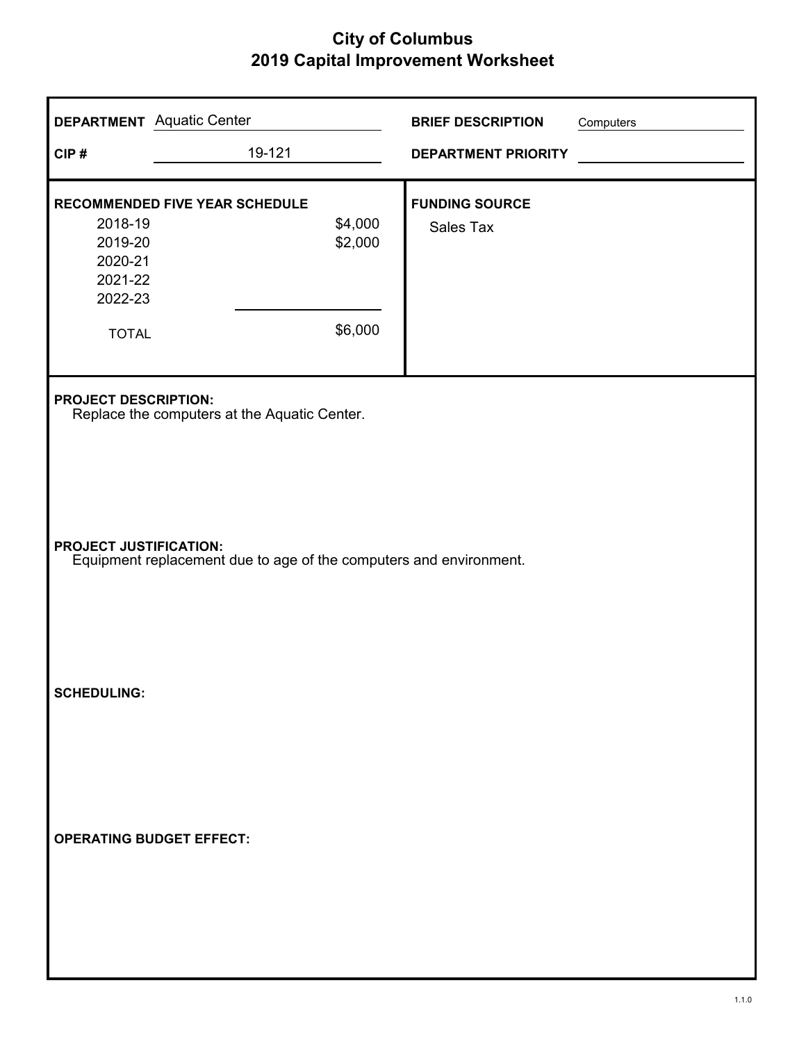# City of Columbus
## 2019 Capital Improvement Worksheet

**DEPARTMENT** Aquatic Center

**CIP #** 19-121

**BRIEF DESCRIPTION** Computers

**DEPARTMENT PRIORITY**

**RECOMMENDED FIVE YEAR SCHEDULE**

| Year | Amount |
|---|---|
| 2018-19 | $4,000 |
| 2019-20 | $2,000 |
| 2020-21 | |
| 2021-22 | |
| 2022-23 | |
| TOTAL | $6,000 |

**FUNDING SOURCE**

Sales Tax

**PROJECT DESCRIPTION:**
Replace the computers at the Aquatic Center.

**PROJECT JUSTIFICATION:**
Equipment replacement due to age of the computers and environment.

**SCHEDULING:**

**OPERATING BUDGET EFFECT:**

1.1.0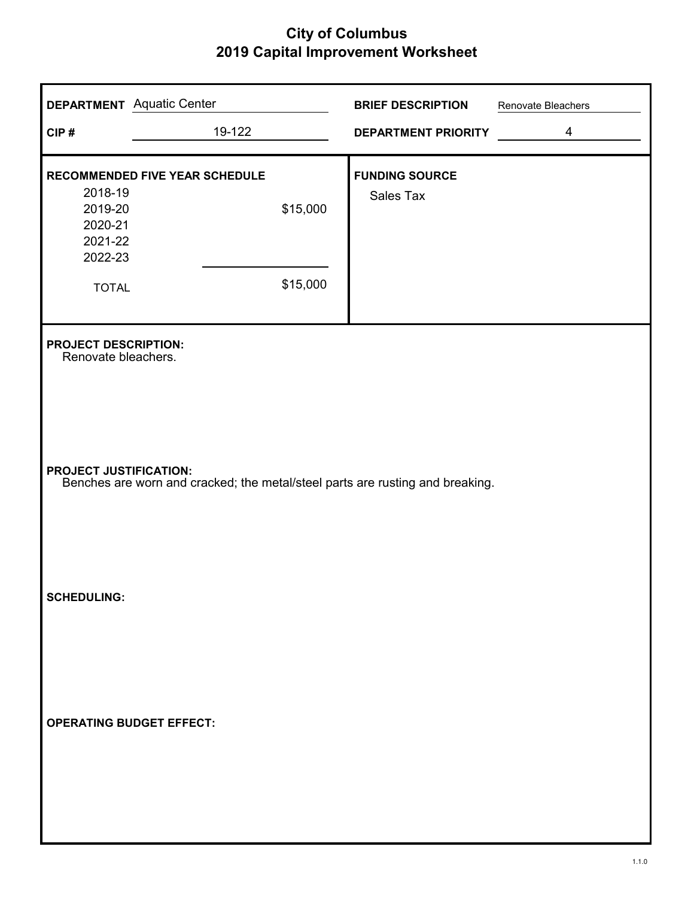# City of Columbus
## 2019 Capital Improvement Worksheet

**DEPARTMENT** Aquatic Center

**CIP #** 19-122

**BRIEF DESCRIPTION** Renovate Bleachers

**DEPARTMENT PRIORITY** 4

**RECOMMENDED FIVE YEAR SCHEDULE**

| Year | Amount |
|---|---|
| 2018-19 | |
| 2019-20 | $15,000 |
| 2020-21 | |
| 2021-22 | |
| 2022-23 | |
| TOTAL | $15,000 |

**FUNDING SOURCE**

Sales Tax

**PROJECT DESCRIPTION:**

Renovate bleachers.

**PROJECT JUSTIFICATION:**

Benches are worn and cracked; the metal/steel parts are rusting and breaking.

**SCHEDULING:**

**OPERATING BUDGET EFFECT:**

1.1.0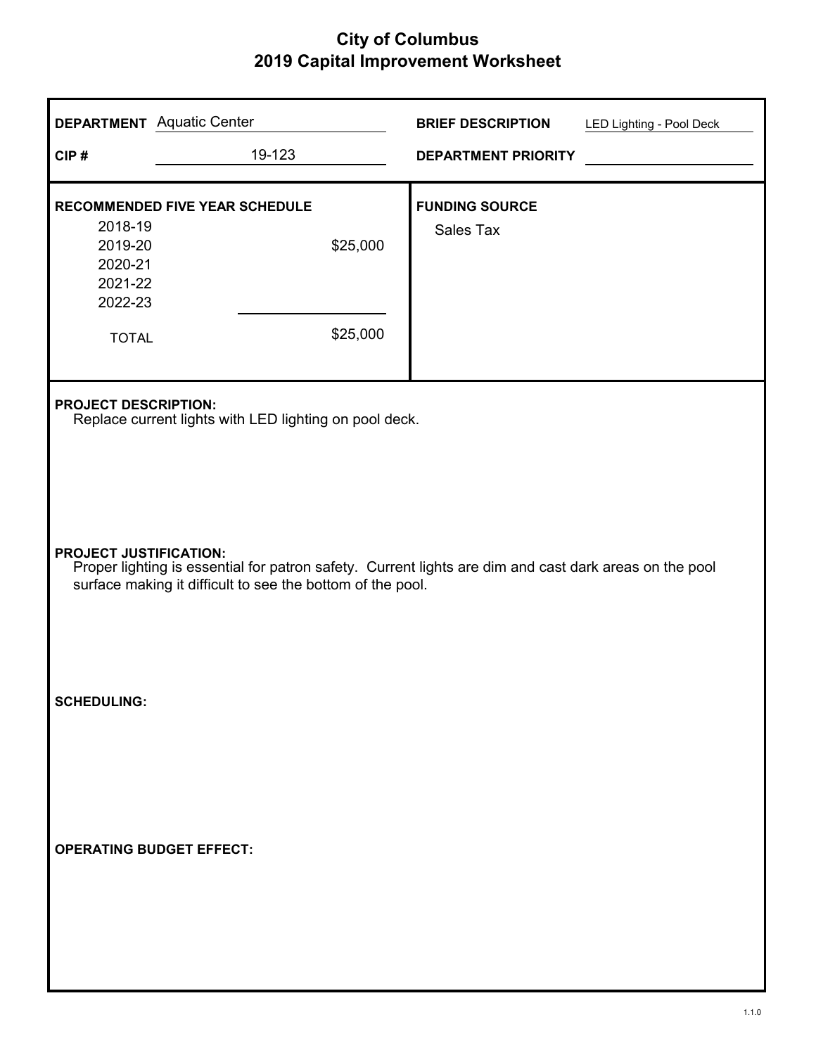# City of Columbus
## 2019 Capital Improvement Worksheet

**DEPARTMENT** Aquatic Center

**CIP #** 19-123

**BRIEF DESCRIPTION** LED Lighting - Pool Deck

**DEPARTMENT PRIORITY**

**RECOMMENDED FIVE YEAR SCHEDULE**

| Year | Amount |
|---|---|
| 2018-19 | |
| 2019-20 | $25,000 |
| 2020-21 | |
| 2021-22 | |
| 2022-23 | |
| TOTAL | $25,000 |

**FUNDING SOURCE**

Sales Tax

**PROJECT DESCRIPTION:**

Replace current lights with LED lighting on pool deck.

**PROJECT JUSTIFICATION:**

Proper lighting is essential for patron safety. Current lights are dim and cast dark areas on the pool surface making it difficult to see the bottom of the pool.

**SCHEDULING:**

**OPERATING BUDGET EFFECT:**

1.1.0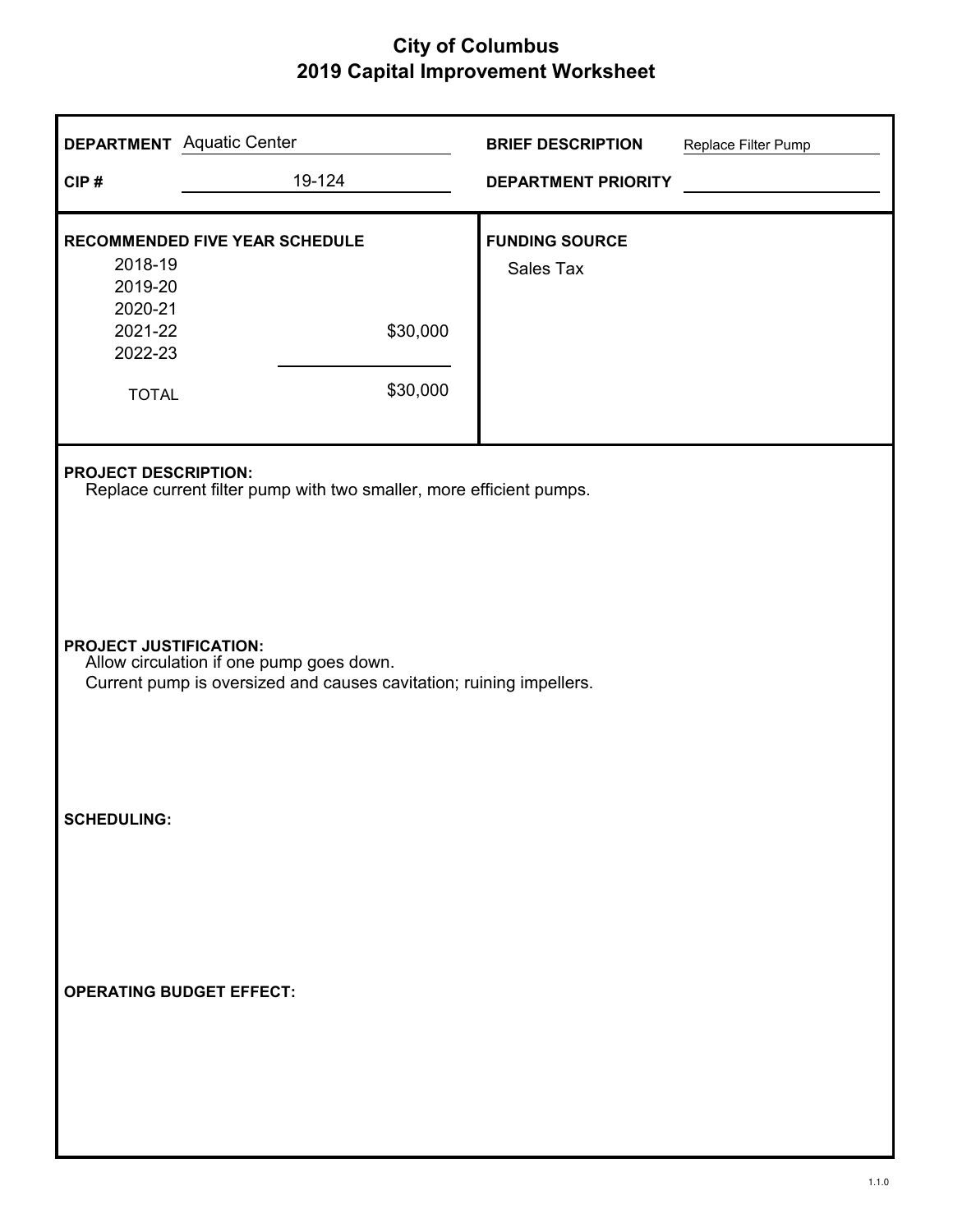# City of Columbus
## 2019 Capital Improvement Worksheet

**DEPARTMENT** Aquatic Center

**CIP #** 19-124

**BRIEF DESCRIPTION** Replace Filter Pump

**DEPARTMENT PRIORITY**

**RECOMMENDED FIVE YEAR SCHEDULE**

| Year | Amount |
|---|---|
| 2018-19 | |
| 2019-20 | |
| 2020-21 | |
| 2021-22 | $30,000 |
| 2022-23 | |
| TOTAL | $30,000 |

**FUNDING SOURCE**

Sales Tax

**PROJECT DESCRIPTION:**

Replace current filter pump with two smaller, more efficient pumps.

**PROJECT JUSTIFICATION:**

Allow circulation if one pump goes down.
Current pump is oversized and causes cavitation; ruining impellers.

**SCHEDULING:**

**OPERATING BUDGET EFFECT:**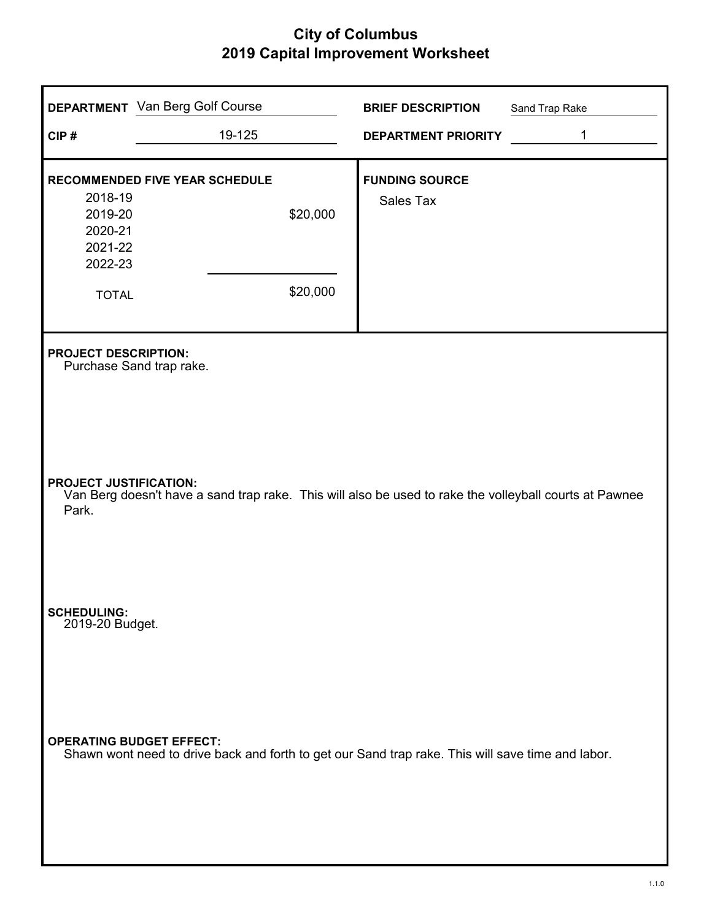# City of Columbus
## 2019 Capital Improvement Worksheet

**DEPARTMENT** Van Berg Golf Course

**BRIEF DESCRIPTION** Sand Trap Rake

**CIP #** 19-125

**DEPARTMENT PRIORITY** 1

**RECOMMENDED FIVE YEAR SCHEDULE**

| Year | Amount |
|---|---|
| 2018-19 | |
| 2019-20 | $20,000 |
| 2020-21 | |
| 2021-22 | |
| 2022-23 | |
| TOTAL | $20,000 |

**FUNDING SOURCE**

Sales Tax

**PROJECT DESCRIPTION:**

Purchase Sand trap rake.

**PROJECT JUSTIFICATION:**

Van Berg doesn't have a sand trap rake. This will also be used to rake the volleyball courts at Pawnee Park.

**SCHEDULING:**

2019-20 Budget.

**OPERATING BUDGET EFFECT:**

Shawn wont need to drive back and forth to get our Sand trap rake. This will save time and labor.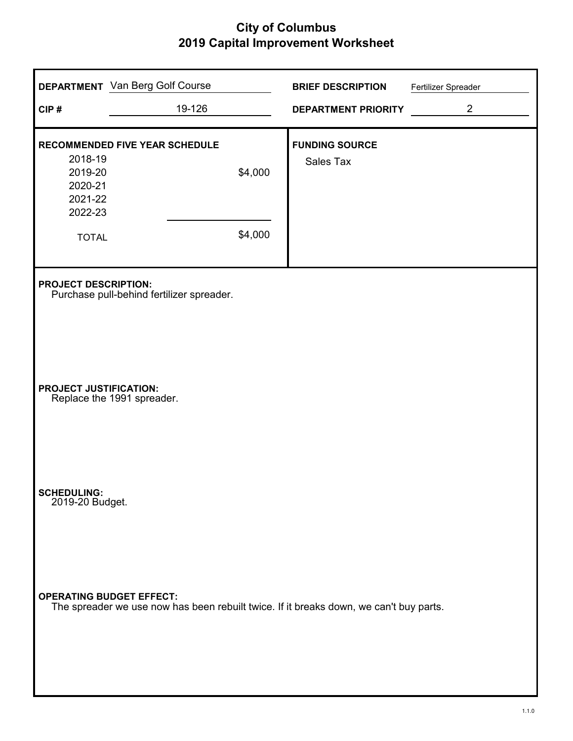# City of Columbus
## 2019 Capital Improvement Worksheet

**DEPARTMENT** Van Berg Golf Course

**CIP #** 19-126

**BRIEF DESCRIPTION** Fertilizer Spreader

**DEPARTMENT PRIORITY** 2

**RECOMMENDED FIVE YEAR SCHEDULE**

| Year | Amount |
|---|---|
| 2018-19 | |
| 2019-20 | $4,000 |
| 2020-21 | |
| 2021-22 | |
| 2022-23 | |
| TOTAL | $4,000 |

**FUNDING SOURCE**
Sales Tax

**PROJECT DESCRIPTION:**
Purchase pull-behind fertilizer spreader.

**PROJECT JUSTIFICATION:**
Replace the 1991 spreader.

**SCHEDULING:**
2019-20 Budget.

**OPERATING BUDGET EFFECT:**
The spreader we use now has been rebuilt twice. If it breaks down, we can't buy parts.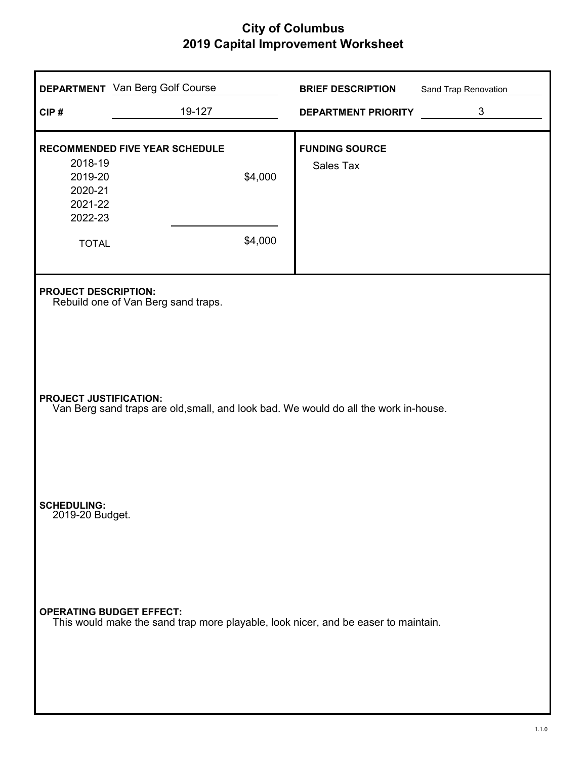# City of Columbus
## 2019 Capital Improvement Worksheet

**DEPARTMENT** Van Berg Golf Course

**CIP #** 19-127

**BRIEF DESCRIPTION** Sand Trap Renovation

**DEPARTMENT PRIORITY** 3

**RECOMMENDED FIVE YEAR SCHEDULE**

| Year | Amount |
|---|---|
| 2018-19 | |
| 2019-20 | $4,000 |
| 2020-21 | |
| 2021-22 | |
| 2022-23 | |
| TOTAL | $4,000 |

**FUNDING SOURCE**

Sales Tax

**PROJECT DESCRIPTION:**

Rebuild one of Van Berg sand traps.

**PROJECT JUSTIFICATION:**

Van Berg sand traps are old,small, and look bad. We would do all the work in-house.

**SCHEDULING:**

2019-20 Budget.

**OPERATING BUDGET EFFECT:**

This would make the sand trap more playable, look nicer, and be easer to maintain.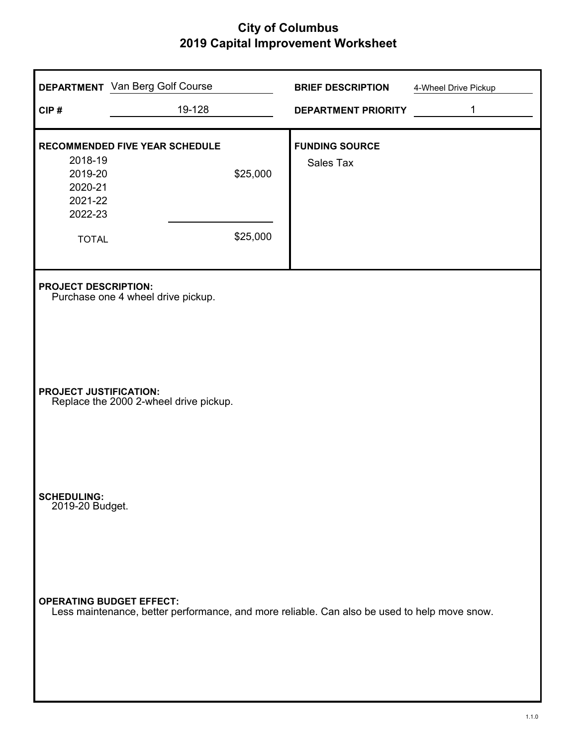# City of Columbus
## 2019 Capital Improvement Worksheet

**DEPARTMENT** Van Berg Golf Course

**CIP #** 19-128

**BRIEF DESCRIPTION** 4-Wheel Drive Pickup

**DEPARTMENT PRIORITY** 1

**RECOMMENDED FIVE YEAR SCHEDULE**

| Year | Amount |
|---|---|
| 2018-19 | |
| 2019-20 | $25,000 |
| 2020-21 | |
| 2021-22 | |
| 2022-23 | |
| TOTAL | $25,000 |

**FUNDING SOURCE**

Sales Tax

**PROJECT DESCRIPTION:**
Purchase one 4 wheel drive pickup.

**PROJECT JUSTIFICATION:**
Replace the 2000 2-wheel drive pickup.

**SCHEDULING:**
2019-20 Budget.

**OPERATING BUDGET EFFECT:**
Less maintenance, better performance, and more reliable. Can also be used to help move snow.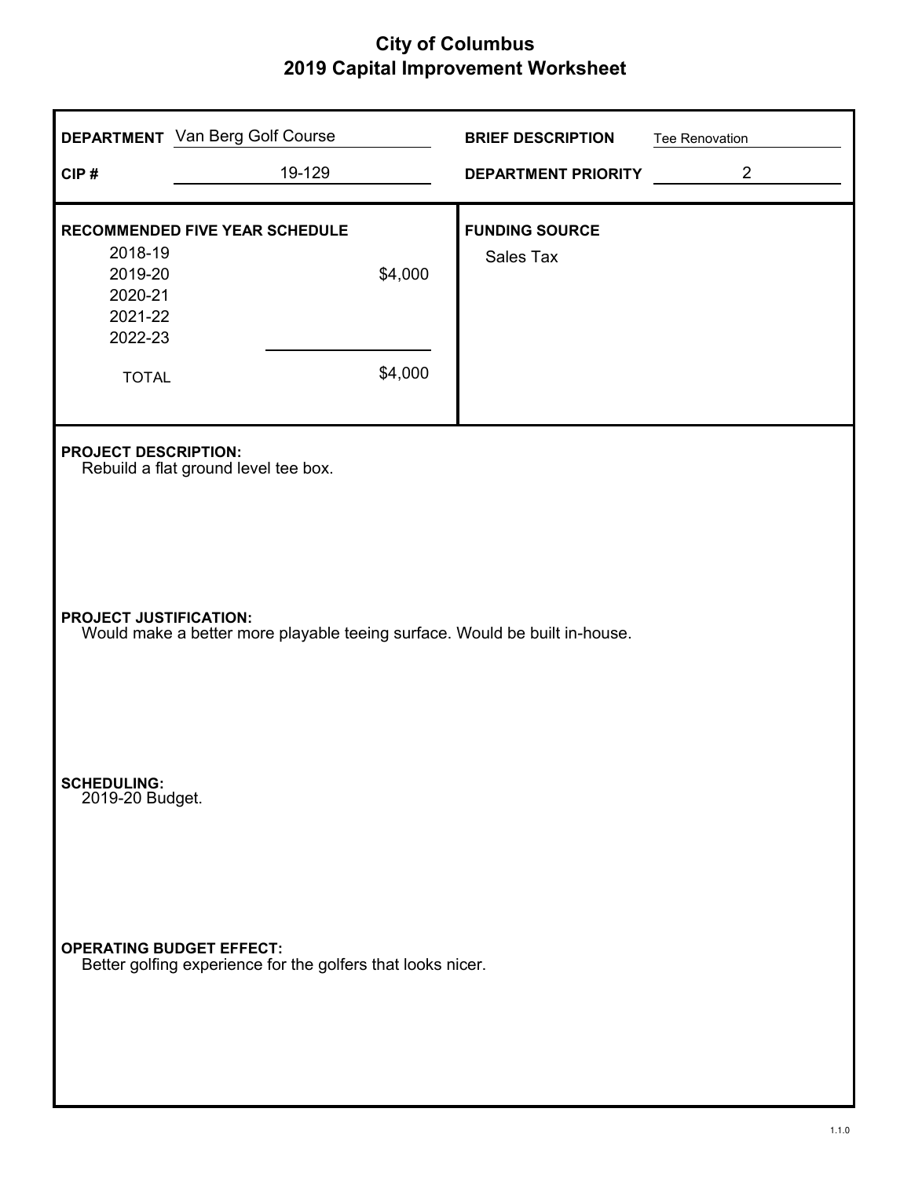# City of Columbus
## 2019 Capital Improvement Worksheet

**DEPARTMENT** Van Berg Golf Course

**CIP #** 19-129

**BRIEF DESCRIPTION** Tee Renovation

**DEPARTMENT PRIORITY** 2

**RECOMMENDED FIVE YEAR SCHEDULE**

| Year | Amount |
|---|---|
| 2018-19 | |
| 2019-20 | $4,000 |
| 2020-21 | |
| 2021-22 | |
| 2022-23 | |
| TOTAL | $4,000 |

**FUNDING SOURCE**
Sales Tax

**PROJECT DESCRIPTION:**
Rebuild a flat ground level tee box.

**PROJECT JUSTIFICATION:**
Would make a better more playable teeing surface. Would be built in-house.

**SCHEDULING:**
2019-20 Budget.

**OPERATING BUDGET EFFECT:**
Better golfing experience for the golfers that looks nicer.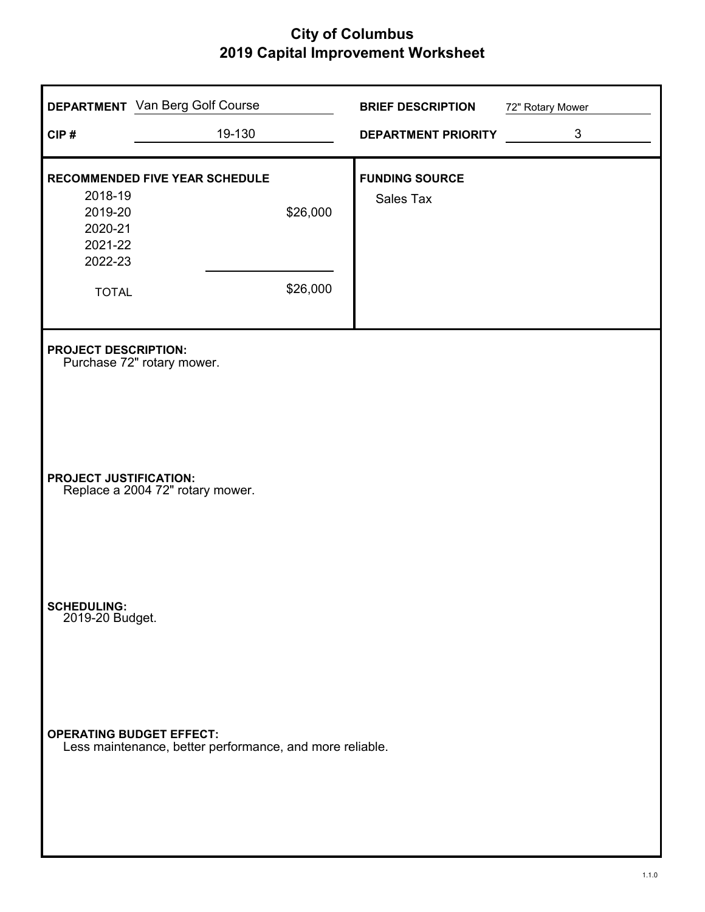# City of Columbus
## 2019 Capital Improvement Worksheet

**DEPARTMENT** Van Berg Golf Course

**CIP #** 19-130

**BRIEF DESCRIPTION** 72" Rotary Mower

**DEPARTMENT PRIORITY** 3

**RECOMMENDED FIVE YEAR SCHEDULE**

| Year | Amount |
|---|---|
| 2018-19 | |
| 2019-20 | $26,000 |
| 2020-21 | |
| 2021-22 | |
| 2022-23 | |
| TOTAL | $26,000 |

**FUNDING SOURCE**

Sales Tax

**PROJECT DESCRIPTION:**

Purchase 72" rotary mower.

**PROJECT JUSTIFICATION:**

Replace a 2004 72" rotary mower.

**SCHEDULING:**

2019-20 Budget.

**OPERATING BUDGET EFFECT:**

Less maintenance, better performance, and more reliable.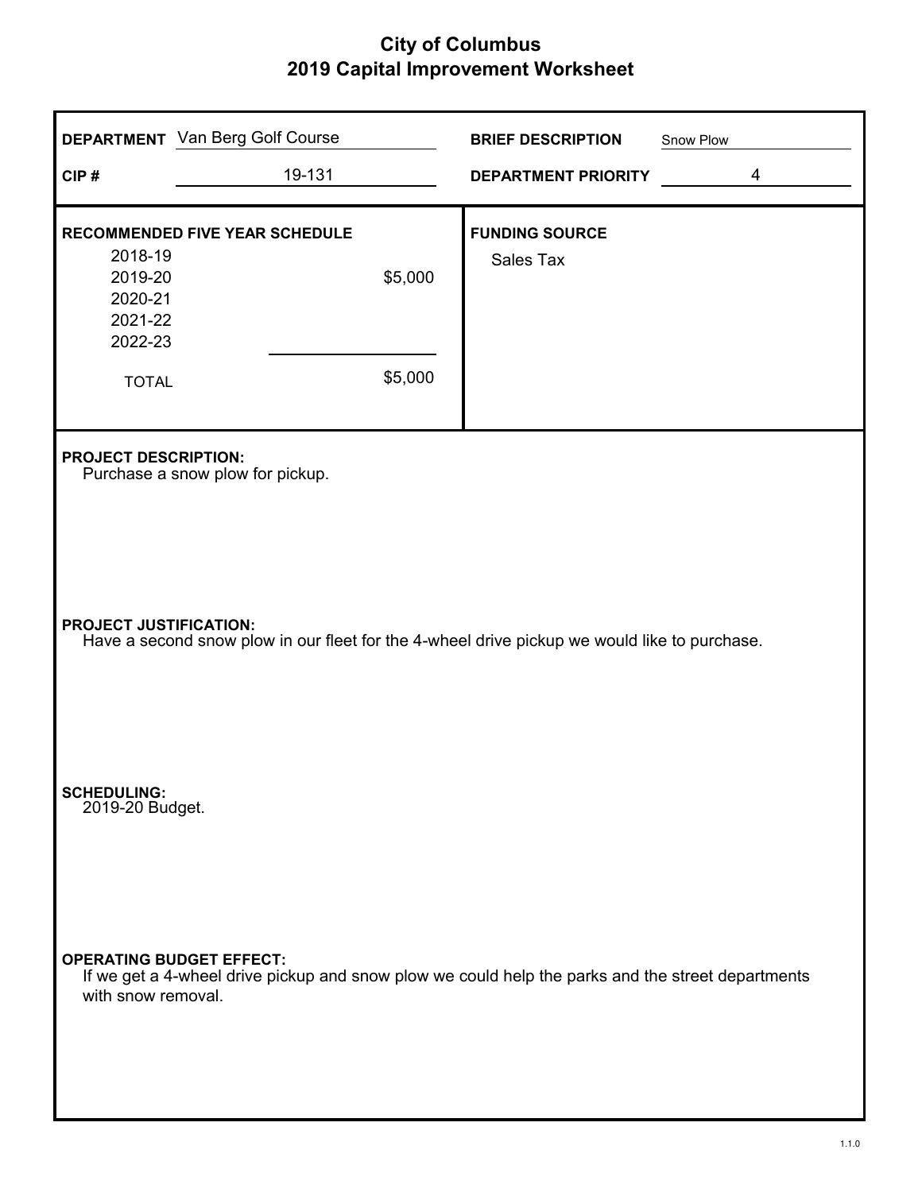# City of Columbus
## 2019 Capital Improvement Worksheet

**DEPARTMENT** Van Berg Golf Course

**CIP #** 19-131

**BRIEF DESCRIPTION** Snow Plow

**DEPARTMENT PRIORITY** 4

**RECOMMENDED FIVE YEAR SCHEDULE**

| Year | Amount |
|---|---|
| 2018-19 | |
| 2019-20 | $5,000 |
| 2020-21 | |
| 2021-22 | |
| 2022-23 | |
| TOTAL | $5,000 |

**FUNDING SOURCE**

Sales Tax

**PROJECT DESCRIPTION:**

Purchase a snow plow for pickup.

**PROJECT JUSTIFICATION:**

Have a second snow plow in our fleet for the 4-wheel drive pickup we would like to purchase.

**SCHEDULING:**

2019-20 Budget.

**OPERATING BUDGET EFFECT:**

If we get a 4-wheel drive pickup and snow plow we could help the parks and the street departments with snow removal.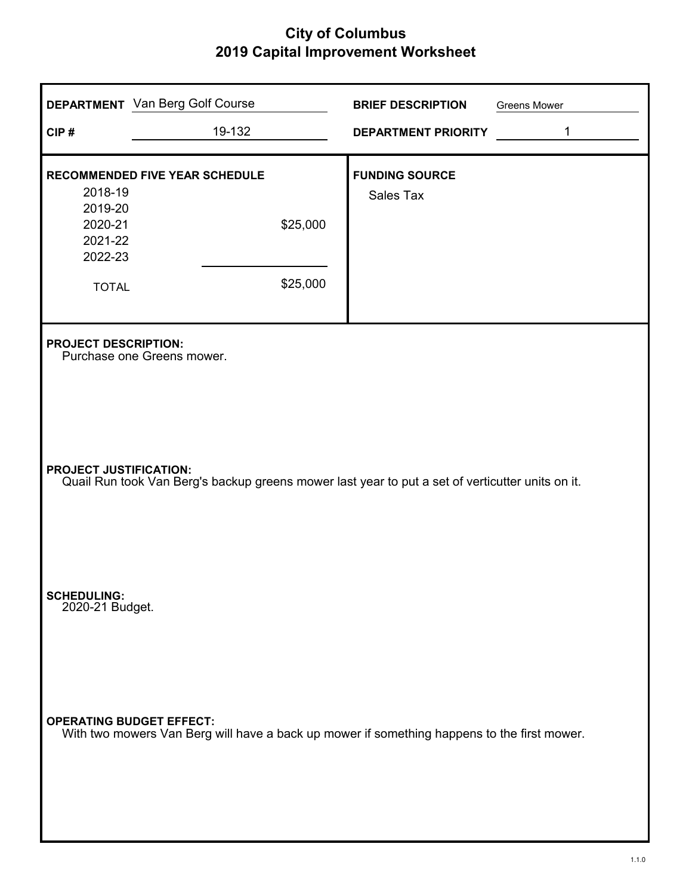# City of Columbus
## 2019 Capital Improvement Worksheet

**DEPARTMENT** Van Berg Golf Course

**CIP #** 19-132

**BRIEF DESCRIPTION** Greens Mower

**DEPARTMENT PRIORITY** 1

**RECOMMENDED FIVE YEAR SCHEDULE**

| Year | Amount |
|---|---|
| 2018-19 | |
| 2019-20 | |
| 2020-21 | $25,000 |
| 2021-22 | |
| 2022-23 | |
| TOTAL | $25,000 |

**FUNDING SOURCE**
Sales Tax

**PROJECT DESCRIPTION:**
Purchase one Greens mower.

**PROJECT JUSTIFICATION:**
Quail Run took Van Berg's backup greens mower last year to put a set of verticutter units on it.

**SCHEDULING:**
2020-21 Budget.

**OPERATING BUDGET EFFECT:**
With two mowers Van Berg will have a back up mower if something happens to the first mower.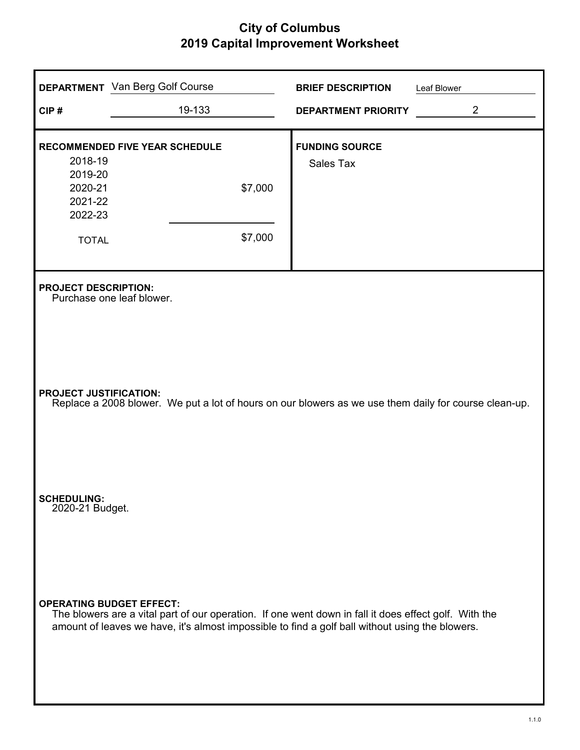# City of Columbus
## 2019 Capital Improvement Worksheet

**DEPARTMENT** Van Berg Golf Course

**CIP #** 19-133

**BRIEF DESCRIPTION** Leaf Blower

**DEPARTMENT PRIORITY** 2

**RECOMMENDED FIVE YEAR SCHEDULE**

| Year | Amount |
|---|---|
| 2018-19 | |
| 2019-20 | |
| 2020-21 | $7,000 |
| 2021-22 | |
| 2022-23 | |
| TOTAL | $7,000 |

**FUNDING SOURCE**

Sales Tax

**PROJECT DESCRIPTION:**

Purchase one leaf blower.

**PROJECT JUSTIFICATION:**

Replace a 2008 blower. We put a lot of hours on our blowers as we use them daily for course clean-up.

**SCHEDULING:**

2020-21 Budget.

**OPERATING BUDGET EFFECT:**

The blowers are a vital part of our operation. If one went down in fall it does effect golf. With the amount of leaves we have, it's almost impossible to find a golf ball without using the blowers.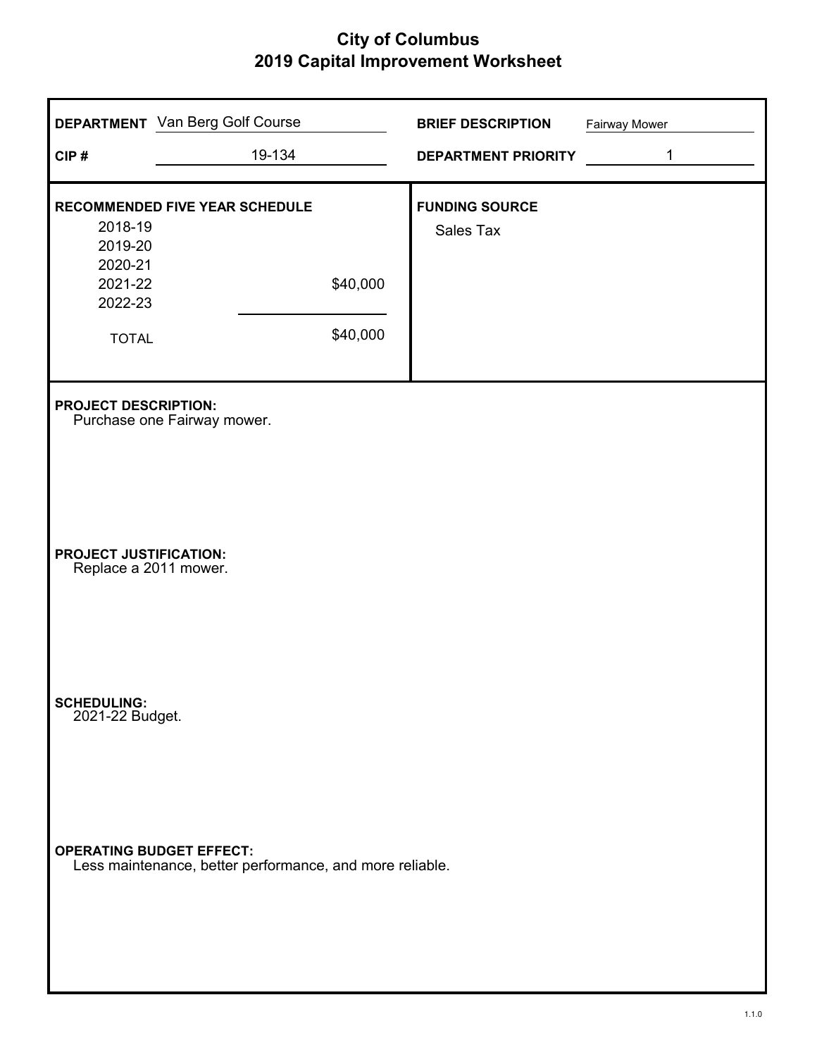# City of Columbus
## 2019 Capital Improvement Worksheet

**DEPARTMENT** Van Berg Golf Course

**CIP #** 19-134

**BRIEF DESCRIPTION** Fairway Mower

**DEPARTMENT PRIORITY** 1

**RECOMMENDED FIVE YEAR SCHEDULE**

| Year | Amount |
|---|---|
| 2018-19 | |
| 2019-20 | |
| 2020-21 | |
| 2021-22 | $40,000 |
| 2022-23 | |
| TOTAL | $40,000 |

**FUNDING SOURCE**

Sales Tax

**PROJECT DESCRIPTION:**
Purchase one Fairway mower.

**PROJECT JUSTIFICATION:**
Replace a 2011 mower.

**SCHEDULING:**
2021-22 Budget.

**OPERATING BUDGET EFFECT:**
Less maintenance, better performance, and more reliable.

1.1.0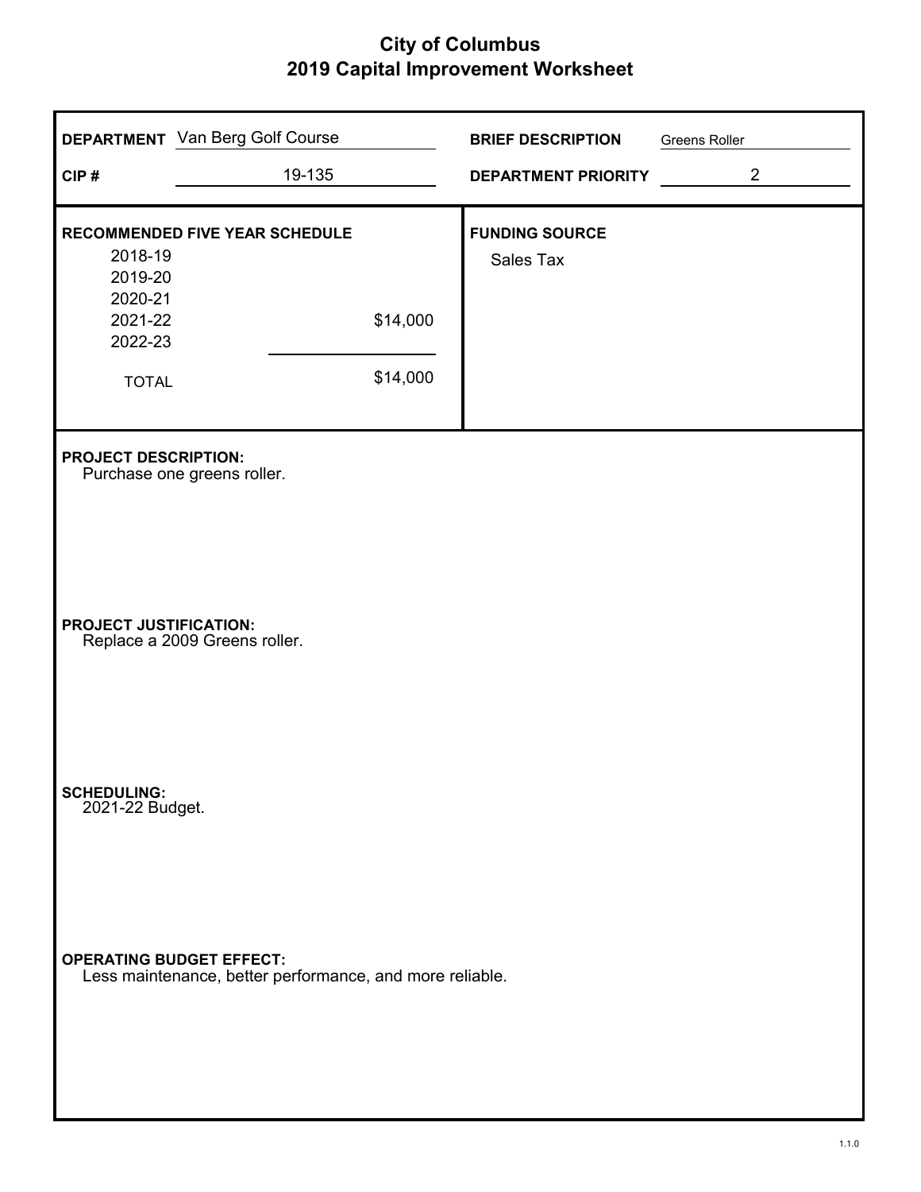# City of Columbus
## 2019 Capital Improvement Worksheet

**DEPARTMENT** Van Berg Golf Course

**CIP #** 19-135

**BRIEF DESCRIPTION** Greens Roller

**DEPARTMENT PRIORITY** 2

**RECOMMENDED FIVE YEAR SCHEDULE**

| Year | Amount |
|---|---|
| 2018-19 | |
| 2019-20 | |
| 2020-21 | |
| 2021-22 | $14,000 |
| 2022-23 | |
| TOTAL | $14,000 |

**FUNDING SOURCE**

Sales Tax

**PROJECT DESCRIPTION:**

Purchase one greens roller.

**PROJECT JUSTIFICATION:**

Replace a 2009 Greens roller.

**SCHEDULING:**

2021-22 Budget.

**OPERATING BUDGET EFFECT:**

Less maintenance, better performance, and more reliable.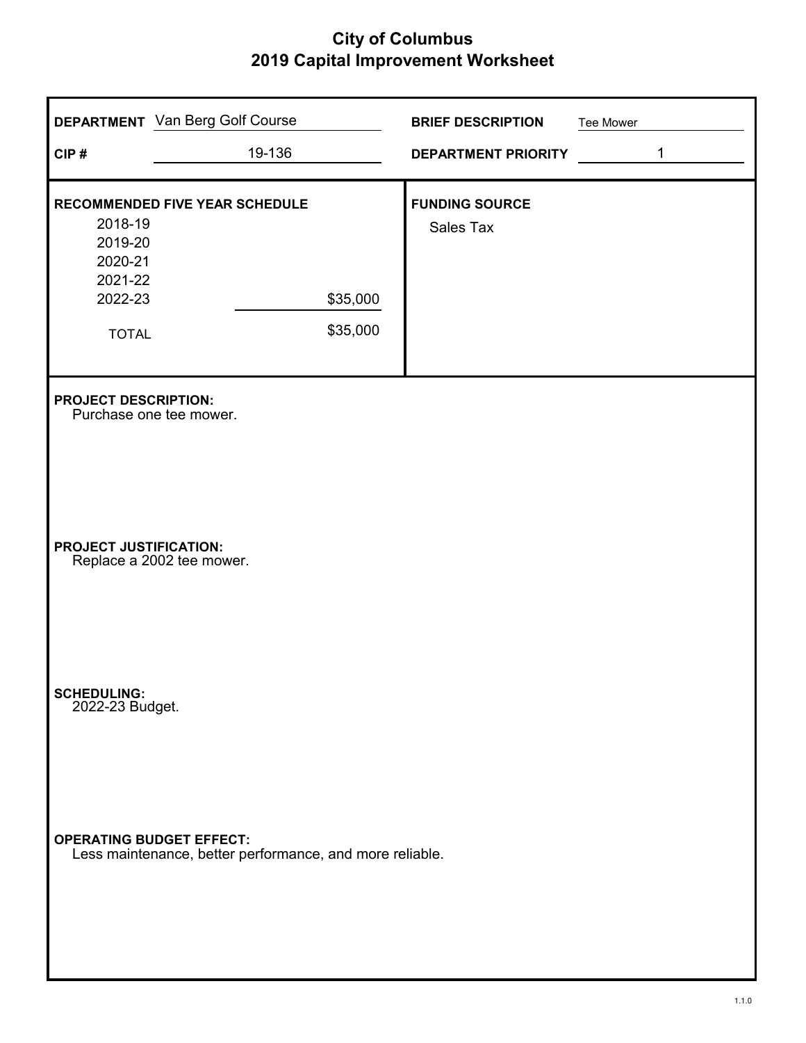# City of Columbus
## 2019 Capital Improvement Worksheet

**DEPARTMENT** Van Berg Golf Course

**CIP #** 19-136

**BRIEF DESCRIPTION** Tee Mower

**DEPARTMENT PRIORITY** 1

**RECOMMENDED FIVE YEAR SCHEDULE**

| Year | Amount |
|---|---|
| 2018-19 | |
| 2019-20 | |
| 2020-21 | |
| 2021-22 | |
| 2022-23 | $35,000 |
| TOTAL | $35,000 |

**FUNDING SOURCE**

Sales Tax

**PROJECT DESCRIPTION:**
Purchase one tee mower.

**PROJECT JUSTIFICATION:**
Replace a 2002 tee mower.

**SCHEDULING:**
2022-23 Budget.

**OPERATING BUDGET EFFECT:**
Less maintenance, better performance, and more reliable.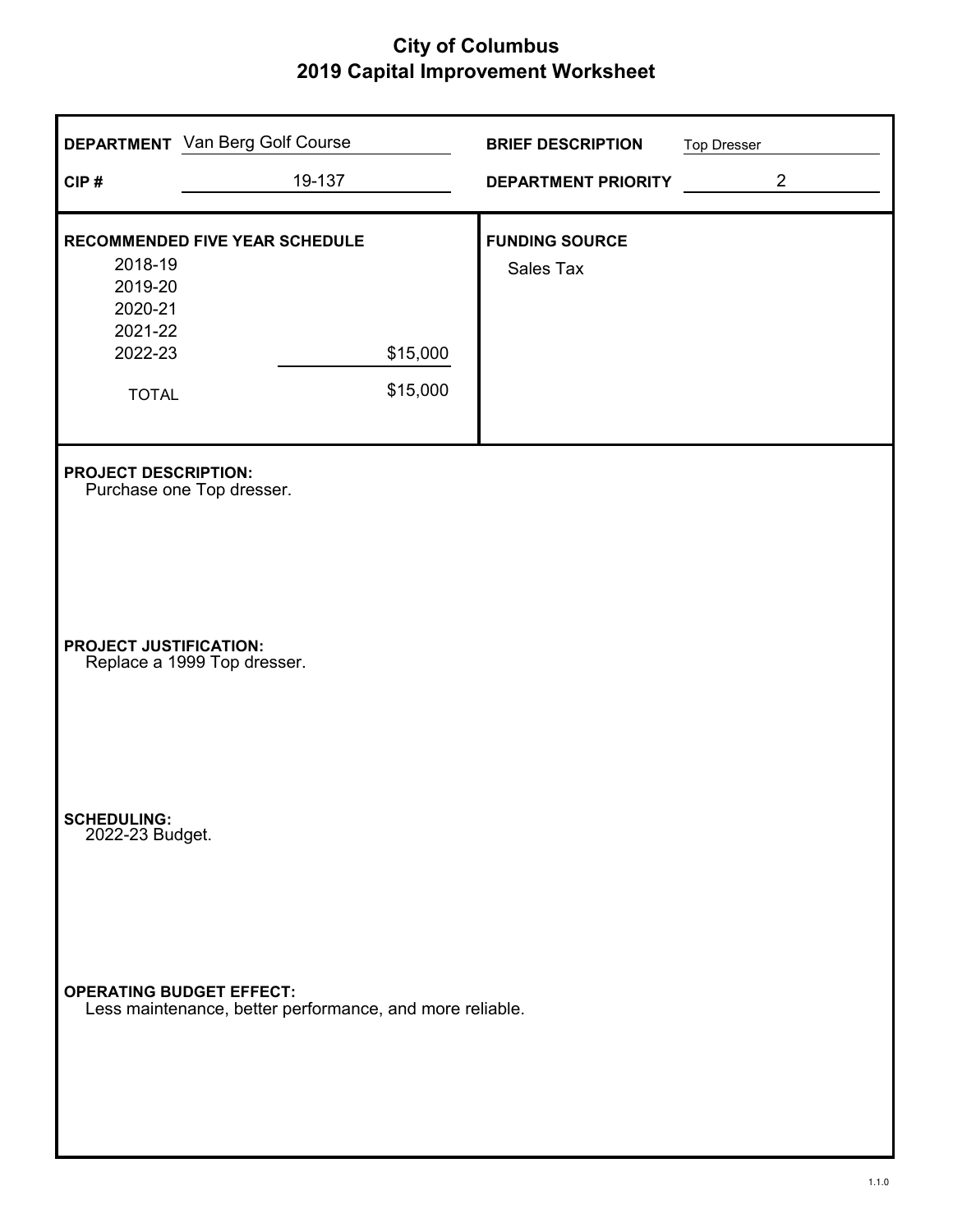# City of Columbus
## 2019 Capital Improvement Worksheet

**DEPARTMENT** Van Berg Golf Course

**CIP #** 19-137

**BRIEF DESCRIPTION** Top Dresser

**DEPARTMENT PRIORITY** 2

**RECOMMENDED FIVE YEAR SCHEDULE**

| Year | Amount |
|---|---|
| 2018-19 | |
| 2019-20 | |
| 2020-21 | |
| 2021-22 | |
| 2022-23 | $15,000 |
| TOTAL | $15,000 |

**FUNDING SOURCE**

Sales Tax

**PROJECT DESCRIPTION:**

Purchase one Top dresser.

**PROJECT JUSTIFICATION:**

Replace a 1999 Top dresser.

**SCHEDULING:**

2022-23 Budget.

**OPERATING BUDGET EFFECT:**

Less maintenance, better performance, and more reliable.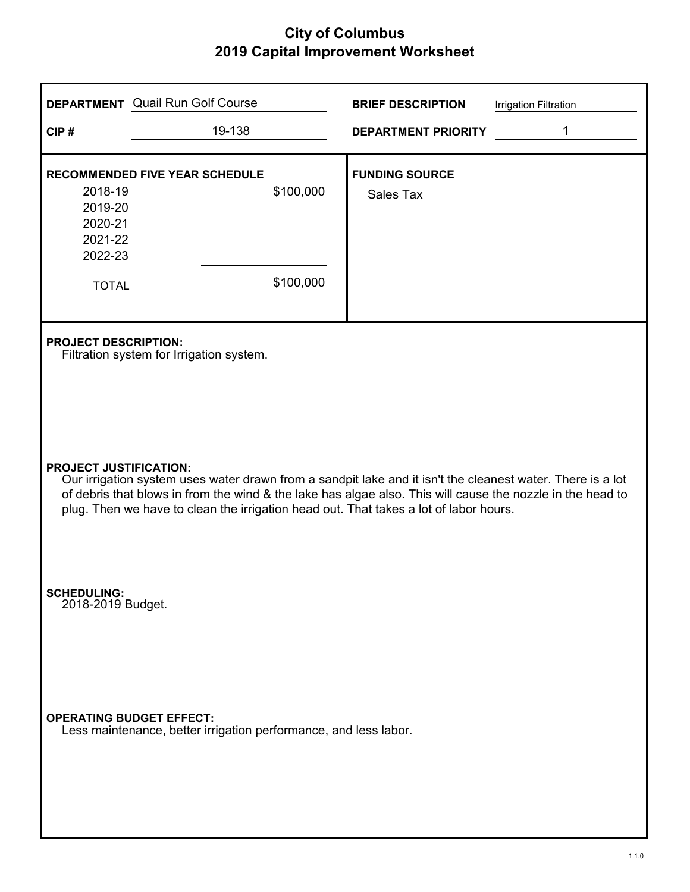# City of Columbus
## 2019 Capital Improvement Worksheet

| | | | |
|---|---|---|---|
| **DEPARTMENT** | Quail Run Golf Course | **BRIEF DESCRIPTION** | Irrigation Filtration |
| **CIP #** | 19-138 | **DEPARTMENT PRIORITY** | 1 |

**RECOMMENDED FIVE YEAR SCHEDULE**

| Year | Amount |
|---|---|
| 2018-19 | $100,000 |
| 2019-20 | |
| 2020-21 | |
| 2021-22 | |
| 2022-23 | |
| TOTAL | $100,000 |

**FUNDING SOURCE**

Sales Tax

**PROJECT DESCRIPTION:**

Filtration system for Irrigation system.

**PROJECT JUSTIFICATION:**

Our irrigation system uses water drawn from a sandpit lake and it isn't the cleanest water. There is a lot of debris that blows in from the wind & the lake has algae also. This will cause the nozzle in the head to plug. Then we have to clean the irrigation head out. That takes a lot of labor hours.

**SCHEDULING:**

2018-2019 Budget.

**OPERATING BUDGET EFFECT:**

Less maintenance, better irrigation performance, and less labor.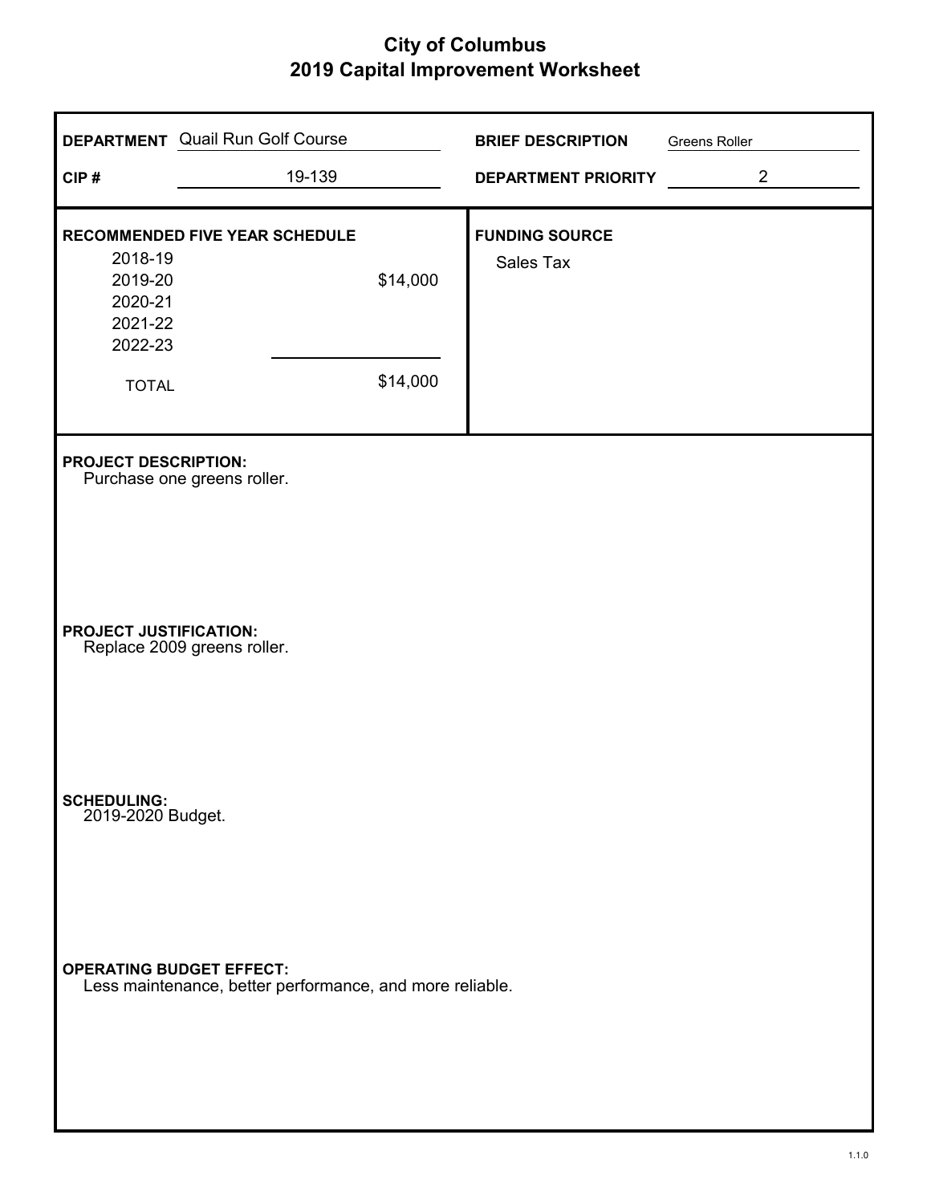# City of Columbus
## 2019 Capital Improvement Worksheet

**DEPARTMENT** Quail Run Golf Course

**CIP #** 19-139

**BRIEF DESCRIPTION** Greens Roller

**DEPARTMENT PRIORITY** 2

**RECOMMENDED FIVE YEAR SCHEDULE**

| Year | Amount |
|---|---|
| 2018-19 | |
| 2019-20 | $14,000 |
| 2020-21 | |
| 2021-22 | |
| 2022-23 | |
| TOTAL | $14,000 |

**FUNDING SOURCE**
Sales Tax

**PROJECT DESCRIPTION:**
Purchase one greens roller.

**PROJECT JUSTIFICATION:**
Replace 2009 greens roller.

**SCHEDULING:**
2019-2020 Budget.

**OPERATING BUDGET EFFECT:**
Less maintenance, better performance, and more reliable.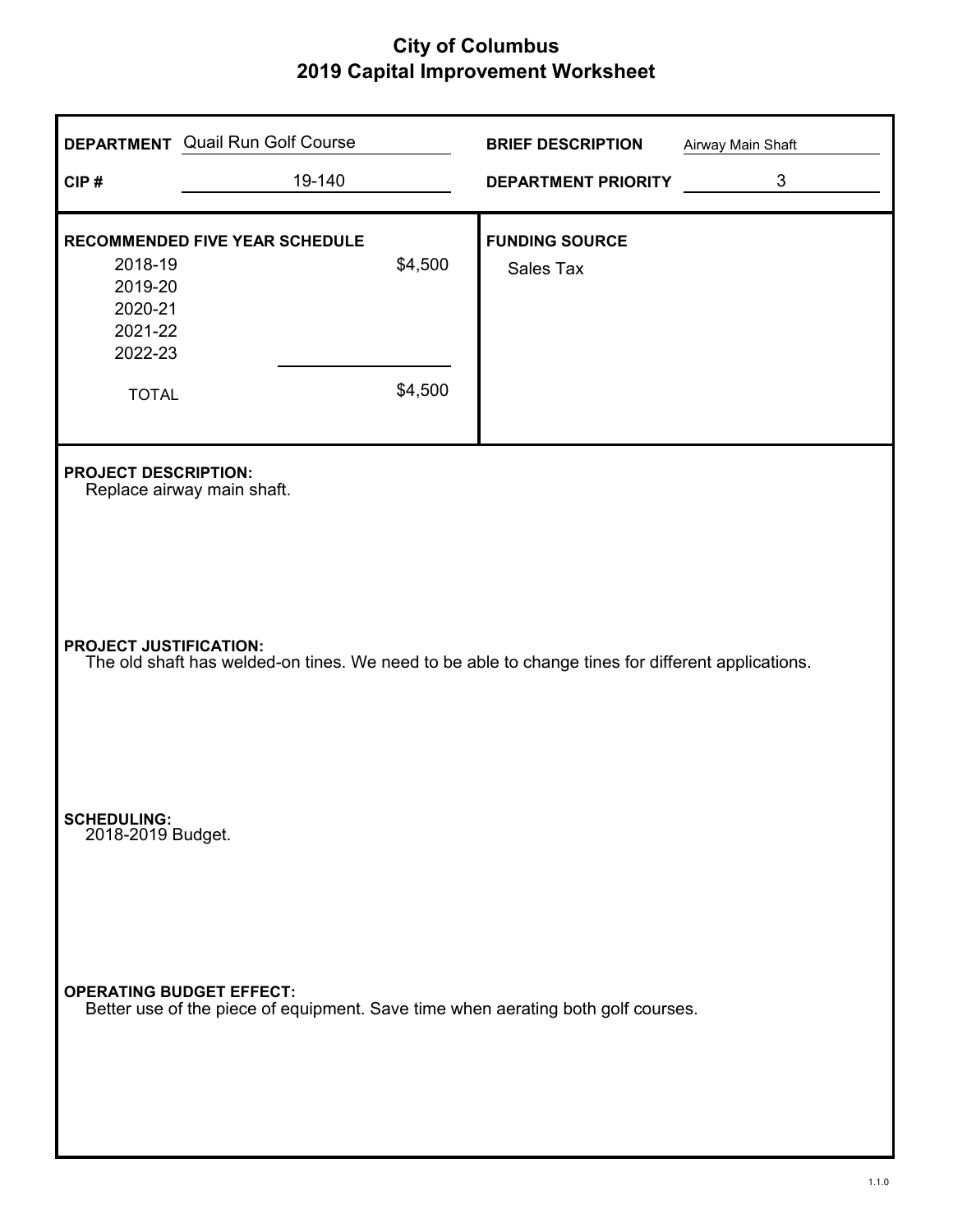# City of Columbus
## 2019 Capital Improvement Worksheet

**DEPARTMENT** Quail Run Golf Course

**BRIEF DESCRIPTION** Airway Main Shaft

**CIP #** 19-140

**DEPARTMENT PRIORITY** 3

**RECOMMENDED FIVE YEAR SCHEDULE**

| Year | Amount |
|---|---|
| 2018-19 | $4,500 |
| 2019-20 | |
| 2020-21 | |
| 2021-22 | |
| 2022-23 | |
| TOTAL | $4,500 |

**FUNDING SOURCE**

Sales Tax

**PROJECT DESCRIPTION:**

Replace airway main shaft.

**PROJECT JUSTIFICATION:**

The old shaft has welded-on tines. We need to be able to change tines for different applications.

**SCHEDULING:**

2018-2019 Budget.

**OPERATING BUDGET EFFECT:**

Better use of the piece of equipment. Save time when aerating both golf courses.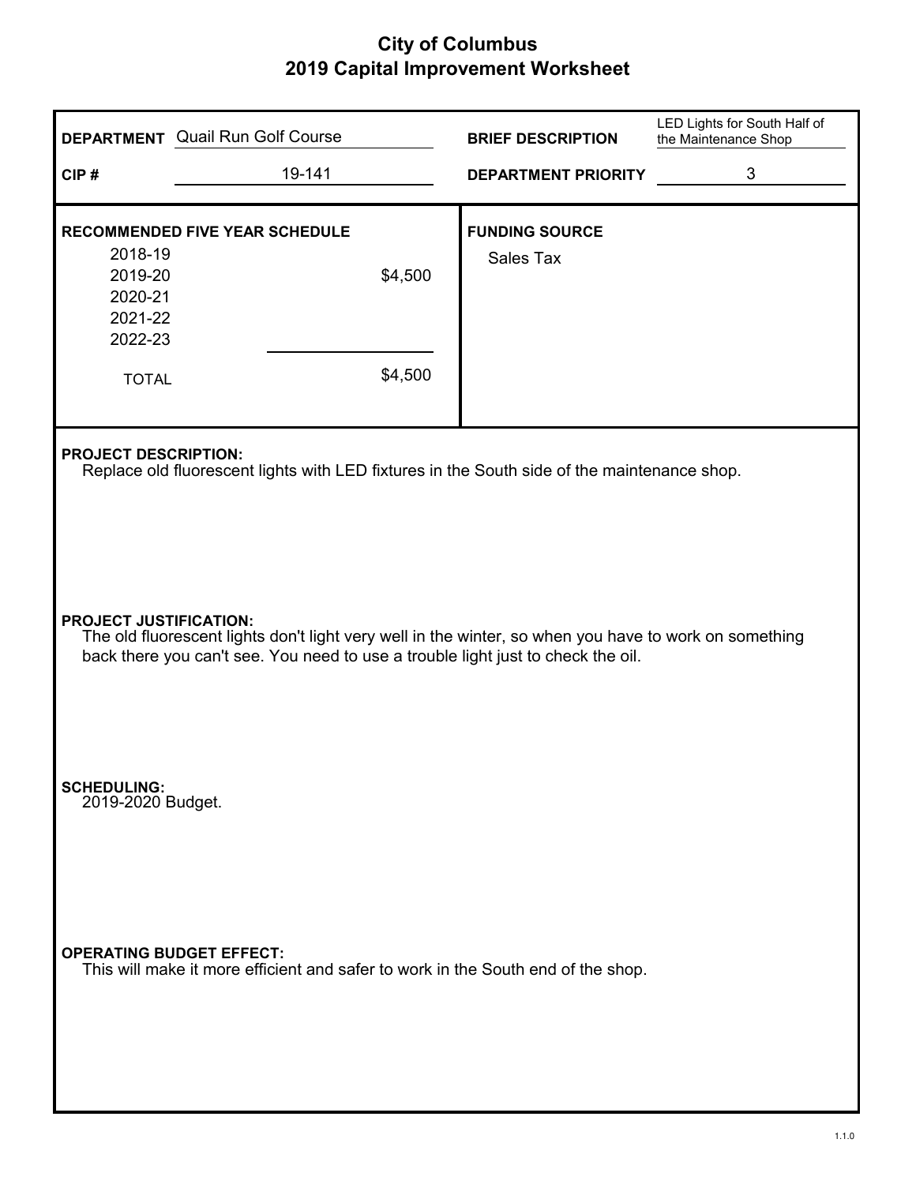# City of Columbus
## 2019 Capital Improvement Worksheet

**DEPARTMENT** Quail Run Golf Course

**BRIEF DESCRIPTION** LED Lights for South Half of the Maintenance Shop

**CIP #** 19-141

**DEPARTMENT PRIORITY** 3

**RECOMMENDED FIVE YEAR SCHEDULE**

| Year | Amount |
|---|---|
| 2018-19 | |
| 2019-20 | $4,500 |
| 2020-21 | |
| 2021-22 | |
| 2022-23 | |
| TOTAL | $4,500 |

**FUNDING SOURCE**

Sales Tax

**PROJECT DESCRIPTION:**
Replace old fluorescent lights with LED fixtures in the South side of the maintenance shop.

**PROJECT JUSTIFICATION:**
The old fluorescent lights don't light very well in the winter, so when you have to work on something back there you can't see. You need to use a trouble light just to check the oil.

**SCHEDULING:**
2019-2020 Budget.

**OPERATING BUDGET EFFECT:**
This will make it more efficient and safer to work in the South end of the shop.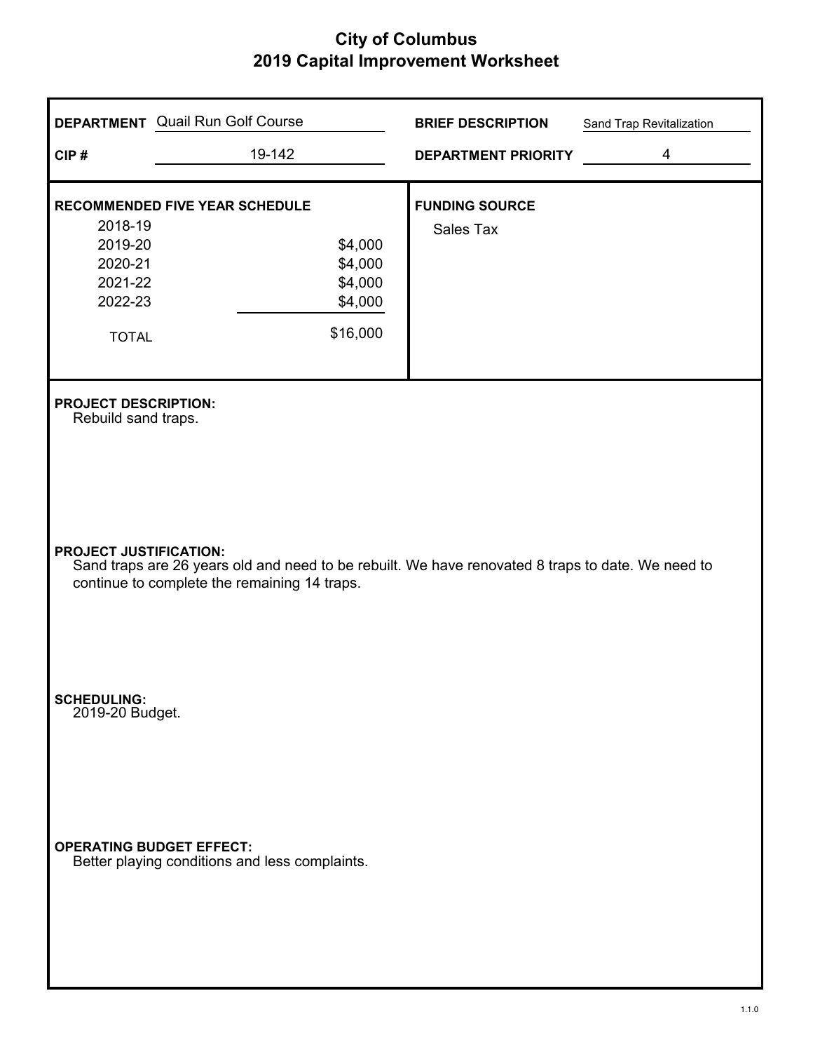# City of Columbus
## 2019 Capital Improvement Worksheet

**DEPARTMENT** Quail Run Golf Course

**BRIEF DESCRIPTION** Sand Trap Revitalization

**CIP #** 19-142

**DEPARTMENT PRIORITY** 4

**RECOMMENDED FIVE YEAR SCHEDULE**

| Year | Amount |
|---|---|
| 2018-19 | |
| 2019-20 | $4,000 |
| 2020-21 | $4,000 |
| 2021-22 | $4,000 |
| 2022-23 | $4,000 |
| TOTAL | $16,000 |

**FUNDING SOURCE**

Sales Tax

**PROJECT DESCRIPTION:**

Rebuild sand traps.

**PROJECT JUSTIFICATION:**

Sand traps are 26 years old and need to be rebuilt. We have renovated 8 traps to date. We need to continue to complete the remaining 14 traps.

**SCHEDULING:**

2019-20 Budget.

**OPERATING BUDGET EFFECT:**

Better playing conditions and less complaints.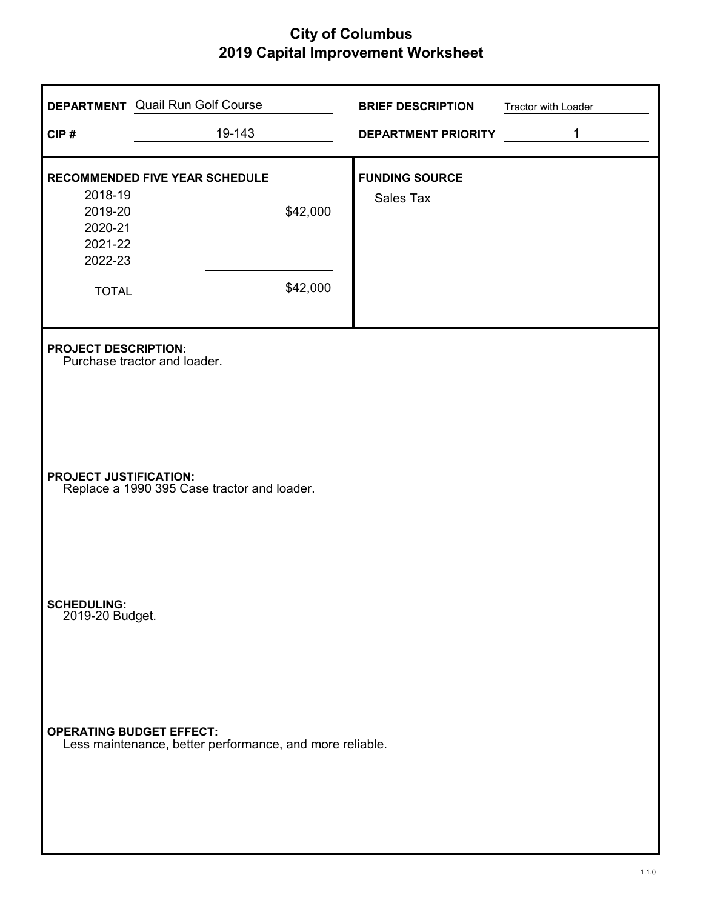# City of Columbus
## 2019 Capital Improvement Worksheet

**DEPARTMENT** Quail Run Golf Course

**CIP #** 19-143

**BRIEF DESCRIPTION** Tractor with Loader

**DEPARTMENT PRIORITY** 1

**RECOMMENDED FIVE YEAR SCHEDULE**

| Year | Amount |
|---|---|
| 2018-19 | |
| 2019-20 | $42,000 |
| 2020-21 | |
| 2021-22 | |
| 2022-23 | |
| TOTAL | $42,000 |

**FUNDING SOURCE**

Sales Tax

**PROJECT DESCRIPTION:**
Purchase tractor and loader.

**PROJECT JUSTIFICATION:**
Replace a 1990 395 Case tractor and loader.

**SCHEDULING:**
2019-20 Budget.

**OPERATING BUDGET EFFECT:**
Less maintenance, better performance, and more reliable.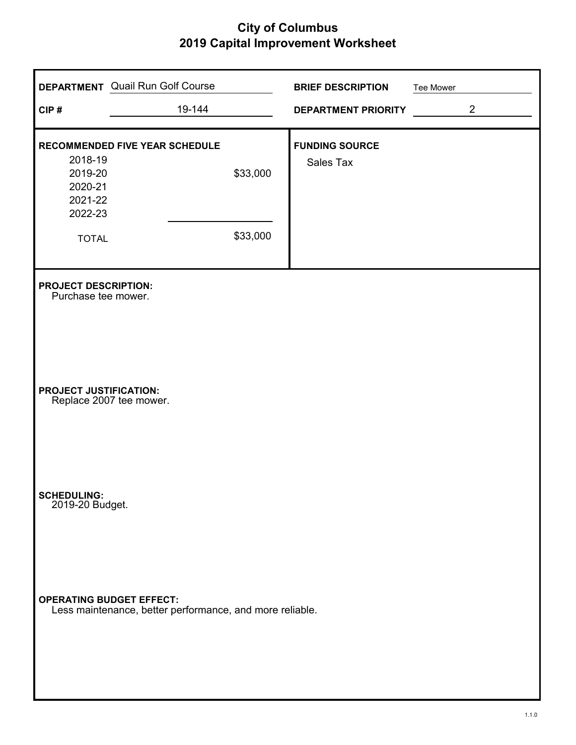# City of Columbus
## 2019 Capital Improvement Worksheet

**DEPARTMENT** Quail Run Golf Course

**CIP #** 19-144

**BRIEF DESCRIPTION** Tee Mower

**DEPARTMENT PRIORITY** 2

**RECOMMENDED FIVE YEAR SCHEDULE**

| Year | Amount |
|---|---|
| 2018-19 | |
| 2019-20 | $33,000 |
| 2020-21 | |
| 2021-22 | |
| 2022-23 | |
| TOTAL | $33,000 |

**FUNDING SOURCE**

Sales Tax

**PROJECT DESCRIPTION:**
Purchase tee mower.

**PROJECT JUSTIFICATION:**
Replace 2007 tee mower.

**SCHEDULING:**
2019-20 Budget.

**OPERATING BUDGET EFFECT:**
Less maintenance, better performance, and more reliable.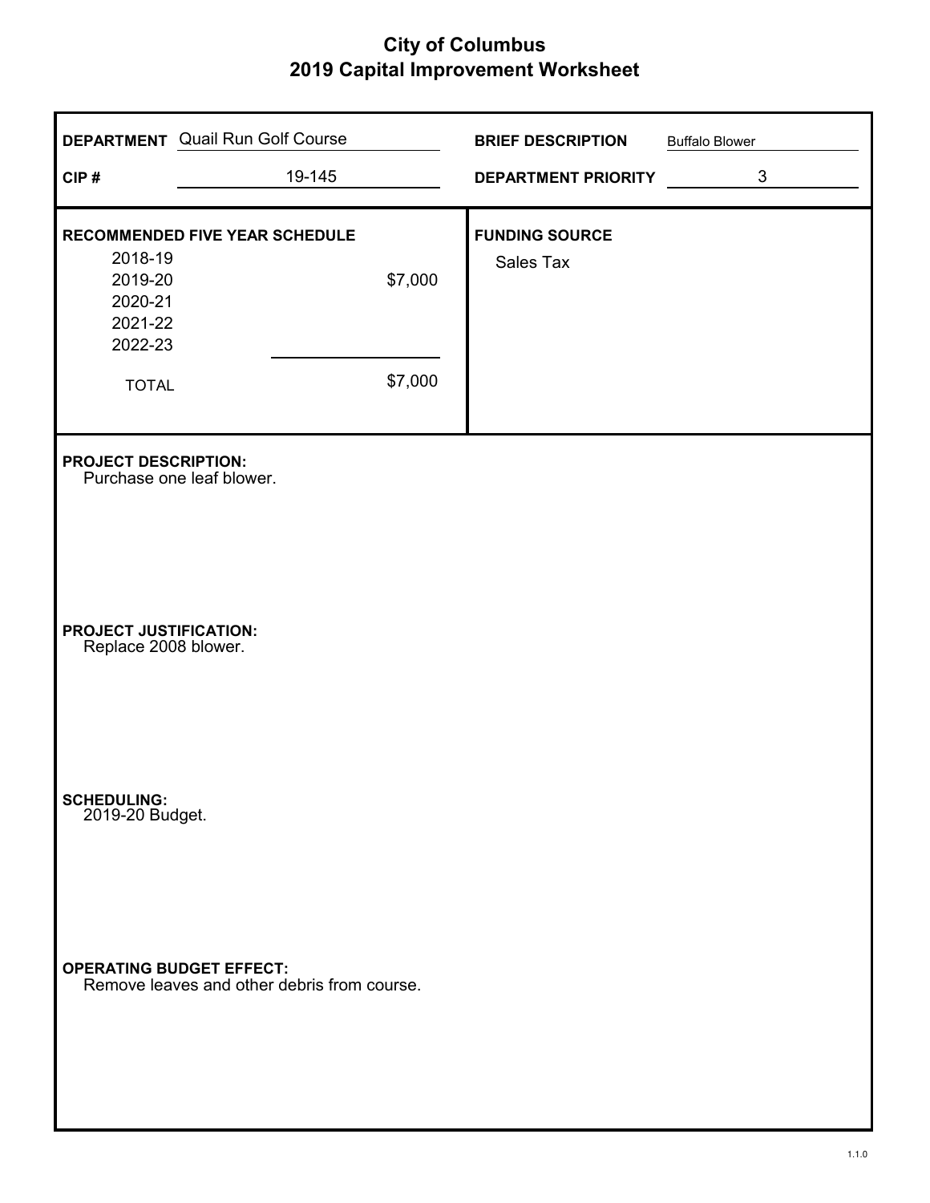# City of Columbus
## 2019 Capital Improvement Worksheet

**DEPARTMENT** Quail Run Golf Course

**CIP #** 19-145

**BRIEF DESCRIPTION** Buffalo Blower

**DEPARTMENT PRIORITY** 3

**RECOMMENDED FIVE YEAR SCHEDULE**

| Year | Amount |
|---|---|
| 2018-19 | |
| 2019-20 | $7,000 |
| 2020-21 | |
| 2021-22 | |
| 2022-23 | |
| TOTAL | $7,000 |

**FUNDING SOURCE**

Sales Tax

**PROJECT DESCRIPTION:**
Purchase one leaf blower.

**PROJECT JUSTIFICATION:**
Replace 2008 blower.

**SCHEDULING:**
2019-20 Budget.

**OPERATING BUDGET EFFECT:**
Remove leaves and other debris from course.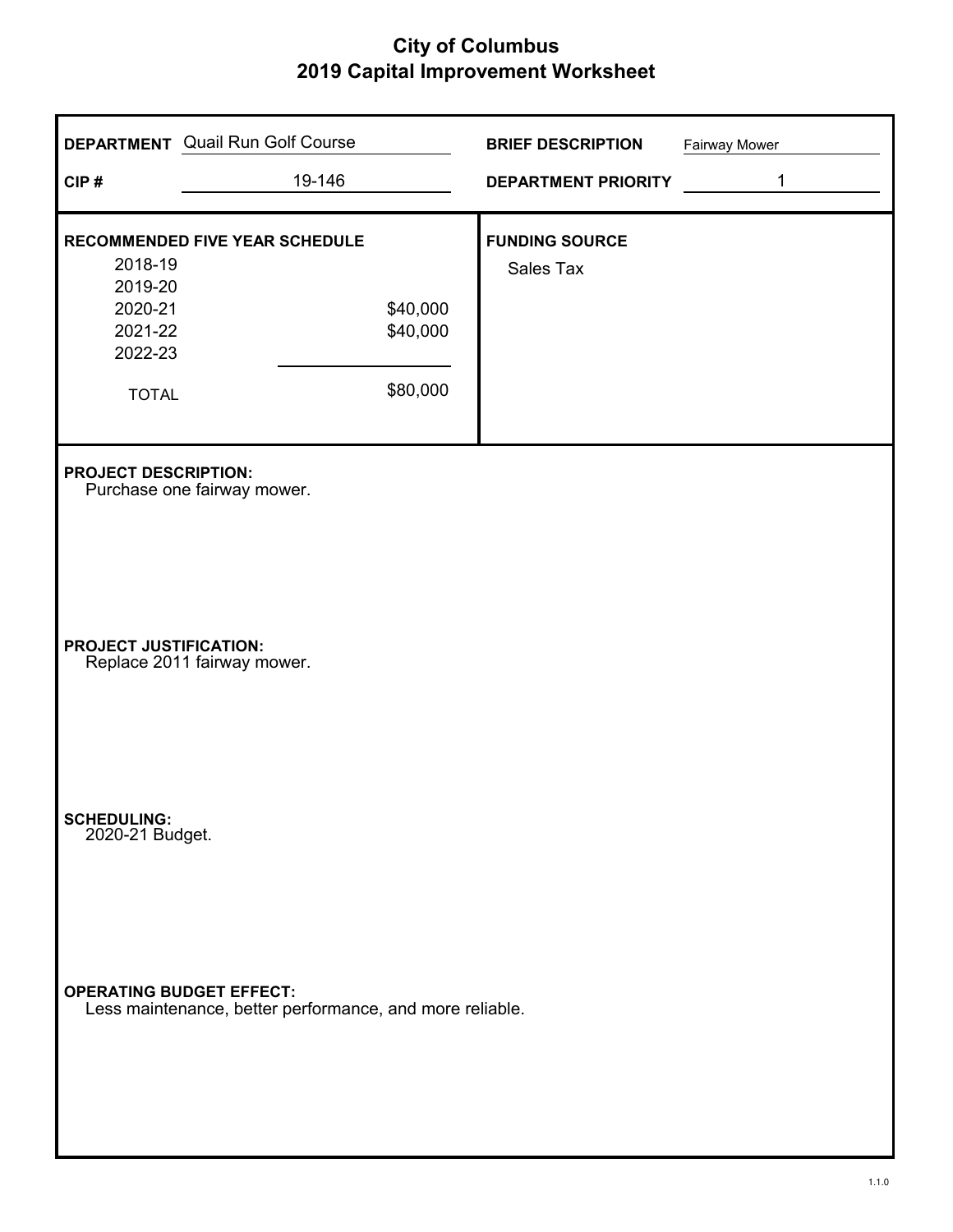# City of Columbus
## 2019 Capital Improvement Worksheet

**DEPARTMENT** Quail Run Golf Course

**BRIEF DESCRIPTION** Fairway Mower

**CIP #** 19-146

**DEPARTMENT PRIORITY** 1

**RECOMMENDED FIVE YEAR SCHEDULE**

| Year | Amount |
|---|---|
| 2018-19 | |
| 2019-20 | |
| 2020-21 | $40,000 |
| 2021-22 | $40,000 |
| 2022-23 | |
| TOTAL | $80,000 |

**FUNDING SOURCE**

Sales Tax

**PROJECT DESCRIPTION:**
Purchase one fairway mower.

**PROJECT JUSTIFICATION:**
Replace 2011 fairway mower.

**SCHEDULING:**
2020-21 Budget.

**OPERATING BUDGET EFFECT:**
Less maintenance, better performance, and more reliable.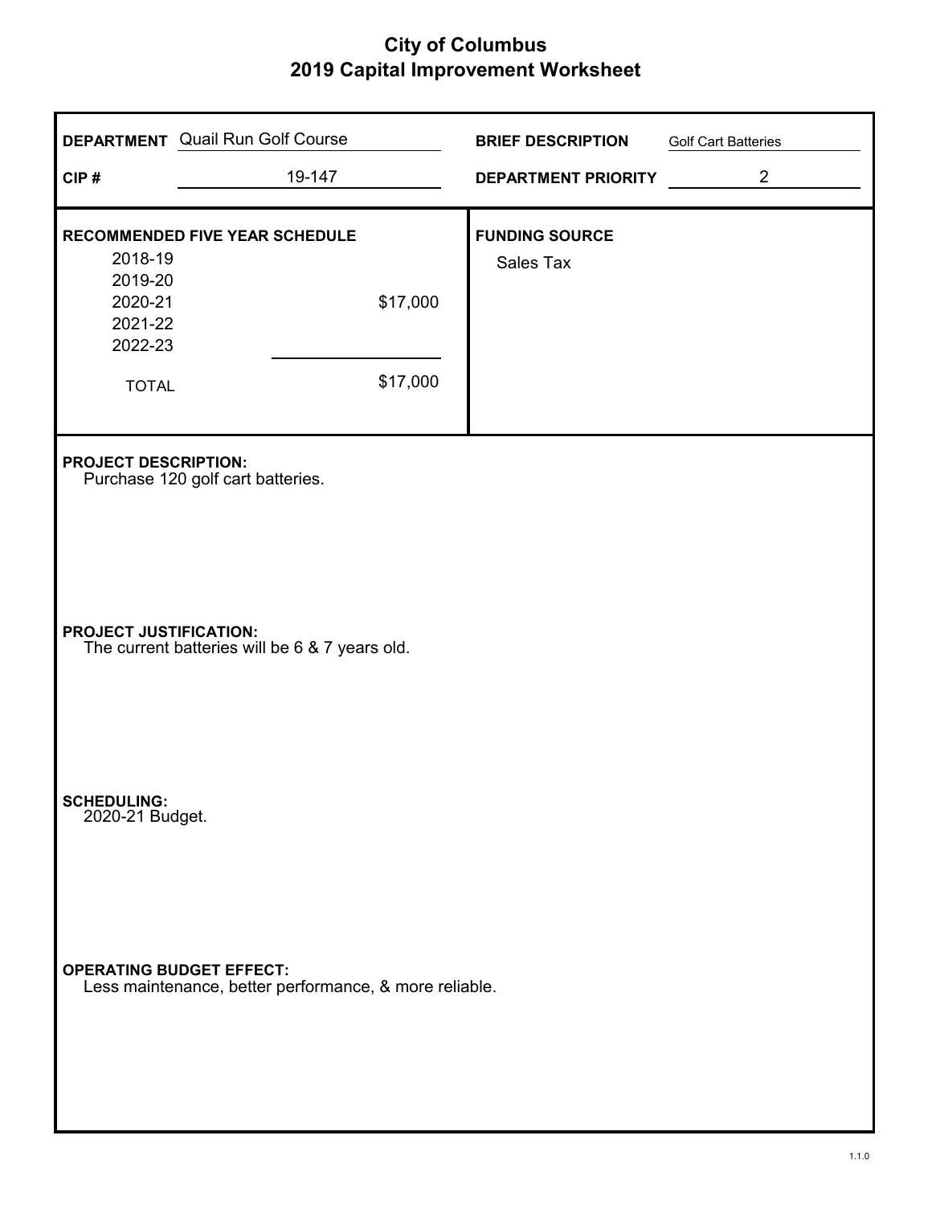# City of Columbus
## 2019 Capital Improvement Worksheet

**DEPARTMENT** Quail Run Golf Course

**BRIEF DESCRIPTION** Golf Cart Batteries

**CIP #** 19-147

**DEPARTMENT PRIORITY** 2

**RECOMMENDED FIVE YEAR SCHEDULE**

| Year | Amount |
|---|---|
| 2018-19 | |
| 2019-20 | |
| 2020-21 | $17,000 |
| 2021-22 | |
| 2022-23 | |
| TOTAL | $17,000 |

**FUNDING SOURCE**

Sales Tax

**PROJECT DESCRIPTION:**

Purchase 120 golf cart batteries.

**PROJECT JUSTIFICATION:**

The current batteries will be 6 & 7 years old.

**SCHEDULING:**

2020-21 Budget.

**OPERATING BUDGET EFFECT:**

Less maintenance, better performance, & more reliable.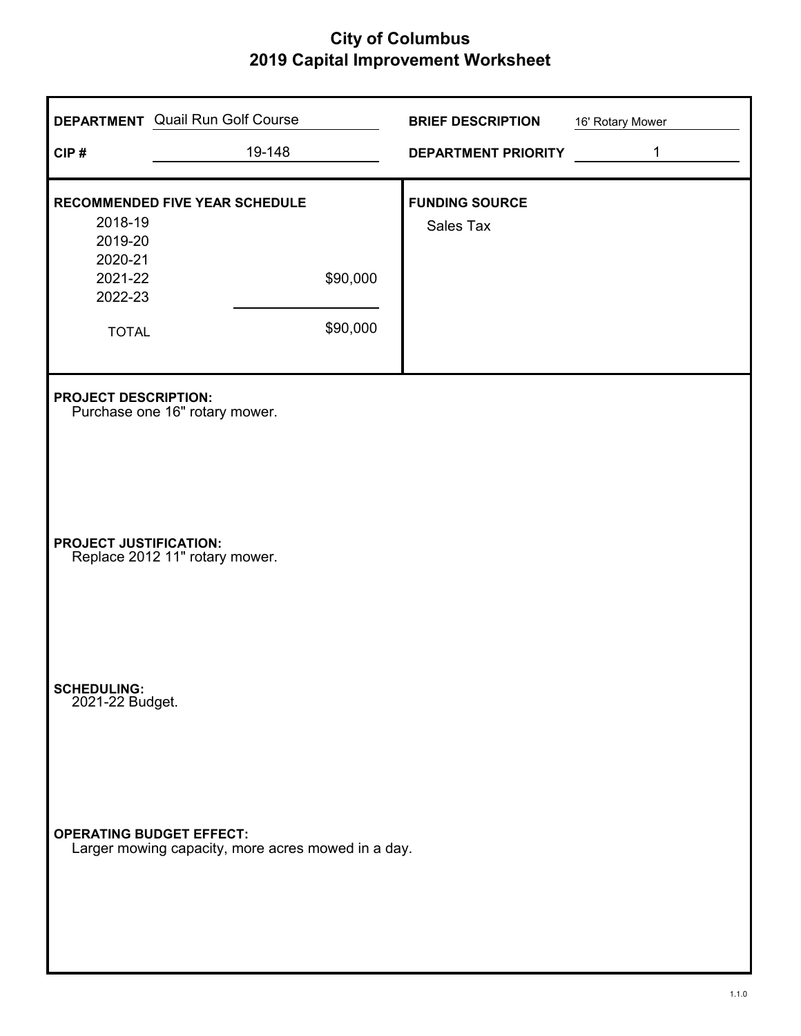# City of Columbus
## 2019 Capital Improvement Worksheet

**DEPARTMENT** Quail Run Golf Course

**BRIEF DESCRIPTION** 16' Rotary Mower

**CIP #** 19-148

**DEPARTMENT PRIORITY** 1

**RECOMMENDED FIVE YEAR SCHEDULE**

| Year | Amount |
|---|---|
| 2018-19 | |
| 2019-20 | |
| 2020-21 | |
| 2021-22 | $90,000 |
| 2022-23 | |
| TOTAL | $90,000 |

**FUNDING SOURCE**

Sales Tax

**PROJECT DESCRIPTION:**

Purchase one 16" rotary mower.

**PROJECT JUSTIFICATION:**

Replace 2012 11" rotary mower.

**SCHEDULING:**

2021-22 Budget.

**OPERATING BUDGET EFFECT:**

Larger mowing capacity, more acres mowed in a day.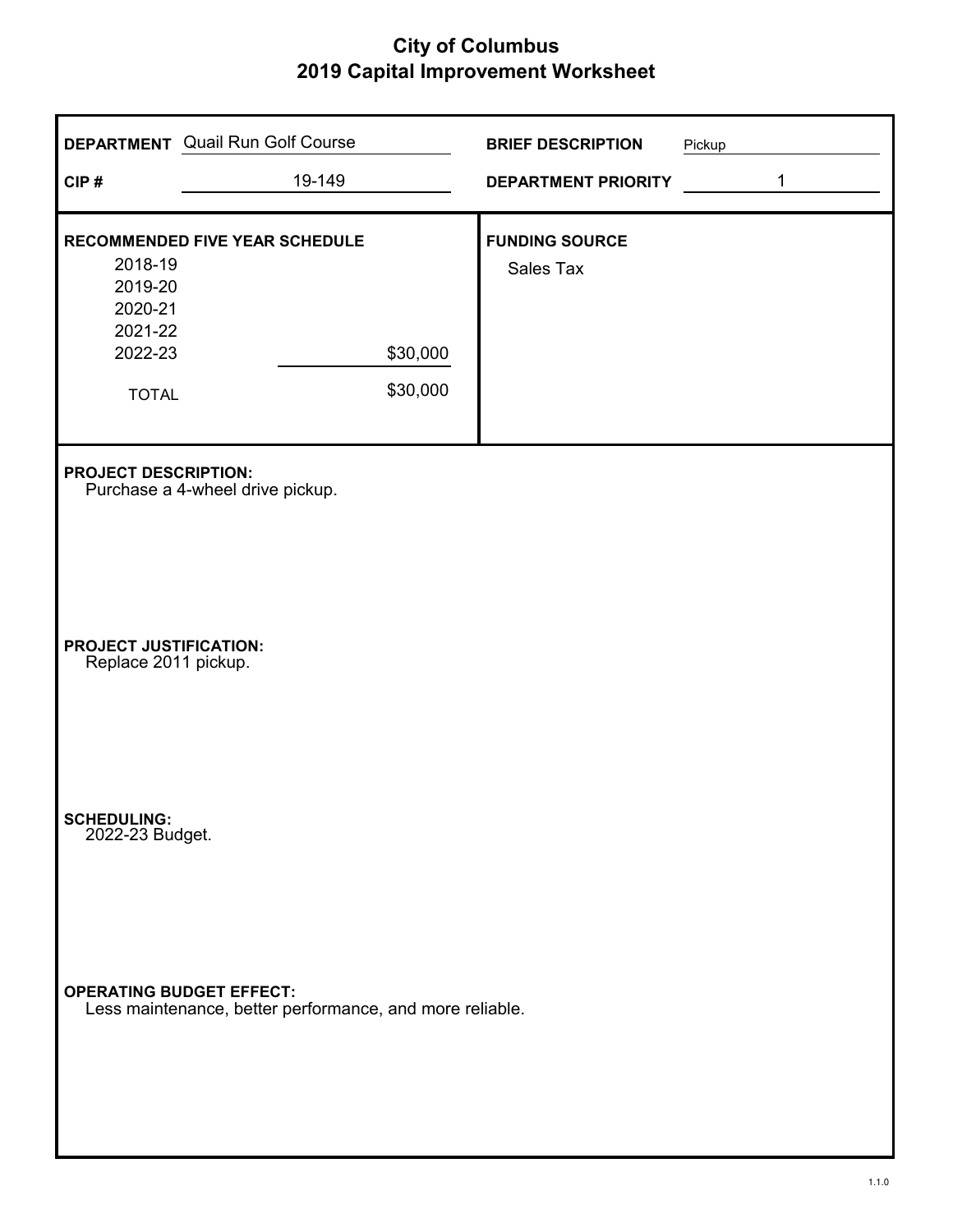# City of Columbus
## 2019 Capital Improvement Worksheet

**DEPARTMENT** Quail Run Golf Course

**CIP #** 19-149

**BRIEF DESCRIPTION** Pickup

**DEPARTMENT PRIORITY** 1

**RECOMMENDED FIVE YEAR SCHEDULE**

| Year | Amount |
|---|---|
| 2018-19 | |
| 2019-20 | |
| 2020-21 | |
| 2021-22 | |
| 2022-23 | $30,000 |
| TOTAL | $30,000 |

**FUNDING SOURCE**

Sales Tax

**PROJECT DESCRIPTION:**

Purchase a 4-wheel drive pickup.

**PROJECT JUSTIFICATION:**

Replace 2011 pickup.

**SCHEDULING:**

2022-23 Budget.

**OPERATING BUDGET EFFECT:**

Less maintenance, better performance, and more reliable.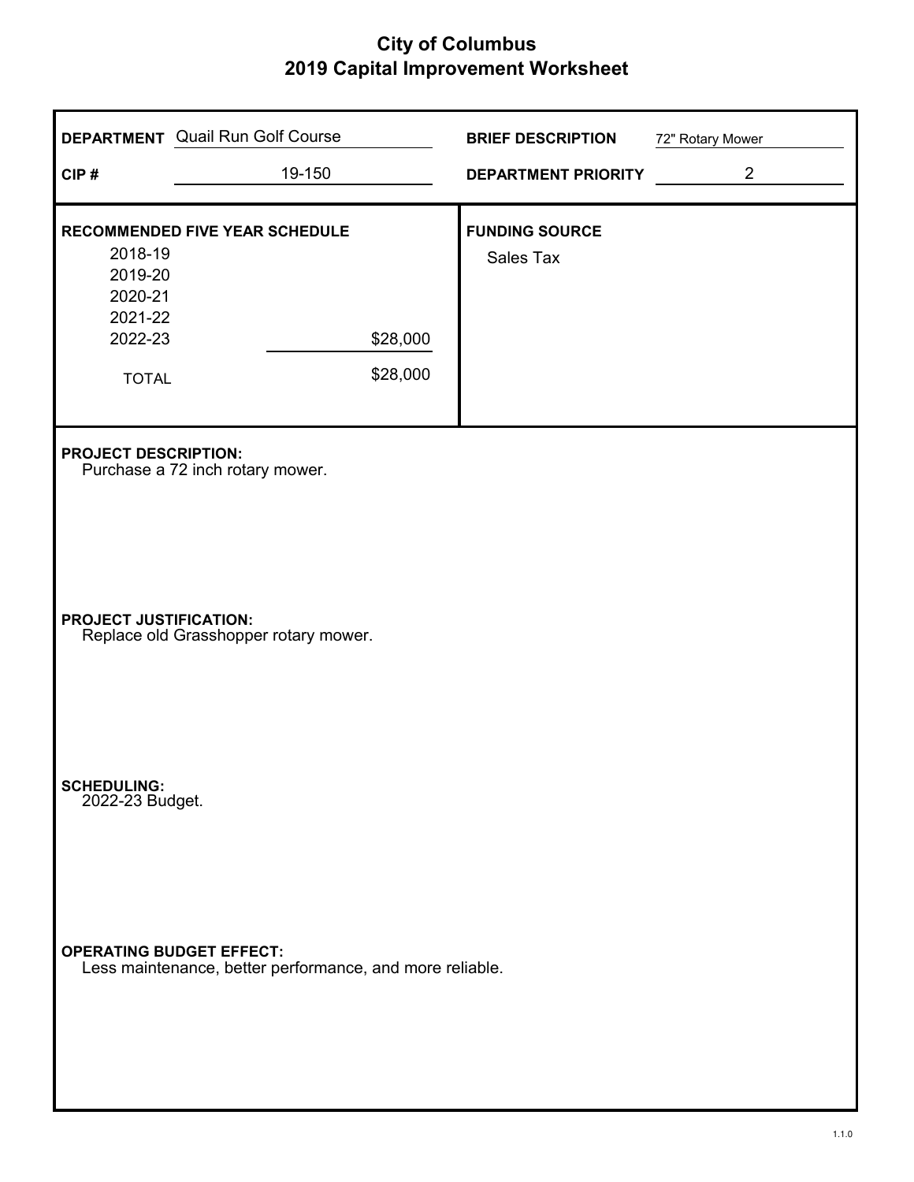# City of Columbus
## 2019 Capital Improvement Worksheet

| | | | |
|---|---|---|---|
| **DEPARTMENT** | Quail Run Golf Course | **BRIEF DESCRIPTION** | 72" Rotary Mower |
| **CIP #** | 19-150 | **DEPARTMENT PRIORITY** | 2 |

**RECOMMENDED FIVE YEAR SCHEDULE**

| Year | Amount |
|---|---|
| 2018-19 | |
| 2019-20 | |
| 2020-21 | |
| 2021-22 | |
| 2022-23 | $28,000 |
| TOTAL | $28,000 |

**FUNDING SOURCE**
Sales Tax

**PROJECT DESCRIPTION:**
Purchase a 72 inch rotary mower.

**PROJECT JUSTIFICATION:**
Replace old Grasshopper rotary mower.

**SCHEDULING:**
2022-23 Budget.

**OPERATING BUDGET EFFECT:**
Less maintenance, better performance, and more reliable.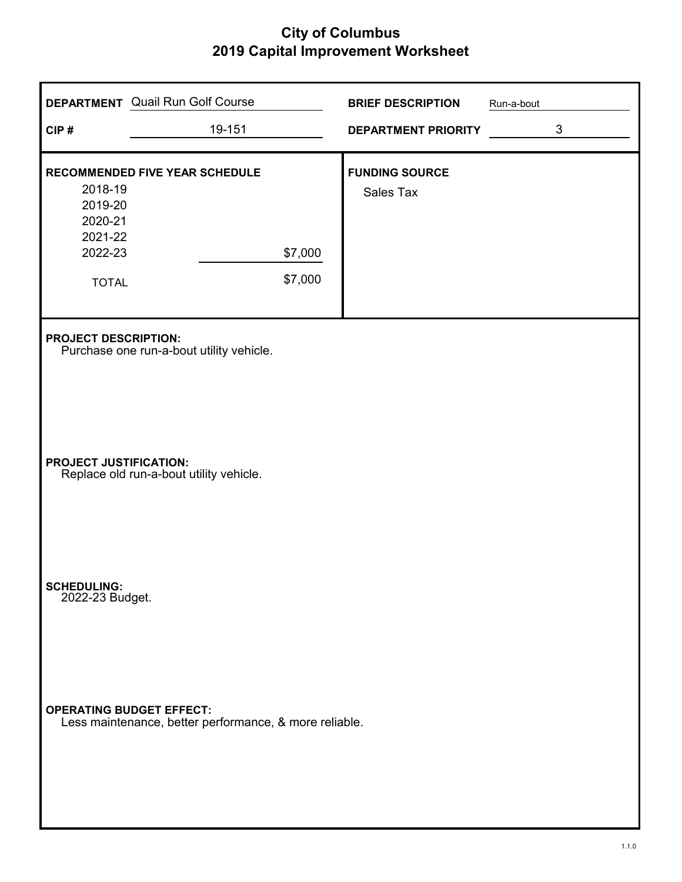# City of Columbus
## 2019 Capital Improvement Worksheet

**DEPARTMENT** Quail Run Golf Course

**CIP #** 19-151

**BRIEF DESCRIPTION** Run-a-bout

**DEPARTMENT PRIORITY** 3

**RECOMMENDED FIVE YEAR SCHEDULE**

| Year | Amount |
|---|---|
| 2018-19 | |
| 2019-20 | |
| 2020-21 | |
| 2021-22 | |
| 2022-23 | $7,000 |
| TOTAL | $7,000 |

**FUNDING SOURCE**

Sales Tax

**PROJECT DESCRIPTION:**

Purchase one run-a-bout utility vehicle.

**PROJECT JUSTIFICATION:**

Replace old run-a-bout utility vehicle.

**SCHEDULING:**

2022-23 Budget.

**OPERATING BUDGET EFFECT:**

Less maintenance, better performance, & more reliable.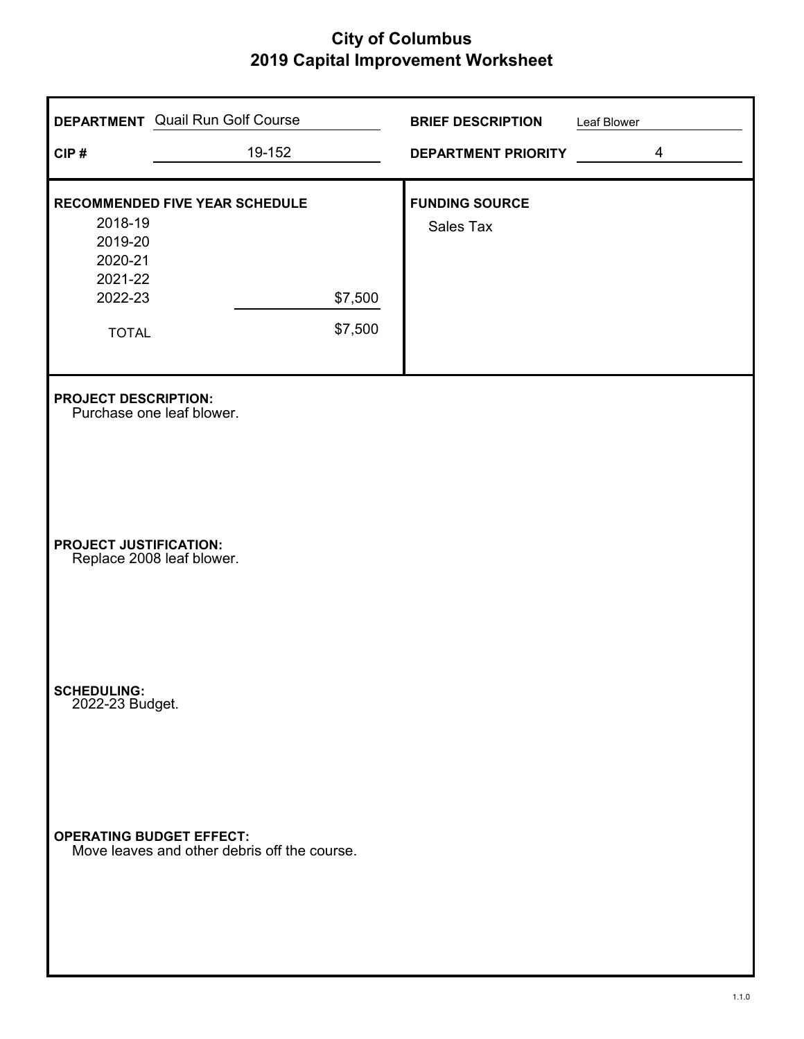# City of Columbus
## 2019 Capital Improvement Worksheet

**DEPARTMENT** Quail Run Golf Course

**BRIEF DESCRIPTION** Leaf Blower

**CIP #** 19-152

**DEPARTMENT PRIORITY** 4

**RECOMMENDED FIVE YEAR SCHEDULE**

| Year | Amount |
|---|---|
| 2018-19 | |
| 2019-20 | |
| 2020-21 | |
| 2021-22 | |
| 2022-23 | $7,500 |
| TOTAL | $7,500 |

**FUNDING SOURCE**
Sales Tax

**PROJECT DESCRIPTION:**
Purchase one leaf blower.

**PROJECT JUSTIFICATION:**
Replace 2008 leaf blower.

**SCHEDULING:**
2022-23 Budget.

**OPERATING BUDGET EFFECT:**
Move leaves and other debris off the course.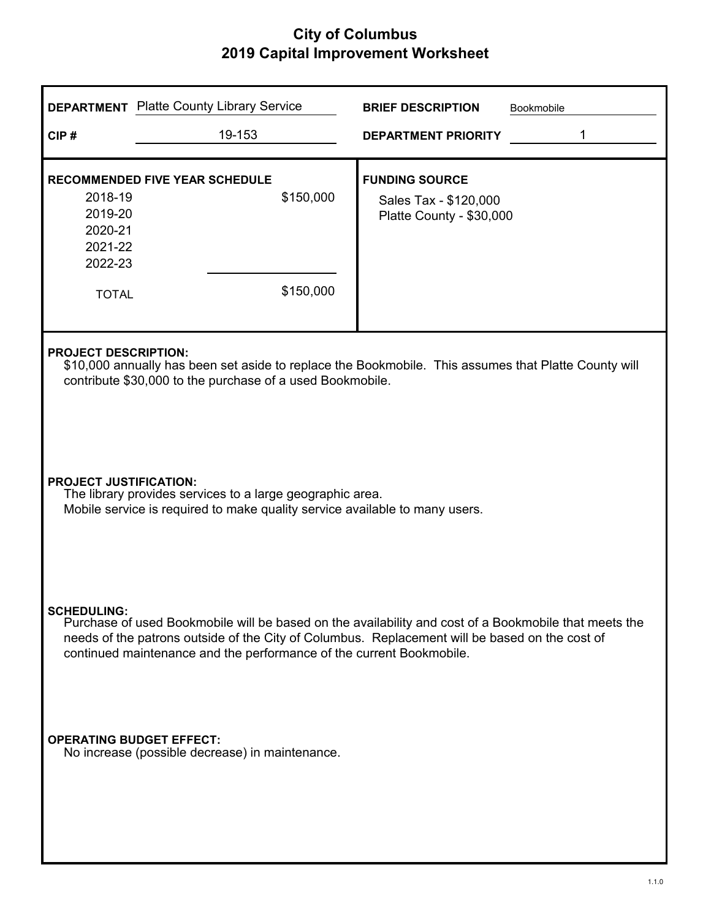# City of Columbus
## 2019 Capital Improvement Worksheet

**DEPARTMENT** Platte County Library Service

**BRIEF DESCRIPTION** Bookmobile

**CIP #** 19-153

**DEPARTMENT PRIORITY** 1

**RECOMMENDED FIVE YEAR SCHEDULE**

| Year | Amount |
|---|---|
| 2018-19 | $150,000 |
| 2019-20 | |
| 2020-21 | |
| 2021-22 | |
| 2022-23 | |
| TOTAL | $150,000 |

**FUNDING SOURCE**

Sales Tax - $120,000
Platte County - $30,000

**PROJECT DESCRIPTION:**
$10,000 annually has been set aside to replace the Bookmobile. This assumes that Platte County will contribute $30,000 to the purchase of a used Bookmobile.

**PROJECT JUSTIFICATION:**
The library provides services to a large geographic area.
Mobile service is required to make quality service available to many users.

**SCHEDULING:**
Purchase of used Bookmobile will be based on the availability and cost of a Bookmobile that meets the needs of the patrons outside of the City of Columbus. Replacement will be based on the cost of continued maintenance and the performance of the current Bookmobile.

**OPERATING BUDGET EFFECT:**
No increase (possible decrease) in maintenance.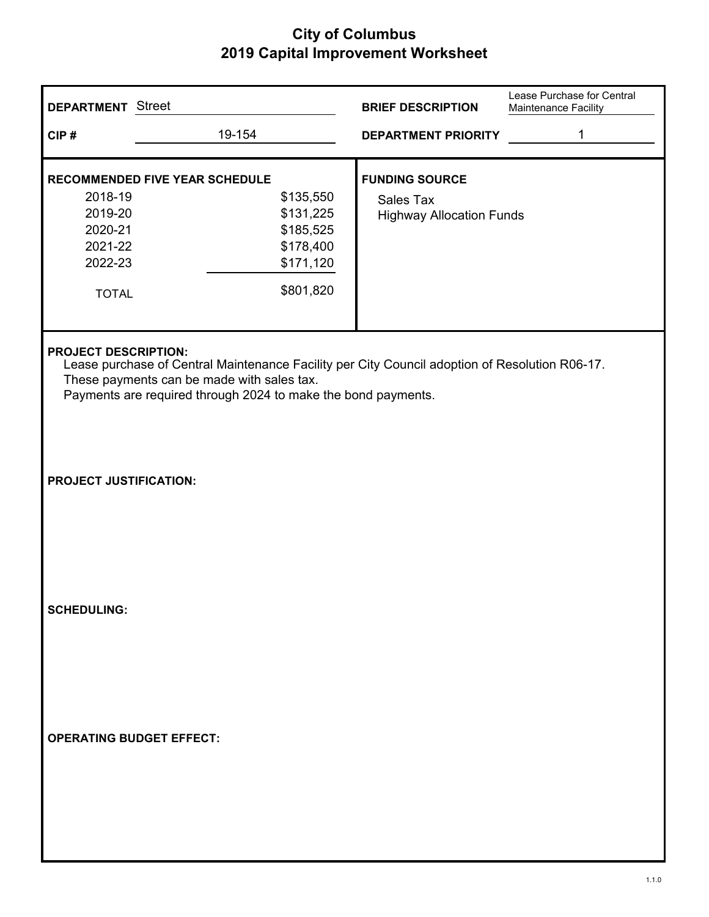# City of Columbus
## 2019 Capital Improvement Worksheet

**DEPARTMENT** Street

**BRIEF DESCRIPTION** Lease Purchase for Central Maintenance Facility

**CIP #** 19-154

**DEPARTMENT PRIORITY** 1

**RECOMMENDED FIVE YEAR SCHEDULE**

| Year | Amount |
|---|---|
| 2018-19 | $135,550 |
| 2019-20 | $131,225 |
| 2020-21 | $185,525 |
| 2021-22 | $178,400 |
| 2022-23 | $171,120 |
| TOTAL | $801,820 |

**FUNDING SOURCE**

Sales Tax
Highway Allocation Funds

**PROJECT DESCRIPTION:**

Lease purchase of Central Maintenance Facility per City Council adoption of Resolution R06-17.
These payments can be made with sales tax.
Payments are required through 2024 to make the bond payments.

**PROJECT JUSTIFICATION:**

**SCHEDULING:**

**OPERATING BUDGET EFFECT:**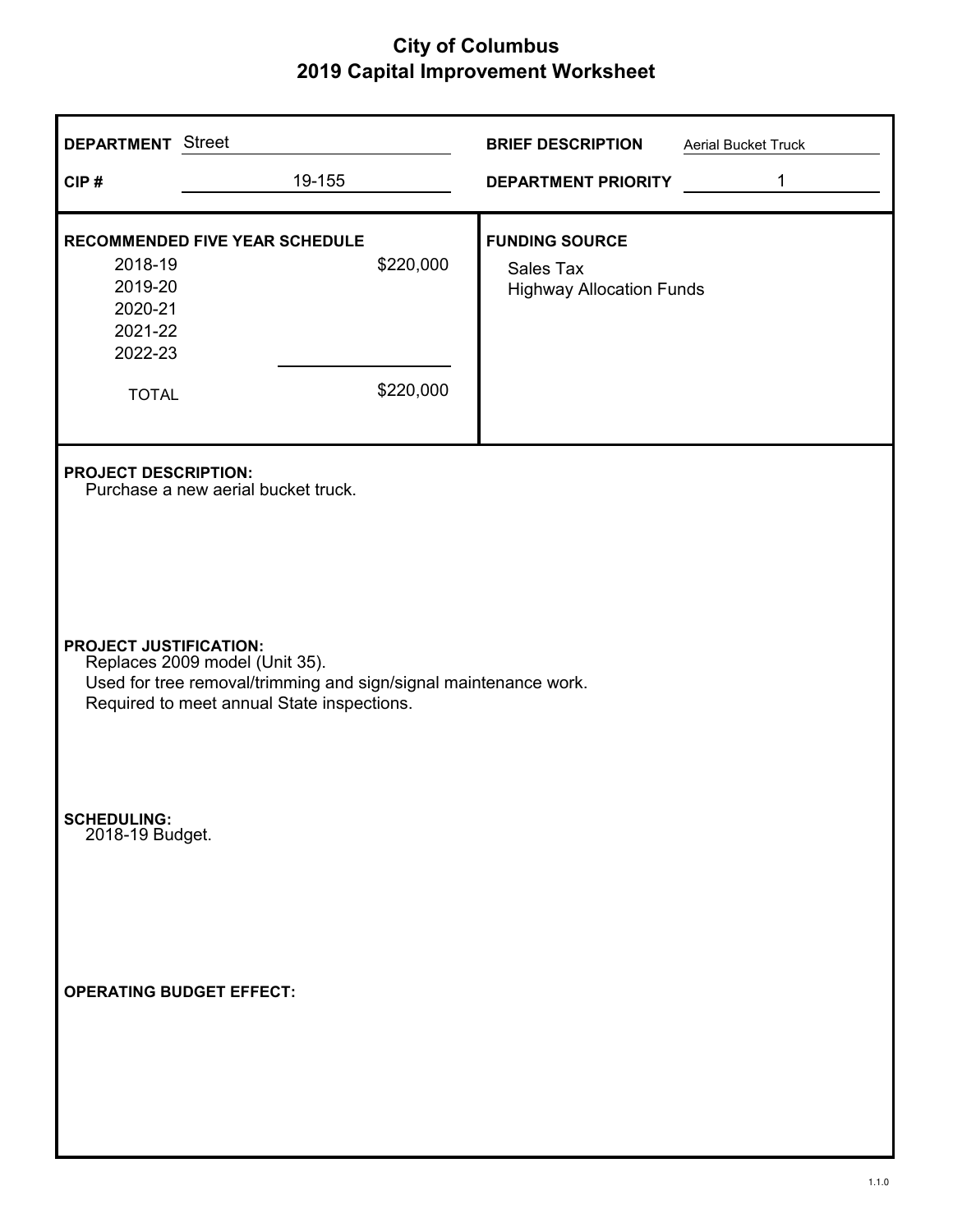# City of Columbus
## 2019 Capital Improvement Worksheet

**DEPARTMENT** Street

**CIP #** 19-155

**BRIEF DESCRIPTION** Aerial Bucket Truck

**DEPARTMENT PRIORITY** 1

**RECOMMENDED FIVE YEAR SCHEDULE**

| Year | Amount |
|---|---|
| 2018-19 | $220,000 |
| 2019-20 | |
| 2020-21 | |
| 2021-22 | |
| 2022-23 | |
| TOTAL | $220,000 |

**FUNDING SOURCE**

Sales Tax
Highway Allocation Funds

**PROJECT DESCRIPTION:**

Purchase a new aerial bucket truck.

**PROJECT JUSTIFICATION:**

Replaces 2009 model (Unit 35).
Used for tree removal/trimming and sign/signal maintenance work.
Required to meet annual State inspections.

**SCHEDULING:**

2018-19 Budget.

**OPERATING BUDGET EFFECT:**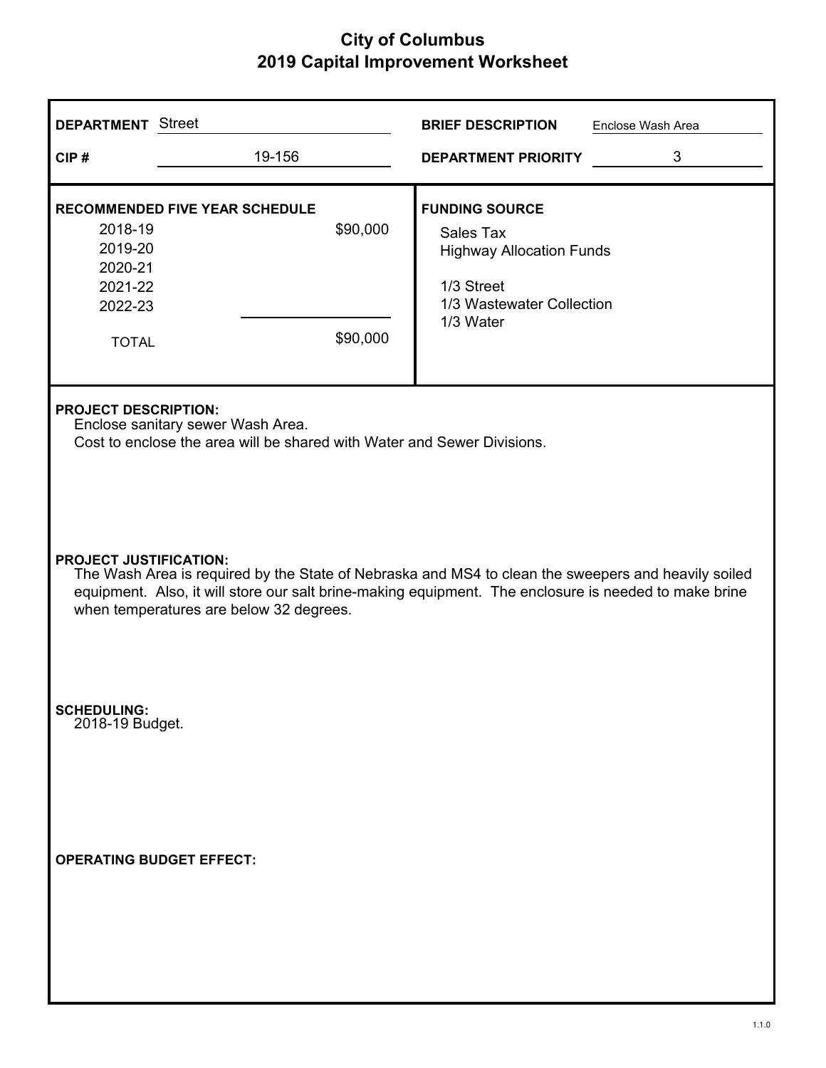# City of Columbus
## 2019 Capital Improvement Worksheet

**DEPARTMENT** Street

**CIP #** 19-156

**BRIEF DESCRIPTION** Enclose Wash Area

**DEPARTMENT PRIORITY** 3

**RECOMMENDED FIVE YEAR SCHEDULE**

| Year | Amount |
|---|---|
| 2018-19 | $90,000 |
| 2019-20 | |
| 2020-21 | |
| 2021-22 | |
| 2022-23 | |
| TOTAL | $90,000 |

**FUNDING SOURCE**

Sales Tax
Highway Allocation Funds

1/3 Street
1/3 Wastewater Collection
1/3 Water

**PROJECT DESCRIPTION:**

Enclose sanitary sewer Wash Area.
Cost to enclose the area will be shared with Water and Sewer Divisions.

**PROJECT JUSTIFICATION:**

The Wash Area is required by the State of Nebraska and MS4 to clean the sweepers and heavily soiled equipment. Also, it will store our salt brine-making equipment. The enclosure is needed to make brine when temperatures are below 32 degrees.

**SCHEDULING:**

2018-19 Budget.

**OPERATING BUDGET EFFECT:**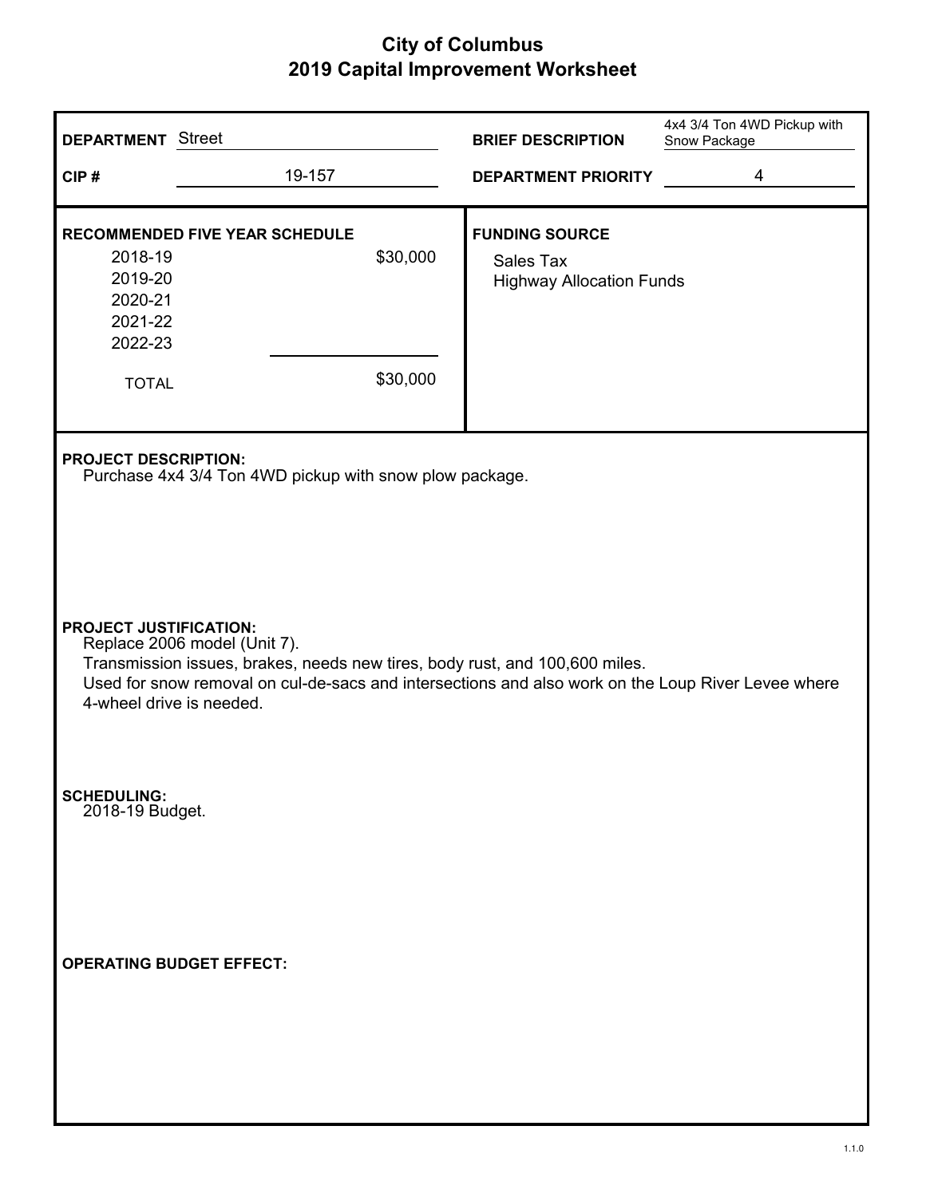# City of Columbus
## 2019 Capital Improvement Worksheet

**DEPARTMENT** Street

**BRIEF DESCRIPTION** 4x4 3/4 Ton 4WD Pickup with Snow Package

**CIP #** 19-157

**DEPARTMENT PRIORITY** 4

**RECOMMENDED FIVE YEAR SCHEDULE**

| Year | Amount |
|---|---|
| 2018-19 | $30,000 |
| 2019-20 | |
| 2020-21 | |
| 2021-22 | |
| 2022-23 | |
| TOTAL | $30,000 |

**FUNDING SOURCE**

Sales Tax
Highway Allocation Funds

**PROJECT DESCRIPTION:**
Purchase 4x4 3/4 Ton 4WD pickup with snow plow package.

**PROJECT JUSTIFICATION:**
Replace 2006 model (Unit 7).
Transmission issues, brakes, needs new tires, body rust, and 100,600 miles.
Used for snow removal on cul-de-sacs and intersections and also work on the Loup River Levee where 4-wheel drive is needed.

**SCHEDULING:**
2018-19 Budget.

**OPERATING BUDGET EFFECT:**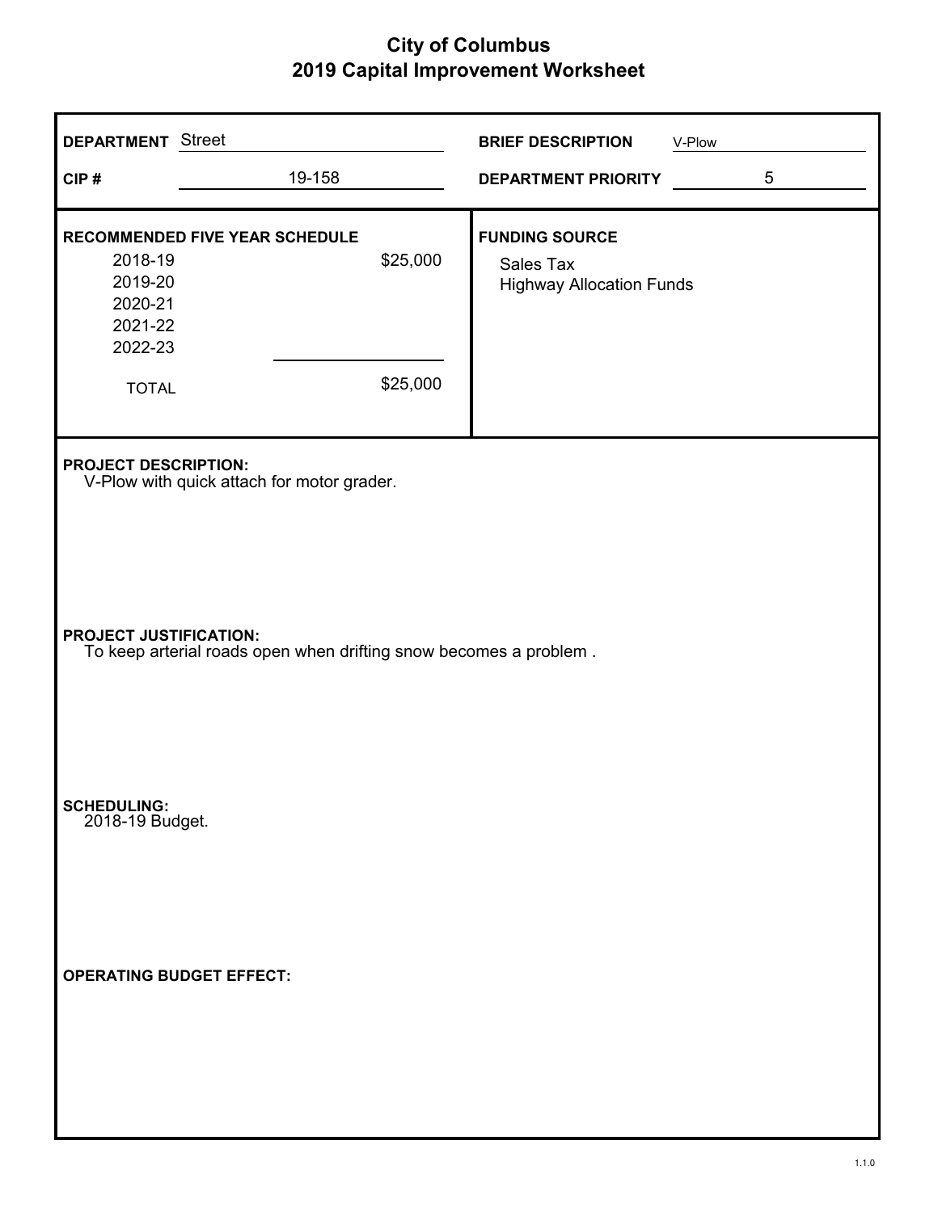# City of Columbus
## 2019 Capital Improvement Worksheet

**DEPARTMENT** Street

**BRIEF DESCRIPTION** V-Plow

**CIP #** 19-158

**DEPARTMENT PRIORITY** 5

**RECOMMENDED FIVE YEAR SCHEDULE**

| Year | Amount |
|---|---|
| 2018-19 | $25,000 |
| 2019-20 | |
| 2020-21 | |
| 2021-22 | |
| 2022-23 | |
| TOTAL | $25,000 |

**FUNDING SOURCE**

Sales Tax
Highway Allocation Funds

**PROJECT DESCRIPTION:**
V-Plow with quick attach for motor grader.

**PROJECT JUSTIFICATION:**
To keep arterial roads open when drifting snow becomes a problem .

**SCHEDULING:**
2018-19 Budget.

**OPERATING BUDGET EFFECT:**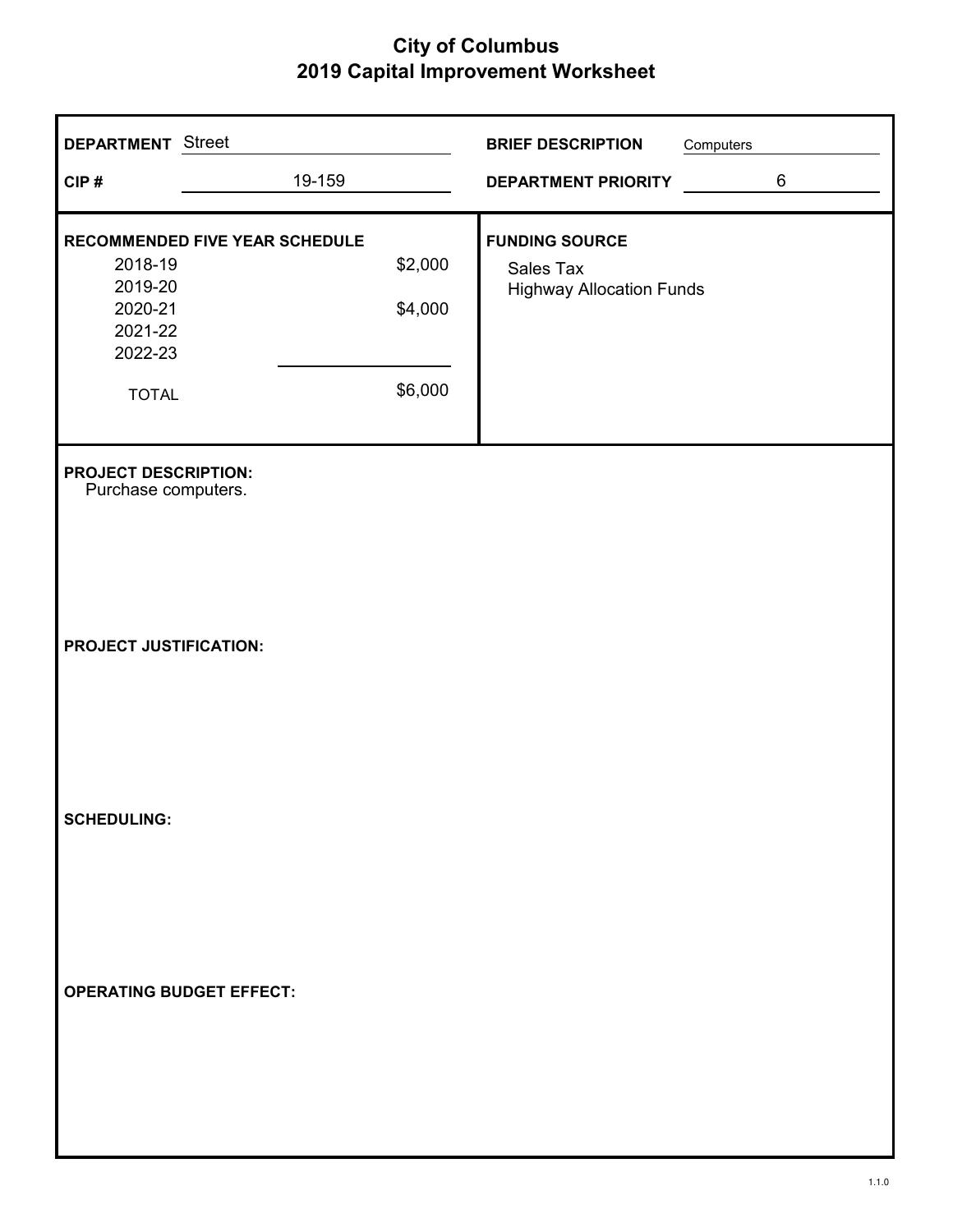# City of Columbus
## 2019 Capital Improvement Worksheet

**DEPARTMENT** Street

**CIP #** 19-159

**BRIEF DESCRIPTION** Computers

**DEPARTMENT PRIORITY** 6

**RECOMMENDED FIVE YEAR SCHEDULE**

| Year | Amount |
|---|---|
| 2018-19 | $2,000 |
| 2019-20 | |
| 2020-21 | $4,000 |
| 2021-22 | |
| 2022-23 | |
| TOTAL | $6,000 |

**FUNDING SOURCE**

Sales Tax
Highway Allocation Funds

**PROJECT DESCRIPTION:**
Purchase computers.

**PROJECT JUSTIFICATION:**

**SCHEDULING:**

**OPERATING BUDGET EFFECT:**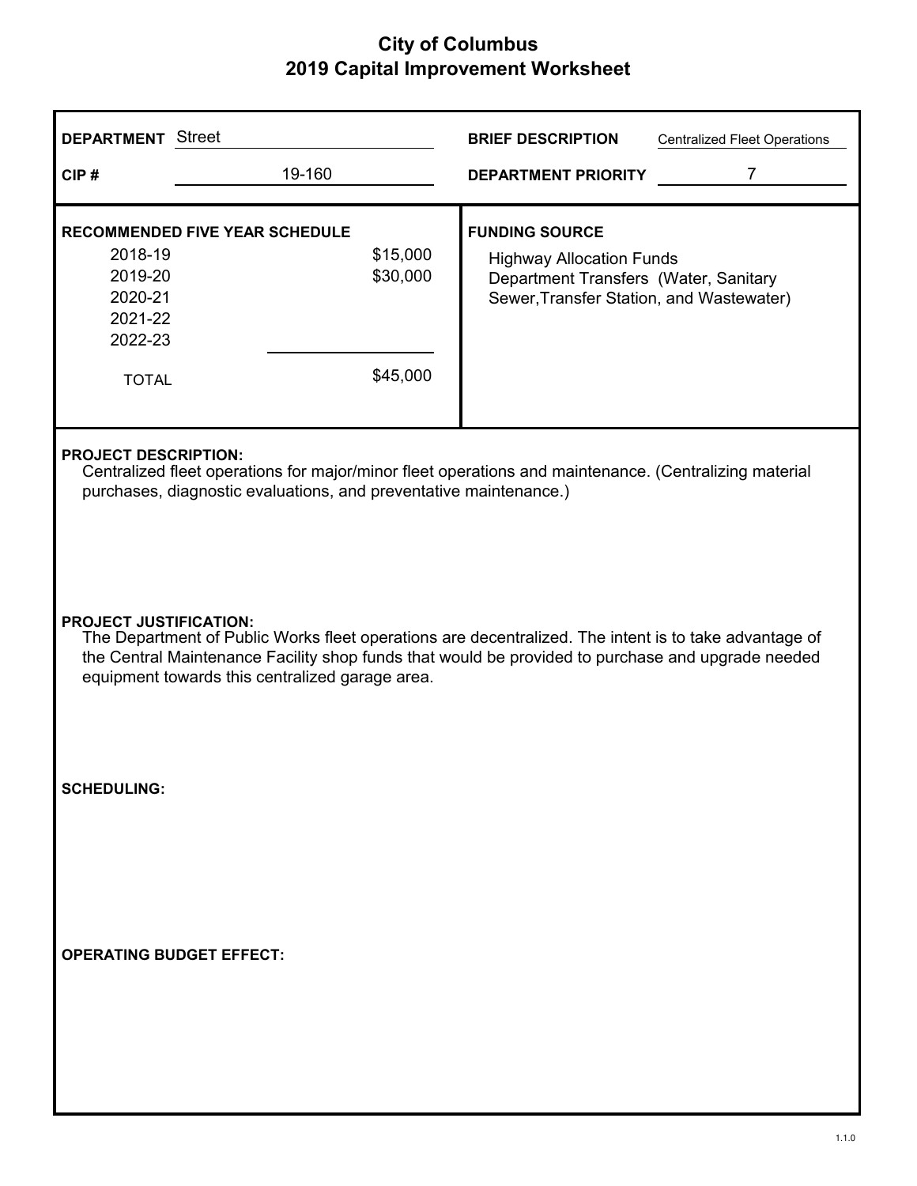# City of Columbus
## 2019 Capital Improvement Worksheet

**DEPARTMENT** Street

**CIP #** 19-160

**BRIEF DESCRIPTION** Centralized Fleet Operations

**DEPARTMENT PRIORITY** 7

**RECOMMENDED FIVE YEAR SCHEDULE**

| Year | Amount |
|---|---|
| 2018-19 | $15,000 |
| 2019-20 | $30,000 |
| 2020-21 | |
| 2021-22 | |
| 2022-23 | |
| TOTAL | $45,000 |

**FUNDING SOURCE**

Highway Allocation Funds
Department Transfers (Water, Sanitary Sewer,Transfer Station, and Wastewater)

**PROJECT DESCRIPTION:**

Centralized fleet operations for major/minor fleet operations and maintenance. (Centralizing material purchases, diagnostic evaluations, and preventative maintenance.)

**PROJECT JUSTIFICATION:**

The Department of Public Works fleet operations are decentralized. The intent is to take advantage of the Central Maintenance Facility shop funds that would be provided to purchase and upgrade needed equipment towards this centralized garage area.

**SCHEDULING:**

**OPERATING BUDGET EFFECT:**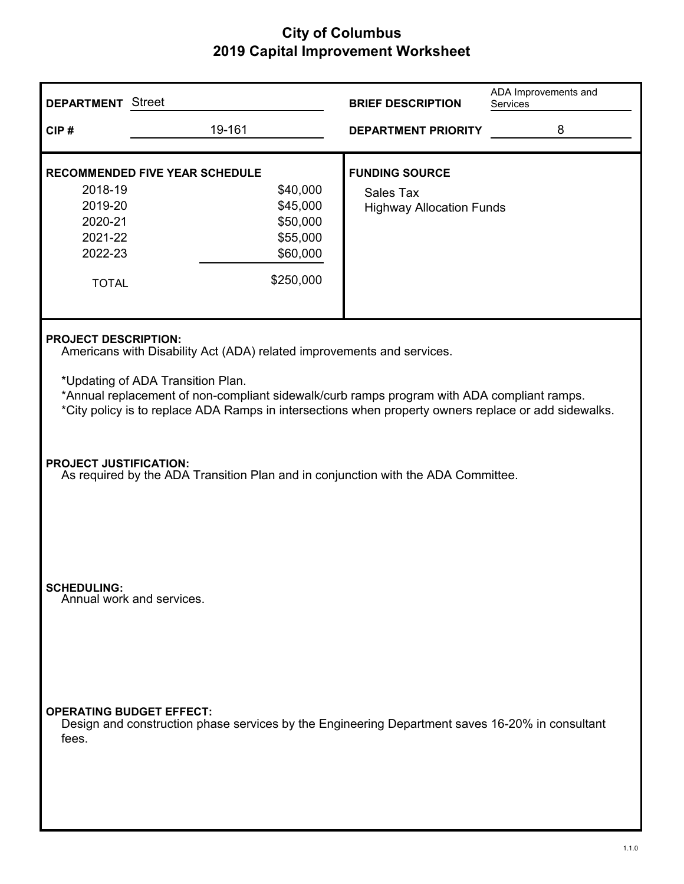# City of Columbus
## 2019 Capital Improvement Worksheet

**DEPARTMENT** Street

**BRIEF DESCRIPTION** ADA Improvements and Services

**CIP #** 19-161

**DEPARTMENT PRIORITY** 8

**RECOMMENDED FIVE YEAR SCHEDULE**

| Year | Amount |
|---|---|
| 2018-19 | $40,000 |
| 2019-20 | $45,000 |
| 2020-21 | $50,000 |
| 2021-22 | $55,000 |
| 2022-23 | $60,000 |
| TOTAL | $250,000 |

**FUNDING SOURCE**

Sales Tax
Highway Allocation Funds

**PROJECT DESCRIPTION:**

Americans with Disability Act (ADA) related improvements and services.

*Updating of ADA Transition Plan.
*Annual replacement of non-compliant sidewalk/curb ramps program with ADA compliant ramps.
*City policy is to replace ADA Ramps in intersections when property owners replace or add sidewalks.

**PROJECT JUSTIFICATION:**

As required by the ADA Transition Plan and in conjunction with the ADA Committee.

**SCHEDULING:**

Annual work and services.

**OPERATING BUDGET EFFECT:**

Design and construction phase services by the Engineering Department saves 16-20% in consultant fees.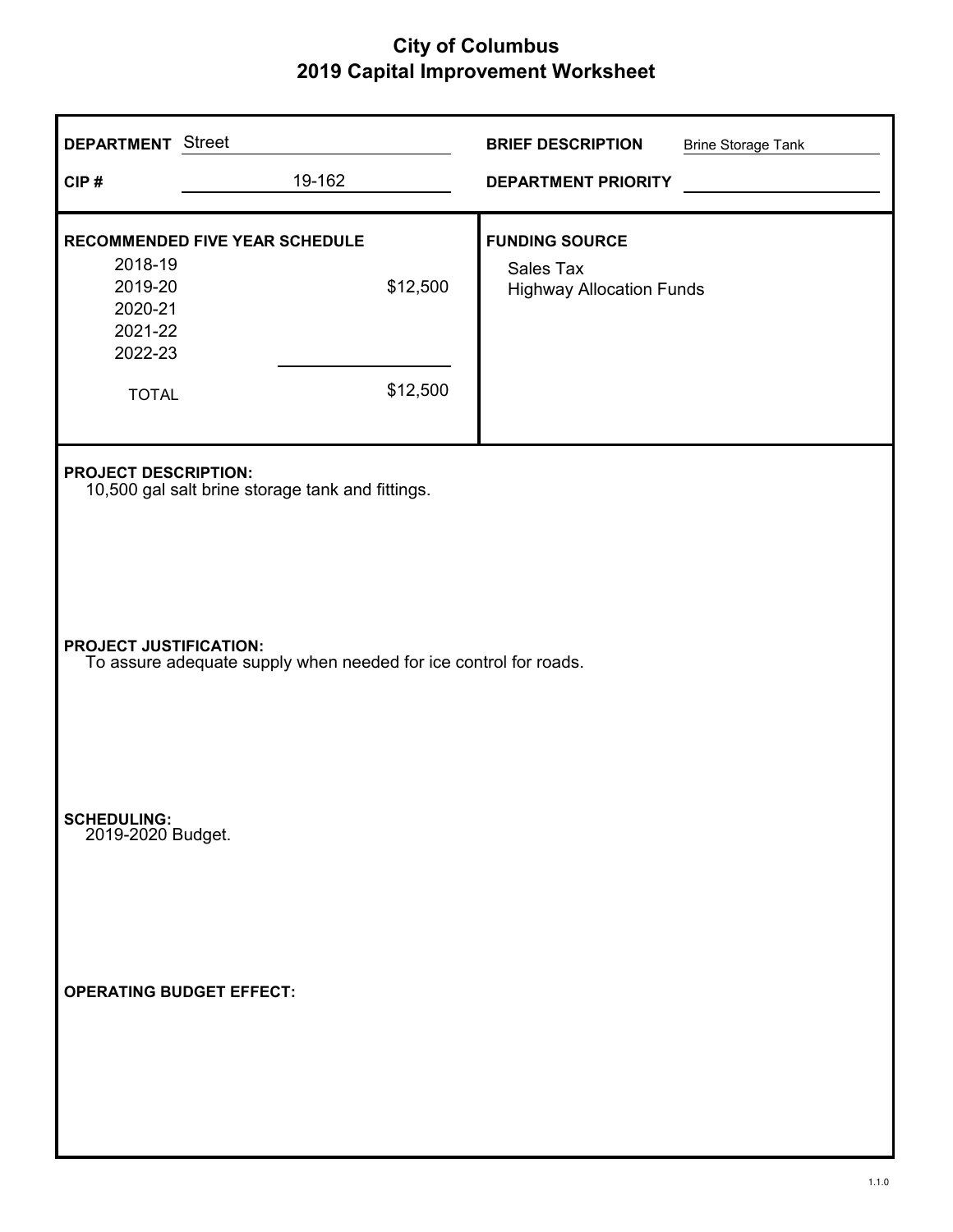# City of Columbus
## 2019 Capital Improvement Worksheet

**DEPARTMENT** Street

**CIP #** 19-162

**BRIEF DESCRIPTION** Brine Storage Tank

**DEPARTMENT PRIORITY**

**RECOMMENDED FIVE YEAR SCHEDULE**

| Year | Amount |
|---|---|
| 2018-19 | |
| 2019-20 | $12,500 |
| 2020-21 | |
| 2021-22 | |
| 2022-23 | |
| TOTAL | $12,500 |

**FUNDING SOURCE**

Sales Tax
Highway Allocation Funds

**PROJECT DESCRIPTION:**
10,500 gal salt brine storage tank and fittings.

**PROJECT JUSTIFICATION:**
To assure adequate supply when needed for ice control for roads.

**SCHEDULING:**
2019-2020 Budget.

**OPERATING BUDGET EFFECT:**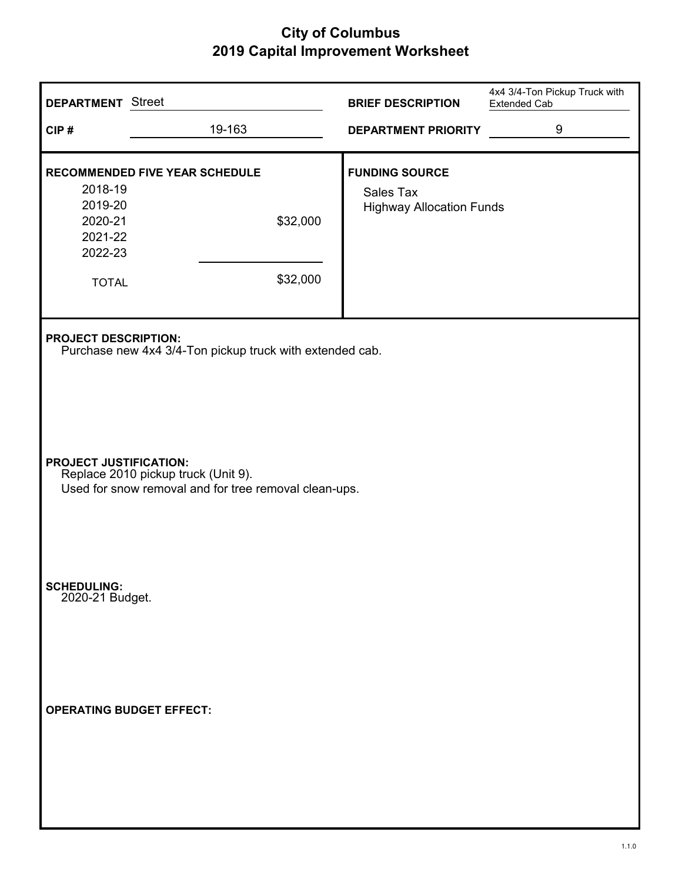# City of Columbus
## 2019 Capital Improvement Worksheet

| | | | |
|---|---|---|---|
| **DEPARTMENT** | Street | **BRIEF DESCRIPTION** | 4x4 3/4-Ton Pickup Truck with Extended Cab |
| **CIP #** | 19-163 | **DEPARTMENT PRIORITY** | 9 |

**RECOMMENDED FIVE YEAR SCHEDULE**

| Year | Amount |
|---|---|
| 2018-19 | |
| 2019-20 | |
| 2020-21 | $32,000 |
| 2021-22 | |
| 2022-23 | |
| TOTAL | $32,000 |

**FUNDING SOURCE**

Sales Tax
Highway Allocation Funds

**PROJECT DESCRIPTION:**
Purchase new 4x4 3/4-Ton pickup truck with extended cab.

**PROJECT JUSTIFICATION:**
Replace 2010 pickup truck (Unit 9).
Used for snow removal and for tree removal clean-ups.

**SCHEDULING:**
2020-21 Budget.

**OPERATING BUDGET EFFECT:**

1.1.0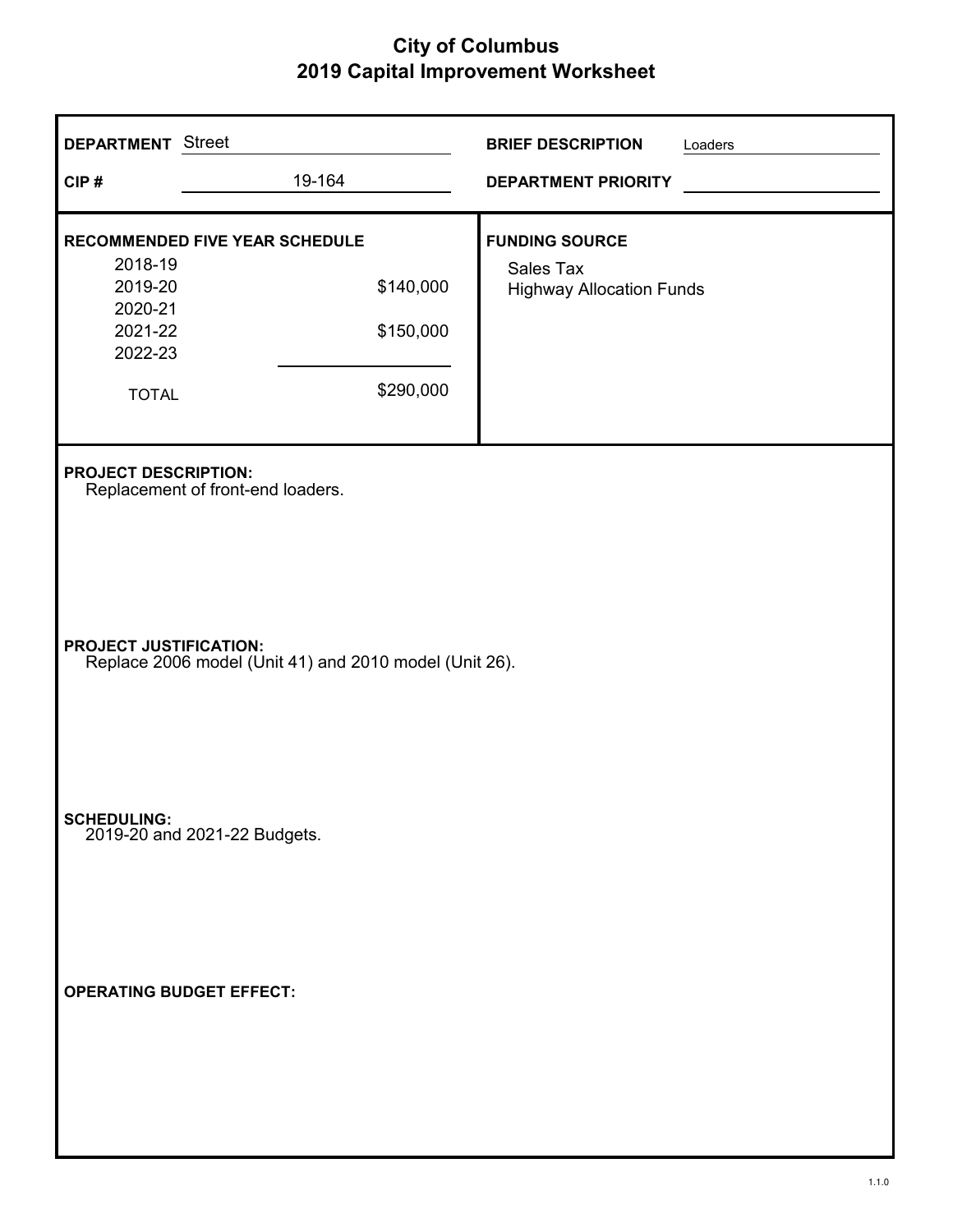# City of Columbus
## 2019 Capital Improvement Worksheet

**DEPARTMENT** Street

**CIP #** 19-164

**BRIEF DESCRIPTION** Loaders

**DEPARTMENT PRIORITY**

**RECOMMENDED FIVE YEAR SCHEDULE**

| Year | Amount |
|---|---|
| 2018-19 | |
| 2019-20 | $140,000 |
| 2020-21 | |
| 2021-22 | $150,000 |
| 2022-23 | |
| TOTAL | $290,000 |

**FUNDING SOURCE**

Sales Tax
Highway Allocation Funds

**PROJECT DESCRIPTION:**
Replacement of front-end loaders.

**PROJECT JUSTIFICATION:**
Replace 2006 model (Unit 41) and 2010 model (Unit 26).

**SCHEDULING:**
2019-20 and 2021-22 Budgets.

**OPERATING BUDGET EFFECT:**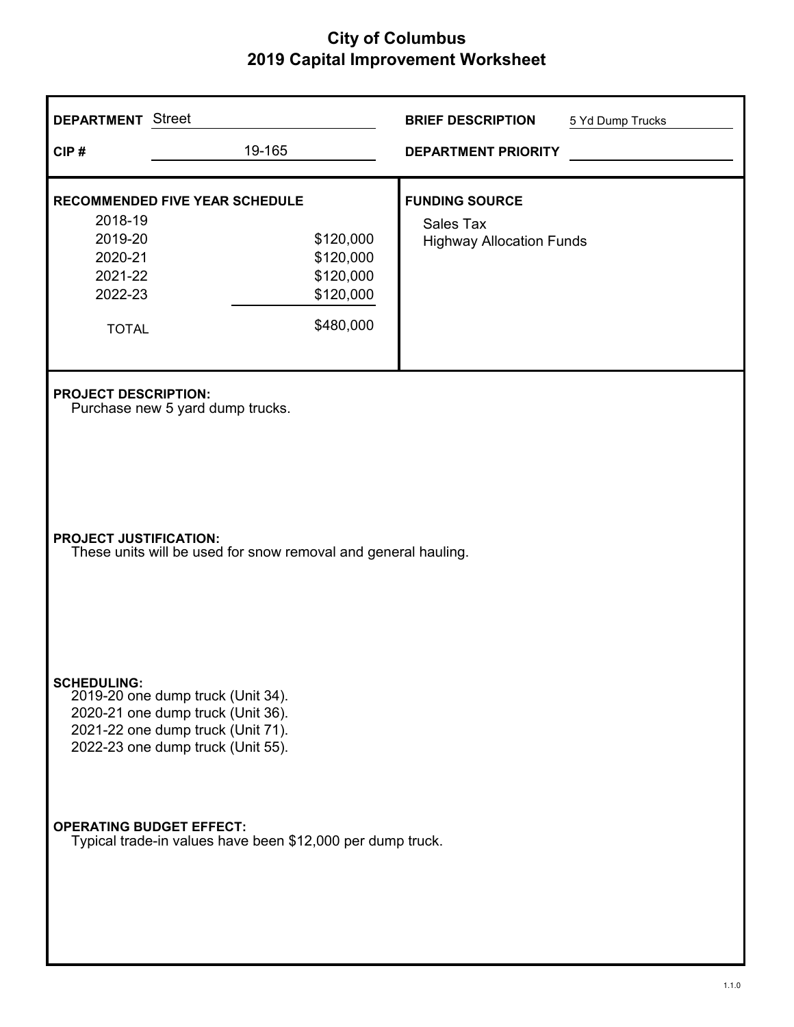# City of Columbus
## 2019 Capital Improvement Worksheet

**DEPARTMENT** Street

**CIP #** 19-165

**BRIEF DESCRIPTION** 5 Yd Dump Trucks

**DEPARTMENT PRIORITY**

**RECOMMENDED FIVE YEAR SCHEDULE**

| Year | Amount |
|---|---|
| 2018-19 | |
| 2019-20 | $120,000 |
| 2020-21 | $120,000 |
| 2021-22 | $120,000 |
| 2022-23 | $120,000 |
| TOTAL | $480,000 |

**FUNDING SOURCE**

Sales Tax
Highway Allocation Funds

**PROJECT DESCRIPTION:**
Purchase new 5 yard dump trucks.

**PROJECT JUSTIFICATION:**
These units will be used for snow removal and general hauling.

**SCHEDULING:**
2019-20 one dump truck (Unit 34).
2020-21 one dump truck (Unit 36).
2021-22 one dump truck (Unit 71).
2022-23 one dump truck (Unit 55).

**OPERATING BUDGET EFFECT:**
Typical trade-in values have been $12,000 per dump truck.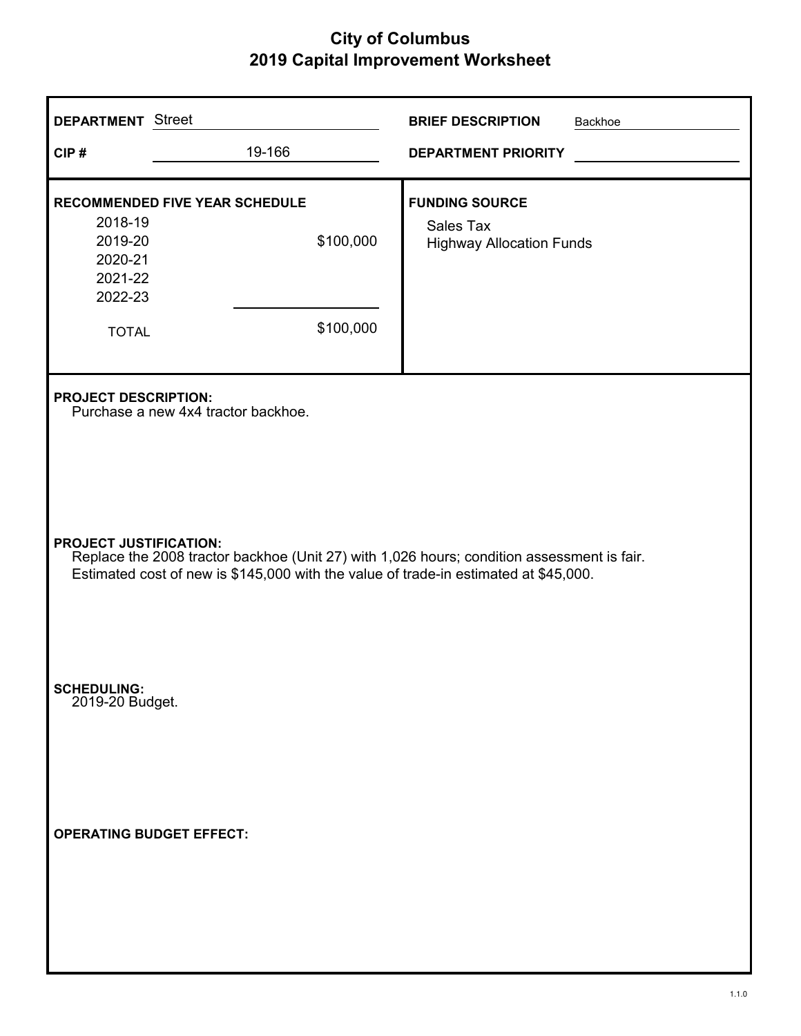# City of Columbus
## 2019 Capital Improvement Worksheet

**DEPARTMENT** Street

**CIP #** 19-166

**BRIEF DESCRIPTION** Backhoe

**DEPARTMENT PRIORITY**

**RECOMMENDED FIVE YEAR SCHEDULE**

| Year | Amount |
|---|---|
| 2018-19 | |
| 2019-20 | $100,000 |
| 2020-21 | |
| 2021-22 | |
| 2022-23 | |
| TOTAL | $100,000 |

**FUNDING SOURCE**

Sales Tax
Highway Allocation Funds

**PROJECT DESCRIPTION:**
Purchase a new 4x4 tractor backhoe.

**PROJECT JUSTIFICATION:**
Replace the 2008 tractor backhoe (Unit 27) with 1,026 hours; condition assessment is fair.
Estimated cost of new is $145,000 with the value of trade-in estimated at $45,000.

**SCHEDULING:**
2019-20 Budget.

**OPERATING BUDGET EFFECT:**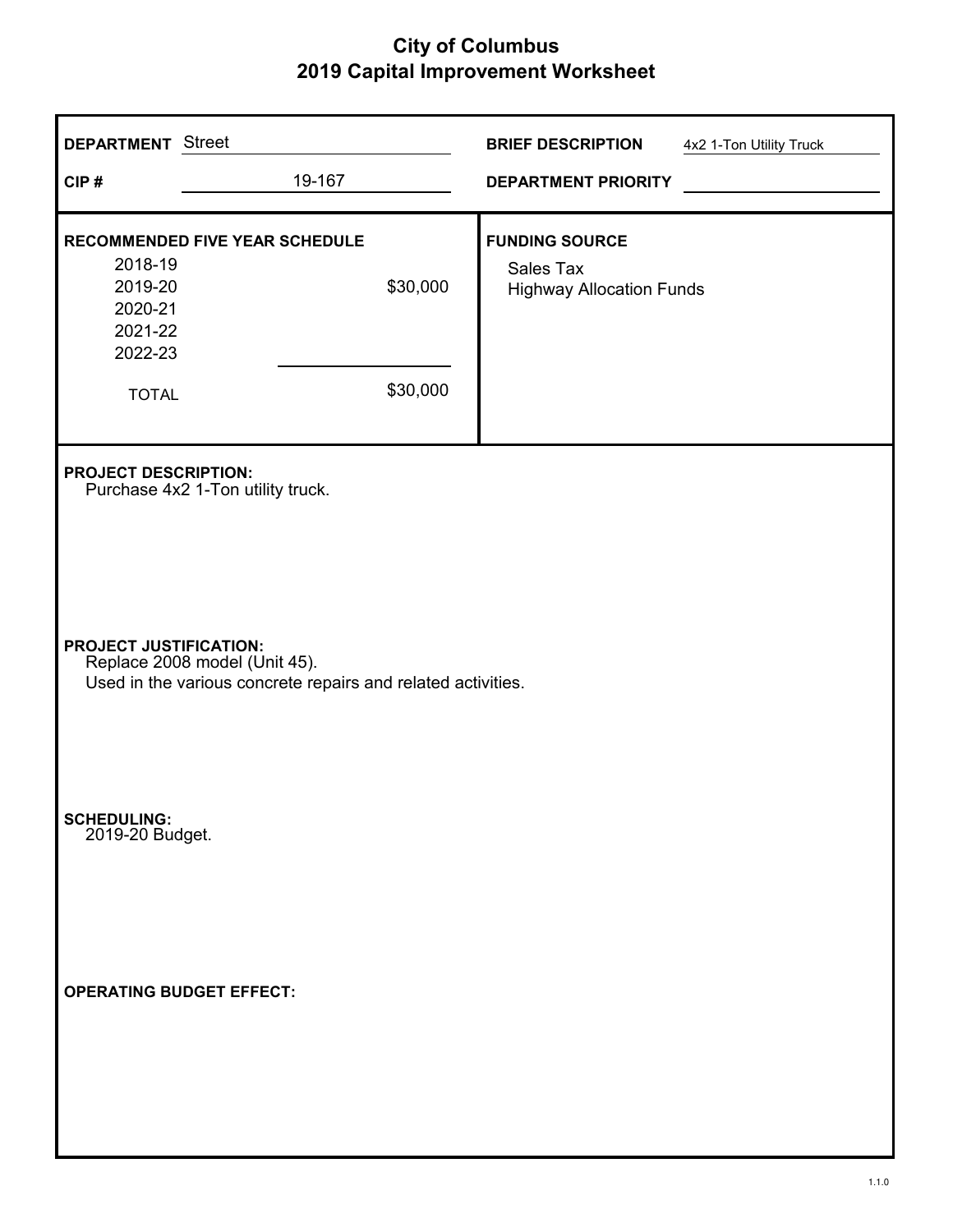# City of Columbus
## 2019 Capital Improvement Worksheet

**DEPARTMENT** Street

**CIP #** 19-167

**BRIEF DESCRIPTION** 4x2 1-Ton Utility Truck

**DEPARTMENT PRIORITY**

**RECOMMENDED FIVE YEAR SCHEDULE**

| Year | Amount |
|---|---|
| 2018-19 | |
| 2019-20 | $30,000 |
| 2020-21 | |
| 2021-22 | |
| 2022-23 | |
| TOTAL | $30,000 |

**FUNDING SOURCE**

Sales Tax
Highway Allocation Funds

**PROJECT DESCRIPTION:**
Purchase 4x2 1-Ton utility truck.

**PROJECT JUSTIFICATION:**
Replace 2008 model (Unit 45).
Used in the various concrete repairs and related activities.

**SCHEDULING:**
2019-20 Budget.

**OPERATING BUDGET EFFECT:**

1.1.0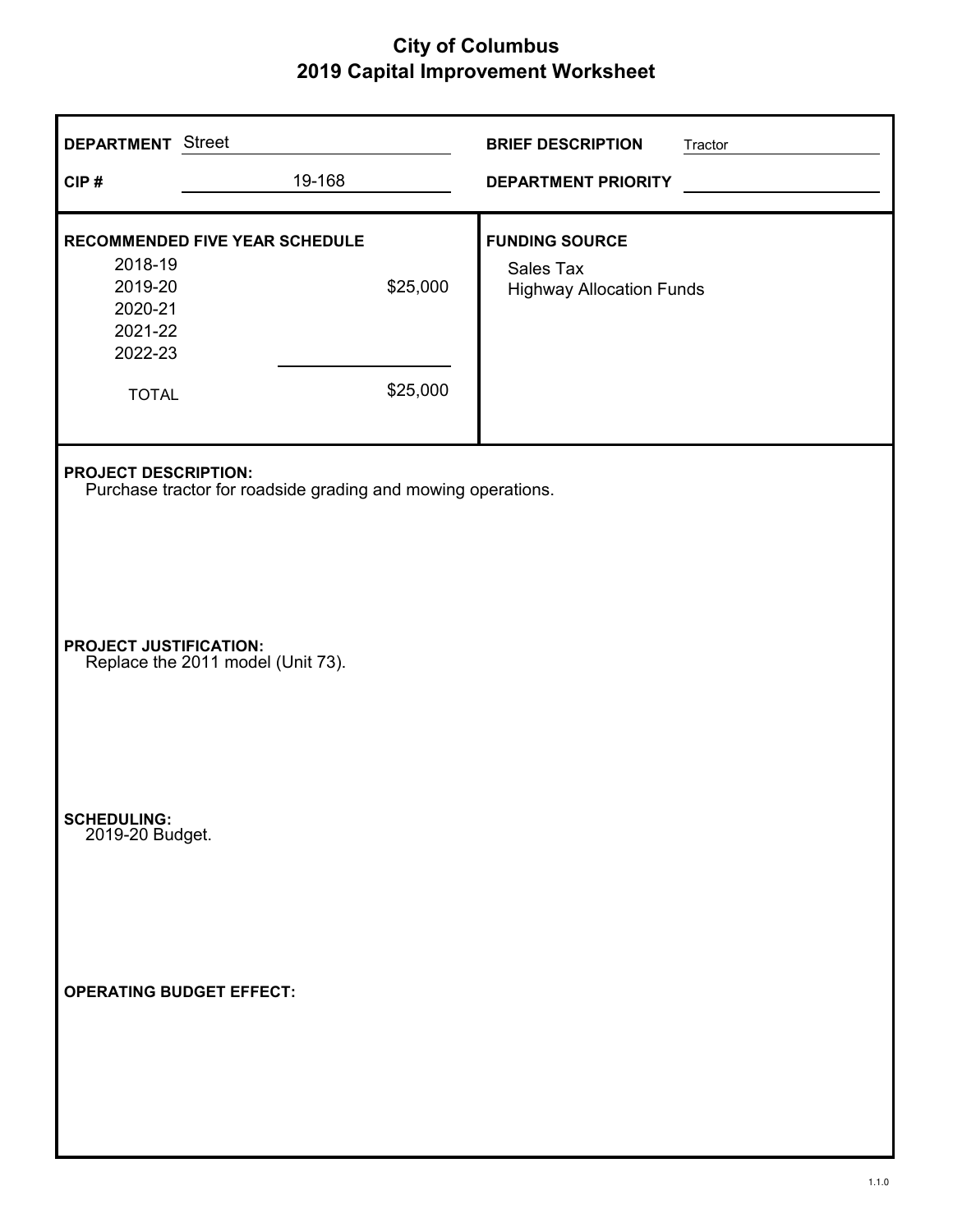# City of Columbus
## 2019 Capital Improvement Worksheet

**DEPARTMENT** Street

**CIP #** 19-168

**BRIEF DESCRIPTION** Tractor

**DEPARTMENT PRIORITY**

**RECOMMENDED FIVE YEAR SCHEDULE**

| Year | Amount |
|---|---|
| 2018-19 | |
| 2019-20 | $25,000 |
| 2020-21 | |
| 2021-22 | |
| 2022-23 | |
| TOTAL | $25,000 |

**FUNDING SOURCE**

Sales Tax
Highway Allocation Funds

**PROJECT DESCRIPTION:**
Purchase tractor for roadside grading and mowing operations.

**PROJECT JUSTIFICATION:**
Replace the 2011 model (Unit 73).

**SCHEDULING:**
2019-20 Budget.

**OPERATING BUDGET EFFECT:**

1.1.0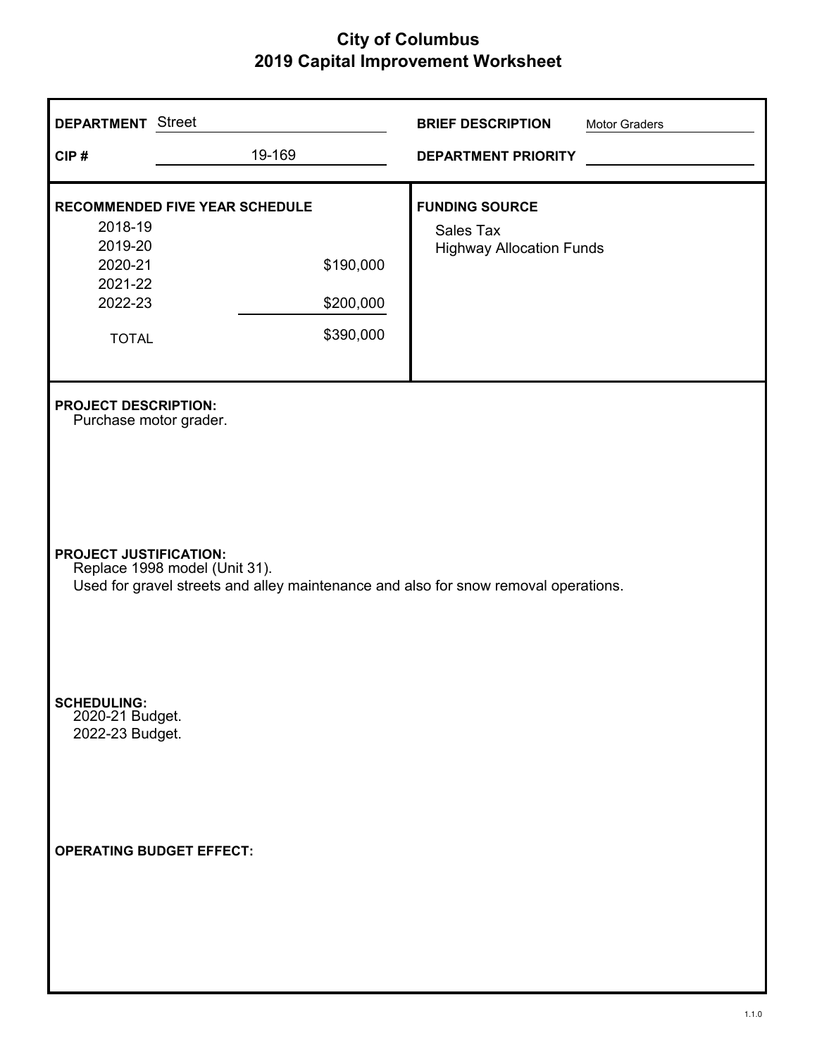# City of Columbus
# 2019 Capital Improvement Worksheet

**DEPARTMENT** Street

**CIP #** 19-169

**BRIEF DESCRIPTION** Motor Graders

**DEPARTMENT PRIORITY**

**RECOMMENDED FIVE YEAR SCHEDULE**

| Year | Amount |
|---|---|
| 2018-19 | |
| 2019-20 | |
| 2020-21 | $190,000 |
| 2021-22 | |
| 2022-23 | $200,000 |
| TOTAL | $390,000 |

**FUNDING SOURCE**

Sales Tax
Highway Allocation Funds

**PROJECT DESCRIPTION:**
Purchase motor grader.

**PROJECT JUSTIFICATION:**
Replace 1998 model (Unit 31).
Used for gravel streets and alley maintenance and also for snow removal operations.

**SCHEDULING:**
2020-21 Budget.
2022-23 Budget.

**OPERATING BUDGET EFFECT:**

1.1.0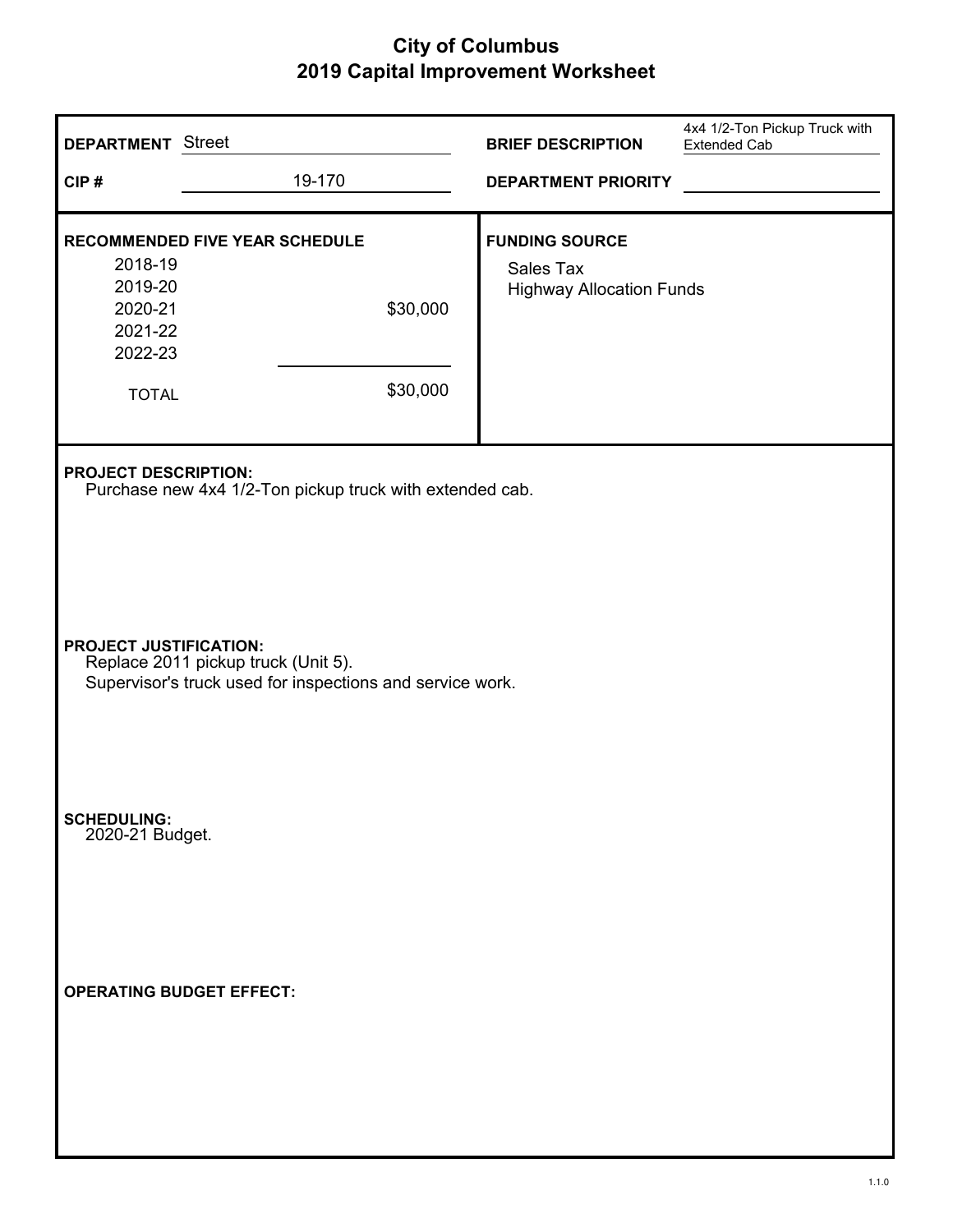# City of Columbus
## 2019 Capital Improvement Worksheet

**DEPARTMENT** Street

**CIP #** 19-170

**BRIEF DESCRIPTION** 4x4 1/2-Ton Pickup Truck with Extended Cab

**DEPARTMENT PRIORITY**

**RECOMMENDED FIVE YEAR SCHEDULE**

| Year | Amount |
|---|---|
| 2018-19 | |
| 2019-20 | |
| 2020-21 | $30,000 |
| 2021-22 | |
| 2022-23 | |
| TOTAL | $30,000 |

**FUNDING SOURCE**

Sales Tax
Highway Allocation Funds

**PROJECT DESCRIPTION:**
Purchase new 4x4 1/2-Ton pickup truck with extended cab.

**PROJECT JUSTIFICATION:**
Replace 2011 pickup truck (Unit 5).
Supervisor's truck used for inspections and service work.

**SCHEDULING:**
2020-21 Budget.

**OPERATING BUDGET EFFECT:**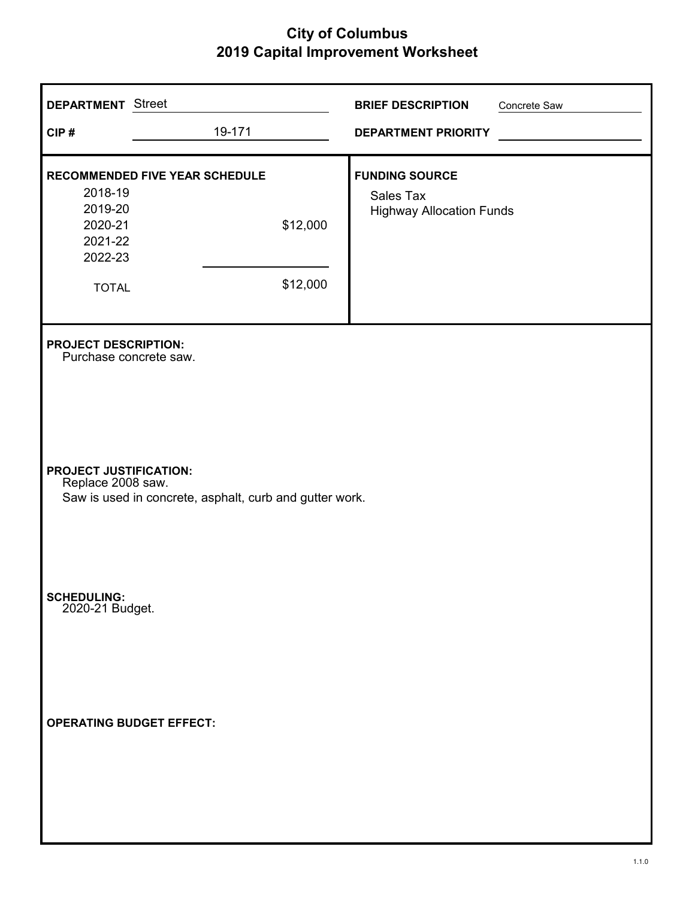# City of Columbus
## 2019 Capital Improvement Worksheet

**DEPARTMENT** Street

**CIP #** 19-171

**BRIEF DESCRIPTION** Concrete Saw

**DEPARTMENT PRIORITY**

**RECOMMENDED FIVE YEAR SCHEDULE**

| Year | Amount |
|---|---|
| 2018-19 | |
| 2019-20 | |
| 2020-21 | $12,000 |
| 2021-22 | |
| 2022-23 | |
| TOTAL | $12,000 |

**FUNDING SOURCE**

Sales Tax
Highway Allocation Funds

**PROJECT DESCRIPTION:**
Purchase concrete saw.

**PROJECT JUSTIFICATION:**
Replace 2008 saw.
Saw is used in concrete, asphalt, curb and gutter work.

**SCHEDULING:**
2020-21 Budget.

**OPERATING BUDGET EFFECT:**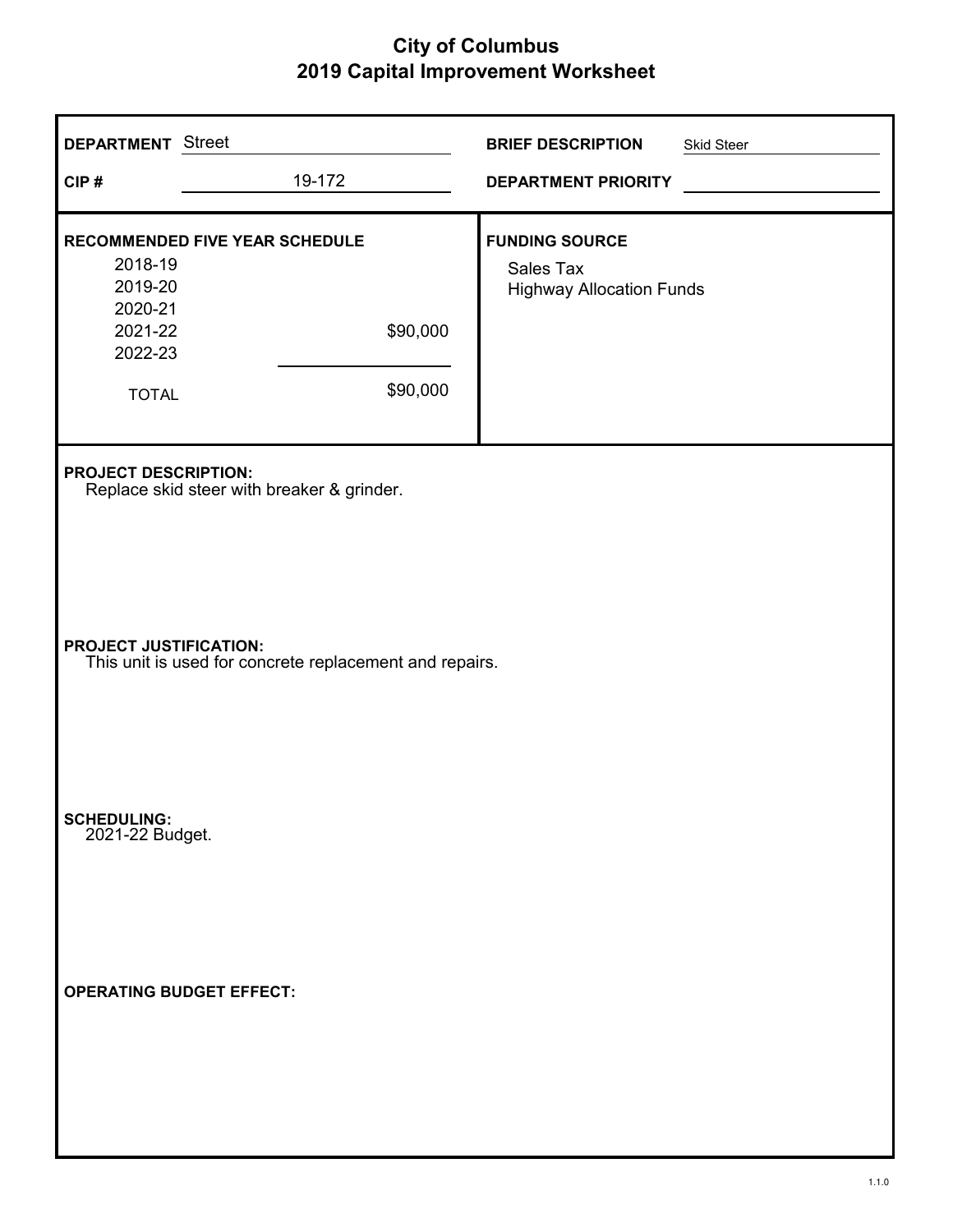# City of Columbus
## 2019 Capital Improvement Worksheet

**DEPARTMENT** Street

**CIP #** 19-172

**BRIEF DESCRIPTION** Skid Steer

**DEPARTMENT PRIORITY**

**RECOMMENDED FIVE YEAR SCHEDULE**

| Year | Amount |
|---|---|
| 2018-19 | |
| 2019-20 | |
| 2020-21 | |
| 2021-22 | $90,000 |
| 2022-23 | |
| TOTAL | $90,000 |

**FUNDING SOURCE**

Sales Tax
Highway Allocation Funds

**PROJECT DESCRIPTION:**
Replace skid steer with breaker & grinder.

**PROJECT JUSTIFICATION:**
This unit is used for concrete replacement and repairs.

**SCHEDULING:**
2021-22 Budget.

**OPERATING BUDGET EFFECT:**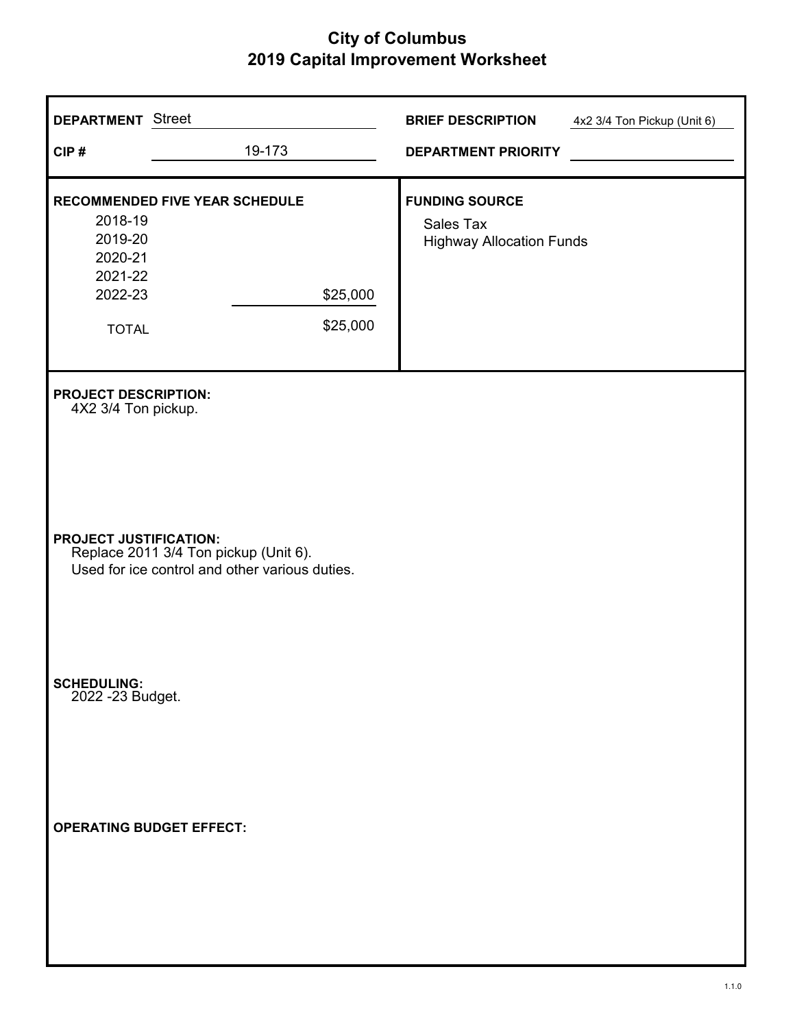# City of Columbus
## 2019 Capital Improvement Worksheet

**DEPARTMENT** Street

**CIP #** 19-173

**BRIEF DESCRIPTION** 4x2 3/4 Ton Pickup (Unit 6)

**DEPARTMENT PRIORITY**

**RECOMMENDED FIVE YEAR SCHEDULE**

| Year | Amount |
|---|---|
| 2018-19 | |
| 2019-20 | |
| 2020-21 | |
| 2021-22 | |
| 2022-23 | $25,000 |
| TOTAL | $25,000 |

**FUNDING SOURCE**

Sales Tax
Highway Allocation Funds

**PROJECT DESCRIPTION:**
4X2 3/4 Ton pickup.

**PROJECT JUSTIFICATION:**
Replace 2011 3/4 Ton pickup (Unit 6).
Used for ice control and other various duties.

**SCHEDULING:**
2022 -23 Budget.

**OPERATING BUDGET EFFECT:**

1.1.0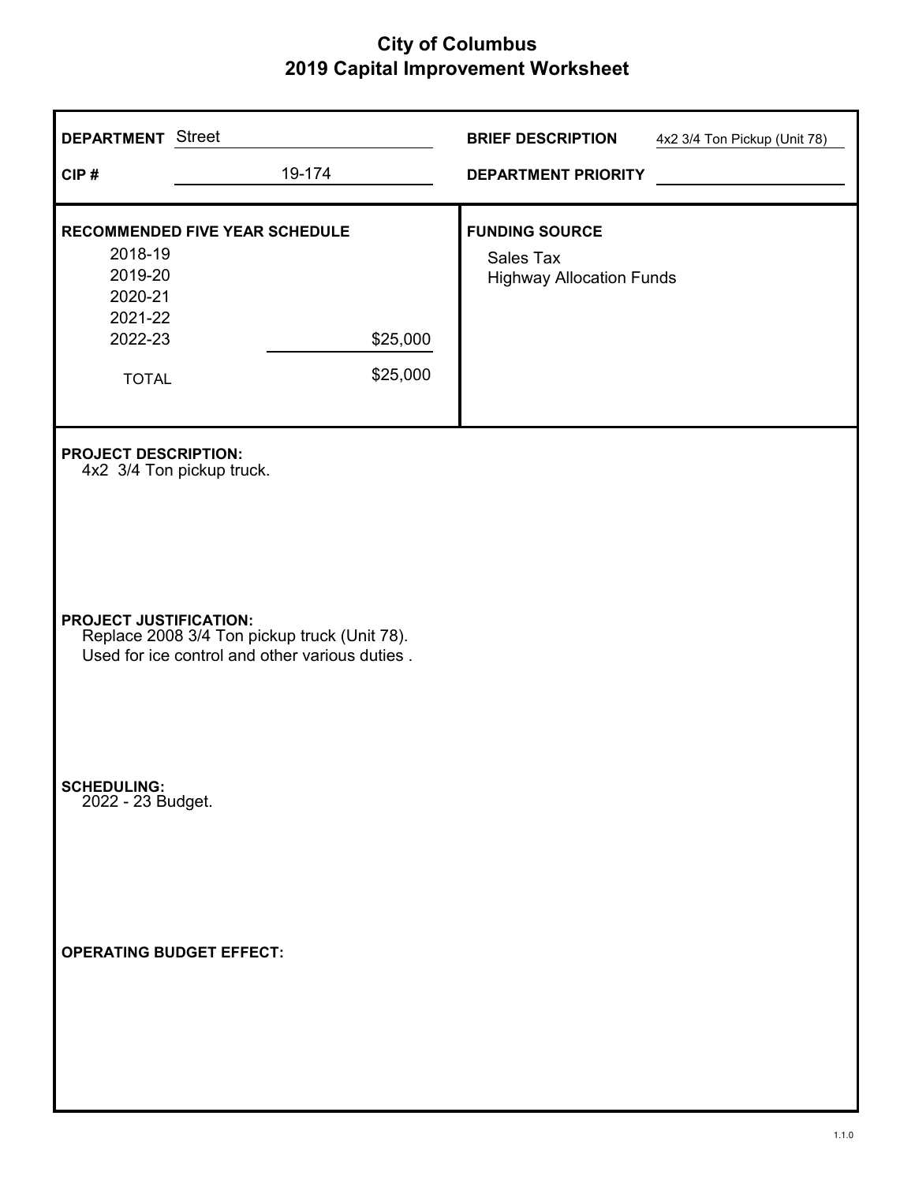# City of Columbus
## 2019 Capital Improvement Worksheet

**DEPARTMENT** Street

**CIP #** 19-174

**BRIEF DESCRIPTION** 4x2 3/4 Ton Pickup (Unit 78)

**DEPARTMENT PRIORITY**

**RECOMMENDED FIVE YEAR SCHEDULE**

| Year | Amount |
|---|---|
| 2018-19 | |
| 2019-20 | |
| 2020-21 | |
| 2021-22 | |
| 2022-23 | $25,000 |
| TOTAL | $25,000 |

**FUNDING SOURCE**

Sales Tax
Highway Allocation Funds

**PROJECT DESCRIPTION:**
4x2 3/4 Ton pickup truck.

**PROJECT JUSTIFICATION:**
Replace 2008 3/4 Ton pickup truck (Unit 78).
Used for ice control and other various duties .

**SCHEDULING:**
2022 - 23 Budget.

**OPERATING BUDGET EFFECT:**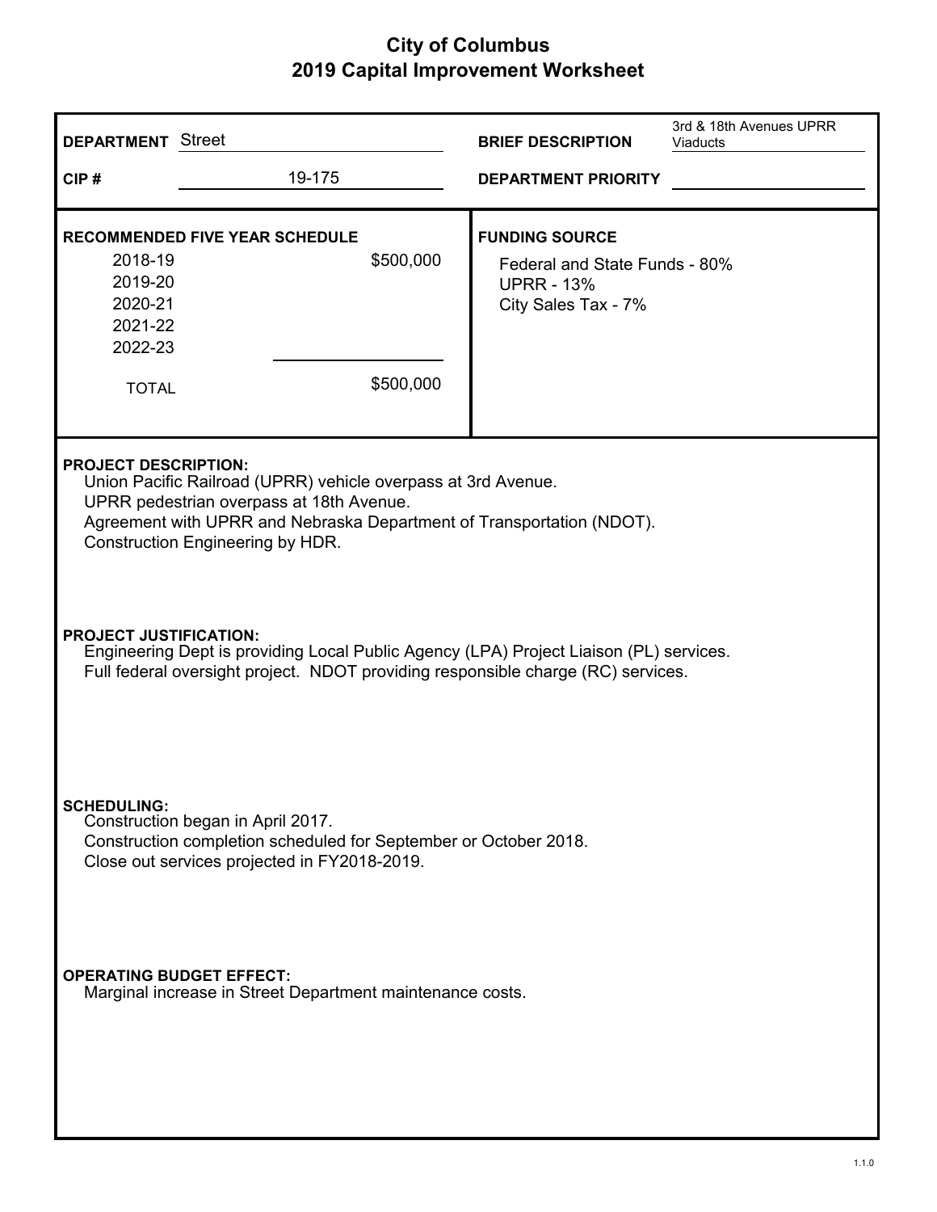# City of Columbus
## 2019 Capital Improvement Worksheet

**DEPARTMENT** Street

**CIP #** 19-175

**BRIEF DESCRIPTION** 3rd & 18th Avenues UPRR Viaducts

**DEPARTMENT PRIORITY**

**RECOMMENDED FIVE YEAR SCHEDULE**

| Year | Amount |
|---|---|
| 2018-19 | $500,000 |
| 2019-20 | |
| 2020-21 | |
| 2021-22 | |
| 2022-23 | |
| TOTAL | $500,000 |

**FUNDING SOURCE**

Federal and State Funds - 80%
UPRR - 13%
City Sales Tax - 7%

**PROJECT DESCRIPTION:**

Union Pacific Railroad (UPRR) vehicle overpass at 3rd Avenue.
UPRR pedestrian overpass at 18th Avenue.
Agreement with UPRR and Nebraska Department of Transportation (NDOT).
Construction Engineering by HDR.

**PROJECT JUSTIFICATION:**

Engineering Dept is providing Local Public Agency (LPA) Project Liaison (PL) services.
Full federal oversight project. NDOT providing responsible charge (RC) services.

**SCHEDULING:**

Construction began in April 2017.
Construction completion scheduled for September or October 2018.
Close out services projected in FY2018-2019.

**OPERATING BUDGET EFFECT:**

Marginal increase in Street Department maintenance costs.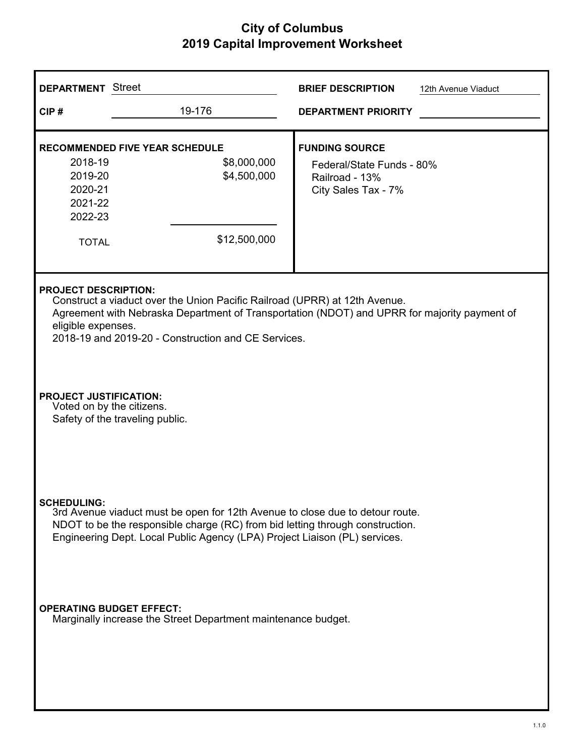# City of Columbus
## 2019 Capital Improvement Worksheet

**DEPARTMENT** Street

**CIP #** 19-176

**BRIEF DESCRIPTION** 12th Avenue Viaduct

**DEPARTMENT PRIORITY**

**RECOMMENDED FIVE YEAR SCHEDULE**

| Year | Amount |
|---|---|
| 2018-19 | $8,000,000 |
| 2019-20 | $4,500,000 |
| 2020-21 | |
| 2021-22 | |
| 2022-23 | |
| TOTAL | $12,500,000 |

**FUNDING SOURCE**

Federal/State Funds - 80%
Railroad - 13%
City Sales Tax - 7%

**PROJECT DESCRIPTION:**

Construct a viaduct over the Union Pacific Railroad (UPRR) at 12th Avenue.
Agreement with Nebraska Department of Transportation (NDOT) and UPRR for majority payment of eligible expenses.
2018-19 and 2019-20 - Construction and CE Services.

**PROJECT JUSTIFICATION:**

Voted on by the citizens.
Safety of the traveling public.

**SCHEDULING:**

3rd Avenue viaduct must be open for 12th Avenue to close due to detour route.
NDOT to be the responsible charge (RC) from bid letting through construction.
Engineering Dept. Local Public Agency (LPA) Project Liaison (PL) services.

**OPERATING BUDGET EFFECT:**

Marginally increase the Street Department maintenance budget.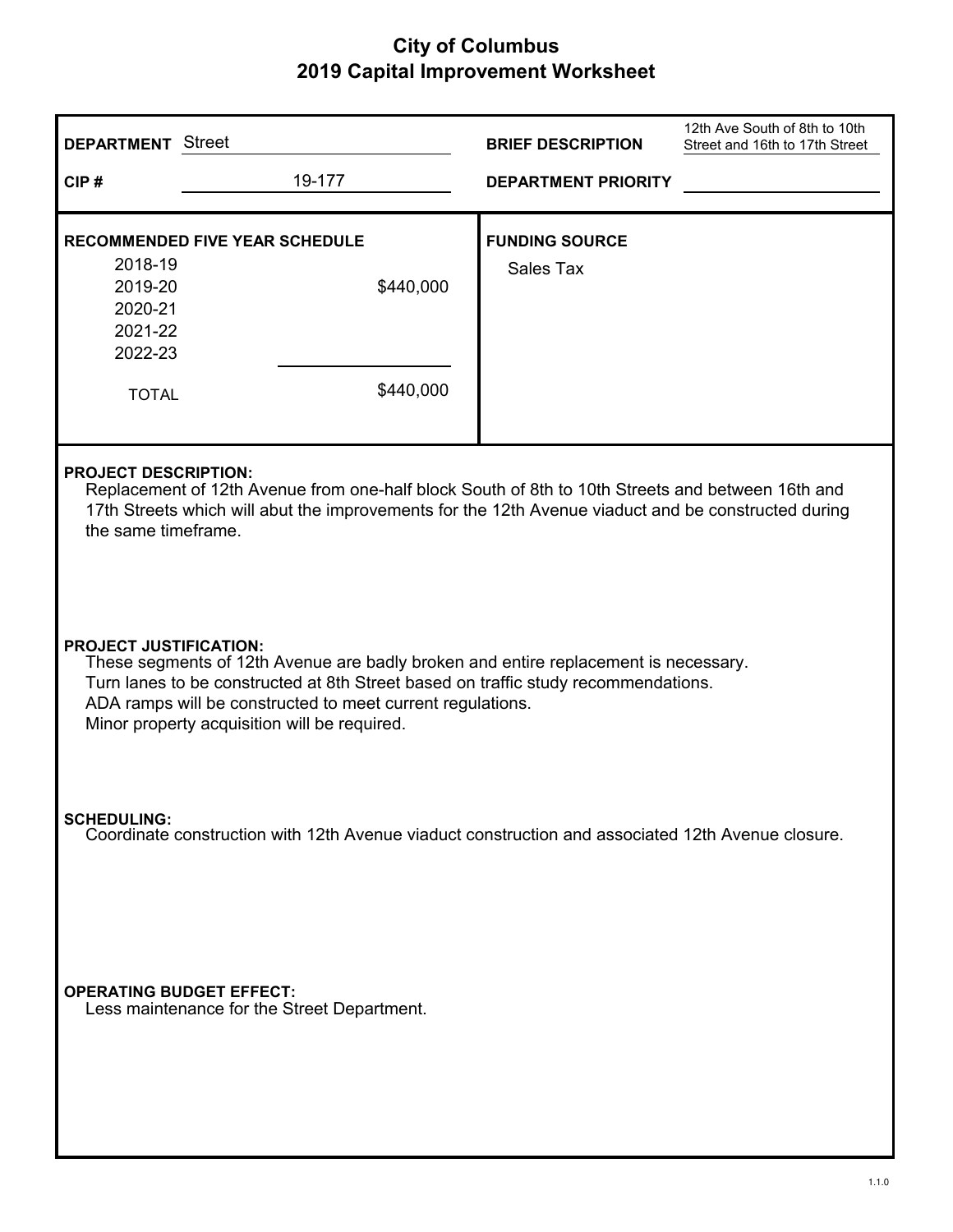# City of Columbus
## 2019 Capital Improvement Worksheet

**DEPARTMENT** Street

**CIP #** 19-177

**BRIEF DESCRIPTION** 12th Ave South of 8th to 10th Street and 16th to 17th Street

**DEPARTMENT PRIORITY**

**RECOMMENDED FIVE YEAR SCHEDULE**

| Year | Amount |
|---|---|
| 2018-19 | |
| 2019-20 | $440,000 |
| 2020-21 | |
| 2021-22 | |
| 2022-23 | |
| TOTAL | $440,000 |

**FUNDING SOURCE**

Sales Tax

**PROJECT DESCRIPTION:**

Replacement of 12th Avenue from one-half block South of 8th to 10th Streets and between 16th and 17th Streets which will abut the improvements for the 12th Avenue viaduct and be constructed during the same timeframe.

**PROJECT JUSTIFICATION:**

These segments of 12th Avenue are badly broken and entire replacement is necessary.
Turn lanes to be constructed at 8th Street based on traffic study recommendations.
ADA ramps will be constructed to meet current regulations.
Minor property acquisition will be required.

**SCHEDULING:**

Coordinate construction with 12th Avenue viaduct construction and associated 12th Avenue closure.

**OPERATING BUDGET EFFECT:**

Less maintenance for the Street Department.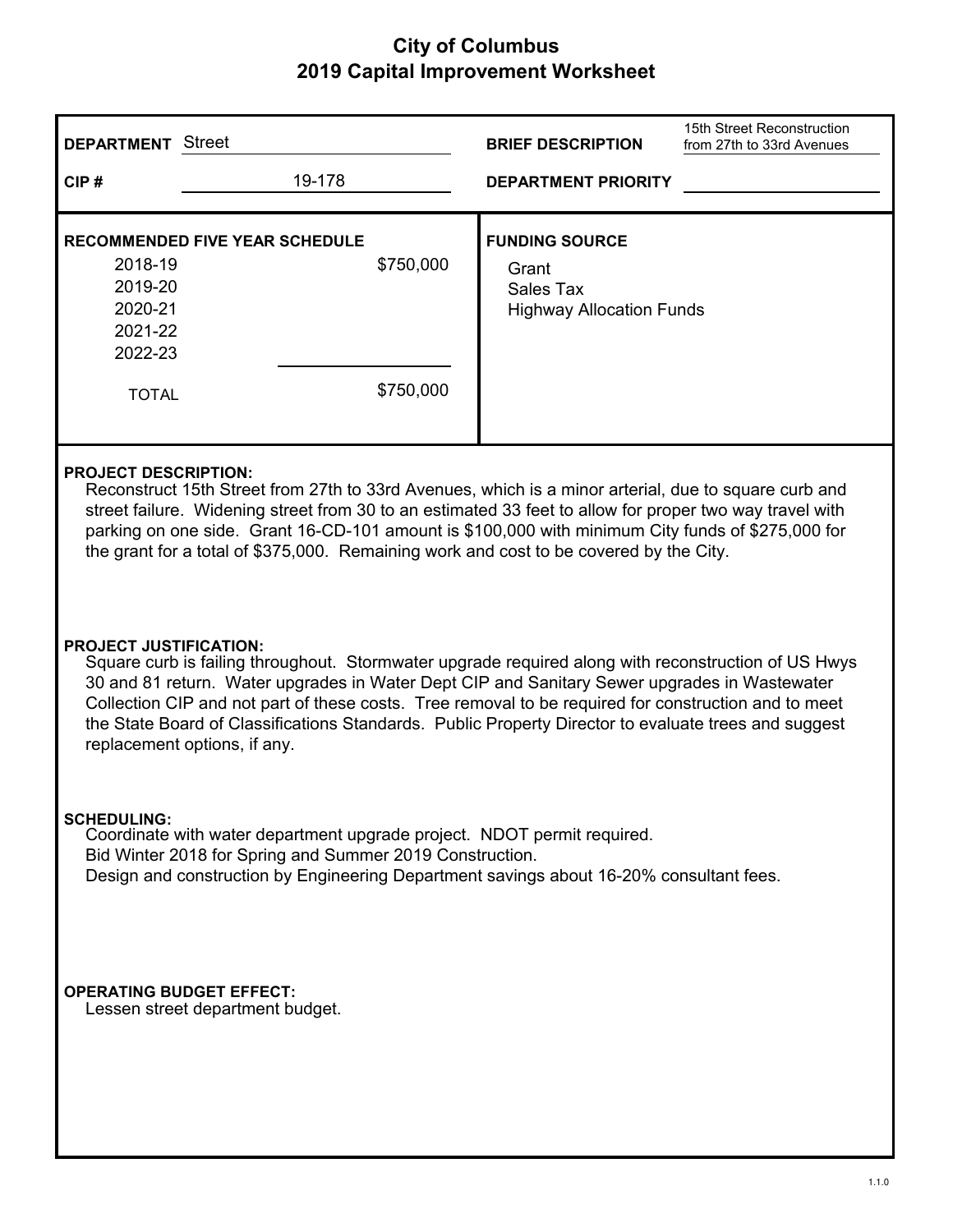# City of Columbus
## 2019 Capital Improvement Worksheet

**DEPARTMENT** Street

**CIP #** 19-178

**BRIEF DESCRIPTION** 15th Street Reconstruction from 27th to 33rd Avenues

**DEPARTMENT PRIORITY**

**RECOMMENDED FIVE YEAR SCHEDULE**

| Year | Amount |
|---|---|
| 2018-19 | $750,000 |
| 2019-20 | |
| 2020-21 | |
| 2021-22 | |
| 2022-23 | |
| TOTAL | $750,000 |

**FUNDING SOURCE**

Grant
Sales Tax
Highway Allocation Funds

**PROJECT DESCRIPTION:**

Reconstruct 15th Street from 27th to 33rd Avenues, which is a minor arterial, due to square curb and street failure. Widening street from 30 to an estimated 33 feet to allow for proper two way travel with parking on one side. Grant 16-CD-101 amount is $100,000 with minimum City funds of $275,000 for the grant for a total of $375,000. Remaining work and cost to be covered by the City.

**PROJECT JUSTIFICATION:**

Square curb is failing throughout. Stormwater upgrade required along with reconstruction of US Hwys 30 and 81 return. Water upgrades in Water Dept CIP and Sanitary Sewer upgrades in Wastewater Collection CIP and not part of these costs. Tree removal to be required for construction and to meet the State Board of Classifications Standards. Public Property Director to evaluate trees and suggest replacement options, if any.

**SCHEDULING:**

Coordinate with water department upgrade project. NDOT permit required.
Bid Winter 2018 for Spring and Summer 2019 Construction.
Design and construction by Engineering Department savings about 16-20% consultant fees.

**OPERATING BUDGET EFFECT:**

Lessen street department budget.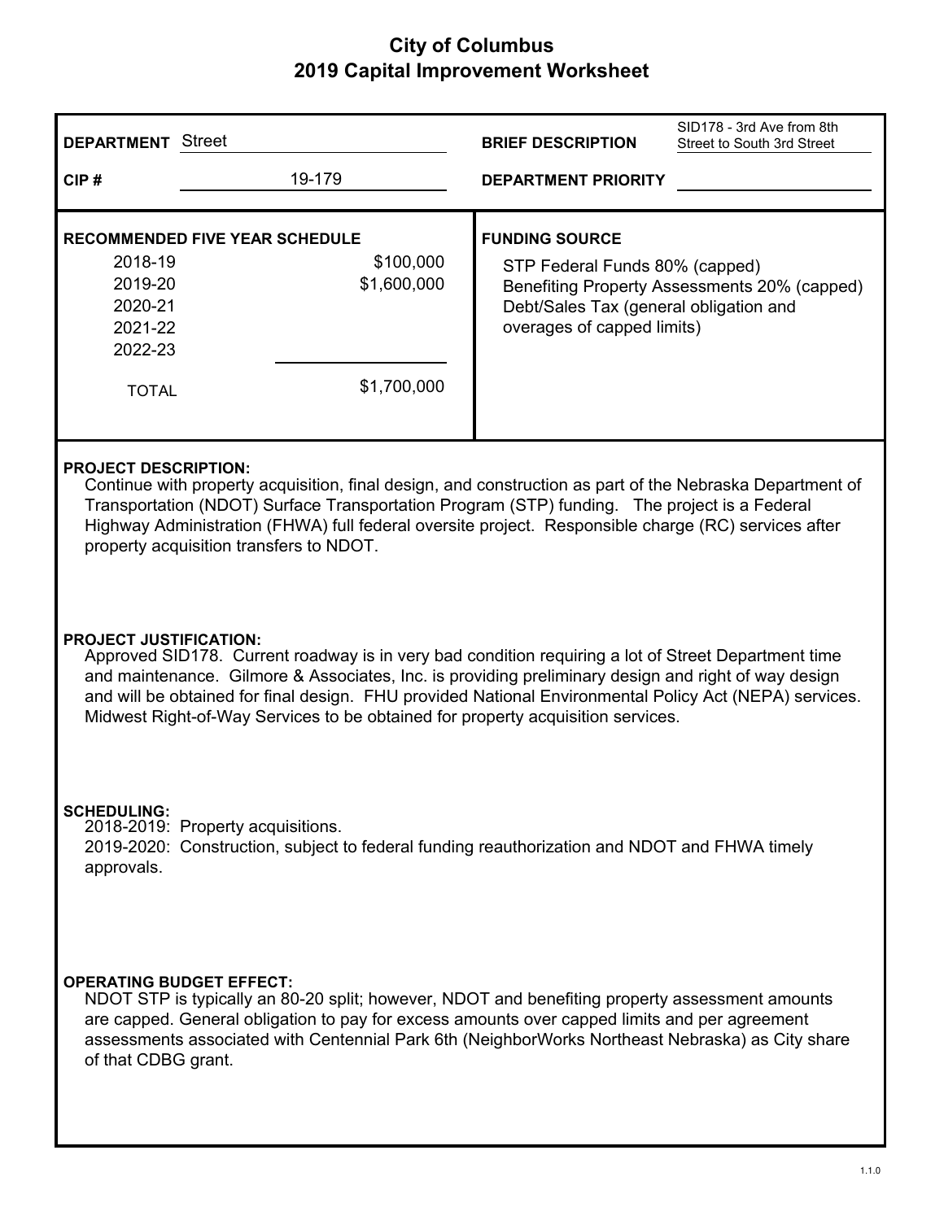# City of Columbus
## 2019 Capital Improvement Worksheet

**DEPARTMENT** Street

**CIP #** 19-179

**BRIEF DESCRIPTION** SID178 - 3rd Ave from 8th Street to South 3rd Street

**DEPARTMENT PRIORITY**

**RECOMMENDED FIVE YEAR SCHEDULE**

| Year | Amount |
|---|---|
| 2018-19 | $100,000 |
| 2019-20 | $1,600,000 |
| 2020-21 | |
| 2021-22 | |
| 2022-23 | |
| TOTAL | $1,700,000 |

**FUNDING SOURCE**

STP Federal Funds 80% (capped)
Benefiting Property Assessments 20% (capped)
Debt/Sales Tax (general obligation and overages of capped limits)

**PROJECT DESCRIPTION:**

Continue with property acquisition, final design, and construction as part of the Nebraska Department of Transportation (NDOT) Surface Transportation Program (STP) funding. The project is a Federal Highway Administration (FHWA) full federal oversite project. Responsible charge (RC) services after property acquisition transfers to NDOT.

**PROJECT JUSTIFICATION:**

Approved SID178. Current roadway is in very bad condition requiring a lot of Street Department time and maintenance. Gilmore & Associates, Inc. is providing preliminary design and right of way design and will be obtained for final design. FHU provided National Environmental Policy Act (NEPA) services. Midwest Right-of-Way Services to be obtained for property acquisition services.

**SCHEDULING:**

2018-2019: Property acquisitions.
2019-2020: Construction, subject to federal funding reauthorization and NDOT and FHWA timely approvals.

**OPERATING BUDGET EFFECT:**

NDOT STP is typically an 80-20 split; however, NDOT and benefiting property assessment amounts are capped. General obligation to pay for excess amounts over capped limits and per agreement assessments associated with Centennial Park 6th (NeighborWorks Northeast Nebraska) as City share of that CDBG grant.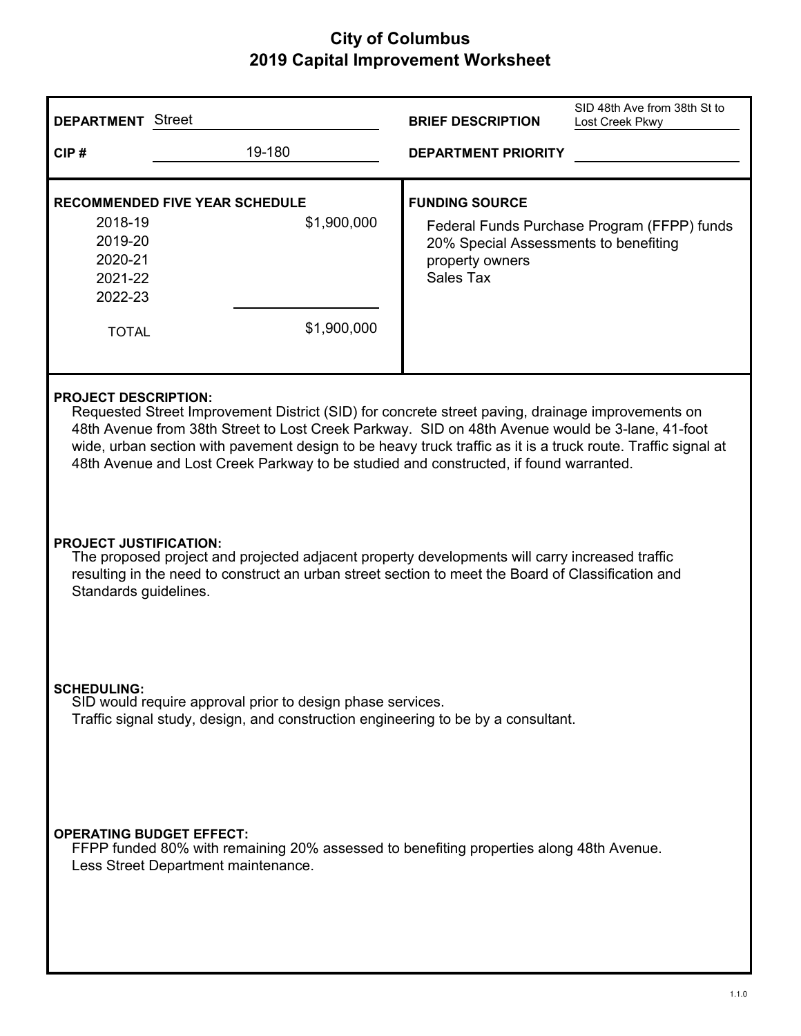# City of Columbus
## 2019 Capital Improvement Worksheet

| | | | |
|---|---|---|---|
| **DEPARTMENT** | Street | **BRIEF DESCRIPTION** | SID 48th Ave from 38th St to Lost Creek Pkwy |
| **CIP #** | 19-180 | **DEPARTMENT PRIORITY** | |

**RECOMMENDED FIVE YEAR SCHEDULE**

| | |
|---|---|
| 2018-19 | $1,900,000 |
| 2019-20 | |
| 2020-21 | |
| 2021-22 | |
| 2022-23 | |
| TOTAL | $1,900,000 |

**FUNDING SOURCE**

Federal Funds Purchase Program (FFPP) funds
20% Special Assessments to benefiting property owners
Sales Tax

**PROJECT DESCRIPTION:**

Requested Street Improvement District (SID) for concrete street paving, drainage improvements on 48th Avenue from 38th Street to Lost Creek Parkway. SID on 48th Avenue would be 3-lane, 41-foot wide, urban section with pavement design to be heavy truck traffic as it is a truck route. Traffic signal at 48th Avenue and Lost Creek Parkway to be studied and constructed, if found warranted.

**PROJECT JUSTIFICATION:**

The proposed project and projected adjacent property developments will carry increased traffic resulting in the need to construct an urban street section to meet the Board of Classification and Standards guidelines.

**SCHEDULING:**

SID would require approval prior to design phase services.
Traffic signal study, design, and construction engineering to be by a consultant.

**OPERATING BUDGET EFFECT:**

FFPP funded 80% with remaining 20% assessed to benefiting properties along 48th Avenue.
Less Street Department maintenance.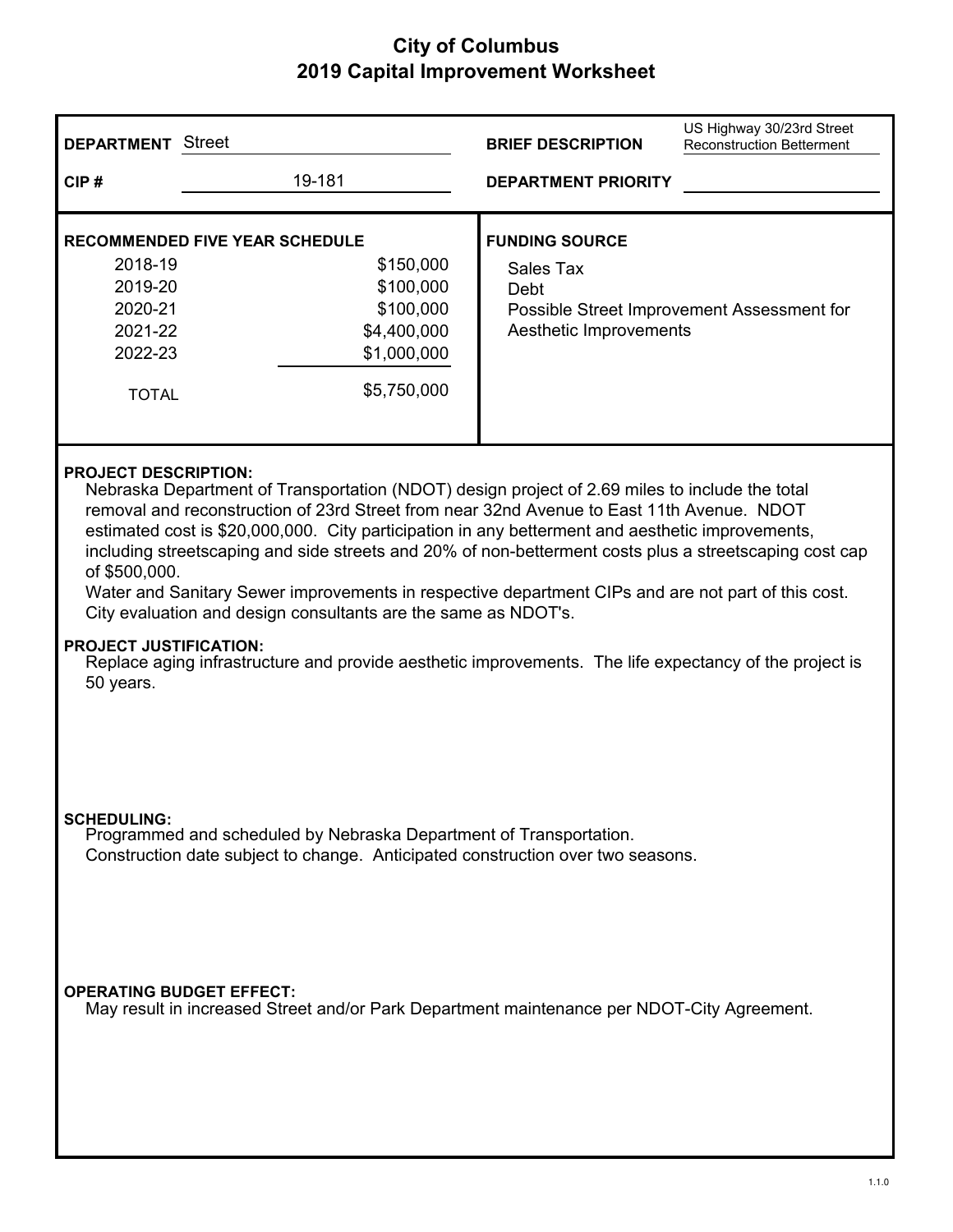# City of Columbus
## 2019 Capital Improvement Worksheet

**DEPARTMENT** Street

**CIP #** 19-181

**BRIEF DESCRIPTION** US Highway 30/23rd Street Reconstruction Betterment

**DEPARTMENT PRIORITY**

**RECOMMENDED FIVE YEAR SCHEDULE**

| Year | Amount |
|---|---|
| 2018-19 | $150,000 |
| 2019-20 | $100,000 |
| 2020-21 | $100,000 |
| 2021-22 | $4,400,000 |
| 2022-23 | $1,000,000 |
| TOTAL | $5,750,000 |

**FUNDING SOURCE**

Sales Tax
Debt
Possible Street Improvement Assessment for Aesthetic Improvements

**PROJECT DESCRIPTION:**

Nebraska Department of Transportation (NDOT) design project of 2.69 miles to include the total removal and reconstruction of 23rd Street from near 32nd Avenue to East 11th Avenue. NDOT estimated cost is $20,000,000. City participation in any betterment and aesthetic improvements, including streetscaping and side streets and 20% of non-betterment costs plus a streetscaping cost cap of $500,000.
Water and Sanitary Sewer improvements in respective department CIPs and are not part of this cost.
City evaluation and design consultants are the same as NDOT's.

**PROJECT JUSTIFICATION:**

Replace aging infrastructure and provide aesthetic improvements. The life expectancy of the project is 50 years.

**SCHEDULING:**

Programmed and scheduled by Nebraska Department of Transportation.
Construction date subject to change. Anticipated construction over two seasons.

**OPERATING BUDGET EFFECT:**

May result in increased Street and/or Park Department maintenance per NDOT-City Agreement.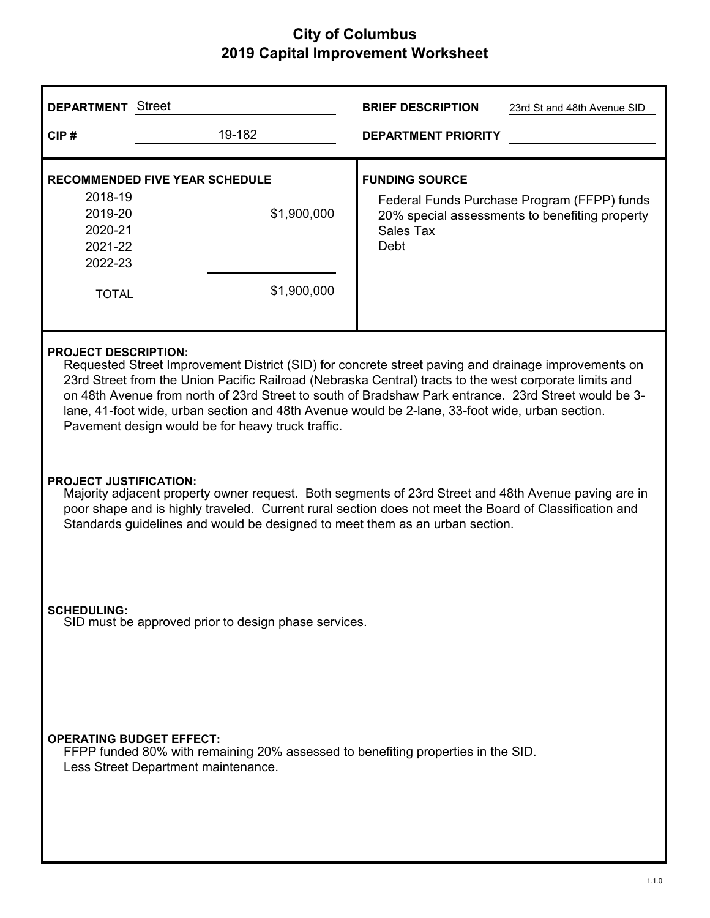# City of Columbus
## 2019 Capital Improvement Worksheet

**DEPARTMENT** Street

**CIP #** 19-182

**BRIEF DESCRIPTION** 23rd St and 48th Avenue SID

**DEPARTMENT PRIORITY**

**RECOMMENDED FIVE YEAR SCHEDULE**

| Year | Amount |
|---|---|
| 2018-19 | |
| 2019-20 | $1,900,000 |
| 2020-21 | |
| 2021-22 | |
| 2022-23 | |
| TOTAL | $1,900,000 |

**FUNDING SOURCE**

Federal Funds Purchase Program (FFPP) funds
20% special assessments to benefiting property
Sales Tax
Debt

**PROJECT DESCRIPTION:**

Requested Street Improvement District (SID) for concrete street paving and drainage improvements on 23rd Street from the Union Pacific Railroad (Nebraska Central) tracts to the west corporate limits and on 48th Avenue from north of 23rd Street to south of Bradshaw Park entrance. 23rd Street would be 3-lane, 41-foot wide, urban section and 48th Avenue would be 2-lane, 33-foot wide, urban section. Pavement design would be for heavy truck traffic.

**PROJECT JUSTIFICATION:**

Majority adjacent property owner request. Both segments of 23rd Street and 48th Avenue paving are in poor shape and is highly traveled. Current rural section does not meet the Board of Classification and Standards guidelines and would be designed to meet them as an urban section.

**SCHEDULING:**

SID must be approved prior to design phase services.

**OPERATING BUDGET EFFECT:**

FFPP funded 80% with remaining 20% assessed to benefiting properties in the SID.
Less Street Department maintenance.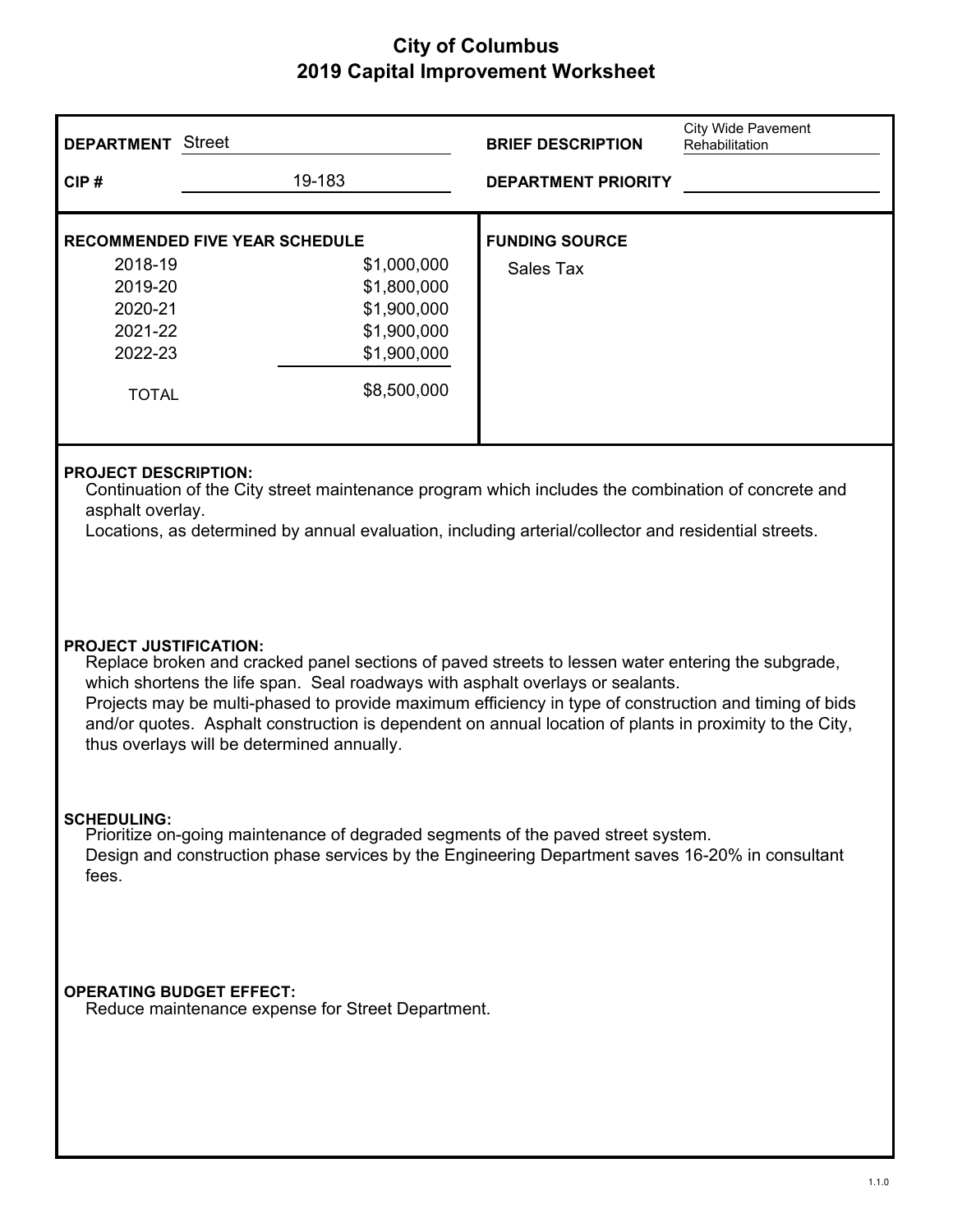# City of Columbus
## 2019 Capital Improvement Worksheet

**DEPARTMENT** Street

**CIP #** 19-183

**BRIEF DESCRIPTION** City Wide Pavement Rehabilitation

**DEPARTMENT PRIORITY**

**RECOMMENDED FIVE YEAR SCHEDULE**

| Year | Amount |
|---|---|
| 2018-19 | $1,000,000 |
| 2019-20 | $1,800,000 |
| 2020-21 | $1,900,000 |
| 2021-22 | $1,900,000 |
| 2022-23 | $1,900,000 |
| TOTAL | $8,500,000 |

**FUNDING SOURCE**

Sales Tax

**PROJECT DESCRIPTION:**

Continuation of the City street maintenance program which includes the combination of concrete and asphalt overlay.

Locations, as determined by annual evaluation, including arterial/collector and residential streets.

**PROJECT JUSTIFICATION:**

Replace broken and cracked panel sections of paved streets to lessen water entering the subgrade, which shortens the life span. Seal roadways with asphalt overlays or sealants.

Projects may be multi-phased to provide maximum efficiency in type of construction and timing of bids and/or quotes. Asphalt construction is dependent on annual location of plants in proximity to the City, thus overlays will be determined annually.

**SCHEDULING:**

Prioritize on-going maintenance of degraded segments of the paved street system.

Design and construction phase services by the Engineering Department saves 16-20% in consultant fees.

**OPERATING BUDGET EFFECT:**

Reduce maintenance expense for Street Department.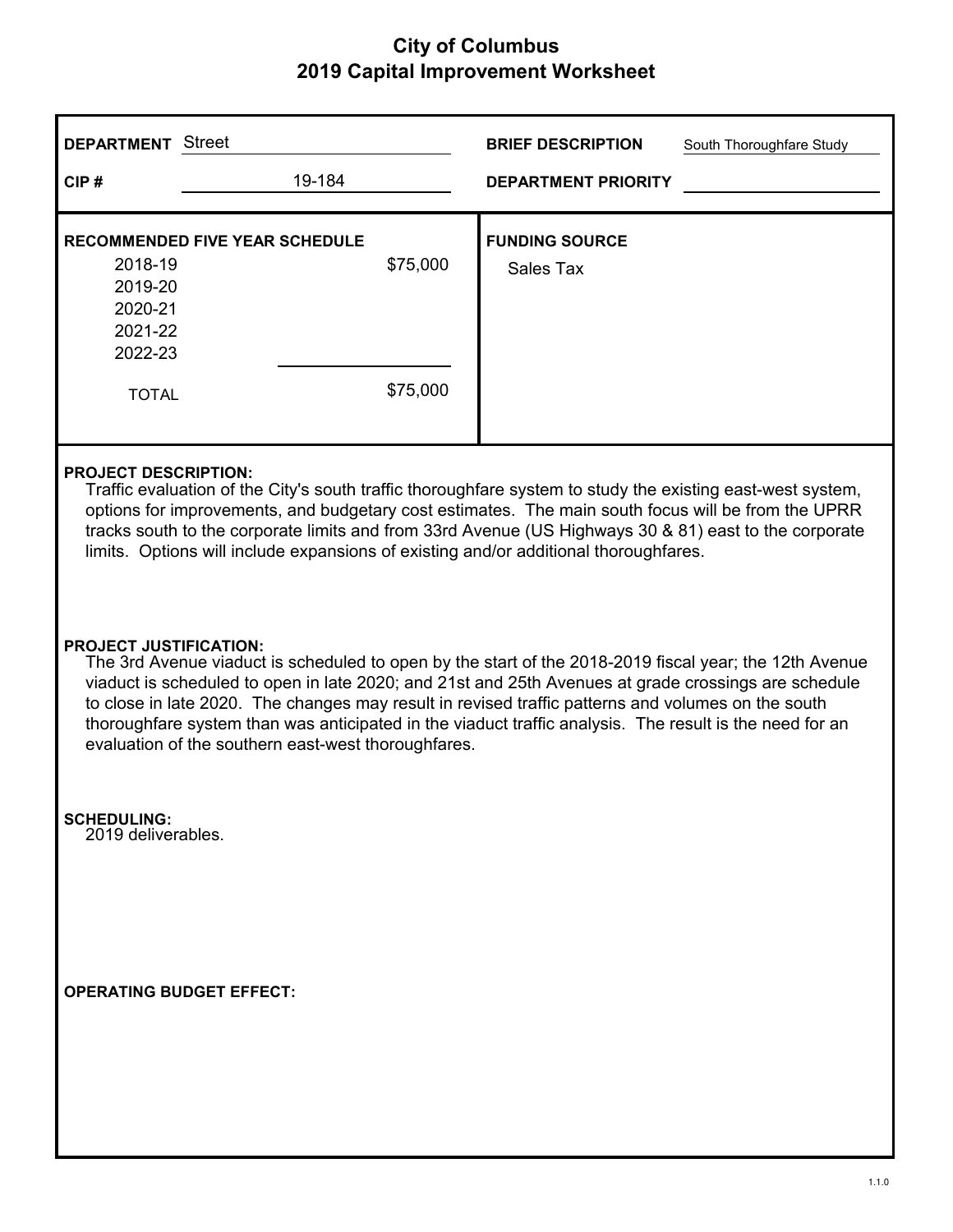# City of Columbus
## 2019 Capital Improvement Worksheet

**DEPARTMENT** Street

**CIP #** 19-184

**BRIEF DESCRIPTION** South Thoroughfare Study

**DEPARTMENT PRIORITY**

**RECOMMENDED FIVE YEAR SCHEDULE**

| Year | Amount |
|---|---|
| 2018-19 | $75,000 |
| 2019-20 | |
| 2020-21 | |
| 2021-22 | |
| 2022-23 | |
| TOTAL | $75,000 |

**FUNDING SOURCE**

Sales Tax

**PROJECT DESCRIPTION:**

Traffic evaluation of the City's south traffic thoroughfare system to study the existing east-west system, options for improvements, and budgetary cost estimates. The main south focus will be from the UPRR tracks south to the corporate limits and from 33rd Avenue (US Highways 30 & 81) east to the corporate limits. Options will include expansions of existing and/or additional thoroughfares.

**PROJECT JUSTIFICATION:**

The 3rd Avenue viaduct is scheduled to open by the start of the 2018-2019 fiscal year; the 12th Avenue viaduct is scheduled to open in late 2020; and 21st and 25th Avenues at grade crossings are schedule to close in late 2020. The changes may result in revised traffic patterns and volumes on the south thoroughfare system than was anticipated in the viaduct traffic analysis. The result is the need for an evaluation of the southern east-west thoroughfares.

**SCHEDULING:**

2019 deliverables.

**OPERATING BUDGET EFFECT:**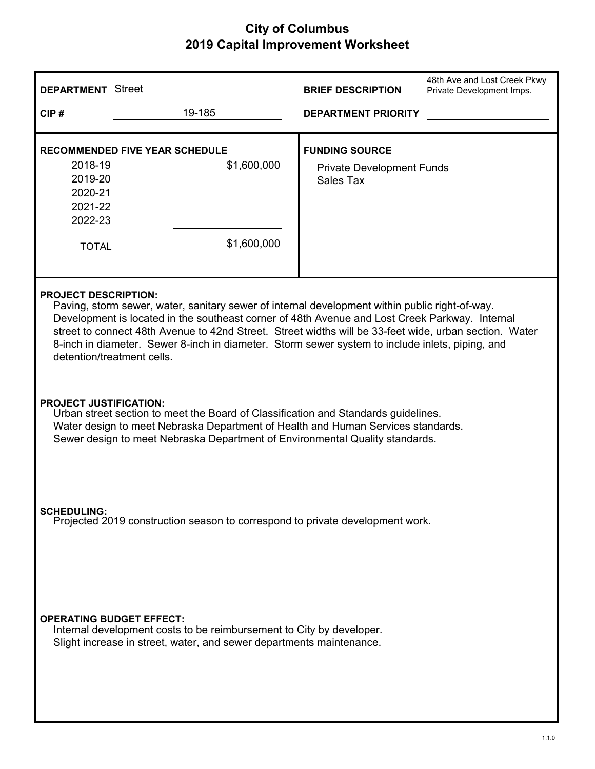# City of Columbus
## 2019 Capital Improvement Worksheet

| | | | |
|---|---|---|---|
| **DEPARTMENT** | Street | **BRIEF DESCRIPTION** | 48th Ave and Lost Creek Pkwy Private Development Imps. |
| **CIP #** | 19-185 | **DEPARTMENT PRIORITY** | |

**RECOMMENDED FIVE YEAR SCHEDULE**

| Year | Amount |
|---|---|
| 2018-19 | $1,600,000 |
| 2019-20 | |
| 2020-21 | |
| 2021-22 | |
| 2022-23 | |
| TOTAL | $1,600,000 |

**FUNDING SOURCE**

Private Development Funds
Sales Tax

**PROJECT DESCRIPTION:**

Paving, storm sewer, water, sanitary sewer of internal development within public right-of-way. Development is located in the southeast corner of 48th Avenue and Lost Creek Parkway. Internal street to connect 48th Avenue to 42nd Street. Street widths will be 33-feet wide, urban section. Water 8-inch in diameter. Sewer 8-inch in diameter. Storm sewer system to include inlets, piping, and detention/treatment cells.

**PROJECT JUSTIFICATION:**

Urban street section to meet the Board of Classification and Standards guidelines.
Water design to meet Nebraska Department of Health and Human Services standards.
Sewer design to meet Nebraska Department of Environmental Quality standards.

**SCHEDULING:**

Projected 2019 construction season to correspond to private development work.

**OPERATING BUDGET EFFECT:**

Internal development costs to be reimbursement to City by developer.
Slight increase in street, water, and sewer departments maintenance.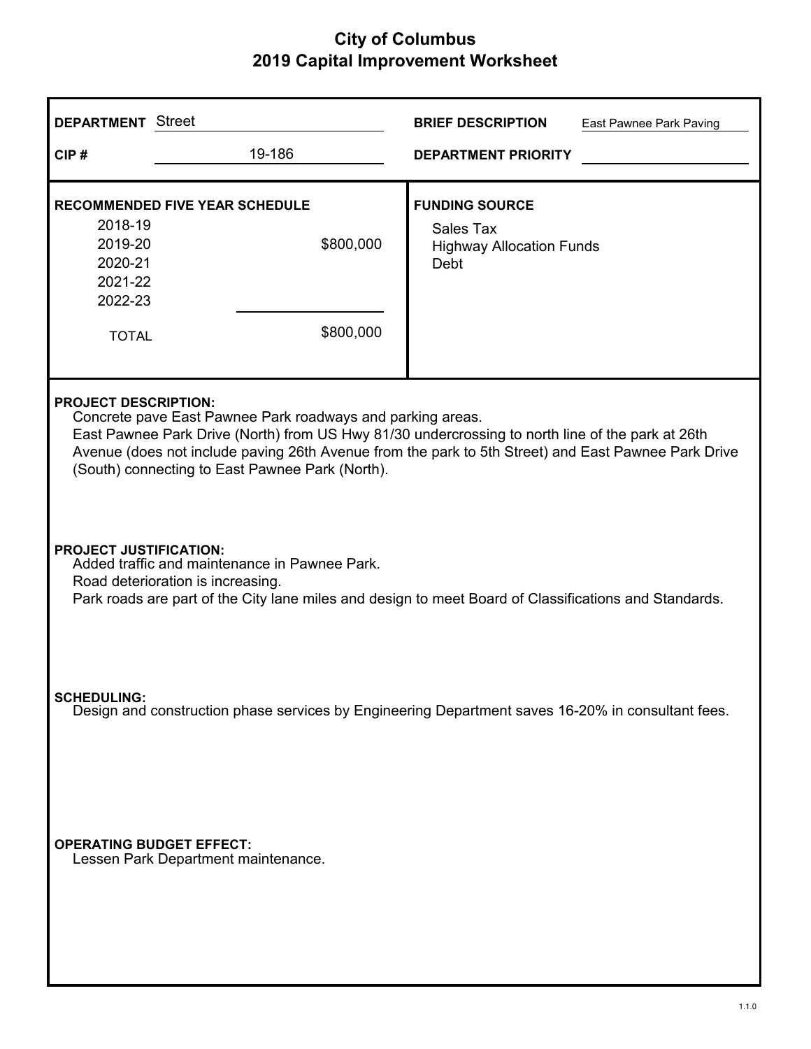# City of Columbus
## 2019 Capital Improvement Worksheet

**DEPARTMENT** Street

**CIP #** 19-186

**BRIEF DESCRIPTION** East Pawnee Park Paving

**DEPARTMENT PRIORITY**

**RECOMMENDED FIVE YEAR SCHEDULE**

| Year | Amount |
|---|---|
| 2018-19 | |
| 2019-20 | $800,000 |
| 2020-21 | |
| 2021-22 | |
| 2022-23 | |
| TOTAL | $800,000 |

**FUNDING SOURCE**

Sales Tax
Highway Allocation Funds
Debt

**PROJECT DESCRIPTION:**

Concrete pave East Pawnee Park roadways and parking areas.
East Pawnee Park Drive (North) from US Hwy 81/30 undercrossing to north line of the park at 26th Avenue (does not include paving 26th Avenue from the park to 5th Street) and East Pawnee Park Drive (South) connecting to East Pawnee Park (North).

**PROJECT JUSTIFICATION:**

Added traffic and maintenance in Pawnee Park.
Road deterioration is increasing.
Park roads are part of the City lane miles and design to meet Board of Classifications and Standards.

**SCHEDULING:**

Design and construction phase services by Engineering Department saves 16-20% in consultant fees.

**OPERATING BUDGET EFFECT:**

Lessen Park Department maintenance.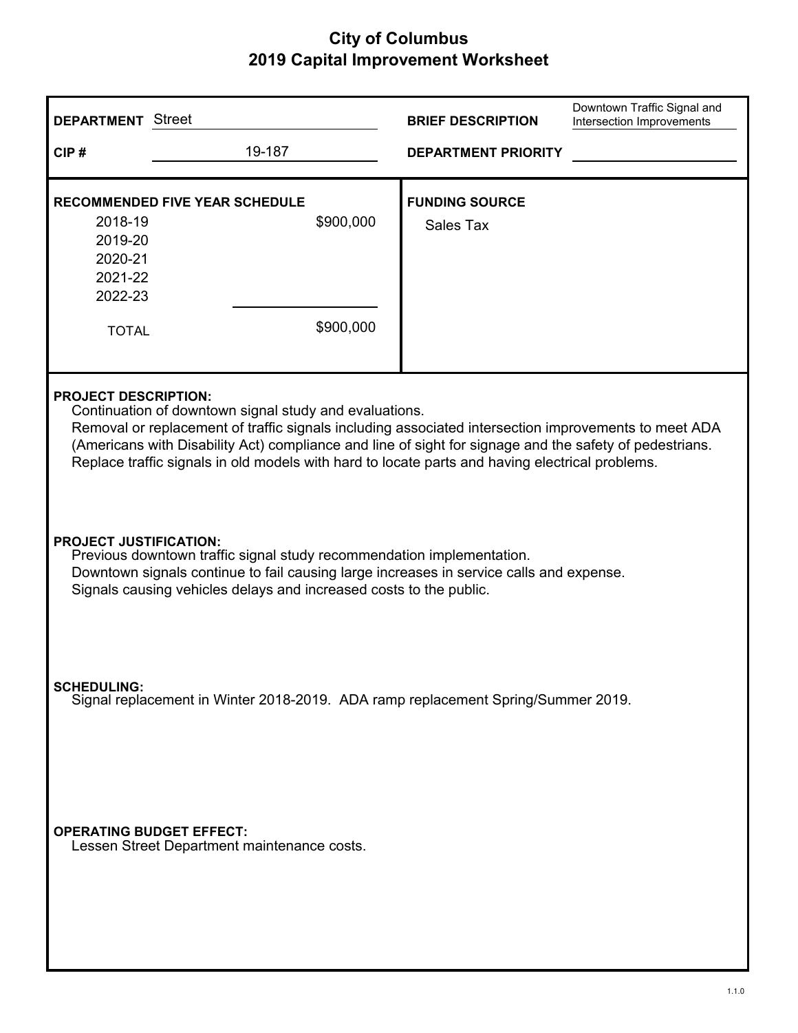# City of Columbus
## 2019 Capital Improvement Worksheet

| | | | |
|---|---|---|---|
| **DEPARTMENT** | Street | **BRIEF DESCRIPTION** | Downtown Traffic Signal and Intersection Improvements |
| **CIP #** | 19-187 | **DEPARTMENT PRIORITY** | |

**RECOMMENDED FIVE YEAR SCHEDULE**

| | |
|---|---|
| 2018-19 | $900,000 |
| 2019-20 | |
| 2020-21 | |
| 2021-22 | |
| 2022-23 | |
| TOTAL | $900,000 |

**FUNDING SOURCE**

Sales Tax

**PROJECT DESCRIPTION:**

Continuation of downtown signal study and evaluations.
Removal or replacement of traffic signals including associated intersection improvements to meet ADA (Americans with Disability Act) compliance and line of sight for signage and the safety of pedestrians.
Replace traffic signals in old models with hard to locate parts and having electrical problems.

**PROJECT JUSTIFICATION:**

Previous downtown traffic signal study recommendation implementation.
Downtown signals continue to fail causing large increases in service calls and expense.
Signals causing vehicles delays and increased costs to the public.

**SCHEDULING:**

Signal replacement in Winter 2018-2019. ADA ramp replacement Spring/Summer 2019.

**OPERATING BUDGET EFFECT:**

Lessen Street Department maintenance costs.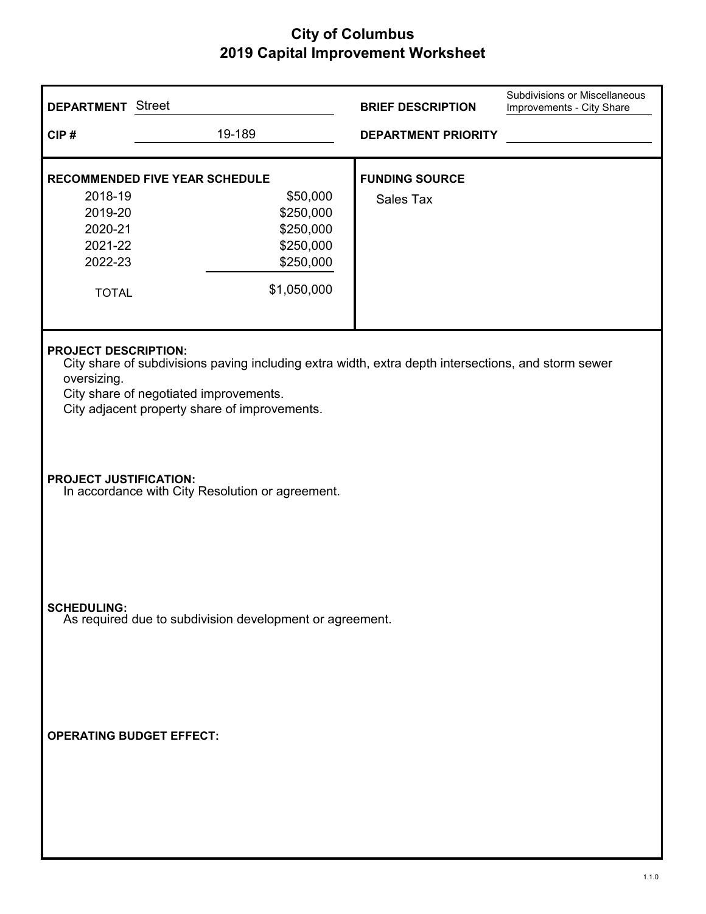# City of Columbus
## 2019 Capital Improvement Worksheet

**DEPARTMENT** Street

**BRIEF DESCRIPTION** Subdivisions or Miscellaneous Improvements - City Share

**CIP #** 19-189

**DEPARTMENT PRIORITY**

**RECOMMENDED FIVE YEAR SCHEDULE**

| Year | Amount |
|---|---|
| 2018-19 | $50,000 |
| 2019-20 | $250,000 |
| 2020-21 | $250,000 |
| 2021-22 | $250,000 |
| 2022-23 | $250,000 |
| TOTAL | $1,050,000 |

**FUNDING SOURCE**

Sales Tax

**PROJECT DESCRIPTION:**

City share of subdivisions paving including extra width, extra depth intersections, and storm sewer oversizing.

City share of negotiated improvements.

City adjacent property share of improvements.

**PROJECT JUSTIFICATION:**

In accordance with City Resolution or agreement.

**SCHEDULING:**

As required due to subdivision development or agreement.

**OPERATING BUDGET EFFECT:**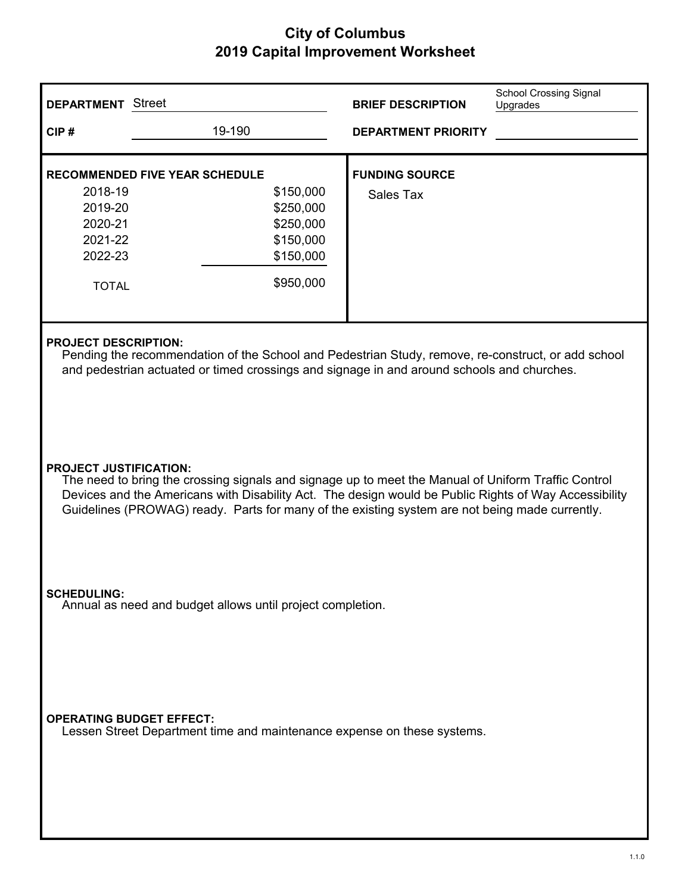# City of Columbus
# 2019 Capital Improvement Worksheet

**DEPARTMENT** Street

**CIP #** 19-190

**BRIEF DESCRIPTION** School Crossing Signal Upgrades

**DEPARTMENT PRIORITY**

**RECOMMENDED FIVE YEAR SCHEDULE**

| Year | Amount |
|---|---|
| 2018-19 | $150,000 |
| 2019-20 | $250,000 |
| 2020-21 | $250,000 |
| 2021-22 | $150,000 |
| 2022-23 | $150,000 |
| TOTAL | $950,000 |

**FUNDING SOURCE**

Sales Tax

**PROJECT DESCRIPTION:**

Pending the recommendation of the School and Pedestrian Study, remove, re-construct, or add school and pedestrian actuated or timed crossings and signage in and around schools and churches.

**PROJECT JUSTIFICATION:**

The need to bring the crossing signals and signage up to meet the Manual of Uniform Traffic Control Devices and the Americans with Disability Act. The design would be Public Rights of Way Accessibility Guidelines (PROWAG) ready. Parts for many of the existing system are not being made currently.

**SCHEDULING:**

Annual as need and budget allows until project completion.

**OPERATING BUDGET EFFECT:**

Lessen Street Department time and maintenance expense on these systems.

1.1.0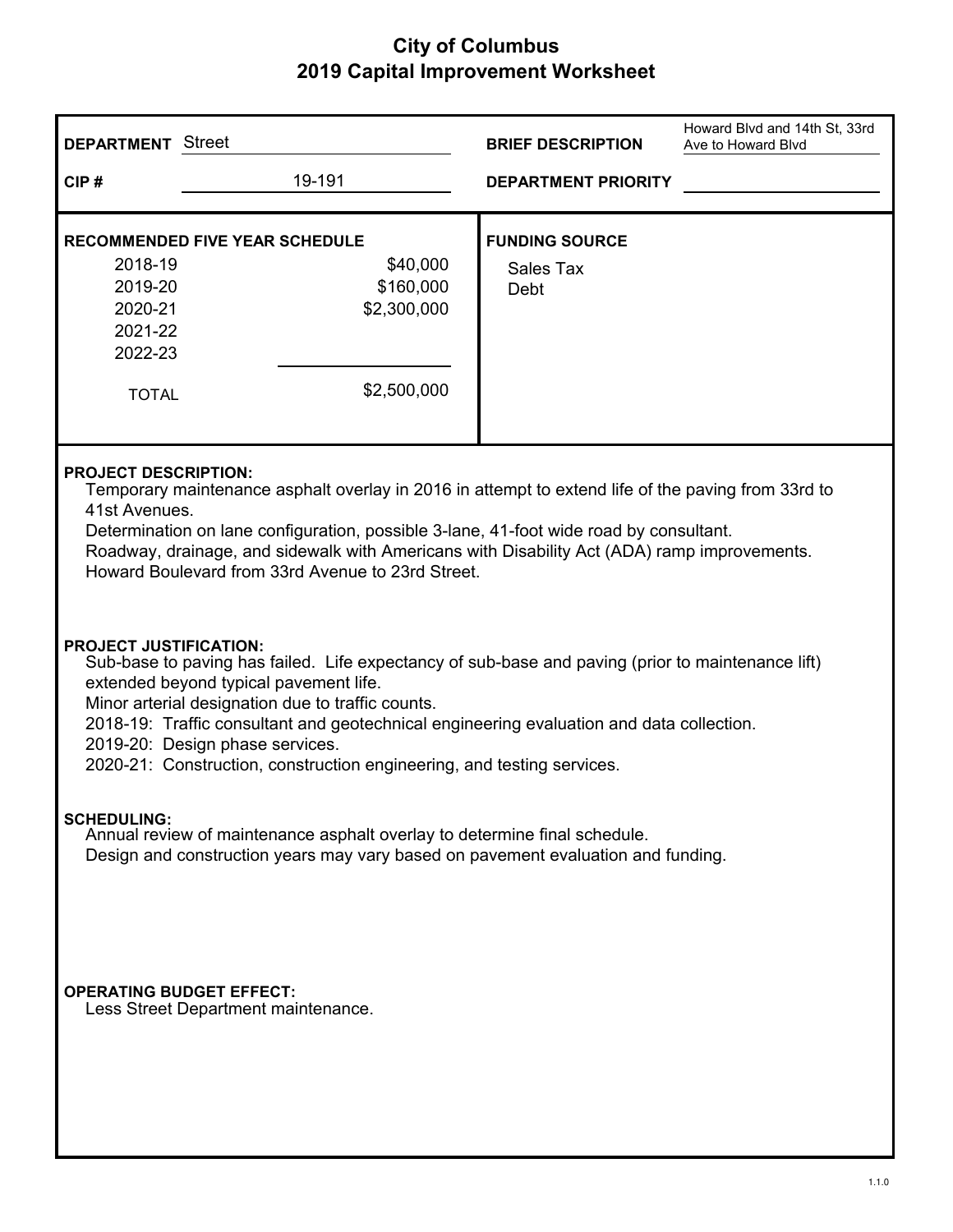# City of Columbus
## 2019 Capital Improvement Worksheet

| | | | |
|---|---|---|---|
| **DEPARTMENT** | Street | **BRIEF DESCRIPTION** | Howard Blvd and 14th St, 33rd Ave to Howard Blvd |
| **CIP #** | 19-191 | **DEPARTMENT PRIORITY** | |

**RECOMMENDED FIVE YEAR SCHEDULE**

| Year | Amount |
|---|---|
| 2018-19 | $40,000 |
| 2019-20 | $160,000 |
| 2020-21 | $2,300,000 |
| 2021-22 | |
| 2022-23 | |
| TOTAL | $2,500,000 |

**FUNDING SOURCE**

Sales Tax
Debt

**PROJECT DESCRIPTION:**

Temporary maintenance asphalt overlay in 2016 in attempt to extend life of the paving from 33rd to 41st Avenues.
Determination on lane configuration, possible 3-lane, 41-foot wide road by consultant.
Roadway, drainage, and sidewalk with Americans with Disability Act (ADA) ramp improvements.
Howard Boulevard from 33rd Avenue to 23rd Street.

**PROJECT JUSTIFICATION:**

Sub-base to paving has failed. Life expectancy of sub-base and paving (prior to maintenance lift) extended beyond typical pavement life.
Minor arterial designation due to traffic counts.
2018-19: Traffic consultant and geotechnical engineering evaluation and data collection.
2019-20: Design phase services.
2020-21: Construction, construction engineering, and testing services.

**SCHEDULING:**

Annual review of maintenance asphalt overlay to determine final schedule.
Design and construction years may vary based on pavement evaluation and funding.

**OPERATING BUDGET EFFECT:**

Less Street Department maintenance.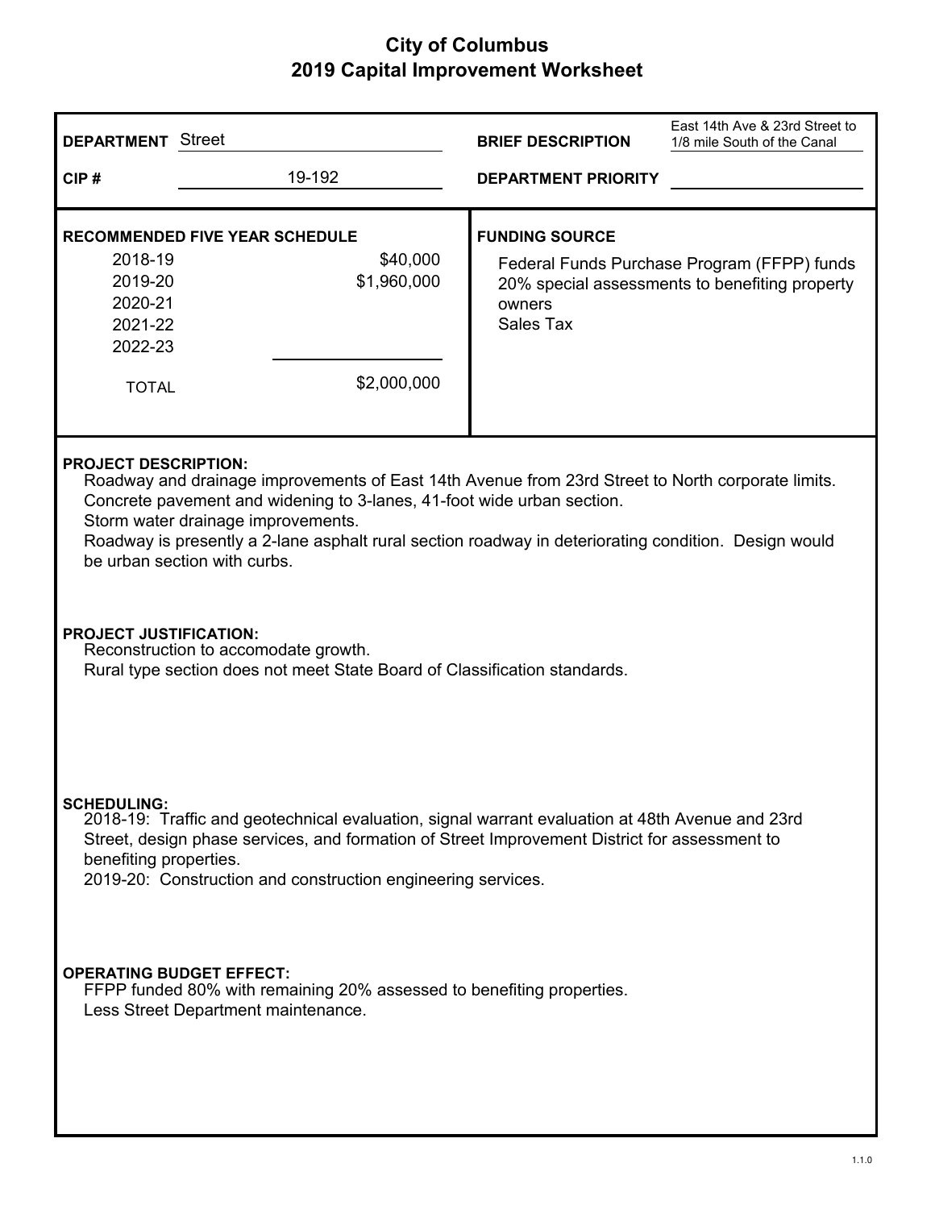# City of Columbus
## 2019 Capital Improvement Worksheet

**DEPARTMENT** Street

**BRIEF DESCRIPTION** East 14th Ave & 23rd Street to 1/8 mile South of the Canal

**CIP #** 19-192

**DEPARTMENT PRIORITY**

**RECOMMENDED FIVE YEAR SCHEDULE**

| Year | Amount |
|---|---|
| 2018-19 | $40,000 |
| 2019-20 | $1,960,000 |
| 2020-21 | |
| 2021-22 | |
| 2022-23 | |
| TOTAL | $2,000,000 |

**FUNDING SOURCE**

Federal Funds Purchase Program (FFPP) funds
20% special assessments to benefiting property owners
Sales Tax

**PROJECT DESCRIPTION:**

Roadway and drainage improvements of East 14th Avenue from 23rd Street to North corporate limits.
Concrete pavement and widening to 3-lanes, 41-foot wide urban section.
Storm water drainage improvements.
Roadway is presently a 2-lane asphalt rural section roadway in deteriorating condition. Design would be urban section with curbs.

**PROJECT JUSTIFICATION:**

Reconstruction to accomodate growth.
Rural type section does not meet State Board of Classification standards.

**SCHEDULING:**

2018-19: Traffic and geotechnical evaluation, signal warrant evaluation at 48th Avenue and 23rd Street, design phase services, and formation of Street Improvement District for assessment to benefiting properties.
2019-20: Construction and construction engineering services.

**OPERATING BUDGET EFFECT:**

FFPP funded 80% with remaining 20% assessed to benefiting properties.
Less Street Department maintenance.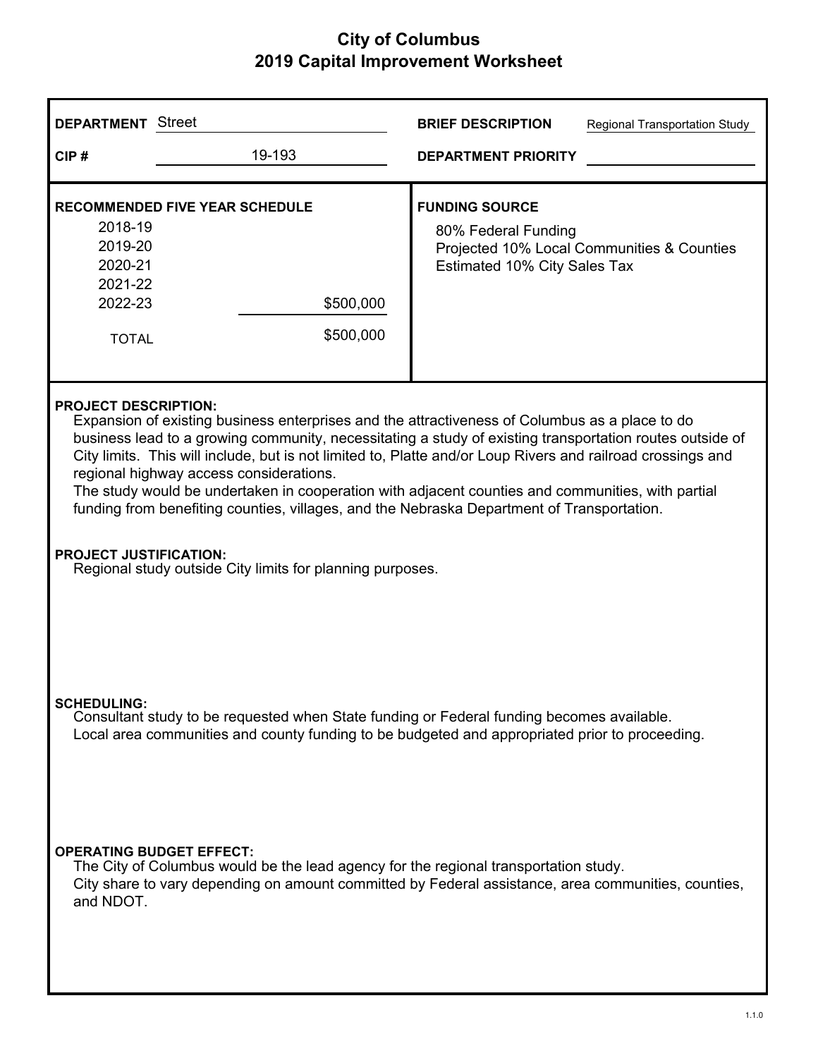# City of Columbus
## 2019 Capital Improvement Worksheet

**DEPARTMENT** Street

**CIP #** 19-193

**BRIEF DESCRIPTION** Regional Transportation Study

**DEPARTMENT PRIORITY**

**RECOMMENDED FIVE YEAR SCHEDULE**

| Year | Amount |
|---|---|
| 2018-19 | |
| 2019-20 | |
| 2020-21 | |
| 2021-22 | |
| 2022-23 | $500,000 |
| TOTAL | $500,000 |

**FUNDING SOURCE**

80% Federal Funding
Projected 10% Local Communities & Counties
Estimated 10% City Sales Tax

**PROJECT DESCRIPTION:**

Expansion of existing business enterprises and the attractiveness of Columbus as a place to do business lead to a growing community, necessitating a study of existing transportation routes outside of City limits. This will include, but is not limited to, Platte and/or Loup Rivers and railroad crossings and regional highway access considerations.
The study would be undertaken in cooperation with adjacent counties and communities, with partial funding from benefiting counties, villages, and the Nebraska Department of Transportation.

**PROJECT JUSTIFICATION:**

Regional study outside City limits for planning purposes.

**SCHEDULING:**

Consultant study to be requested when State funding or Federal funding becomes available.
Local area communities and county funding to be budgeted and appropriated prior to proceeding.

**OPERATING BUDGET EFFECT:**

The City of Columbus would be the lead agency for the regional transportation study.
City share to vary depending on amount committed by Federal assistance, area communities, counties, and NDOT.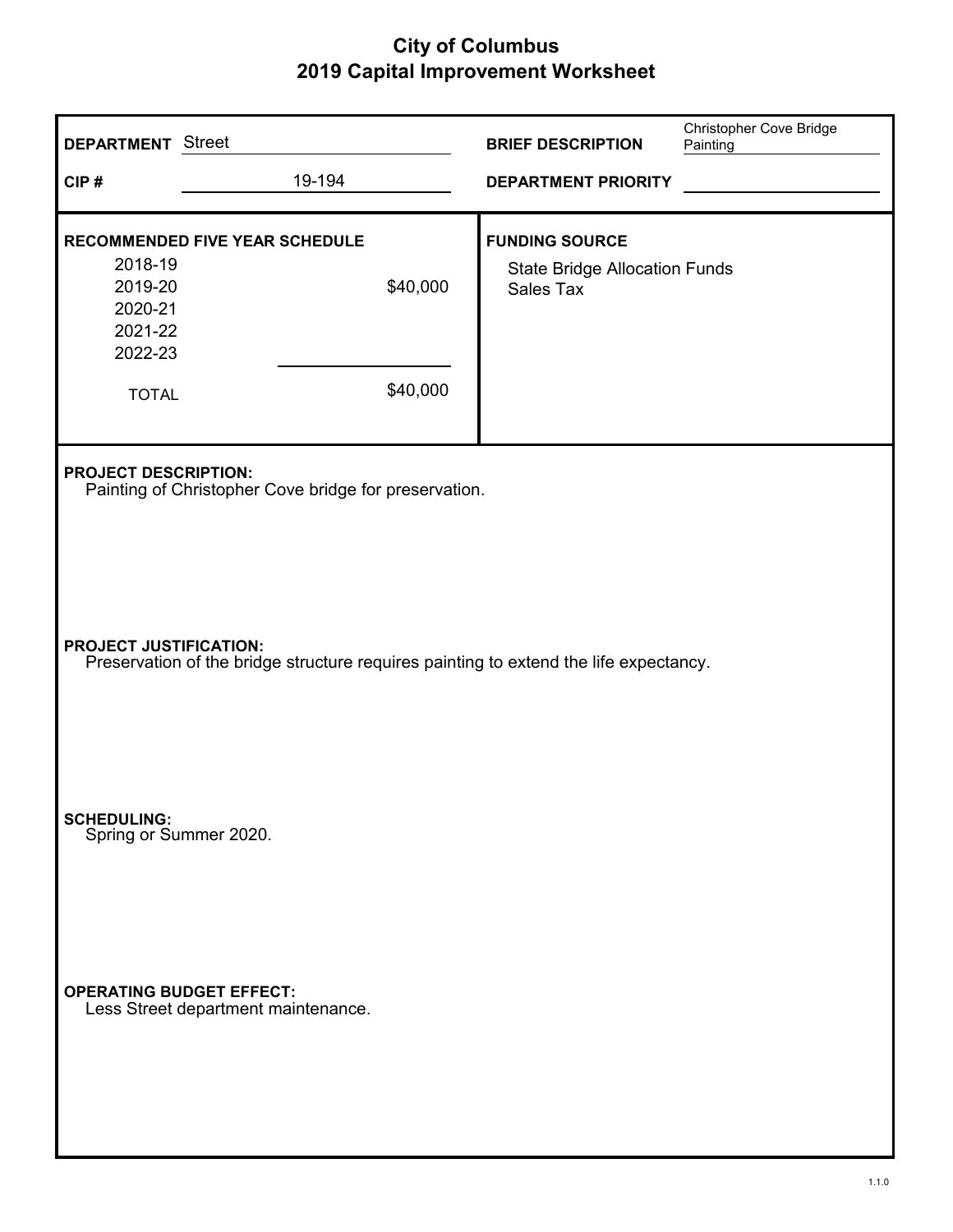# City of Columbus
## 2019 Capital Improvement Worksheet

**DEPARTMENT** Street

**CIP #** 19-194

**BRIEF DESCRIPTION** Christopher Cove Bridge Painting

**DEPARTMENT PRIORITY**

**RECOMMENDED FIVE YEAR SCHEDULE**

| Year | Amount |
|---|---|
| 2018-19 | |
| 2019-20 | $40,000 |
| 2020-21 | |
| 2021-22 | |
| 2022-23 | |
| TOTAL | $40,000 |

**FUNDING SOURCE**

State Bridge Allocation Funds
Sales Tax

**PROJECT DESCRIPTION:**
Painting of Christopher Cove bridge for preservation.

**PROJECT JUSTIFICATION:**
Preservation of the bridge structure requires painting to extend the life expectancy.

**SCHEDULING:**
Spring or Summer 2020.

**OPERATING BUDGET EFFECT:**
Less Street department maintenance.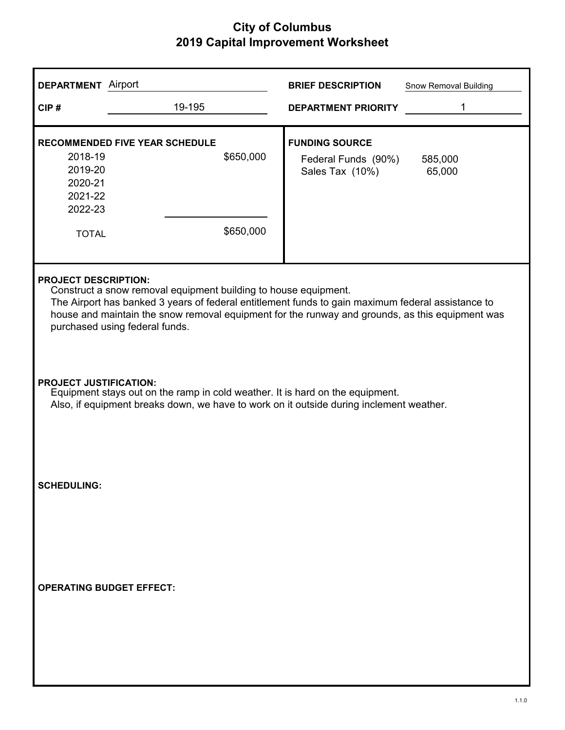# City of Columbus
## 2019 Capital Improvement Worksheet

| | | | |
|---|---|---|---|
| **DEPARTMENT** | Airport | **BRIEF DESCRIPTION** | Snow Removal Building |
| **CIP #** | 19-195 | **DEPARTMENT PRIORITY** | 1 |

**RECOMMENDED FIVE YEAR SCHEDULE**

| Year | Amount |
|---|---|
| 2018-19 | $650,000 |
| 2019-20 | |
| 2020-21 | |
| 2021-22 | |
| 2022-23 | |
| TOTAL | $650,000 |

**FUNDING SOURCE**

| Source | Amount |
|---|---|
| Federal Funds (90%) | 585,000 |
| Sales Tax (10%) | 65,000 |

**PROJECT DESCRIPTION:**

Construct a snow removal equipment building to house equipment.
The Airport has banked 3 years of federal entitlement funds to gain maximum federal assistance to house and maintain the snow removal equipment for the runway and grounds, as this equipment was purchased using federal funds.

**PROJECT JUSTIFICATION:**

Equipment stays out on the ramp in cold weather. It is hard on the equipment.
Also, if equipment breaks down, we have to work on it outside during inclement weather.

**SCHEDULING:**

**OPERATING BUDGET EFFECT:**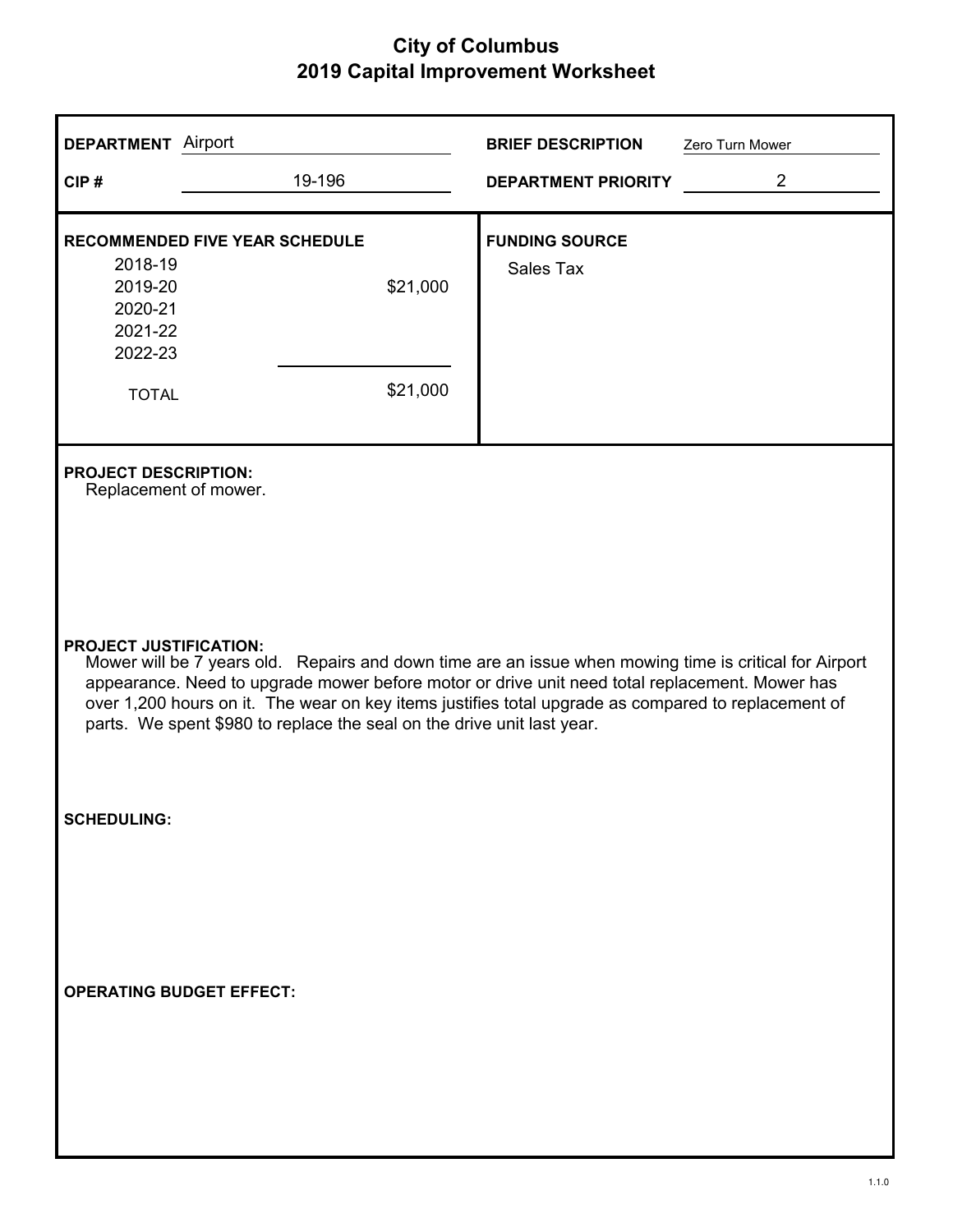# City of Columbus
## 2019 Capital Improvement Worksheet

**DEPARTMENT** Airport

**CIP #** 19-196

**BRIEF DESCRIPTION** Zero Turn Mower

**DEPARTMENT PRIORITY** 2

**RECOMMENDED FIVE YEAR SCHEDULE**

| Year | Amount |
|---|---|
| 2018-19 | |
| 2019-20 | $21,000 |
| 2020-21 | |
| 2021-22 | |
| 2022-23 | |
| TOTAL | $21,000 |

**FUNDING SOURCE**

Sales Tax

**PROJECT DESCRIPTION:**

Replacement of mower.

**PROJECT JUSTIFICATION:**

Mower will be 7 years old. Repairs and down time are an issue when mowing time is critical for Airport appearance. Need to upgrade mower before motor or drive unit need total replacement. Mower has over 1,200 hours on it. The wear on key items justifies total upgrade as compared to replacement of parts. We spent $980 to replace the seal on the drive unit last year.

**SCHEDULING:**

**OPERATING BUDGET EFFECT:**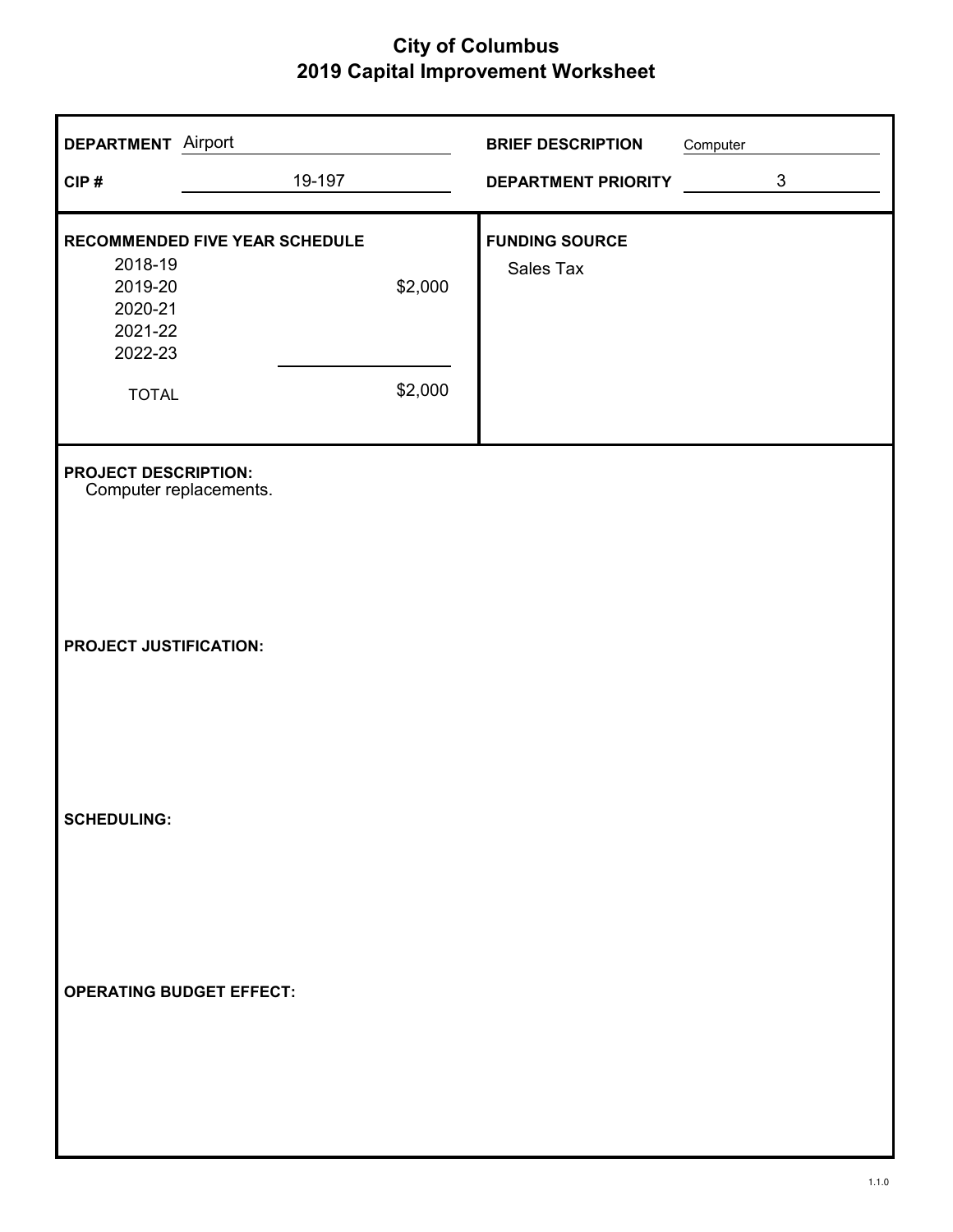# City of Columbus
## 2019 Capital Improvement Worksheet

**DEPARTMENT** Airport

**CIP #** 19-197

**BRIEF DESCRIPTION** Computer

**DEPARTMENT PRIORITY** 3

**RECOMMENDED FIVE YEAR SCHEDULE**

| Year | Amount |
|---|---|
| 2018-19 | |
| 2019-20 | $2,000 |
| 2020-21 | |
| 2021-22 | |
| 2022-23 | |
| TOTAL | $2,000 |

**FUNDING SOURCE**

Sales Tax

**PROJECT DESCRIPTION:**

Computer replacements.

**PROJECT JUSTIFICATION:**

**SCHEDULING:**

**OPERATING BUDGET EFFECT:**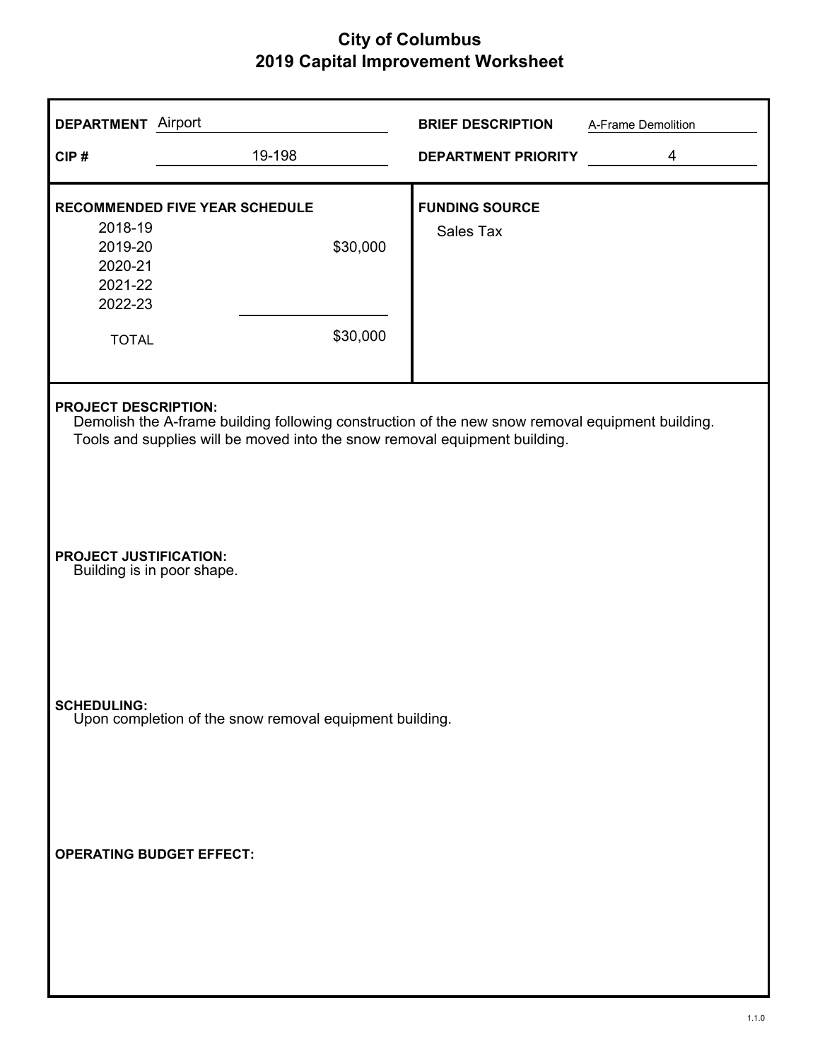# City of Columbus
## 2019 Capital Improvement Worksheet

**DEPARTMENT** Airport

**CIP #** 19-198

**BRIEF DESCRIPTION** A-Frame Demolition

**DEPARTMENT PRIORITY** 4

**RECOMMENDED FIVE YEAR SCHEDULE**

| Year | Amount |
|---|---|
| 2018-19 | |
| 2019-20 | $30,000 |
| 2020-21 | |
| 2021-22 | |
| 2022-23 | |
| TOTAL | $30,000 |

**FUNDING SOURCE**

Sales Tax

**PROJECT DESCRIPTION:**

Demolish the A-frame building following construction of the new snow removal equipment building. Tools and supplies will be moved into the snow removal equipment building.

**PROJECT JUSTIFICATION:**

Building is in poor shape.

**SCHEDULING:**

Upon completion of the snow removal equipment building.

**OPERATING BUDGET EFFECT:**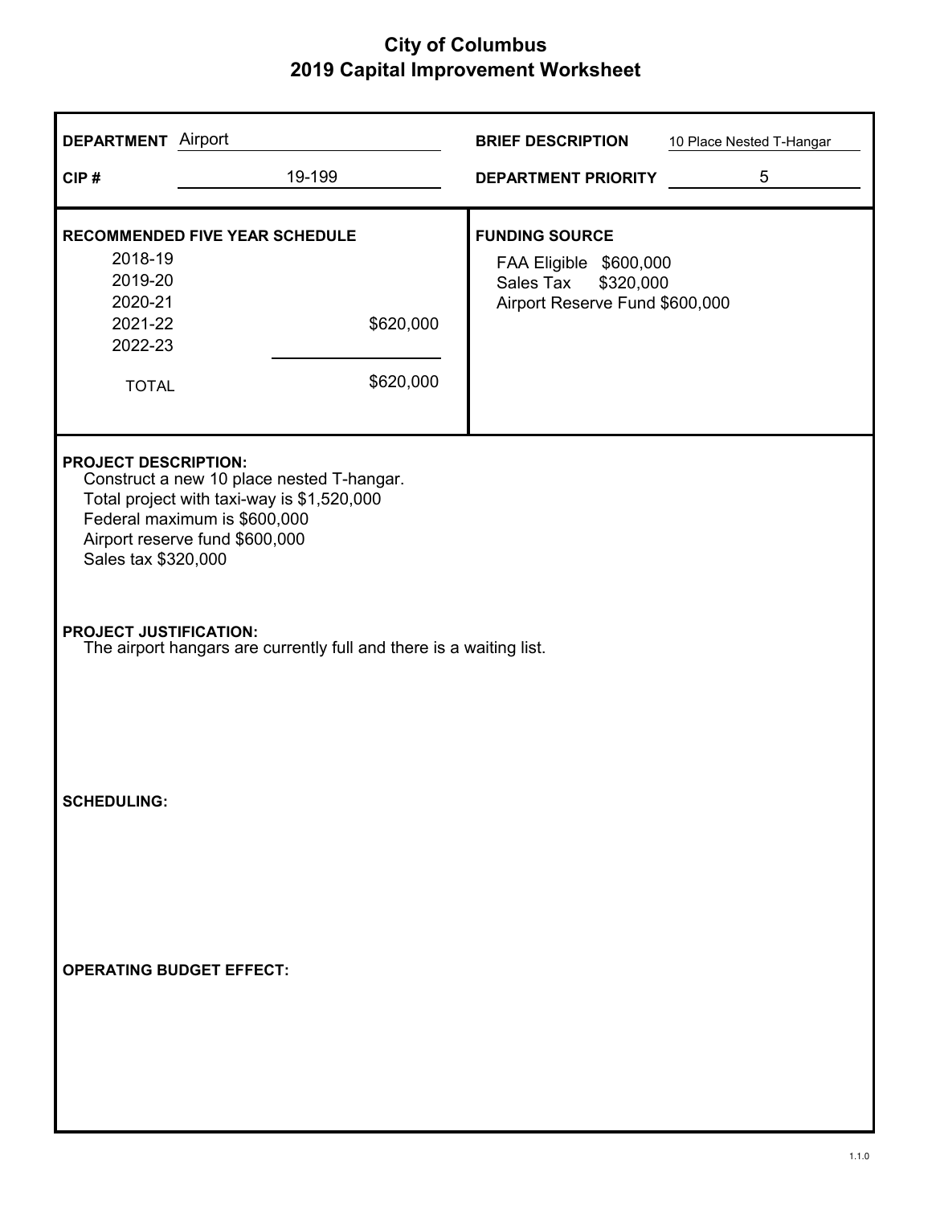# City of Columbus
## 2019 Capital Improvement Worksheet

**DEPARTMENT** Airport

**CIP #** 19-199

**BRIEF DESCRIPTION** 10 Place Nested T-Hangar

**DEPARTMENT PRIORITY** 5

**RECOMMENDED FIVE YEAR SCHEDULE**

| Year | Amount |
|---|---|
| 2018-19 | |
| 2019-20 | |
| 2020-21 | |
| 2021-22 | $620,000 |
| 2022-23 | |
| TOTAL | $620,000 |

**FUNDING SOURCE**

FAA Eligible $600,000
Sales Tax $320,000
Airport Reserve Fund $600,000

**PROJECT DESCRIPTION:**

Construct a new 10 place nested T-hangar.
Total project with taxi-way is $1,520,000
Federal maximum is $600,000
Airport reserve fund $600,000
Sales tax $320,000

**PROJECT JUSTIFICATION:**

The airport hangars are currently full and there is a waiting list.

**SCHEDULING:**

**OPERATING BUDGET EFFECT:**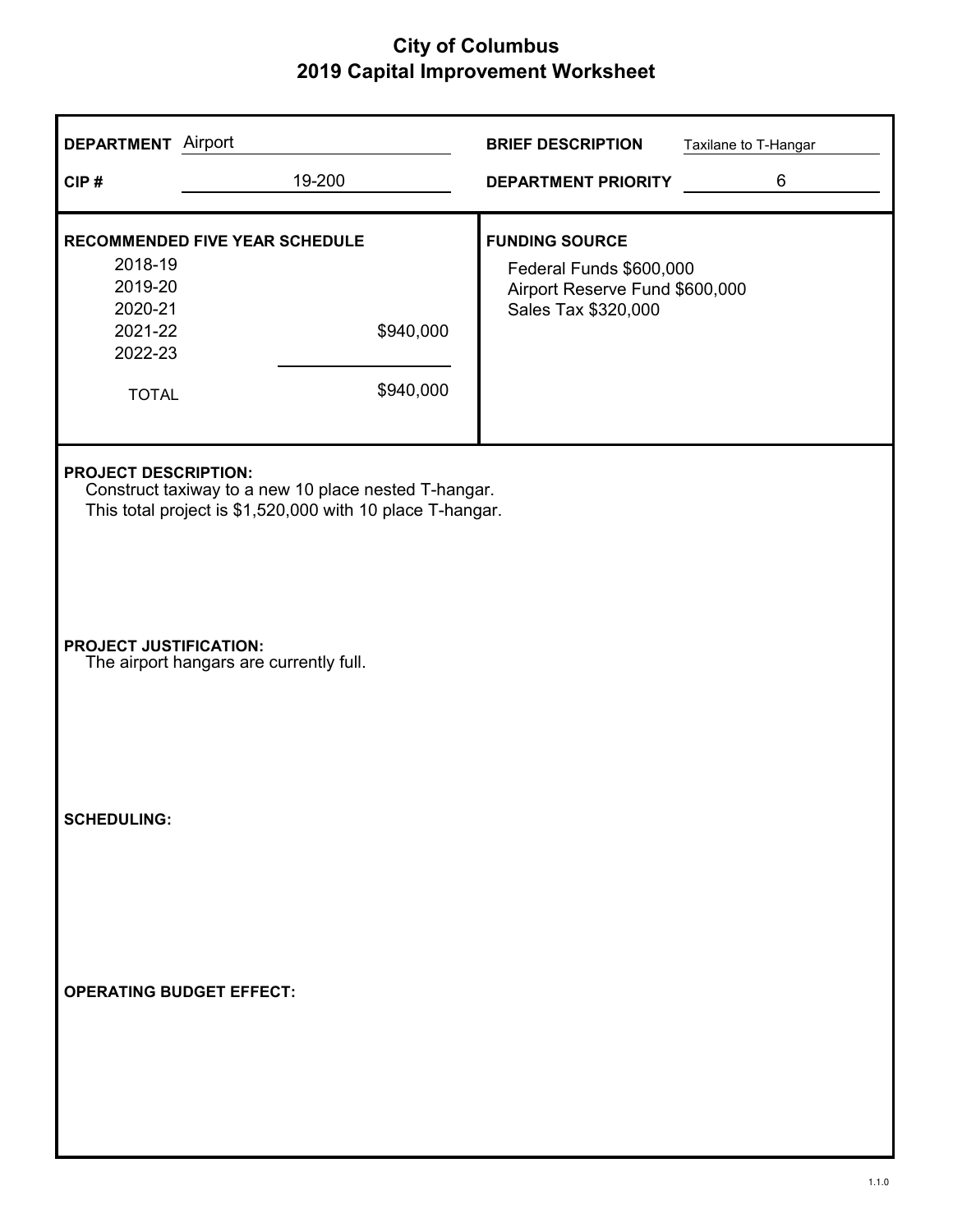# City of Columbus
## 2019 Capital Improvement Worksheet

| | | | |
|---|---|---|---|
| **DEPARTMENT** | Airport | **BRIEF DESCRIPTION** | Taxilane to T-Hangar |
| **CIP #** | 19-200 | **DEPARTMENT PRIORITY** | 6 |

**RECOMMENDED FIVE YEAR SCHEDULE**

| Year | Amount |
|---|---|
| 2018-19 | |
| 2019-20 | |
| 2020-21 | |
| 2021-22 | $940,000 |
| 2022-23 | |
| TOTAL | $940,000 |

**FUNDING SOURCE**

Federal Funds $600,000
Airport Reserve Fund $600,000
Sales Tax $320,000

**PROJECT DESCRIPTION:**
Construct taxiway to a new 10 place nested T-hangar.
This total project is $1,520,000 with 10 place T-hangar.

**PROJECT JUSTIFICATION:**
The airport hangars are currently full.

**SCHEDULING:**

**OPERATING BUDGET EFFECT:**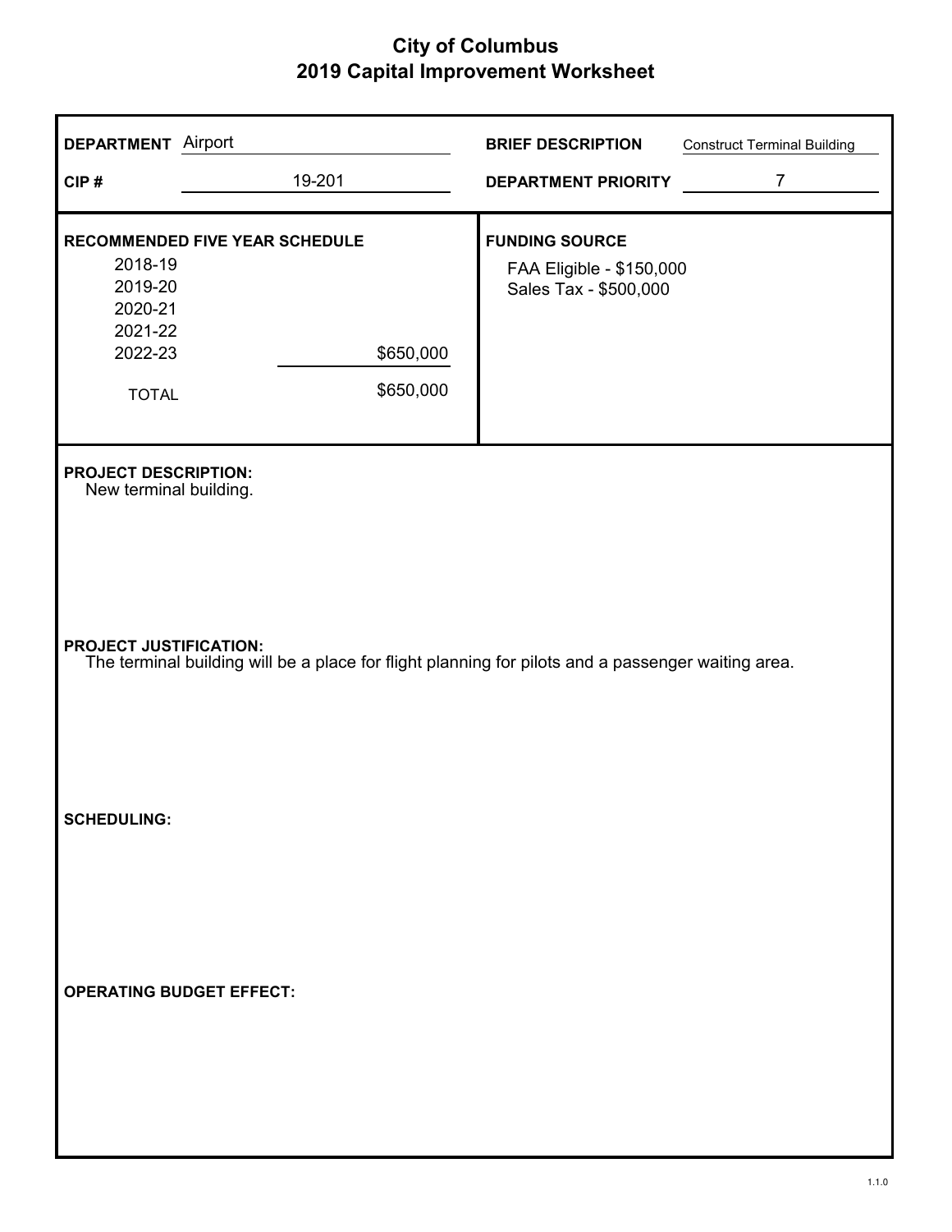# City of Columbus
## 2019 Capital Improvement Worksheet

**DEPARTMENT** Airport

**CIP #** 19-201

**BRIEF DESCRIPTION** Construct Terminal Building

**DEPARTMENT PRIORITY** 7

**RECOMMENDED FIVE YEAR SCHEDULE**

| Year | Amount |
|---|---|
| 2018-19 | |
| 2019-20 | |
| 2020-21 | |
| 2021-22 | |
| 2022-23 | $650,000 |
| TOTAL | $650,000 |

**FUNDING SOURCE**

FAA Eligible - $150,000
Sales Tax - $500,000

**PROJECT DESCRIPTION:**
New terminal building.

**PROJECT JUSTIFICATION:**
The terminal building will be a place for flight planning for pilots and a passenger waiting area.

**SCHEDULING:**

**OPERATING BUDGET EFFECT:**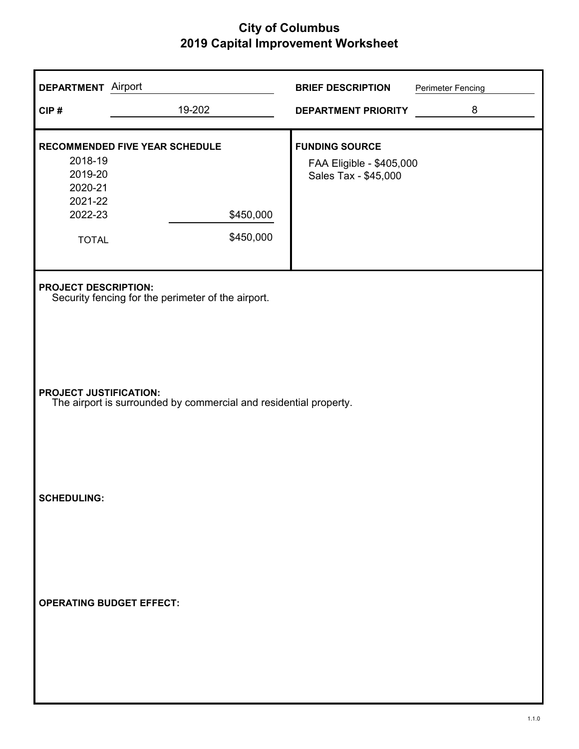# City of Columbus
## 2019 Capital Improvement Worksheet

**DEPARTMENT** Airport

**CIP #** 19-202

**BRIEF DESCRIPTION** Perimeter Fencing

**DEPARTMENT PRIORITY** 8

**RECOMMENDED FIVE YEAR SCHEDULE**

| Year | Amount |
|---|---|
| 2018-19 | |
| 2019-20 | |
| 2020-21 | |
| 2021-22 | |
| 2022-23 | $450,000 |
| TOTAL | $450,000 |

**FUNDING SOURCE**

FAA Eligible - $405,000
Sales Tax - $45,000

**PROJECT DESCRIPTION:**
Security fencing for the perimeter of the airport.

**PROJECT JUSTIFICATION:**
The airport is surrounded by commercial and residential property.

**SCHEDULING:**

**OPERATING BUDGET EFFECT:**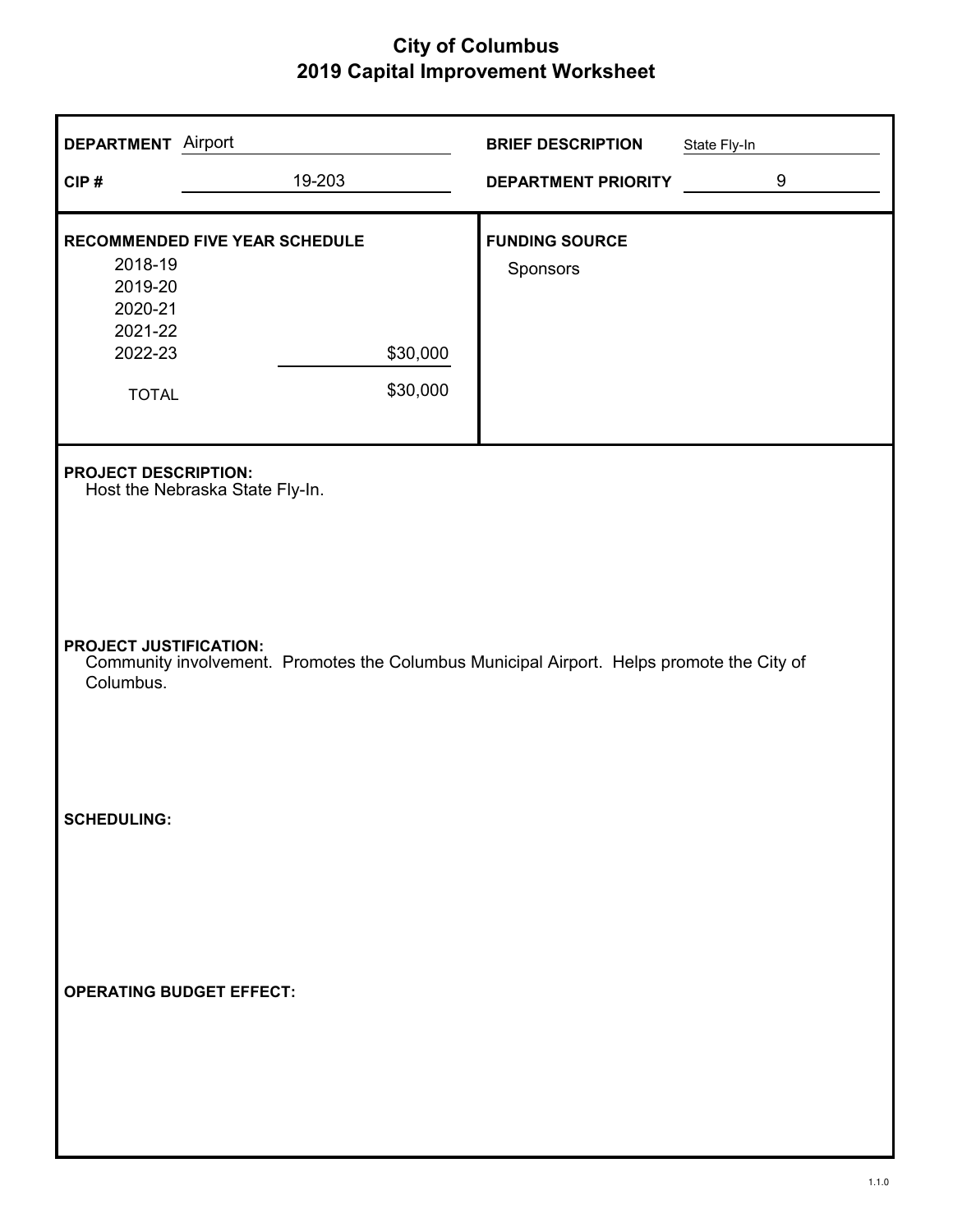# City of Columbus
## 2019 Capital Improvement Worksheet

**DEPARTMENT** Airport

**CIP #** 19-203

**BRIEF DESCRIPTION** State Fly-In

**DEPARTMENT PRIORITY** 9

**RECOMMENDED FIVE YEAR SCHEDULE**

| Year | Amount |
|---|---|
| 2018-19 | |
| 2019-20 | |
| 2020-21 | |
| 2021-22 | |
| 2022-23 | $30,000 |
| TOTAL | $30,000 |

**FUNDING SOURCE**

Sponsors

**PROJECT DESCRIPTION:**

Host the Nebraska State Fly-In.

**PROJECT JUSTIFICATION:**

Community involvement. Promotes the Columbus Municipal Airport. Helps promote the City of Columbus.

**SCHEDULING:**

**OPERATING BUDGET EFFECT:**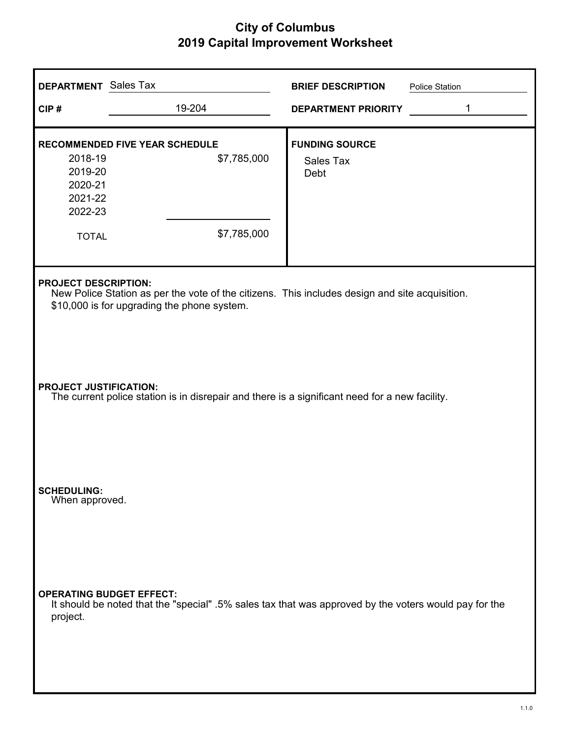# City of Columbus
## 2019 Capital Improvement Worksheet

**DEPARTMENT** Sales Tax

**CIP #** 19-204

**BRIEF DESCRIPTION** Police Station

**DEPARTMENT PRIORITY** 1

**RECOMMENDED FIVE YEAR SCHEDULE**

| Year | Amount |
|---|---|
| 2018-19 | $7,785,000 |
| 2019-20 | |
| 2020-21 | |
| 2021-22 | |
| 2022-23 | |
| TOTAL | $7,785,000 |

**FUNDING SOURCE**

Sales Tax
Debt

**PROJECT DESCRIPTION:**
New Police Station as per the vote of the citizens. This includes design and site acquisition. $10,000 is for upgrading the phone system.

**PROJECT JUSTIFICATION:**
The current police station is in disrepair and there is a significant need for a new facility.

**SCHEDULING:**
When approved.

**OPERATING BUDGET EFFECT:**
It should be noted that the "special" .5% sales tax that was approved by the voters would pay for the project.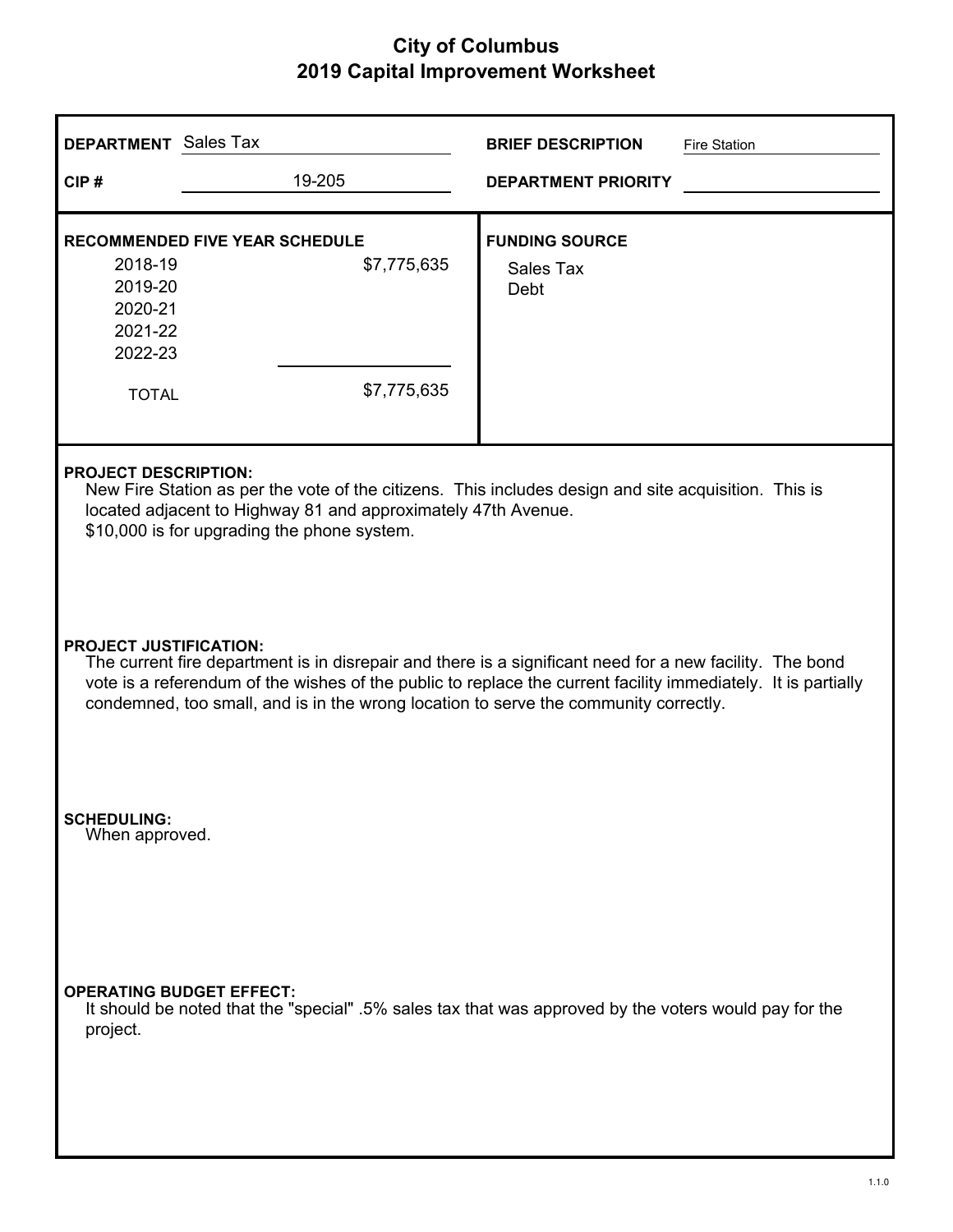# City of Columbus
## 2019 Capital Improvement Worksheet

**DEPARTMENT** Sales Tax

**CIP #** 19-205

**BRIEF DESCRIPTION** Fire Station

**DEPARTMENT PRIORITY**

**RECOMMENDED FIVE YEAR SCHEDULE**

| Year | Amount |
|---|---|
| 2018-19 | $7,775,635 |
| 2019-20 | |
| 2020-21 | |
| 2021-22 | |
| 2022-23 | |
| TOTAL | $7,775,635 |

**FUNDING SOURCE**

Sales Tax
Debt

**PROJECT DESCRIPTION:**

New Fire Station as per the vote of the citizens. This includes design and site acquisition. This is located adjacent to Highway 81 and approximately 47th Avenue.
$10,000 is for upgrading the phone system.

**PROJECT JUSTIFICATION:**

The current fire department is in disrepair and there is a significant need for a new facility. The bond vote is a referendum of the wishes of the public to replace the current facility immediately. It is partially condemned, too small, and is in the wrong location to serve the community correctly.

**SCHEDULING:**

When approved.

**OPERATING BUDGET EFFECT:**

It should be noted that the "special" .5% sales tax that was approved by the voters would pay for the project.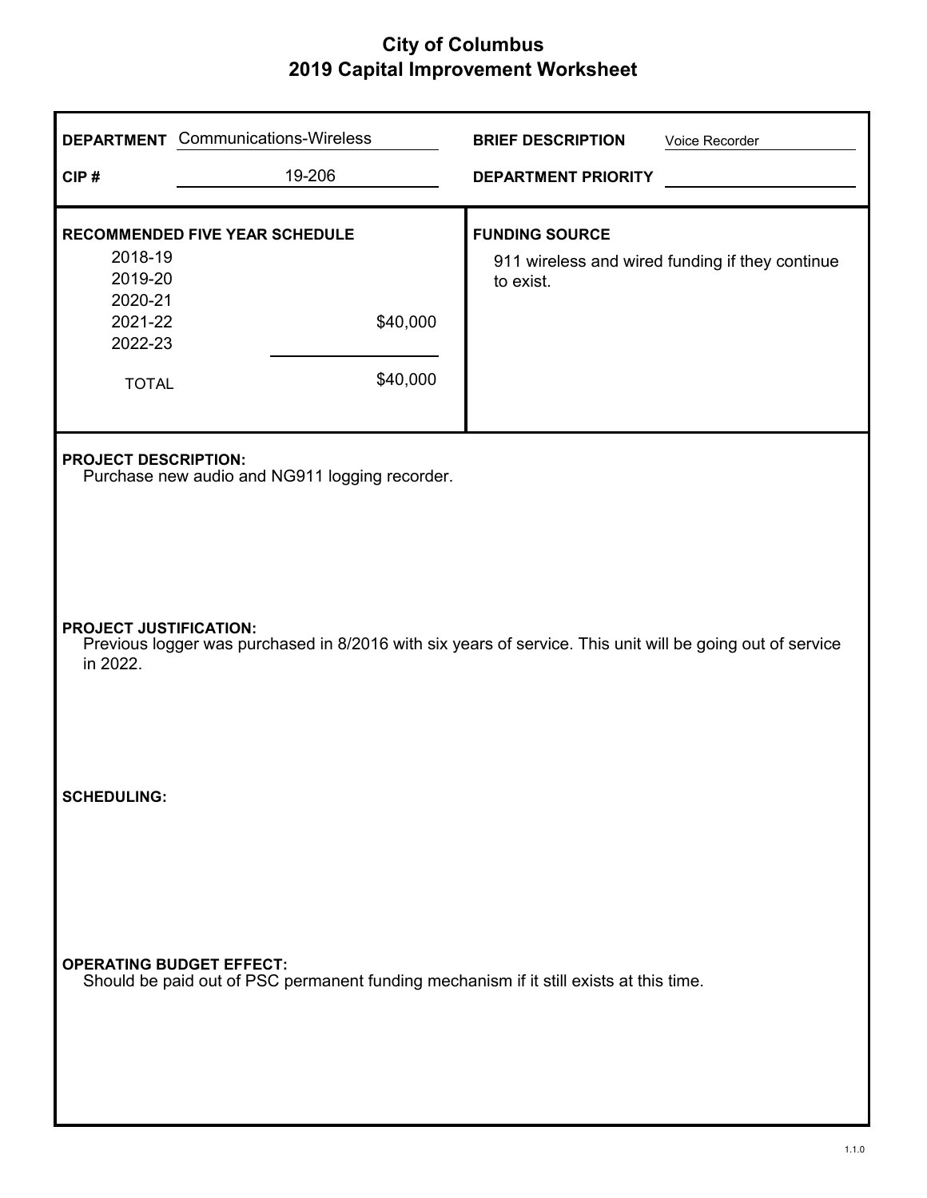# City of Columbus
## 2019 Capital Improvement Worksheet

**DEPARTMENT** Communications-Wireless

**CIP #** 19-206

**BRIEF DESCRIPTION** Voice Recorder

**DEPARTMENT PRIORITY**

**RECOMMENDED FIVE YEAR SCHEDULE**

| Year | Amount |
|---|---|
| 2018-19 | |
| 2019-20 | |
| 2020-21 | |
| 2021-22 | $40,000 |
| 2022-23 | |
| TOTAL | $40,000 |

**FUNDING SOURCE**

911 wireless and wired funding if they continue to exist.

**PROJECT DESCRIPTION:**

Purchase new audio and NG911 logging recorder.

**PROJECT JUSTIFICATION:**

Previous logger was purchased in 8/2016 with six years of service. This unit will be going out of service in 2022.

**SCHEDULING:**

**OPERATING BUDGET EFFECT:**

Should be paid out of PSC permanent funding mechanism if it still exists at this time.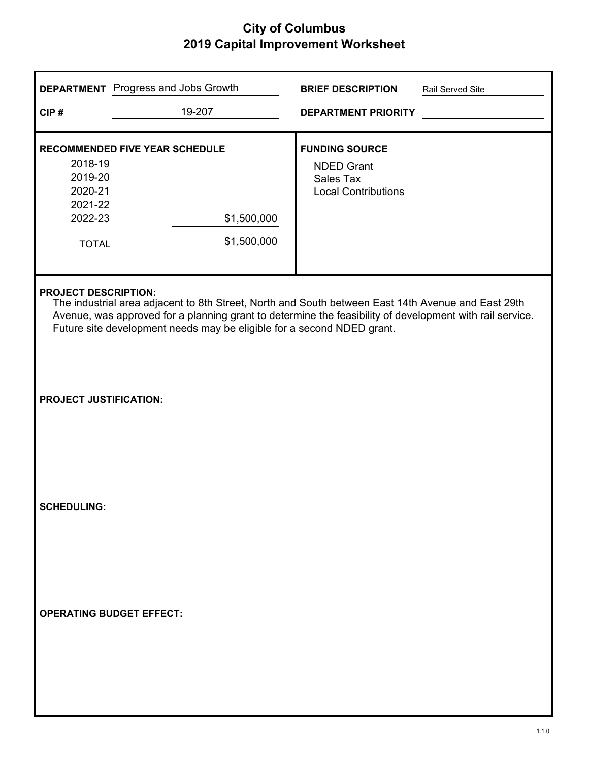# City of Columbus
## 2019 Capital Improvement Worksheet

**DEPARTMENT** Progress and Jobs Growth

**CIP #** 19-207

**BRIEF DESCRIPTION** Rail Served Site

**DEPARTMENT PRIORITY**

**RECOMMENDED FIVE YEAR SCHEDULE**

| Year | Amount |
|---|---|
| 2018-19 | |
| 2019-20 | |
| 2020-21 | |
| 2021-22 | |
| 2022-23 | $1,500,000 |
| TOTAL | $1,500,000 |

**FUNDING SOURCE**

- NDED Grant
- Sales Tax
- Local Contributions

**PROJECT DESCRIPTION:**

The industrial area adjacent to 8th Street, North and South between East 14th Avenue and East 29th Avenue, was approved for a planning grant to determine the feasibility of development with rail service. Future site development needs may be eligible for a second NDED grant.

**PROJECT JUSTIFICATION:**

**SCHEDULING:**

**OPERATING BUDGET EFFECT:**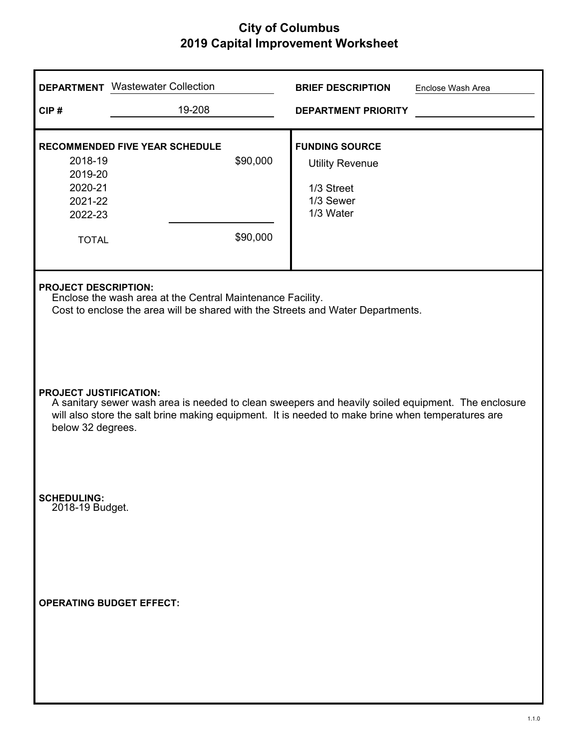# City of Columbus
## 2019 Capital Improvement Worksheet

**DEPARTMENT** Wastewater Collection

**CIP #** 19-208

**BRIEF DESCRIPTION** Enclose Wash Area

**DEPARTMENT PRIORITY**

**RECOMMENDED FIVE YEAR SCHEDULE**

| Year | Amount |
|---|---|
| 2018-19 | $90,000 |
| 2019-20 | |
| 2020-21 | |
| 2021-22 | |
| 2022-23 | |
| TOTAL | $90,000 |

**FUNDING SOURCE**

Utility Revenue

1/3 Street
1/3 Sewer
1/3 Water

**PROJECT DESCRIPTION:**

Enclose the wash area at the Central Maintenance Facility.
Cost to enclose the area will be shared with the Streets and Water Departments.

**PROJECT JUSTIFICATION:**

A sanitary sewer wash area is needed to clean sweepers and heavily soiled equipment. The enclosure will also store the salt brine making equipment. It is needed to make brine when temperatures are below 32 degrees.

**SCHEDULING:**

2018-19 Budget.

**OPERATING BUDGET EFFECT:**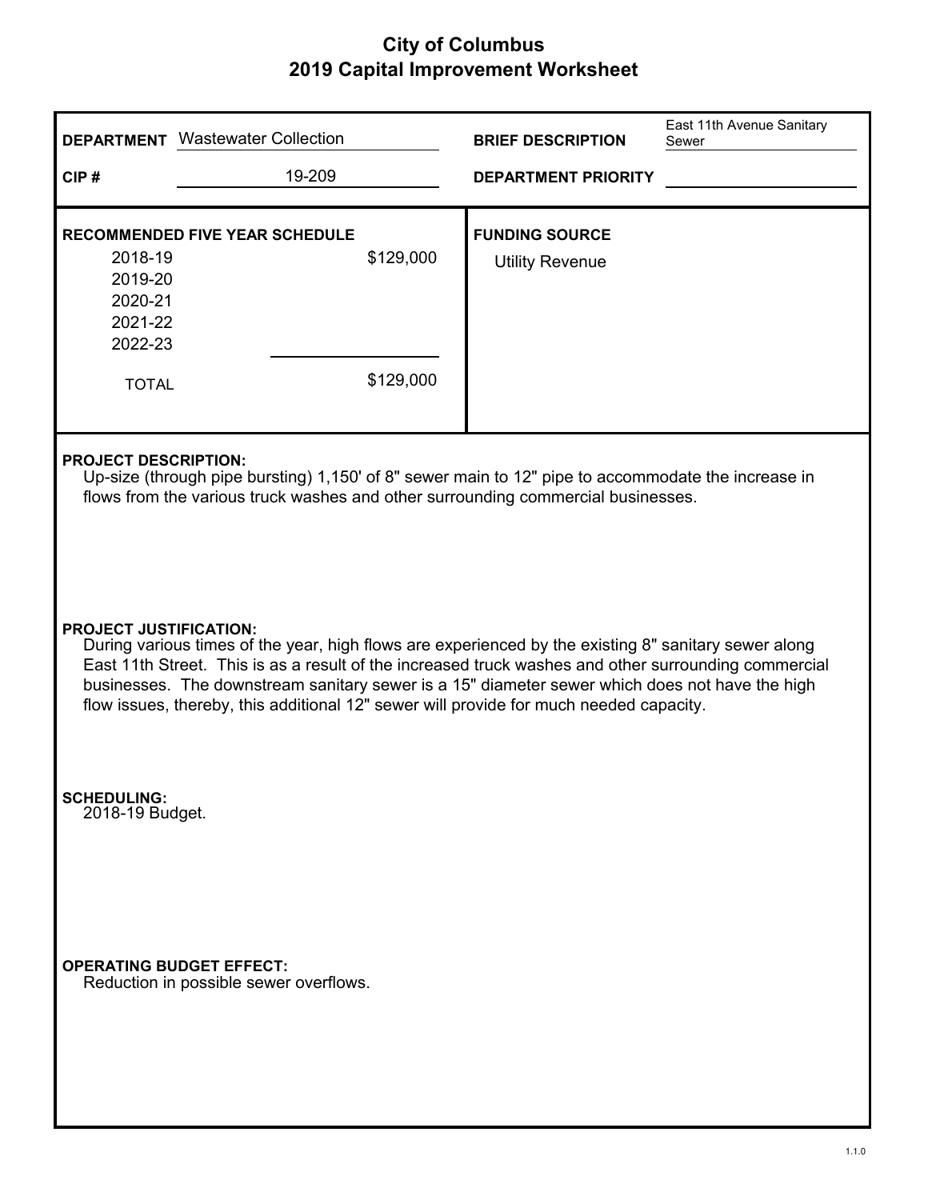# City of Columbus
## 2019 Capital Improvement Worksheet

**DEPARTMENT** Wastewater Collection

**CIP #** 19-209

**BRIEF DESCRIPTION** East 11th Avenue Sanitary Sewer

**DEPARTMENT PRIORITY**

**RECOMMENDED FIVE YEAR SCHEDULE**

| Year | Amount |
|---|---|
| 2018-19 | $129,000 |
| 2019-20 | |
| 2020-21 | |
| 2021-22 | |
| 2022-23 | |
| TOTAL | $129,000 |

**FUNDING SOURCE**

Utility Revenue

**PROJECT DESCRIPTION:**

Up-size (through pipe bursting) 1,150' of 8" sewer main to 12" pipe to accommodate the increase in flows from the various truck washes and other surrounding commercial businesses.

**PROJECT JUSTIFICATION:**

During various times of the year, high flows are experienced by the existing 8" sanitary sewer along East 11th Street. This is as a result of the increased truck washes and other surrounding commercial businesses. The downstream sanitary sewer is a 15" diameter sewer which does not have the high flow issues, thereby, this additional 12" sewer will provide for much needed capacity.

**SCHEDULING:**

2018-19 Budget.

**OPERATING BUDGET EFFECT:**

Reduction in possible sewer overflows.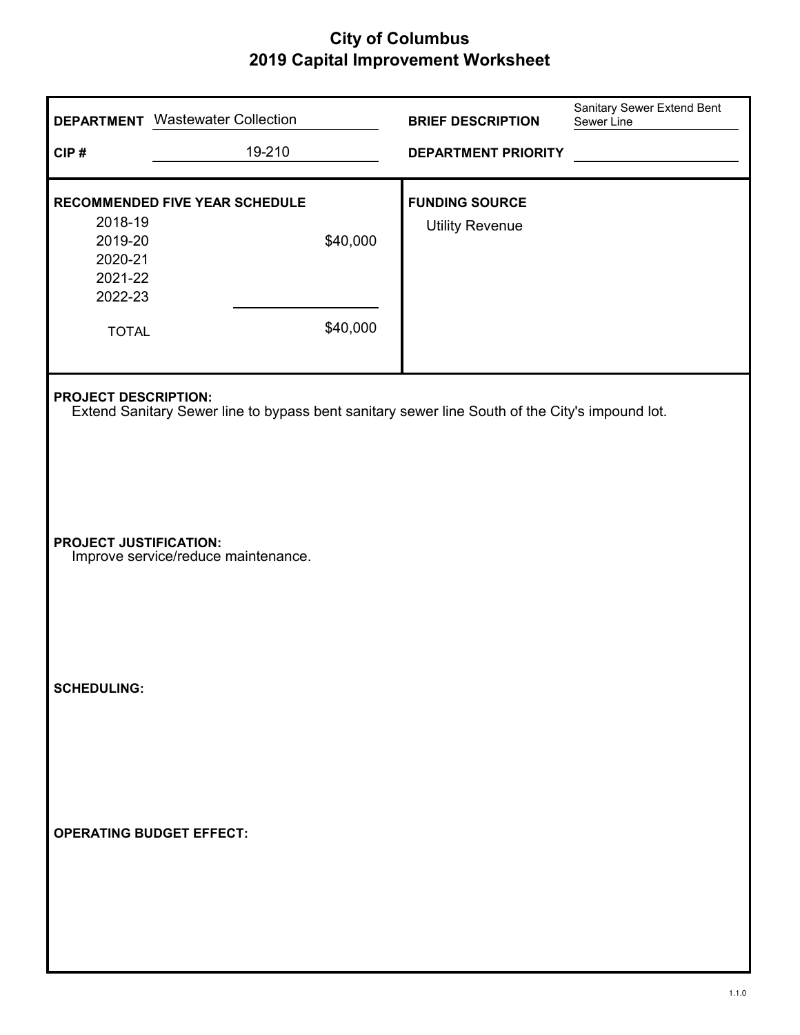# City of Columbus
## 2019 Capital Improvement Worksheet

| | | | |
|---|---|---|---|
| **DEPARTMENT** | Wastewater Collection | **BRIEF DESCRIPTION** | Sanitary Sewer Extend Bent Sewer Line |
| **CIP #** | 19-210 | **DEPARTMENT PRIORITY** | |

**RECOMMENDED FIVE YEAR SCHEDULE**

| Year | Amount |
|---|---|
| 2018-19 | |
| 2019-20 | $40,000 |
| 2020-21 | |
| 2021-22 | |
| 2022-23 | |
| TOTAL | $40,000 |

**FUNDING SOURCE**

Utility Revenue

**PROJECT DESCRIPTION:**

Extend Sanitary Sewer line to bypass bent sanitary sewer line South of the City's impound lot.

**PROJECT JUSTIFICATION:**

Improve service/reduce maintenance.

**SCHEDULING:**

**OPERATING BUDGET EFFECT:**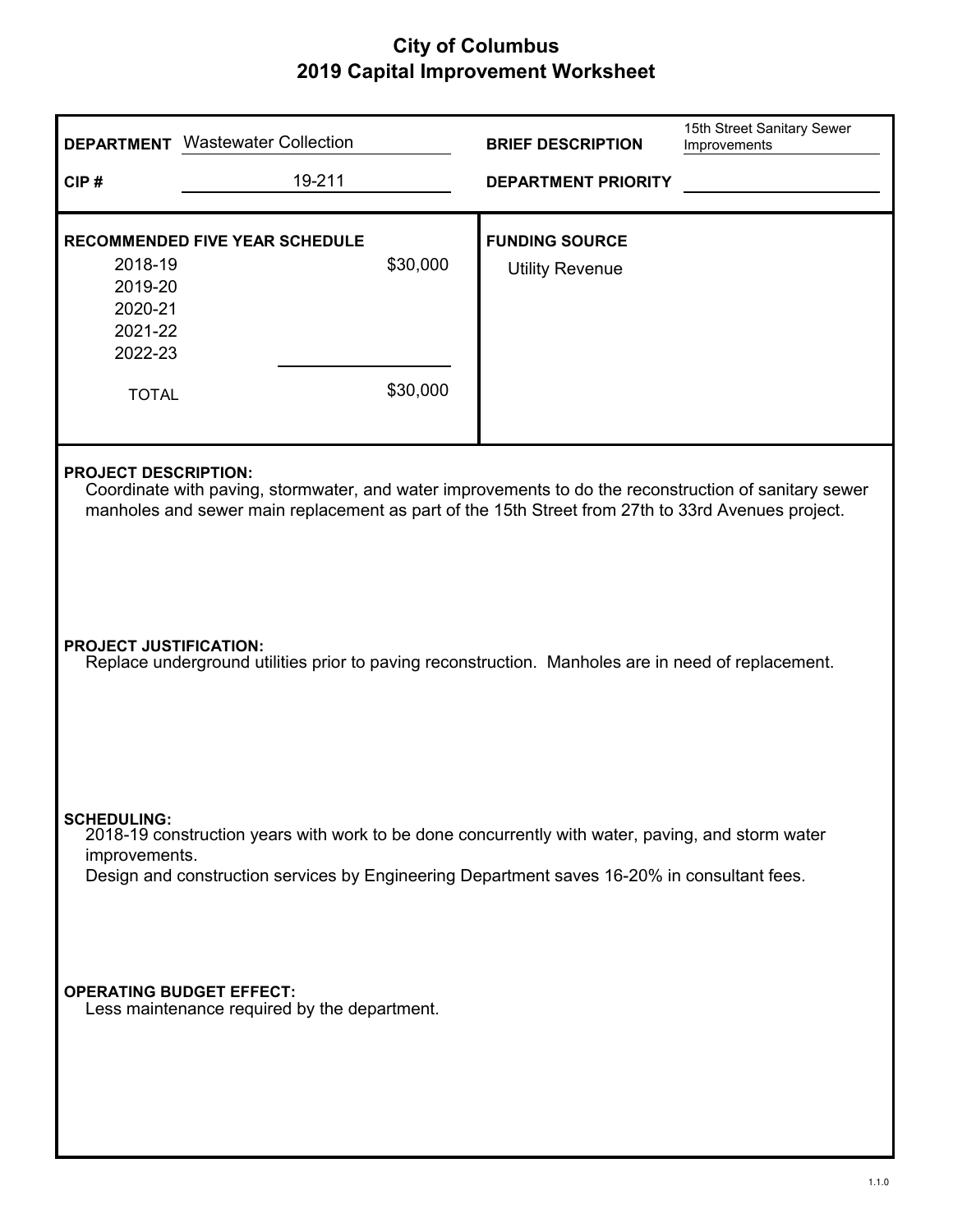# City of Columbus
## 2019 Capital Improvement Worksheet

| | | | |
|---|---|---|---|
| **DEPARTMENT** | Wastewater Collection | **BRIEF DESCRIPTION** | 15th Street Sanitary Sewer Improvements |
| **CIP #** | 19-211 | **DEPARTMENT PRIORITY** | |

**RECOMMENDED FIVE YEAR SCHEDULE**

| Year | Amount |
|---|---|
| 2018-19 | $30,000 |
| 2019-20 | |
| 2020-21 | |
| 2021-22 | |
| 2022-23 | |
| TOTAL | $30,000 |

**FUNDING SOURCE**

Utility Revenue

**PROJECT DESCRIPTION:**

Coordinate with paving, stormwater, and water improvements to do the reconstruction of sanitary sewer manholes and sewer main replacement as part of the 15th Street from 27th to 33rd Avenues project.

**PROJECT JUSTIFICATION:**

Replace underground utilities prior to paving reconstruction. Manholes are in need of replacement.

**SCHEDULING:**

2018-19 construction years with work to be done concurrently with water, paving, and storm water improvements.

Design and construction services by Engineering Department saves 16-20% in consultant fees.

**OPERATING BUDGET EFFECT:**

Less maintenance required by the department.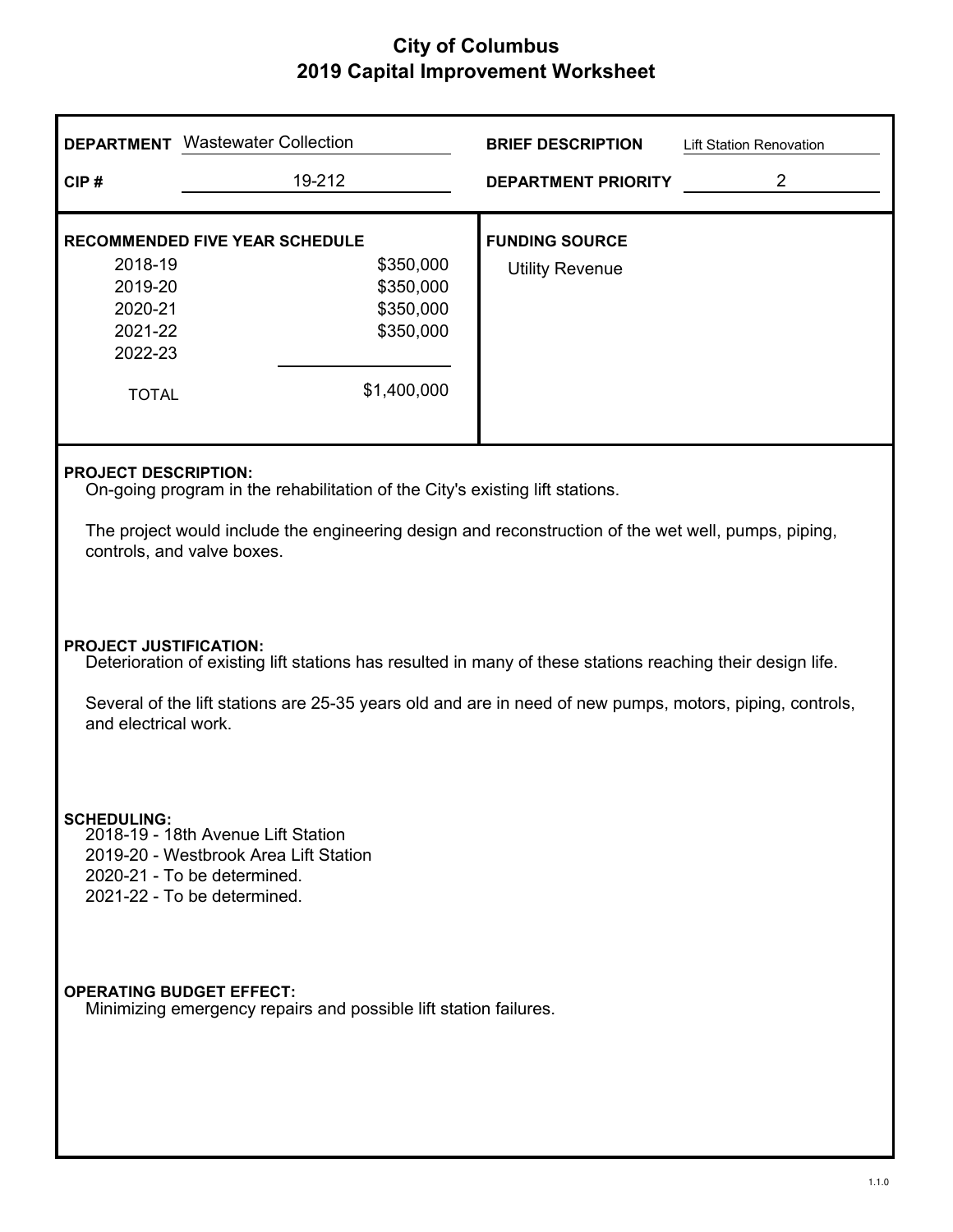# City of Columbus
## 2019 Capital Improvement Worksheet

| | | | |
|---|---|---|---|
| **DEPARTMENT** | Wastewater Collection | **BRIEF DESCRIPTION** | Lift Station Renovation |
| **CIP #** | 19-212 | **DEPARTMENT PRIORITY** | 2 |

**RECOMMENDED FIVE YEAR SCHEDULE**

| Year | Amount |
|---|---|
| 2018-19 | $350,000 |
| 2019-20 | $350,000 |
| 2020-21 | $350,000 |
| 2021-22 | $350,000 |
| 2022-23 | |
| TOTAL | $1,400,000 |

**FUNDING SOURCE**

Utility Revenue

**PROJECT DESCRIPTION:**

On-going program in the rehabilitation of the City's existing lift stations.

The project would include the engineering design and reconstruction of the wet well, pumps, piping, controls, and valve boxes.

**PROJECT JUSTIFICATION:**

Deterioration of existing lift stations has resulted in many of these stations reaching their design life.

Several of the lift stations are 25-35 years old and are in need of new pumps, motors, piping, controls, and electrical work.

**SCHEDULING:**

2018-19 - 18th Avenue Lift Station
2019-20 - Westbrook Area Lift Station
2020-21 - To be determined.
2021-22 - To be determined.

**OPERATING BUDGET EFFECT:**

Minimizing emergency repairs and possible lift station failures.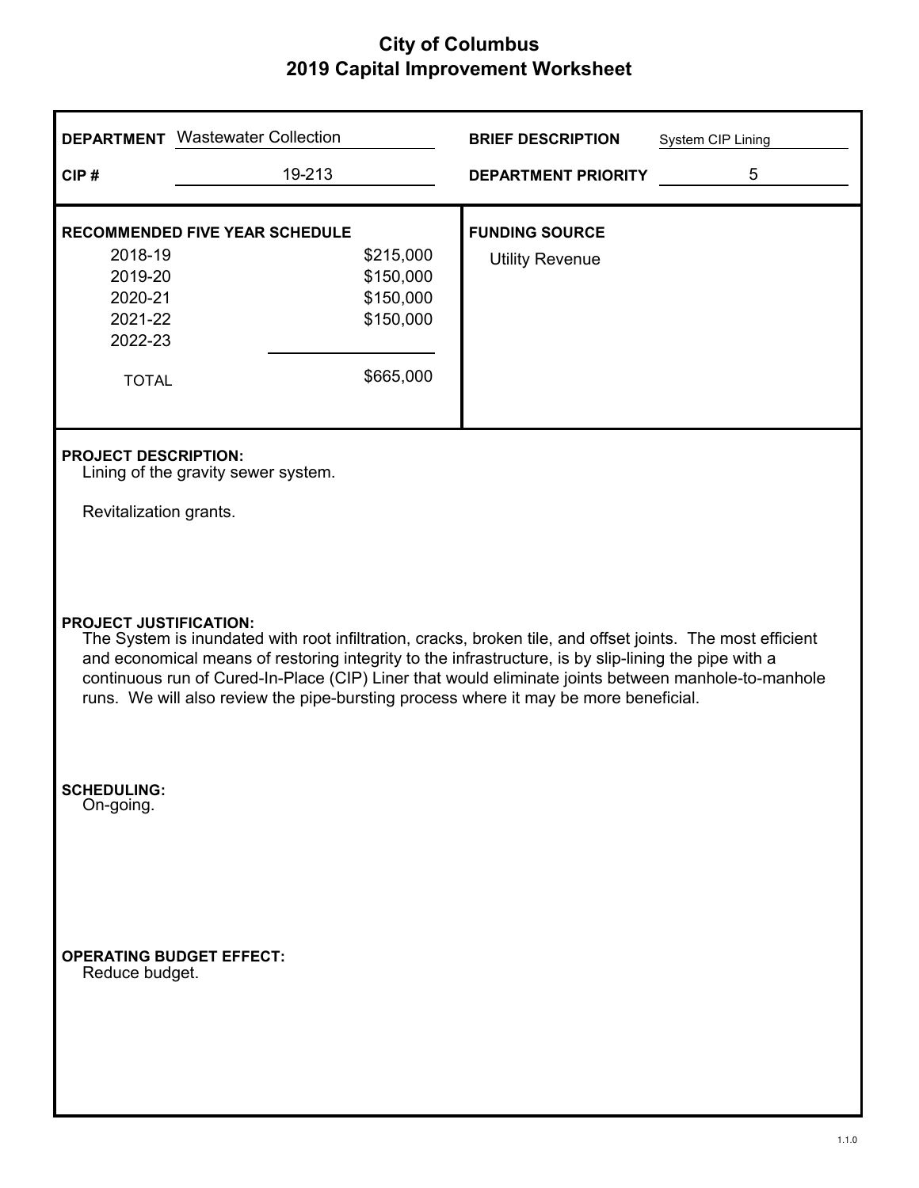# City of Columbus
## 2019 Capital Improvement Worksheet

**DEPARTMENT** Wastewater Collection

**CIP #** 19-213

**BRIEF DESCRIPTION** System CIP Lining

**DEPARTMENT PRIORITY** 5

**RECOMMENDED FIVE YEAR SCHEDULE**

| Year | Amount |
|---|---|
| 2018-19 | $215,000 |
| 2019-20 | $150,000 |
| 2020-21 | $150,000 |
| 2021-22 | $150,000 |
| 2022-23 | |
| TOTAL | $665,000 |

**FUNDING SOURCE**

Utility Revenue

**PROJECT DESCRIPTION:**

Lining of the gravity sewer system.

Revitalization grants.

**PROJECT JUSTIFICATION:**

The System is inundated with root infiltration, cracks, broken tile, and offset joints. The most efficient and economical means of restoring integrity to the infrastructure, is by slip-lining the pipe with a continuous run of Cured-In-Place (CIP) Liner that would eliminate joints between manhole-to-manhole runs. We will also review the pipe-bursting process where it may be more beneficial.

**SCHEDULING:**

On-going.

**OPERATING BUDGET EFFECT:**

Reduce budget.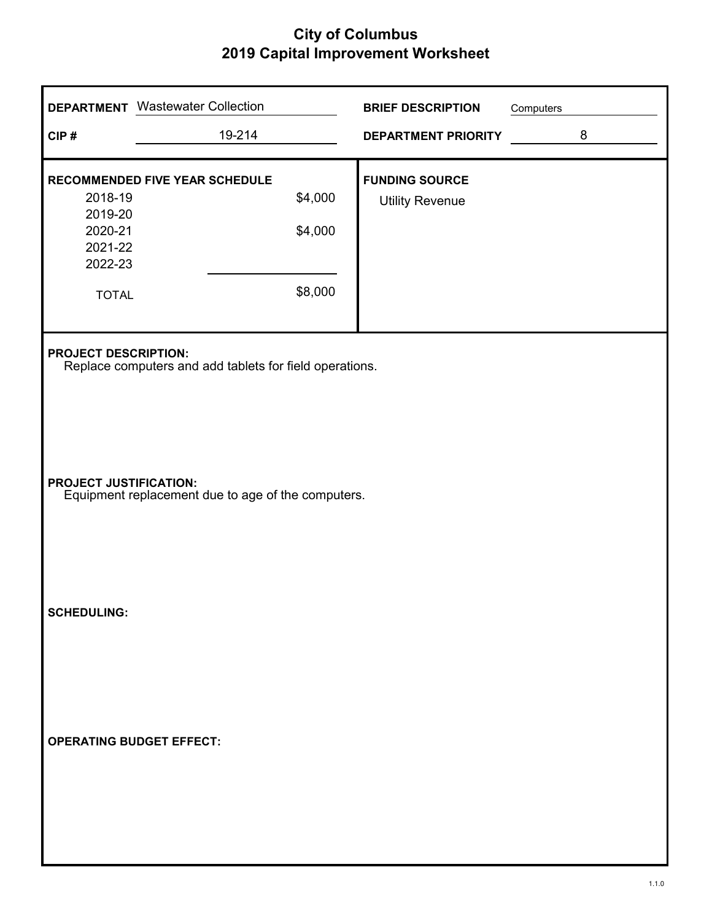# City of Columbus
## 2019 Capital Improvement Worksheet

| | | | |
|---|---|---|---|
| **DEPARTMENT** | Wastewater Collection | **BRIEF DESCRIPTION** | Computers |
| **CIP #** | 19-214 | **DEPARTMENT PRIORITY** | 8 |

**RECOMMENDED FIVE YEAR SCHEDULE**

| Year | Amount |
|---|---|
| 2018-19 | $4,000 |
| 2019-20 | |
| 2020-21 | $4,000 |
| 2021-22 | |
| 2022-23 | |
| TOTAL | $8,000 |

**FUNDING SOURCE**

Utility Revenue

**PROJECT DESCRIPTION:**

Replace computers and add tablets for field operations.

**PROJECT JUSTIFICATION:**

Equipment replacement due to age of the computers.

**SCHEDULING:**

**OPERATING BUDGET EFFECT:**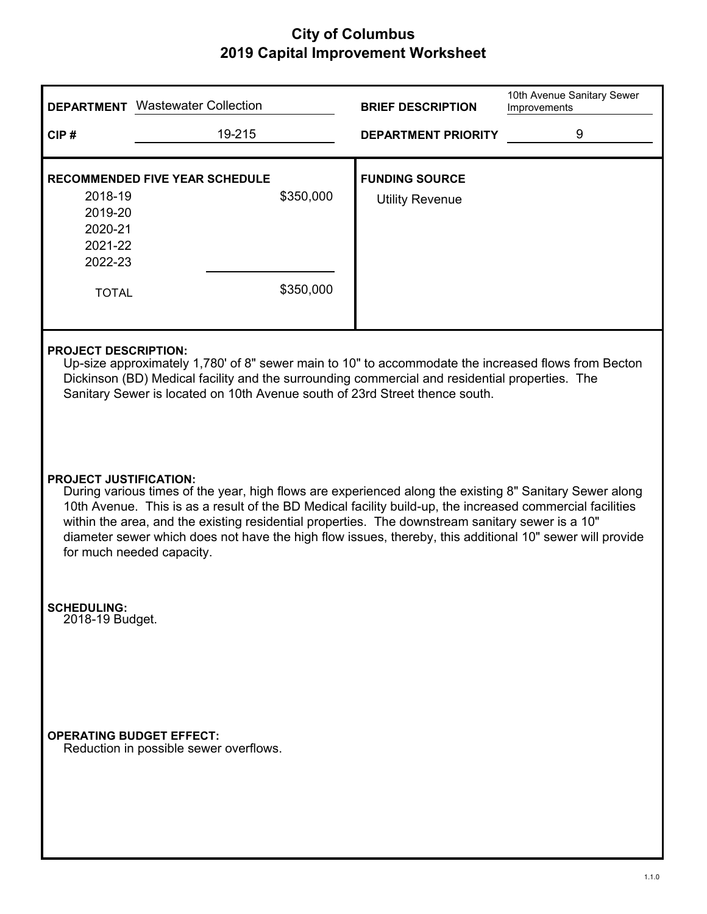# City of Columbus
## 2019 Capital Improvement Worksheet

| | | | |
|---|---|---|---|
| **DEPARTMENT** | Wastewater Collection | **BRIEF DESCRIPTION** | 10th Avenue Sanitary Sewer Improvements |
| **CIP #** | 19-215 | **DEPARTMENT PRIORITY** | 9 |

**RECOMMENDED FIVE YEAR SCHEDULE**

| | |
|---|---|
| 2018-19 | $350,000 |
| 2019-20 | |
| 2020-21 | |
| 2021-22 | |
| 2022-23 | |
| TOTAL | $350,000 |

**FUNDING SOURCE**

Utility Revenue

**PROJECT DESCRIPTION:**

Up-size approximately 1,780' of 8" sewer main to 10" to accommodate the increased flows from Becton Dickinson (BD) Medical facility and the surrounding commercial and residential properties. The Sanitary Sewer is located on 10th Avenue south of 23rd Street thence south.

**PROJECT JUSTIFICATION:**

During various times of the year, high flows are experienced along the existing 8" Sanitary Sewer along 10th Avenue. This is as a result of the BD Medical facility build-up, the increased commercial facilities within the area, and the existing residential properties. The downstream sanitary sewer is a 10" diameter sewer which does not have the high flow issues, thereby, this additional 10" sewer will provide for much needed capacity.

**SCHEDULING:**

2018-19 Budget.

**OPERATING BUDGET EFFECT:**

Reduction in possible sewer overflows.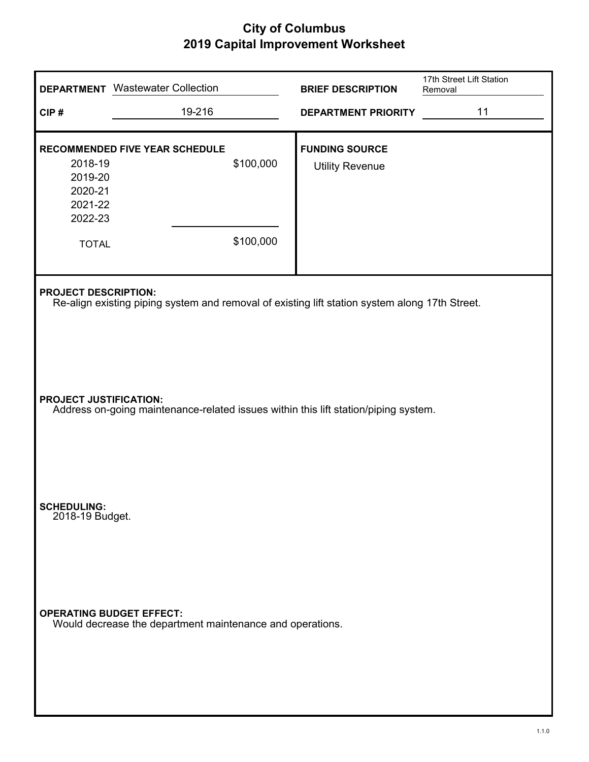# City of Columbus
## 2019 Capital Improvement Worksheet

**DEPARTMENT** Wastewater Collection

**CIP #** 19-216

**BRIEF DESCRIPTION** 17th Street Lift Station Removal

**DEPARTMENT PRIORITY** 11

**RECOMMENDED FIVE YEAR SCHEDULE**

| Year | Amount |
|---|---|
| 2018-19 | $100,000 |
| 2019-20 | |
| 2020-21 | |
| 2021-22 | |
| 2022-23 | |
| TOTAL | $100,000 |

**FUNDING SOURCE**

Utility Revenue

**PROJECT DESCRIPTION:**

Re-align existing piping system and removal of existing lift station system along 17th Street.

**PROJECT JUSTIFICATION:**

Address on-going maintenance-related issues within this lift station/piping system.

**SCHEDULING:**

2018-19 Budget.

**OPERATING BUDGET EFFECT:**

Would decrease the department maintenance and operations.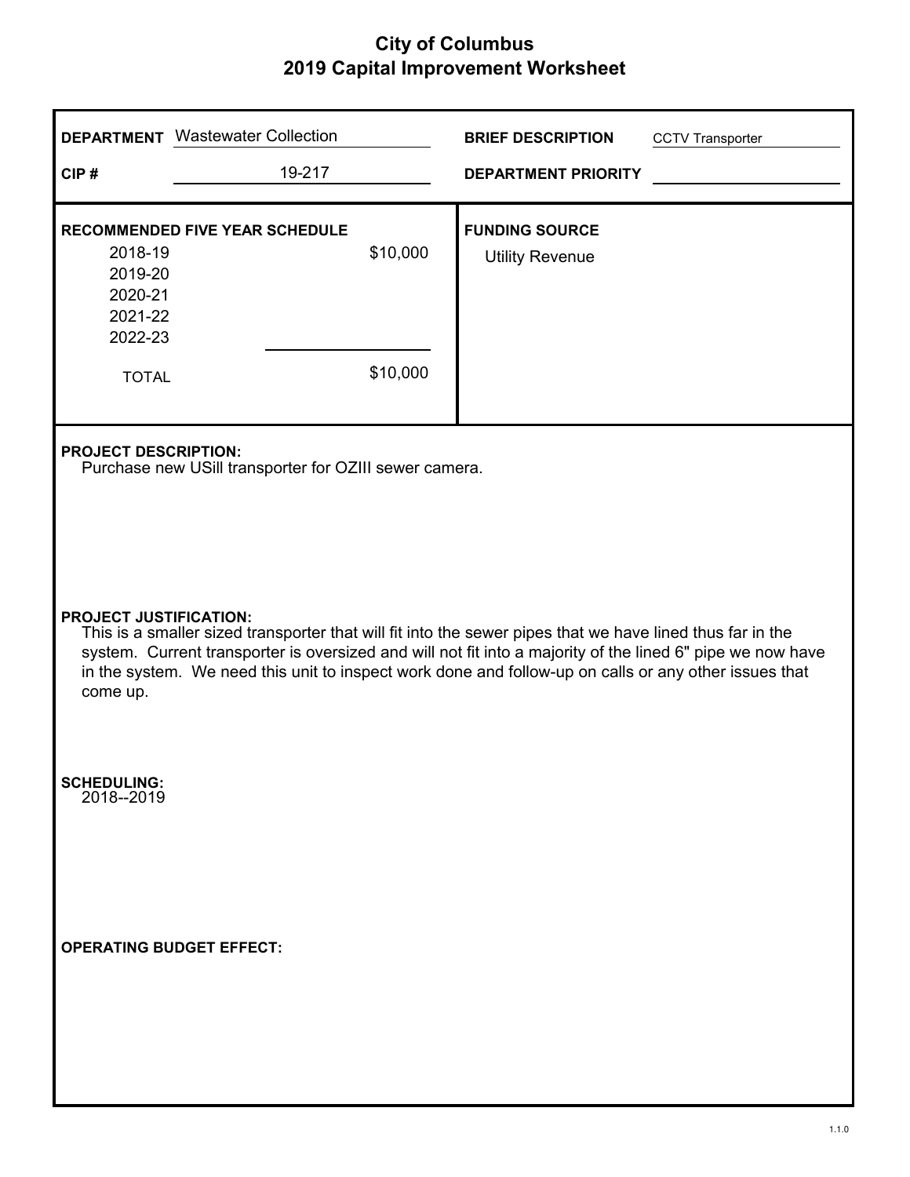# City of Columbus
## 2019 Capital Improvement Worksheet

| | | | |
|---|---|---|---|
| **DEPARTMENT** | Wastewater Collection | **BRIEF DESCRIPTION** | CCTV Transporter |
| **CIP #** | 19-217 | **DEPARTMENT PRIORITY** | |

**RECOMMENDED FIVE YEAR SCHEDULE**

| Year | Amount |
|---|---|
| 2018-19 | $10,000 |
| 2019-20 | |
| 2020-21 | |
| 2021-22 | |
| 2022-23 | |
| TOTAL | $10,000 |

**FUNDING SOURCE**

Utility Revenue

**PROJECT DESCRIPTION:**

Purchase new USill transporter for OZIII sewer camera.

**PROJECT JUSTIFICATION:**

This is a smaller sized transporter that will fit into the sewer pipes that we have lined thus far in the system. Current transporter is oversized and will not fit into a majority of the lined 6" pipe we now have in the system. We need this unit to inspect work done and follow-up on calls or any other issues that come up.

**SCHEDULING:**

2018--2019

**OPERATING BUDGET EFFECT:**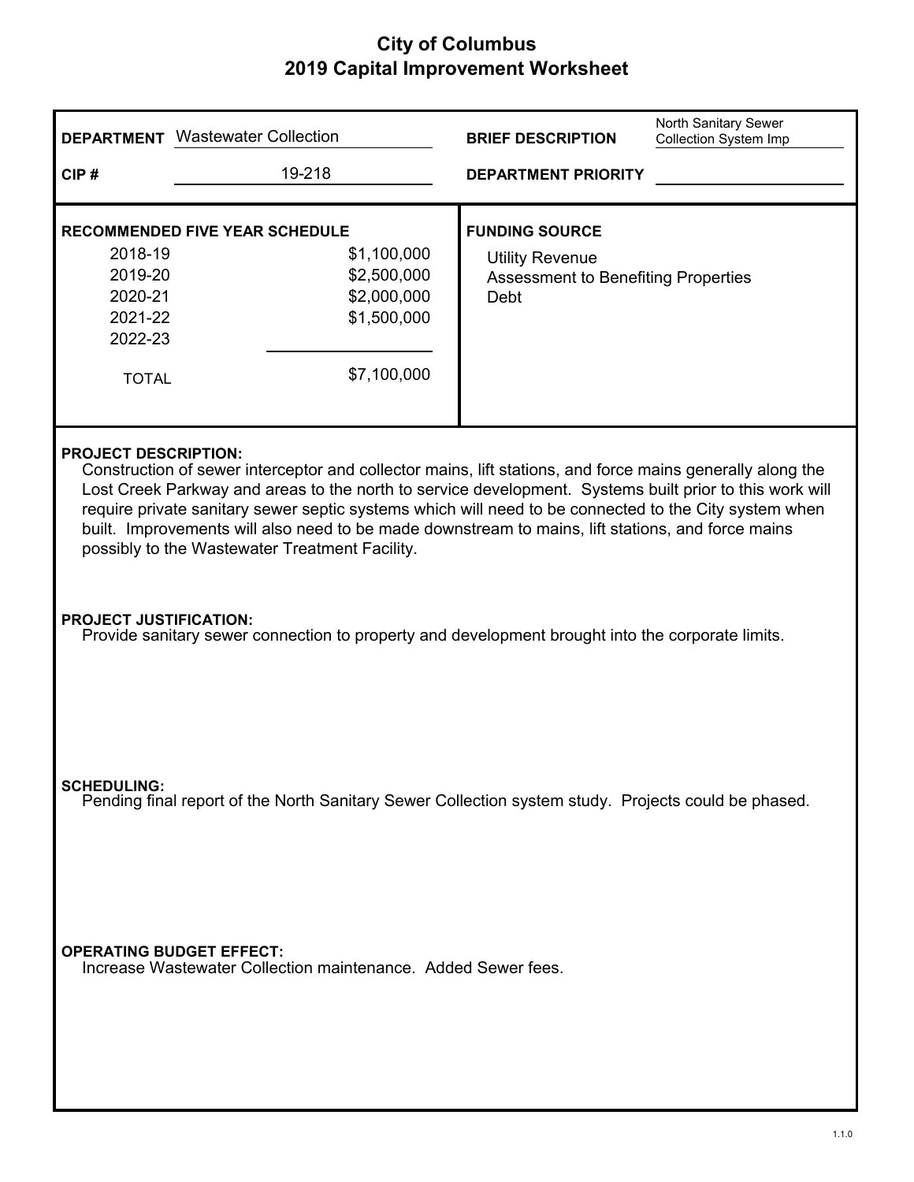# City of Columbus
## 2019 Capital Improvement Worksheet

**DEPARTMENT** Wastewater Collection

**CIP #** 19-218

**BRIEF DESCRIPTION** North Sanitary Sewer Collection System Imp

**DEPARTMENT PRIORITY**

**RECOMMENDED FIVE YEAR SCHEDULE**

| | |
|---|---|
| 2018-19 | $1,100,000 |
| 2019-20 | $2,500,000 |
| 2020-21 | $2,000,000 |
| 2021-22 | $1,500,000 |
| 2022-23 | |
| TOTAL | $7,100,000 |

**FUNDING SOURCE**

Utility Revenue
Assessment to Benefiting Properties
Debt

**PROJECT DESCRIPTION:**
Construction of sewer interceptor and collector mains, lift stations, and force mains generally along the Lost Creek Parkway and areas to the north to service development. Systems built prior to this work will require private sanitary sewer septic systems which will need to be connected to the City system when built. Improvements will also need to be made downstream to mains, lift stations, and force mains possibly to the Wastewater Treatment Facility.

**PROJECT JUSTIFICATION:**
Provide sanitary sewer connection to property and development brought into the corporate limits.

**SCHEDULING:**
Pending final report of the North Sanitary Sewer Collection system study. Projects could be phased.

**OPERATING BUDGET EFFECT:**
Increase Wastewater Collection maintenance. Added Sewer fees.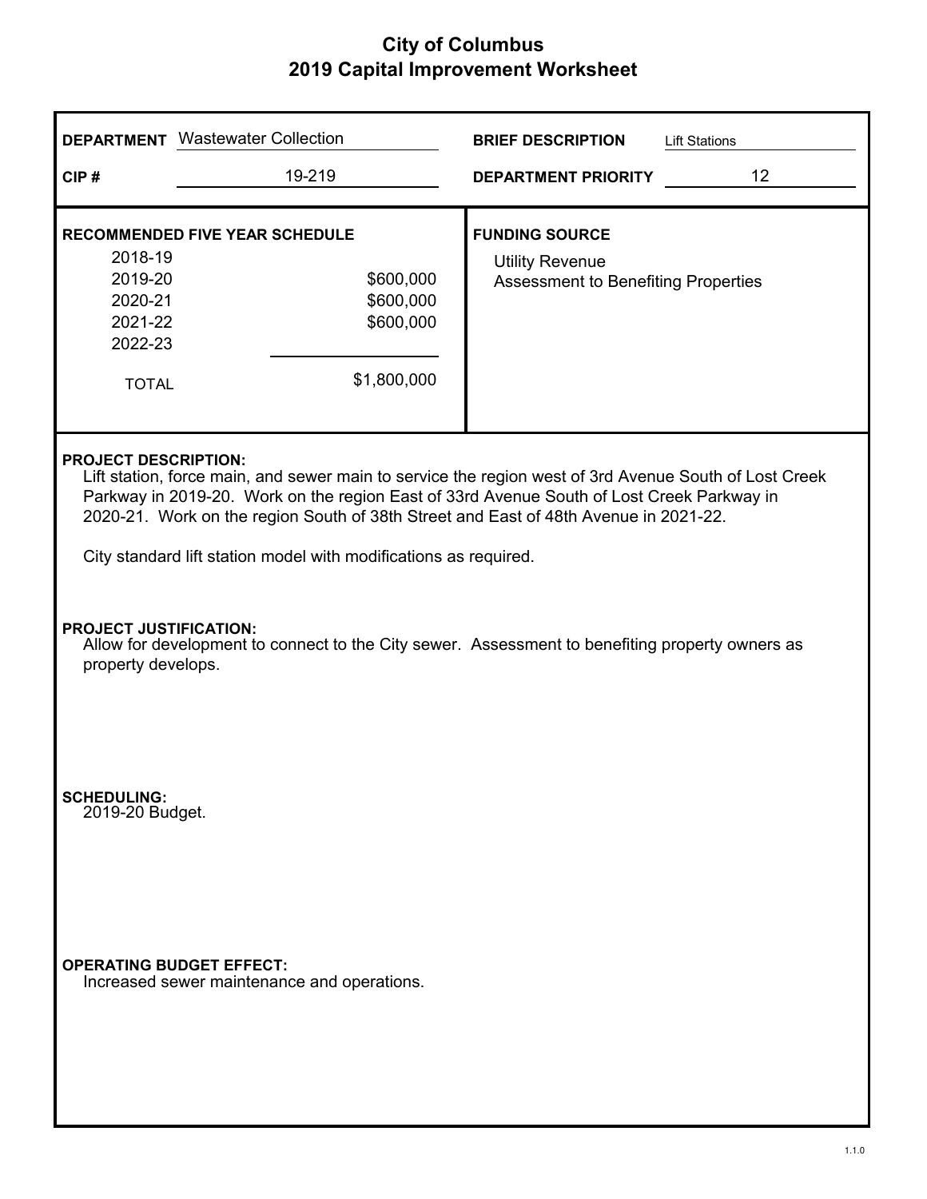# City of Columbus
## 2019 Capital Improvement Worksheet

**DEPARTMENT** Wastewater Collection

**CIP #** 19-219

**BRIEF DESCRIPTION** Lift Stations

**DEPARTMENT PRIORITY** 12

**RECOMMENDED FIVE YEAR SCHEDULE**

| Year | Amount |
|---|---|
| 2018-19 | |
| 2019-20 | $600,000 |
| 2020-21 | $600,000 |
| 2021-22 | $600,000 |
| 2022-23 | |
| TOTAL | $1,800,000 |

**FUNDING SOURCE**

Utility Revenue
Assessment to Benefiting Properties

**PROJECT DESCRIPTION:**

Lift station, force main, and sewer main to service the region west of 3rd Avenue South of Lost Creek Parkway in 2019-20. Work on the region East of 33rd Avenue South of Lost Creek Parkway in 2020-21. Work on the region South of 38th Street and East of 48th Avenue in 2021-22.

City standard lift station model with modifications as required.

**PROJECT JUSTIFICATION:**

Allow for development to connect to the City sewer. Assessment to benefiting property owners as property develops.

**SCHEDULING:**

2019-20 Budget.

**OPERATING BUDGET EFFECT:**

Increased sewer maintenance and operations.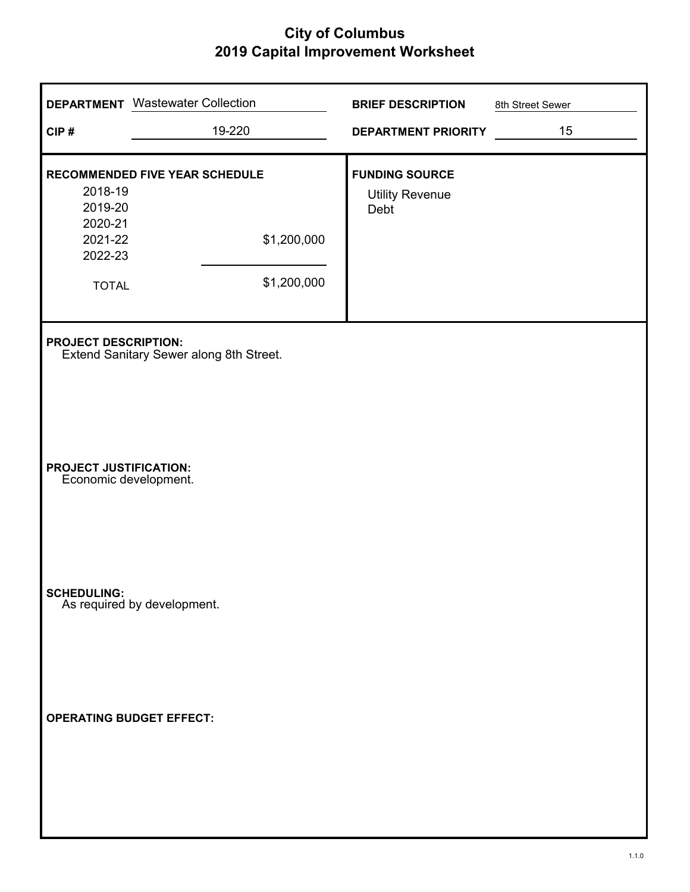# City of Columbus
## 2019 Capital Improvement Worksheet

**DEPARTMENT** Wastewater Collection

**CIP #** 19-220

**BRIEF DESCRIPTION** 8th Street Sewer

**DEPARTMENT PRIORITY** 15

**RECOMMENDED FIVE YEAR SCHEDULE**

| Year | Amount |
|---|---|
| 2018-19 | |
| 2019-20 | |
| 2020-21 | |
| 2021-22 | $1,200,000 |
| 2022-23 | |
| TOTAL | $1,200,000 |

**FUNDING SOURCE**

Utility Revenue
Debt

**PROJECT DESCRIPTION:**
Extend Sanitary Sewer along 8th Street.

**PROJECT JUSTIFICATION:**
Economic development.

**SCHEDULING:**
As required by development.

**OPERATING BUDGET EFFECT:**

1.1.0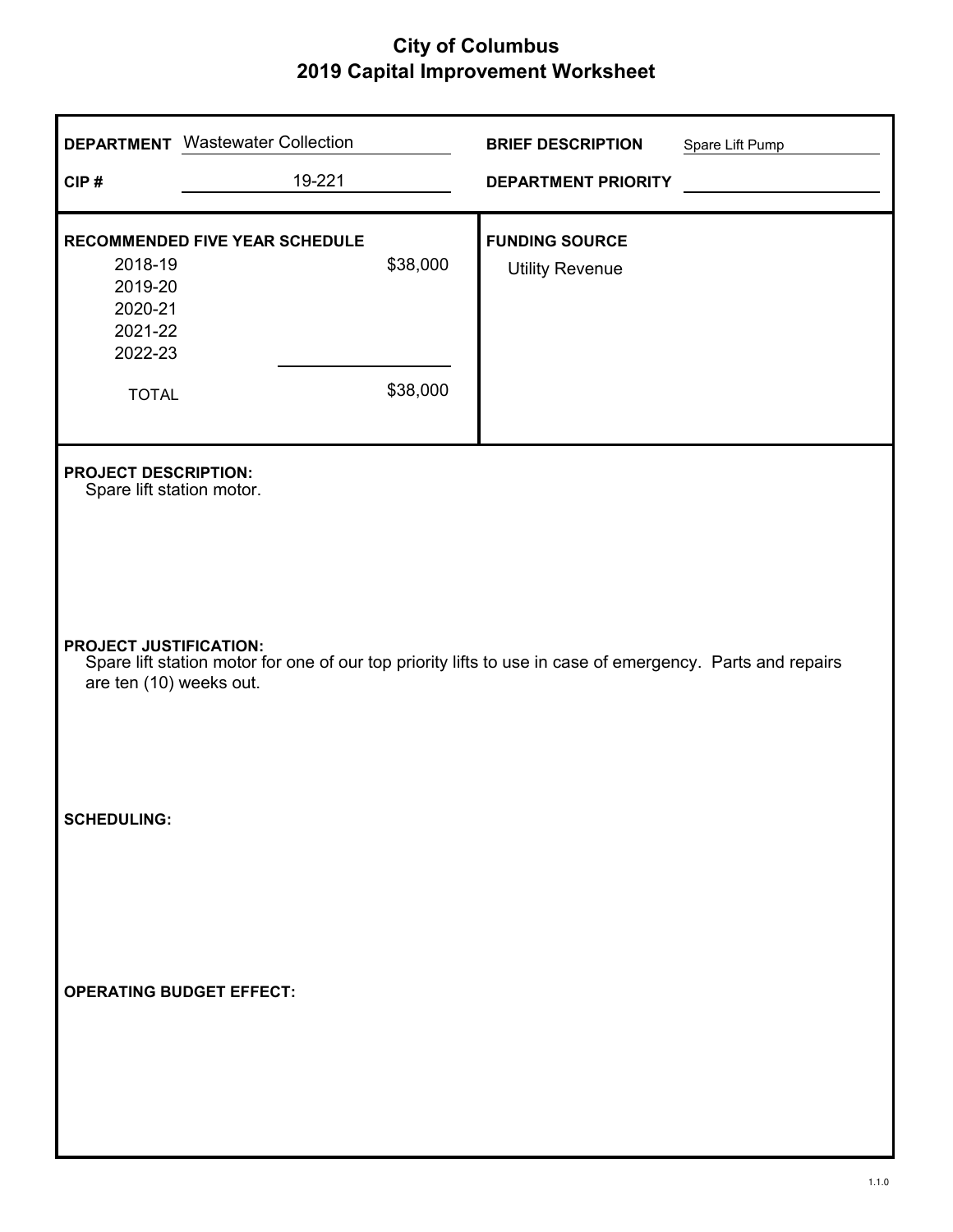# City of Columbus
## 2019 Capital Improvement Worksheet

**DEPARTMENT** Wastewater Collection

**CIP #** 19-221

**BRIEF DESCRIPTION** Spare Lift Pump

**DEPARTMENT PRIORITY**

**RECOMMENDED FIVE YEAR SCHEDULE**

| Year | Amount |
|---|---|
| 2018-19 | $38,000 |
| 2019-20 | |
| 2020-21 | |
| 2021-22 | |
| 2022-23 | |
| TOTAL | $38,000 |

**FUNDING SOURCE**

Utility Revenue

**PROJECT DESCRIPTION:**

Spare lift station motor.

**PROJECT JUSTIFICATION:**

Spare lift station motor for one of our top priority lifts to use in case of emergency. Parts and repairs are ten (10) weeks out.

**SCHEDULING:**

**OPERATING BUDGET EFFECT:**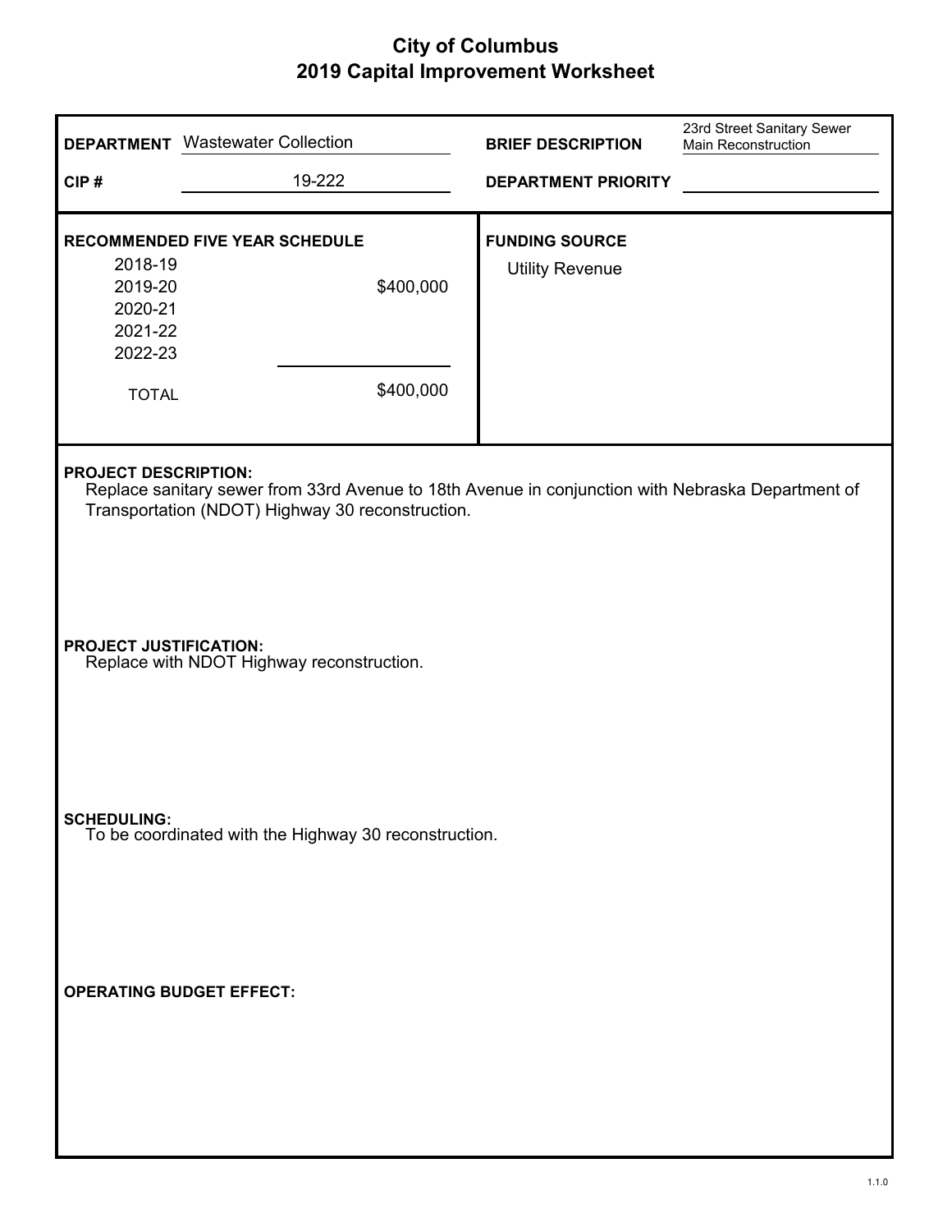# City of Columbus
## 2019 Capital Improvement Worksheet

**DEPARTMENT** Wastewater Collection

**CIP #** 19-222

**BRIEF DESCRIPTION** 23rd Street Sanitary Sewer Main Reconstruction

**DEPARTMENT PRIORITY**

**RECOMMENDED FIVE YEAR SCHEDULE**

| Year | Amount |
|---|---|
| 2018-19 | |
| 2019-20 | $400,000 |
| 2020-21 | |
| 2021-22 | |
| 2022-23 | |
| TOTAL | $400,000 |

**FUNDING SOURCE**

Utility Revenue

**PROJECT DESCRIPTION:**

Replace sanitary sewer from 33rd Avenue to 18th Avenue in conjunction with Nebraska Department of Transportation (NDOT) Highway 30 reconstruction.

**PROJECT JUSTIFICATION:**

Replace with NDOT Highway reconstruction.

**SCHEDULING:**

To be coordinated with the Highway 30 reconstruction.

**OPERATING BUDGET EFFECT:**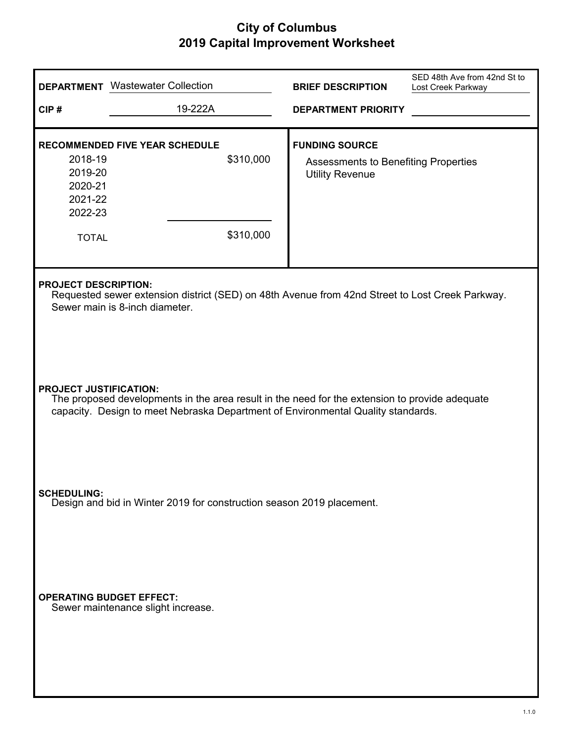# City of Columbus
## 2019 Capital Improvement Worksheet

| | | | |
|---|---|---|---|
| **DEPARTMENT** | Wastewater Collection | **BRIEF DESCRIPTION** | SED 48th Ave from 42nd St to Lost Creek Parkway |
| **CIP #** | 19-222A | **DEPARTMENT PRIORITY** | |

**RECOMMENDED FIVE YEAR SCHEDULE**

| Year | Amount |
|---|---|
| 2018-19 | $310,000 |
| 2019-20 | |
| 2020-21 | |
| 2021-22 | |
| 2022-23 | |
| TOTAL | $310,000 |

**FUNDING SOURCE**

Assessments to Benefiting Properties
Utility Revenue

**PROJECT DESCRIPTION:**
Requested sewer extension district (SED) on 48th Avenue from 42nd Street to Lost Creek Parkway. Sewer main is 8-inch diameter.

**PROJECT JUSTIFICATION:**
The proposed developments in the area result in the need for the extension to provide adequate capacity. Design to meet Nebraska Department of Environmental Quality standards.

**SCHEDULING:**
Design and bid in Winter 2019 for construction season 2019 placement.

**OPERATING BUDGET EFFECT:**
Sewer maintenance slight increase.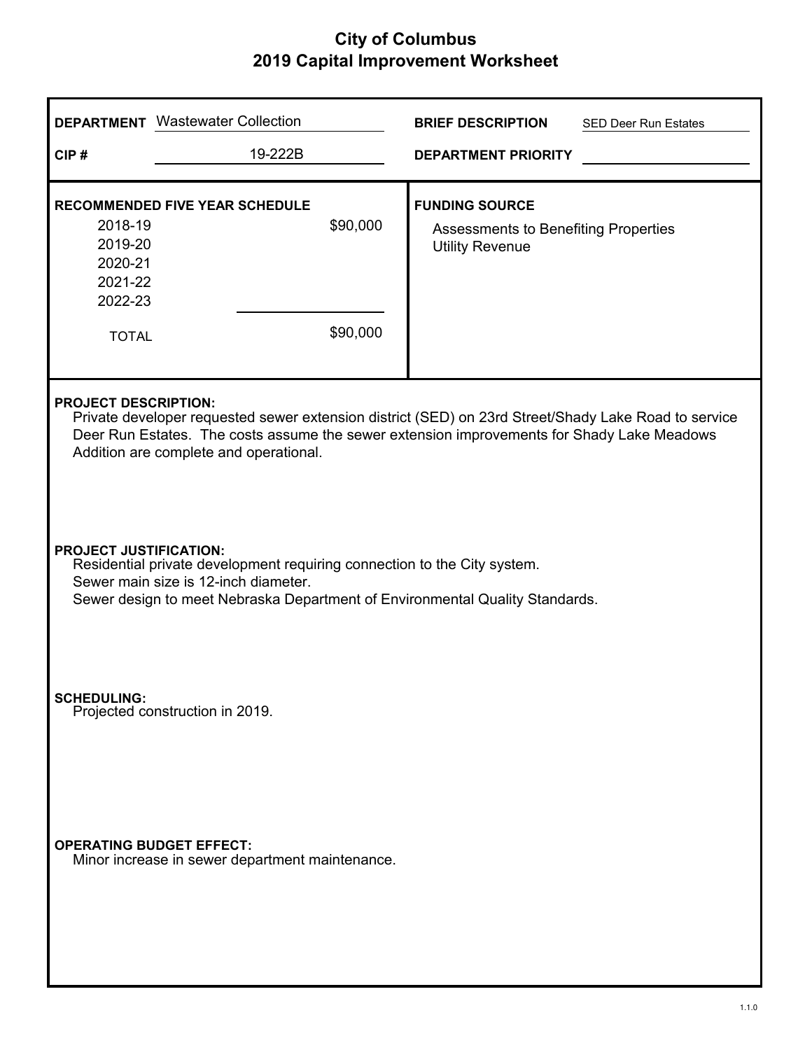# City of Columbus
## 2019 Capital Improvement Worksheet

**DEPARTMENT** Wastewater Collection

**CIP #** 19-222B

**BRIEF DESCRIPTION** SED Deer Run Estates

**DEPARTMENT PRIORITY**

**RECOMMENDED FIVE YEAR SCHEDULE**

| Year | Amount |
|---|---|
| 2018-19 | $90,000 |
| 2019-20 | |
| 2020-21 | |
| 2021-22 | |
| 2022-23 | |
| TOTAL | $90,000 |

**FUNDING SOURCE**

Assessments to Benefiting Properties
Utility Revenue

**PROJECT DESCRIPTION:**

Private developer requested sewer extension district (SED) on 23rd Street/Shady Lake Road to service Deer Run Estates. The costs assume the sewer extension improvements for Shady Lake Meadows Addition are complete and operational.

**PROJECT JUSTIFICATION:**

Residential private development requiring connection to the City system.
Sewer main size is 12-inch diameter.
Sewer design to meet Nebraska Department of Environmental Quality Standards.

**SCHEDULING:**

Projected construction in 2019.

**OPERATING BUDGET EFFECT:**

Minor increase in sewer department maintenance.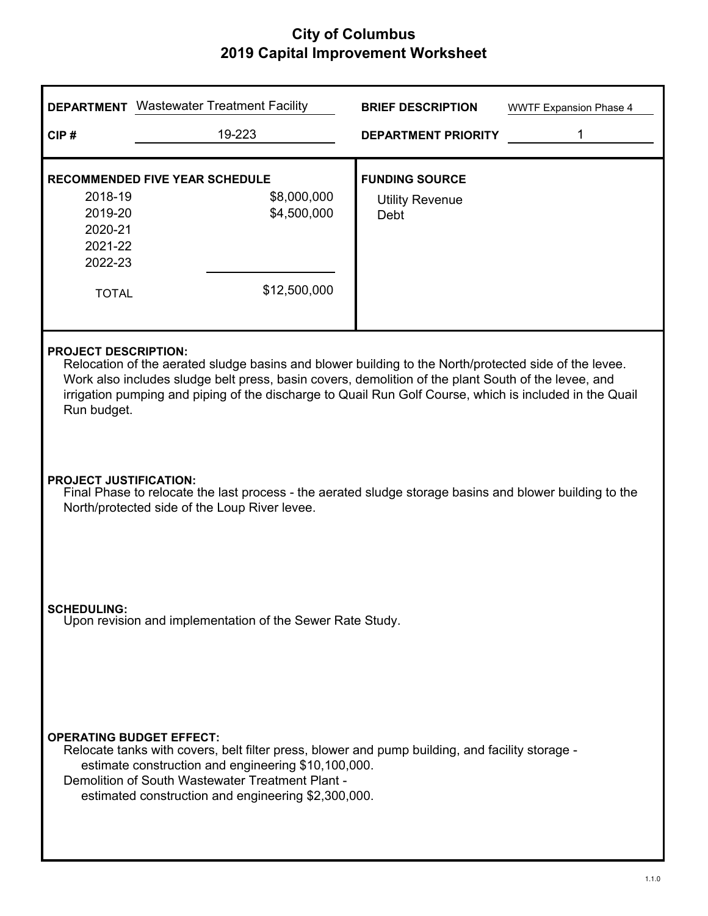# City of Columbus
## 2019 Capital Improvement Worksheet

| | | | |
|---|---|---|---|
| **DEPARTMENT** | Wastewater Treatment Facility | **BRIEF DESCRIPTION** | WWTF Expansion Phase 4 |
| **CIP #** | 19-223 | **DEPARTMENT PRIORITY** | 1 |

| **RECOMMENDED FIVE YEAR SCHEDULE** | | **FUNDING SOURCE** |
|---|---|---|
| 2018-19 | $8,000,000 | Utility Revenue |
| 2019-20 | $4,500,000 | Debt |
| 2020-21 | | |
| 2021-22 | | |
| 2022-23 | | |
| TOTAL | $12,500,000 | |

**PROJECT DESCRIPTION:**

Relocation of the aerated sludge basins and blower building to the North/protected side of the levee. Work also includes sludge belt press, basin covers, demolition of the plant South of the levee, and irrigation pumping and piping of the discharge to Quail Run Golf Course, which is included in the Quail Run budget.

**PROJECT JUSTIFICATION:**

Final Phase to relocate the last process - the aerated sludge storage basins and blower building to the North/protected side of the Loup River levee.

**SCHEDULING:**

Upon revision and implementation of the Sewer Rate Study.

**OPERATING BUDGET EFFECT:**

Relocate tanks with covers, belt filter press, blower and pump building, and facility storage - estimate construction and engineering $10,100,000.

Demolition of South Wastewater Treatment Plant - estimated construction and engineering $2,300,000.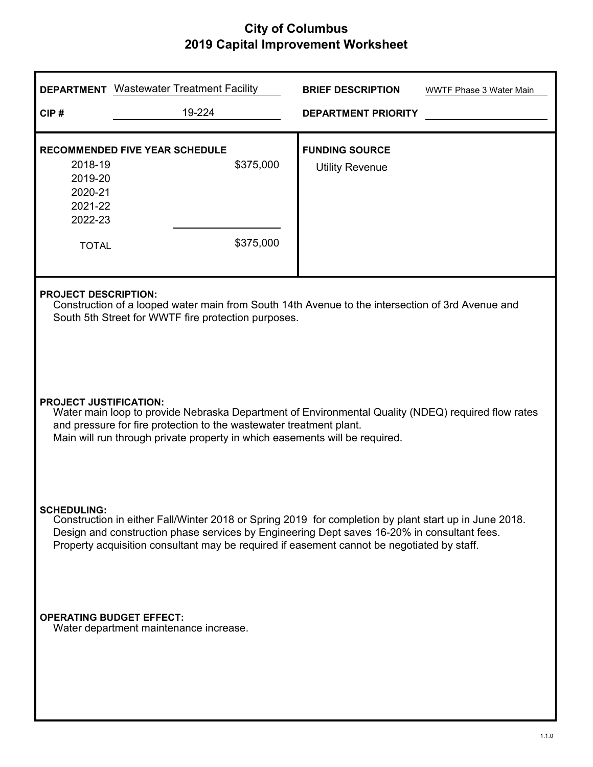# City of Columbus
## 2019 Capital Improvement Worksheet

| | | | |
|---|---|---|---|
| **DEPARTMENT** | Wastewater Treatment Facility | **BRIEF DESCRIPTION** | WWTF Phase 3 Water Main |
| **CIP #** | 19-224 | **DEPARTMENT PRIORITY** | |

**RECOMMENDED FIVE YEAR SCHEDULE**

| Year | Amount |
|---|---|
| 2018-19 | $375,000 |
| 2019-20 | |
| 2020-21 | |
| 2021-22 | |
| 2022-23 | |
| TOTAL | $375,000 |

**FUNDING SOURCE**

Utility Revenue

**PROJECT DESCRIPTION:**

Construction of a looped water main from South 14th Avenue to the intersection of 3rd Avenue and South 5th Street for WWTF fire protection purposes.

**PROJECT JUSTIFICATION:**

Water main loop to provide Nebraska Department of Environmental Quality (NDEQ) required flow rates and pressure for fire protection to the wastewater treatment plant.
Main will run through private property in which easements will be required.

**SCHEDULING:**

Construction in either Fall/Winter 2018 or Spring 2019 for completion by plant start up in June 2018.
Design and construction phase services by Engineering Dept saves 16-20% in consultant fees.
Property acquisition consultant may be required if easement cannot be negotiated by staff.

**OPERATING BUDGET EFFECT:**

Water department maintenance increase.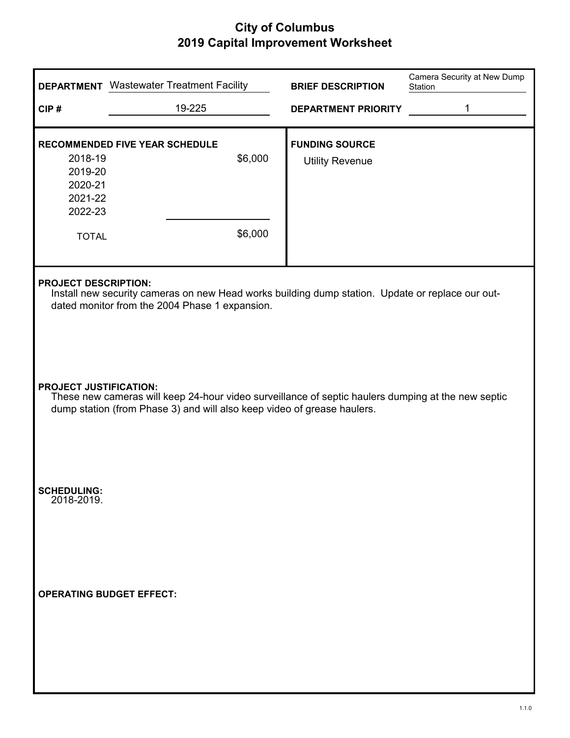# City of Columbus
## 2019 Capital Improvement Worksheet

| | | | |
|---|---|---|---|
| **DEPARTMENT** | Wastewater Treatment Facility | **BRIEF DESCRIPTION** | Camera Security at New Dump Station |
| **CIP #** | 19-225 | **DEPARTMENT PRIORITY** | 1 |

**RECOMMENDED FIVE YEAR SCHEDULE**

| Year | Amount |
|---|---|
| 2018-19 | $6,000 |
| 2019-20 | |
| 2020-21 | |
| 2021-22 | |
| 2022-23 | |
| TOTAL | $6,000 |

**FUNDING SOURCE**

Utility Revenue

**PROJECT DESCRIPTION:**

Install new security cameras on new Head works building dump station. Update or replace our out-dated monitor from the 2004 Phase 1 expansion.

**PROJECT JUSTIFICATION:**

These new cameras will keep 24-hour video surveillance of septic haulers dumping at the new septic dump station (from Phase 3) and will also keep video of grease haulers.

**SCHEDULING:**

2018-2019.

**OPERATING BUDGET EFFECT:**

1.1.0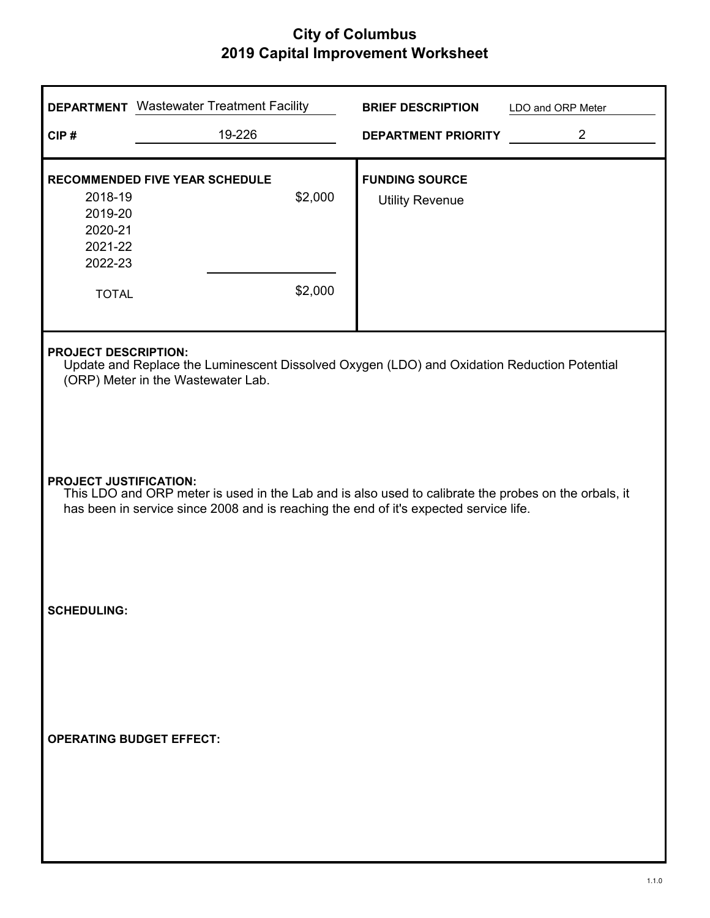# City of Columbus
## 2019 Capital Improvement Worksheet

**DEPARTMENT** Wastewater Treatment Facility

**CIP #** 19-226

**BRIEF DESCRIPTION** LDO and ORP Meter

**DEPARTMENT PRIORITY** 2

**RECOMMENDED FIVE YEAR SCHEDULE**

| Year | Amount |
|---|---|
| 2018-19 | $2,000 |
| 2019-20 | |
| 2020-21 | |
| 2021-22 | |
| 2022-23 | |
| TOTAL | $2,000 |

**FUNDING SOURCE**

Utility Revenue

**PROJECT DESCRIPTION:**

Update and Replace the Luminescent Dissolved Oxygen (LDO) and Oxidation Reduction Potential (ORP) Meter in the Wastewater Lab.

**PROJECT JUSTIFICATION:**

This LDO and ORP meter is used in the Lab and is also used to calibrate the probes on the orbals, it has been in service since 2008 and is reaching the end of it's expected service life.

**SCHEDULING:**

**OPERATING BUDGET EFFECT:**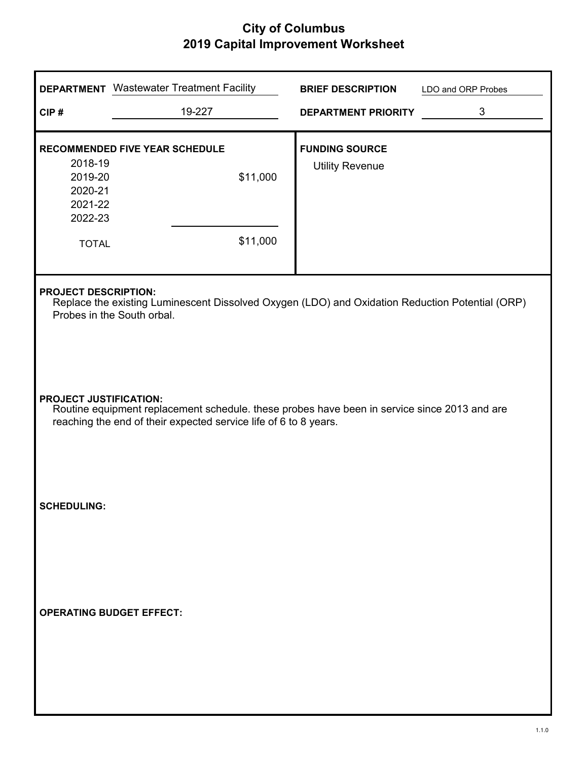# City of Columbus
## 2019 Capital Improvement Worksheet

**DEPARTMENT** Wastewater Treatment Facility

**BRIEF DESCRIPTION** LDO and ORP Probes

**CIP #** 19-227

**DEPARTMENT PRIORITY** 3

**RECOMMENDED FIVE YEAR SCHEDULE**

| Year | Amount |
|---|---|
| 2018-19 | |
| 2019-20 | $11,000 |
| 2020-21 | |
| 2021-22 | |
| 2022-23 | |
| TOTAL | $11,000 |

**FUNDING SOURCE**

Utility Revenue

**PROJECT DESCRIPTION:**

Replace the existing Luminescent Dissolved Oxygen (LDO) and Oxidation Reduction Potential (ORP) Probes in the South orbal.

**PROJECT JUSTIFICATION:**

Routine equipment replacement schedule. these probes have been in service since 2013 and are reaching the end of their expected service life of 6 to 8 years.

**SCHEDULING:**

**OPERATING BUDGET EFFECT:**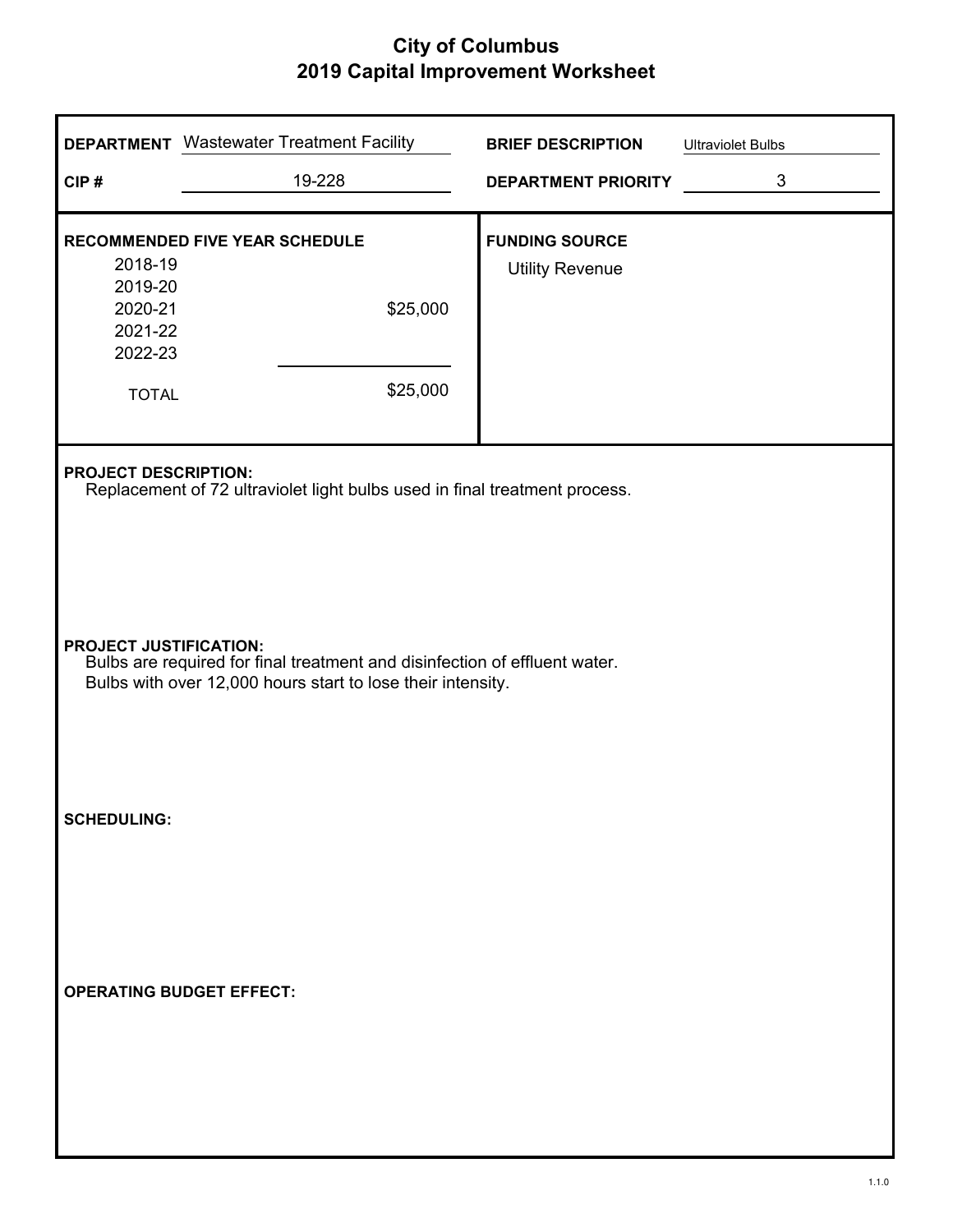# City of Columbus
## 2019 Capital Improvement Worksheet

| | | | |
|---|---|---|---|
| **DEPARTMENT** | Wastewater Treatment Facility | **BRIEF DESCRIPTION** | Ultraviolet Bulbs |
| **CIP #** | 19-228 | **DEPARTMENT PRIORITY** | 3 |

**RECOMMENDED FIVE YEAR SCHEDULE**

| Year | Amount |
|---|---|
| 2018-19 | |
| 2019-20 | |
| 2020-21 | $25,000 |
| 2021-22 | |
| 2022-23 | |
| TOTAL | $25,000 |

**FUNDING SOURCE**

Utility Revenue

**PROJECT DESCRIPTION:**

Replacement of 72 ultraviolet light bulbs used in final treatment process.

**PROJECT JUSTIFICATION:**

Bulbs are required for final treatment and disinfection of effluent water.
Bulbs with over 12,000 hours start to lose their intensity.

**SCHEDULING:**

**OPERATING BUDGET EFFECT:**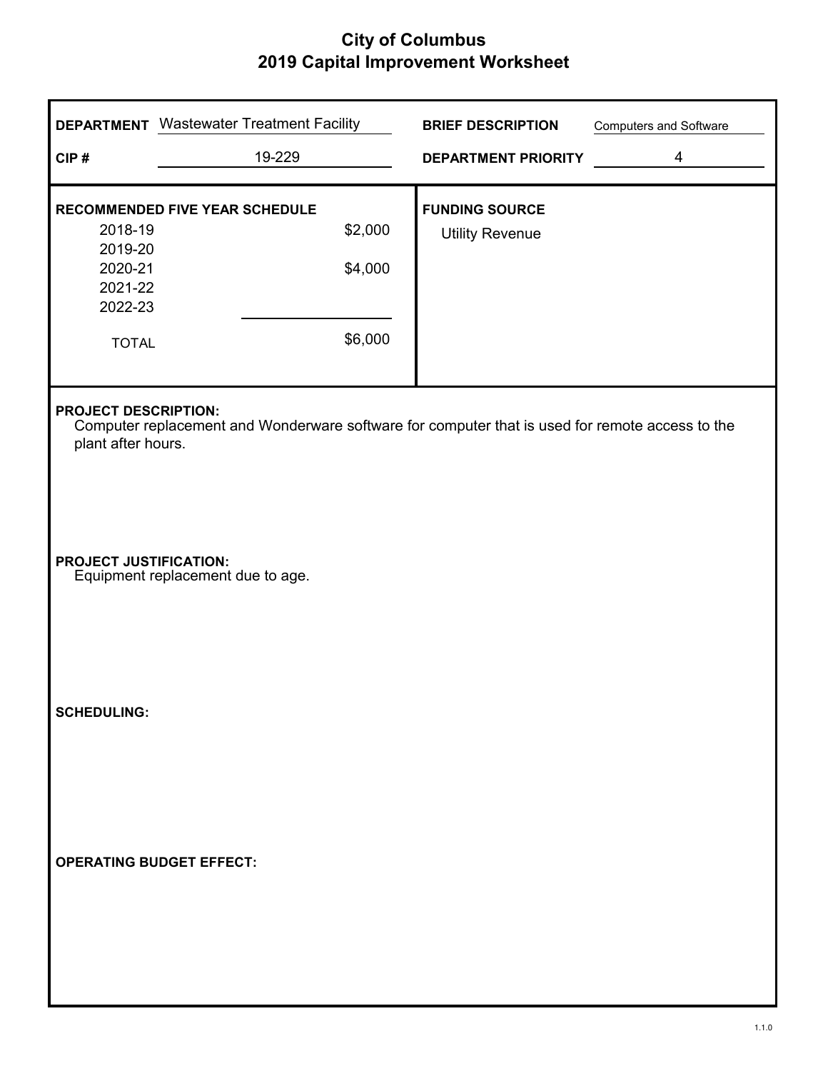# City of Columbus
## 2019 Capital Improvement Worksheet

| | | | |
|---|---|---|---|
| **DEPARTMENT** | Wastewater Treatment Facility | **BRIEF DESCRIPTION** | Computers and Software |
| **CIP #** | 19-229 | **DEPARTMENT PRIORITY** | 4 |

**RECOMMENDED FIVE YEAR SCHEDULE**

| Year | Amount |
|---|---|
| 2018-19 | $2,000 |
| 2019-20 | |
| 2020-21 | $4,000 |
| 2021-22 | |
| 2022-23 | |
| TOTAL | $6,000 |

**FUNDING SOURCE**

Utility Revenue

**PROJECT DESCRIPTION:**

Computer replacement and Wonderware software for computer that is used for remote access to the plant after hours.

**PROJECT JUSTIFICATION:**

Equipment replacement due to age.

**SCHEDULING:**

**OPERATING BUDGET EFFECT:**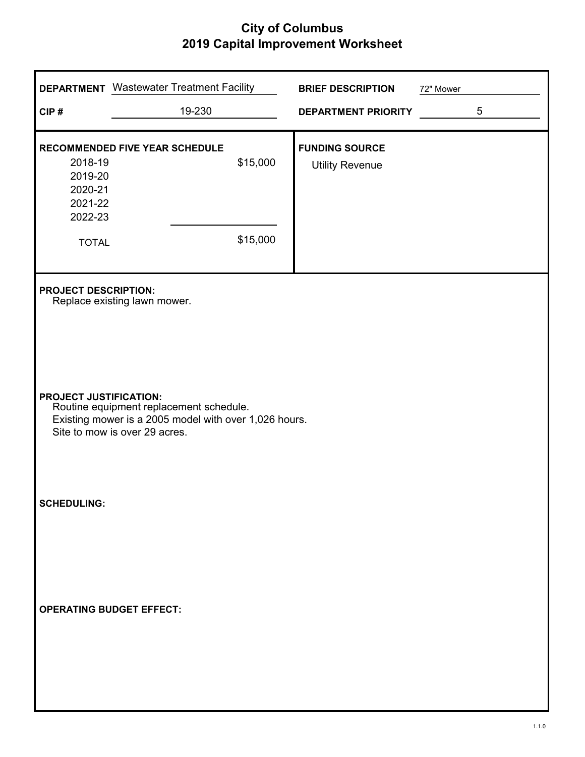# City of Columbus
## 2019 Capital Improvement Worksheet

| | | | |
|---|---|---|---|
| **DEPARTMENT** | Wastewater Treatment Facility | **BRIEF DESCRIPTION** | 72" Mower |
| **CIP #** | 19-230 | **DEPARTMENT PRIORITY** | 5 |

**RECOMMENDED FIVE YEAR SCHEDULE**

| Year | Amount |
|---|---|
| 2018-19 | $15,000 |
| 2019-20 | |
| 2020-21 | |
| 2021-22 | |
| 2022-23 | |
| TOTAL | $15,000 |

**FUNDING SOURCE**

Utility Revenue

**PROJECT DESCRIPTION:**

Replace existing lawn mower.

**PROJECT JUSTIFICATION:**

Routine equipment replacement schedule.
Existing mower is a 2005 model with over 1,026 hours.
Site to mow is over 29 acres.

**SCHEDULING:**

**OPERATING BUDGET EFFECT:**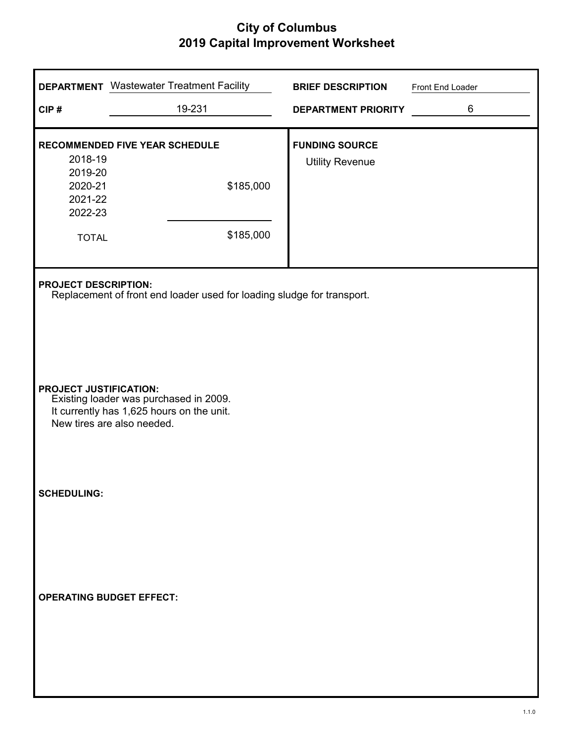# City of Columbus
## 2019 Capital Improvement Worksheet

**DEPARTMENT** Wastewater Treatment Facility

**BRIEF DESCRIPTION** Front End Loader

**CIP #** 19-231

**DEPARTMENT PRIORITY** 6

**RECOMMENDED FIVE YEAR SCHEDULE**

| Year | Amount |
|---|---|
| 2018-19 | |
| 2019-20 | |
| 2020-21 | $185,000 |
| 2021-22 | |
| 2022-23 | |
| TOTAL | $185,000 |

**FUNDING SOURCE**

Utility Revenue

**PROJECT DESCRIPTION:**

Replacement of front end loader used for loading sludge for transport.

**PROJECT JUSTIFICATION:**

Existing loader was purchased in 2009.
It currently has 1,625 hours on the unit.
New tires are also needed.

**SCHEDULING:**

**OPERATING BUDGET EFFECT:**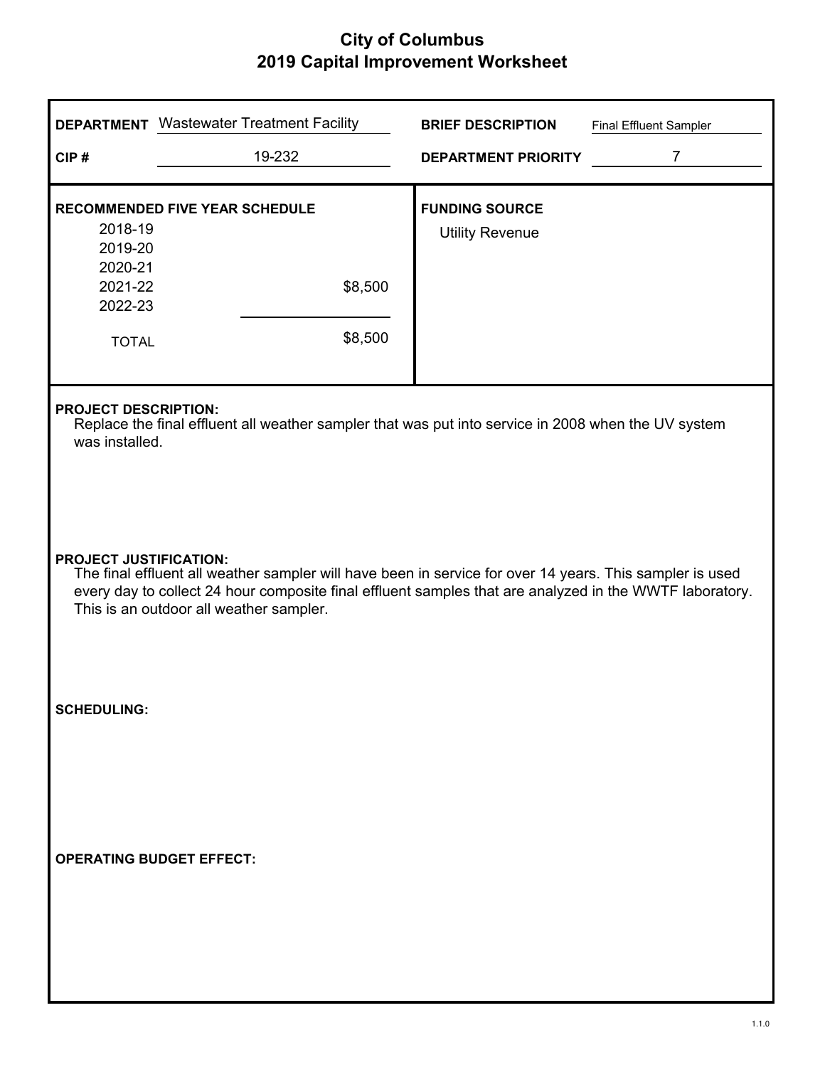# City of Columbus
## 2019 Capital Improvement Worksheet

**DEPARTMENT** Wastewater Treatment Facility

**BRIEF DESCRIPTION** Final Effluent Sampler

**CIP #** 19-232

**DEPARTMENT PRIORITY** 7

**RECOMMENDED FIVE YEAR SCHEDULE**

| Year | Amount |
|---|---|
| 2018-19 | |
| 2019-20 | |
| 2020-21 | |
| 2021-22 | $8,500 |
| 2022-23 | |
| TOTAL | $8,500 |

**FUNDING SOURCE**

Utility Revenue

**PROJECT DESCRIPTION:**

Replace the final effluent all weather sampler that was put into service in 2008 when the UV system was installed.

**PROJECT JUSTIFICATION:**

The final effluent all weather sampler will have been in service for over 14 years. This sampler is used every day to collect 24 hour composite final effluent samples that are analyzed in the WWTF laboratory. This is an outdoor all weather sampler.

**SCHEDULING:**

**OPERATING BUDGET EFFECT:**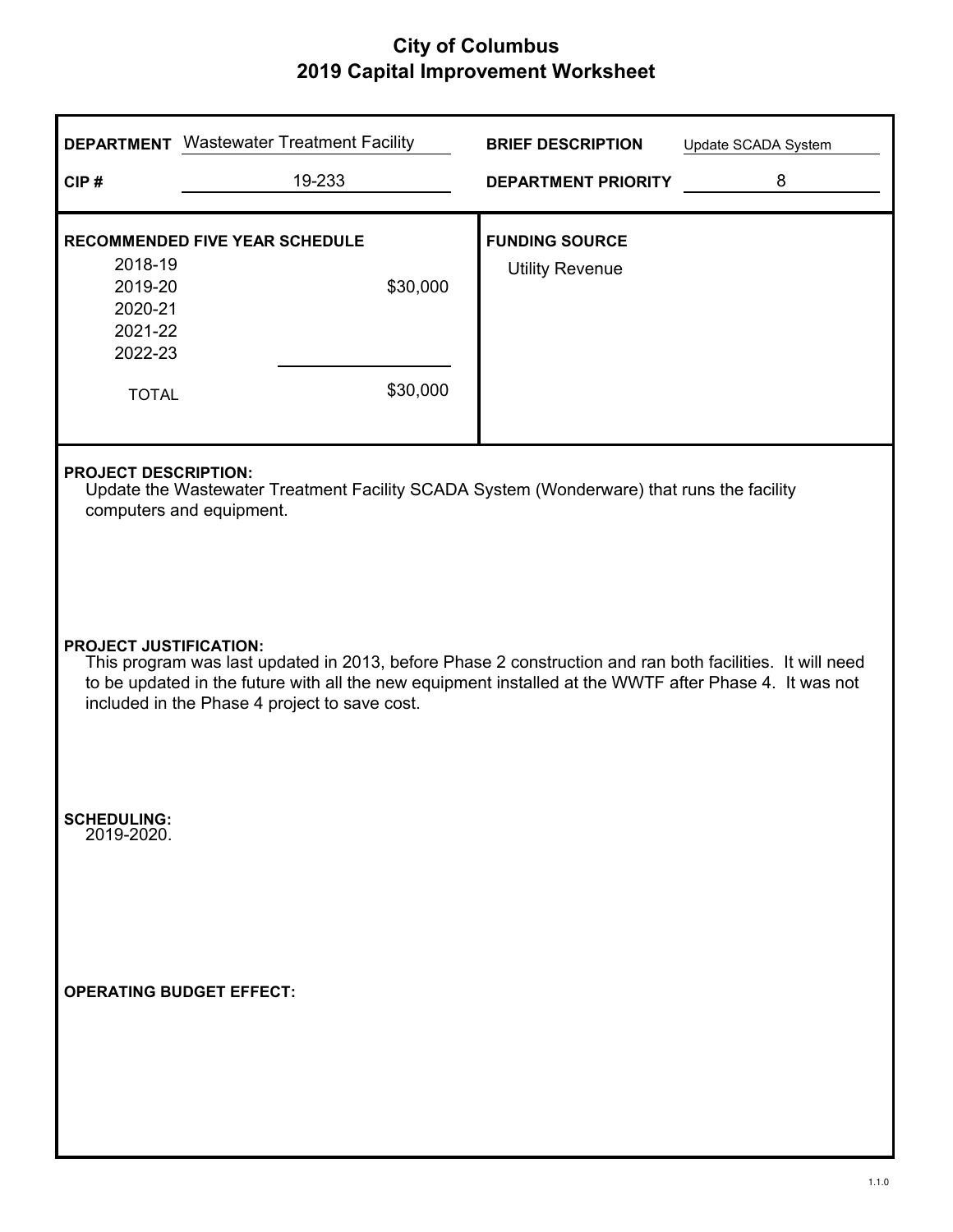# City of Columbus
## 2019 Capital Improvement Worksheet

**DEPARTMENT** Wastewater Treatment Facility

**BRIEF DESCRIPTION** Update SCADA System

**CIP #** 19-233

**DEPARTMENT PRIORITY** 8

**RECOMMENDED FIVE YEAR SCHEDULE**

| Year | Amount |
|---|---|
| 2018-19 | |
| 2019-20 | $30,000 |
| 2020-21 | |
| 2021-22 | |
| 2022-23 | |
| TOTAL | $30,000 |

**FUNDING SOURCE**

Utility Revenue

**PROJECT DESCRIPTION:**

Update the Wastewater Treatment Facility SCADA System (Wonderware) that runs the facility computers and equipment.

**PROJECT JUSTIFICATION:**

This program was last updated in 2013, before Phase 2 construction and ran both facilities. It will need to be updated in the future with all the new equipment installed at the WWTF after Phase 4. It was not included in the Phase 4 project to save cost.

**SCHEDULING:**

2019-2020.

**OPERATING BUDGET EFFECT:**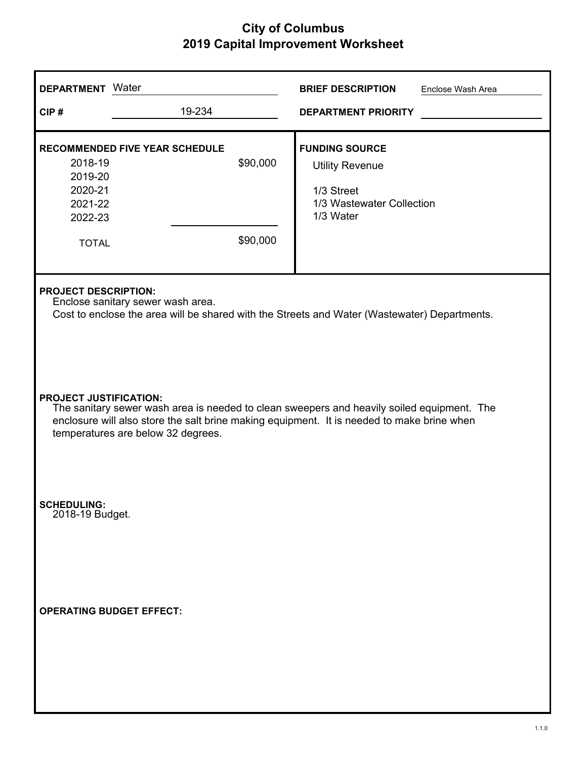# City of Columbus
## 2019 Capital Improvement Worksheet

**DEPARTMENT** Water

**CIP #** 19-234

**BRIEF DESCRIPTION** Enclose Wash Area

**DEPARTMENT PRIORITY**

**RECOMMENDED FIVE YEAR SCHEDULE**

| Year | Amount |
|---|---|
| 2018-19 | $90,000 |
| 2019-20 | |
| 2020-21 | |
| 2021-22 | |
| 2022-23 | |
| TOTAL | $90,000 |

**FUNDING SOURCE**

Utility Revenue

1/3 Street
1/3 Wastewater Collection
1/3 Water

**PROJECT DESCRIPTION:**

Enclose sanitary sewer wash area.
Cost to enclose the area will be shared with the Streets and Water (Wastewater) Departments.

**PROJECT JUSTIFICATION:**

The sanitary sewer wash area is needed to clean sweepers and heavily soiled equipment. The enclosure will also store the salt brine making equipment. It is needed to make brine when temperatures are below 32 degrees.

**SCHEDULING:**

2018-19 Budget.

**OPERATING BUDGET EFFECT:**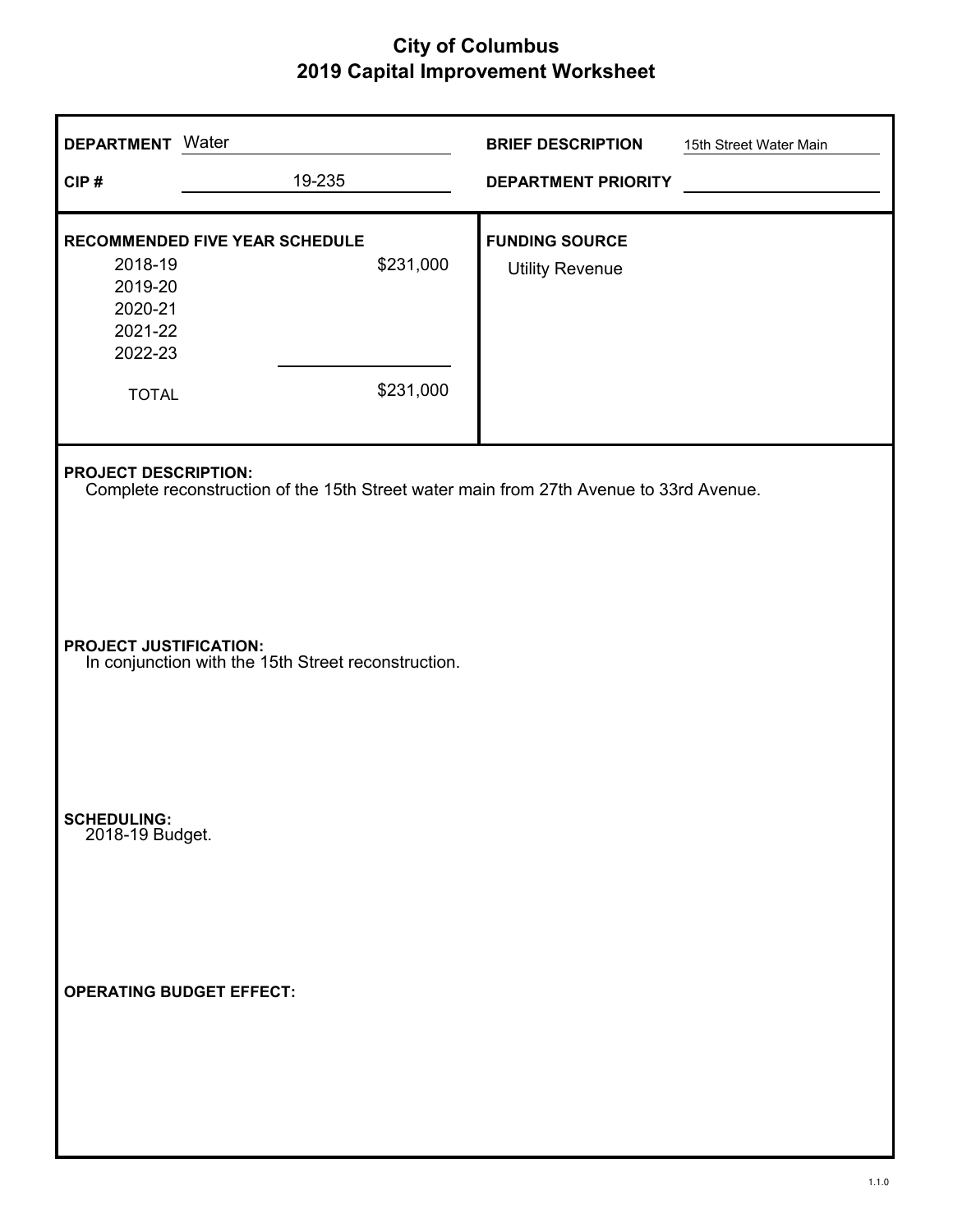# City of Columbus
## 2019 Capital Improvement Worksheet

**DEPARTMENT** Water

**CIP #** 19-235

**BRIEF DESCRIPTION** 15th Street Water Main

**DEPARTMENT PRIORITY**

**RECOMMENDED FIVE YEAR SCHEDULE**

| Year | Amount |
|---|---|
| 2018-19 | $231,000 |
| 2019-20 | |
| 2020-21 | |
| 2021-22 | |
| 2022-23 | |
| TOTAL | $231,000 |

**FUNDING SOURCE**

Utility Revenue

**PROJECT DESCRIPTION:**
Complete reconstruction of the 15th Street water main from 27th Avenue to 33rd Avenue.

**PROJECT JUSTIFICATION:**
In conjunction with the 15th Street reconstruction.

**SCHEDULING:**
2018-19 Budget.

**OPERATING BUDGET EFFECT:**

1.1.0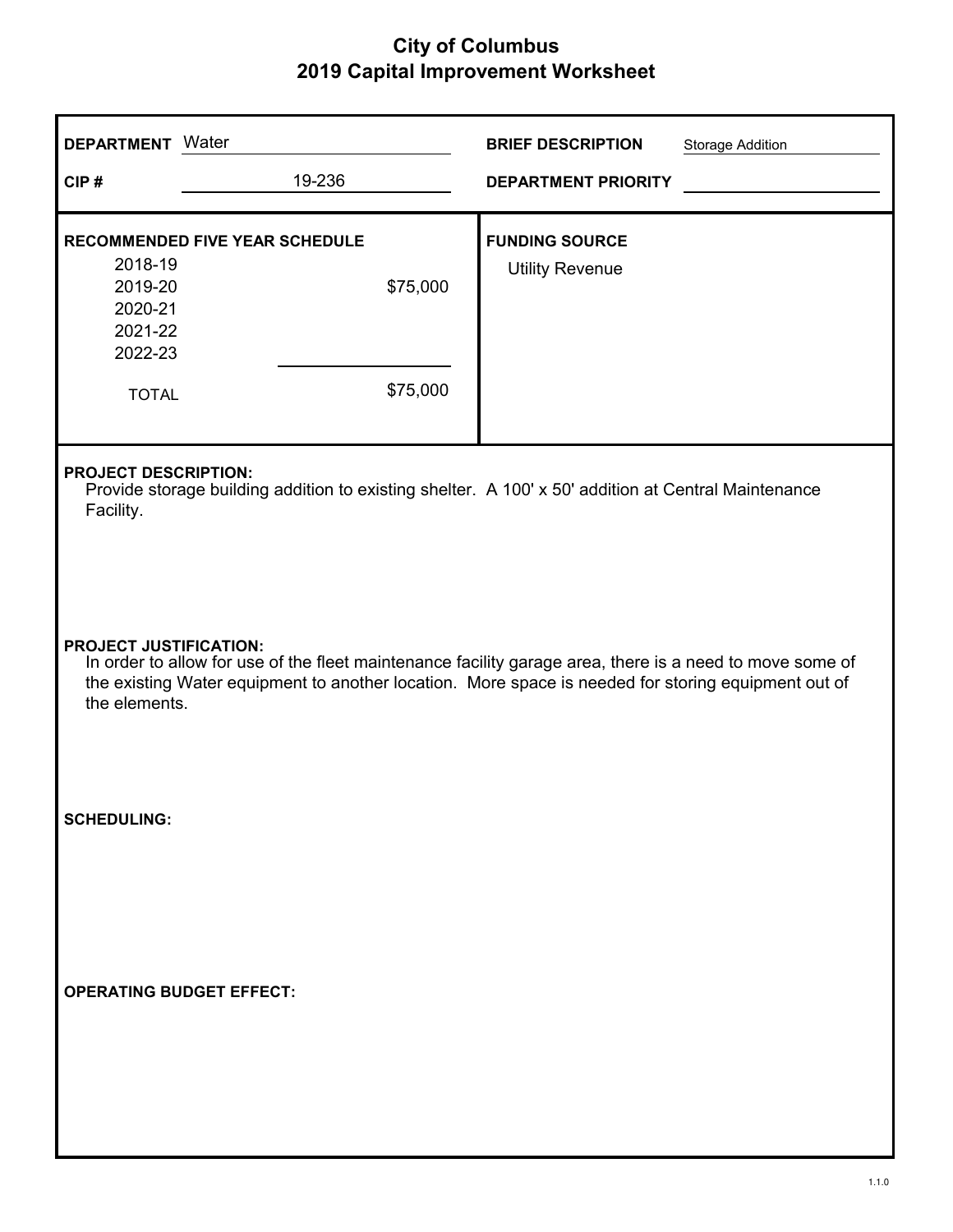# City of Columbus
## 2019 Capital Improvement Worksheet

**DEPARTMENT** Water

**CIP #** 19-236

**BRIEF DESCRIPTION** Storage Addition

**DEPARTMENT PRIORITY**

**RECOMMENDED FIVE YEAR SCHEDULE**

| Year | Amount |
|---|---|
| 2018-19 | |
| 2019-20 | $75,000 |
| 2020-21 | |
| 2021-22 | |
| 2022-23 | |
| TOTAL | $75,000 |

**FUNDING SOURCE**

Utility Revenue

**PROJECT DESCRIPTION:**

Provide storage building addition to existing shelter. A 100' x 50' addition at Central Maintenance Facility.

**PROJECT JUSTIFICATION:**

In order to allow for use of the fleet maintenance facility garage area, there is a need to move some of the existing Water equipment to another location. More space is needed for storing equipment out of the elements.

**SCHEDULING:**

**OPERATING BUDGET EFFECT:**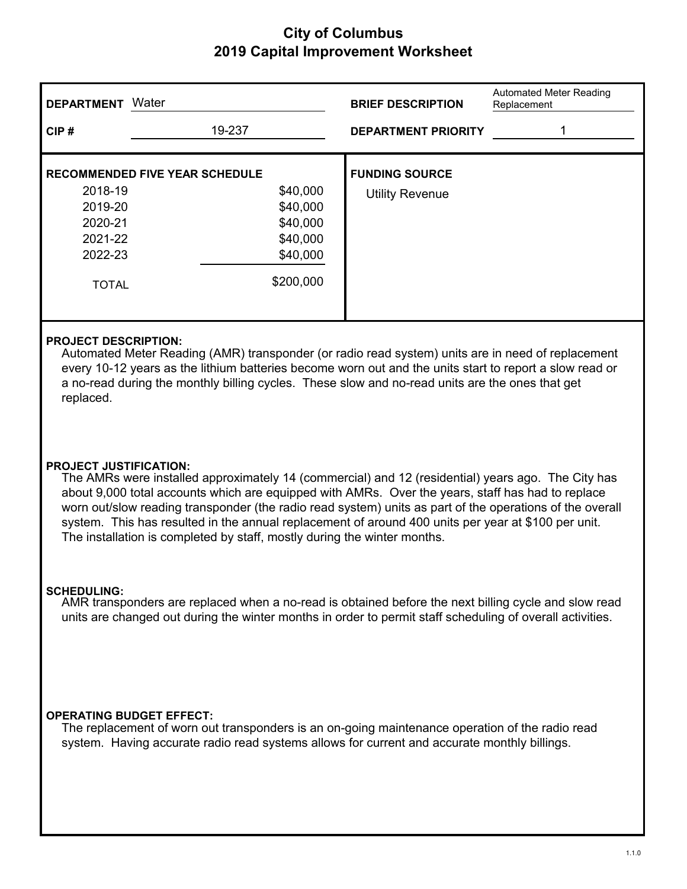# City of Columbus
## 2019 Capital Improvement Worksheet

**DEPARTMENT** Water

**BRIEF DESCRIPTION** Automated Meter Reading Replacement

**CIP #** 19-237

**DEPARTMENT PRIORITY** 1

**RECOMMENDED FIVE YEAR SCHEDULE**

| Year | Amount |
|---|---|
| 2018-19 | $40,000 |
| 2019-20 | $40,000 |
| 2020-21 | $40,000 |
| 2021-22 | $40,000 |
| 2022-23 | $40,000 |
| TOTAL | $200,000 |

**FUNDING SOURCE**

Utility Revenue

**PROJECT DESCRIPTION:**

Automated Meter Reading (AMR) transponder (or radio read system) units are in need of replacement every 10-12 years as the lithium batteries become worn out and the units start to report a slow read or a no-read during the monthly billing cycles. These slow and no-read units are the ones that get replaced.

**PROJECT JUSTIFICATION:**

The AMRs were installed approximately 14 (commercial) and 12 (residential) years ago. The City has about 9,000 total accounts which are equipped with AMRs. Over the years, staff has had to replace worn out/slow reading transponder (the radio read system) units as part of the operations of the overall system. This has resulted in the annual replacement of around 400 units per year at $100 per unit. The installation is completed by staff, mostly during the winter months.

**SCHEDULING:**

AMR transponders are replaced when a no-read is obtained before the next billing cycle and slow read units are changed out during the winter months in order to permit staff scheduling of overall activities.

**OPERATING BUDGET EFFECT:**

The replacement of worn out transponders is an on-going maintenance operation of the radio read system. Having accurate radio read systems allows for current and accurate monthly billings.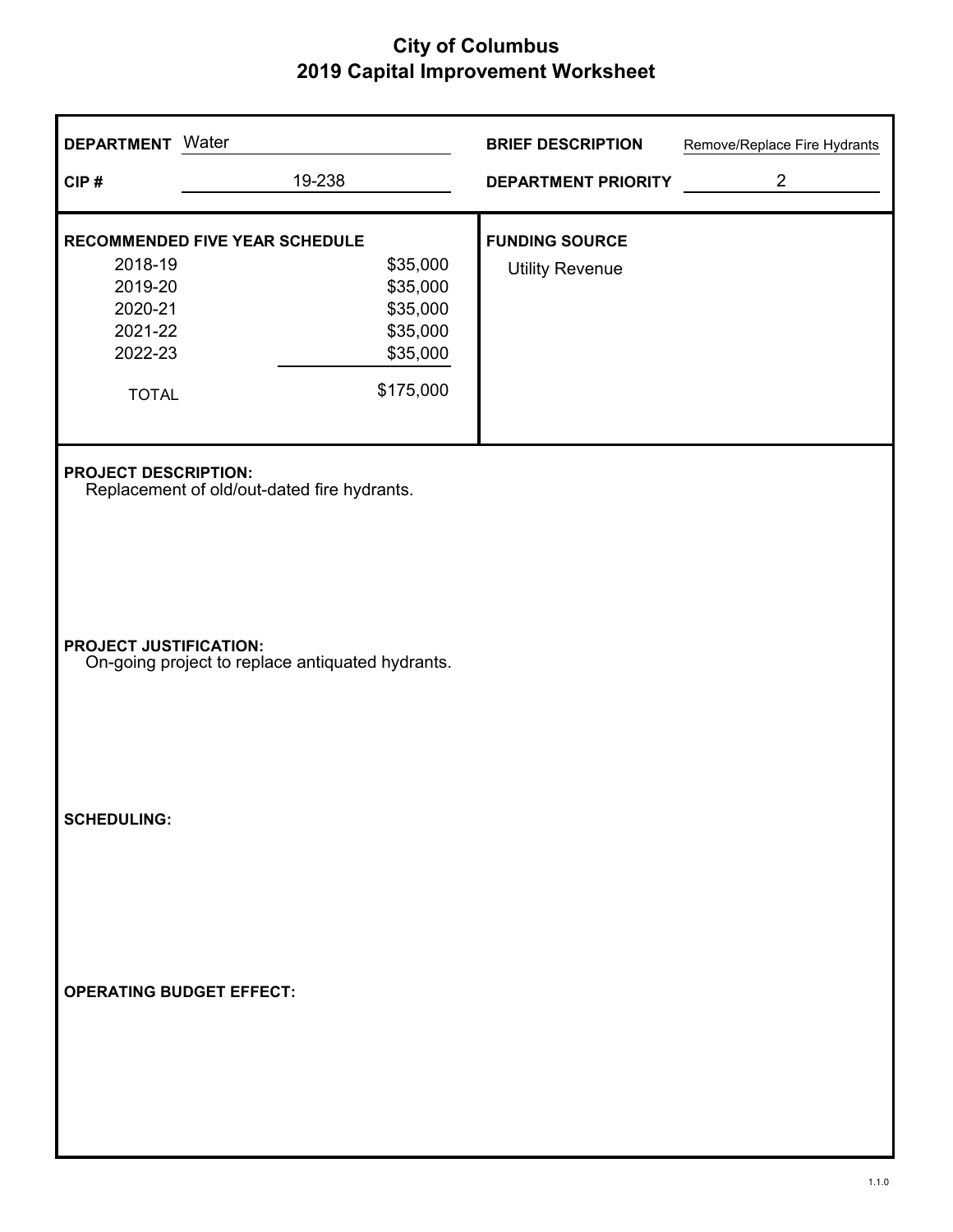# City of Columbus
## 2019 Capital Improvement Worksheet

**DEPARTMENT** Water

**CIP #** 19-238

**BRIEF DESCRIPTION** Remove/Replace Fire Hydrants

**DEPARTMENT PRIORITY** 2

**RECOMMENDED FIVE YEAR SCHEDULE**

| Year | Amount |
|---|---|
| 2018-19 | $35,000 |
| 2019-20 | $35,000 |
| 2020-21 | $35,000 |
| 2021-22 | $35,000 |
| 2022-23 | $35,000 |
| TOTAL | $175,000 |

**FUNDING SOURCE**

Utility Revenue

**PROJECT DESCRIPTION:**

Replacement of old/out-dated fire hydrants.

**PROJECT JUSTIFICATION:**

On-going project to replace antiquated hydrants.

**SCHEDULING:**

**OPERATING BUDGET EFFECT:**

1.1.0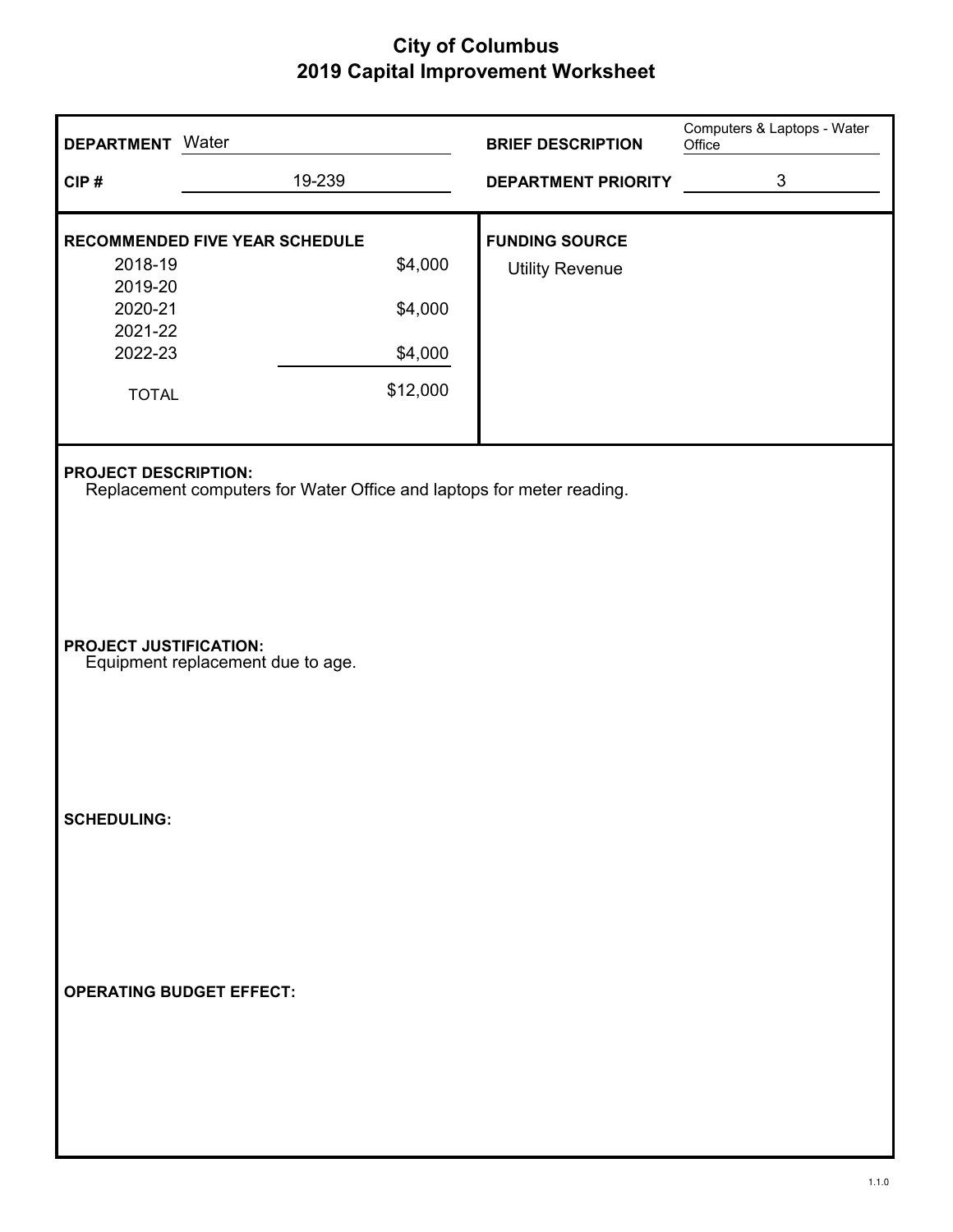# City of Columbus
## 2019 Capital Improvement Worksheet

**DEPARTMENT** Water

**CIP #** 19-239

**BRIEF DESCRIPTION** Computers & Laptops - Water Office

**DEPARTMENT PRIORITY** 3

**RECOMMENDED FIVE YEAR SCHEDULE**

| Year | Amount |
|---|---|
| 2018-19 | $4,000 |
| 2019-20 | |
| 2020-21 | $4,000 |
| 2021-22 | |
| 2022-23 | $4,000 |
| TOTAL | $12,000 |

**FUNDING SOURCE**

Utility Revenue

**PROJECT DESCRIPTION:**

Replacement computers for Water Office and laptops for meter reading.

**PROJECT JUSTIFICATION:**

Equipment replacement due to age.

**SCHEDULING:**

**OPERATING BUDGET EFFECT:**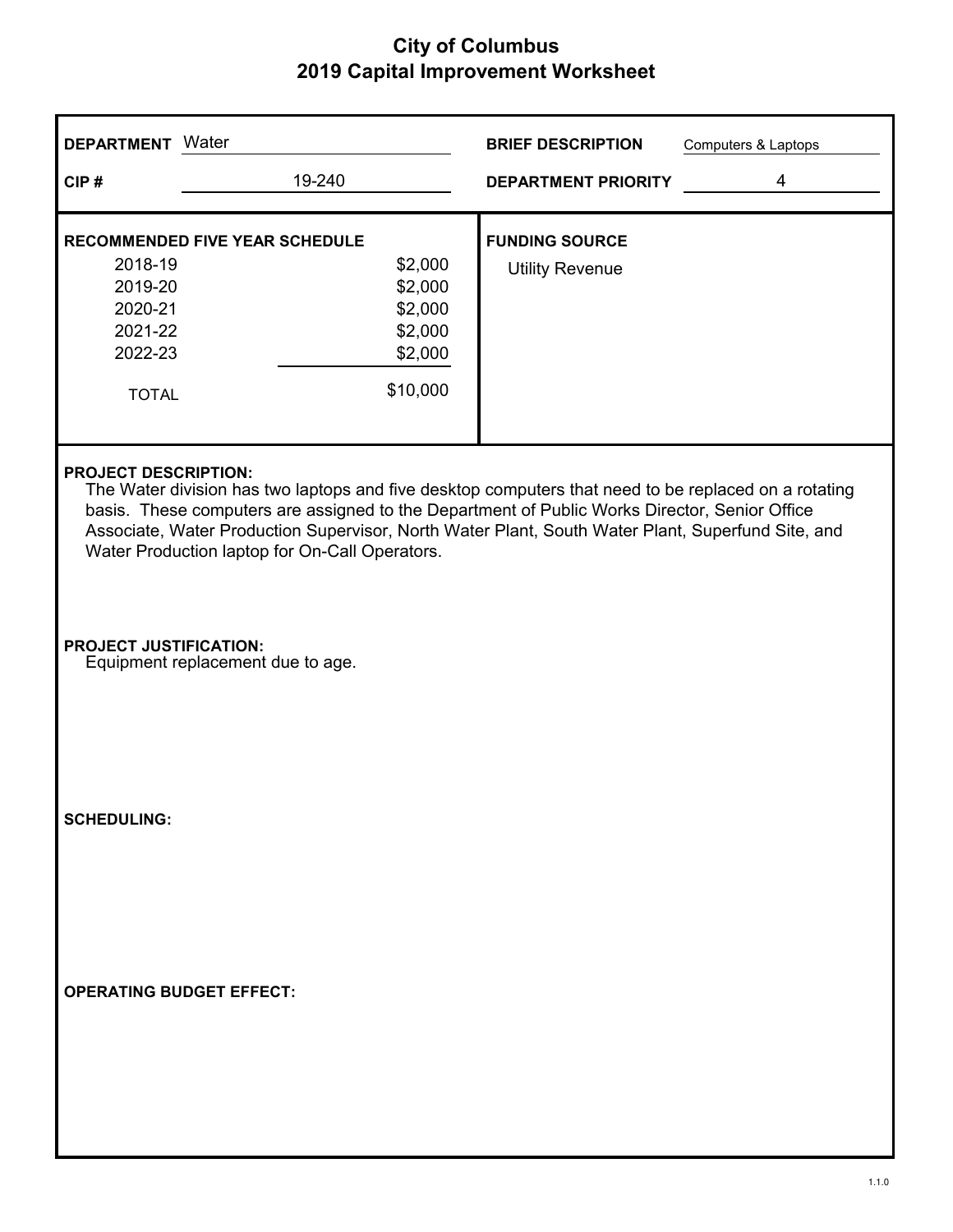# City of Columbus
## 2019 Capital Improvement Worksheet

**DEPARTMENT** Water

**CIP #** 19-240

**BRIEF DESCRIPTION** Computers & Laptops

**DEPARTMENT PRIORITY** 4

**RECOMMENDED FIVE YEAR SCHEDULE**

| Year | Amount |
|---|---|
| 2018-19 | $2,000 |
| 2019-20 | $2,000 |
| 2020-21 | $2,000 |
| 2021-22 | $2,000 |
| 2022-23 | $2,000 |
| TOTAL | $10,000 |

**FUNDING SOURCE**

Utility Revenue

**PROJECT DESCRIPTION:**

The Water division has two laptops and five desktop computers that need to be replaced on a rotating basis. These computers are assigned to the Department of Public Works Director, Senior Office Associate, Water Production Supervisor, North Water Plant, South Water Plant, Superfund Site, and Water Production laptop for On-Call Operators.

**PROJECT JUSTIFICATION:**

Equipment replacement due to age.

**SCHEDULING:**

**OPERATING BUDGET EFFECT:**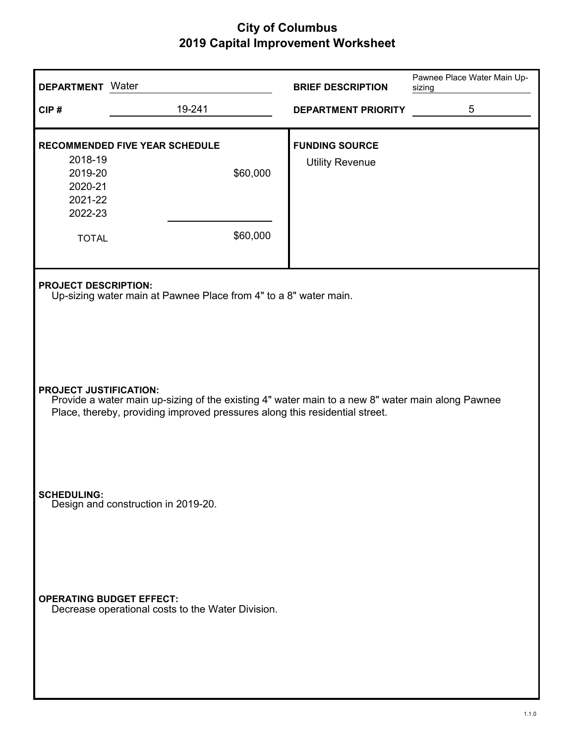# City of Columbus
## 2019 Capital Improvement Worksheet

| | | | |
|---|---|---|---|
| **DEPARTMENT** | Water | **BRIEF DESCRIPTION** | Pawnee Place Water Main Up-sizing |
| **CIP #** | 19-241 | **DEPARTMENT PRIORITY** | 5 |

**RECOMMENDED FIVE YEAR SCHEDULE**

| Year | Amount |
|---|---|
| 2018-19 | |
| 2019-20 | $60,000 |
| 2020-21 | |
| 2021-22 | |
| 2022-23 | |
| TOTAL | $60,000 |

**FUNDING SOURCE**

Utility Revenue

**PROJECT DESCRIPTION:**

Up-sizing water main at Pawnee Place from 4" to a 8" water main.

**PROJECT JUSTIFICATION:**

Provide a water main up-sizing of the existing 4" water main to a new 8" water main along Pawnee Place, thereby, providing improved pressures along this residential street.

**SCHEDULING:**

Design and construction in 2019-20.

**OPERATING BUDGET EFFECT:**

Decrease operational costs to the Water Division.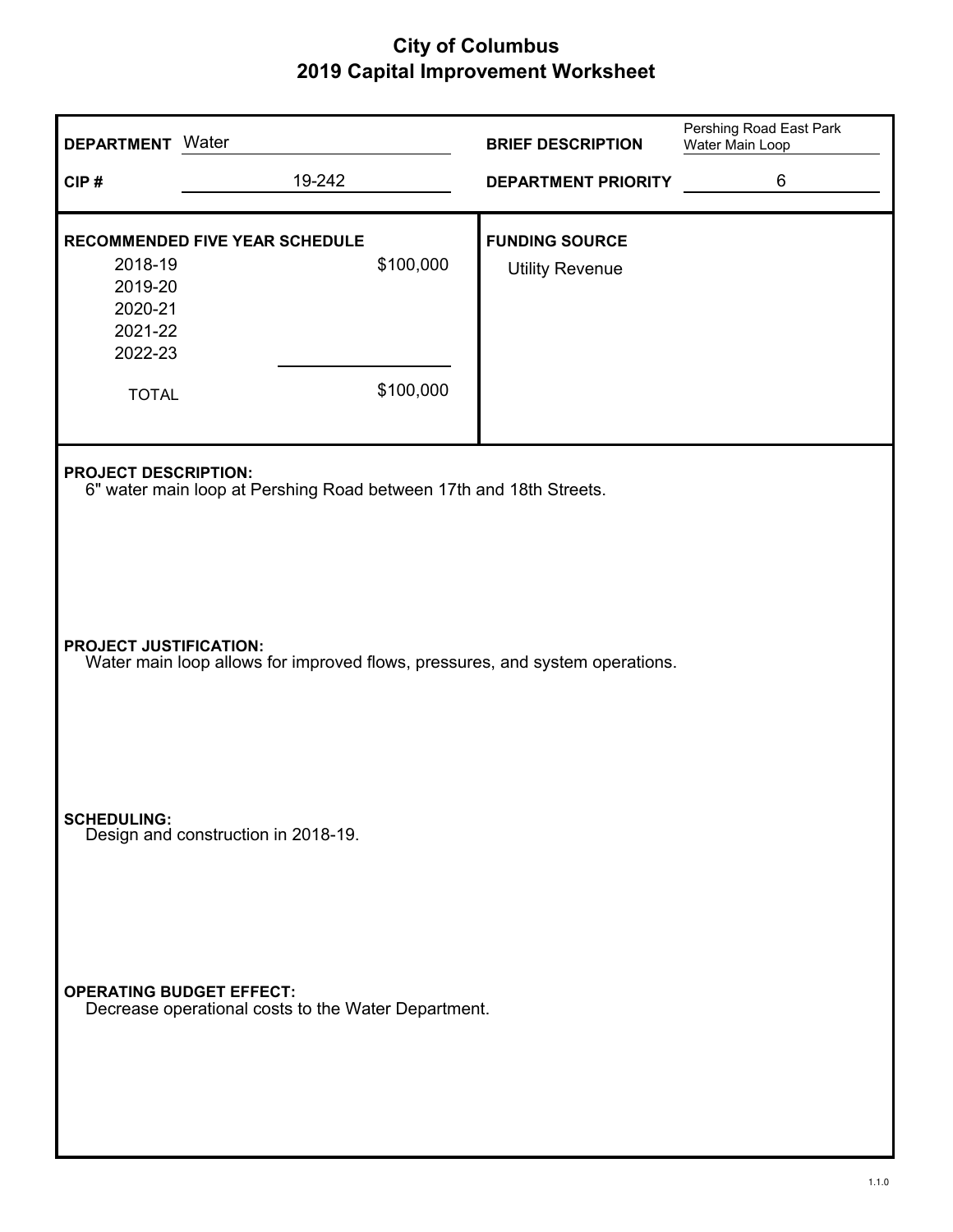# City of Columbus
## 2019 Capital Improvement Worksheet

**DEPARTMENT** Water

**BRIEF DESCRIPTION** Pershing Road East Park Water Main Loop

**CIP #** 19-242

**DEPARTMENT PRIORITY** 6

**RECOMMENDED FIVE YEAR SCHEDULE**

| Year | Amount |
|---|---|
| 2018-19 | $100,000 |
| 2019-20 | |
| 2020-21 | |
| 2021-22 | |
| 2022-23 | |
| TOTAL | $100,000 |

**FUNDING SOURCE**

Utility Revenue

**PROJECT DESCRIPTION:**

6" water main loop at Pershing Road between 17th and 18th Streets.

**PROJECT JUSTIFICATION:**

Water main loop allows for improved flows, pressures, and system operations.

**SCHEDULING:**

Design and construction in 2018-19.

**OPERATING BUDGET EFFECT:**

Decrease operational costs to the Water Department.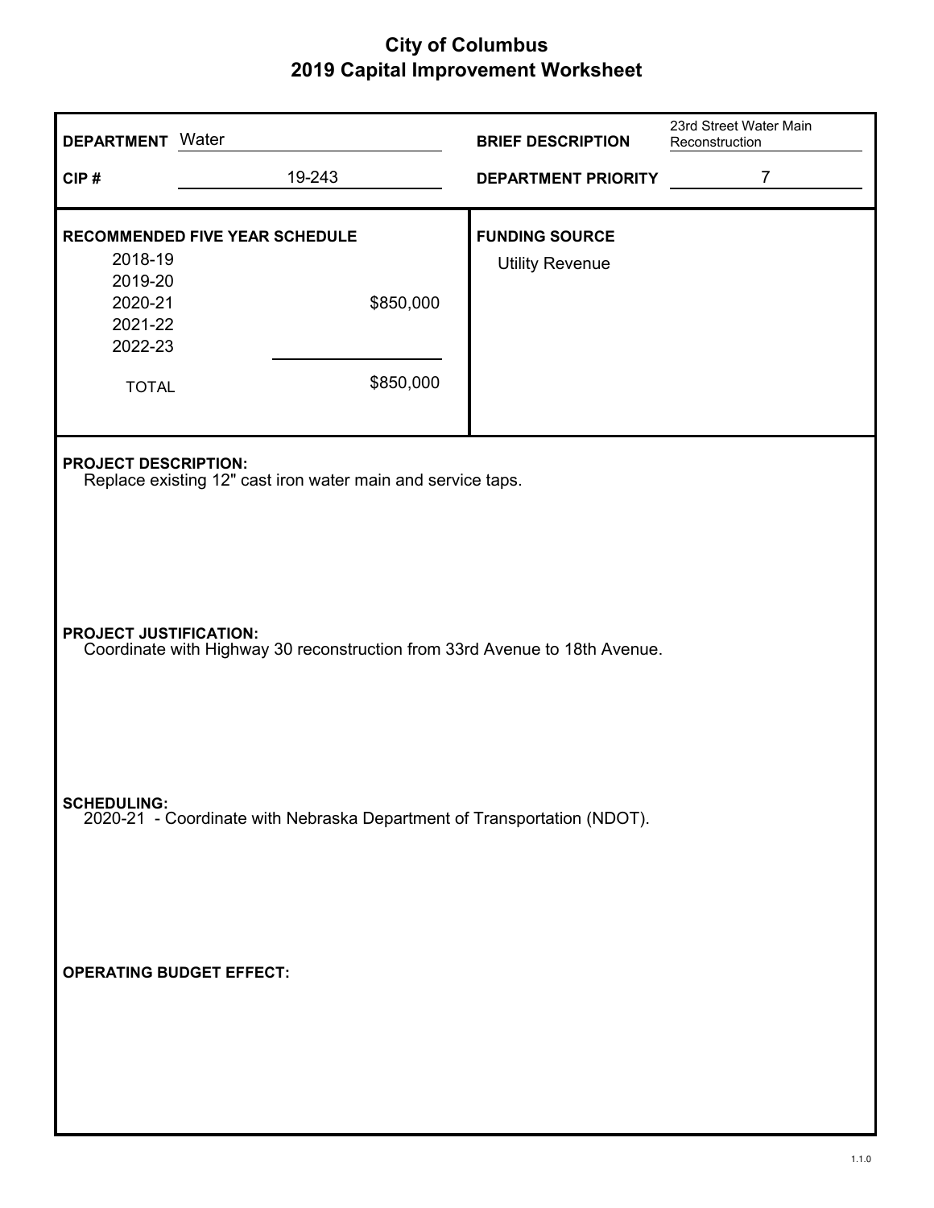# City of Columbus
## 2019 Capital Improvement Worksheet

**DEPARTMENT** Water

**BRIEF DESCRIPTION** 23rd Street Water Main Reconstruction

**CIP #** 19-243

**DEPARTMENT PRIORITY** 7

**RECOMMENDED FIVE YEAR SCHEDULE**

| Year | Amount |
|---|---|
| 2018-19 | |
| 2019-20 | |
| 2020-21 | $850,000 |
| 2021-22 | |
| 2022-23 | |
| TOTAL | $850,000 |

**FUNDING SOURCE**

Utility Revenue

**PROJECT DESCRIPTION:**

Replace existing 12" cast iron water main and service taps.

**PROJECT JUSTIFICATION:**

Coordinate with Highway 30 reconstruction from 33rd Avenue to 18th Avenue.

**SCHEDULING:**

2020-21 - Coordinate with Nebraska Department of Transportation (NDOT).

**OPERATING BUDGET EFFECT:**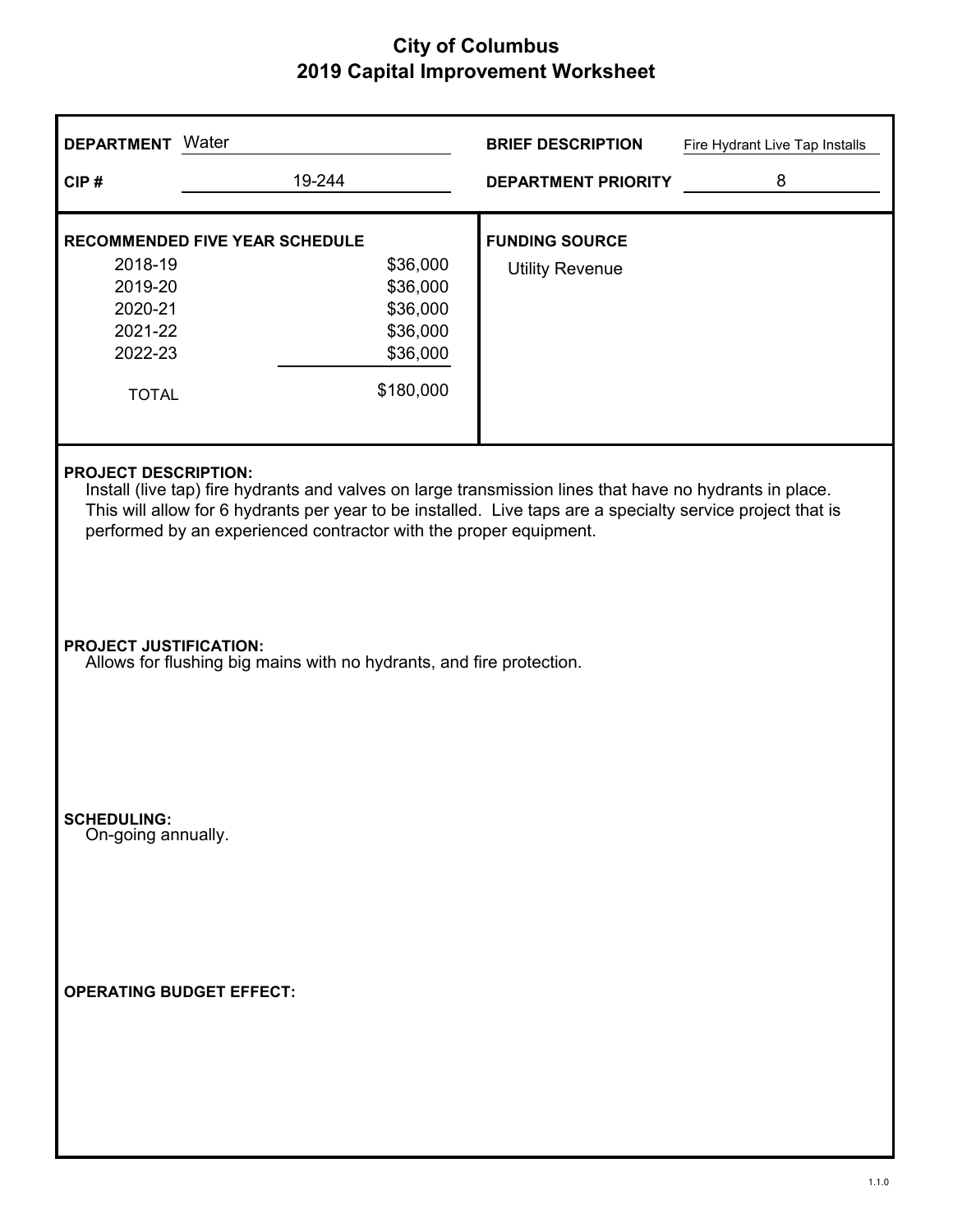# City of Columbus
## 2019 Capital Improvement Worksheet

**DEPARTMENT** Water

**CIP #** 19-244

**BRIEF DESCRIPTION** Fire Hydrant Live Tap Installs

**DEPARTMENT PRIORITY** 8

**RECOMMENDED FIVE YEAR SCHEDULE**

| Year | Amount |
|---|---|
| 2018-19 | $36,000 |
| 2019-20 | $36,000 |
| 2020-21 | $36,000 |
| 2021-22 | $36,000 |
| 2022-23 | $36,000 |
| TOTAL | $180,000 |

**FUNDING SOURCE**

Utility Revenue

**PROJECT DESCRIPTION:**

Install (live tap) fire hydrants and valves on large transmission lines that have no hydrants in place. This will allow for 6 hydrants per year to be installed. Live taps are a specialty service project that is performed by an experienced contractor with the proper equipment.

**PROJECT JUSTIFICATION:**

Allows for flushing big mains with no hydrants, and fire protection.

**SCHEDULING:**

On-going annually.

**OPERATING BUDGET EFFECT:**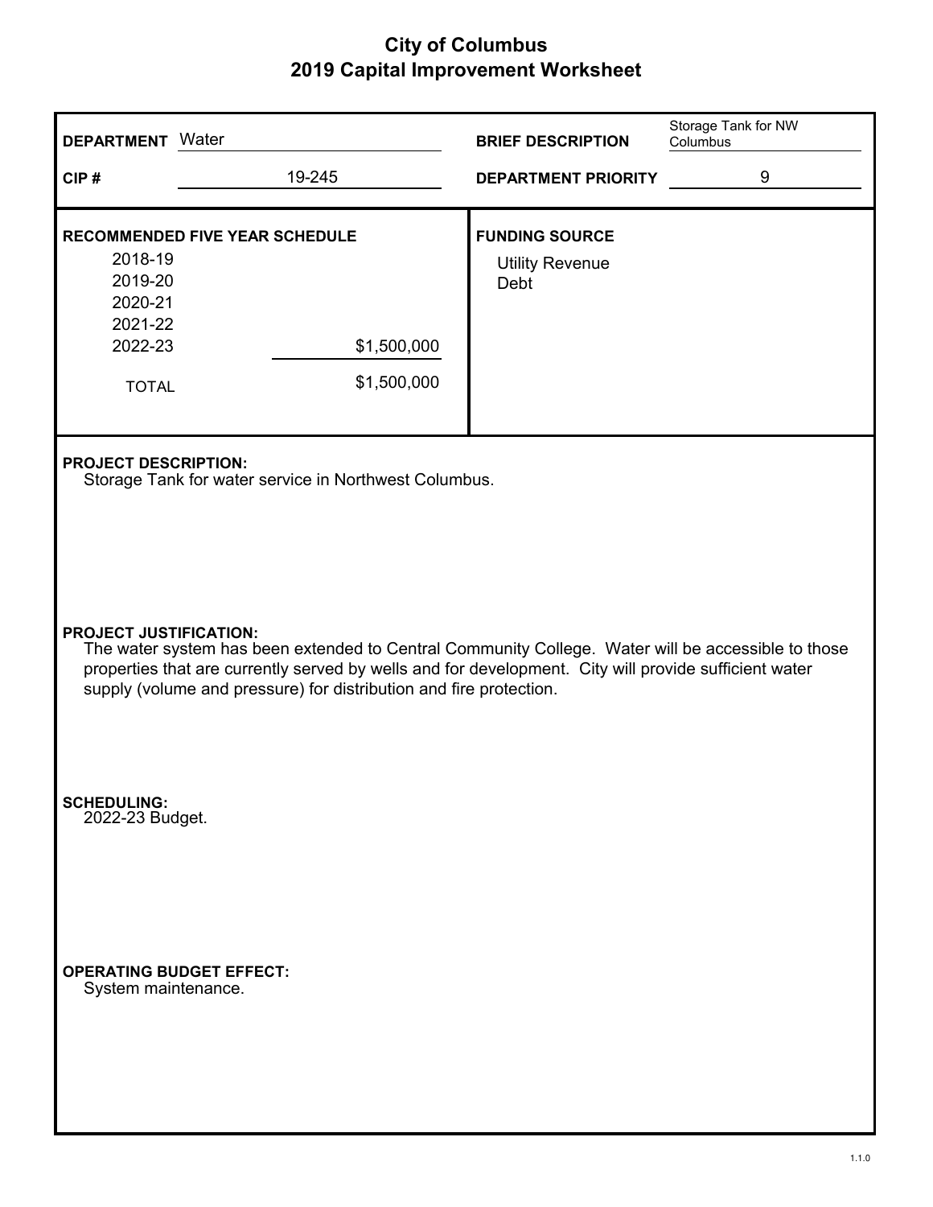# City of Columbus
## 2019 Capital Improvement Worksheet

**DEPARTMENT** Water

**CIP #** 19-245

**BRIEF DESCRIPTION** Storage Tank for NW Columbus

**DEPARTMENT PRIORITY** 9

**RECOMMENDED FIVE YEAR SCHEDULE**

| Year | Amount |
|---|---|
| 2018-19 | |
| 2019-20 | |
| 2020-21 | |
| 2021-22 | |
| 2022-23 | $1,500,000 |
| TOTAL | $1,500,000 |

**FUNDING SOURCE**

Utility Revenue
Debt

**PROJECT DESCRIPTION:**
Storage Tank for water service in Northwest Columbus.

**PROJECT JUSTIFICATION:**
The water system has been extended to Central Community College. Water will be accessible to those properties that are currently served by wells and for development. City will provide sufficient water supply (volume and pressure) for distribution and fire protection.

**SCHEDULING:**
2022-23 Budget.

**OPERATING BUDGET EFFECT:**
System maintenance.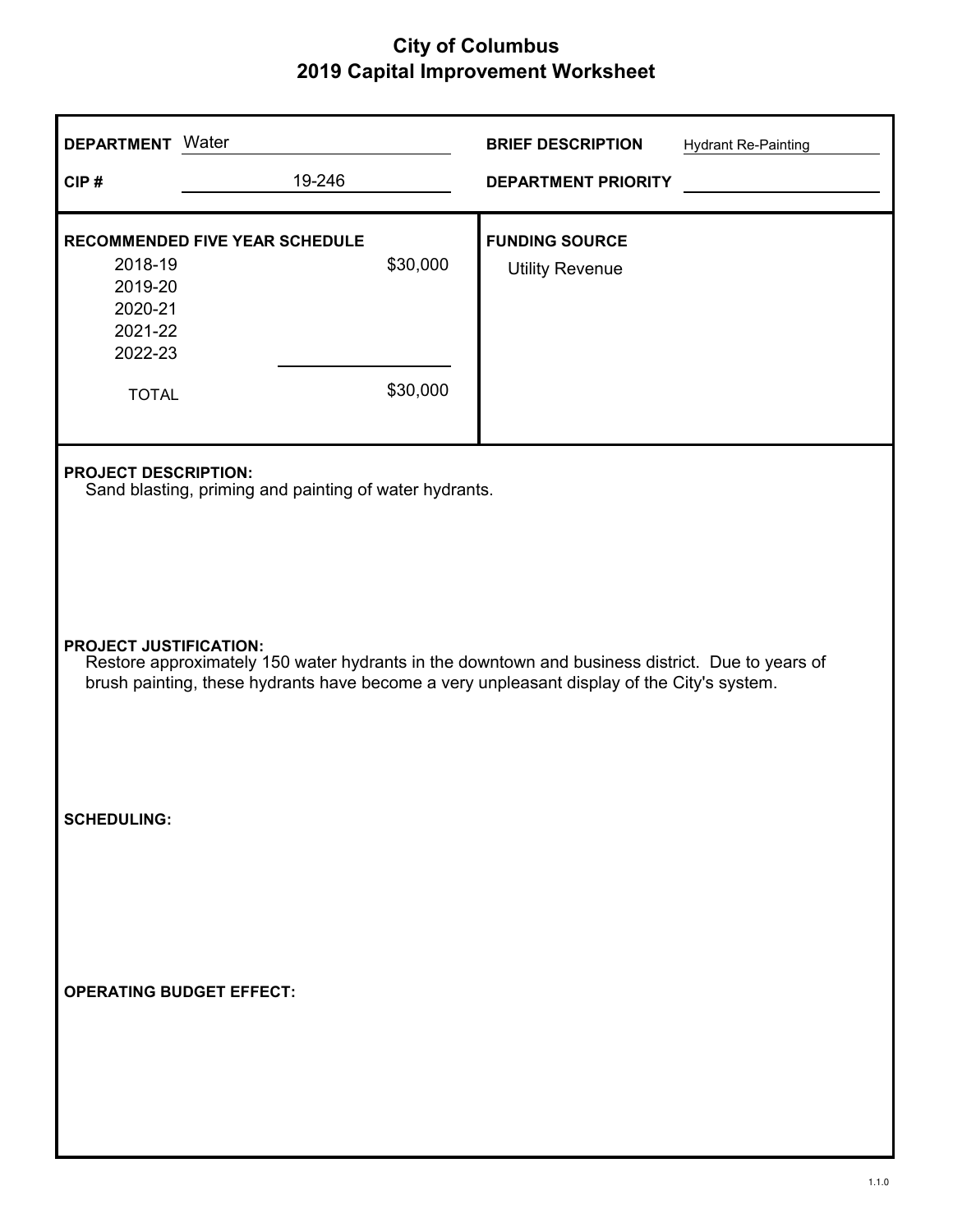# City of Columbus
## 2019 Capital Improvement Worksheet

**DEPARTMENT** Water

**CIP #** 19-246

**BRIEF DESCRIPTION** Hydrant Re-Painting

**DEPARTMENT PRIORITY**

**RECOMMENDED FIVE YEAR SCHEDULE**

| Year | Amount |
|---|---|
| 2018-19 | $30,000 |
| 2019-20 | |
| 2020-21 | |
| 2021-22 | |
| 2022-23 | |
| TOTAL | $30,000 |

**FUNDING SOURCE**

Utility Revenue

**PROJECT DESCRIPTION:**

Sand blasting, priming and painting of water hydrants.

**PROJECT JUSTIFICATION:**

Restore approximately 150 water hydrants in the downtown and business district. Due to years of brush painting, these hydrants have become a very unpleasant display of the City's system.

**SCHEDULING:**

**OPERATING BUDGET EFFECT:**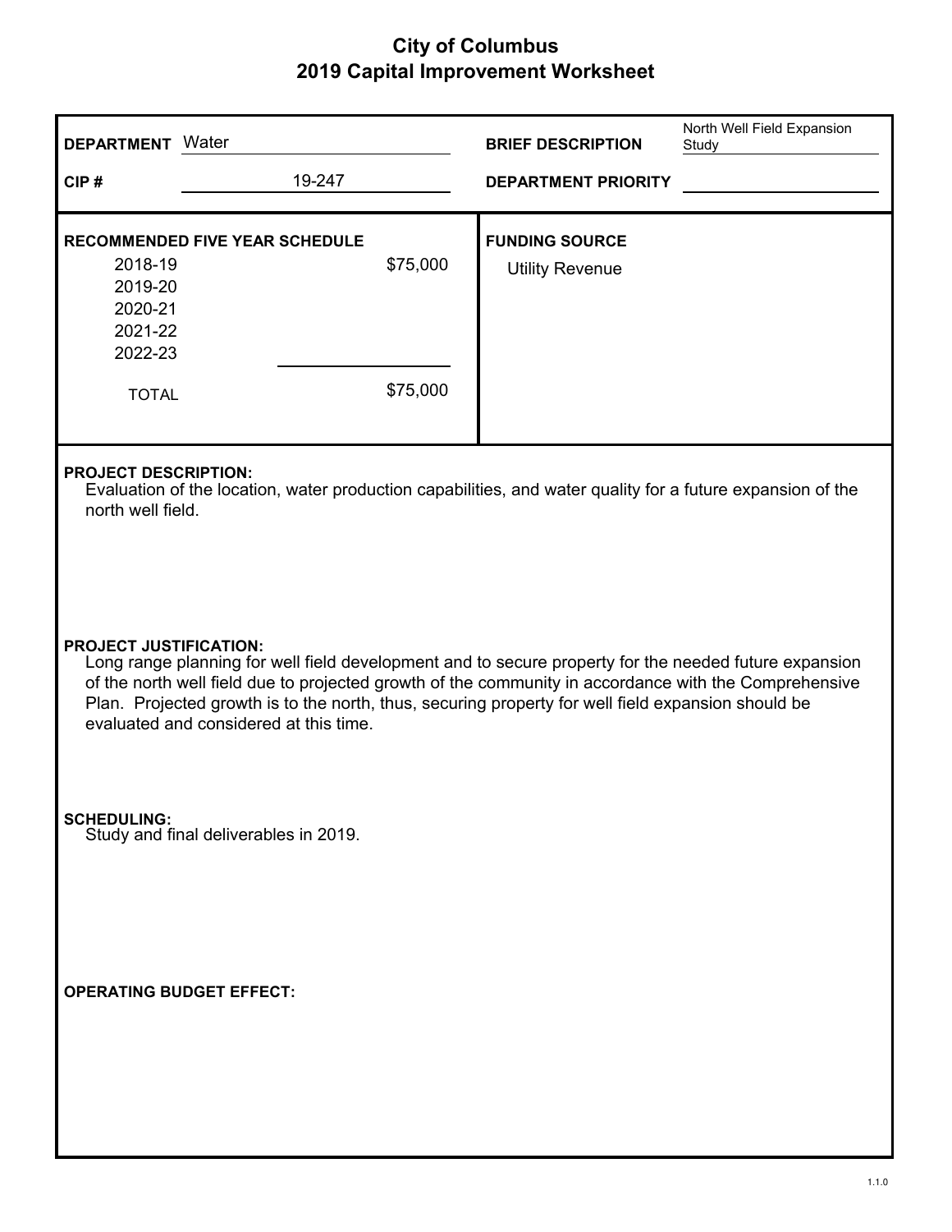# City of Columbus
## 2019 Capital Improvement Worksheet

| | | | |
|---|---|---|---|
| **DEPARTMENT** | Water | **BRIEF DESCRIPTION** | North Well Field Expansion Study |
| **CIP #** | 19-247 | **DEPARTMENT PRIORITY** | |

**RECOMMENDED FIVE YEAR SCHEDULE**

| Year | Amount |
|---|---|
| 2018-19 | $75,000 |
| 2019-20 | |
| 2020-21 | |
| 2021-22 | |
| 2022-23 | |
| TOTAL | $75,000 |

**FUNDING SOURCE**

Utility Revenue

**PROJECT DESCRIPTION:**

Evaluation of the location, water production capabilities, and water quality for a future expansion of the north well field.

**PROJECT JUSTIFICATION:**

Long range planning for well field development and to secure property for the needed future expansion of the north well field due to projected growth of the community in accordance with the Comprehensive Plan. Projected growth is to the north, thus, securing property for well field expansion should be evaluated and considered at this time.

**SCHEDULING:**

Study and final deliverables in 2019.

**OPERATING BUDGET EFFECT:**

1.1.0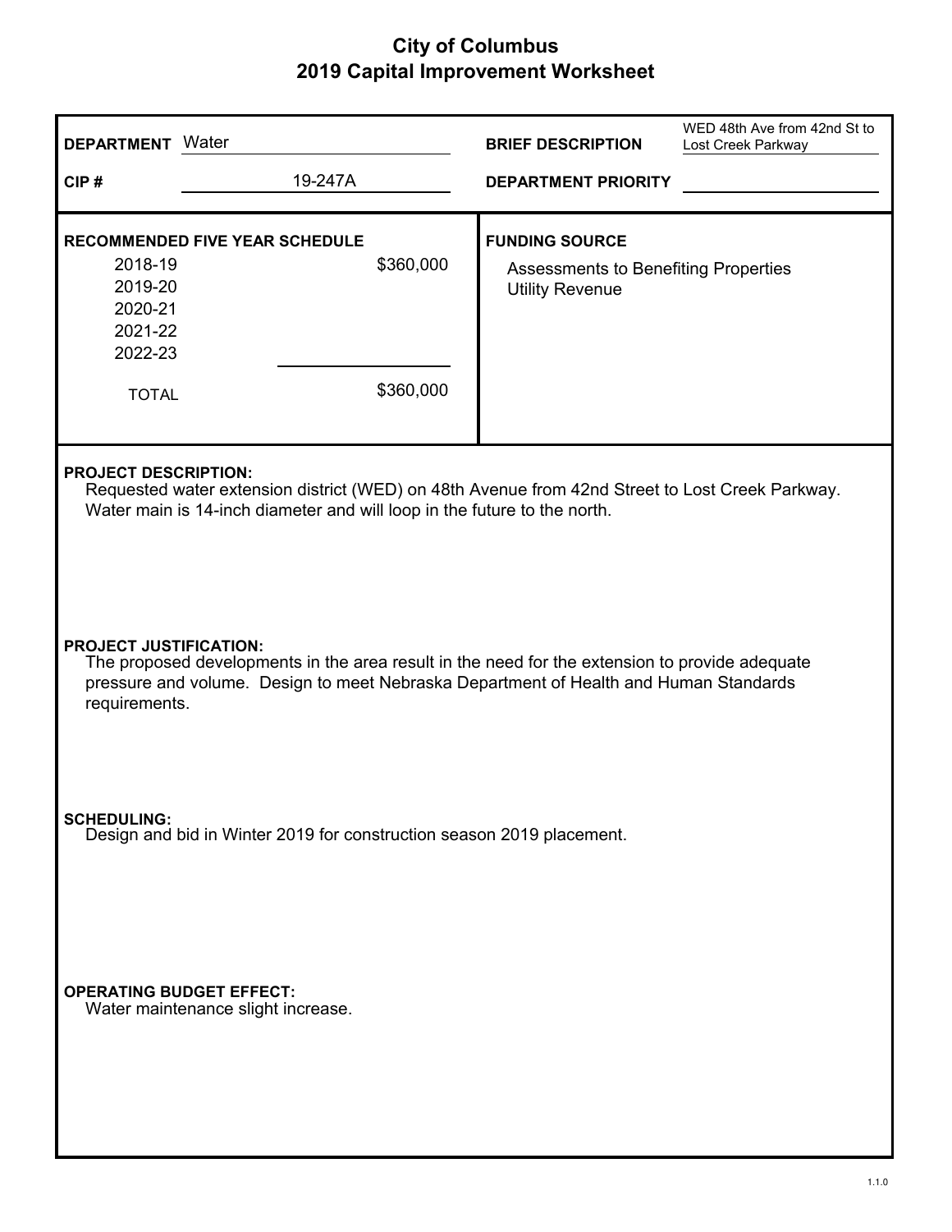# City of Columbus
## 2019 Capital Improvement Worksheet

**DEPARTMENT** Water

**CIP #** 19-247A

**BRIEF DESCRIPTION** WED 48th Ave from 42nd St to Lost Creek Parkway

**DEPARTMENT PRIORITY**

**RECOMMENDED FIVE YEAR SCHEDULE**

| Year | Amount |
|---|---|
| 2018-19 | $360,000 |
| 2019-20 | |
| 2020-21 | |
| 2021-22 | |
| 2022-23 | |
| TOTAL | $360,000 |

**FUNDING SOURCE**

Assessments to Benefiting Properties
Utility Revenue

**PROJECT DESCRIPTION:**

Requested water extension district (WED) on 48th Avenue from 42nd Street to Lost Creek Parkway. Water main is 14-inch diameter and will loop in the future to the north.

**PROJECT JUSTIFICATION:**

The proposed developments in the area result in the need for the extension to provide adequate pressure and volume. Design to meet Nebraska Department of Health and Human Standards requirements.

**SCHEDULING:**

Design and bid in Winter 2019 for construction season 2019 placement.

**OPERATING BUDGET EFFECT:**

Water maintenance slight increase.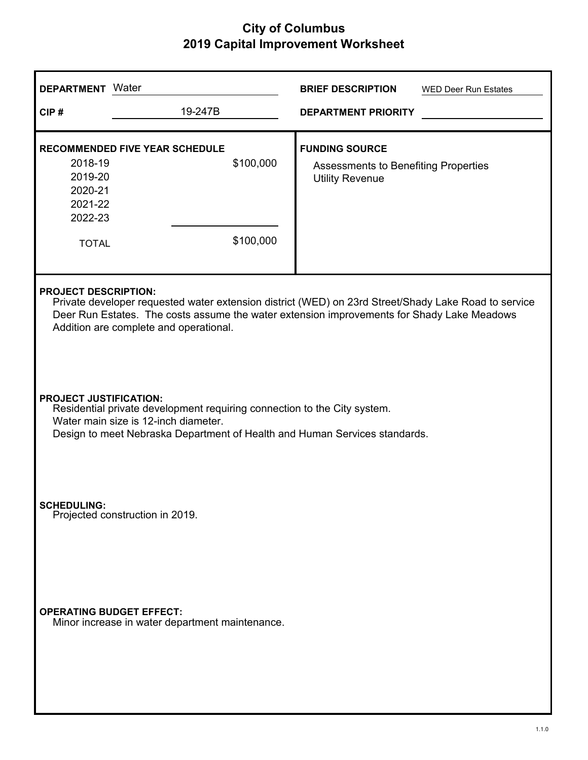# City of Columbus
## 2019 Capital Improvement Worksheet

**DEPARTMENT** Water

**CIP #** 19-247B

**BRIEF DESCRIPTION** WED Deer Run Estates

**DEPARTMENT PRIORITY**

**RECOMMENDED FIVE YEAR SCHEDULE**

| Year | Amount |
|---|---|
| 2018-19 | $100,000 |
| 2019-20 | |
| 2020-21 | |
| 2021-22 | |
| 2022-23 | |
| TOTAL | $100,000 |

**FUNDING SOURCE**

Assessments to Benefiting Properties
Utility Revenue

**PROJECT DESCRIPTION:**

Private developer requested water extension district (WED) on 23rd Street/Shady Lake Road to service Deer Run Estates. The costs assume the water extension improvements for Shady Lake Meadows Addition are complete and operational.

**PROJECT JUSTIFICATION:**

Residential private development requiring connection to the City system.
Water main size is 12-inch diameter.
Design to meet Nebraska Department of Health and Human Services standards.

**SCHEDULING:**

Projected construction in 2019.

**OPERATING BUDGET EFFECT:**

Minor increase in water department maintenance.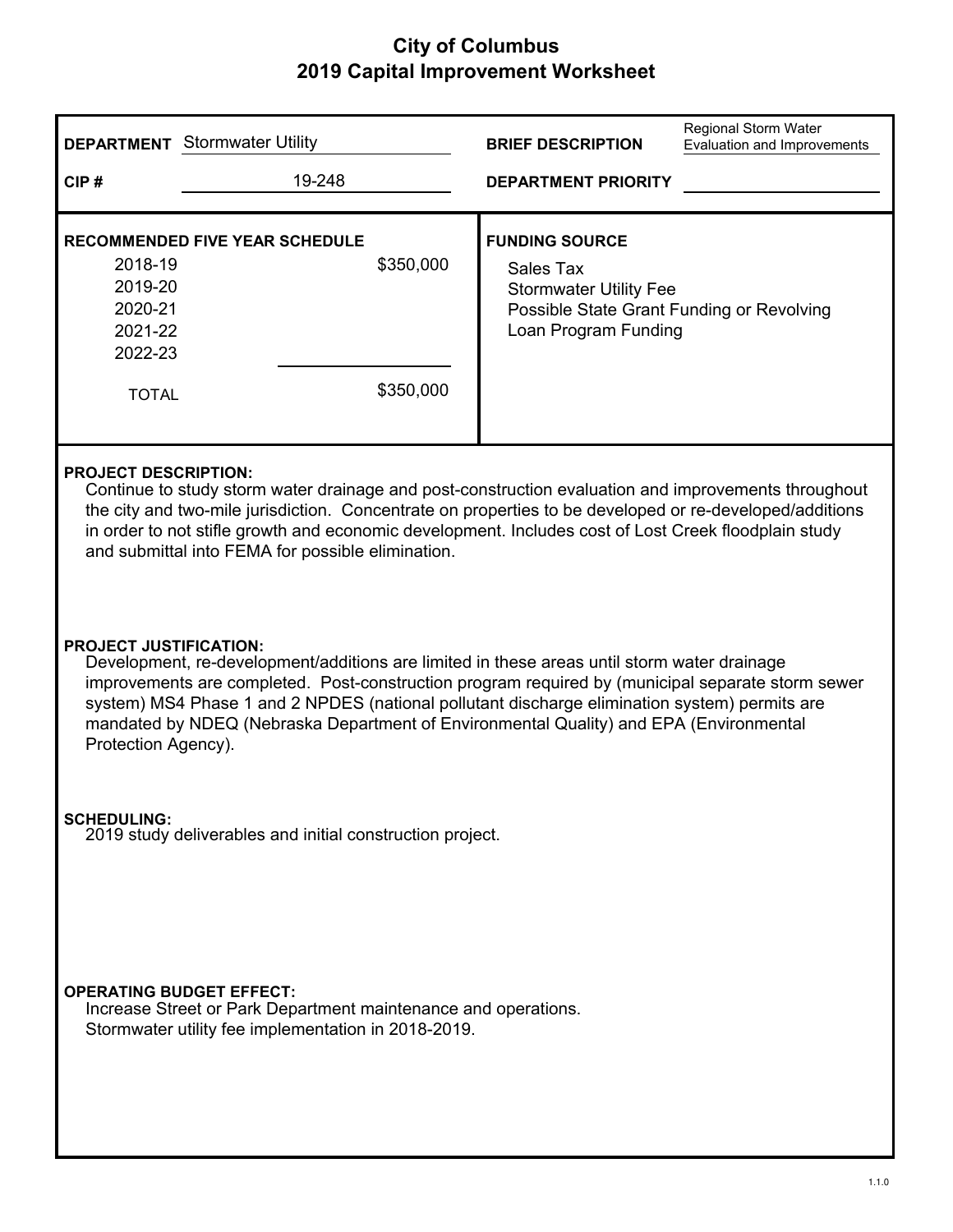# City of Columbus
## 2019 Capital Improvement Worksheet

| | | | |
|---|---|---|---|
| **DEPARTMENT** | Stormwater Utility | **BRIEF DESCRIPTION** | Regional Storm Water Evaluation and Improvements |
| **CIP #** | 19-248 | **DEPARTMENT PRIORITY** | |

| **RECOMMENDED FIVE YEAR SCHEDULE** | |
|---|---|
| 2018-19 | $350,000 |
| 2019-20 | |
| 2020-21 | |
| 2021-22 | |
| 2022-23 | |
| TOTAL | $350,000 |

**FUNDING SOURCE**

Sales Tax
Stormwater Utility Fee
Possible State Grant Funding or Revolving Loan Program Funding

**PROJECT DESCRIPTION:**

Continue to study storm water drainage and post-construction evaluation and improvements throughout the city and two-mile jurisdiction. Concentrate on properties to be developed or re-developed/additions in order to not stifle growth and economic development. Includes cost of Lost Creek floodplain study and submittal into FEMA for possible elimination.

**PROJECT JUSTIFICATION:**

Development, re-development/additions are limited in these areas until storm water drainage improvements are completed. Post-construction program required by (municipal separate storm sewer system) MS4 Phase 1 and 2 NPDES (national pollutant discharge elimination system) permits are mandated by NDEQ (Nebraska Department of Environmental Quality) and EPA (Environmental Protection Agency).

**SCHEDULING:**

2019 study deliverables and initial construction project.

**OPERATING BUDGET EFFECT:**

Increase Street or Park Department maintenance and operations.
Stormwater utility fee implementation in 2018-2019.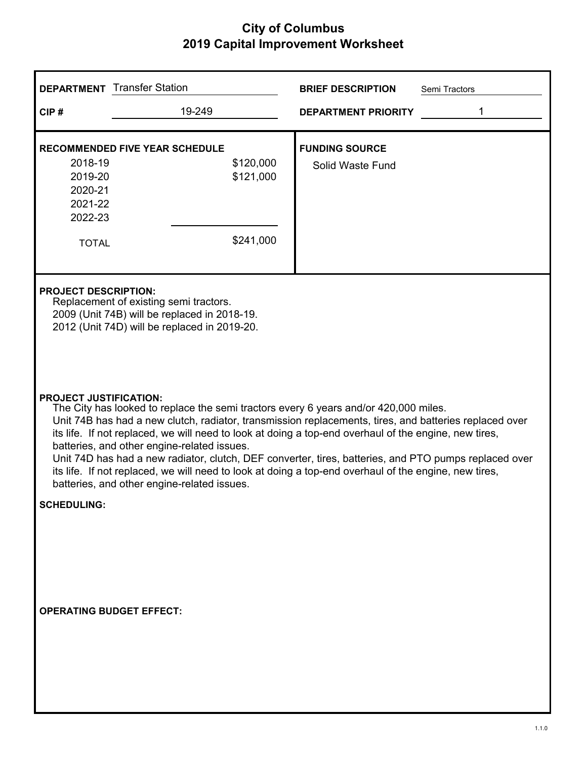# City of Columbus
## 2019 Capital Improvement Worksheet

**DEPARTMENT** Transfer Station

**CIP #** 19-249

**BRIEF DESCRIPTION** Semi Tractors

**DEPARTMENT PRIORITY** 1

**RECOMMENDED FIVE YEAR SCHEDULE**

| Year | Amount |
|---|---|
| 2018-19 | $120,000 |
| 2019-20 | $121,000 |
| 2020-21 | |
| 2021-22 | |
| 2022-23 | |
| TOTAL | $241,000 |

**FUNDING SOURCE**

Solid Waste Fund

**PROJECT DESCRIPTION:**

Replacement of existing semi tractors.
2009 (Unit 74B) will be replaced in 2018-19.
2012 (Unit 74D) will be replaced in 2019-20.

**PROJECT JUSTIFICATION:**

The City has looked to replace the semi tractors every 6 years and/or 420,000 miles.
Unit 74B has had a new clutch, radiator, transmission replacements, tires, and batteries replaced over its life. If not replaced, we will need to look at doing a top-end overhaul of the engine, new tires, batteries, and other engine-related issues.
Unit 74D has had a new radiator, clutch, DEF converter, tires, batteries, and PTO pumps replaced over its life. If not replaced, we will need to look at doing a top-end overhaul of the engine, new tires, batteries, and other engine-related issues.

**SCHEDULING:**

**OPERATING BUDGET EFFECT:**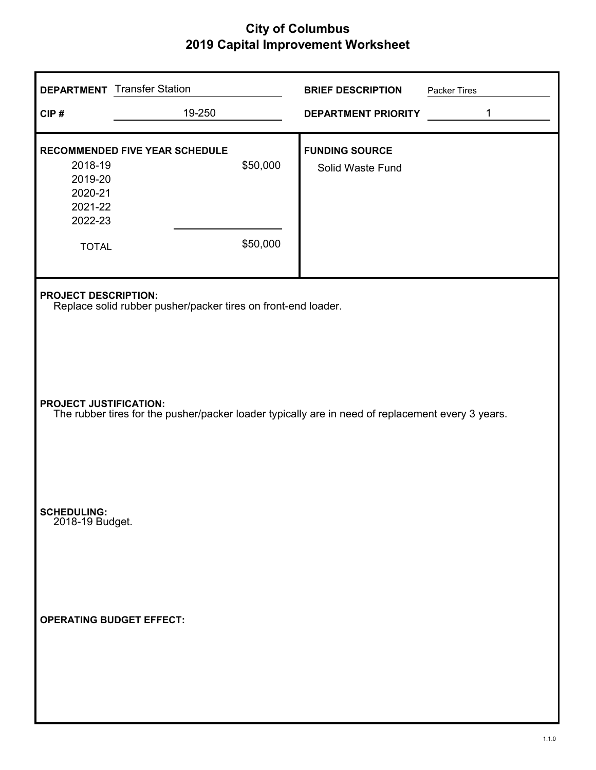# City of Columbus
## 2019 Capital Improvement Worksheet

**DEPARTMENT** Transfer Station

**CIP #** 19-250

**BRIEF DESCRIPTION** Packer Tires

**DEPARTMENT PRIORITY** 1

**RECOMMENDED FIVE YEAR SCHEDULE**

| Year | Amount |
|---|---|
| 2018-19 | $50,000 |
| 2019-20 | |
| 2020-21 | |
| 2021-22 | |
| 2022-23 | |
| TOTAL | $50,000 |

**FUNDING SOURCE**

Solid Waste Fund

**PROJECT DESCRIPTION:**

Replace solid rubber pusher/packer tires on front-end loader.

**PROJECT JUSTIFICATION:**

The rubber tires for the pusher/packer loader typically are in need of replacement every 3 years.

**SCHEDULING:**

2018-19 Budget.

**OPERATING BUDGET EFFECT:**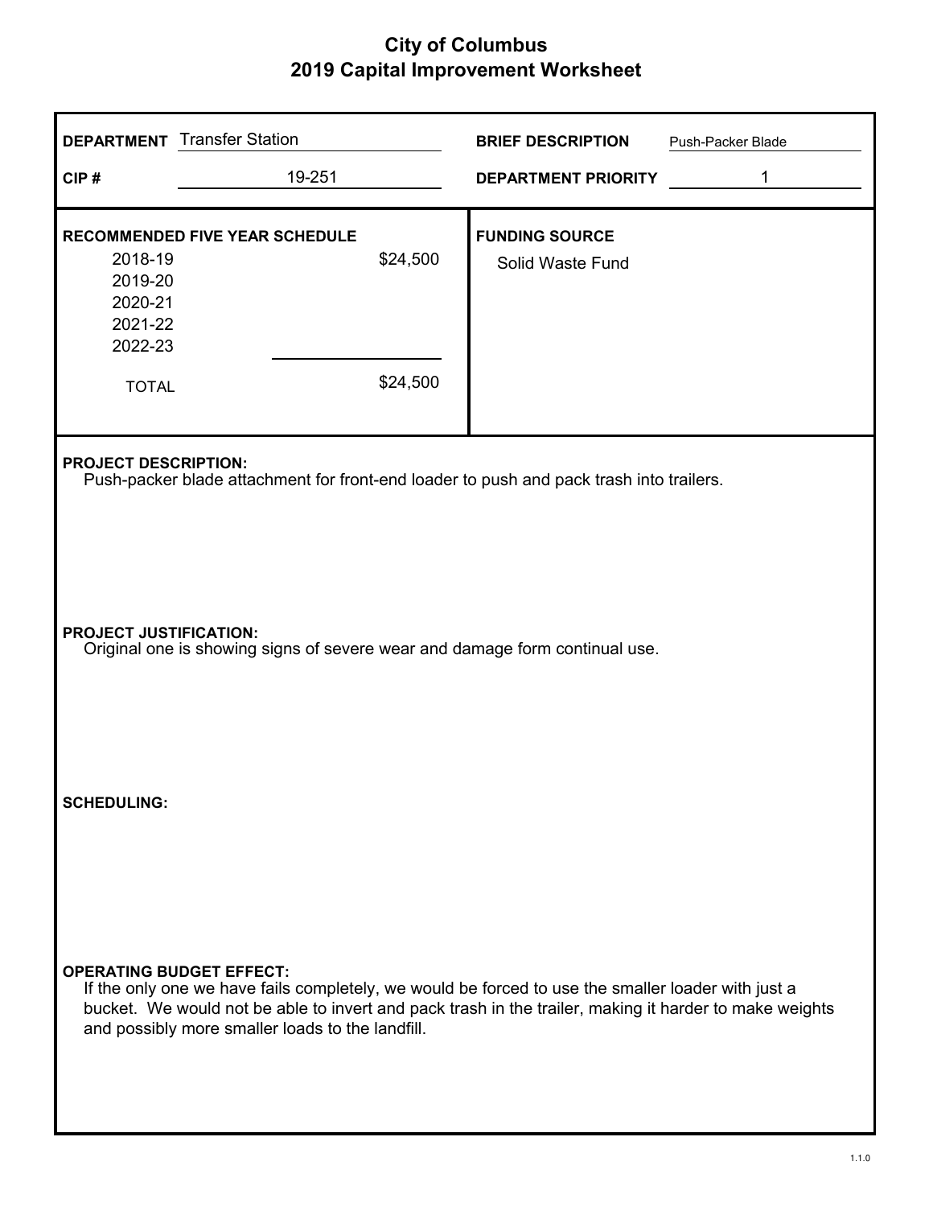# City of Columbus
## 2019 Capital Improvement Worksheet

**DEPARTMENT** Transfer Station

**CIP #** 19-251

**BRIEF DESCRIPTION** Push-Packer Blade

**DEPARTMENT PRIORITY** 1

**RECOMMENDED FIVE YEAR SCHEDULE**

| Year | Amount |
|---|---|
| 2018-19 | $24,500 |
| 2019-20 | |
| 2020-21 | |
| 2021-22 | |
| 2022-23 | |
| TOTAL | $24,500 |

**FUNDING SOURCE**

Solid Waste Fund

**PROJECT DESCRIPTION:**

Push-packer blade attachment for front-end loader to push and pack trash into trailers.

**PROJECT JUSTIFICATION:**

Original one is showing signs of severe wear and damage form continual use.

**SCHEDULING:**

**OPERATING BUDGET EFFECT:**

If the only one we have fails completely, we would be forced to use the smaller loader with just a bucket. We would not be able to invert and pack trash in the trailer, making it harder to make weights and possibly more smaller loads to the landfill.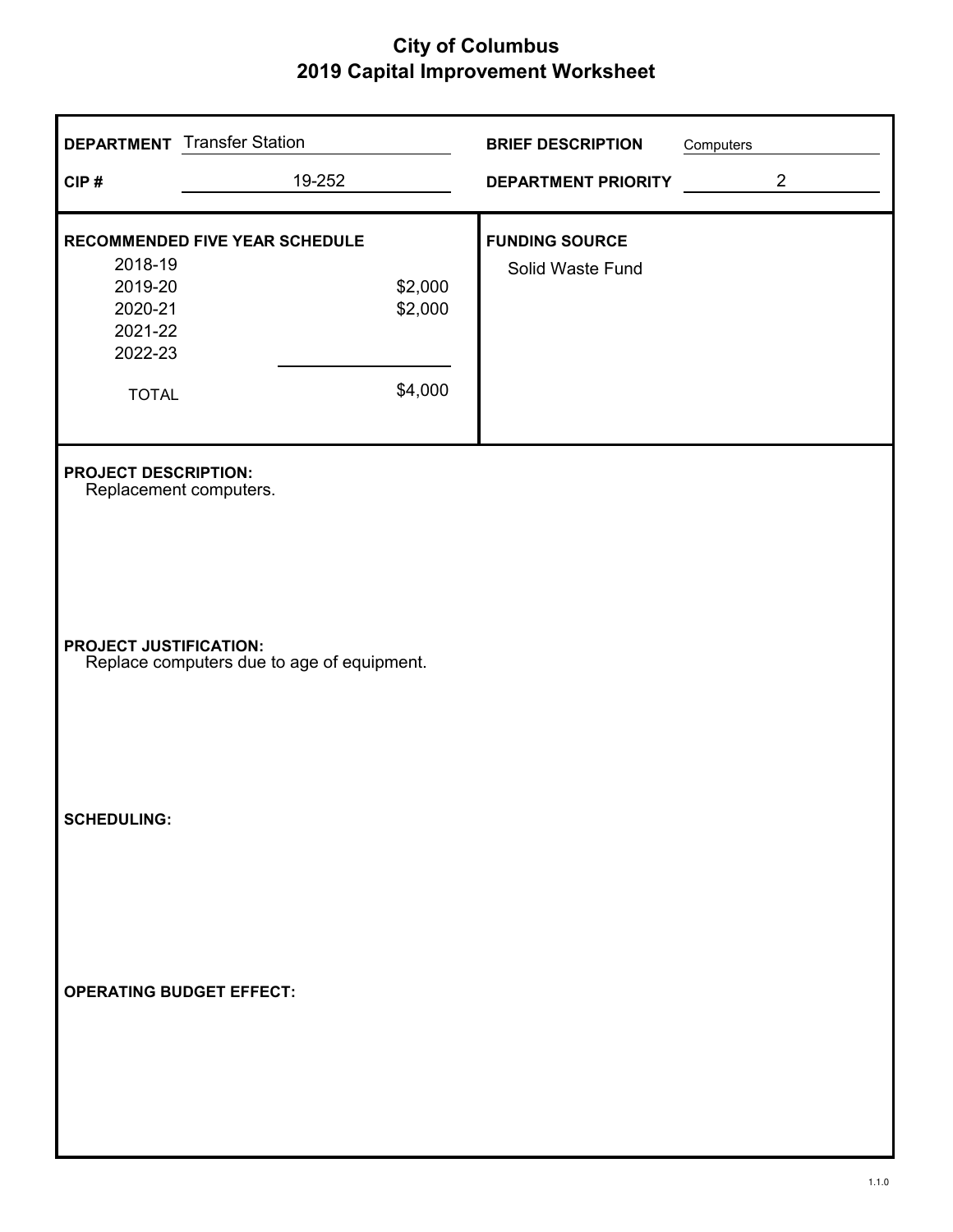# City of Columbus
## 2019 Capital Improvement Worksheet

**DEPARTMENT** Transfer Station

**CIP #** 19-252

**BRIEF DESCRIPTION** Computers

**DEPARTMENT PRIORITY** 2

**RECOMMENDED FIVE YEAR SCHEDULE**

| Year | Amount |
|---|---|
| 2018-19 | |
| 2019-20 | $2,000 |
| 2020-21 | $2,000 |
| 2021-22 | |
| 2022-23 | |
| TOTAL | $4,000 |

**FUNDING SOURCE**

Solid Waste Fund

**PROJECT DESCRIPTION:**

Replacement computers.

**PROJECT JUSTIFICATION:**

Replace computers due to age of equipment.

**SCHEDULING:**

**OPERATING BUDGET EFFECT:**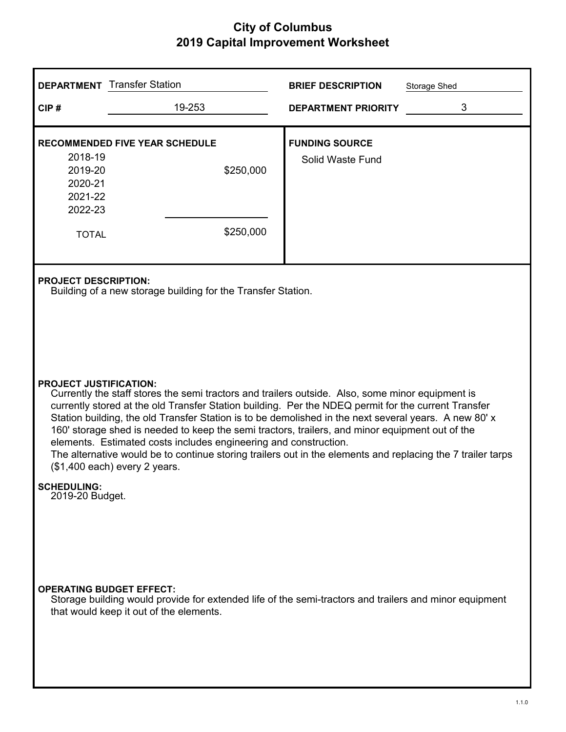# City of Columbus
## 2019 Capital Improvement Worksheet

| | | | |
|---|---|---|---|
| **DEPARTMENT** | Transfer Station | **BRIEF DESCRIPTION** | Storage Shed |
| **CIP #** | 19-253 | **DEPARTMENT PRIORITY** | 3 |

**RECOMMENDED FIVE YEAR SCHEDULE**

| Year | Amount |
|---|---|
| 2018-19 | |
| 2019-20 | $250,000 |
| 2020-21 | |
| 2021-22 | |
| 2022-23 | |
| TOTAL | $250,000 |

**FUNDING SOURCE**

Solid Waste Fund

**PROJECT DESCRIPTION:**

Building of a new storage building for the Transfer Station.

**PROJECT JUSTIFICATION:**

Currently the staff stores the semi tractors and trailers outside. Also, some minor equipment is currently stored at the old Transfer Station building. Per the NDEQ permit for the current Transfer Station building, the old Transfer Station is to be demolished in the next several years. A new 80' x 160' storage shed is needed to keep the semi tractors, trailers, and minor equipment out of the elements. Estimated costs includes engineering and construction.
The alternative would be to continue storing trailers out in the elements and replacing the 7 trailer tarps ($1,400 each) every 2 years.

**SCHEDULING:**

2019-20 Budget.

**OPERATING BUDGET EFFECT:**

Storage building would provide for extended life of the semi-tractors and trailers and minor equipment that would keep it out of the elements.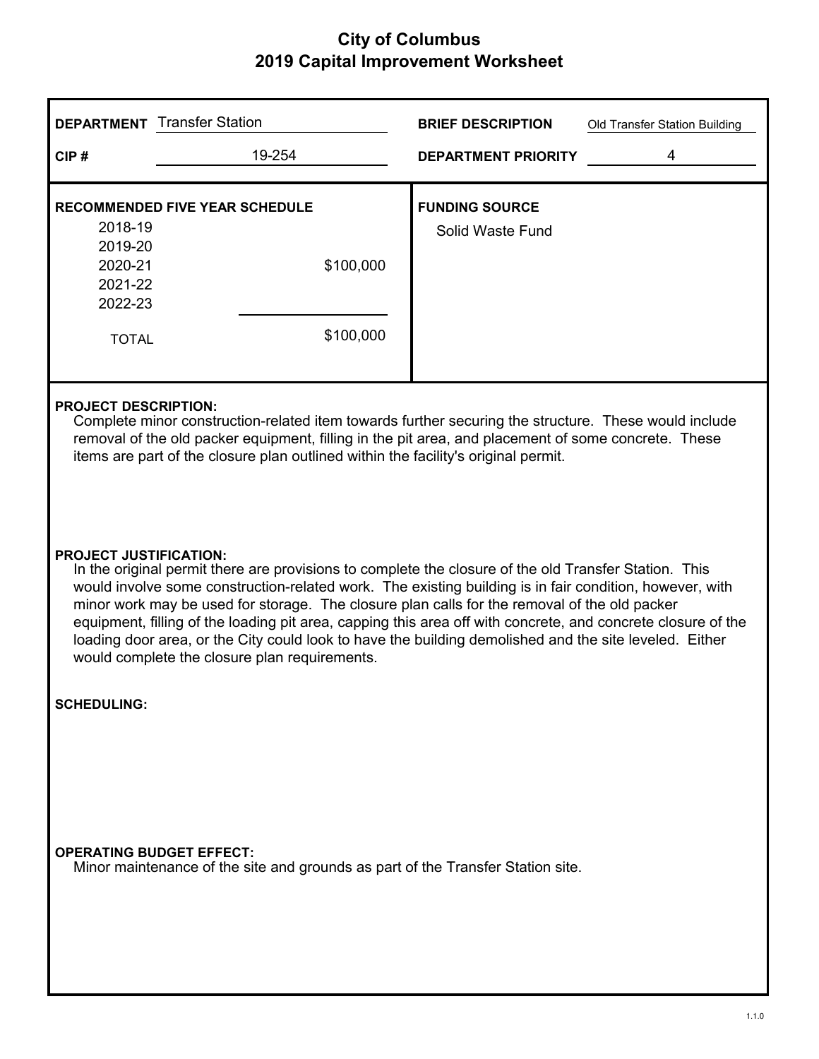# City of Columbus
## 2019 Capital Improvement Worksheet

| | | | |
|---|---|---|---|
| **DEPARTMENT** | Transfer Station | **BRIEF DESCRIPTION** | Old Transfer Station Building |
| **CIP #** | 19-254 | **DEPARTMENT PRIORITY** | 4 |

**RECOMMENDED FIVE YEAR SCHEDULE**

| Year | Amount |
|---|---|
| 2018-19 | |
| 2019-20 | |
| 2020-21 | $100,000 |
| 2021-22 | |
| 2022-23 | |
| TOTAL | $100,000 |

**FUNDING SOURCE**

Solid Waste Fund

**PROJECT DESCRIPTION:**

Complete minor construction-related item towards further securing the structure. These would include removal of the old packer equipment, filling in the pit area, and placement of some concrete. These items are part of the closure plan outlined within the facility's original permit.

**PROJECT JUSTIFICATION:**

In the original permit there are provisions to complete the closure of the old Transfer Station. This would involve some construction-related work. The existing building is in fair condition, however, with minor work may be used for storage. The closure plan calls for the removal of the old packer equipment, filling of the loading pit area, capping this area off with concrete, and concrete closure of the loading door area, or the City could look to have the building demolished and the site leveled. Either would complete the closure plan requirements.

**SCHEDULING:**

**OPERATING BUDGET EFFECT:**

Minor maintenance of the site and grounds as part of the Transfer Station site.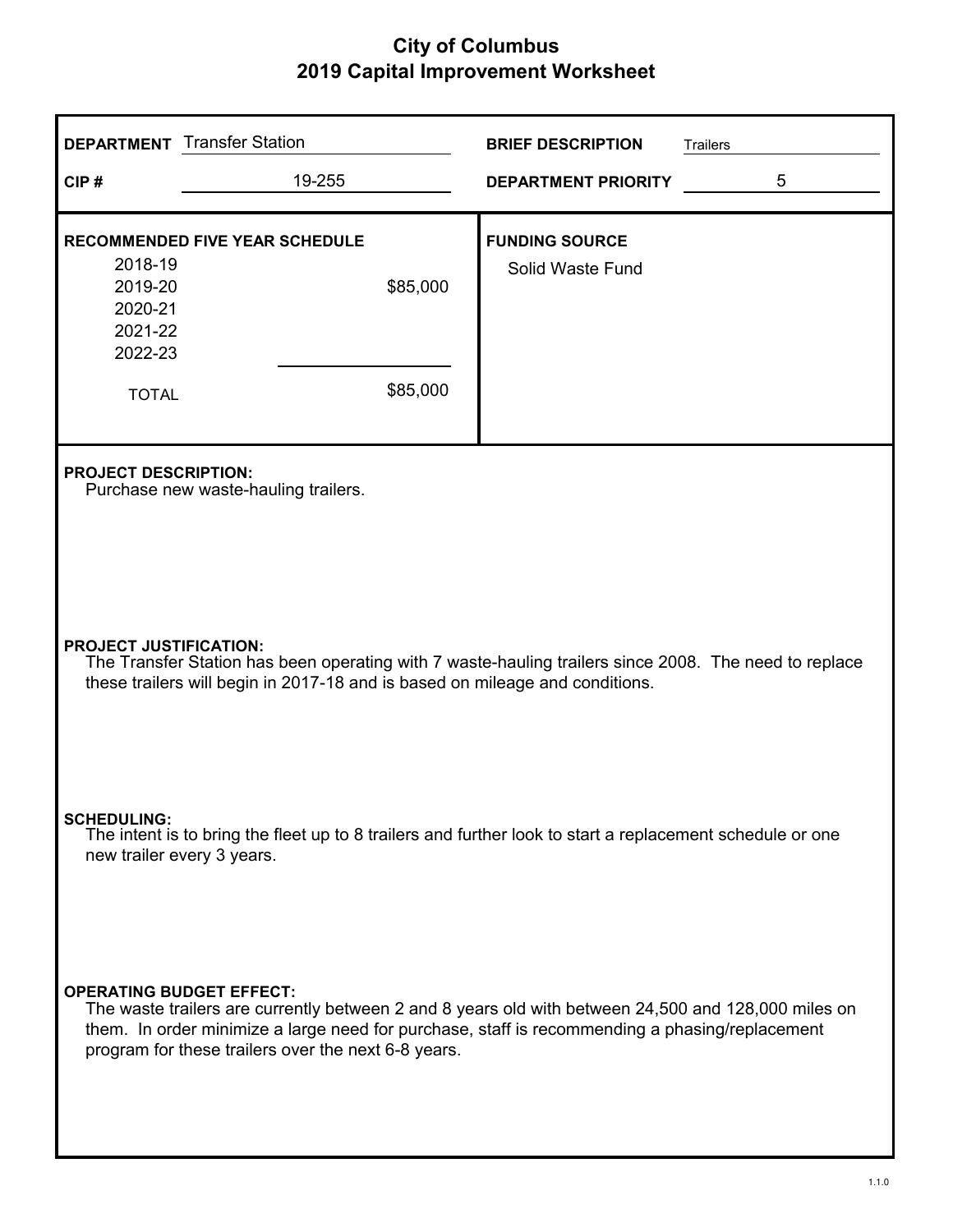# City of Columbus
## 2019 Capital Improvement Worksheet

**DEPARTMENT** Transfer Station

**CIP #** 19-255

**BRIEF DESCRIPTION** Trailers

**DEPARTMENT PRIORITY** 5

**RECOMMENDED FIVE YEAR SCHEDULE**

| Year | Amount |
|---|---|
| 2018-19 | |
| 2019-20 | $85,000 |
| 2020-21 | |
| 2021-22 | |
| 2022-23 | |
| TOTAL | $85,000 |

**FUNDING SOURCE**

Solid Waste Fund

**PROJECT DESCRIPTION:**

Purchase new waste-hauling trailers.

**PROJECT JUSTIFICATION:**

The Transfer Station has been operating with 7 waste-hauling trailers since 2008. The need to replace these trailers will begin in 2017-18 and is based on mileage and conditions.

**SCHEDULING:**

The intent is to bring the fleet up to 8 trailers and further look to start a replacement schedule or one new trailer every 3 years.

**OPERATING BUDGET EFFECT:**

The waste trailers are currently between 2 and 8 years old with between 24,500 and 128,000 miles on them. In order minimize a large need for purchase, staff is recommending a phasing/replacement program for these trailers over the next 6-8 years.

1.1.0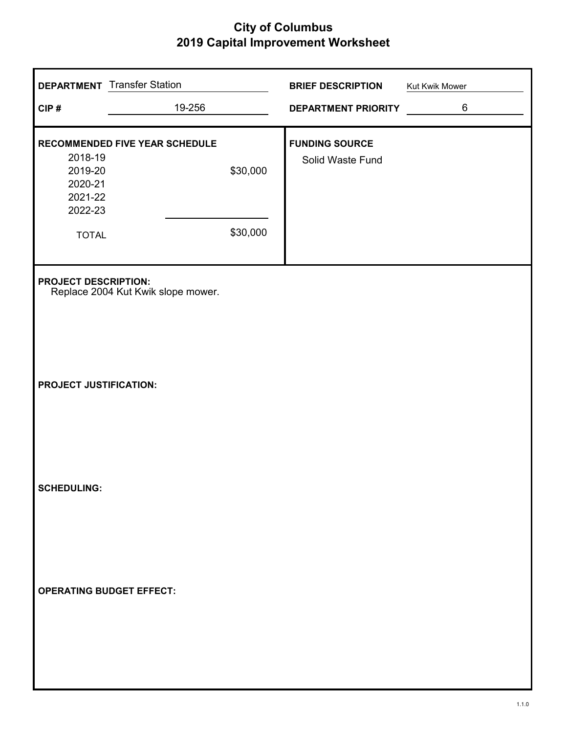# City of Columbus
## 2019 Capital Improvement Worksheet

**DEPARTMENT** Transfer Station

**CIP #** 19-256

**BRIEF DESCRIPTION** Kut Kwik Mower

**DEPARTMENT PRIORITY** 6

**RECOMMENDED FIVE YEAR SCHEDULE**

| Year | Amount |
|---|---|
| 2018-19 | |
| 2019-20 | $30,000 |
| 2020-21 | |
| 2021-22 | |
| 2022-23 | |
| TOTAL | $30,000 |

**FUNDING SOURCE**

Solid Waste Fund

**PROJECT DESCRIPTION:**

Replace 2004 Kut Kwik slope mower.

**PROJECT JUSTIFICATION:**

**SCHEDULING:**

**OPERATING BUDGET EFFECT:**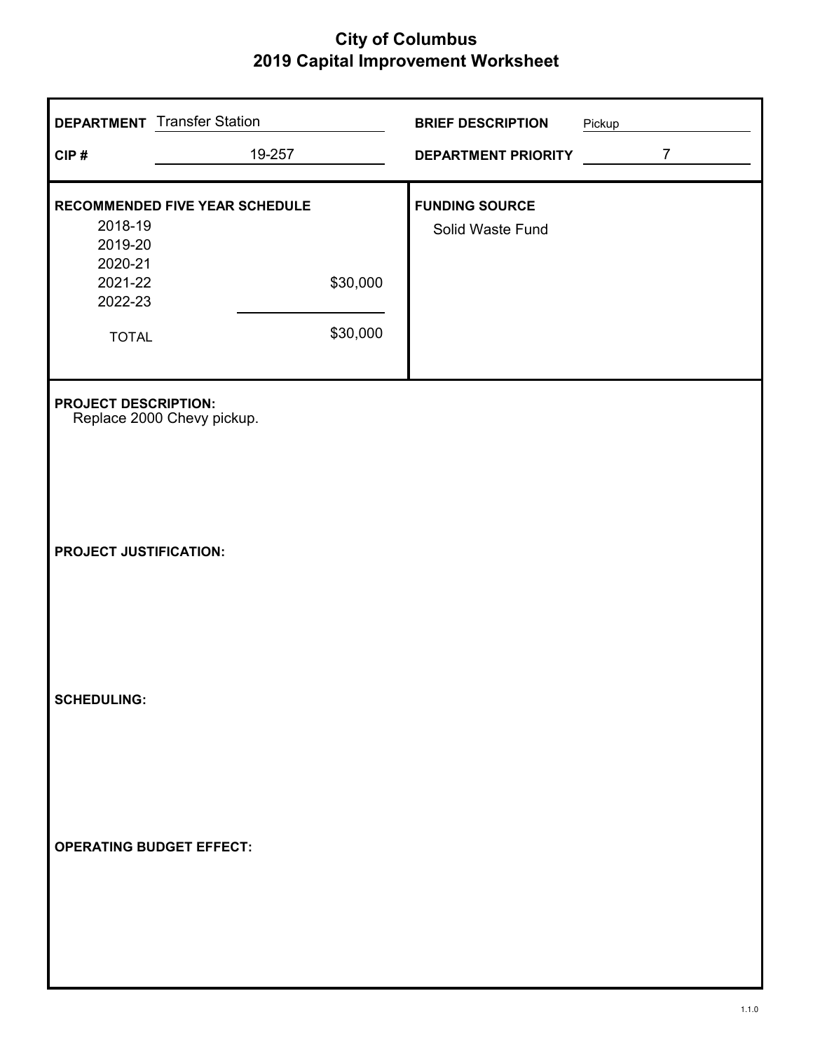# City of Columbus
## 2019 Capital Improvement Worksheet

**DEPARTMENT** Transfer Station

**CIP #** 19-257

**BRIEF DESCRIPTION** Pickup

**DEPARTMENT PRIORITY** 7

**RECOMMENDED FIVE YEAR SCHEDULE**

| Year | Amount |
|---|---|
| 2018-19 | |
| 2019-20 | |
| 2020-21 | |
| 2021-22 | $30,000 |
| 2022-23 | |
| TOTAL | $30,000 |

**FUNDING SOURCE**

Solid Waste Fund

**PROJECT DESCRIPTION:**

Replace 2000 Chevy pickup.

**PROJECT JUSTIFICATION:**

**SCHEDULING:**

**OPERATING BUDGET EFFECT:**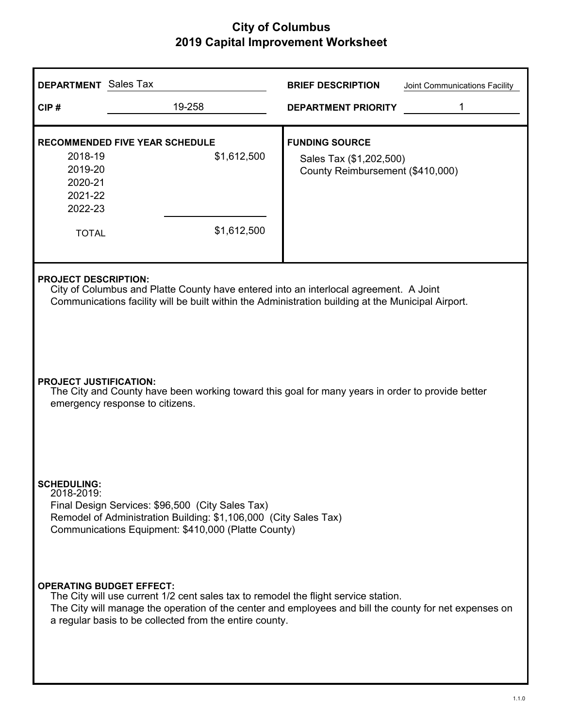# City of Columbus
## 2019 Capital Improvement Worksheet

**DEPARTMENT** Sales Tax

**CIP #** 19-258

**BRIEF DESCRIPTION** Joint Communications Facility

**DEPARTMENT PRIORITY** 1

**RECOMMENDED FIVE YEAR SCHEDULE**

| | |
|---|---|
| 2018-19 | $1,612,500 |
| 2019-20 | |
| 2020-21 | |
| 2021-22 | |
| 2022-23 | |
| TOTAL | $1,612,500 |

**FUNDING SOURCE**

Sales Tax ($1,202,500)
County Reimbursement ($410,000)

**PROJECT DESCRIPTION:**

City of Columbus and Platte County have entered into an interlocal agreement. A Joint Communications facility will be built within the Administration building at the Municipal Airport.

**PROJECT JUSTIFICATION:**

The City and County have been working toward this goal for many years in order to provide better emergency response to citizens.

**SCHEDULING:**

2018-2019:
Final Design Services: $96,500 (City Sales Tax)
Remodel of Administration Building: $1,106,000 (City Sales Tax)
Communications Equipment: $410,000 (Platte County)

**OPERATING BUDGET EFFECT:**

The City will use current 1/2 cent sales tax to remodel the flight service station.
The City will manage the operation of the center and employees and bill the county for net expenses on a regular basis to be collected from the entire county.